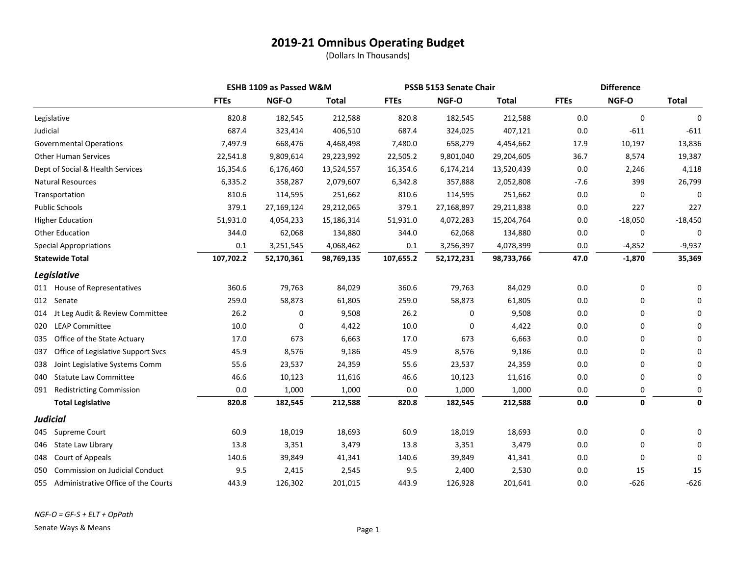# 2019-21 Omnibus Operating Budget

(Dollars In Thousands)

| | ESHB 1109 as Passed W&M | | | PSSB 5153 Senate Chair | | | Difference | | |
|---|---|---|---|---|---|---|---|---|---|
| | FTEs | NGF-O | Total | FTEs | NGF-O | Total | FTEs | NGF-O | Total |
| Legislative | 820.8 | 182,545 | 212,588 | 820.8 | 182,545 | 212,588 | 0.0 | 0 | 0 |
| Judicial | 687.4 | 323,414 | 406,510 | 687.4 | 324,025 | 407,121 | 0.0 | -611 | -611 |
| Governmental Operations | 7,497.9 | 668,476 | 4,468,498 | 7,480.0 | 658,279 | 4,454,662 | 17.9 | 10,197 | 13,836 |
| Other Human Services | 22,541.8 | 9,809,614 | 29,223,992 | 22,505.2 | 9,801,040 | 29,204,605 | 36.7 | 8,574 | 19,387 |
| Dept of Social & Health Services | 16,354.6 | 6,176,460 | 13,524,557 | 16,354.6 | 6,174,214 | 13,520,439 | 0.0 | 2,246 | 4,118 |
| Natural Resources | 6,335.2 | 358,287 | 2,079,607 | 6,342.8 | 357,888 | 2,052,808 | -7.6 | 399 | 26,799 |
| Transportation | 810.6 | 114,595 | 251,662 | 810.6 | 114,595 | 251,662 | 0.0 | 0 | 0 |
| Public Schools | 379.1 | 27,169,124 | 29,212,065 | 379.1 | 27,168,897 | 29,211,838 | 0.0 | 227 | 227 |
| Higher Education | 51,931.0 | 4,054,233 | 15,186,314 | 51,931.0 | 4,072,283 | 15,204,764 | 0.0 | -18,050 | -18,450 |
| Other Education | 344.0 | 62,068 | 134,880 | 344.0 | 62,068 | 134,880 | 0.0 | 0 | 0 |
| Special Appropriations | 0.1 | 3,251,545 | 4,068,462 | 0.1 | 3,256,397 | 4,078,399 | 0.0 | -4,852 | -9,937 |
| **Statewide Total** | **107,702.2** | **52,170,361** | **98,769,135** | **107,655.2** | **52,172,231** | **98,733,766** | **47.0** | **-1,870** | **35,369** |

## *Legislative*

| | FTEs | NGF-O | Total | FTEs | NGF-O | Total | FTEs | NGF-O | Total |
|---|---|---|---|---|---|---|---|---|---|
| 011 House of Representatives | 360.6 | 79,763 | 84,029 | 360.6 | 79,763 | 84,029 | 0.0 | 0 | 0 |
| 012 Senate | 259.0 | 58,873 | 61,805 | 259.0 | 58,873 | 61,805 | 0.0 | 0 | 0 |
| 014 Jt Leg Audit & Review Committee | 26.2 | 0 | 9,508 | 26.2 | 0 | 9,508 | 0.0 | 0 | 0 |
| 020 LEAP Committee | 10.0 | 0 | 4,422 | 10.0 | 0 | 4,422 | 0.0 | 0 | 0 |
| 035 Office of the State Actuary | 17.0 | 673 | 6,663 | 17.0 | 673 | 6,663 | 0.0 | 0 | 0 |
| 037 Office of Legislative Support Svcs | 45.9 | 8,576 | 9,186 | 45.9 | 8,576 | 9,186 | 0.0 | 0 | 0 |
| 038 Joint Legislative Systems Comm | 55.6 | 23,537 | 24,359 | 55.6 | 23,537 | 24,359 | 0.0 | 0 | 0 |
| 040 Statute Law Committee | 46.6 | 10,123 | 11,616 | 46.6 | 10,123 | 11,616 | 0.0 | 0 | 0 |
| 091 Redistricting Commission | 0.0 | 1,000 | 1,000 | 0.0 | 1,000 | 1,000 | 0.0 | 0 | 0 |
| **Total Legislative** | **820.8** | **182,545** | **212,588** | **820.8** | **182,545** | **212,588** | **0.0** | **0** | **0** |

## *Judicial*

| | FTEs | NGF-O | Total | FTEs | NGF-O | Total | FTEs | NGF-O | Total |
|---|---|---|---|---|---|---|---|---|---|
| 045 Supreme Court | 60.9 | 18,019 | 18,693 | 60.9 | 18,019 | 18,693 | 0.0 | 0 | 0 |
| 046 State Law Library | 13.8 | 3,351 | 3,479 | 13.8 | 3,351 | 3,479 | 0.0 | 0 | 0 |
| 048 Court of Appeals | 140.6 | 39,849 | 41,341 | 140.6 | 39,849 | 41,341 | 0.0 | 0 | 0 |
| 050 Commission on Judicial Conduct | 9.5 | 2,415 | 2,545 | 9.5 | 2,400 | 2,530 | 0.0 | 15 | 15 |
| 055 Administrative Office of the Courts | 443.9 | 126,302 | 201,015 | 443.9 | 126,928 | 201,641 | 0.0 | -626 | -626 |

*NGF-O = GF-S + ELT + OpPath*

Senate Ways & Means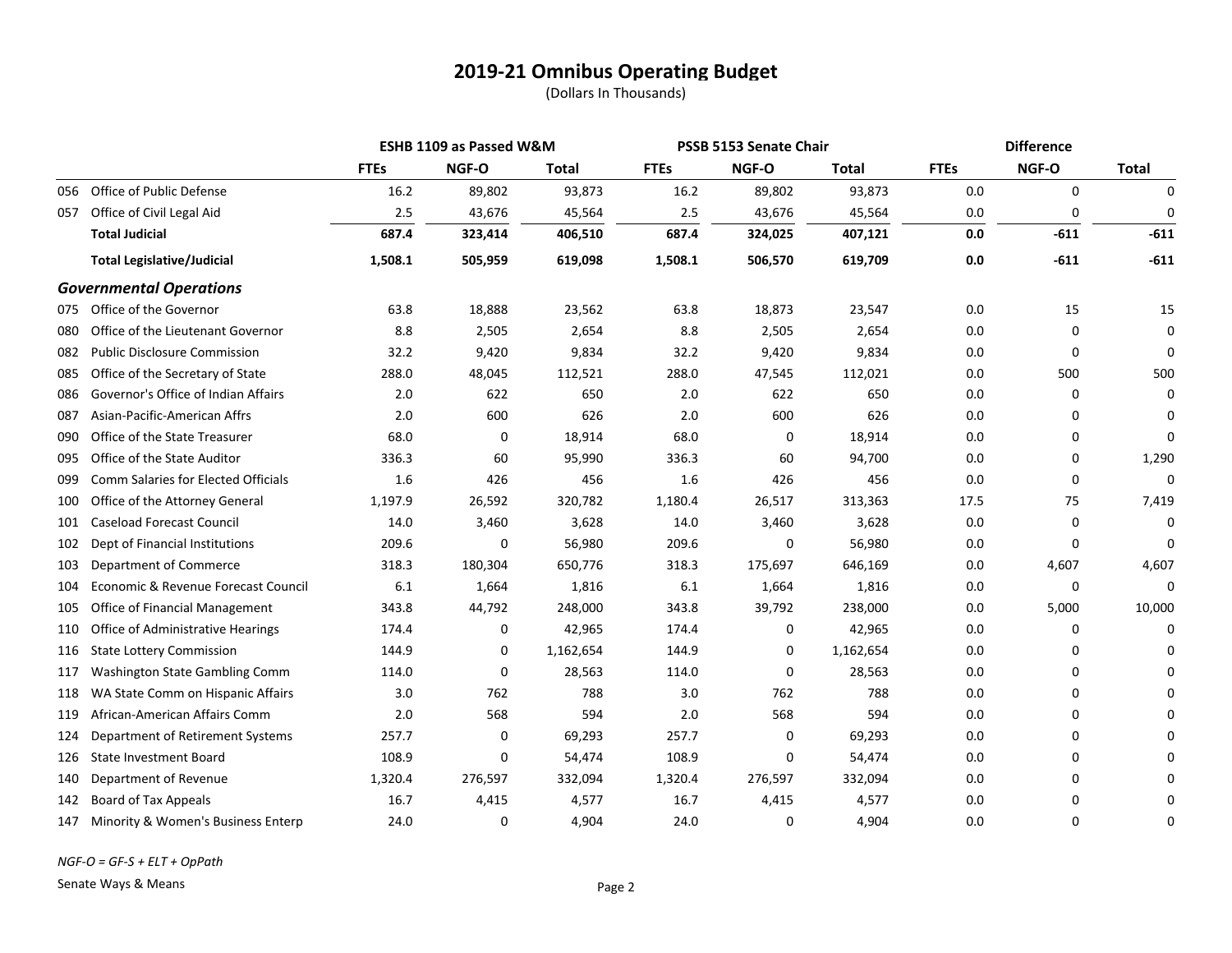# 2019-21 Omnibus Operating Budget

(Dollars In Thousands)

| | | ESHB 1109 as Passed W&M | | | PSSB 5153 Senate Chair | | | Difference | | |
|---|---|---|---|---|---|---|---|---|---|---|
| | | FTEs | NGF-O | Total | FTEs | NGF-O | Total | FTEs | NGF-O | Total |
| 056 | Office of Public Defense | 16.2 | 89,802 | 93,873 | 16.2 | 89,802 | 93,873 | 0.0 | 0 | 0 |
| 057 | Office of Civil Legal Aid | 2.5 | 43,676 | 45,564 | 2.5 | 43,676 | 45,564 | 0.0 | 0 | 0 |
| | **Total Judicial** | **687.4** | **323,414** | **406,510** | **687.4** | **324,025** | **407,121** | **0.0** | **-611** | **-611** |
| | **Total Legislative/Judicial** | **1,508.1** | **505,959** | **619,098** | **1,508.1** | **506,570** | **619,709** | **0.0** | **-611** | **-611** |
| | ***Governmental Operations*** | | | | | | | | | |
| 075 | Office of the Governor | 63.8 | 18,888 | 23,562 | 63.8 | 18,873 | 23,547 | 0.0 | 15 | 15 |
| 080 | Office of the Lieutenant Governor | 8.8 | 2,505 | 2,654 | 8.8 | 2,505 | 2,654 | 0.0 | 0 | 0 |
| 082 | Public Disclosure Commission | 32.2 | 9,420 | 9,834 | 32.2 | 9,420 | 9,834 | 0.0 | 0 | 0 |
| 085 | Office of the Secretary of State | 288.0 | 48,045 | 112,521 | 288.0 | 47,545 | 112,021 | 0.0 | 500 | 500 |
| 086 | Governor's Office of Indian Affairs | 2.0 | 622 | 650 | 2.0 | 622 | 650 | 0.0 | 0 | 0 |
| 087 | Asian-Pacific-American Affrs | 2.0 | 600 | 626 | 2.0 | 600 | 626 | 0.0 | 0 | 0 |
| 090 | Office of the State Treasurer | 68.0 | 0 | 18,914 | 68.0 | 0 | 18,914 | 0.0 | 0 | 0 |
| 095 | Office of the State Auditor | 336.3 | 60 | 95,990 | 336.3 | 60 | 94,700 | 0.0 | 0 | 1,290 |
| 099 | Comm Salaries for Elected Officials | 1.6 | 426 | 456 | 1.6 | 426 | 456 | 0.0 | 0 | 0 |
| 100 | Office of the Attorney General | 1,197.9 | 26,592 | 320,782 | 1,180.4 | 26,517 | 313,363 | 17.5 | 75 | 7,419 |
| 101 | Caseload Forecast Council | 14.0 | 3,460 | 3,628 | 14.0 | 3,460 | 3,628 | 0.0 | 0 | 0 |
| 102 | Dept of Financial Institutions | 209.6 | 0 | 56,980 | 209.6 | 0 | 56,980 | 0.0 | 0 | 0 |
| 103 | Department of Commerce | 318.3 | 180,304 | 650,776 | 318.3 | 175,697 | 646,169 | 0.0 | 4,607 | 4,607 |
| 104 | Economic & Revenue Forecast Council | 6.1 | 1,664 | 1,816 | 6.1 | 1,664 | 1,816 | 0.0 | 0 | 0 |
| 105 | Office of Financial Management | 343.8 | 44,792 | 248,000 | 343.8 | 39,792 | 238,000 | 0.0 | 5,000 | 10,000 |
| 110 | Office of Administrative Hearings | 174.4 | 0 | 42,965 | 174.4 | 0 | 42,965 | 0.0 | 0 | 0 |
| 116 | State Lottery Commission | 144.9 | 0 | 1,162,654 | 144.9 | 0 | 1,162,654 | 0.0 | 0 | 0 |
| 117 | Washington State Gambling Comm | 114.0 | 0 | 28,563 | 114.0 | 0 | 28,563 | 0.0 | 0 | 0 |
| 118 | WA State Comm on Hispanic Affairs | 3.0 | 762 | 788 | 3.0 | 762 | 788 | 0.0 | 0 | 0 |
| 119 | African-American Affairs Comm | 2.0 | 568 | 594 | 2.0 | 568 | 594 | 0.0 | 0 | 0 |
| 124 | Department of Retirement Systems | 257.7 | 0 | 69,293 | 257.7 | 0 | 69,293 | 0.0 | 0 | 0 |
| 126 | State Investment Board | 108.9 | 0 | 54,474 | 108.9 | 0 | 54,474 | 0.0 | 0 | 0 |
| 140 | Department of Revenue | 1,320.4 | 276,597 | 332,094 | 1,320.4 | 276,597 | 332,094 | 0.0 | 0 | 0 |
| 142 | Board of Tax Appeals | 16.7 | 4,415 | 4,577 | 16.7 | 4,415 | 4,577 | 0.0 | 0 | 0 |
| 147 | Minority & Women's Business Enterp | 24.0 | 0 | 4,904 | 24.0 | 0 | 4,904 | 0.0 | 0 | 0 |

*NGF-O = GF-S + ELT + OpPath*

Senate Ways & Means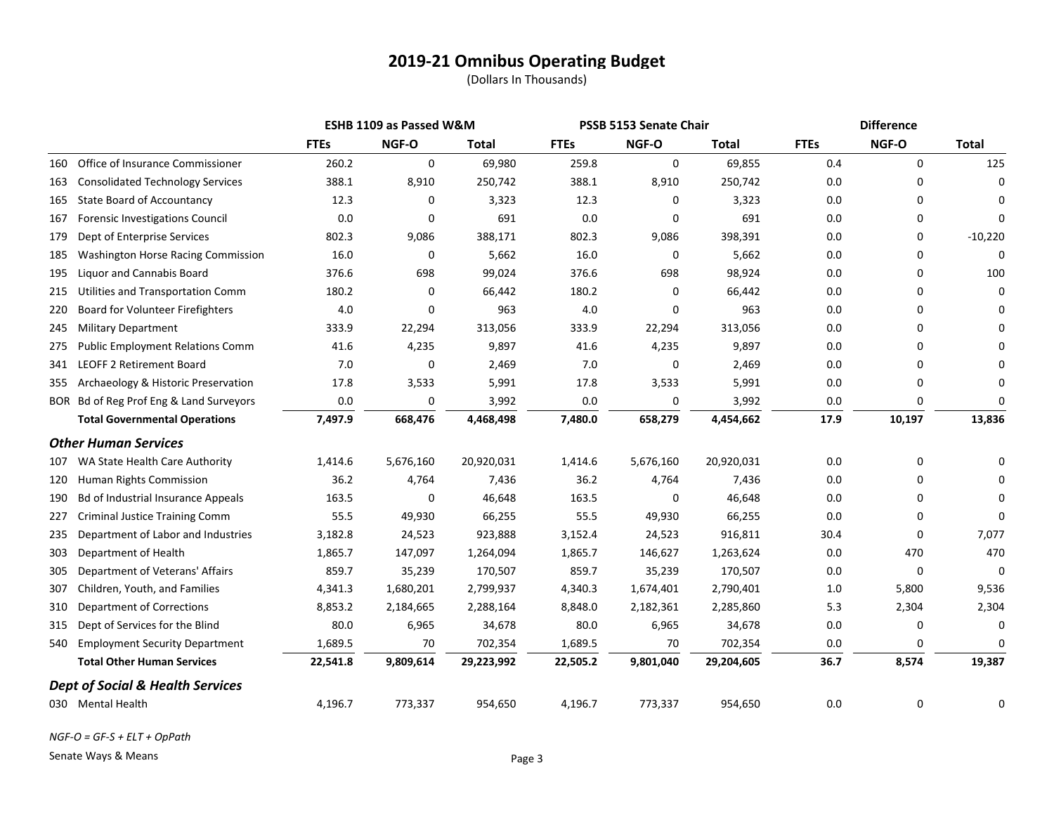# 2019-21 Omnibus Operating Budget

(Dollars In Thousands)

| | | ESHB 1109 as Passed W&M | | | PSSB 5153 Senate Chair | | | Difference | | |
|---|---|---|---|---|---|---|---|---|---|---|
| | | FTEs | NGF-O | Total | FTEs | NGF-O | Total | FTEs | NGF-O | Total |
| 160 | Office of Insurance Commissioner | 260.2 | 0 | 69,980 | 259.8 | 0 | 69,855 | 0.4 | 0 | 125 |
| 163 | Consolidated Technology Services | 388.1 | 8,910 | 250,742 | 388.1 | 8,910 | 250,742 | 0.0 | 0 | 0 |
| 165 | State Board of Accountancy | 12.3 | 0 | 3,323 | 12.3 | 0 | 3,323 | 0.0 | 0 | 0 |
| 167 | Forensic Investigations Council | 0.0 | 0 | 691 | 0.0 | 0 | 691 | 0.0 | 0 | 0 |
| 179 | Dept of Enterprise Services | 802.3 | 9,086 | 388,171 | 802.3 | 9,086 | 398,391 | 0.0 | 0 | -10,220 |
| 185 | Washington Horse Racing Commission | 16.0 | 0 | 5,662 | 16.0 | 0 | 5,662 | 0.0 | 0 | 0 |
| 195 | Liquor and Cannabis Board | 376.6 | 698 | 99,024 | 376.6 | 698 | 98,924 | 0.0 | 0 | 100 |
| 215 | Utilities and Transportation Comm | 180.2 | 0 | 66,442 | 180.2 | 0 | 66,442 | 0.0 | 0 | 0 |
| 220 | Board for Volunteer Firefighters | 4.0 | 0 | 963 | 4.0 | 0 | 963 | 0.0 | 0 | 0 |
| 245 | Military Department | 333.9 | 22,294 | 313,056 | 333.9 | 22,294 | 313,056 | 0.0 | 0 | 0 |
| 275 | Public Employment Relations Comm | 41.6 | 4,235 | 9,897 | 41.6 | 4,235 | 9,897 | 0.0 | 0 | 0 |
| 341 | LEOFF 2 Retirement Board | 7.0 | 0 | 2,469 | 7.0 | 0 | 2,469 | 0.0 | 0 | 0 |
| 355 | Archaeology & Historic Preservation | 17.8 | 3,533 | 5,991 | 17.8 | 3,533 | 5,991 | 0.0 | 0 | 0 |
| BOR | Bd of Reg Prof Eng & Land Surveyors | 0.0 | 0 | 3,992 | 0.0 | 0 | 3,992 | 0.0 | 0 | 0 |
| | **Total Governmental Operations** | **7,497.9** | **668,476** | **4,468,498** | **7,480.0** | **658,279** | **4,454,662** | **17.9** | **10,197** | **13,836** |
| | ***Other Human Services*** | | | | | | | | | |
| 107 | WA State Health Care Authority | 1,414.6 | 5,676,160 | 20,920,031 | 1,414.6 | 5,676,160 | 20,920,031 | 0.0 | 0 | 0 |
| 120 | Human Rights Commission | 36.2 | 4,764 | 7,436 | 36.2 | 4,764 | 7,436 | 0.0 | 0 | 0 |
| 190 | Bd of Industrial Insurance Appeals | 163.5 | 0 | 46,648 | 163.5 | 0 | 46,648 | 0.0 | 0 | 0 |
| 227 | Criminal Justice Training Comm | 55.5 | 49,930 | 66,255 | 55.5 | 49,930 | 66,255 | 0.0 | 0 | 0 |
| 235 | Department of Labor and Industries | 3,182.8 | 24,523 | 923,888 | 3,152.4 | 24,523 | 916,811 | 30.4 | 0 | 7,077 |
| 303 | Department of Health | 1,865.7 | 147,097 | 1,264,094 | 1,865.7 | 146,627 | 1,263,624 | 0.0 | 470 | 470 |
| 305 | Department of Veterans' Affairs | 859.7 | 35,239 | 170,507 | 859.7 | 35,239 | 170,507 | 0.0 | 0 | 0 |
| 307 | Children, Youth, and Families | 4,341.3 | 1,680,201 | 2,799,937 | 4,340.3 | 1,674,401 | 2,790,401 | 1.0 | 5,800 | 9,536 |
| 310 | Department of Corrections | 8,853.2 | 2,184,665 | 2,288,164 | 8,848.0 | 2,182,361 | 2,285,860 | 5.3 | 2,304 | 2,304 |
| 315 | Dept of Services for the Blind | 80.0 | 6,965 | 34,678 | 80.0 | 6,965 | 34,678 | 0.0 | 0 | 0 |
| 540 | Employment Security Department | 1,689.5 | 70 | 702,354 | 1,689.5 | 70 | 702,354 | 0.0 | 0 | 0 |
| | **Total Other Human Services** | **22,541.8** | **9,809,614** | **29,223,992** | **22,505.2** | **9,801,040** | **29,204,605** | **36.7** | **8,574** | **19,387** |
| | ***Dept of Social & Health Services*** | | | | | | | | | |
| 030 | Mental Health | 4,196.7 | 773,337 | 954,650 | 4,196.7 | 773,337 | 954,650 | 0.0 | 0 | 0 |

*NGF-O = GF-S + ELT + OpPath*

Senate Ways & Means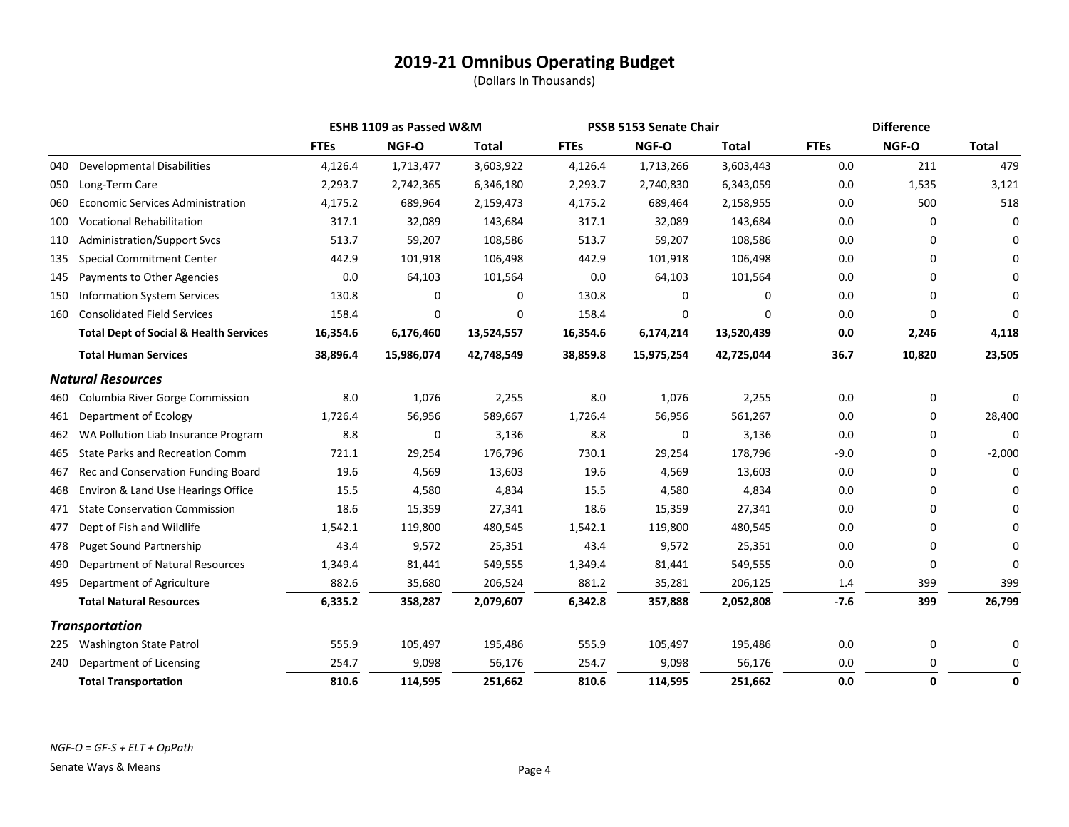# 2019-21 Omnibus Operating Budget

(Dollars In Thousands)

| | | ESHB 1109 as Passed W&M | | | PSSB 5153 Senate Chair | | | Difference | | |
|---|---|---|---|---|---|---|---|---|---|---|
| | | FTEs | NGF-O | Total | FTEs | NGF-O | Total | FTEs | NGF-O | Total |
| 040 | Developmental Disabilities | 4,126.4 | 1,713,477 | 3,603,922 | 4,126.4 | 1,713,266 | 3,603,443 | 0.0 | 211 | 479 |
| 050 | Long-Term Care | 2,293.7 | 2,742,365 | 6,346,180 | 2,293.7 | 2,740,830 | 6,343,059 | 0.0 | 1,535 | 3,121 |
| 060 | Economic Services Administration | 4,175.2 | 689,964 | 2,159,473 | 4,175.2 | 689,464 | 2,158,955 | 0.0 | 500 | 518 |
| 100 | Vocational Rehabilitation | 317.1 | 32,089 | 143,684 | 317.1 | 32,089 | 143,684 | 0.0 | 0 | 0 |
| 110 | Administration/Support Svcs | 513.7 | 59,207 | 108,586 | 513.7 | 59,207 | 108,586 | 0.0 | 0 | 0 |
| 135 | Special Commitment Center | 442.9 | 101,918 | 106,498 | 442.9 | 101,918 | 106,498 | 0.0 | 0 | 0 |
| 145 | Payments to Other Agencies | 0.0 | 64,103 | 101,564 | 0.0 | 64,103 | 101,564 | 0.0 | 0 | 0 |
| 150 | Information System Services | 130.8 | 0 | 0 | 130.8 | 0 | 0 | 0.0 | 0 | 0 |
| 160 | Consolidated Field Services | 158.4 | 0 | 0 | 158.4 | 0 | 0 | 0.0 | 0 | 0 |
| | **Total Dept of Social & Health Services** | **16,354.6** | **6,176,460** | **13,524,557** | **16,354.6** | **6,174,214** | **13,520,439** | **0.0** | **2,246** | **4,118** |
| | **Total Human Services** | **38,896.4** | **15,986,074** | **42,748,549** | **38,859.8** | **15,975,254** | **42,725,044** | **36.7** | **10,820** | **23,505** |
| | ***Natural Resources*** | | | | | | | | | |
| 460 | Columbia River Gorge Commission | 8.0 | 1,076 | 2,255 | 8.0 | 1,076 | 2,255 | 0.0 | 0 | 0 |
| 461 | Department of Ecology | 1,726.4 | 56,956 | 589,667 | 1,726.4 | 56,956 | 561,267 | 0.0 | 0 | 28,400 |
| 462 | WA Pollution Liab Insurance Program | 8.8 | 0 | 3,136 | 8.8 | 0 | 3,136 | 0.0 | 0 | 0 |
| 465 | State Parks and Recreation Comm | 721.1 | 29,254 | 176,796 | 730.1 | 29,254 | 178,796 | -9.0 | 0 | -2,000 |
| 467 | Rec and Conservation Funding Board | 19.6 | 4,569 | 13,603 | 19.6 | 4,569 | 13,603 | 0.0 | 0 | 0 |
| 468 | Environ & Land Use Hearings Office | 15.5 | 4,580 | 4,834 | 15.5 | 4,580 | 4,834 | 0.0 | 0 | 0 |
| 471 | State Conservation Commission | 18.6 | 15,359 | 27,341 | 18.6 | 15,359 | 27,341 | 0.0 | 0 | 0 |
| 477 | Dept of Fish and Wildlife | 1,542.1 | 119,800 | 480,545 | 1,542.1 | 119,800 | 480,545 | 0.0 | 0 | 0 |
| 478 | Puget Sound Partnership | 43.4 | 9,572 | 25,351 | 43.4 | 9,572 | 25,351 | 0.0 | 0 | 0 |
| 490 | Department of Natural Resources | 1,349.4 | 81,441 | 549,555 | 1,349.4 | 81,441 | 549,555 | 0.0 | 0 | 0 |
| 495 | Department of Agriculture | 882.6 | 35,680 | 206,524 | 881.2 | 35,281 | 206,125 | 1.4 | 399 | 399 |
| | **Total Natural Resources** | **6,335.2** | **358,287** | **2,079,607** | **6,342.8** | **357,888** | **2,052,808** | **-7.6** | **399** | **26,799** |
| | ***Transportation*** | | | | | | | | | |
| 225 | Washington State Patrol | 555.9 | 105,497 | 195,486 | 555.9 | 105,497 | 195,486 | 0.0 | 0 | 0 |
| 240 | Department of Licensing | 254.7 | 9,098 | 56,176 | 254.7 | 9,098 | 56,176 | 0.0 | 0 | 0 |
| | **Total Transportation** | **810.6** | **114,595** | **251,662** | **810.6** | **114,595** | **251,662** | **0.0** | **0** | **0** |

*NGF-O = GF-S + ELT + OpPath*

Senate Ways & Means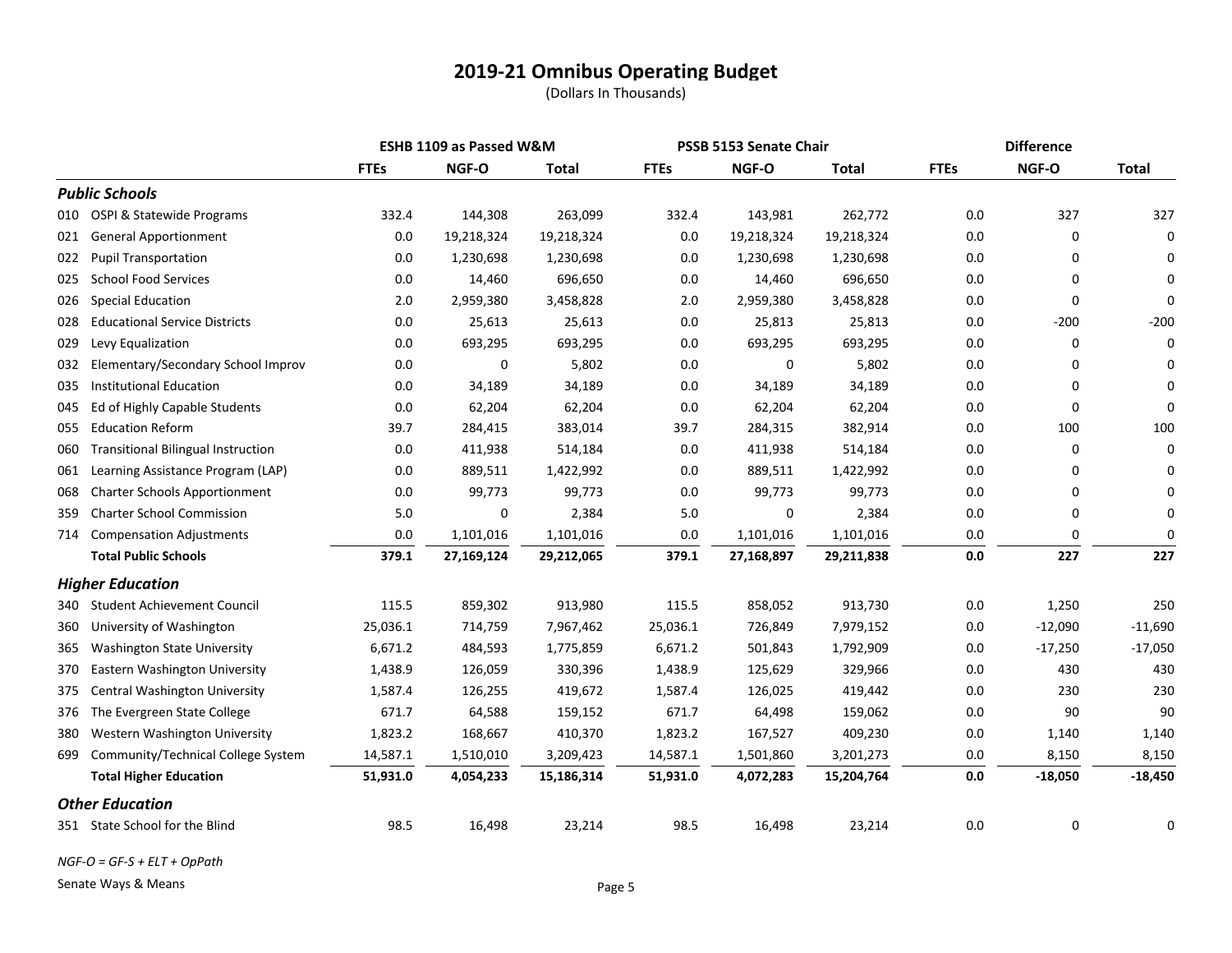# 2019-21 Omnibus Operating Budget

(Dollars In Thousands)

| | | ESHB 1109 as Passed W&M | | | PSSB 5153 Senate Chair | | | Difference | | |
|---|---|---|---|---|---|---|---|---|---|---|
| | | FTEs | NGF-O | Total | FTEs | NGF-O | Total | FTEs | NGF-O | Total |
| ***Public Schools*** | | | | | | | | | | |
| 010 | OSPI & Statewide Programs | 332.4 | 144,308 | 263,099 | 332.4 | 143,981 | 262,772 | 0.0 | 327 | 327 |
| 021 | General Apportionment | 0.0 | 19,218,324 | 19,218,324 | 0.0 | 19,218,324 | 19,218,324 | 0.0 | 0 | 0 |
| 022 | Pupil Transportation | 0.0 | 1,230,698 | 1,230,698 | 0.0 | 1,230,698 | 1,230,698 | 0.0 | 0 | 0 |
| 025 | School Food Services | 0.0 | 14,460 | 696,650 | 0.0 | 14,460 | 696,650 | 0.0 | 0 | 0 |
| 026 | Special Education | 2.0 | 2,959,380 | 3,458,828 | 2.0 | 2,959,380 | 3,458,828 | 0.0 | 0 | 0 |
| 028 | Educational Service Districts | 0.0 | 25,613 | 25,613 | 0.0 | 25,813 | 25,813 | 0.0 | -200 | -200 |
| 029 | Levy Equalization | 0.0 | 693,295 | 693,295 | 0.0 | 693,295 | 693,295 | 0.0 | 0 | 0 |
| 032 | Elementary/Secondary School Improv | 0.0 | 0 | 5,802 | 0.0 | 0 | 5,802 | 0.0 | 0 | 0 |
| 035 | Institutional Education | 0.0 | 34,189 | 34,189 | 0.0 | 34,189 | 34,189 | 0.0 | 0 | 0 |
| 045 | Ed of Highly Capable Students | 0.0 | 62,204 | 62,204 | 0.0 | 62,204 | 62,204 | 0.0 | 0 | 0 |
| 055 | Education Reform | 39.7 | 284,415 | 383,014 | 39.7 | 284,315 | 382,914 | 0.0 | 100 | 100 |
| 060 | Transitional Bilingual Instruction | 0.0 | 411,938 | 514,184 | 0.0 | 411,938 | 514,184 | 0.0 | 0 | 0 |
| 061 | Learning Assistance Program (LAP) | 0.0 | 889,511 | 1,422,992 | 0.0 | 889,511 | 1,422,992 | 0.0 | 0 | 0 |
| 068 | Charter Schools Apportionment | 0.0 | 99,773 | 99,773 | 0.0 | 99,773 | 99,773 | 0.0 | 0 | 0 |
| 359 | Charter School Commission | 5.0 | 0 | 2,384 | 5.0 | 0 | 2,384 | 0.0 | 0 | 0 |
| 714 | Compensation Adjustments | 0.0 | 1,101,016 | 1,101,016 | 0.0 | 1,101,016 | 1,101,016 | 0.0 | 0 | 0 |
| | **Total Public Schools** | **379.1** | **27,169,124** | **29,212,065** | **379.1** | **27,168,897** | **29,211,838** | **0.0** | **227** | **227** |
| ***Higher Education*** | | | | | | | | | | |
| 340 | Student Achievement Council | 115.5 | 859,302 | 913,980 | 115.5 | 858,052 | 913,730 | 0.0 | 1,250 | 250 |
| 360 | University of Washington | 25,036.1 | 714,759 | 7,967,462 | 25,036.1 | 726,849 | 7,979,152 | 0.0 | -12,090 | -11,690 |
| 365 | Washington State University | 6,671.2 | 484,593 | 1,775,859 | 6,671.2 | 501,843 | 1,792,909 | 0.0 | -17,250 | -17,050 |
| 370 | Eastern Washington University | 1,438.9 | 126,059 | 330,396 | 1,438.9 | 125,629 | 329,966 | 0.0 | 430 | 430 |
| 375 | Central Washington University | 1,587.4 | 126,255 | 419,672 | 1,587.4 | 126,025 | 419,442 | 0.0 | 230 | 230 |
| 376 | The Evergreen State College | 671.7 | 64,588 | 159,152 | 671.7 | 64,498 | 159,062 | 0.0 | 90 | 90 |
| 380 | Western Washington University | 1,823.2 | 168,667 | 410,370 | 1,823.2 | 167,527 | 409,230 | 0.0 | 1,140 | 1,140 |
| 699 | Community/Technical College System | 14,587.1 | 1,510,010 | 3,209,423 | 14,587.1 | 1,501,860 | 3,201,273 | 0.0 | 8,150 | 8,150 |
| | **Total Higher Education** | **51,931.0** | **4,054,233** | **15,186,314** | **51,931.0** | **4,072,283** | **15,204,764** | **0.0** | **-18,050** | **-18,450** |
| ***Other Education*** | | | | | | | | | | |
| 351 | State School for the Blind | 98.5 | 16,498 | 23,214 | 98.5 | 16,498 | 23,214 | 0.0 | 0 | 0 |

*NGF-O = GF-S + ELT + OpPath*

Senate Ways & Means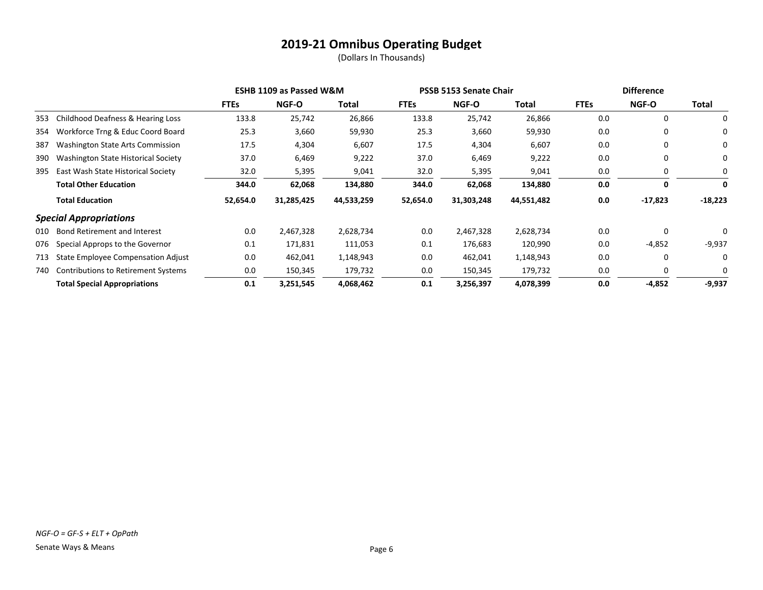# 2019-21 Omnibus Operating Budget

(Dollars In Thousands)

| | | ESHB 1109 as Passed W&M | | | PSSB 5153 Senate Chair | | | Difference | | |
|---|---|---|---|---|---|---|---|---|---|---|
| | | **FTEs** | **NGF-O** | **Total** | **FTEs** | **NGF-O** | **Total** | **FTEs** | **NGF-O** | **Total** |
| 353 | Childhood Deafness & Hearing Loss | 133.8 | 25,742 | 26,866 | 133.8 | 25,742 | 26,866 | 0.0 | 0 | 0 |
| 354 | Workforce Trng & Educ Coord Board | 25.3 | 3,660 | 59,930 | 25.3 | 3,660 | 59,930 | 0.0 | 0 | 0 |
| 387 | Washington State Arts Commission | 17.5 | 4,304 | 6,607 | 17.5 | 4,304 | 6,607 | 0.0 | 0 | 0 |
| 390 | Washington State Historical Society | 37.0 | 6,469 | 9,222 | 37.0 | 6,469 | 9,222 | 0.0 | 0 | 0 |
| 395 | East Wash State Historical Society | 32.0 | 5,395 | 9,041 | 32.0 | 5,395 | 9,041 | 0.0 | 0 | 0 |
| | **Total Other Education** | **344.0** | **62,068** | **134,880** | **344.0** | **62,068** | **134,880** | **0.0** | **0** | **0** |
| | **Total Education** | **52,654.0** | **31,285,425** | **44,533,259** | **52,654.0** | **31,303,248** | **44,551,482** | **0.0** | **-17,823** | **-18,223** |
| | ***Special Appropriations*** | | | | | | | | | |
| 010 | Bond Retirement and Interest | 0.0 | 2,467,328 | 2,628,734 | 0.0 | 2,467,328 | 2,628,734 | 0.0 | 0 | 0 |
| 076 | Special Approps to the Governor | 0.1 | 171,831 | 111,053 | 0.1 | 176,683 | 120,990 | 0.0 | -4,852 | -9,937 |
| 713 | State Employee Compensation Adjust | 0.0 | 462,041 | 1,148,943 | 0.0 | 462,041 | 1,148,943 | 0.0 | 0 | 0 |
| 740 | Contributions to Retirement Systems | 0.0 | 150,345 | 179,732 | 0.0 | 150,345 | 179,732 | 0.0 | 0 | 0 |
| | **Total Special Appropriations** | **0.1** | **3,251,545** | **4,068,462** | **0.1** | **3,256,397** | **4,078,399** | **0.0** | **-4,852** | **-9,937** |

*NGF-O = GF-S + ELT + OpPath*

Senate Ways & Means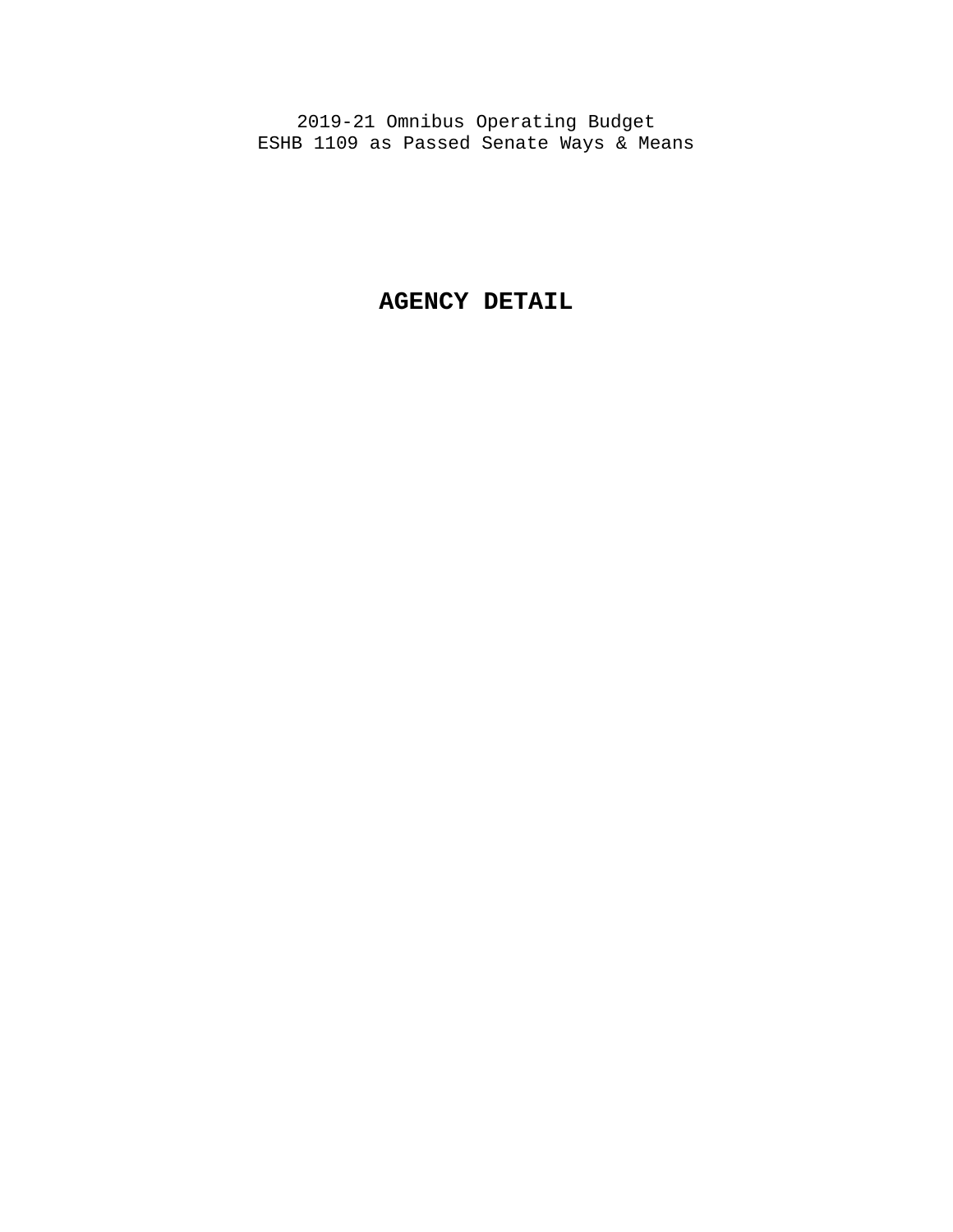2019-21 Omnibus Operating Budget
ESHB 1109 as Passed Senate Ways & Means

# AGENCY DETAIL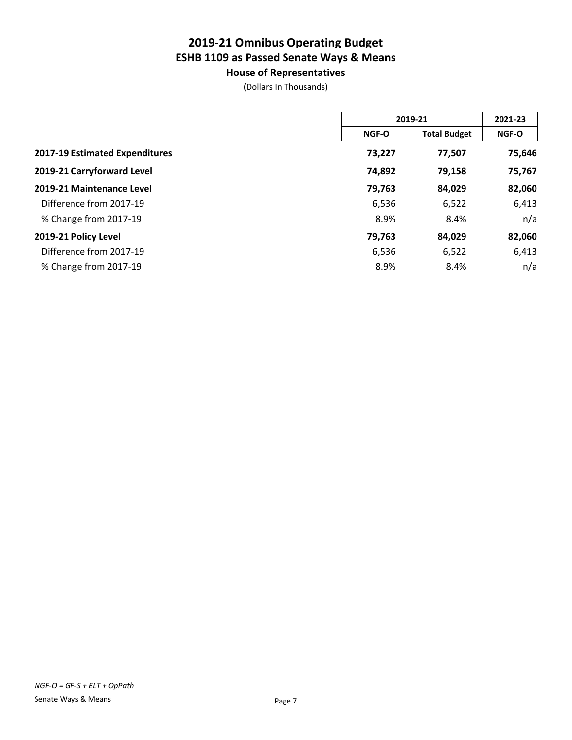# 2019-21 Omnibus Operating Budget

## ESHB 1109 as Passed Senate Ways & Means

### House of Representatives

(Dollars In Thousands)

| | 2019-21 | | 2021-23 |
|---|---|---|---|
| | NGF-O | Total Budget | NGF-O |
| **2017-19 Estimated Expenditures** | **73,227** | **77,507** | **75,646** |
| **2019-21 Carryforward Level** | **74,892** | **79,158** | **75,767** |
| **2019-21 Maintenance Level** | **79,763** | **84,029** | **82,060** |
| Difference from 2017-19 | 6,536 | 6,522 | 6,413 |
| % Change from 2017-19 | 8.9% | 8.4% | n/a |
| **2019-21 Policy Level** | **79,763** | **84,029** | **82,060** |
| Difference from 2017-19 | 6,536 | 6,522 | 6,413 |
| % Change from 2017-19 | 8.9% | 8.4% | n/a |

*NGF-O = GF-S + ELT + OpPath*

Senate Ways & Means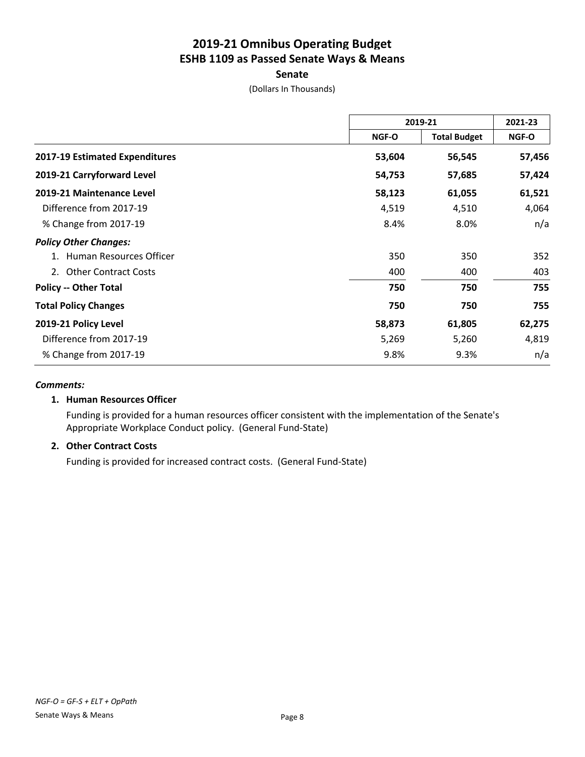# 2019-21 Omnibus Operating Budget
## ESHB 1109 as Passed Senate Ways & Means
### Senate

(Dollars In Thousands)

| | 2019-21 | | 2021-23 |
|---|---|---|---|
| | NGF-O | Total Budget | NGF-O |
| **2017-19 Estimated Expenditures** | **53,604** | **56,545** | **57,456** |
| **2019-21 Carryforward Level** | **54,753** | **57,685** | **57,424** |
| **2019-21 Maintenance Level** | **58,123** | **61,055** | **61,521** |
| Difference from 2017-19 | 4,519 | 4,510 | 4,064 |
| % Change from 2017-19 | 8.4% | 8.0% | n/a |
| ***Policy Other Changes:*** | | | |
| 1. Human Resources Officer | 350 | 350 | 352 |
| 2. Other Contract Costs | 400 | 400 | 403 |
| **Policy -- Other Total** | **750** | **750** | **755** |
| **Total Policy Changes** | **750** | **750** | **755** |
| **2019-21 Policy Level** | **58,873** | **61,805** | **62,275** |
| Difference from 2017-19 | 5,269 | 5,260 | 4,819 |
| % Change from 2017-19 | 9.8% | 9.3% | n/a |

***Comments:***

**1. Human Resources Officer**

Funding is provided for a human resources officer consistent with the implementation of the Senate's Appropriate Workplace Conduct policy. (General Fund-State)

**2. Other Contract Costs**

Funding is provided for increased contract costs. (General Fund-State)

*NGF-O = GF-S + ELT + OpPath*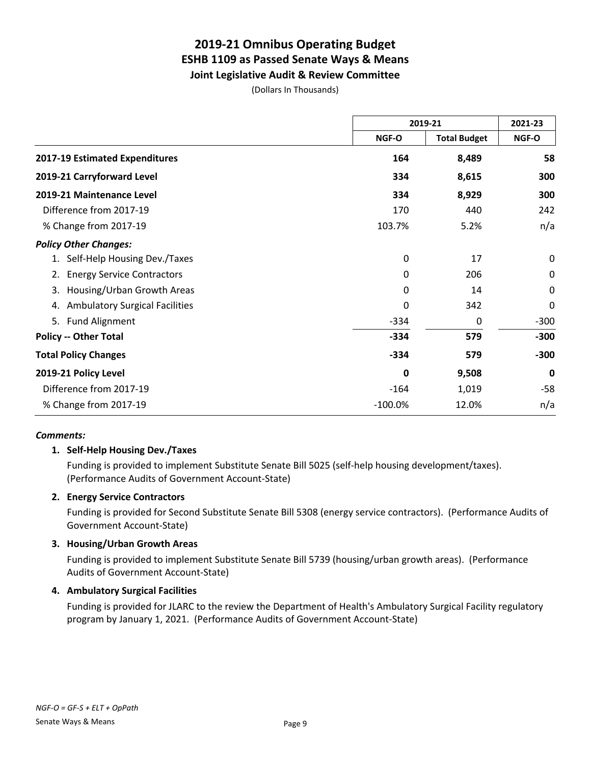# 2019-21 Omnibus Operating Budget
## ESHB 1109 as Passed Senate Ways & Means
### Joint Legislative Audit & Review Committee

(Dollars In Thousands)

| | 2019-21 | | 2021-23 |
|---|---|---|---|
| | NGF-O | Total Budget | NGF-O |
| **2017-19 Estimated Expenditures** | **164** | **8,489** | **58** |
| **2019-21 Carryforward Level** | **334** | **8,615** | **300** |
| **2019-21 Maintenance Level** | **334** | **8,929** | **300** |
| Difference from 2017-19 | 170 | 440 | 242 |
| % Change from 2017-19 | 103.7% | 5.2% | n/a |
| ***Policy Other Changes:*** | | | |
| 1. Self-Help Housing Dev./Taxes | 0 | 17 | 0 |
| 2. Energy Service Contractors | 0 | 206 | 0 |
| 3. Housing/Urban Growth Areas | 0 | 14 | 0 |
| 4. Ambulatory Surgical Facilities | 0 | 342 | 0 |
| 5. Fund Alignment | -334 | 0 | -300 |
| **Policy -- Other Total** | **-334** | **579** | **-300** |
| **Total Policy Changes** | **-334** | **579** | **-300** |
| **2019-21 Policy Level** | **0** | **9,508** | **0** |
| Difference from 2017-19 | -164 | 1,019 | -58 |
| % Change from 2017-19 | -100.0% | 12.0% | n/a |

***Comments:***

**1. Self-Help Housing Dev./Taxes**

Funding is provided to implement Substitute Senate Bill 5025 (self-help housing development/taxes). (Performance Audits of Government Account-State)

**2. Energy Service Contractors**

Funding is provided for Second Substitute Senate Bill 5308 (energy service contractors). (Performance Audits of Government Account-State)

**3. Housing/Urban Growth Areas**

Funding is provided to implement Substitute Senate Bill 5739 (housing/urban growth areas). (Performance Audits of Government Account-State)

**4. Ambulatory Surgical Facilities**

Funding is provided for JLARC to the review the Department of Health's Ambulatory Surgical Facility regulatory program by January 1, 2021. (Performance Audits of Government Account-State)

*NGF-O = GF-S + ELT + OpPath*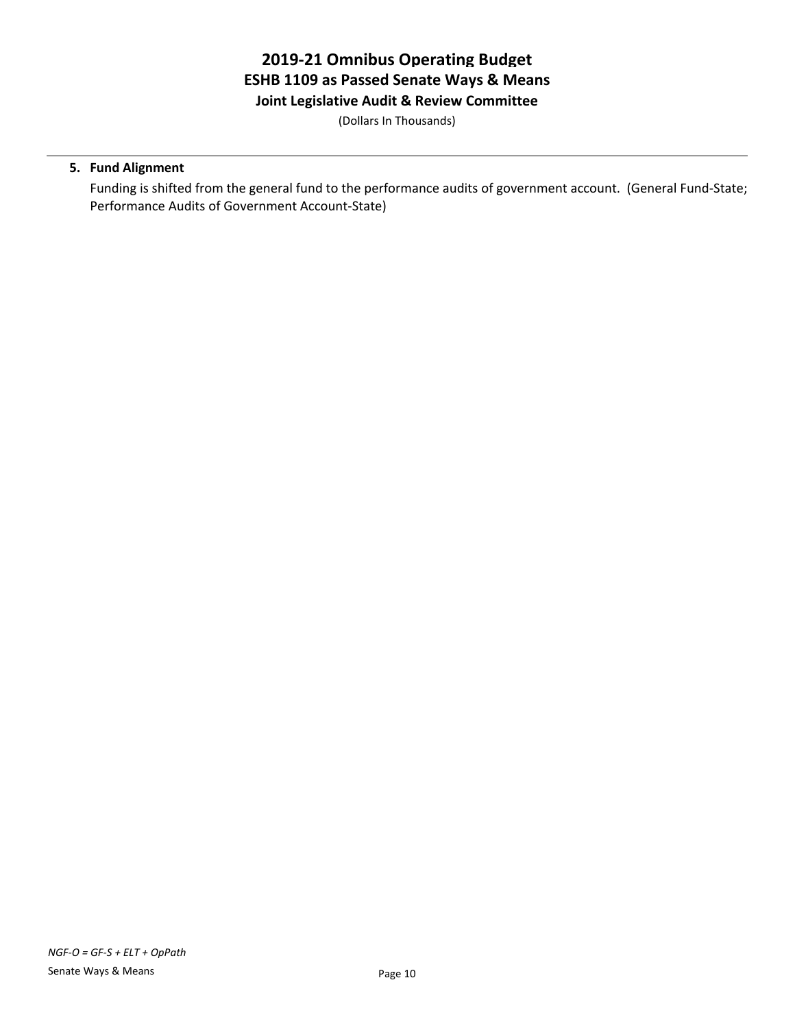# 2019-21 Omnibus Operating Budget
## ESHB 1109 as Passed Senate Ways & Means
### Joint Legislative Audit & Review Committee

(Dollars In Thousands)

5. **Fund Alignment**

   Funding is shifted from the general fund to the performance audits of government account. (General Fund-State; Performance Audits of Government Account-State)

*NGF-O = GF-S + ELT + OpPath*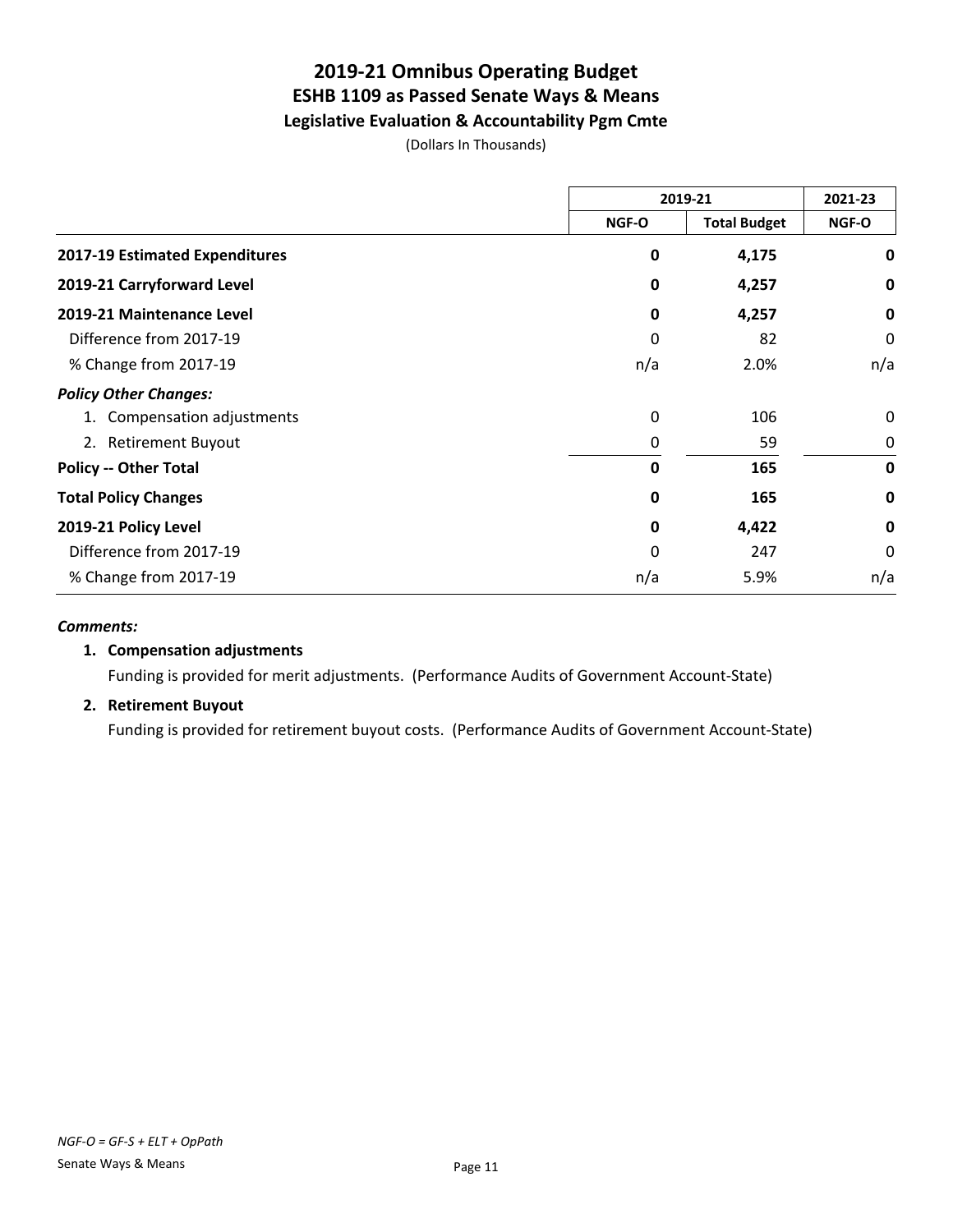# 2019-21 Omnibus Operating Budget
## ESHB 1109 as Passed Senate Ways & Means
### Legislative Evaluation & Accountability Pgm Cmte

(Dollars In Thousands)

| | 2019-21 | | 2021-23 |
|---|---|---|---|
| | NGF-O | Total Budget | NGF-O |
| **2017-19 Estimated Expenditures** | **0** | **4,175** | **0** |
| **2019-21 Carryforward Level** | **0** | **4,257** | **0** |
| **2019-21 Maintenance Level** | **0** | **4,257** | **0** |
| Difference from 2017-19 | 0 | 82 | 0 |
| % Change from 2017-19 | n/a | 2.0% | n/a |
| ***Policy Other Changes:*** | | | |
| 1. Compensation adjustments | 0 | 106 | 0 |
| 2. Retirement Buyout | 0 | 59 | 0 |
| **Policy -- Other Total** | **0** | **165** | **0** |
| **Total Policy Changes** | **0** | **165** | **0** |
| **2019-21 Policy Level** | **0** | **4,422** | **0** |
| Difference from 2017-19 | 0 | 247 | 0 |
| % Change from 2017-19 | n/a | 5.9% | n/a |

***Comments:***

1. **Compensation adjustments**

   Funding is provided for merit adjustments. (Performance Audits of Government Account-State)

2. **Retirement Buyout**

   Funding is provided for retirement buyout costs. (Performance Audits of Government Account-State)

*NGF-O = GF-S + ELT + OpPath*

Senate Ways & Means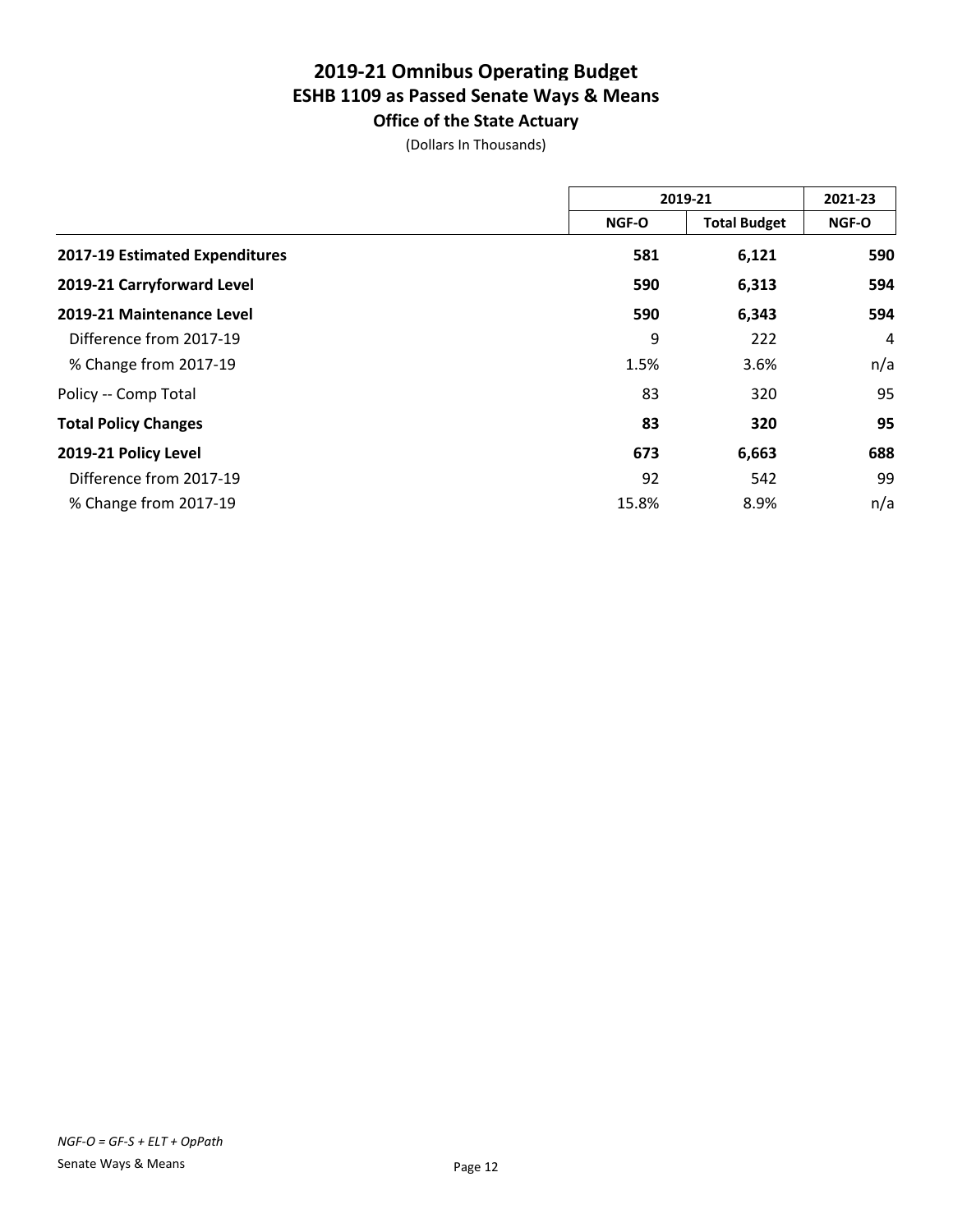# 2019-21 Omnibus Operating Budget
## ESHB 1109 as Passed Senate Ways & Means
### Office of the State Actuary

(Dollars In Thousands)

| | 2019-21 | | 2021-23 |
|---|---|---|---|
| | NGF-O | Total Budget | NGF-O |
| **2017-19 Estimated Expenditures** | **581** | **6,121** | **590** |
| **2019-21 Carryforward Level** | **590** | **6,313** | **594** |
| **2019-21 Maintenance Level** | **590** | **6,343** | **594** |
| Difference from 2017-19 | 9 | 222 | 4 |
| % Change from 2017-19 | 1.5% | 3.6% | n/a |
| Policy -- Comp Total | 83 | 320 | 95 |
| **Total Policy Changes** | **83** | **320** | **95** |
| **2019-21 Policy Level** | **673** | **6,663** | **688** |
| Difference from 2017-19 | 92 | 542 | 99 |
| % Change from 2017-19 | 15.8% | 8.9% | n/a |

*NGF-O = GF-S + ELT + OpPath*

Senate Ways & Means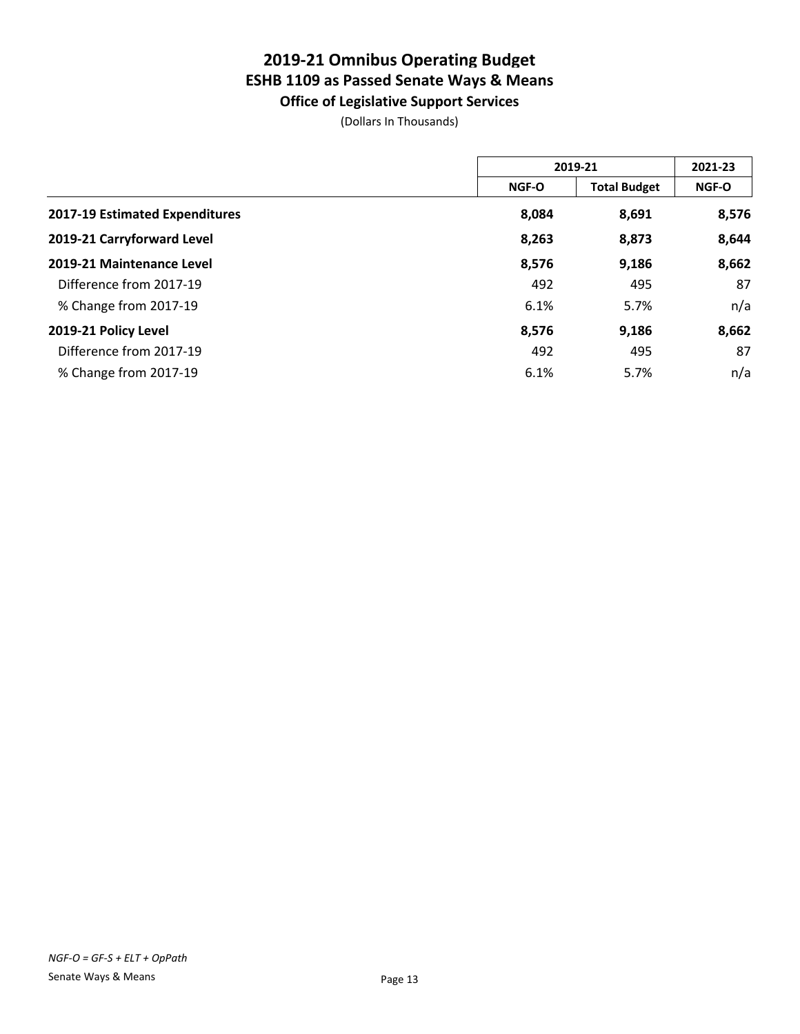# 2019-21 Omnibus Operating Budget
## ESHB 1109 as Passed Senate Ways & Means
### Office of Legislative Support Services

(Dollars In Thousands)

| | 2019-21 | | 2021-23 |
|---|---|---|---|
| | NGF-O | Total Budget | NGF-O |
| **2017-19 Estimated Expenditures** | **8,084** | **8,691** | **8,576** |
| **2019-21 Carryforward Level** | **8,263** | **8,873** | **8,644** |
| **2019-21 Maintenance Level** | **8,576** | **9,186** | **8,662** |
| Difference from 2017-19 | 492 | 495 | 87 |
| % Change from 2017-19 | 6.1% | 5.7% | n/a |
| **2019-21 Policy Level** | **8,576** | **9,186** | **8,662** |
| Difference from 2017-19 | 492 | 495 | 87 |
| % Change from 2017-19 | 6.1% | 5.7% | n/a |

*NGF-O = GF-S + ELT + OpPath*

Senate Ways & Means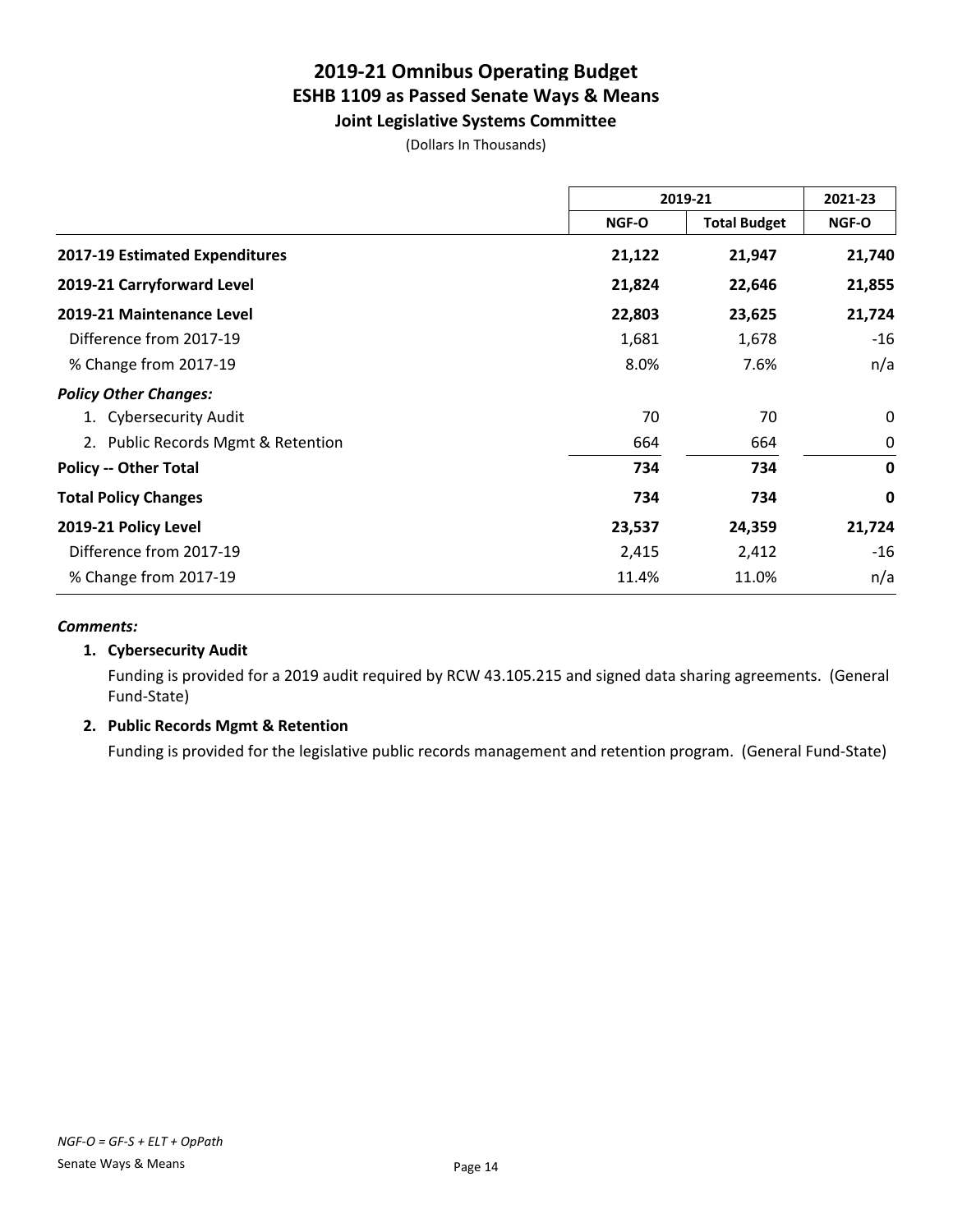# 2019-21 Omnibus Operating Budget
## ESHB 1109 as Passed Senate Ways & Means
### Joint Legislative Systems Committee

(Dollars In Thousands)

| | 2019-21 | | 2021-23 |
|---|---|---|---|
| | NGF-O | Total Budget | NGF-O |
| **2017-19 Estimated Expenditures** | **21,122** | **21,947** | **21,740** |
| **2019-21 Carryforward Level** | **21,824** | **22,646** | **21,855** |
| **2019-21 Maintenance Level** | **22,803** | **23,625** | **21,724** |
| Difference from 2017-19 | 1,681 | 1,678 | -16 |
| % Change from 2017-19 | 8.0% | 7.6% | n/a |
| ***Policy Other Changes:*** | | | |
| 1. Cybersecurity Audit | 70 | 70 | 0 |
| 2. Public Records Mgmt & Retention | 664 | 664 | 0 |
| **Policy -- Other Total** | **734** | **734** | **0** |
| **Total Policy Changes** | **734** | **734** | **0** |
| **2019-21 Policy Level** | **23,537** | **24,359** | **21,724** |
| Difference from 2017-19 | 2,415 | 2,412 | -16 |
| % Change from 2017-19 | 11.4% | 11.0% | n/a |

***Comments:***

**1. Cybersecurity Audit**

Funding is provided for a 2019 audit required by RCW 43.105.215 and signed data sharing agreements. (General Fund-State)

**2. Public Records Mgmt & Retention**

Funding is provided for the legislative public records management and retention program. (General Fund-State)

*NGF-O = GF-S + ELT + OpPath*

Senate Ways & Means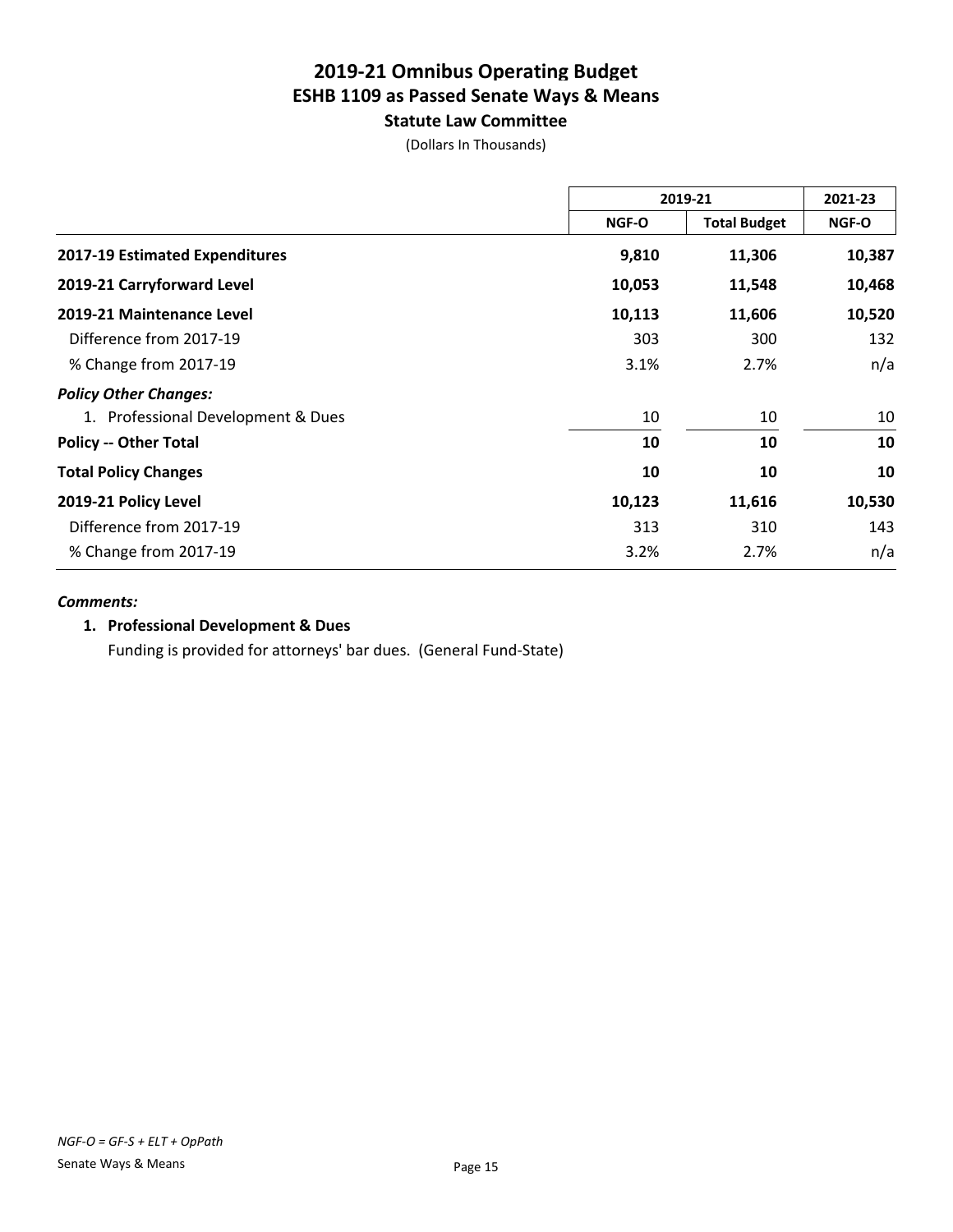# 2019-21 Omnibus Operating Budget
## ESHB 1109 as Passed Senate Ways & Means
### Statute Law Committee

(Dollars In Thousands)

| | 2019-21 | | 2021-23 |
|---|---|---|---|
| | NGF-O | Total Budget | NGF-O |
| **2017-19 Estimated Expenditures** | **9,810** | **11,306** | **10,387** |
| **2019-21 Carryforward Level** | **10,053** | **11,548** | **10,468** |
| **2019-21 Maintenance Level** | **10,113** | **11,606** | **10,520** |
| Difference from 2017-19 | 303 | 300 | 132 |
| % Change from 2017-19 | 3.1% | 2.7% | n/a |
| ***Policy Other Changes:*** | | | |
| 1. Professional Development & Dues | 10 | 10 | 10 |
| **Policy -- Other Total** | **10** | **10** | **10** |
| **Total Policy Changes** | **10** | **10** | **10** |
| **2019-21 Policy Level** | **10,123** | **11,616** | **10,530** |
| Difference from 2017-19 | 313 | 310 | 143 |
| % Change from 2017-19 | 3.2% | 2.7% | n/a |

***Comments:***

1. **Professional Development & Dues**

   Funding is provided for attorneys' bar dues. (General Fund-State)

*NGF-O = GF-S + ELT + OpPath*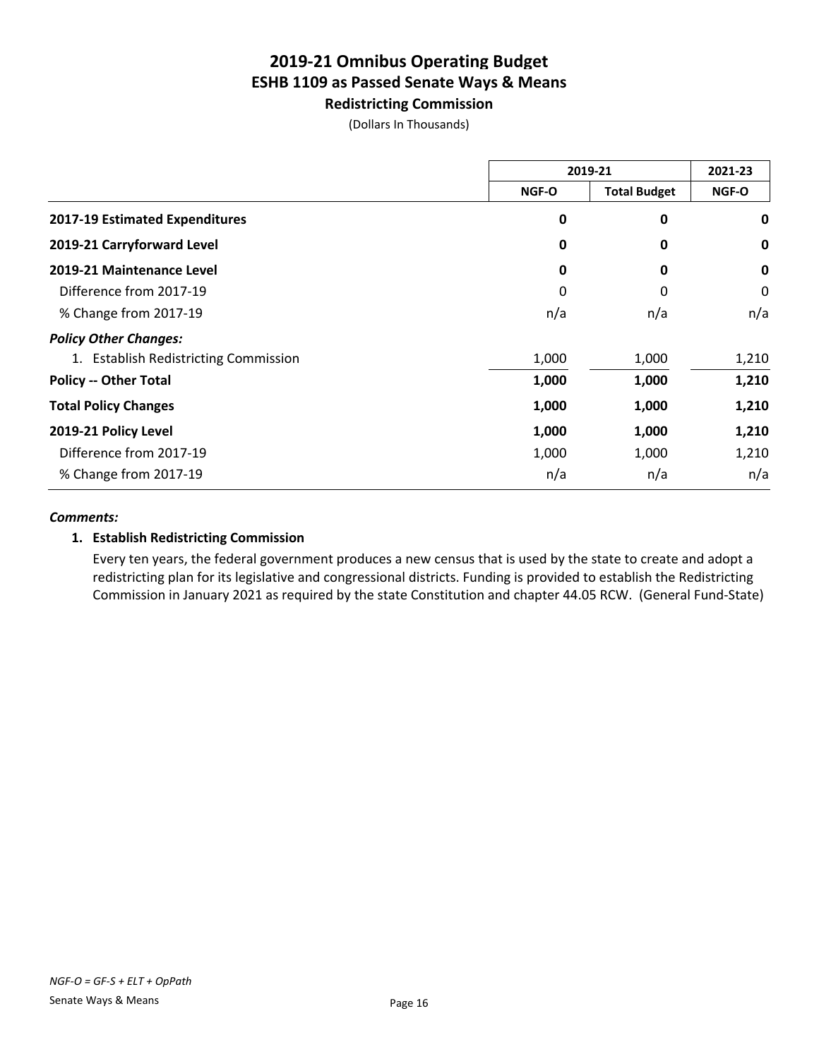# 2019-21 Omnibus Operating Budget
## ESHB 1109 as Passed Senate Ways & Means
### Redistricting Commission

(Dollars In Thousands)

| | 2019-21 | | 2021-23 |
|---|---|---|---|
| | NGF-O | Total Budget | NGF-O |
| **2017-19 Estimated Expenditures** | **0** | **0** | **0** |
| **2019-21 Carryforward Level** | **0** | **0** | **0** |
| **2019-21 Maintenance Level** | **0** | **0** | **0** |
| Difference from 2017-19 | 0 | 0 | 0 |
| % Change from 2017-19 | n/a | n/a | n/a |
| ***Policy Other Changes:*** | | | |
| 1. Establish Redistricting Commission | 1,000 | 1,000 | 1,210 |
| **Policy -- Other Total** | **1,000** | **1,000** | **1,210** |
| **Total Policy Changes** | **1,000** | **1,000** | **1,210** |
| **2019-21 Policy Level** | **1,000** | **1,000** | **1,210** |
| Difference from 2017-19 | 1,000 | 1,000 | 1,210 |
| % Change from 2017-19 | n/a | n/a | n/a |

***Comments:***

**1. Establish Redistricting Commission**

Every ten years, the federal government produces a new census that is used by the state to create and adopt a redistricting plan for its legislative and congressional districts. Funding is provided to establish the Redistricting Commission in January 2021 as required by the state Constitution and chapter 44.05 RCW. (General Fund-State)

*NGF-O = GF-S + ELT + OpPath*

Senate Ways & Means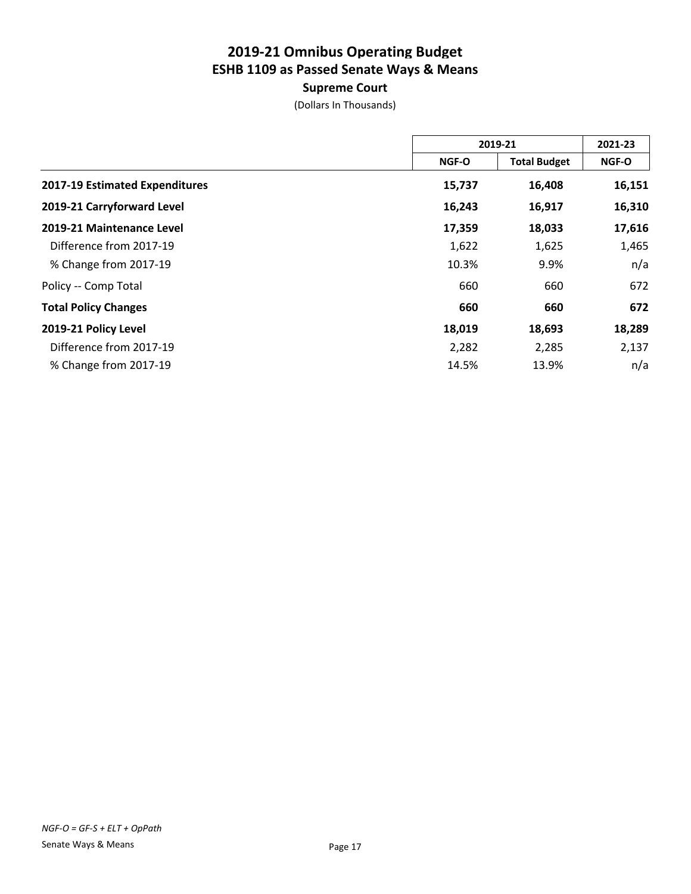# 2019-21 Omnibus Operating Budget
## ESHB 1109 as Passed Senate Ways & Means
### Supreme Court

(Dollars In Thousands)

| | 2019-21 | | 2021-23 |
|---|---|---|---|
| | NGF-O | Total Budget | NGF-O |
| **2017-19 Estimated Expenditures** | **15,737** | **16,408** | **16,151** |
| **2019-21 Carryforward Level** | **16,243** | **16,917** | **16,310** |
| **2019-21 Maintenance Level** | **17,359** | **18,033** | **17,616** |
| Difference from 2017-19 | 1,622 | 1,625 | 1,465 |
| % Change from 2017-19 | 10.3% | 9.9% | n/a |
| Policy -- Comp Total | 660 | 660 | 672 |
| **Total Policy Changes** | **660** | **660** | **672** |
| **2019-21 Policy Level** | **18,019** | **18,693** | **18,289** |
| Difference from 2017-19 | 2,282 | 2,285 | 2,137 |
| % Change from 2017-19 | 14.5% | 13.9% | n/a |

*NGF-O = GF-S + ELT + OpPath*

Senate Ways & Means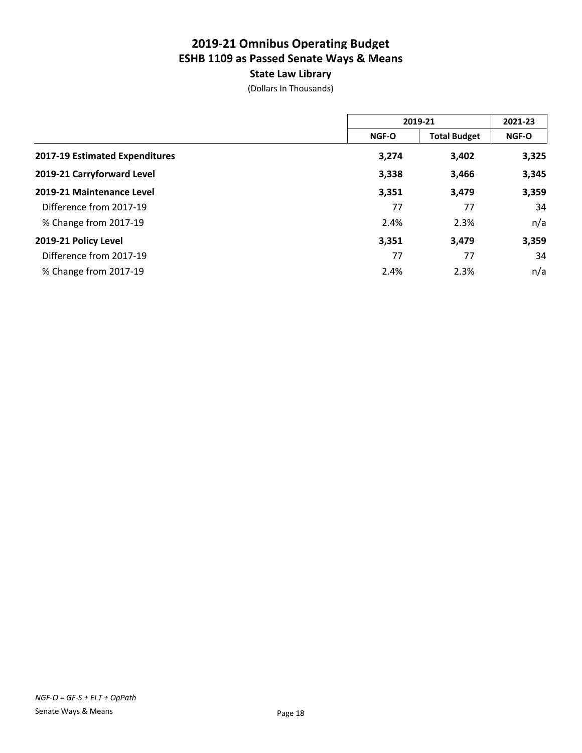# 2019-21 Omnibus Operating Budget
## ESHB 1109 as Passed Senate Ways & Means
### State Law Library

(Dollars In Thousands)

| | 2019-21 | | 2021-23 |
|---|---|---|---|
| | NGF-O | Total Budget | NGF-O |
| **2017-19 Estimated Expenditures** | **3,274** | **3,402** | **3,325** |
| **2019-21 Carryforward Level** | **3,338** | **3,466** | **3,345** |
| **2019-21 Maintenance Level** | **3,351** | **3,479** | **3,359** |
| Difference from 2017-19 | 77 | 77 | 34 |
| % Change from 2017-19 | 2.4% | 2.3% | n/a |
| **2019-21 Policy Level** | **3,351** | **3,479** | **3,359** |
| Difference from 2017-19 | 77 | 77 | 34 |
| % Change from 2017-19 | 2.4% | 2.3% | n/a |

*NGF-O = GF-S + ELT + OpPath*

Senate Ways & Means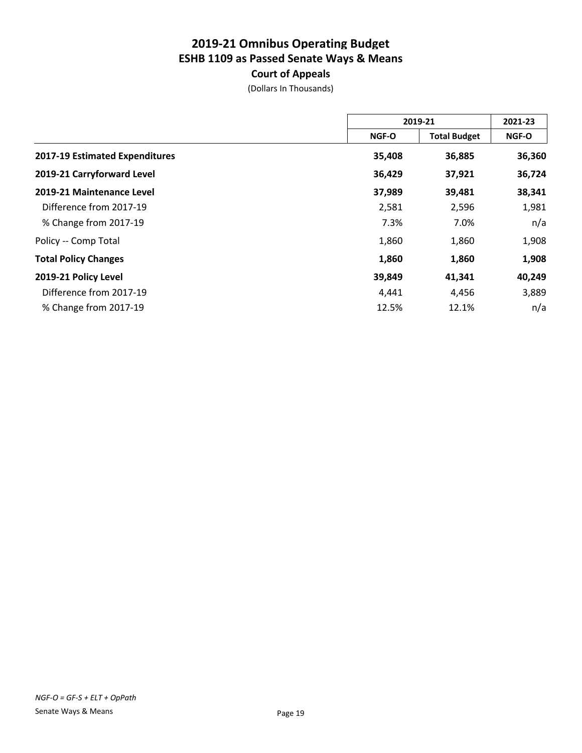# 2019-21 Omnibus Operating Budget
## ESHB 1109 as Passed Senate Ways & Means
### Court of Appeals

(Dollars In Thousands)

| | 2019-21 | | 2021-23 |
|---|---|---|---|
| | NGF-O | Total Budget | NGF-O |
| **2017-19 Estimated Expenditures** | **35,408** | **36,885** | **36,360** |
| **2019-21 Carryforward Level** | **36,429** | **37,921** | **36,724** |
| **2019-21 Maintenance Level** | **37,989** | **39,481** | **38,341** |
| Difference from 2017-19 | 2,581 | 2,596 | 1,981 |
| % Change from 2017-19 | 7.3% | 7.0% | n/a |
| Policy -- Comp Total | 1,860 | 1,860 | 1,908 |
| **Total Policy Changes** | **1,860** | **1,860** | **1,908** |
| **2019-21 Policy Level** | **39,849** | **41,341** | **40,249** |
| Difference from 2017-19 | 4,441 | 4,456 | 3,889 |
| % Change from 2017-19 | 12.5% | 12.1% | n/a |

*NGF-O = GF-S + ELT + OpPath*

Senate Ways & Means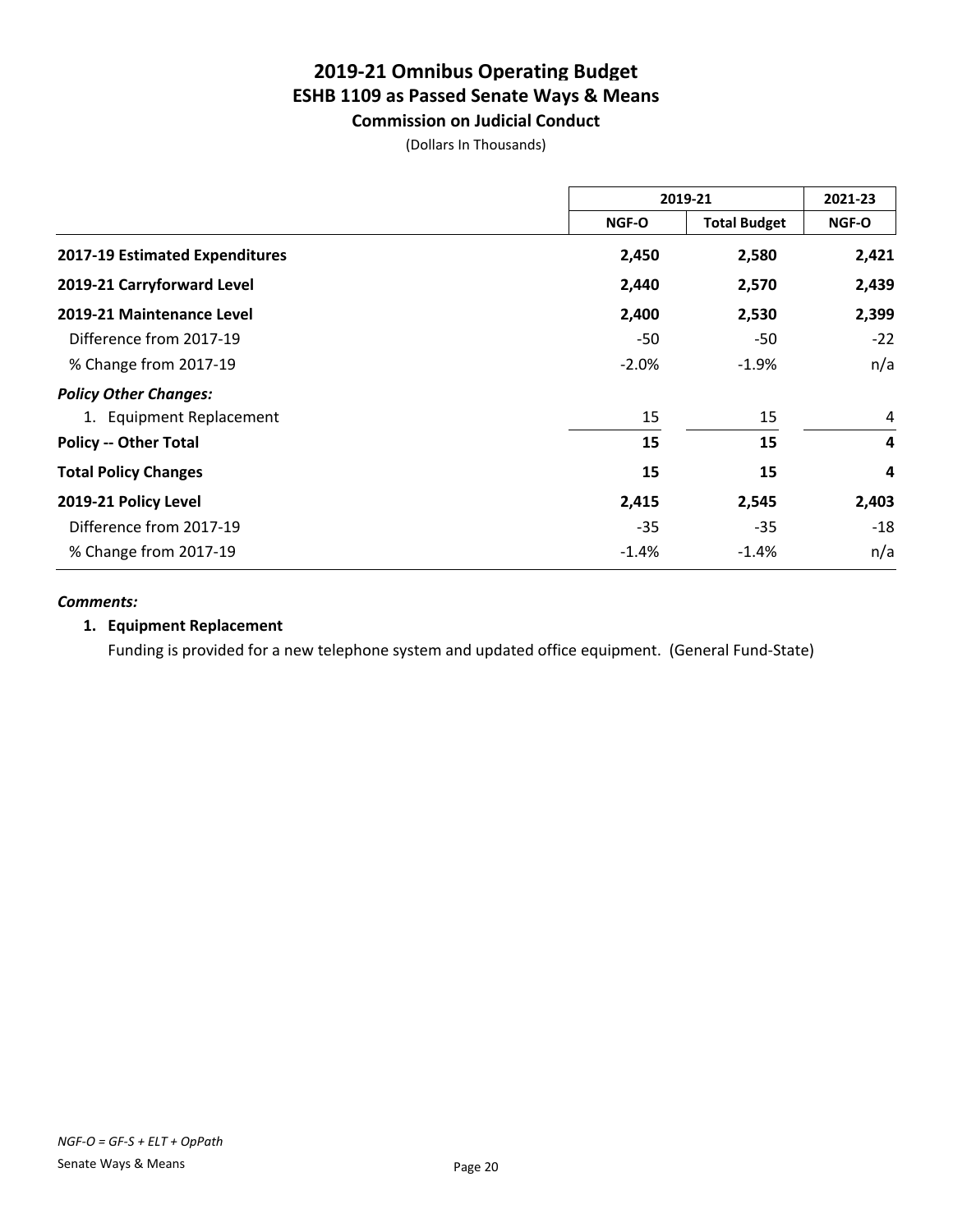# 2019-21 Omnibus Operating Budget
## ESHB 1109 as Passed Senate Ways & Means
### Commission on Judicial Conduct

(Dollars In Thousands)

| | 2019-21 | | 2021-23 |
|---|---|---|---|
| | NGF-O | Total Budget | NGF-O |
| **2017-19 Estimated Expenditures** | **2,450** | **2,580** | **2,421** |
| **2019-21 Carryforward Level** | **2,440** | **2,570** | **2,439** |
| **2019-21 Maintenance Level** | **2,400** | **2,530** | **2,399** |
| Difference from 2017-19 | -50 | -50 | -22 |
| % Change from 2017-19 | -2.0% | -1.9% | n/a |
| ***Policy Other Changes:*** | | | |
| 1. Equipment Replacement | 15 | 15 | 4 |
| **Policy -- Other Total** | **15** | **15** | **4** |
| **Total Policy Changes** | **15** | **15** | **4** |
| **2019-21 Policy Level** | **2,415** | **2,545** | **2,403** |
| Difference from 2017-19 | -35 | -35 | -18 |
| % Change from 2017-19 | -1.4% | -1.4% | n/a |

***Comments:***

**1. Equipment Replacement**

Funding is provided for a new telephone system and updated office equipment. (General Fund-State)

*NGF-O = GF-S + ELT + OpPath*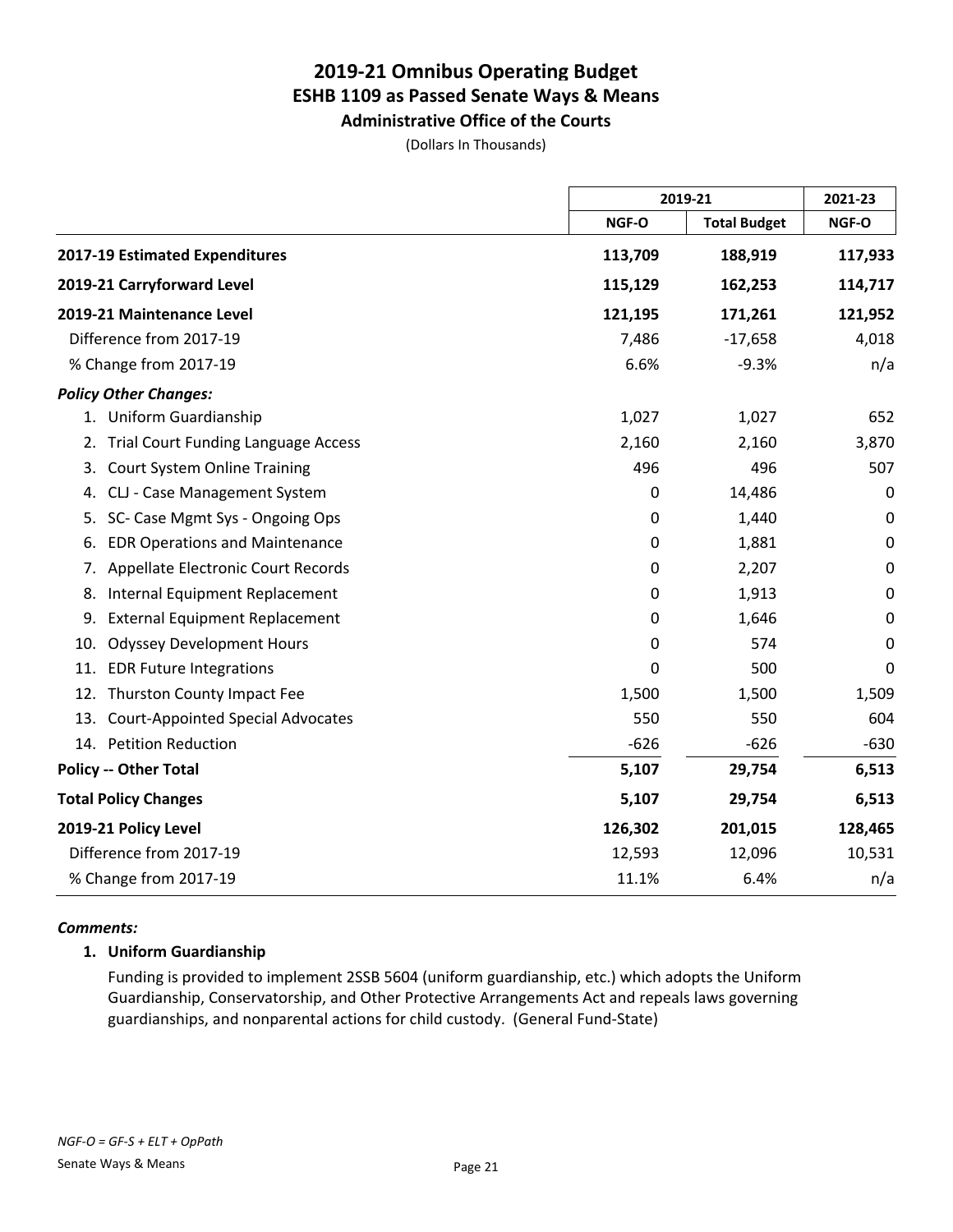# 2019-21 Omnibus Operating Budget
## ESHB 1109 as Passed Senate Ways & Means
### Administrative Office of the Courts

(Dollars In Thousands)

| | 2019-21 | | 2021-23 |
|---|---|---|---|
| | NGF-O | Total Budget | NGF-O |
| **2017-19 Estimated Expenditures** | **113,709** | **188,919** | **117,933** |
| **2019-21 Carryforward Level** | **115,129** | **162,253** | **114,717** |
| **2019-21 Maintenance Level** | **121,195** | **171,261** | **121,952** |
| Difference from 2017-19 | 7,486 | -17,658 | 4,018 |
| % Change from 2017-19 | 6.6% | -9.3% | n/a |
| ***Policy Other Changes:*** | | | |
| 1. Uniform Guardianship | 1,027 | 1,027 | 652 |
| 2. Trial Court Funding Language Access | 2,160 | 2,160 | 3,870 |
| 3. Court System Online Training | 496 | 496 | 507 |
| 4. CLJ - Case Management System | 0 | 14,486 | 0 |
| 5. SC- Case Mgmt Sys - Ongoing Ops | 0 | 1,440 | 0 |
| 6. EDR Operations and Maintenance | 0 | 1,881 | 0 |
| 7. Appellate Electronic Court Records | 0 | 2,207 | 0 |
| 8. Internal Equipment Replacement | 0 | 1,913 | 0 |
| 9. External Equipment Replacement | 0 | 1,646 | 0 |
| 10. Odyssey Development Hours | 0 | 574 | 0 |
| 11. EDR Future Integrations | 0 | 500 | 0 |
| 12. Thurston County Impact Fee | 1,500 | 1,500 | 1,509 |
| 13. Court-Appointed Special Advocates | 550 | 550 | 604 |
| 14. Petition Reduction | -626 | -626 | -630 |
| **Policy -- Other Total** | **5,107** | **29,754** | **6,513** |
| **Total Policy Changes** | **5,107** | **29,754** | **6,513** |
| **2019-21 Policy Level** | **126,302** | **201,015** | **128,465** |
| Difference from 2017-19 | 12,593 | 12,096 | 10,531 |
| % Change from 2017-19 | 11.1% | 6.4% | n/a |

***Comments:***

**1. Uniform Guardianship**

Funding is provided to implement 2SSB 5604 (uniform guardianship, etc.) which adopts the Uniform Guardianship, Conservatorship, and Other Protective Arrangements Act and repeals laws governing guardianships, and nonparental actions for child custody. (General Fund-State)

*NGF-O = GF-S + ELT + OpPath*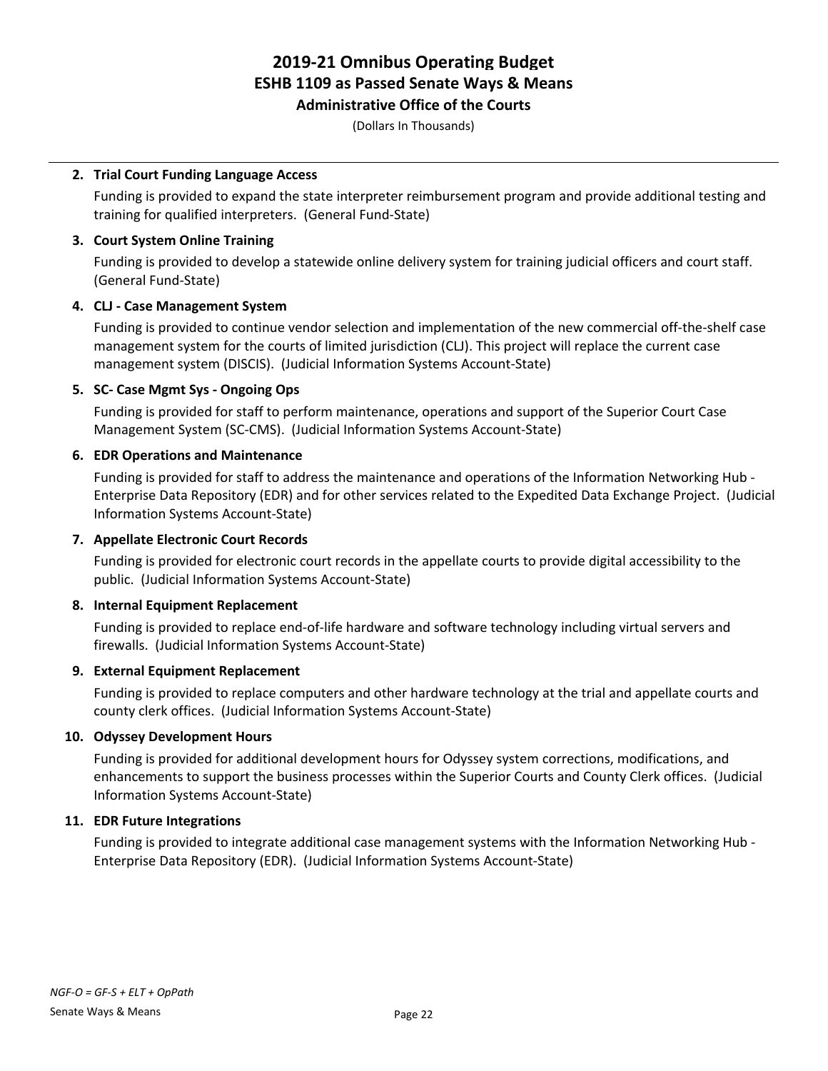**2. Trial Court Funding Language Access**

Funding is provided to expand the state interpreter reimbursement program and provide additional testing and training for qualified interpreters. (General Fund-State)

**3. Court System Online Training**

Funding is provided to develop a statewide online delivery system for training judicial officers and court staff. (General Fund-State)

**4. CLJ - Case Management System**

Funding is provided to continue vendor selection and implementation of the new commercial off-the-shelf case management system for the courts of limited jurisdiction (CLJ). This project will replace the current case management system (DISCIS). (Judicial Information Systems Account-State)

**5. SC- Case Mgmt Sys - Ongoing Ops**

Funding is provided for staff to perform maintenance, operations and support of the Superior Court Case Management System (SC-CMS). (Judicial Information Systems Account-State)

**6. EDR Operations and Maintenance**

Funding is provided for staff to address the maintenance and operations of the Information Networking Hub - Enterprise Data Repository (EDR) and for other services related to the Expedited Data Exchange Project. (Judicial Information Systems Account-State)

**7. Appellate Electronic Court Records**

Funding is provided for electronic court records in the appellate courts to provide digital accessibility to the public. (Judicial Information Systems Account-State)

**8. Internal Equipment Replacement**

Funding is provided to replace end-of-life hardware and software technology including virtual servers and firewalls. (Judicial Information Systems Account-State)

**9. External Equipment Replacement**

Funding is provided to replace computers and other hardware technology at the trial and appellate courts and county clerk offices. (Judicial Information Systems Account-State)

**10. Odyssey Development Hours**

Funding is provided for additional development hours for Odyssey system corrections, modifications, and enhancements to support the business processes within the Superior Courts and County Clerk offices. (Judicial Information Systems Account-State)

**11. EDR Future Integrations**

Funding is provided to integrate additional case management systems with the Information Networking Hub - Enterprise Data Repository (EDR). (Judicial Information Systems Account-State)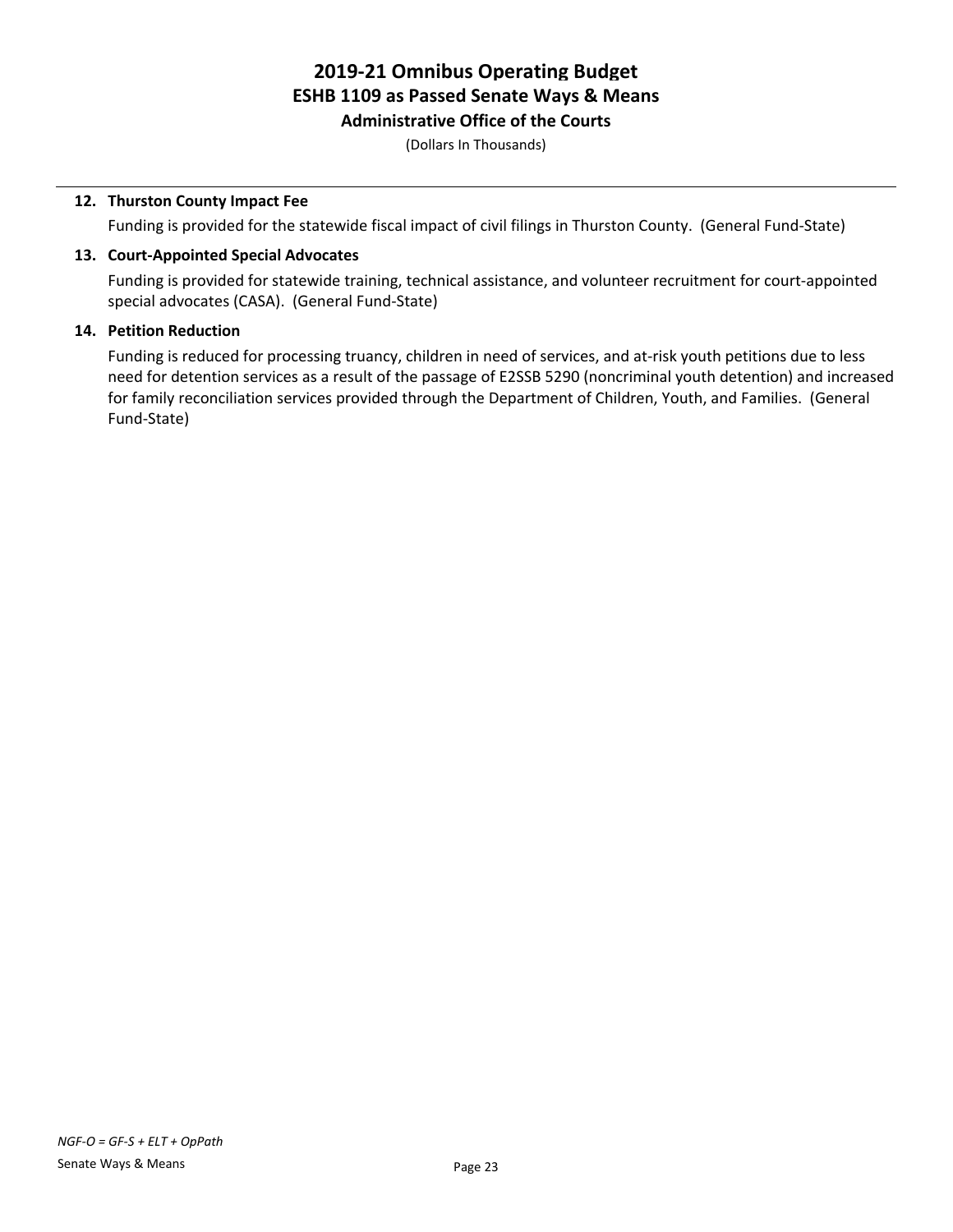**12. Thurston County Impact Fee**

Funding is provided for the statewide fiscal impact of civil filings in Thurston County. (General Fund-State)

**13. Court-Appointed Special Advocates**

Funding is provided for statewide training, technical assistance, and volunteer recruitment for court-appointed special advocates (CASA). (General Fund-State)

**14. Petition Reduction**

Funding is reduced for processing truancy, children in need of services, and at-risk youth petitions due to less need for detention services as a result of the passage of E2SSB 5290 (noncriminal youth detention) and increased for family reconciliation services provided through the Department of Children, Youth, and Families. (General Fund-State)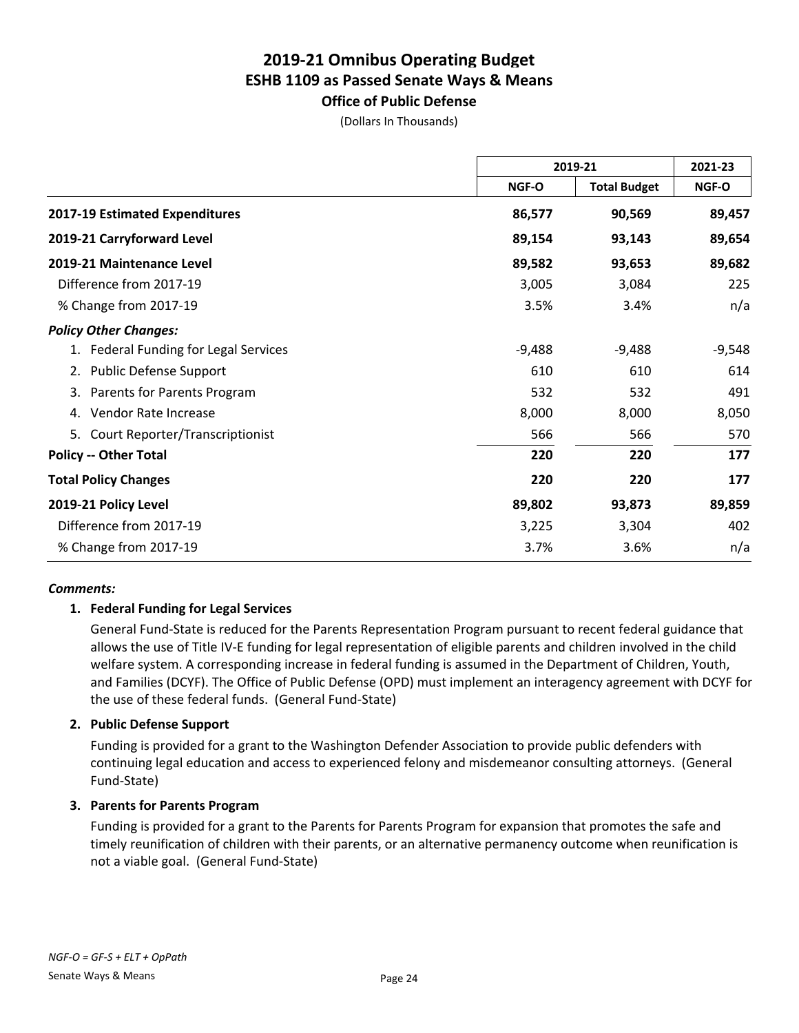# 2019-21 Omnibus Operating Budget
## ESHB 1109 as Passed Senate Ways & Means
### Office of Public Defense

(Dollars In Thousands)

| | 2019-21 | | 2021-23 |
|---|---|---|---|
| | NGF-O | Total Budget | NGF-O |
| **2017-19 Estimated Expenditures** | **86,577** | **90,569** | **89,457** |
| **2019-21 Carryforward Level** | **89,154** | **93,143** | **89,654** |
| **2019-21 Maintenance Level** | **89,582** | **93,653** | **89,682** |
| Difference from 2017-19 | 3,005 | 3,084 | 225 |
| % Change from 2017-19 | 3.5% | 3.4% | n/a |
| ***Policy Other Changes:*** | | | |
| 1. Federal Funding for Legal Services | -9,488 | -9,488 | -9,548 |
| 2. Public Defense Support | 610 | 610 | 614 |
| 3. Parents for Parents Program | 532 | 532 | 491 |
| 4. Vendor Rate Increase | 8,000 | 8,000 | 8,050 |
| 5. Court Reporter/Transcriptionist | 566 | 566 | 570 |
| **Policy -- Other Total** | **220** | **220** | **177** |
| **Total Policy Changes** | **220** | **220** | **177** |
| **2019-21 Policy Level** | **89,802** | **93,873** | **89,859** |
| Difference from 2017-19 | 3,225 | 3,304 | 402 |
| % Change from 2017-19 | 3.7% | 3.6% | n/a |

***Comments:***

**1. Federal Funding for Legal Services**

General Fund-State is reduced for the Parents Representation Program pursuant to recent federal guidance that allows the use of Title IV-E funding for legal representation of eligible parents and children involved in the child welfare system. A corresponding increase in federal funding is assumed in the Department of Children, Youth, and Families (DCYF). The Office of Public Defense (OPD) must implement an interagency agreement with DCYF for the use of these federal funds. (General Fund-State)

**2. Public Defense Support**

Funding is provided for a grant to the Washington Defender Association to provide public defenders with continuing legal education and access to experienced felony and misdemeanor consulting attorneys. (General Fund-State)

**3. Parents for Parents Program**

Funding is provided for a grant to the Parents for Parents Program for expansion that promotes the safe and timely reunification of children with their parents, or an alternative permanency outcome when reunification is not a viable goal. (General Fund-State)

*NGF-O = GF-S + ELT + OpPath*

Senate Ways & Means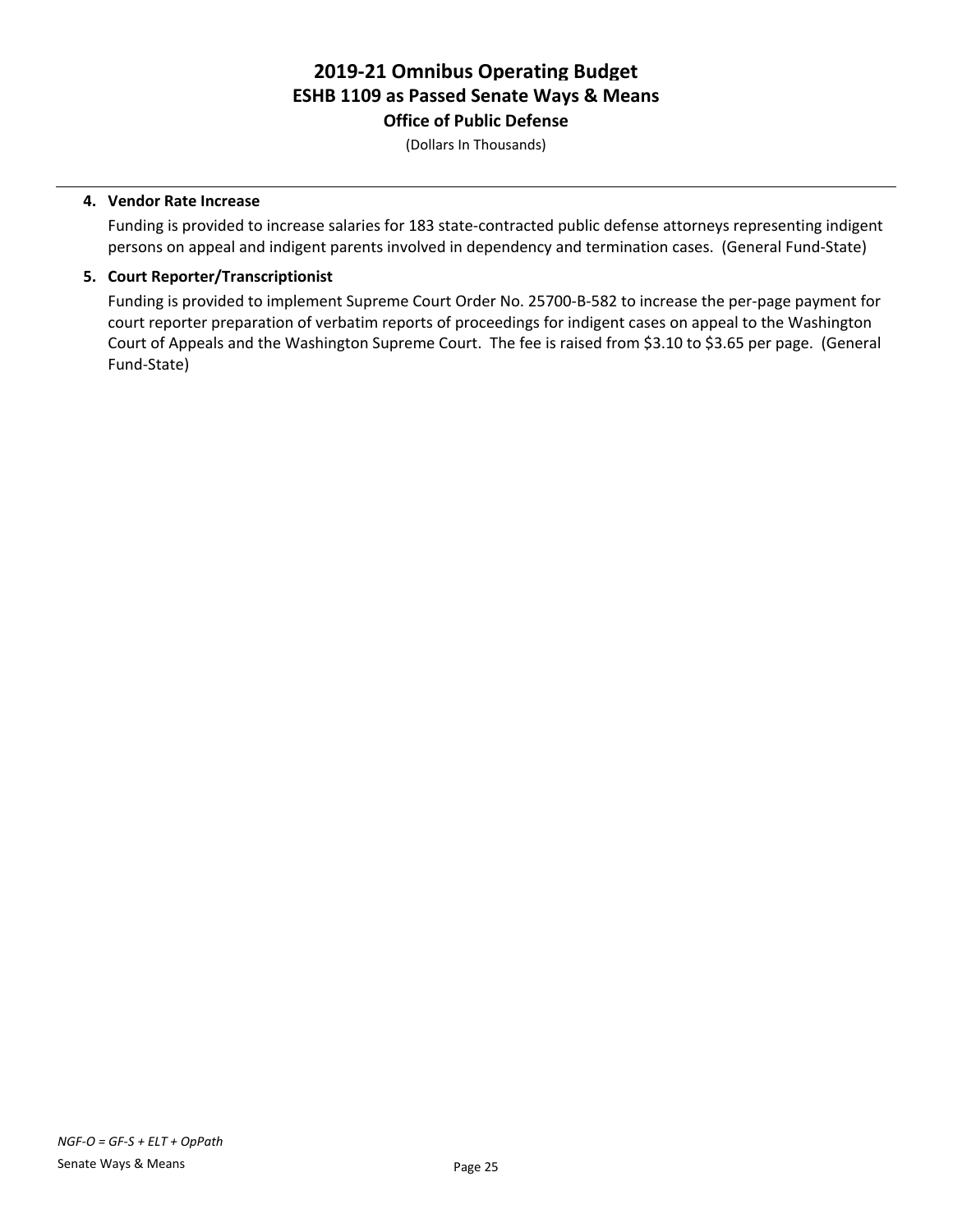# 2019-21 Omnibus Operating Budget
## ESHB 1109 as Passed Senate Ways & Means
### Office of Public Defense

(Dollars In Thousands)

4. **Vendor Rate Increase**

   Funding is provided to increase salaries for 183 state-contracted public defense attorneys representing indigent persons on appeal and indigent parents involved in dependency and termination cases. (General Fund-State)

5. **Court Reporter/Transcriptionist**

   Funding is provided to implement Supreme Court Order No. 25700-B-582 to increase the per-page payment for court reporter preparation of verbatim reports of proceedings for indigent cases on appeal to the Washington Court of Appeals and the Washington Supreme Court. The fee is raised from $3.10 to $3.65 per page. (General Fund-State)

*NGF-O = GF-S + ELT + OpPath*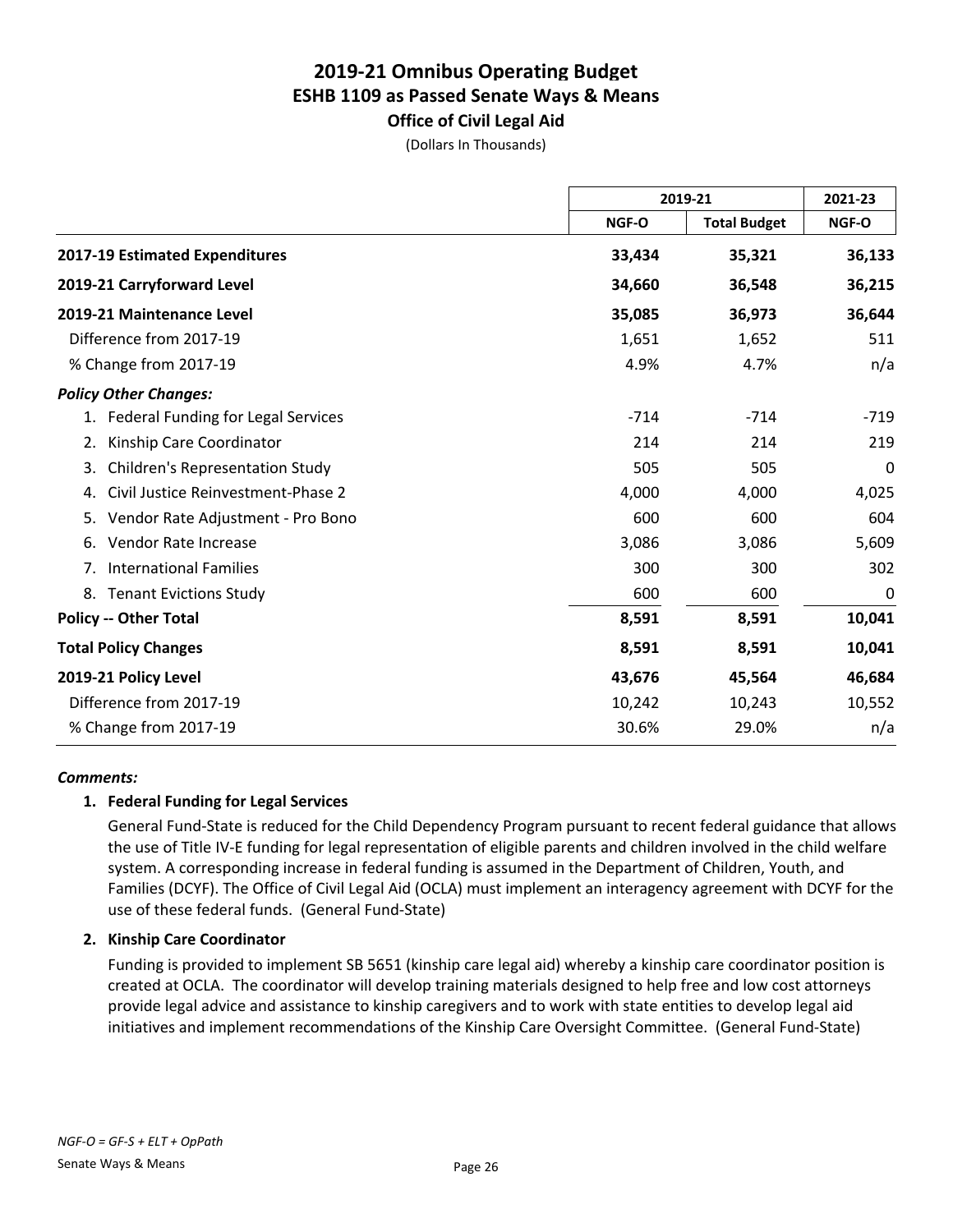# 2019-21 Omnibus Operating Budget
## ESHB 1109 as Passed Senate Ways & Means
### Office of Civil Legal Aid

(Dollars In Thousands)

| | 2019-21 | | 2021-23 |
|---|---|---|---|
| | NGF-O | Total Budget | NGF-O |
| **2017-19 Estimated Expenditures** | **33,434** | **35,321** | **36,133** |
| **2019-21 Carryforward Level** | **34,660** | **36,548** | **36,215** |
| **2019-21 Maintenance Level** | **35,085** | **36,973** | **36,644** |
| Difference from 2017-19 | 1,651 | 1,652 | 511 |
| % Change from 2017-19 | 4.9% | 4.7% | n/a |
| ***Policy Other Changes:*** | | | |
| 1. Federal Funding for Legal Services | -714 | -714 | -719 |
| 2. Kinship Care Coordinator | 214 | 214 | 219 |
| 3. Children's Representation Study | 505 | 505 | 0 |
| 4. Civil Justice Reinvestment-Phase 2 | 4,000 | 4,000 | 4,025 |
| 5. Vendor Rate Adjustment - Pro Bono | 600 | 600 | 604 |
| 6. Vendor Rate Increase | 3,086 | 3,086 | 5,609 |
| 7. International Families | 300 | 300 | 302 |
| 8. Tenant Evictions Study | 600 | 600 | 0 |
| **Policy -- Other Total** | **8,591** | **8,591** | **10,041** |
| **Total Policy Changes** | **8,591** | **8,591** | **10,041** |
| **2019-21 Policy Level** | **43,676** | **45,564** | **46,684** |
| Difference from 2017-19 | 10,242 | 10,243 | 10,552 |
| % Change from 2017-19 | 30.6% | 29.0% | n/a |

***Comments:***

**1. Federal Funding for Legal Services**

General Fund-State is reduced for the Child Dependency Program pursuant to recent federal guidance that allows the use of Title IV-E funding for legal representation of eligible parents and children involved in the child welfare system. A corresponding increase in federal funding is assumed in the Department of Children, Youth, and Families (DCYF). The Office of Civil Legal Aid (OCLA) must implement an interagency agreement with DCYF for the use of these federal funds. (General Fund-State)

**2. Kinship Care Coordinator**

Funding is provided to implement SB 5651 (kinship care legal aid) whereby a kinship care coordinator position is created at OCLA. The coordinator will develop training materials designed to help free and low cost attorneys provide legal advice and assistance to kinship caregivers and to work with state entities to develop legal aid initiatives and implement recommendations of the Kinship Care Oversight Committee. (General Fund-State)

*NGF-O = GF-S + ELT + OpPath*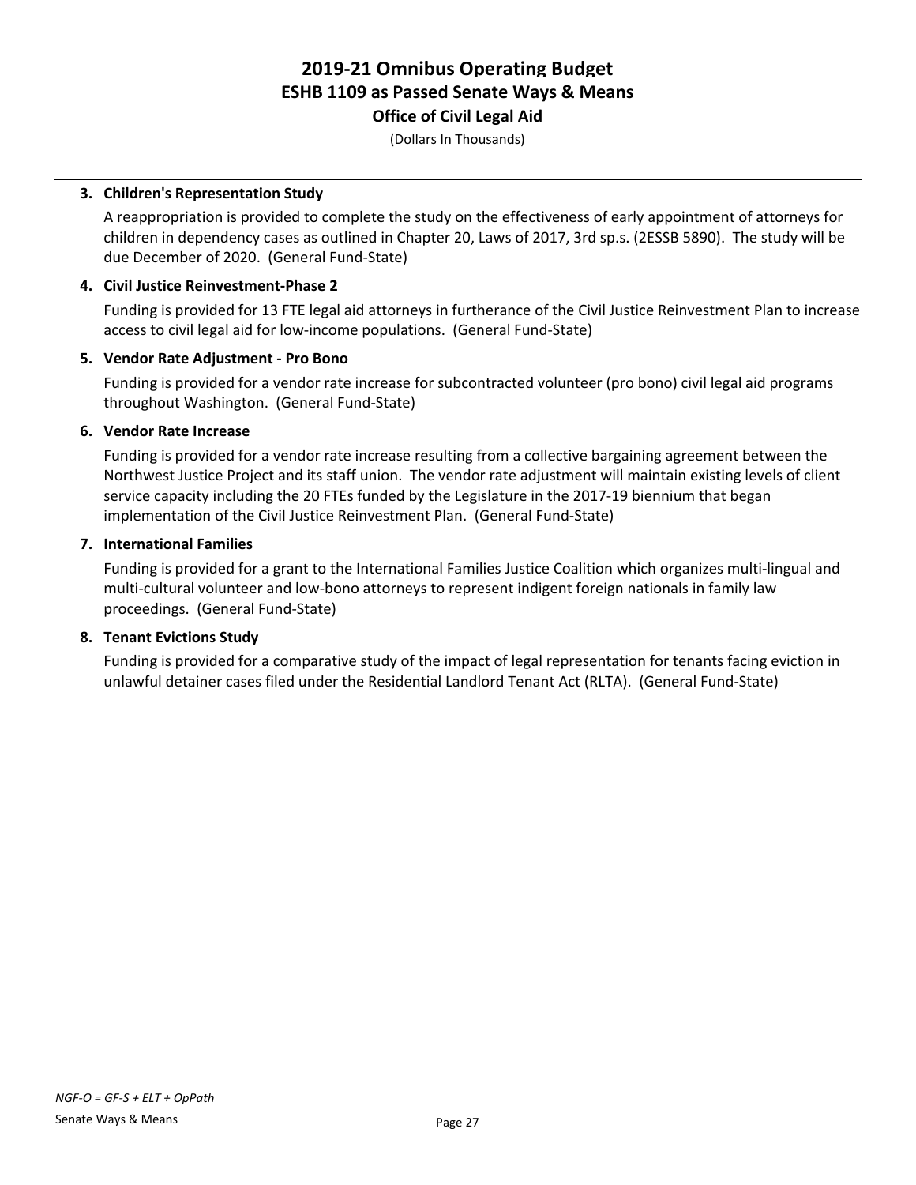# 2019-21 Omnibus Operating Budget
## ESHB 1109 as Passed Senate Ways & Means
### Office of Civil Legal Aid

(Dollars In Thousands)

**3. Children's Representation Study**

A reappropriation is provided to complete the study on the effectiveness of early appointment of attorneys for children in dependency cases as outlined in Chapter 20, Laws of 2017, 3rd sp.s. (2ESSB 5890). The study will be due December of 2020. (General Fund-State)

**4. Civil Justice Reinvestment-Phase 2**

Funding is provided for 13 FTE legal aid attorneys in furtherance of the Civil Justice Reinvestment Plan to increase access to civil legal aid for low-income populations. (General Fund-State)

**5. Vendor Rate Adjustment - Pro Bono**

Funding is provided for a vendor rate increase for subcontracted volunteer (pro bono) civil legal aid programs throughout Washington. (General Fund-State)

**6. Vendor Rate Increase**

Funding is provided for a vendor rate increase resulting from a collective bargaining agreement between the Northwest Justice Project and its staff union. The vendor rate adjustment will maintain existing levels of client service capacity including the 20 FTEs funded by the Legislature in the 2017-19 biennium that began implementation of the Civil Justice Reinvestment Plan. (General Fund-State)

**7. International Families**

Funding is provided for a grant to the International Families Justice Coalition which organizes multi-lingual and multi-cultural volunteer and low-bono attorneys to represent indigent foreign nationals in family law proceedings. (General Fund-State)

**8. Tenant Evictions Study**

Funding is provided for a comparative study of the impact of legal representation for tenants facing eviction in unlawful detainer cases filed under the Residential Landlord Tenant Act (RLTA). (General Fund-State)

*NGF-O = GF-S + ELT + OpPath*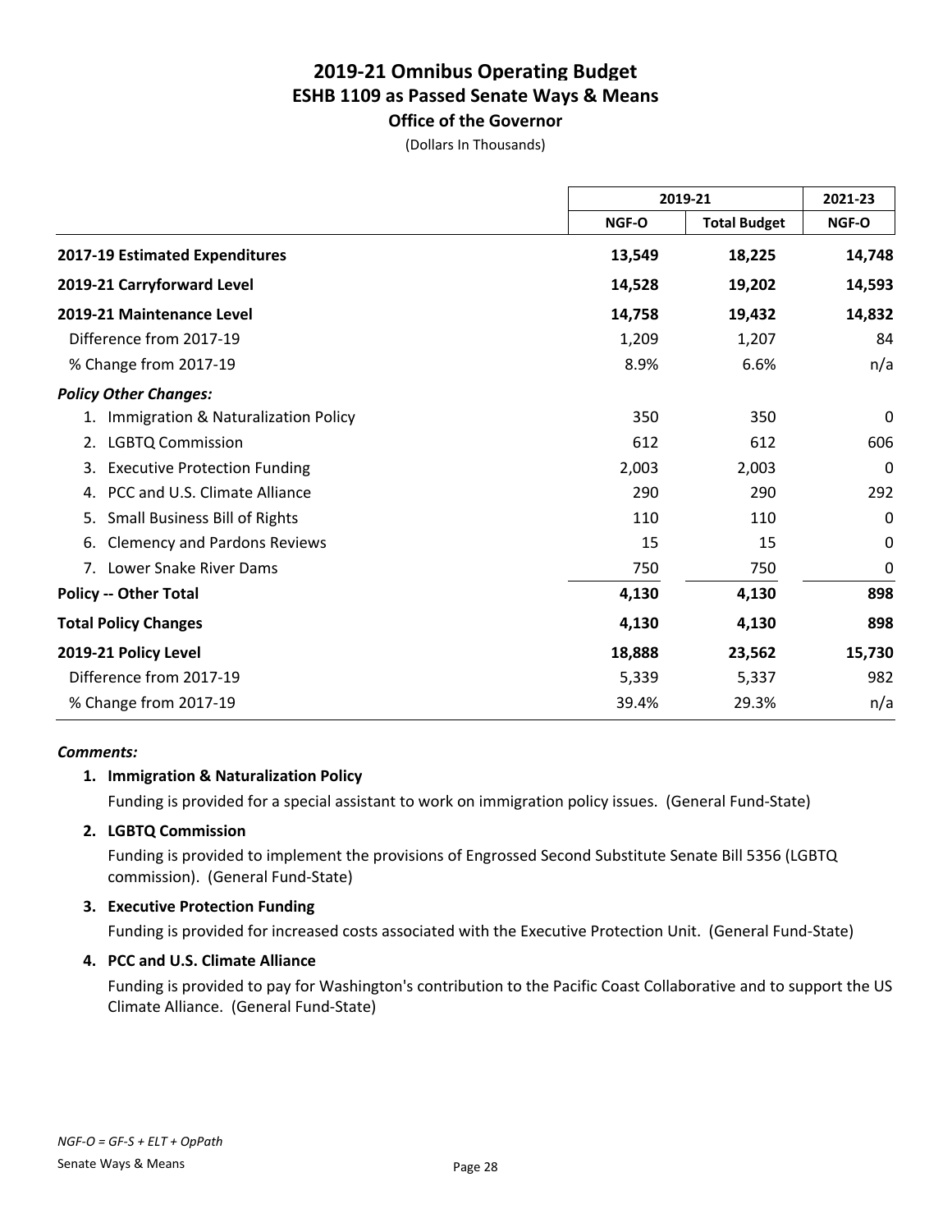# 2019-21 Omnibus Operating Budget
## ESHB 1109 as Passed Senate Ways & Means
### Office of the Governor

(Dollars In Thousands)

| | 2019-21 | | 2021-23 |
|---|---|---|---|
| | NGF-O | Total Budget | NGF-O |
| **2017-19 Estimated Expenditures** | **13,549** | **18,225** | **14,748** |
| **2019-21 Carryforward Level** | **14,528** | **19,202** | **14,593** |
| **2019-21 Maintenance Level** | **14,758** | **19,432** | **14,832** |
| Difference from 2017-19 | 1,209 | 1,207 | 84 |
| % Change from 2017-19 | 8.9% | 6.6% | n/a |
| ***Policy Other Changes:*** | | | |
| 1. Immigration & Naturalization Policy | 350 | 350 | 0 |
| 2. LGBTQ Commission | 612 | 612 | 606 |
| 3. Executive Protection Funding | 2,003 | 2,003 | 0 |
| 4. PCC and U.S. Climate Alliance | 290 | 290 | 292 |
| 5. Small Business Bill of Rights | 110 | 110 | 0 |
| 6. Clemency and Pardons Reviews | 15 | 15 | 0 |
| 7. Lower Snake River Dams | 750 | 750 | 0 |
| **Policy -- Other Total** | **4,130** | **4,130** | **898** |
| **Total Policy Changes** | **4,130** | **4,130** | **898** |
| **2019-21 Policy Level** | **18,888** | **23,562** | **15,730** |
| Difference from 2017-19 | 5,339 | 5,337 | 982 |
| % Change from 2017-19 | 39.4% | 29.3% | n/a |

***Comments:***

1. **Immigration & Naturalization Policy**

   Funding is provided for a special assistant to work on immigration policy issues. (General Fund-State)

2. **LGBTQ Commission**

   Funding is provided to implement the provisions of Engrossed Second Substitute Senate Bill 5356 (LGBTQ commission). (General Fund-State)

3. **Executive Protection Funding**

   Funding is provided for increased costs associated with the Executive Protection Unit. (General Fund-State)

4. **PCC and U.S. Climate Alliance**

   Funding is provided to pay for Washington's contribution to the Pacific Coast Collaborative and to support the US Climate Alliance. (General Fund-State)

*NGF-O = GF-S + ELT + OpPath*

Senate Ways & Means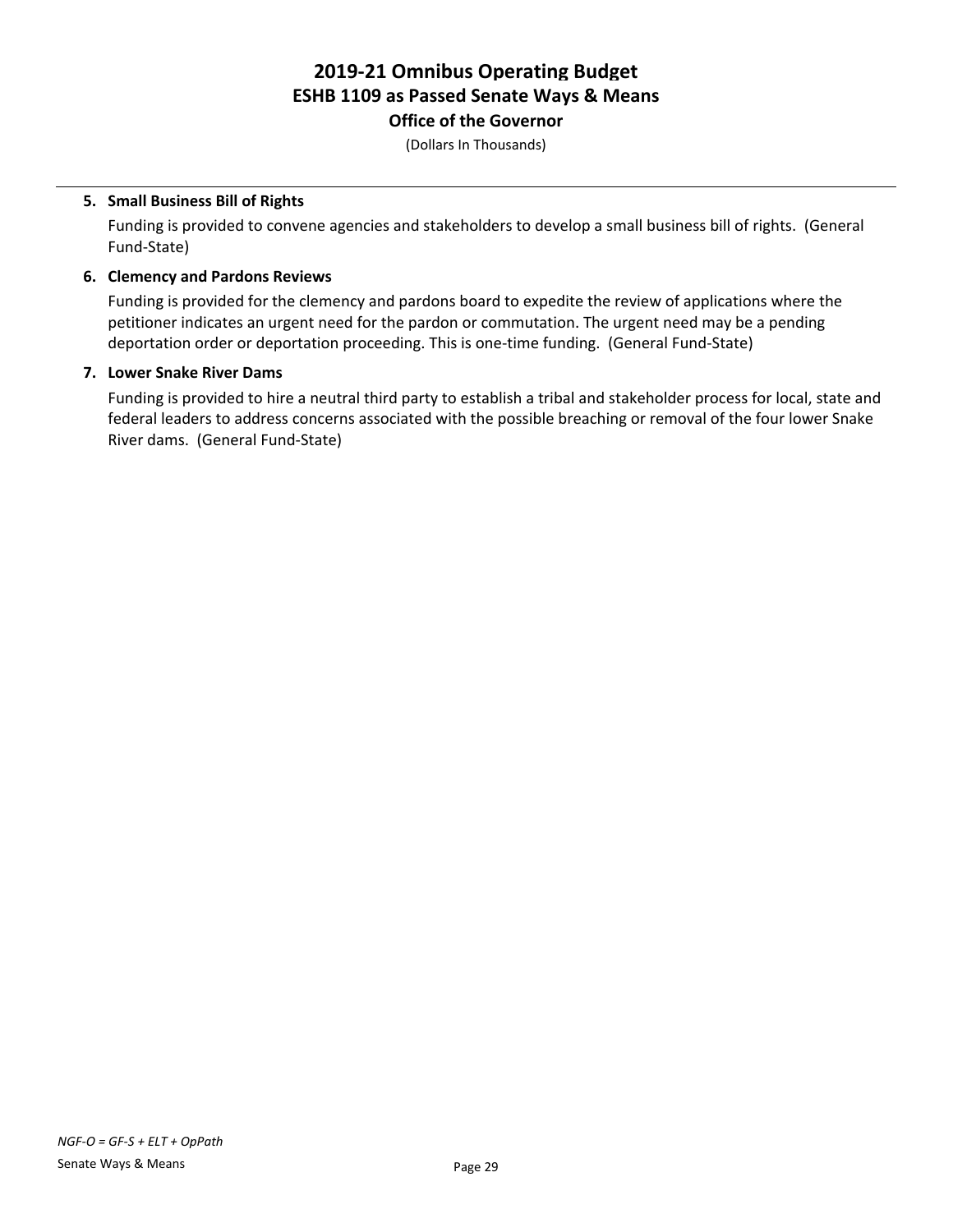**5. Small Business Bill of Rights**

Funding is provided to convene agencies and stakeholders to develop a small business bill of rights. (General Fund-State)

**6. Clemency and Pardons Reviews**

Funding is provided for the clemency and pardons board to expedite the review of applications where the petitioner indicates an urgent need for the pardon or commutation. The urgent need may be a pending deportation order or deportation proceeding. This is one-time funding. (General Fund-State)

**7. Lower Snake River Dams**

Funding is provided to hire a neutral third party to establish a tribal and stakeholder process for local, state and federal leaders to address concerns associated with the possible breaching or removal of the four lower Snake River dams. (General Fund-State)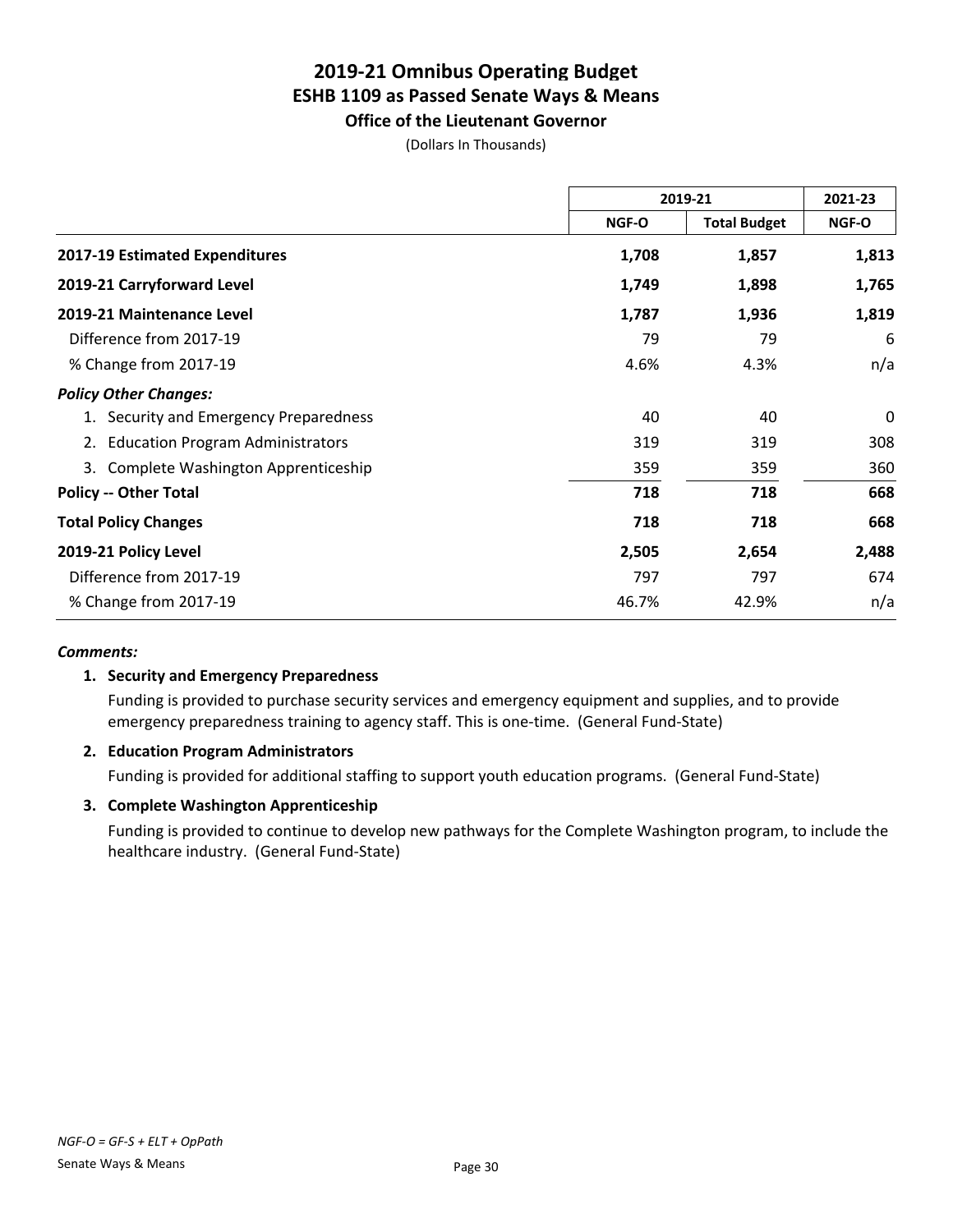# 2019-21 Omnibus Operating Budget
## ESHB 1109 as Passed Senate Ways & Means
### Office of the Lieutenant Governor

(Dollars In Thousands)

| | 2019-21 | | 2021-23 |
|---|---|---|---|
| | NGF-O | Total Budget | NGF-O |
| **2017-19 Estimated Expenditures** | **1,708** | **1,857** | **1,813** |
| **2019-21 Carryforward Level** | **1,749** | **1,898** | **1,765** |
| **2019-21 Maintenance Level** | **1,787** | **1,936** | **1,819** |
| Difference from 2017-19 | 79 | 79 | 6 |
| % Change from 2017-19 | 4.6% | 4.3% | n/a |
| ***Policy Other Changes:*** | | | |
| 1. Security and Emergency Preparedness | 40 | 40 | 0 |
| 2. Education Program Administrators | 319 | 319 | 308 |
| 3. Complete Washington Apprenticeship | 359 | 359 | 360 |
| **Policy -- Other Total** | **718** | **718** | **668** |
| **Total Policy Changes** | **718** | **718** | **668** |
| **2019-21 Policy Level** | **2,505** | **2,654** | **2,488** |
| Difference from 2017-19 | 797 | 797 | 674 |
| % Change from 2017-19 | 46.7% | 42.9% | n/a |

***Comments:***

1. **Security and Emergency Preparedness**

   Funding is provided to purchase security services and emergency equipment and supplies, and to provide emergency preparedness training to agency staff. This is one-time. (General Fund-State)

2. **Education Program Administrators**

   Funding is provided for additional staffing to support youth education programs. (General Fund-State)

3. **Complete Washington Apprenticeship**

   Funding is provided to continue to develop new pathways for the Complete Washington program, to include the healthcare industry. (General Fund-State)

*NGF-O = GF-S + ELT + OpPath*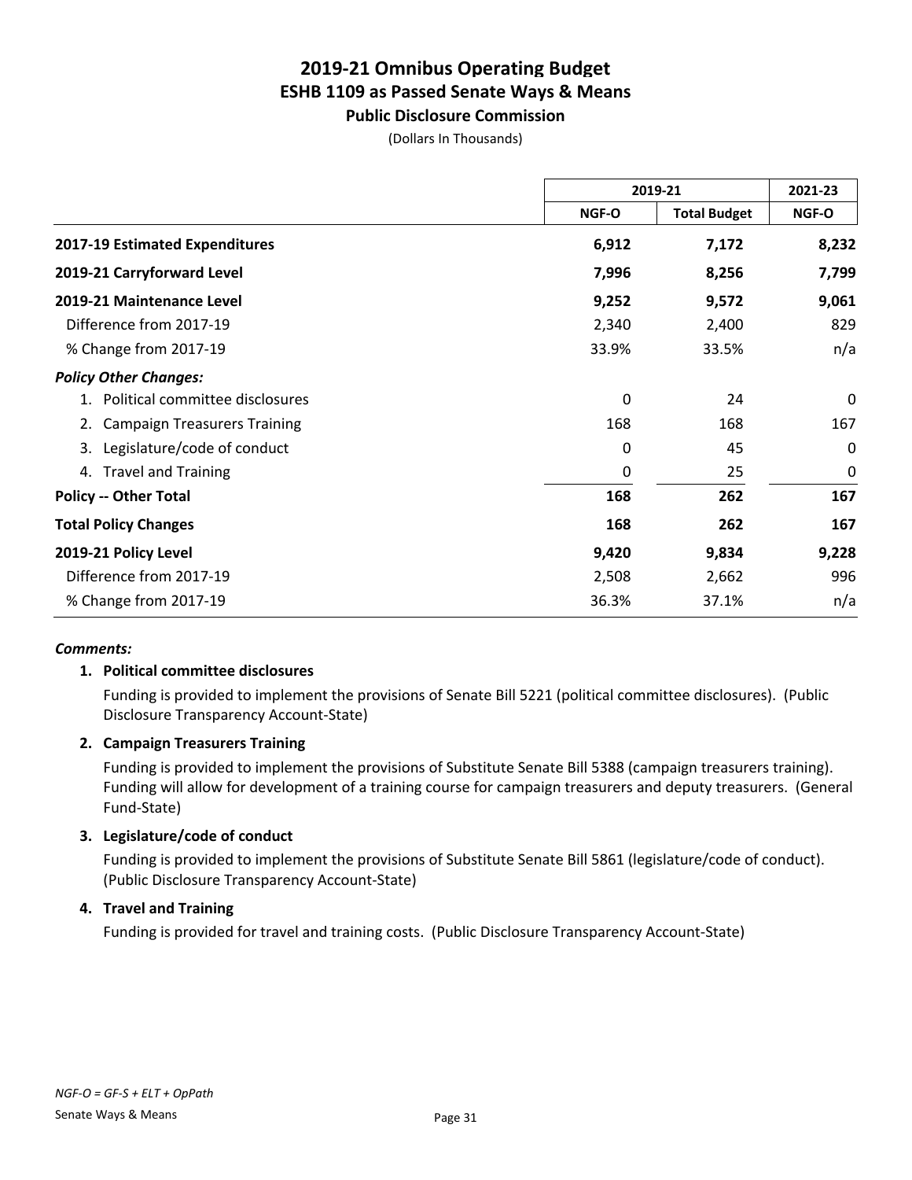# 2019-21 Omnibus Operating Budget
## ESHB 1109 as Passed Senate Ways & Means
### Public Disclosure Commission

(Dollars In Thousands)

| | 2019-21 | | 2021-23 |
|---|---|---|---|
| | NGF-O | Total Budget | NGF-O |
| **2017-19 Estimated Expenditures** | **6,912** | **7,172** | **8,232** |
| **2019-21 Carryforward Level** | **7,996** | **8,256** | **7,799** |
| **2019-21 Maintenance Level** | **9,252** | **9,572** | **9,061** |
| Difference from 2017-19 | 2,340 | 2,400 | 829 |
| % Change from 2017-19 | 33.9% | 33.5% | n/a |
| ***Policy Other Changes:*** | | | |
| 1. Political committee disclosures | 0 | 24 | 0 |
| 2. Campaign Treasurers Training | 168 | 168 | 167 |
| 3. Legislature/code of conduct | 0 | 45 | 0 |
| 4. Travel and Training | 0 | 25 | 0 |
| **Policy -- Other Total** | **168** | **262** | **167** |
| **Total Policy Changes** | **168** | **262** | **167** |
| **2019-21 Policy Level** | **9,420** | **9,834** | **9,228** |
| Difference from 2017-19 | 2,508 | 2,662 | 996 |
| % Change from 2017-19 | 36.3% | 37.1% | n/a |

***Comments:***

1. **Political committee disclosures**

   Funding is provided to implement the provisions of Senate Bill 5221 (political committee disclosures). (Public Disclosure Transparency Account-State)

2. **Campaign Treasurers Training**

   Funding is provided to implement the provisions of Substitute Senate Bill 5388 (campaign treasurers training). Funding will allow for development of a training course for campaign treasurers and deputy treasurers. (General Fund-State)

3. **Legislature/code of conduct**

   Funding is provided to implement the provisions of Substitute Senate Bill 5861 (legislature/code of conduct). (Public Disclosure Transparency Account-State)

4. **Travel and Training**

   Funding is provided for travel and training costs. (Public Disclosure Transparency Account-State)

*NGF-O = GF-S + ELT + OpPath*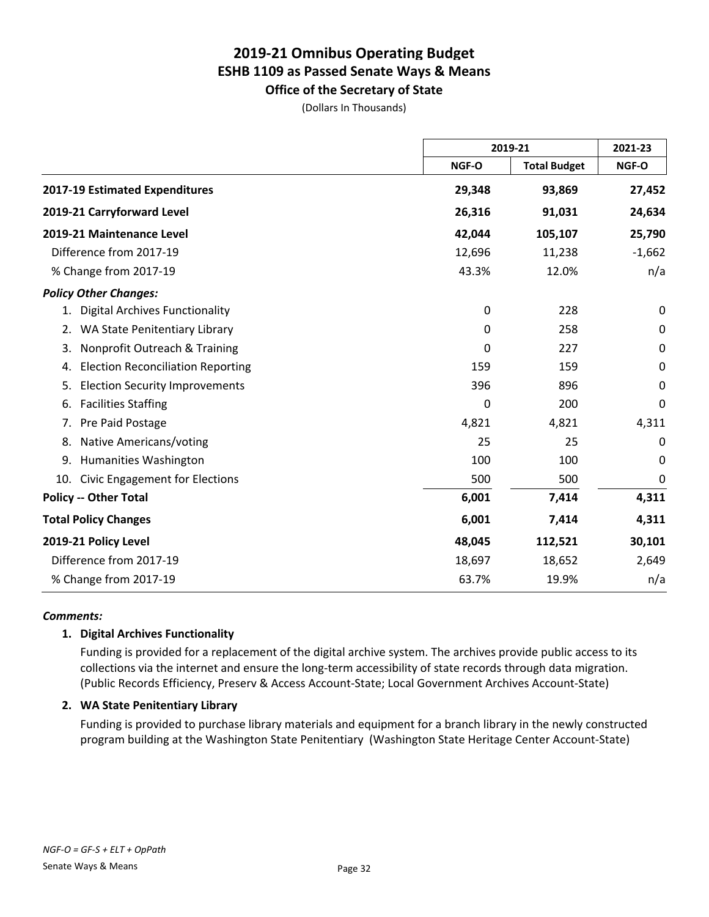# 2019-21 Omnibus Operating Budget
## ESHB 1109 as Passed Senate Ways & Means
### Office of the Secretary of State

(Dollars In Thousands)

| | 2019-21 | | 2021-23 |
|---|---|---|---|
| | NGF-O | Total Budget | NGF-O |
| **2017-19 Estimated Expenditures** | **29,348** | **93,869** | **27,452** |
| **2019-21 Carryforward Level** | **26,316** | **91,031** | **24,634** |
| **2019-21 Maintenance Level** | **42,044** | **105,107** | **25,790** |
| Difference from 2017-19 | 12,696 | 11,238 | -1,662 |
| % Change from 2017-19 | 43.3% | 12.0% | n/a |
| ***Policy Other Changes:*** | | | |
| 1. Digital Archives Functionality | 0 | 228 | 0 |
| 2. WA State Penitentiary Library | 0 | 258 | 0 |
| 3. Nonprofit Outreach & Training | 0 | 227 | 0 |
| 4. Election Reconciliation Reporting | 159 | 159 | 0 |
| 5. Election Security Improvements | 396 | 896 | 0 |
| 6. Facilities Staffing | 0 | 200 | 0 |
| 7. Pre Paid Postage | 4,821 | 4,821 | 4,311 |
| 8. Native Americans/voting | 25 | 25 | 0 |
| 9. Humanities Washington | 100 | 100 | 0 |
| 10. Civic Engagement for Elections | 500 | 500 | 0 |
| **Policy -- Other Total** | **6,001** | **7,414** | **4,311** |
| **Total Policy Changes** | **6,001** | **7,414** | **4,311** |
| **2019-21 Policy Level** | **48,045** | **112,521** | **30,101** |
| Difference from 2017-19 | 18,697 | 18,652 | 2,649 |
| % Change from 2017-19 | 63.7% | 19.9% | n/a |

***Comments:***

**1. Digital Archives Functionality**

Funding is provided for a replacement of the digital archive system. The archives provide public access to its collections via the internet and ensure the long-term accessibility of state records through data migration. (Public Records Efficiency, Preserv & Access Account-State; Local Government Archives Account-State)

**2. WA State Penitentiary Library**

Funding is provided to purchase library materials and equipment for a branch library in the newly constructed program building at the Washington State Penitentiary (Washington State Heritage Center Account-State)

*NGF-O = GF-S + ELT + OpPath*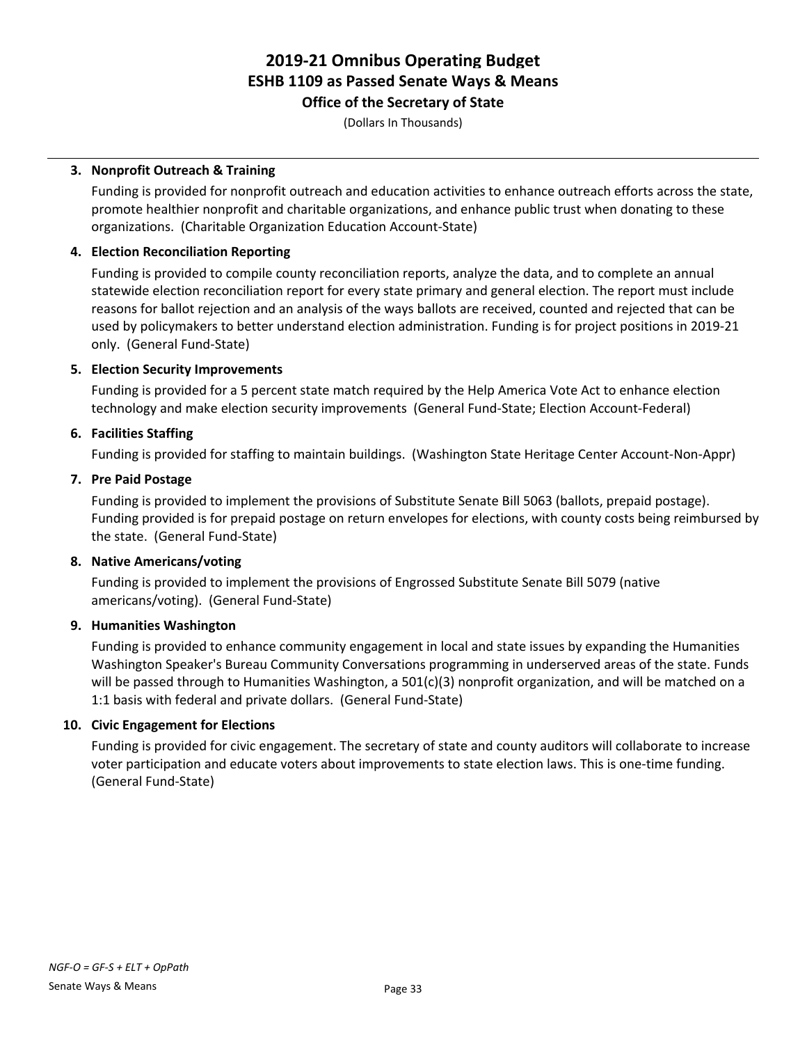**3. Nonprofit Outreach & Training**

Funding is provided for nonprofit outreach and education activities to enhance outreach efforts across the state, promote healthier nonprofit and charitable organizations, and enhance public trust when donating to these organizations. (Charitable Organization Education Account-State)

**4. Election Reconciliation Reporting**

Funding is provided to compile county reconciliation reports, analyze the data, and to complete an annual statewide election reconciliation report for every state primary and general election. The report must include reasons for ballot rejection and an analysis of the ways ballots are received, counted and rejected that can be used by policymakers to better understand election administration. Funding is for project positions in 2019-21 only. (General Fund-State)

**5. Election Security Improvements**

Funding is provided for a 5 percent state match required by the Help America Vote Act to enhance election technology and make election security improvements (General Fund-State; Election Account-Federal)

**6. Facilities Staffing**

Funding is provided for staffing to maintain buildings. (Washington State Heritage Center Account-Non-Appr)

**7. Pre Paid Postage**

Funding is provided to implement the provisions of Substitute Senate Bill 5063 (ballots, prepaid postage). Funding provided is for prepaid postage on return envelopes for elections, with county costs being reimbursed by the state. (General Fund-State)

**8. Native Americans/voting**

Funding is provided to implement the provisions of Engrossed Substitute Senate Bill 5079 (native americans/voting). (General Fund-State)

**9. Humanities Washington**

Funding is provided to enhance community engagement in local and state issues by expanding the Humanities Washington Speaker's Bureau Community Conversations programming in underserved areas of the state. Funds will be passed through to Humanities Washington, a 501(c)(3) nonprofit organization, and will be matched on a 1:1 basis with federal and private dollars. (General Fund-State)

**10. Civic Engagement for Elections**

Funding is provided for civic engagement. The secretary of state and county auditors will collaborate to increase voter participation and educate voters about improvements to state election laws. This is one-time funding. (General Fund-State)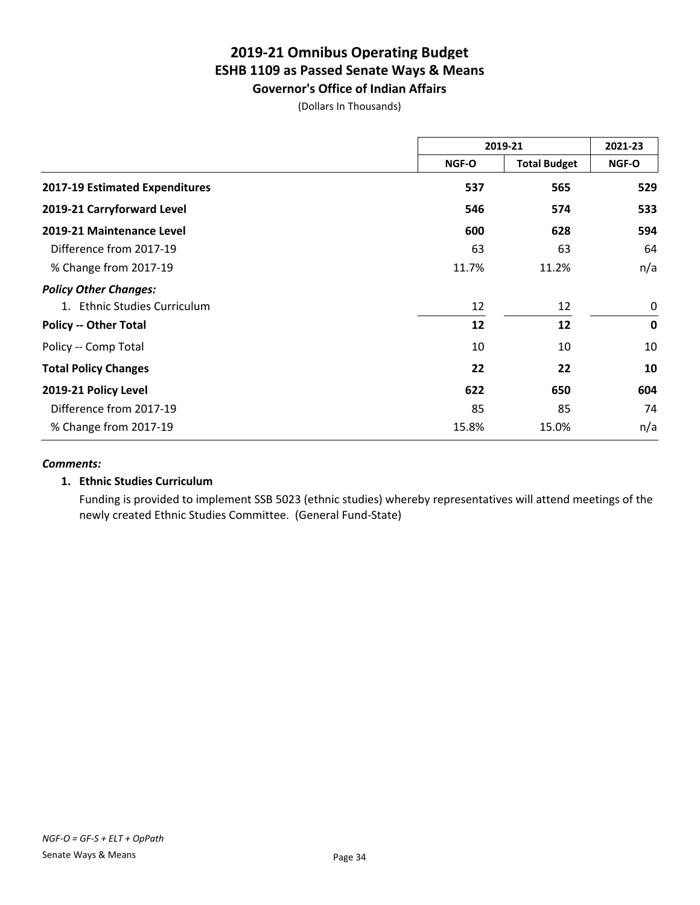# 2019-21 Omnibus Operating Budget
## ESHB 1109 as Passed Senate Ways & Means
### Governor's Office of Indian Affairs

(Dollars In Thousands)

| | 2019-21 | | 2021-23 |
|---|---|---|---|
| | NGF-O | Total Budget | NGF-O |
| **2017-19 Estimated Expenditures** | **537** | **565** | **529** |
| **2019-21 Carryforward Level** | **546** | **574** | **533** |
| **2019-21 Maintenance Level** | **600** | **628** | **594** |
| Difference from 2017-19 | 63 | 63 | 64 |
| % Change from 2017-19 | 11.7% | 11.2% | n/a |
| ***Policy Other Changes:*** | | | |
| 1. Ethnic Studies Curriculum | 12 | 12 | 0 |
| **Policy -- Other Total** | **12** | **12** | **0** |
| Policy -- Comp Total | 10 | 10 | 10 |
| **Total Policy Changes** | **22** | **22** | **10** |
| **2019-21 Policy Level** | **622** | **650** | **604** |
| Difference from 2017-19 | 85 | 85 | 74 |
| % Change from 2017-19 | 15.8% | 15.0% | n/a |

***Comments:***

**1. Ethnic Studies Curriculum**

Funding is provided to implement SSB 5023 (ethnic studies) whereby representatives will attend meetings of the newly created Ethnic Studies Committee. (General Fund-State)

*NGF-O = GF-S + ELT + OpPath*

Senate Ways & Means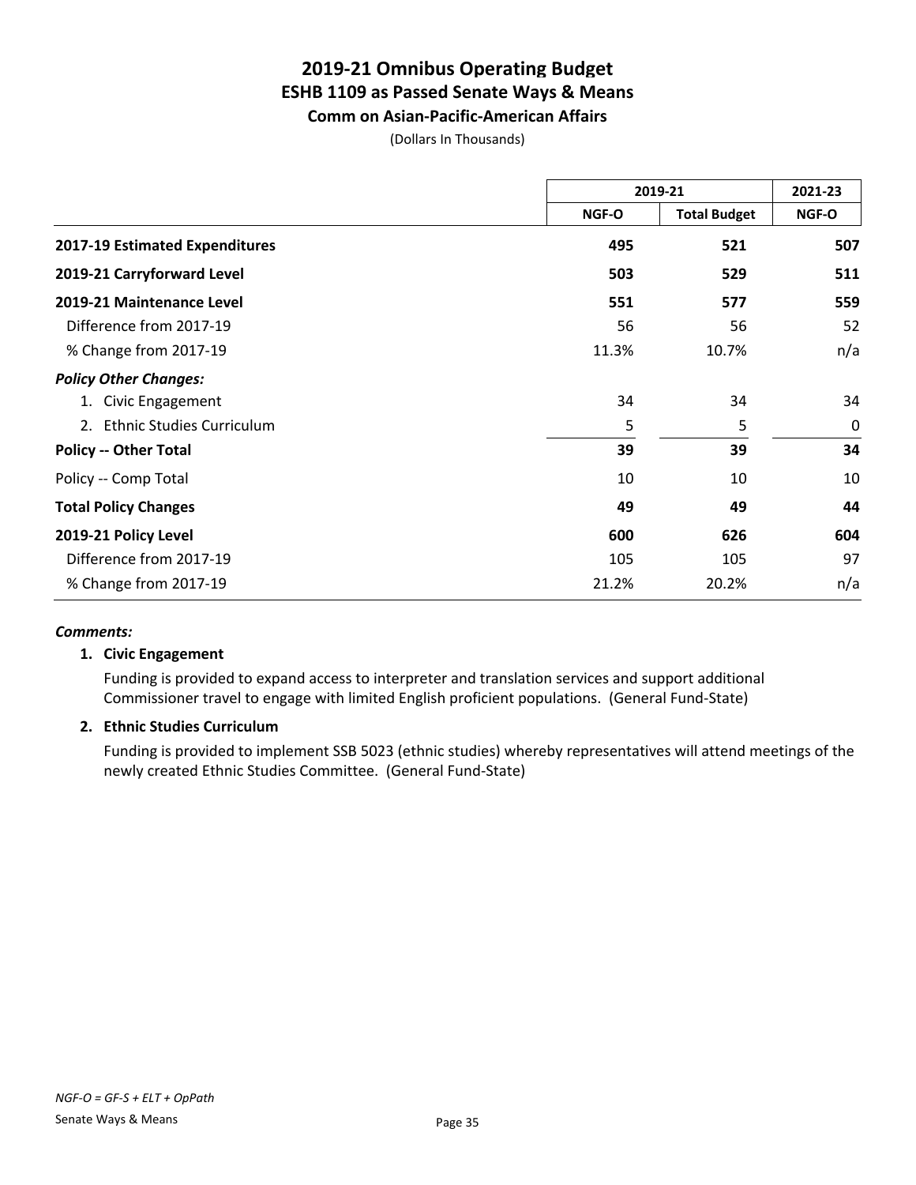# 2019-21 Omnibus Operating Budget
## ESHB 1109 as Passed Senate Ways & Means
### Comm on Asian-Pacific-American Affairs

(Dollars In Thousands)

| | 2019-21 | | 2021-23 |
|---|---|---|---|
| | NGF-O | Total Budget | NGF-O |
| **2017-19 Estimated Expenditures** | **495** | **521** | **507** |
| **2019-21 Carryforward Level** | **503** | **529** | **511** |
| **2019-21 Maintenance Level** | **551** | **577** | **559** |
| Difference from 2017-19 | 56 | 56 | 52 |
| % Change from 2017-19 | 11.3% | 10.7% | n/a |
| ***Policy Other Changes:*** | | | |
| 1. Civic Engagement | 34 | 34 | 34 |
| 2. Ethnic Studies Curriculum | 5 | 5 | 0 |
| **Policy -- Other Total** | **39** | **39** | **34** |
| Policy -- Comp Total | 10 | 10 | 10 |
| **Total Policy Changes** | **49** | **49** | **44** |
| **2019-21 Policy Level** | **600** | **626** | **604** |
| Difference from 2017-19 | 105 | 105 | 97 |
| % Change from 2017-19 | 21.2% | 20.2% | n/a |

***Comments:***

**1. Civic Engagement**

Funding is provided to expand access to interpreter and translation services and support additional Commissioner travel to engage with limited English proficient populations. (General Fund-State)

**2. Ethnic Studies Curriculum**

Funding is provided to implement SSB 5023 (ethnic studies) whereby representatives will attend meetings of the newly created Ethnic Studies Committee. (General Fund-State)

*NGF-O = GF-S + ELT + OpPath*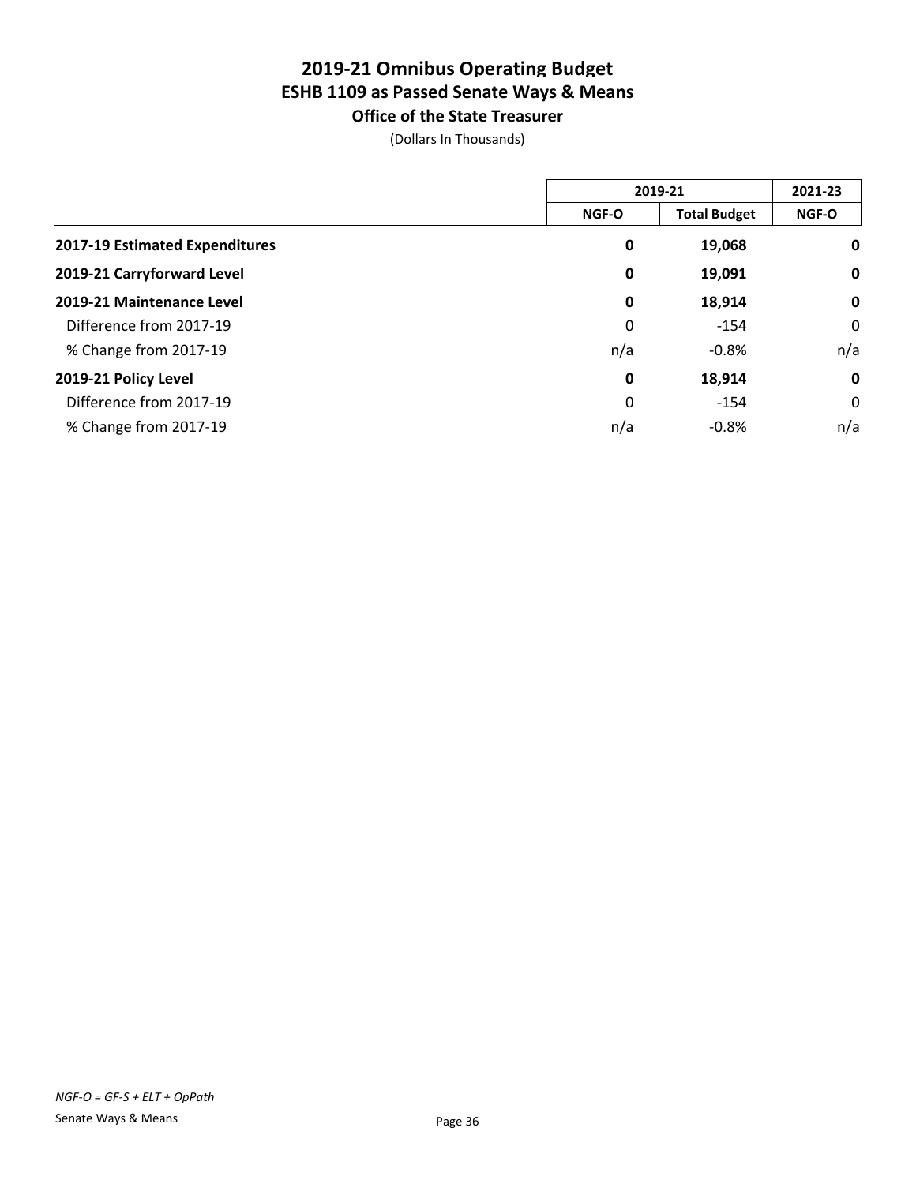# 2019-21 Omnibus Operating Budget
## ESHB 1109 as Passed Senate Ways & Means
### Office of the State Treasurer

(Dollars In Thousands)

| | 2019-21 | | 2021-23 |
|---|---|---|---|
| | NGF-O | Total Budget | NGF-O |
| **2017-19 Estimated Expenditures** | **0** | **19,068** | **0** |
| **2019-21 Carryforward Level** | **0** | **19,091** | **0** |
| **2019-21 Maintenance Level** | **0** | **18,914** | **0** |
| Difference from 2017-19 | 0 | -154 | 0 |
| % Change from 2017-19 | n/a | -0.8% | n/a |
| **2019-21 Policy Level** | **0** | **18,914** | **0** |
| Difference from 2017-19 | 0 | -154 | 0 |
| % Change from 2017-19 | n/a | -0.8% | n/a |

*NGF-O = GF-S + ELT + OpPath*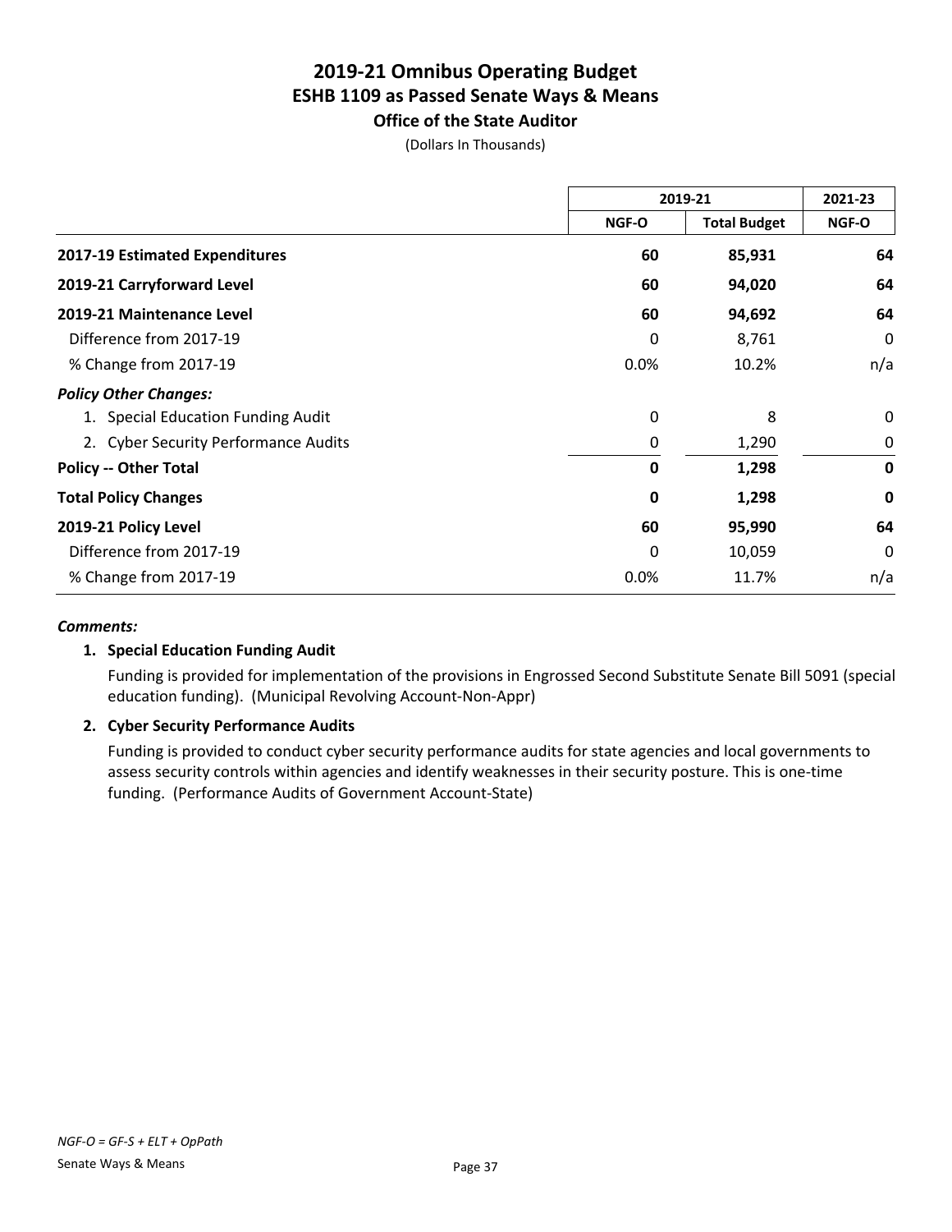# 2019-21 Omnibus Operating Budget
## ESHB 1109 as Passed Senate Ways & Means
### Office of the State Auditor

(Dollars In Thousands)

| | 2019-21 | | 2021-23 |
|---|---|---|---|
| | NGF-O | Total Budget | NGF-O |
| **2017-19 Estimated Expenditures** | **60** | **85,931** | **64** |
| **2019-21 Carryforward Level** | **60** | **94,020** | **64** |
| **2019-21 Maintenance Level** | **60** | **94,692** | **64** |
| Difference from 2017-19 | 0 | 8,761 | 0 |
| % Change from 2017-19 | 0.0% | 10.2% | n/a |
| ***Policy Other Changes:*** | | | |
| 1. Special Education Funding Audit | 0 | 8 | 0 |
| 2. Cyber Security Performance Audits | 0 | 1,290 | 0 |
| **Policy -- Other Total** | **0** | **1,298** | **0** |
| **Total Policy Changes** | **0** | **1,298** | **0** |
| **2019-21 Policy Level** | **60** | **95,990** | **64** |
| Difference from 2017-19 | 0 | 10,059 | 0 |
| % Change from 2017-19 | 0.0% | 11.7% | n/a |

***Comments:***

1. **Special Education Funding Audit**

   Funding is provided for implementation of the provisions in Engrossed Second Substitute Senate Bill 5091 (special education funding). (Municipal Revolving Account-Non-Appr)

2. **Cyber Security Performance Audits**

   Funding is provided to conduct cyber security performance audits for state agencies and local governments to assess security controls within agencies and identify weaknesses in their security posture. This is one-time funding. (Performance Audits of Government Account-State)

*NGF-O = GF-S + ELT + OpPath*

Senate Ways & Means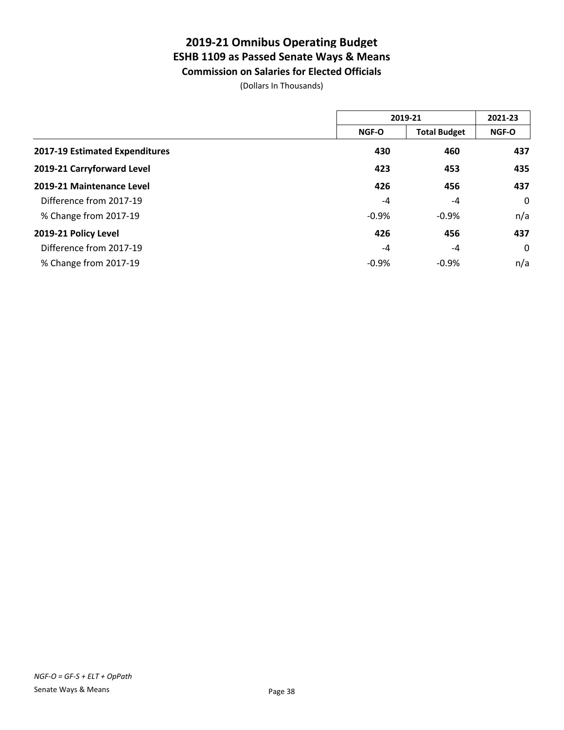# 2019-21 Omnibus Operating Budget
## ESHB 1109 as Passed Senate Ways & Means
### Commission on Salaries for Elected Officials

(Dollars In Thousands)

| | 2019-21 | | 2021-23 |
|---|---|---|---|
| | NGF-O | Total Budget | NGF-O |
| **2017-19 Estimated Expenditures** | **430** | **460** | **437** |
| **2019-21 Carryforward Level** | **423** | **453** | **435** |
| **2019-21 Maintenance Level** | **426** | **456** | **437** |
| Difference from 2017-19 | -4 | -4 | 0 |
| % Change from 2017-19 | -0.9% | -0.9% | n/a |
| **2019-21 Policy Level** | **426** | **456** | **437** |
| Difference from 2017-19 | -4 | -4 | 0 |
| % Change from 2017-19 | -0.9% | -0.9% | n/a |

*NGF-O = GF-S + ELT + OpPath*

Senate Ways & Means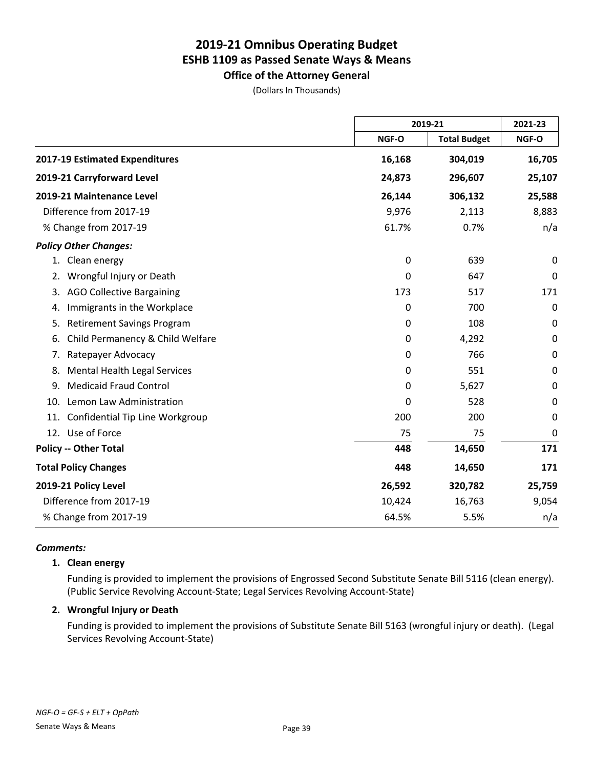# 2019-21 Omnibus Operating Budget
## ESHB 1109 as Passed Senate Ways & Means
### Office of the Attorney General

(Dollars In Thousands)

| | 2019-21 | | 2021-23 |
|---|---|---|---|
| | NGF-O | Total Budget | NGF-O |
| **2017-19 Estimated Expenditures** | **16,168** | **304,019** | **16,705** |
| **2019-21 Carryforward Level** | **24,873** | **296,607** | **25,107** |
| **2019-21 Maintenance Level** | **26,144** | **306,132** | **25,588** |
| Difference from 2017-19 | 9,976 | 2,113 | 8,883 |
| % Change from 2017-19 | 61.7% | 0.7% | n/a |
| ***Policy Other Changes:*** | | | |
| 1. Clean energy | 0 | 639 | 0 |
| 2. Wrongful Injury or Death | 0 | 647 | 0 |
| 3. AGO Collective Bargaining | 173 | 517 | 171 |
| 4. Immigrants in the Workplace | 0 | 700 | 0 |
| 5. Retirement Savings Program | 0 | 108 | 0 |
| 6. Child Permanency & Child Welfare | 0 | 4,292 | 0 |
| 7. Ratepayer Advocacy | 0 | 766 | 0 |
| 8. Mental Health Legal Services | 0 | 551 | 0 |
| 9. Medicaid Fraud Control | 0 | 5,627 | 0 |
| 10. Lemon Law Administration | 0 | 528 | 0 |
| 11. Confidential Tip Line Workgroup | 200 | 200 | 0 |
| 12. Use of Force | 75 | 75 | 0 |
| **Policy -- Other Total** | **448** | **14,650** | **171** |
| **Total Policy Changes** | **448** | **14,650** | **171** |
| **2019-21 Policy Level** | **26,592** | **320,782** | **25,759** |
| Difference from 2017-19 | 10,424 | 16,763 | 9,054 |
| % Change from 2017-19 | 64.5% | 5.5% | n/a |

***Comments:***

1. **Clean energy**

   Funding is provided to implement the provisions of Engrossed Second Substitute Senate Bill 5116 (clean energy). (Public Service Revolving Account-State; Legal Services Revolving Account-State)

2. **Wrongful Injury or Death**

   Funding is provided to implement the provisions of Substitute Senate Bill 5163 (wrongful injury or death). (Legal Services Revolving Account-State)

*NGF-O = GF-S + ELT + OpPath*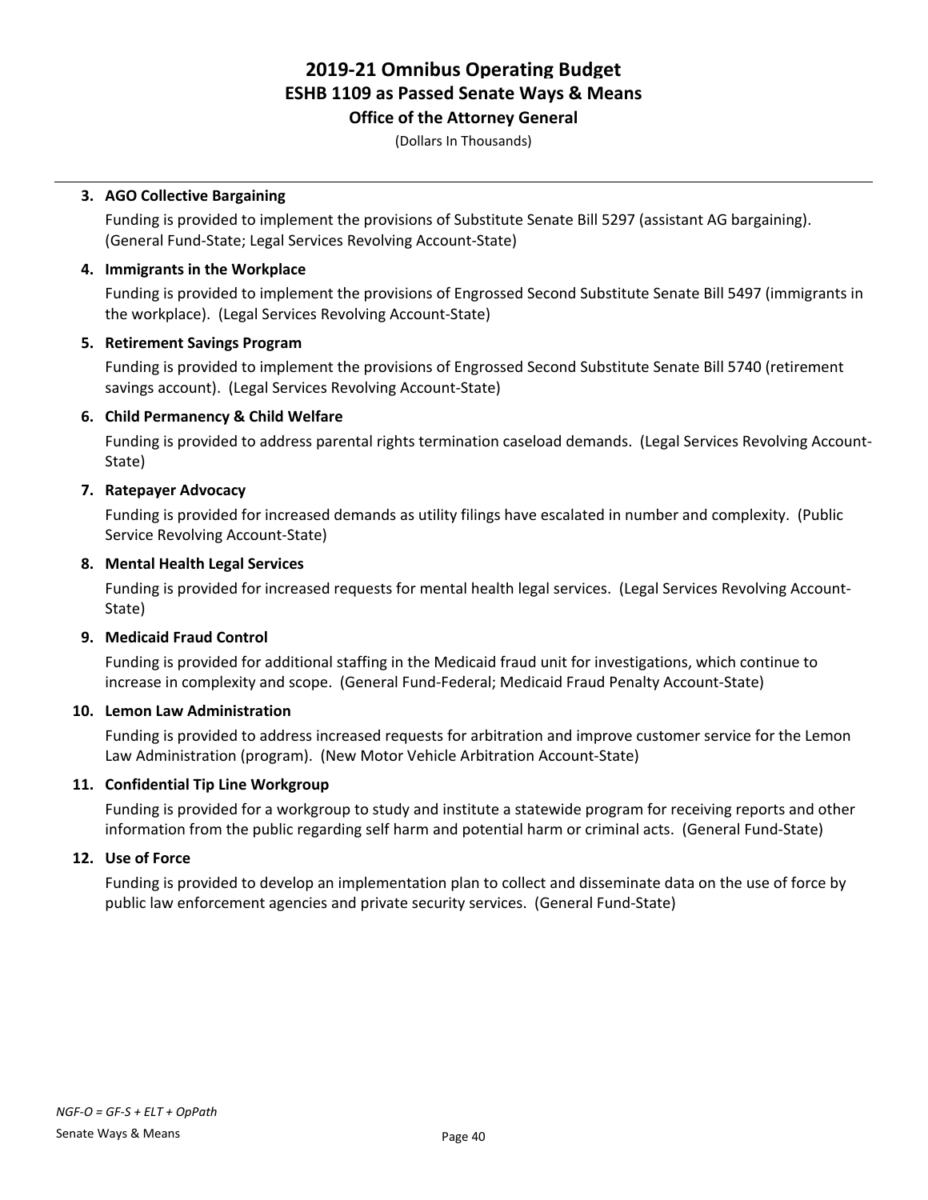**3. AGO Collective Bargaining**

Funding is provided to implement the provisions of Substitute Senate Bill 5297 (assistant AG bargaining). (General Fund-State; Legal Services Revolving Account-State)

**4. Immigrants in the Workplace**

Funding is provided to implement the provisions of Engrossed Second Substitute Senate Bill 5497 (immigrants in the workplace). (Legal Services Revolving Account-State)

**5. Retirement Savings Program**

Funding is provided to implement the provisions of Engrossed Second Substitute Senate Bill 5740 (retirement savings account). (Legal Services Revolving Account-State)

**6. Child Permanency & Child Welfare**

Funding is provided to address parental rights termination caseload demands. (Legal Services Revolving Account-State)

**7. Ratepayer Advocacy**

Funding is provided for increased demands as utility filings have escalated in number and complexity. (Public Service Revolving Account-State)

**8. Mental Health Legal Services**

Funding is provided for increased requests for mental health legal services. (Legal Services Revolving Account-State)

**9. Medicaid Fraud Control**

Funding is provided for additional staffing in the Medicaid fraud unit for investigations, which continue to increase in complexity and scope. (General Fund-Federal; Medicaid Fraud Penalty Account-State)

**10. Lemon Law Administration**

Funding is provided to address increased requests for arbitration and improve customer service for the Lemon Law Administration (program). (New Motor Vehicle Arbitration Account-State)

**11. Confidential Tip Line Workgroup**

Funding is provided for a workgroup to study and institute a statewide program for receiving reports and other information from the public regarding self harm and potential harm or criminal acts. (General Fund-State)

**12. Use of Force**

Funding is provided to develop an implementation plan to collect and disseminate data on the use of force by public law enforcement agencies and private security services. (General Fund-State)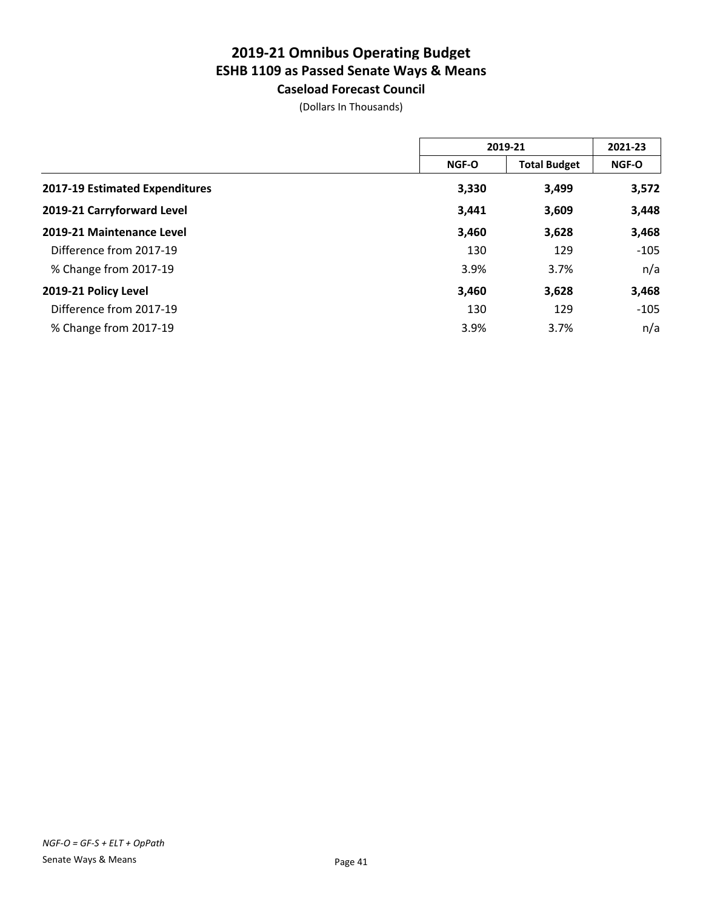# 2019-21 Omnibus Operating Budget
## ESHB 1109 as Passed Senate Ways & Means
### Caseload Forecast Council

(Dollars In Thousands)

| | 2019-21 | | 2021-23 |
|---|---|---|---|
| | NGF-O | Total Budget | NGF-O |
| **2017-19 Estimated Expenditures** | **3,330** | **3,499** | **3,572** |
| **2019-21 Carryforward Level** | **3,441** | **3,609** | **3,448** |
| **2019-21 Maintenance Level** | **3,460** | **3,628** | **3,468** |
| Difference from 2017-19 | 130 | 129 | -105 |
| % Change from 2017-19 | 3.9% | 3.7% | n/a |
| **2019-21 Policy Level** | **3,460** | **3,628** | **3,468** |
| Difference from 2017-19 | 130 | 129 | -105 |
| % Change from 2017-19 | 3.9% | 3.7% | n/a |

*NGF-O = GF-S + ELT + OpPath*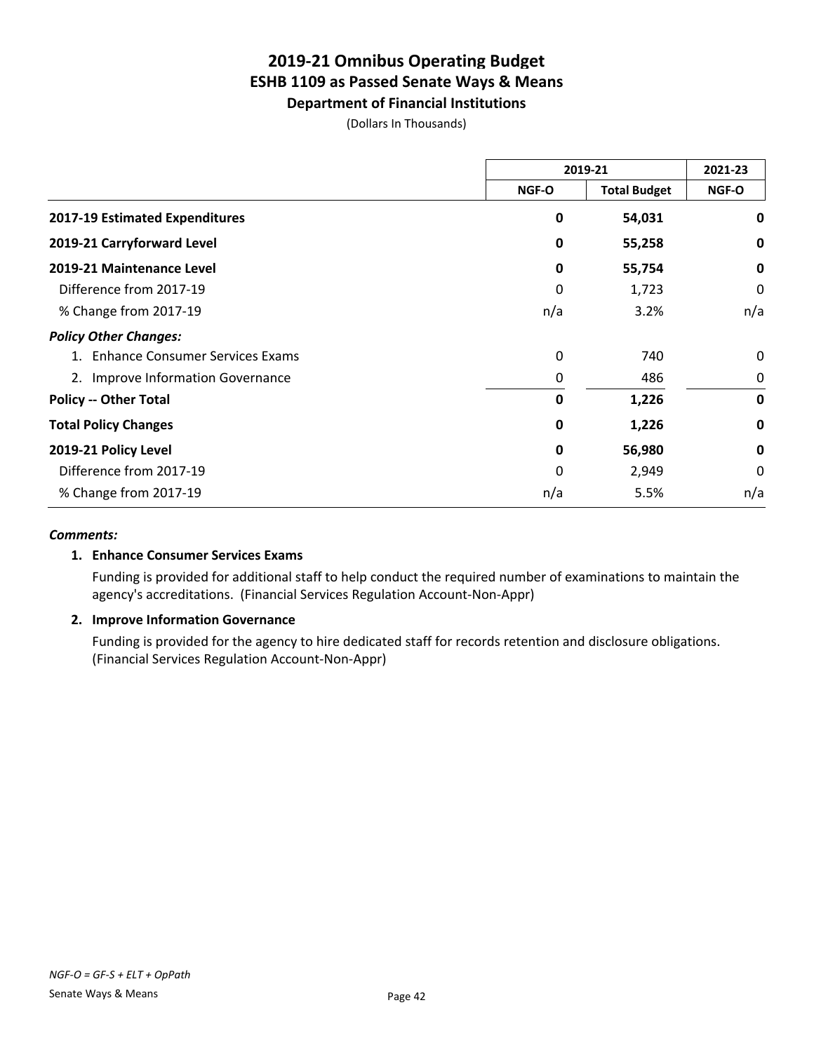# 2019-21 Omnibus Operating Budget
## ESHB 1109 as Passed Senate Ways & Means
### Department of Financial Institutions

(Dollars In Thousands)

| | 2019-21 | | 2021-23 |
|---|---|---|---|
| | NGF-O | Total Budget | NGF-O |
| **2017-19 Estimated Expenditures** | **0** | **54,031** | **0** |
| **2019-21 Carryforward Level** | **0** | **55,258** | **0** |
| **2019-21 Maintenance Level** | **0** | **55,754** | **0** |
| Difference from 2017-19 | 0 | 1,723 | 0 |
| % Change from 2017-19 | n/a | 3.2% | n/a |
| ***Policy Other Changes:*** | | | |
| 1. Enhance Consumer Services Exams | 0 | 740 | 0 |
| 2. Improve Information Governance | 0 | 486 | 0 |
| **Policy -- Other Total** | **0** | **1,226** | **0** |
| **Total Policy Changes** | **0** | **1,226** | **0** |
| **2019-21 Policy Level** | **0** | **56,980** | **0** |
| Difference from 2017-19 | 0 | 2,949 | 0 |
| % Change from 2017-19 | n/a | 5.5% | n/a |

***Comments:***

**1. Enhance Consumer Services Exams**

Funding is provided for additional staff to help conduct the required number of examinations to maintain the agency's accreditations. (Financial Services Regulation Account-Non-Appr)

**2. Improve Information Governance**

Funding is provided for the agency to hire dedicated staff for records retention and disclosure obligations. (Financial Services Regulation Account-Non-Appr)

*NGF-O = GF-S + ELT + OpPath*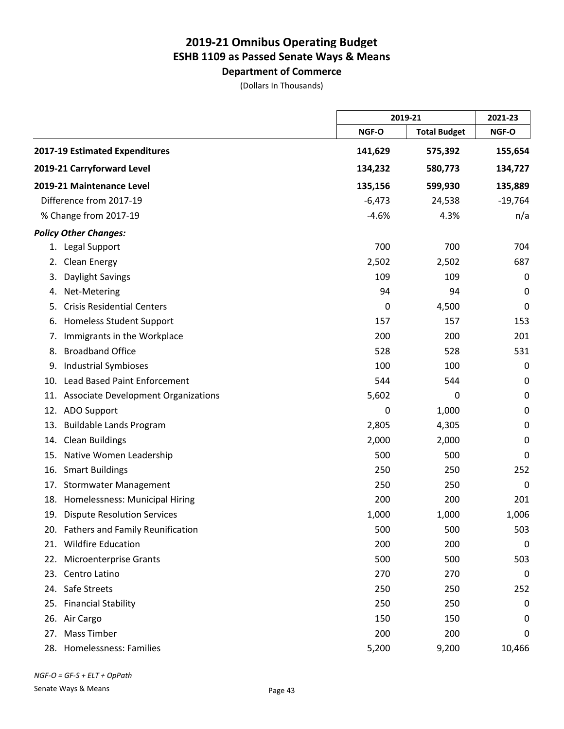# 2019-21 Omnibus Operating Budget
## ESHB 1109 as Passed Senate Ways & Means
### Department of Commerce

(Dollars In Thousands)

| | 2019-21 | | 2021-23 |
|---|---|---|---|
| | NGF-O | Total Budget | NGF-O |
| **2017-19 Estimated Expenditures** | **141,629** | **575,392** | **155,654** |
| **2019-21 Carryforward Level** | **134,232** | **580,773** | **134,727** |
| **2019-21 Maintenance Level** | **135,156** | **599,930** | **135,889** |
| Difference from 2017-19 | -6,473 | 24,538 | -19,764 |
| % Change from 2017-19 | -4.6% | 4.3% | n/a |
| ***Policy Other Changes:*** | | | |
| 1. Legal Support | 700 | 700 | 704 |
| 2. Clean Energy | 2,502 | 2,502 | 687 |
| 3. Daylight Savings | 109 | 109 | 0 |
| 4. Net-Metering | 94 | 94 | 0 |
| 5. Crisis Residential Centers | 0 | 4,500 | 0 |
| 6. Homeless Student Support | 157 | 157 | 153 |
| 7. Immigrants in the Workplace | 200 | 200 | 201 |
| 8. Broadband Office | 528 | 528 | 531 |
| 9. Industrial Symbioses | 100 | 100 | 0 |
| 10. Lead Based Paint Enforcement | 544 | 544 | 0 |
| 11. Associate Development Organizations | 5,602 | 0 | 0 |
| 12. ADO Support | 0 | 1,000 | 0 |
| 13. Buildable Lands Program | 2,805 | 4,305 | 0 |
| 14. Clean Buildings | 2,000 | 2,000 | 0 |
| 15. Native Women Leadership | 500 | 500 | 0 |
| 16. Smart Buildings | 250 | 250 | 252 |
| 17. Stormwater Management | 250 | 250 | 0 |
| 18. Homelessness: Municipal Hiring | 200 | 200 | 201 |
| 19. Dispute Resolution Services | 1,000 | 1,000 | 1,006 |
| 20. Fathers and Family Reunification | 500 | 500 | 503 |
| 21. Wildfire Education | 200 | 200 | 0 |
| 22. Microenterprise Grants | 500 | 500 | 503 |
| 23. Centro Latino | 270 | 270 | 0 |
| 24. Safe Streets | 250 | 250 | 252 |
| 25. Financial Stability | 250 | 250 | 0 |
| 26. Air Cargo | 150 | 150 | 0 |
| 27. Mass Timber | 200 | 200 | 0 |
| 28. Homelessness: Families | 5,200 | 9,200 | 10,466 |

*NGF-O = GF-S + ELT + OpPath*

Senate Ways & Means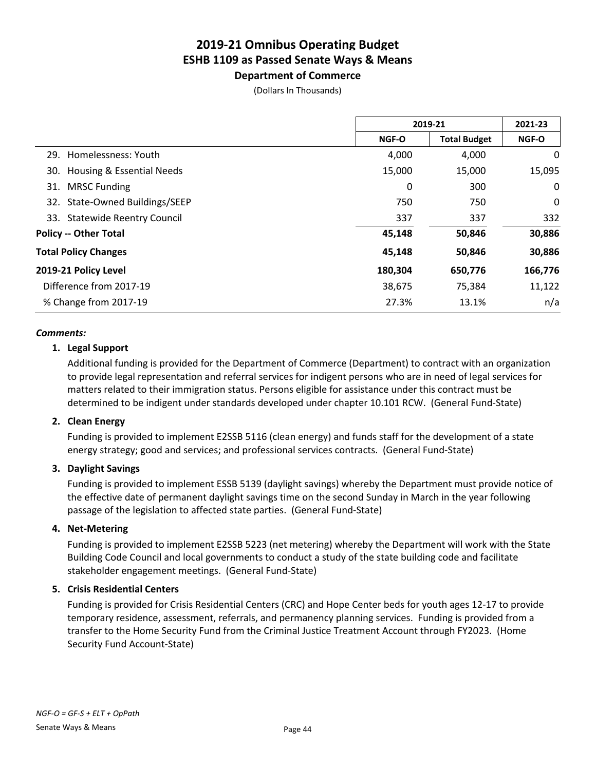# 2019-21 Omnibus Operating Budget
## ESHB 1109 as Passed Senate Ways & Means
### Department of Commerce

(Dollars In Thousands)

| | 2019-21 | | 2021-23 |
|---|---|---|---|
| | NGF-O | Total Budget | NGF-O |
| 29. Homelessness: Youth | 4,000 | 4,000 | 0 |
| 30. Housing & Essential Needs | 15,000 | 15,000 | 15,095 |
| 31. MRSC Funding | 0 | 300 | 0 |
| 32. State-Owned Buildings/SEEP | 750 | 750 | 0 |
| 33. Statewide Reentry Council | 337 | 337 | 332 |
| **Policy -- Other Total** | **45,148** | **50,846** | **30,886** |
| **Total Policy Changes** | **45,148** | **50,846** | **30,886** |
| **2019-21 Policy Level** | **180,304** | **650,776** | **166,776** |
| Difference from 2017-19 | 38,675 | 75,384 | 11,122 |
| % Change from 2017-19 | 27.3% | 13.1% | n/a |

***Comments:***

**1. Legal Support**

Additional funding is provided for the Department of Commerce (Department) to contract with an organization to provide legal representation and referral services for indigent persons who are in need of legal services for matters related to their immigration status. Persons eligible for assistance under this contract must be determined to be indigent under standards developed under chapter 10.101 RCW. (General Fund-State)

**2. Clean Energy**

Funding is provided to implement E2SSB 5116 (clean energy) and funds staff for the development of a state energy strategy; good and services; and professional services contracts. (General Fund-State)

**3. Daylight Savings**

Funding is provided to implement ESSB 5139 (daylight savings) whereby the Department must provide notice of the effective date of permanent daylight savings time on the second Sunday in March in the year following passage of the legislation to affected state parties. (General Fund-State)

**4. Net-Metering**

Funding is provided to implement E2SSB 5223 (net metering) whereby the Department will work with the State Building Code Council and local governments to conduct a study of the state building code and facilitate stakeholder engagement meetings. (General Fund-State)

**5. Crisis Residential Centers**

Funding is provided for Crisis Residential Centers (CRC) and Hope Center beds for youth ages 12-17 to provide temporary residence, assessment, referrals, and permanency planning services. Funding is provided from a transfer to the Home Security Fund from the Criminal Justice Treatment Account through FY2023. (Home Security Fund Account-State)

*NGF-O = GF-S + ELT + OpPath*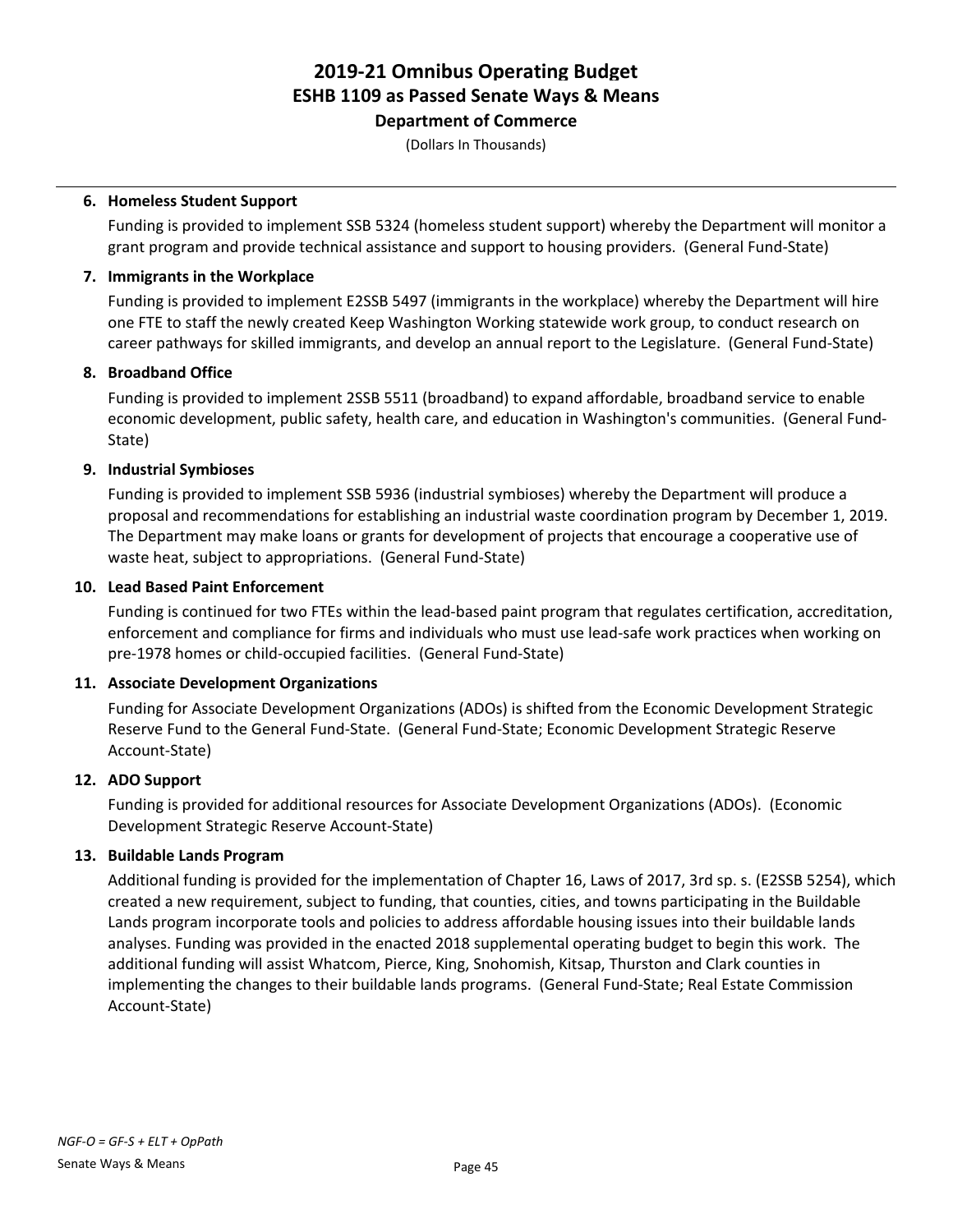# 2019-21 Omnibus Operating Budget
## ESHB 1109 as Passed Senate Ways & Means
### Department of Commerce

(Dollars In Thousands)

**6. Homeless Student Support**

Funding is provided to implement SSB 5324 (homeless student support) whereby the Department will monitor a grant program and provide technical assistance and support to housing providers. (General Fund-State)

**7. Immigrants in the Workplace**

Funding is provided to implement E2SSB 5497 (immigrants in the workplace) whereby the Department will hire one FTE to staff the newly created Keep Washington Working statewide work group, to conduct research on career pathways for skilled immigrants, and develop an annual report to the Legislature. (General Fund-State)

**8. Broadband Office**

Funding is provided to implement 2SSB 5511 (broadband) to expand affordable, broadband service to enable economic development, public safety, health care, and education in Washington's communities. (General Fund-State)

**9. Industrial Symbioses**

Funding is provided to implement SSB 5936 (industrial symbioses) whereby the Department will produce a proposal and recommendations for establishing an industrial waste coordination program by December 1, 2019. The Department may make loans or grants for development of projects that encourage a cooperative use of waste heat, subject to appropriations. (General Fund-State)

**10. Lead Based Paint Enforcement**

Funding is continued for two FTEs within the lead-based paint program that regulates certification, accreditation, enforcement and compliance for firms and individuals who must use lead-safe work practices when working on pre-1978 homes or child-occupied facilities. (General Fund-State)

**11. Associate Development Organizations**

Funding for Associate Development Organizations (ADOs) is shifted from the Economic Development Strategic Reserve Fund to the General Fund-State. (General Fund-State; Economic Development Strategic Reserve Account-State)

**12. ADO Support**

Funding is provided for additional resources for Associate Development Organizations (ADOs). (Economic Development Strategic Reserve Account-State)

**13. Buildable Lands Program**

Additional funding is provided for the implementation of Chapter 16, Laws of 2017, 3rd sp. s. (E2SSB 5254), which created a new requirement, subject to funding, that counties, cities, and towns participating in the Buildable Lands program incorporate tools and policies to address affordable housing issues into their buildable lands analyses. Funding was provided in the enacted 2018 supplemental operating budget to begin this work. The additional funding will assist Whatcom, Pierce, King, Snohomish, Kitsap, Thurston and Clark counties in implementing the changes to their buildable lands programs. (General Fund-State; Real Estate Commission Account-State)

*NGF-O = GF-S + ELT + OpPath*

Senate Ways & Means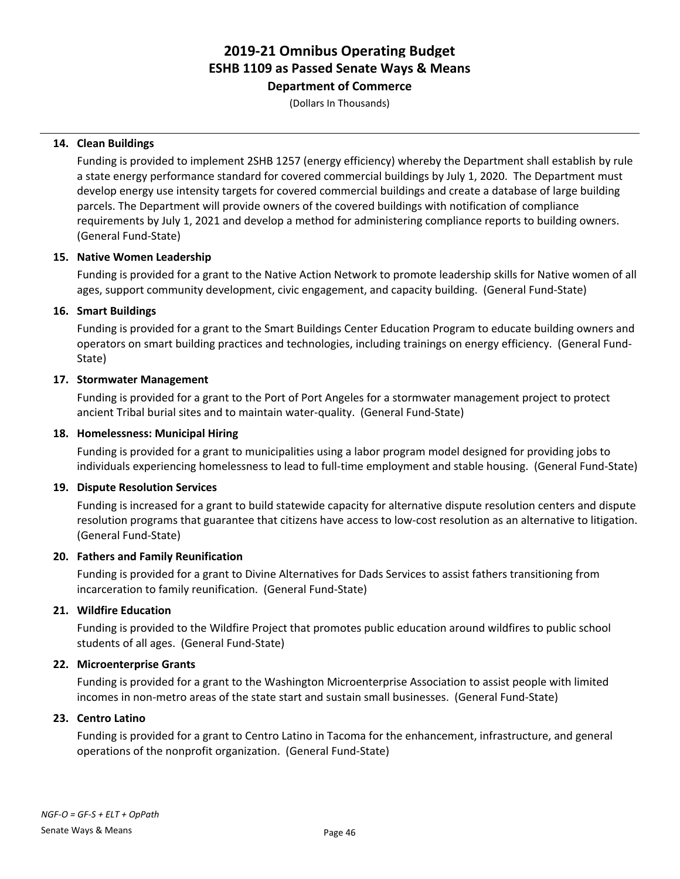**14. Clean Buildings**

Funding is provided to implement 2SHB 1257 (energy efficiency) whereby the Department shall establish by rule a state energy performance standard for covered commercial buildings by July 1, 2020. The Department must develop energy use intensity targets for covered commercial buildings and create a database of large building parcels. The Department will provide owners of the covered buildings with notification of compliance requirements by July 1, 2021 and develop a method for administering compliance reports to building owners. (General Fund-State)

**15. Native Women Leadership**

Funding is provided for a grant to the Native Action Network to promote leadership skills for Native women of all ages, support community development, civic engagement, and capacity building. (General Fund-State)

**16. Smart Buildings**

Funding is provided for a grant to the Smart Buildings Center Education Program to educate building owners and operators on smart building practices and technologies, including trainings on energy efficiency. (General Fund-State)

**17. Stormwater Management**

Funding is provided for a grant to the Port of Port Angeles for a stormwater management project to protect ancient Tribal burial sites and to maintain water-quality. (General Fund-State)

**18. Homelessness: Municipal Hiring**

Funding is provided for a grant to municipalities using a labor program model designed for providing jobs to individuals experiencing homelessness to lead to full-time employment and stable housing. (General Fund-State)

**19. Dispute Resolution Services**

Funding is increased for a grant to build statewide capacity for alternative dispute resolution centers and dispute resolution programs that guarantee that citizens have access to low-cost resolution as an alternative to litigation. (General Fund-State)

**20. Fathers and Family Reunification**

Funding is provided for a grant to Divine Alternatives for Dads Services to assist fathers transitioning from incarceration to family reunification. (General Fund-State)

**21. Wildfire Education**

Funding is provided to the Wildfire Project that promotes public education around wildfires to public school students of all ages. (General Fund-State)

**22. Microenterprise Grants**

Funding is provided for a grant to the Washington Microenterprise Association to assist people with limited incomes in non-metro areas of the state start and sustain small businesses. (General Fund-State)

**23. Centro Latino**

Funding is provided for a grant to Centro Latino in Tacoma for the enhancement, infrastructure, and general operations of the nonprofit organization. (General Fund-State)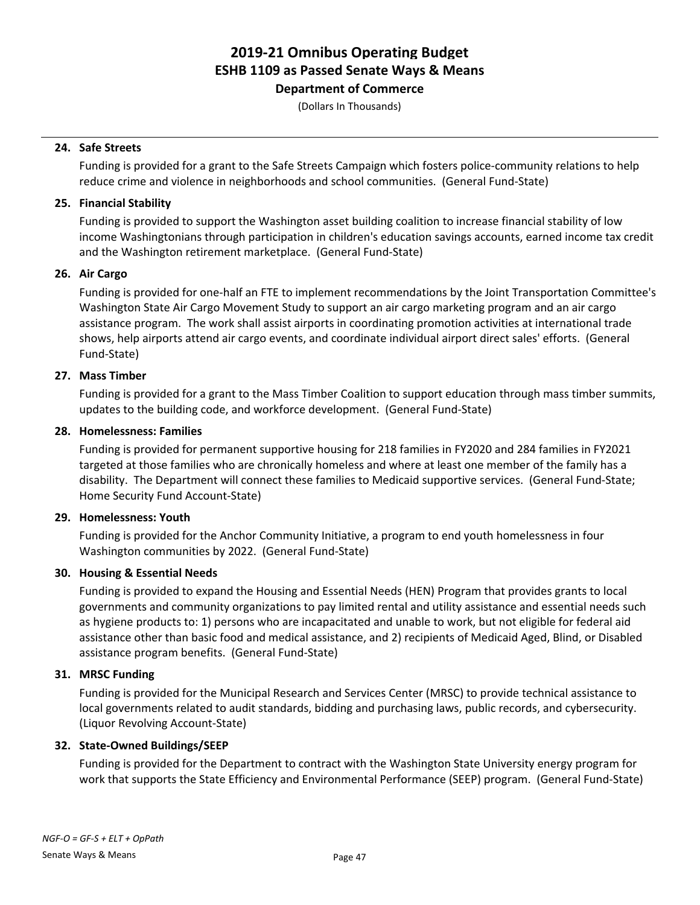**24. Safe Streets**

Funding is provided for a grant to the Safe Streets Campaign which fosters police-community relations to help reduce crime and violence in neighborhoods and school communities. (General Fund-State)

**25. Financial Stability**

Funding is provided to support the Washington asset building coalition to increase financial stability of low income Washingtonians through participation in children's education savings accounts, earned income tax credit and the Washington retirement marketplace. (General Fund-State)

**26. Air Cargo**

Funding is provided for one-half an FTE to implement recommendations by the Joint Transportation Committee's Washington State Air Cargo Movement Study to support an air cargo marketing program and an air cargo assistance program. The work shall assist airports in coordinating promotion activities at international trade shows, help airports attend air cargo events, and coordinate individual airport direct sales' efforts. (General Fund-State)

**27. Mass Timber**

Funding is provided for a grant to the Mass Timber Coalition to support education through mass timber summits, updates to the building code, and workforce development. (General Fund-State)

**28. Homelessness: Families**

Funding is provided for permanent supportive housing for 218 families in FY2020 and 284 families in FY2021 targeted at those families who are chronically homeless and where at least one member of the family has a disability. The Department will connect these families to Medicaid supportive services. (General Fund-State; Home Security Fund Account-State)

**29. Homelessness: Youth**

Funding is provided for the Anchor Community Initiative, a program to end youth homelessness in four Washington communities by 2022. (General Fund-State)

**30. Housing & Essential Needs**

Funding is provided to expand the Housing and Essential Needs (HEN) Program that provides grants to local governments and community organizations to pay limited rental and utility assistance and essential needs such as hygiene products to: 1) persons who are incapacitated and unable to work, but not eligible for federal aid assistance other than basic food and medical assistance, and 2) recipients of Medicaid Aged, Blind, or Disabled assistance program benefits. (General Fund-State)

**31. MRSC Funding**

Funding is provided for the Municipal Research and Services Center (MRSC) to provide technical assistance to local governments related to audit standards, bidding and purchasing laws, public records, and cybersecurity. (Liquor Revolving Account-State)

**32. State-Owned Buildings/SEEP**

Funding is provided for the Department to contract with the Washington State University energy program for work that supports the State Efficiency and Environmental Performance (SEEP) program. (General Fund-State)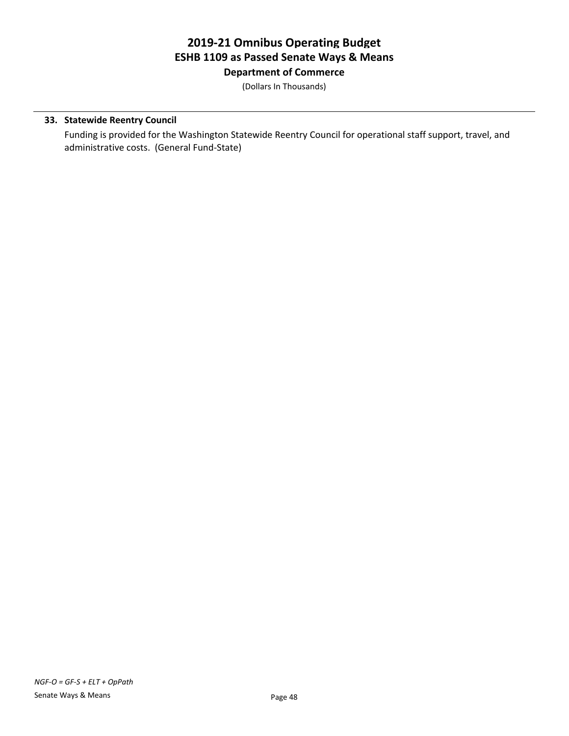**33. Statewide Reentry Council**

Funding is provided for the Washington Statewide Reentry Council for operational staff support, travel, and administrative costs. (General Fund-State)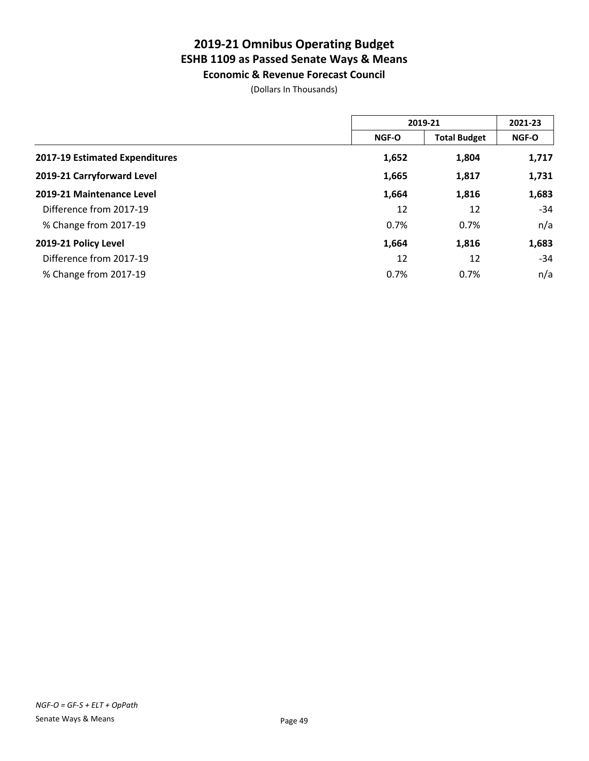# 2019-21 Omnibus Operating Budget
## ESHB 1109 as Passed Senate Ways & Means
### Economic & Revenue Forecast Council

(Dollars In Thousands)

| | 2019-21 | | 2021-23 |
|---|---|---|---|
| | NGF-O | Total Budget | NGF-O |
| **2017-19 Estimated Expenditures** | **1,652** | **1,804** | **1,717** |
| **2019-21 Carryforward Level** | **1,665** | **1,817** | **1,731** |
| **2019-21 Maintenance Level** | **1,664** | **1,816** | **1,683** |
| Difference from 2017-19 | 12 | 12 | -34 |
| % Change from 2017-19 | 0.7% | 0.7% | n/a |
| **2019-21 Policy Level** | **1,664** | **1,816** | **1,683** |
| Difference from 2017-19 | 12 | 12 | -34 |
| % Change from 2017-19 | 0.7% | 0.7% | n/a |

*NGF-O = GF-S + ELT + OpPath*

Senate Ways & Means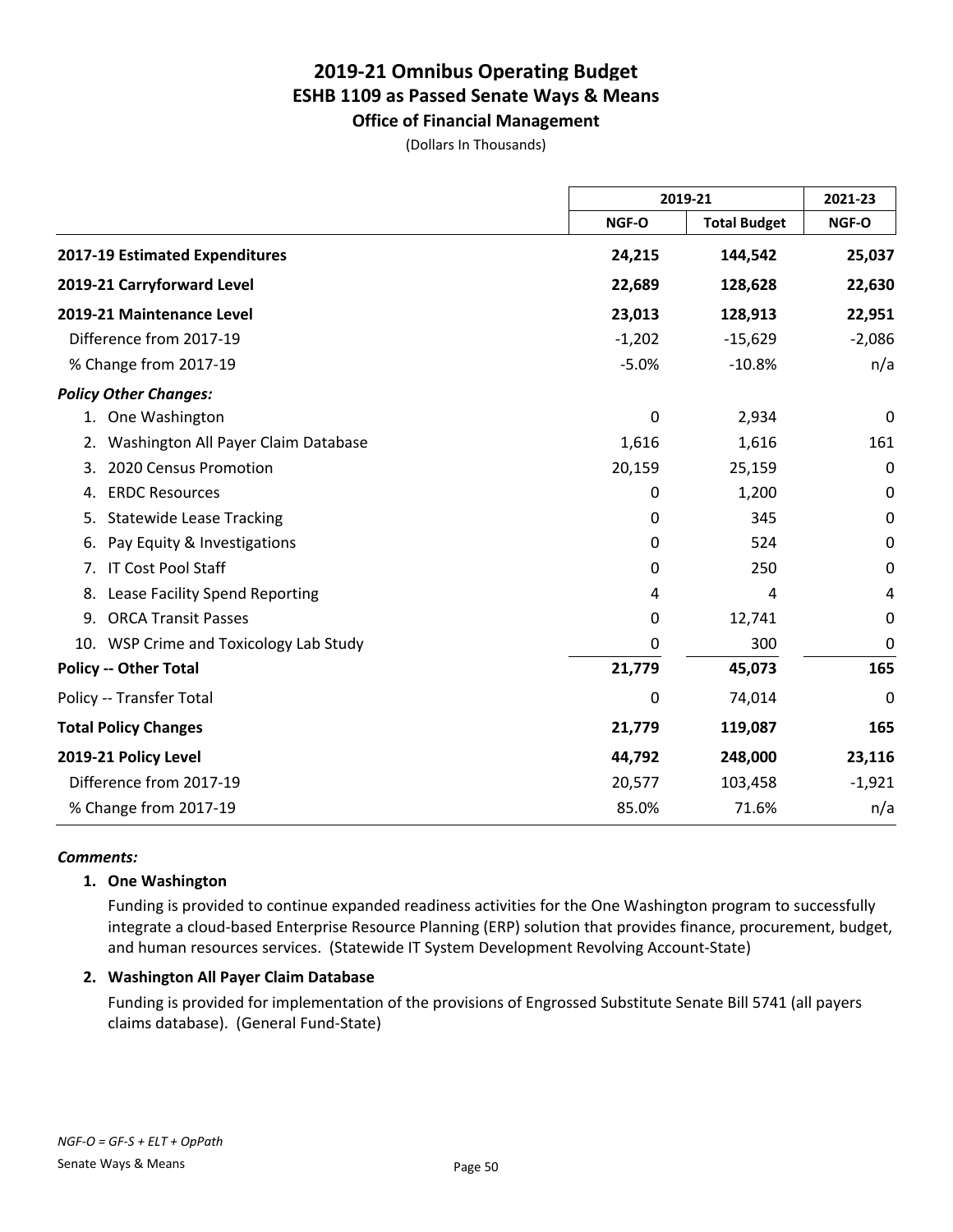# 2019-21 Omnibus Operating Budget
## ESHB 1109 as Passed Senate Ways & Means
### Office of Financial Management

(Dollars In Thousands)

| | 2019-21 | | 2021-23 |
|---|---|---|---|
| | NGF-O | Total Budget | NGF-O |
| **2017-19 Estimated Expenditures** | **24,215** | **144,542** | **25,037** |
| **2019-21 Carryforward Level** | **22,689** | **128,628** | **22,630** |
| **2019-21 Maintenance Level** | **23,013** | **128,913** | **22,951** |
| Difference from 2017-19 | -1,202 | -15,629 | -2,086 |
| % Change from 2017-19 | -5.0% | -10.8% | n/a |
| ***Policy Other Changes:*** | | | |
| 1. One Washington | 0 | 2,934 | 0 |
| 2. Washington All Payer Claim Database | 1,616 | 1,616 | 161 |
| 3. 2020 Census Promotion | 20,159 | 25,159 | 0 |
| 4. ERDC Resources | 0 | 1,200 | 0 |
| 5. Statewide Lease Tracking | 0 | 345 | 0 |
| 6. Pay Equity & Investigations | 0 | 524 | 0 |
| 7. IT Cost Pool Staff | 0 | 250 | 0 |
| 8. Lease Facility Spend Reporting | 4 | 4 | 4 |
| 9. ORCA Transit Passes | 0 | 12,741 | 0 |
| 10. WSP Crime and Toxicology Lab Study | 0 | 300 | 0 |
| **Policy -- Other Total** | **21,779** | **45,073** | **165** |
| Policy -- Transfer Total | 0 | 74,014 | 0 |
| **Total Policy Changes** | **21,779** | **119,087** | **165** |
| **2019-21 Policy Level** | **44,792** | **248,000** | **23,116** |
| Difference from 2017-19 | 20,577 | 103,458 | -1,921 |
| % Change from 2017-19 | 85.0% | 71.6% | n/a |

***Comments:***

**1. One Washington**

Funding is provided to continue expanded readiness activities for the One Washington program to successfully integrate a cloud-based Enterprise Resource Planning (ERP) solution that provides finance, procurement, budget, and human resources services. (Statewide IT System Development Revolving Account-State)

**2. Washington All Payer Claim Database**

Funding is provided for implementation of the provisions of Engrossed Substitute Senate Bill 5741 (all payers claims database). (General Fund-State)

*NGF-O = GF-S + ELT + OpPath*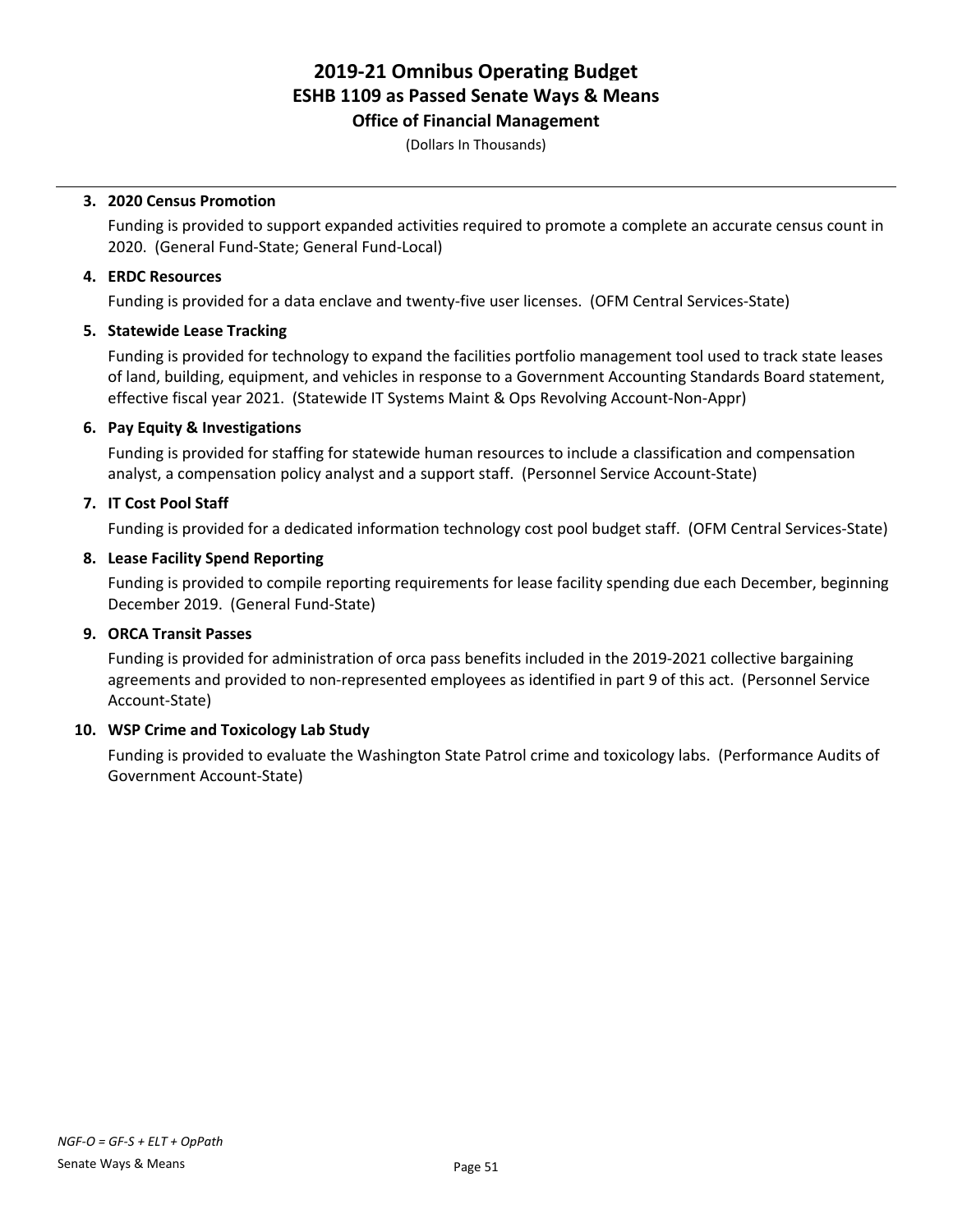# 2019-21 Omnibus Operating Budget
## ESHB 1109 as Passed Senate Ways & Means
### Office of Financial Management

(Dollars In Thousands)

3. **2020 Census Promotion**

   Funding is provided to support expanded activities required to promote a complete an accurate census count in 2020. (General Fund-State; General Fund-Local)

4. **ERDC Resources**

   Funding is provided for a data enclave and twenty-five user licenses. (OFM Central Services-State)

5. **Statewide Lease Tracking**

   Funding is provided for technology to expand the facilities portfolio management tool used to track state leases of land, building, equipment, and vehicles in response to a Government Accounting Standards Board statement, effective fiscal year 2021. (Statewide IT Systems Maint & Ops Revolving Account-Non-Appr)

6. **Pay Equity & Investigations**

   Funding is provided for staffing for statewide human resources to include a classification and compensation analyst, a compensation policy analyst and a support staff. (Personnel Service Account-State)

7. **IT Cost Pool Staff**

   Funding is provided for a dedicated information technology cost pool budget staff. (OFM Central Services-State)

8. **Lease Facility Spend Reporting**

   Funding is provided to compile reporting requirements for lease facility spending due each December, beginning December 2019. (General Fund-State)

9. **ORCA Transit Passes**

   Funding is provided for administration of orca pass benefits included in the 2019-2021 collective bargaining agreements and provided to non-represented employees as identified in part 9 of this act. (Personnel Service Account-State)

10. **WSP Crime and Toxicology Lab Study**

    Funding is provided to evaluate the Washington State Patrol crime and toxicology labs. (Performance Audits of Government Account-State)

*NGF-O = GF-S + ELT + OpPath*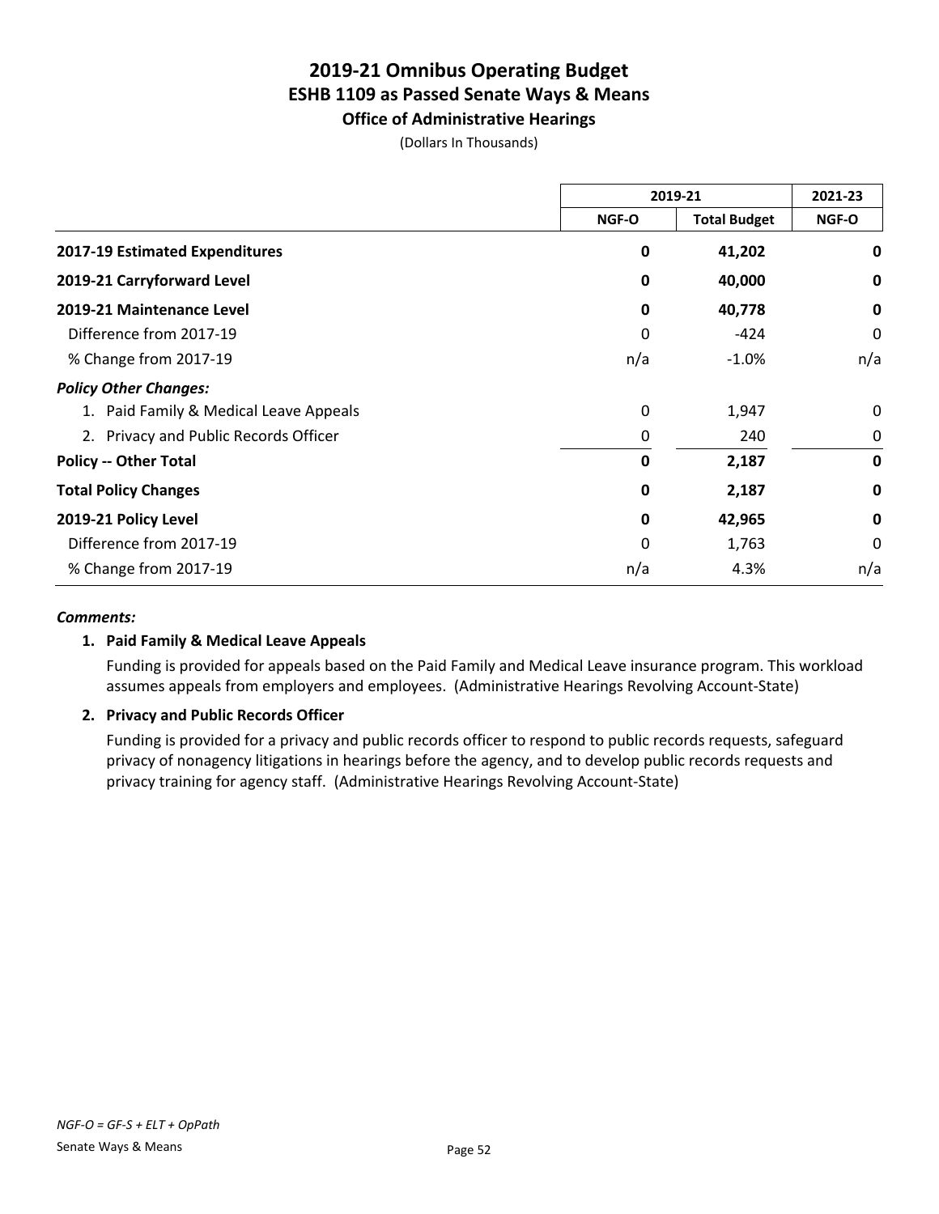# 2019-21 Omnibus Operating Budget
## ESHB 1109 as Passed Senate Ways & Means
### Office of Administrative Hearings

(Dollars In Thousands)

| | 2019-21 | | 2021-23 |
|---|---|---|---|
| | NGF-O | Total Budget | NGF-O |
| **2017-19 Estimated Expenditures** | **0** | **41,202** | **0** |
| **2019-21 Carryforward Level** | **0** | **40,000** | **0** |
| **2019-21 Maintenance Level** | **0** | **40,778** | **0** |
| Difference from 2017-19 | 0 | -424 | 0 |
| % Change from 2017-19 | n/a | -1.0% | n/a |
| ***Policy Other Changes:*** | | | |
| 1. Paid Family & Medical Leave Appeals | 0 | 1,947 | 0 |
| 2. Privacy and Public Records Officer | 0 | 240 | 0 |
| **Policy -- Other Total** | **0** | **2,187** | **0** |
| **Total Policy Changes** | **0** | **2,187** | **0** |
| **2019-21 Policy Level** | **0** | **42,965** | **0** |
| Difference from 2017-19 | 0 | 1,763 | 0 |
| % Change from 2017-19 | n/a | 4.3% | n/a |

***Comments:***

**1. Paid Family & Medical Leave Appeals**

Funding is provided for appeals based on the Paid Family and Medical Leave insurance program. This workload assumes appeals from employers and employees. (Administrative Hearings Revolving Account-State)

**2. Privacy and Public Records Officer**

Funding is provided for a privacy and public records officer to respond to public records requests, safeguard privacy of nonagency litigations in hearings before the agency, and to develop public records requests and privacy training for agency staff. (Administrative Hearings Revolving Account-State)

*NGF-O = GF-S + ELT + OpPath*

Senate Ways & Means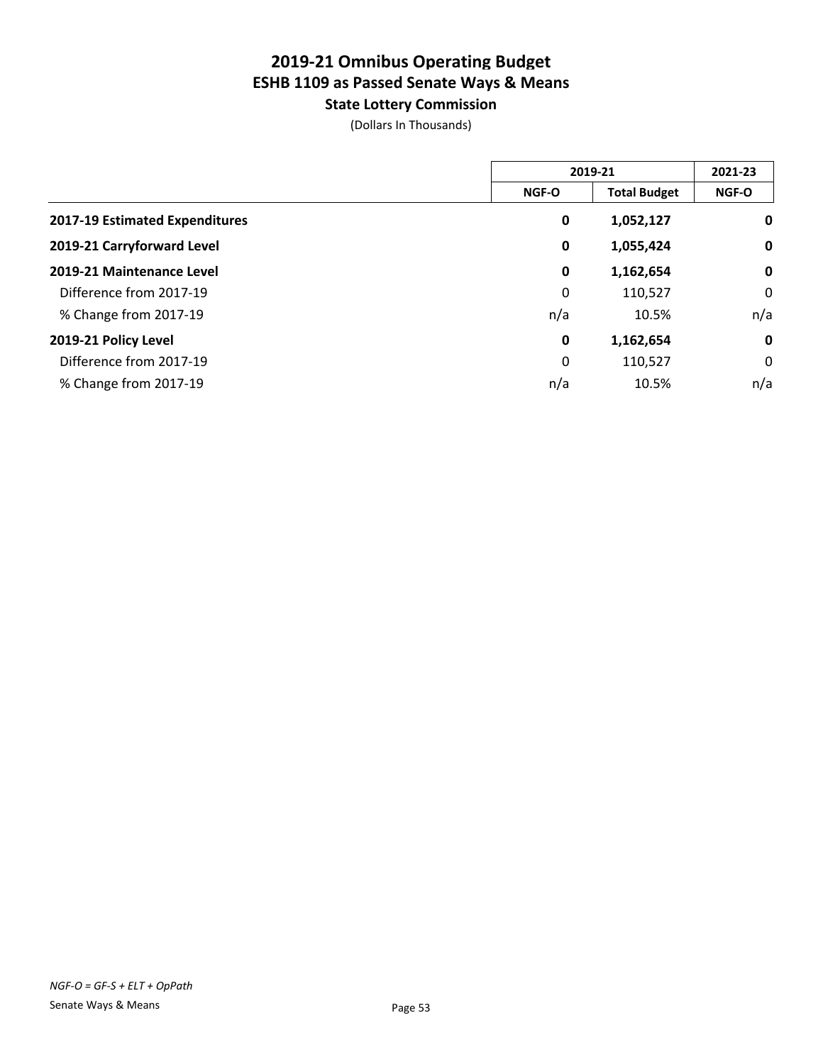# 2019-21 Omnibus Operating Budget
## ESHB 1109 as Passed Senate Ways & Means
### State Lottery Commission

(Dollars In Thousands)

| | 2019-21 | | 2021-23 |
|---|---|---|---|
| | NGF-O | Total Budget | NGF-O |
| **2017-19 Estimated Expenditures** | **0** | **1,052,127** | **0** |
| **2019-21 Carryforward Level** | **0** | **1,055,424** | **0** |
| **2019-21 Maintenance Level** | **0** | **1,162,654** | **0** |
| Difference from 2017-19 | 0 | 110,527 | 0 |
| % Change from 2017-19 | n/a | 10.5% | n/a |
| **2019-21 Policy Level** | **0** | **1,162,654** | **0** |
| Difference from 2017-19 | 0 | 110,527 | 0 |
| % Change from 2017-19 | n/a | 10.5% | n/a |

*NGF-O = GF-S + ELT + OpPath*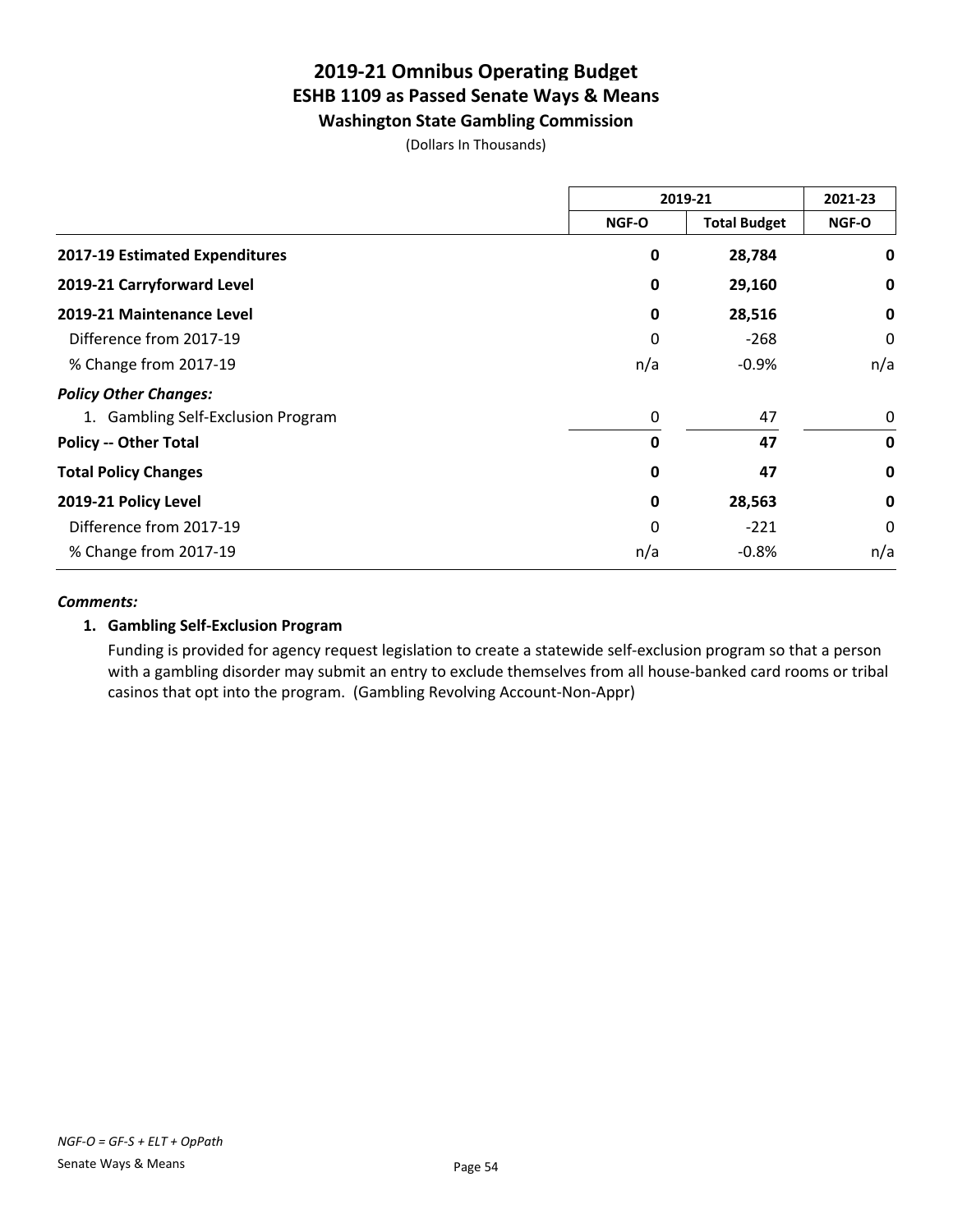# 2019-21 Omnibus Operating Budget
## ESHB 1109 as Passed Senate Ways & Means
### Washington State Gambling Commission

(Dollars In Thousands)

| | 2019-21 | | 2021-23 |
|---|---|---|---|
| | NGF-O | Total Budget | NGF-O |
| **2017-19 Estimated Expenditures** | **0** | **28,784** | **0** |
| **2019-21 Carryforward Level** | **0** | **29,160** | **0** |
| **2019-21 Maintenance Level** | **0** | **28,516** | **0** |
| Difference from 2017-19 | 0 | -268 | 0 |
| % Change from 2017-19 | n/a | -0.9% | n/a |
| ***Policy Other Changes:*** | | | |
| 1. Gambling Self-Exclusion Program | 0 | 47 | 0 |
| **Policy -- Other Total** | **0** | **47** | **0** |
| **Total Policy Changes** | **0** | **47** | **0** |
| **2019-21 Policy Level** | **0** | **28,563** | **0** |
| Difference from 2017-19 | 0 | -221 | 0 |
| % Change from 2017-19 | n/a | -0.8% | n/a |

***Comments:***

**1. Gambling Self-Exclusion Program**

Funding is provided for agency request legislation to create a statewide self-exclusion program so that a person with a gambling disorder may submit an entry to exclude themselves from all house-banked card rooms or tribal casinos that opt into the program. (Gambling Revolving Account-Non-Appr)

*NGF-O = GF-S + ELT + OpPath*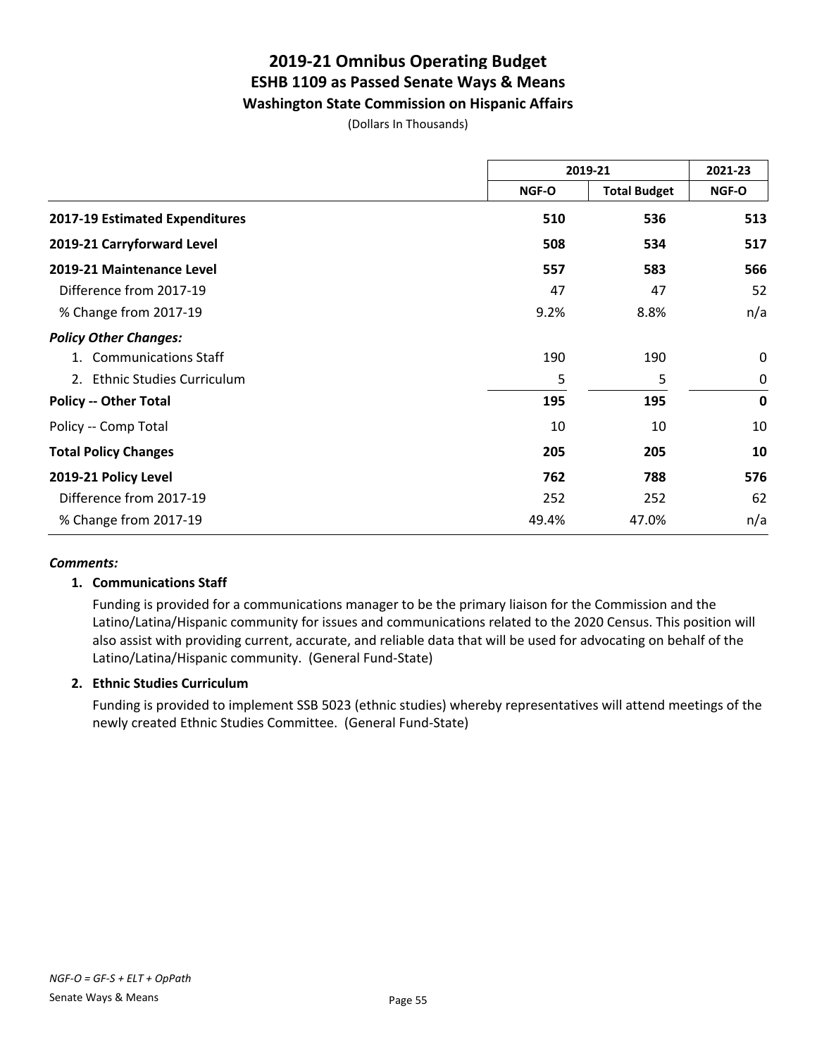# 2019-21 Omnibus Operating Budget
## ESHB 1109 as Passed Senate Ways & Means
### Washington State Commission on Hispanic Affairs

(Dollars In Thousands)

| | 2019-21 | | 2021-23 |
|---|---|---|---|
| | NGF-O | Total Budget | NGF-O |
| **2017-19 Estimated Expenditures** | **510** | **536** | **513** |
| **2019-21 Carryforward Level** | **508** | **534** | **517** |
| **2019-21 Maintenance Level** | **557** | **583** | **566** |
| Difference from 2017-19 | 47 | 47 | 52 |
| % Change from 2017-19 | 9.2% | 8.8% | n/a |
| ***Policy Other Changes:*** | | | |
| 1. Communications Staff | 190 | 190 | 0 |
| 2. Ethnic Studies Curriculum | 5 | 5 | 0 |
| **Policy -- Other Total** | **195** | **195** | **0** |
| Policy -- Comp Total | 10 | 10 | 10 |
| **Total Policy Changes** | **205** | **205** | **10** |
| **2019-21 Policy Level** | **762** | **788** | **576** |
| Difference from 2017-19 | 252 | 252 | 62 |
| % Change from 2017-19 | 49.4% | 47.0% | n/a |

***Comments:***

**1. Communications Staff**

Funding is provided for a communications manager to be the primary liaison for the Commission and the Latino/Latina/Hispanic community for issues and communications related to the 2020 Census. This position will also assist with providing current, accurate, and reliable data that will be used for advocating on behalf of the Latino/Latina/Hispanic community. (General Fund-State)

**2. Ethnic Studies Curriculum**

Funding is provided to implement SSB 5023 (ethnic studies) whereby representatives will attend meetings of the newly created Ethnic Studies Committee. (General Fund-State)

*NGF-O = GF-S + ELT + OpPath*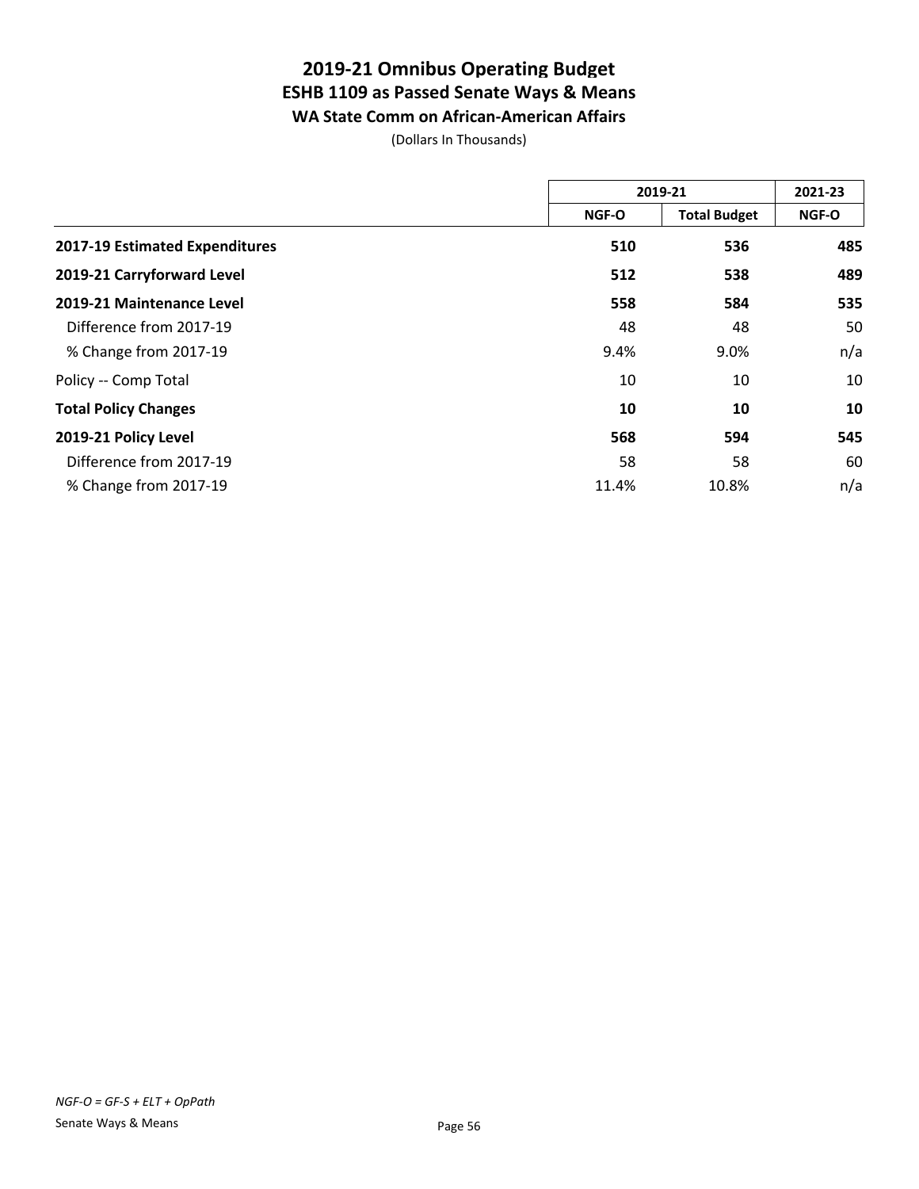# 2019-21 Omnibus Operating Budget
## ESHB 1109 as Passed Senate Ways & Means
### WA State Comm on African-American Affairs

(Dollars In Thousands)

| | 2019-21 | | 2021-23 |
|---|---|---|---|
| | NGF-O | Total Budget | NGF-O |
| **2017-19 Estimated Expenditures** | **510** | **536** | **485** |
| **2019-21 Carryforward Level** | **512** | **538** | **489** |
| **2019-21 Maintenance Level** | **558** | **584** | **535** |
| Difference from 2017-19 | 48 | 48 | 50 |
| % Change from 2017-19 | 9.4% | 9.0% | n/a |
| Policy -- Comp Total | 10 | 10 | 10 |
| **Total Policy Changes** | **10** | **10** | **10** |
| **2019-21 Policy Level** | **568** | **594** | **545** |
| Difference from 2017-19 | 58 | 58 | 60 |
| % Change from 2017-19 | 11.4% | 10.8% | n/a |

*NGF-O = GF-S + ELT + OpPath*

Senate Ways & Means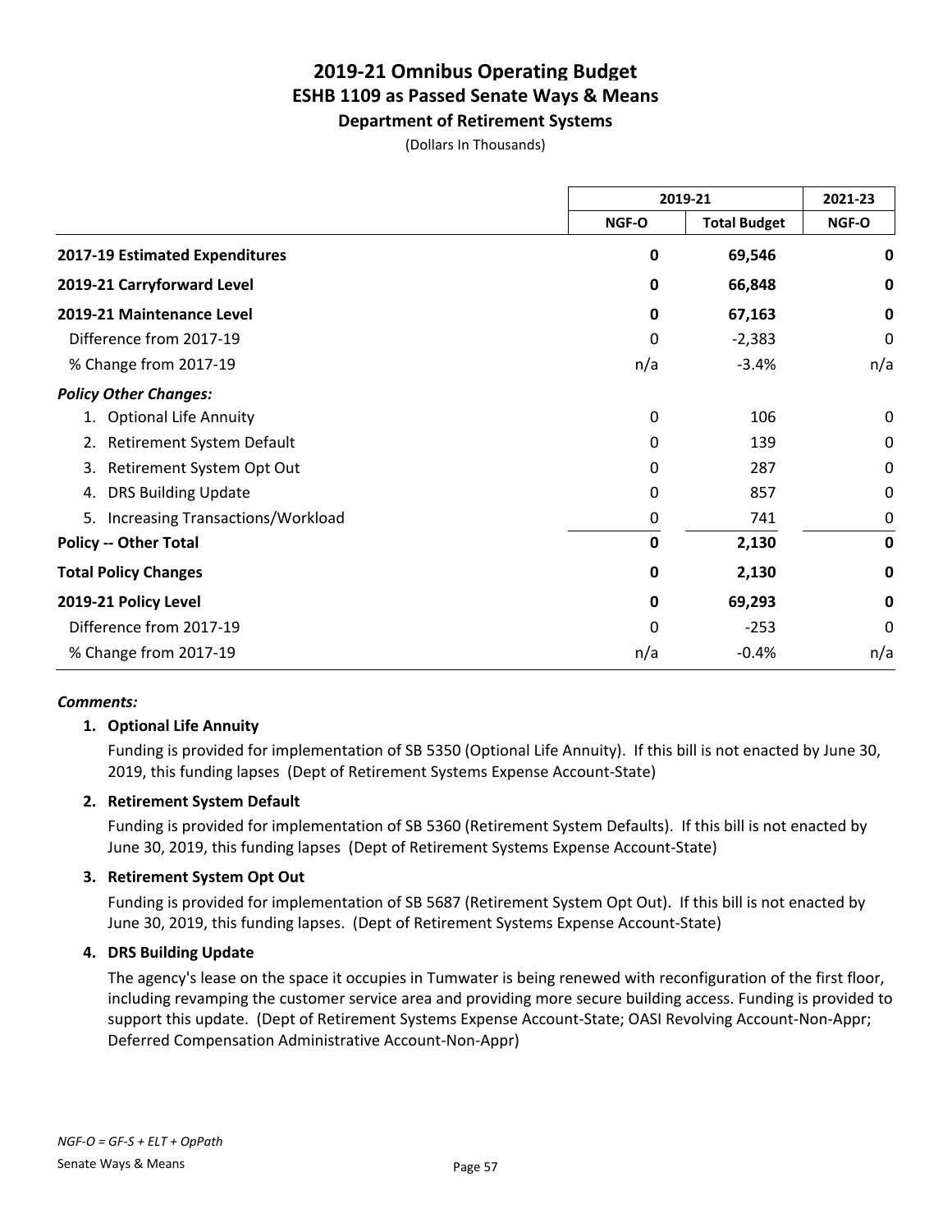# 2019-21 Omnibus Operating Budget
## ESHB 1109 as Passed Senate Ways & Means
### Department of Retirement Systems

(Dollars In Thousands)

| | 2019-21 | | 2021-23 |
|---|---|---|---|
| | NGF-O | Total Budget | NGF-O |
| **2017-19 Estimated Expenditures** | **0** | **69,546** | **0** |
| **2019-21 Carryforward Level** | **0** | **66,848** | **0** |
| **2019-21 Maintenance Level** | **0** | **67,163** | **0** |
| Difference from 2017-19 | 0 | -2,383 | 0 |
| % Change from 2017-19 | n/a | -3.4% | n/a |
| ***Policy Other Changes:*** | | | |
| 1. Optional Life Annuity | 0 | 106 | 0 |
| 2. Retirement System Default | 0 | 139 | 0 |
| 3. Retirement System Opt Out | 0 | 287 | 0 |
| 4. DRS Building Update | 0 | 857 | 0 |
| 5. Increasing Transactions/Workload | 0 | 741 | 0 |
| **Policy -- Other Total** | **0** | **2,130** | **0** |
| **Total Policy Changes** | **0** | **2,130** | **0** |
| **2019-21 Policy Level** | **0** | **69,293** | **0** |
| Difference from 2017-19 | 0 | -253 | 0 |
| % Change from 2017-19 | n/a | -0.4% | n/a |

***Comments:***

**1. Optional Life Annuity**

Funding is provided for implementation of SB 5350 (Optional Life Annuity). If this bill is not enacted by June 30, 2019, this funding lapses (Dept of Retirement Systems Expense Account-State)

**2. Retirement System Default**

Funding is provided for implementation of SB 5360 (Retirement System Defaults). If this bill is not enacted by June 30, 2019, this funding lapses (Dept of Retirement Systems Expense Account-State)

**3. Retirement System Opt Out**

Funding is provided for implementation of SB 5687 (Retirement System Opt Out). If this bill is not enacted by June 30, 2019, this funding lapses. (Dept of Retirement Systems Expense Account-State)

**4. DRS Building Update**

The agency's lease on the space it occupies in Tumwater is being renewed with reconfiguration of the first floor, including revamping the customer service area and providing more secure building access. Funding is provided to support this update. (Dept of Retirement Systems Expense Account-State; OASI Revolving Account-Non-Appr; Deferred Compensation Administrative Account-Non-Appr)

*NGF-O = GF-S + ELT + OpPath*

Senate Ways & Means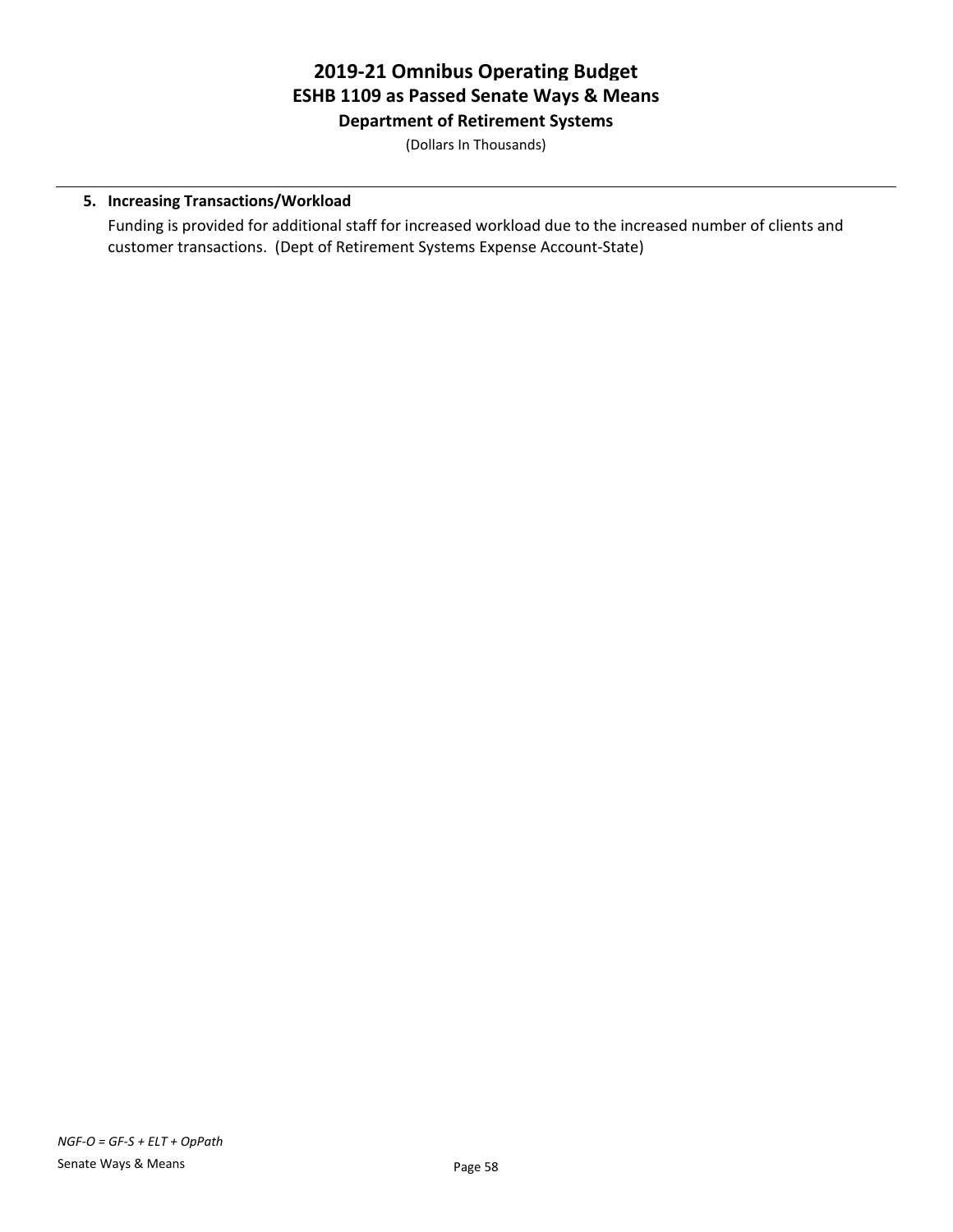**5. Increasing Transactions/Workload**

Funding is provided for additional staff for increased workload due to the increased number of clients and customer transactions. (Dept of Retirement Systems Expense Account-State)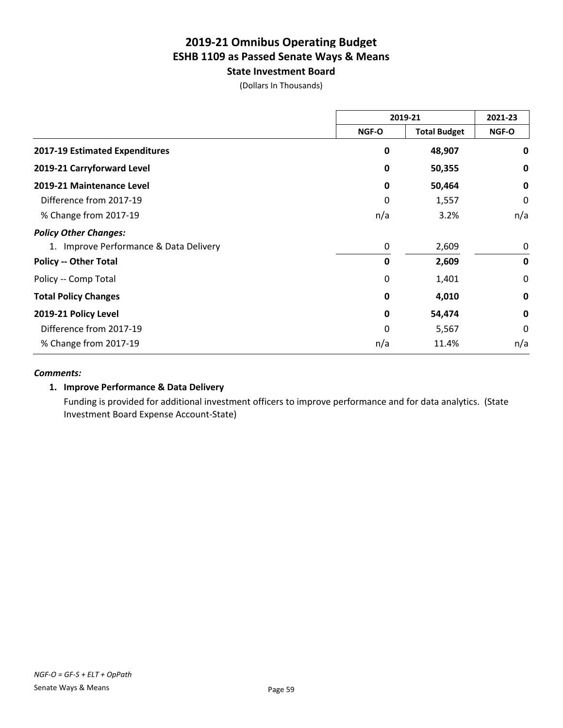# 2019-21 Omnibus Operating Budget
## ESHB 1109 as Passed Senate Ways & Means
### State Investment Board

(Dollars In Thousands)

| | 2019-21 | | 2021-23 |
|---|---|---|---|
| | NGF-O | Total Budget | NGF-O |
| **2017-19 Estimated Expenditures** | **0** | **48,907** | **0** |
| **2019-21 Carryforward Level** | **0** | **50,355** | **0** |
| **2019-21 Maintenance Level** | **0** | **50,464** | **0** |
| Difference from 2017-19 | 0 | 1,557 | 0 |
| % Change from 2017-19 | n/a | 3.2% | n/a |
| ***Policy Other Changes:*** | | | |
| 1. Improve Performance & Data Delivery | 0 | 2,609 | 0 |
| **Policy -- Other Total** | **0** | **2,609** | **0** |
| Policy -- Comp Total | 0 | 1,401 | 0 |
| **Total Policy Changes** | **0** | **4,010** | **0** |
| **2019-21 Policy Level** | **0** | **54,474** | **0** |
| Difference from 2017-19 | 0 | 5,567 | 0 |
| % Change from 2017-19 | n/a | 11.4% | n/a |

***Comments:***

1. **Improve Performance & Data Delivery**

   Funding is provided for additional investment officers to improve performance and for data analytics. (State Investment Board Expense Account-State)

*NGF-O = GF-S + ELT + OpPath*

Senate Ways & Means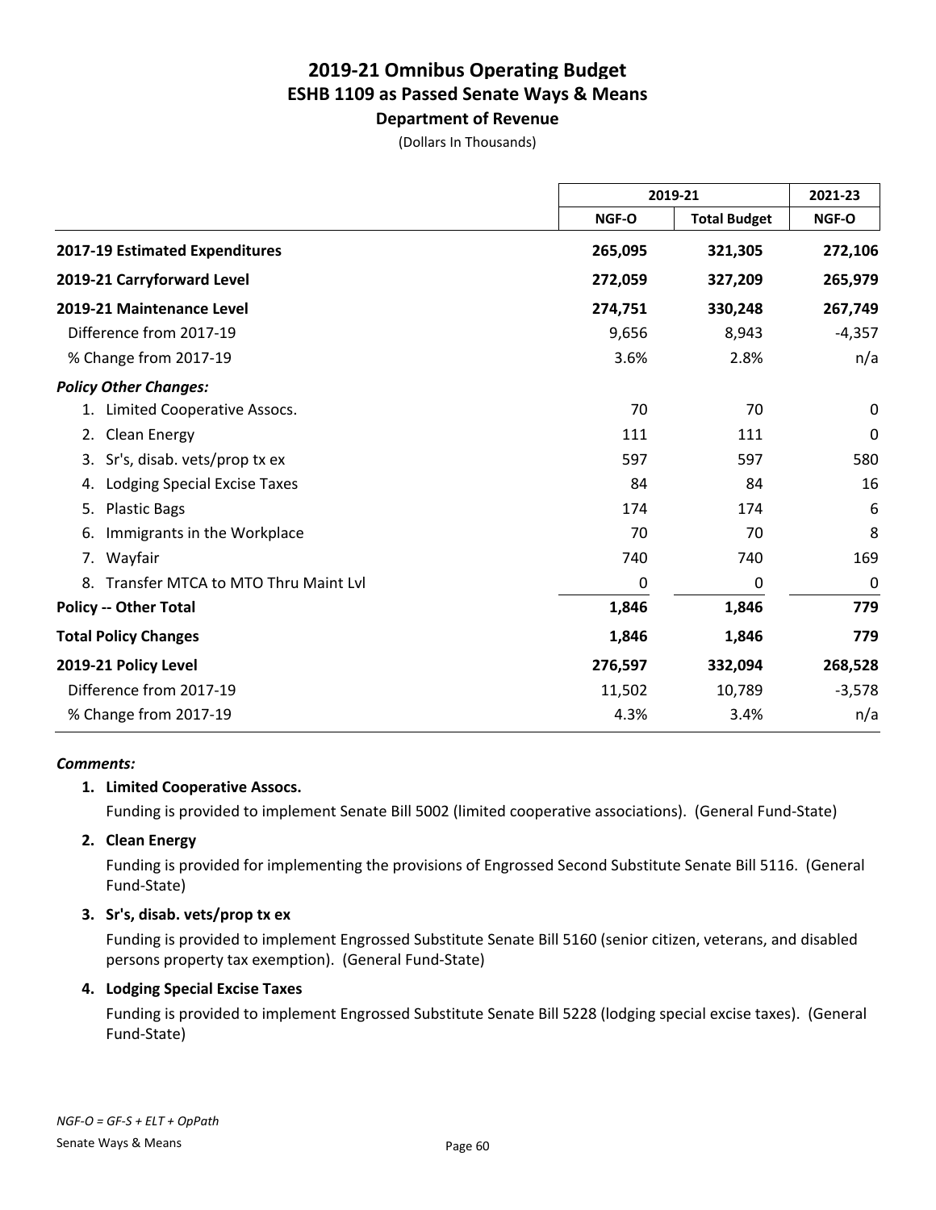# 2019-21 Omnibus Operating Budget
## ESHB 1109 as Passed Senate Ways & Means
### Department of Revenue

(Dollars In Thousands)

| | 2019-21 | | 2021-23 |
|---|---|---|---|
| | NGF-O | Total Budget | NGF-O |
| **2017-19 Estimated Expenditures** | **265,095** | **321,305** | **272,106** |
| **2019-21 Carryforward Level** | **272,059** | **327,209** | **265,979** |
| **2019-21 Maintenance Level** | **274,751** | **330,248** | **267,749** |
| Difference from 2017-19 | 9,656 | 8,943 | -4,357 |
| % Change from 2017-19 | 3.6% | 2.8% | n/a |
| ***Policy Other Changes:*** | | | |
| 1. Limited Cooperative Assocs. | 70 | 70 | 0 |
| 2. Clean Energy | 111 | 111 | 0 |
| 3. Sr's, disab. vets/prop tx ex | 597 | 597 | 580 |
| 4. Lodging Special Excise Taxes | 84 | 84 | 16 |
| 5. Plastic Bags | 174 | 174 | 6 |
| 6. Immigrants in the Workplace | 70 | 70 | 8 |
| 7. Wayfair | 740 | 740 | 169 |
| 8. Transfer MTCA to MTO Thru Maint Lvl | 0 | 0 | 0 |
| **Policy -- Other Total** | **1,846** | **1,846** | **779** |
| **Total Policy Changes** | **1,846** | **1,846** | **779** |
| **2019-21 Policy Level** | **276,597** | **332,094** | **268,528** |
| Difference from 2017-19 | 11,502 | 10,789 | -3,578 |
| % Change from 2017-19 | 4.3% | 3.4% | n/a |

***Comments:***

**1. Limited Cooperative Assocs.**

Funding is provided to implement Senate Bill 5002 (limited cooperative associations). (General Fund-State)

**2. Clean Energy**

Funding is provided for implementing the provisions of Engrossed Second Substitute Senate Bill 5116. (General Fund-State)

**3. Sr's, disab. vets/prop tx ex**

Funding is provided to implement Engrossed Substitute Senate Bill 5160 (senior citizen, veterans, and disabled persons property tax exemption). (General Fund-State)

**4. Lodging Special Excise Taxes**

Funding is provided to implement Engrossed Substitute Senate Bill 5228 (lodging special excise taxes). (General Fund-State)

*NGF-O = GF-S + ELT + OpPath*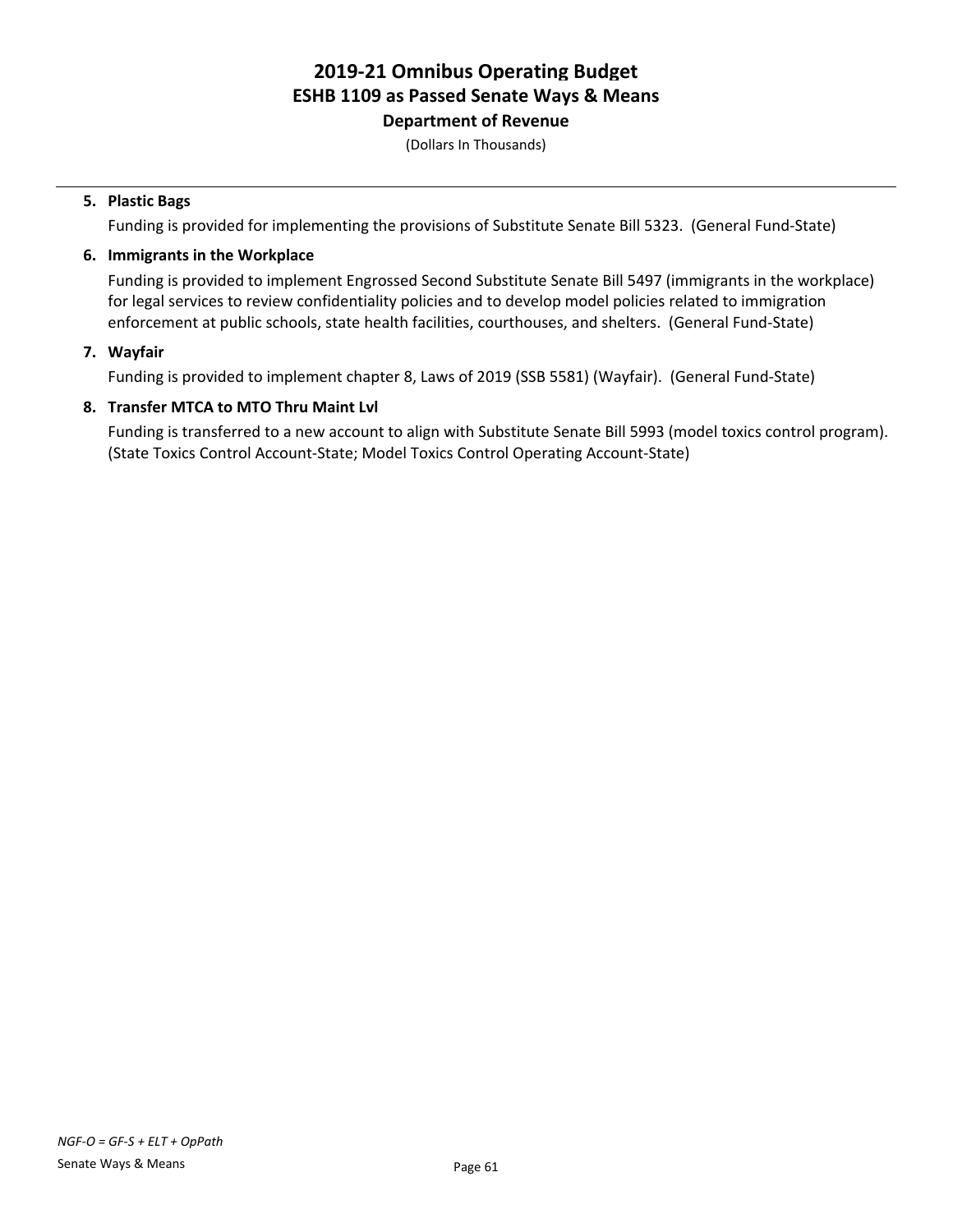# 2019-21 Omnibus Operating Budget
## ESHB 1109 as Passed Senate Ways & Means
### Department of Revenue

(Dollars In Thousands)

5. **Plastic Bags**

   Funding is provided for implementing the provisions of Substitute Senate Bill 5323. (General Fund-State)

6. **Immigrants in the Workplace**

   Funding is provided to implement Engrossed Second Substitute Senate Bill 5497 (immigrants in the workplace) for legal services to review confidentiality policies and to develop model policies related to immigration enforcement at public schools, state health facilities, courthouses, and shelters. (General Fund-State)

7. **Wayfair**

   Funding is provided to implement chapter 8, Laws of 2019 (SSB 5581) (Wayfair). (General Fund-State)

8. **Transfer MTCA to MTO Thru Maint Lvl**

   Funding is transferred to a new account to align with Substitute Senate Bill 5993 (model toxics control program). (State Toxics Control Account-State; Model Toxics Control Operating Account-State)

*NGF-O = GF-S + ELT + OpPath*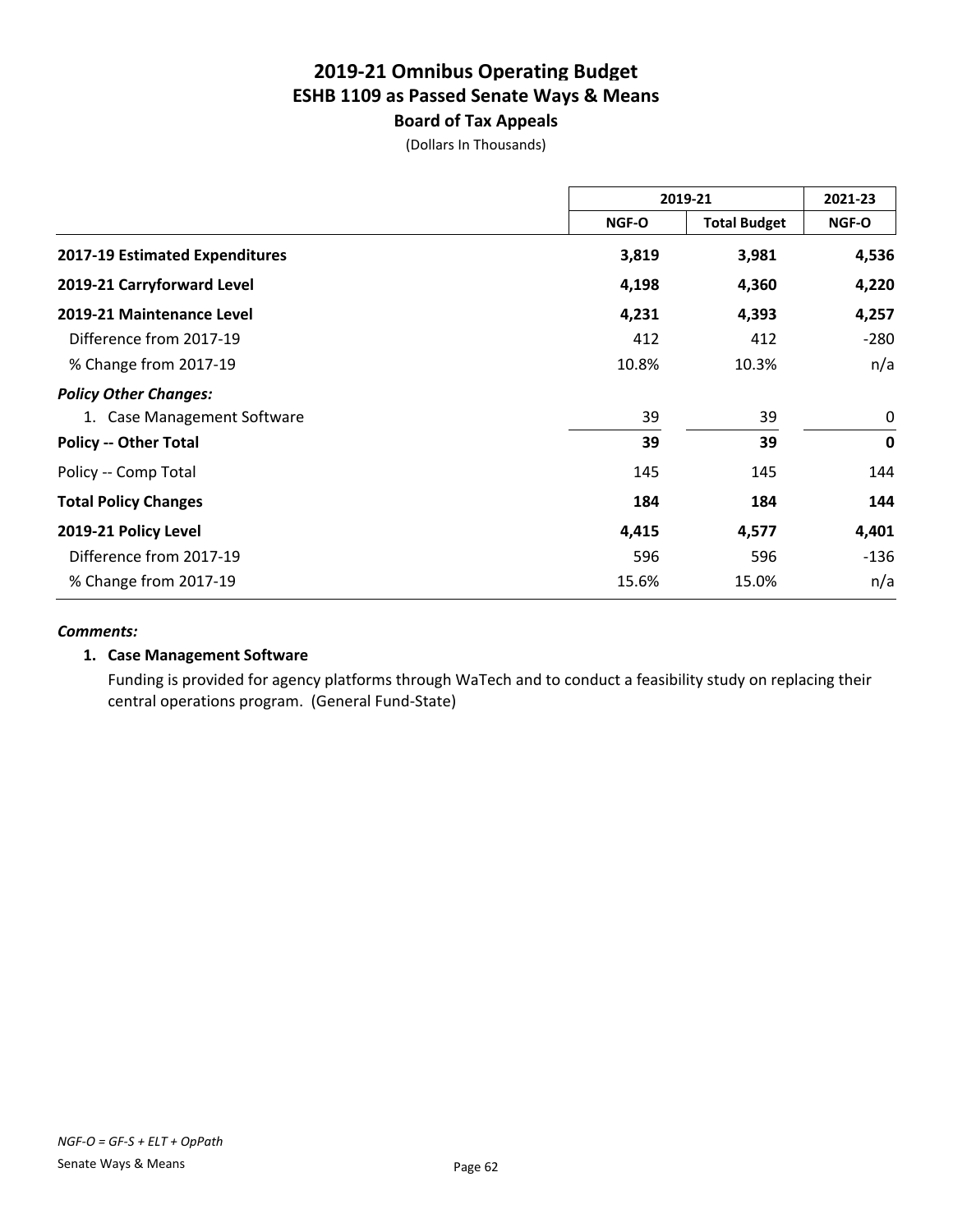# 2019-21 Omnibus Operating Budget
## ESHB 1109 as Passed Senate Ways & Means
### Board of Tax Appeals

(Dollars In Thousands)

| | 2019-21 | | 2021-23 |
|---|---|---|---|
| | NGF-O | Total Budget | NGF-O |
| **2017-19 Estimated Expenditures** | **3,819** | **3,981** | **4,536** |
| **2019-21 Carryforward Level** | **4,198** | **4,360** | **4,220** |
| **2019-21 Maintenance Level** | **4,231** | **4,393** | **4,257** |
| Difference from 2017-19 | 412 | 412 | -280 |
| % Change from 2017-19 | 10.8% | 10.3% | n/a |
| ***Policy Other Changes:*** | | | |
| 1. Case Management Software | 39 | 39 | 0 |
| **Policy -- Other Total** | **39** | **39** | **0** |
| Policy -- Comp Total | 145 | 145 | 144 |
| **Total Policy Changes** | **184** | **184** | **144** |
| **2019-21 Policy Level** | **4,415** | **4,577** | **4,401** |
| Difference from 2017-19 | 596 | 596 | -136 |
| % Change from 2017-19 | 15.6% | 15.0% | n/a |

***Comments:***

**1. Case Management Software**

Funding is provided for agency platforms through WaTech and to conduct a feasibility study on replacing their central operations program. (General Fund-State)

*NGF-O = GF-S + ELT + OpPath*

Senate Ways & Means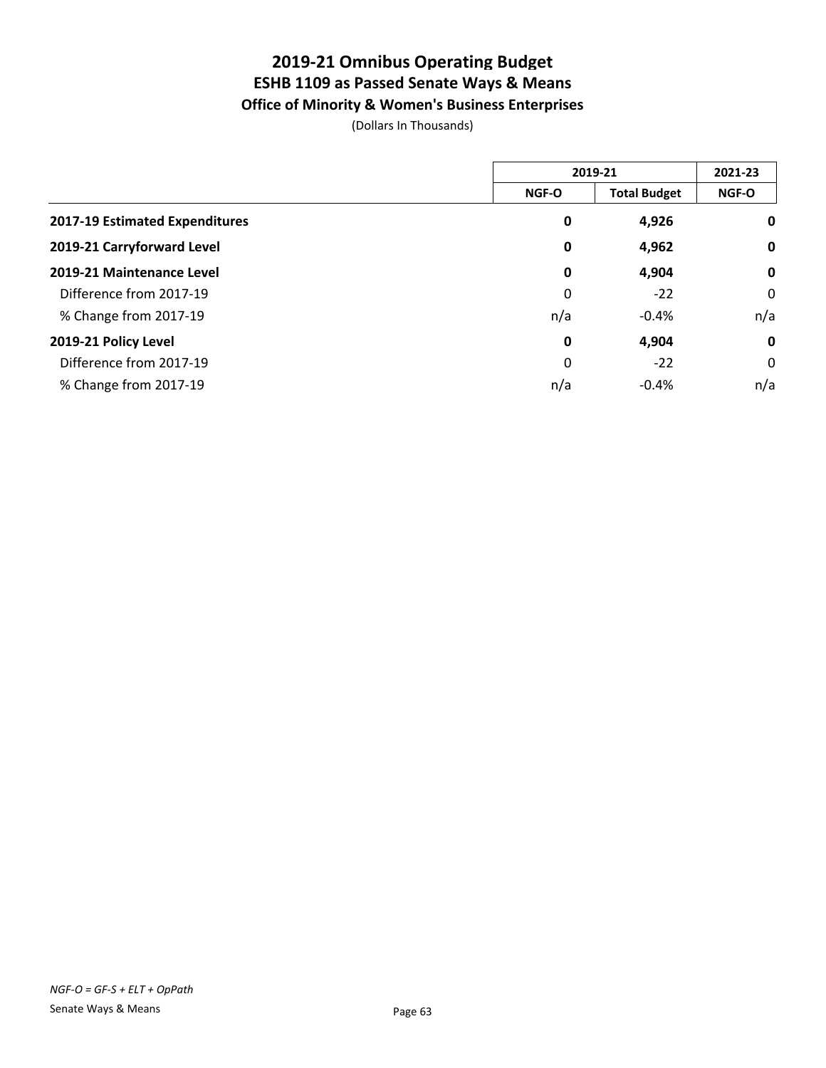# 2019-21 Omnibus Operating Budget
## ESHB 1109 as Passed Senate Ways & Means
### Office of Minority & Women's Business Enterprises

(Dollars In Thousands)

| | 2019-21 | | 2021-23 |
|---|---|---|---|
| | NGF-O | Total Budget | NGF-O |
| **2017-19 Estimated Expenditures** | **0** | **4,926** | **0** |
| **2019-21 Carryforward Level** | **0** | **4,962** | **0** |
| **2019-21 Maintenance Level** | **0** | **4,904** | **0** |
| Difference from 2017-19 | 0 | -22 | 0 |
| % Change from 2017-19 | n/a | -0.4% | n/a |
| **2019-21 Policy Level** | **0** | **4,904** | **0** |
| Difference from 2017-19 | 0 | -22 | 0 |
| % Change from 2017-19 | n/a | -0.4% | n/a |

*NGF-O = GF-S + ELT + OpPath*

Senate Ways & Means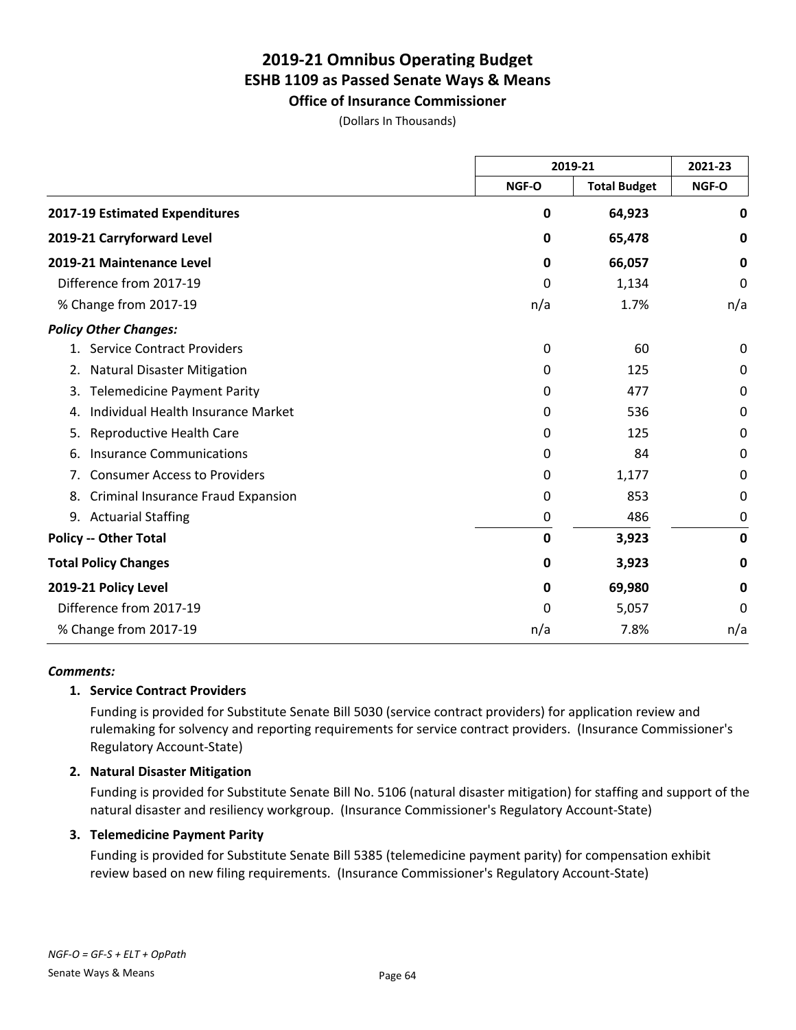# 2019-21 Omnibus Operating Budget
## ESHB 1109 as Passed Senate Ways & Means
### Office of Insurance Commissioner

(Dollars In Thousands)

| | 2019-21 | | 2021-23 |
|---|---|---|---|
| | NGF-O | Total Budget | NGF-O |
| **2017-19 Estimated Expenditures** | **0** | **64,923** | **0** |
| **2019-21 Carryforward Level** | **0** | **65,478** | **0** |
| **2019-21 Maintenance Level** | **0** | **66,057** | **0** |
| Difference from 2017-19 | 0 | 1,134 | 0 |
| % Change from 2017-19 | n/a | 1.7% | n/a |
| ***Policy Other Changes:*** | | | |
| 1. Service Contract Providers | 0 | 60 | 0 |
| 2. Natural Disaster Mitigation | 0 | 125 | 0 |
| 3. Telemedicine Payment Parity | 0 | 477 | 0 |
| 4. Individual Health Insurance Market | 0 | 536 | 0 |
| 5. Reproductive Health Care | 0 | 125 | 0 |
| 6. Insurance Communications | 0 | 84 | 0 |
| 7. Consumer Access to Providers | 0 | 1,177 | 0 |
| 8. Criminal Insurance Fraud Expansion | 0 | 853 | 0 |
| 9. Actuarial Staffing | 0 | 486 | 0 |
| **Policy -- Other Total** | **0** | **3,923** | **0** |
| **Total Policy Changes** | **0** | **3,923** | **0** |
| **2019-21 Policy Level** | **0** | **69,980** | **0** |
| Difference from 2017-19 | 0 | 5,057 | 0 |
| % Change from 2017-19 | n/a | 7.8% | n/a |

***Comments:***

**1. Service Contract Providers**

Funding is provided for Substitute Senate Bill 5030 (service contract providers) for application review and rulemaking for solvency and reporting requirements for service contract providers. (Insurance Commissioner's Regulatory Account-State)

**2. Natural Disaster Mitigation**

Funding is provided for Substitute Senate Bill No. 5106 (natural disaster mitigation) for staffing and support of the natural disaster and resiliency workgroup. (Insurance Commissioner's Regulatory Account-State)

**3. Telemedicine Payment Parity**

Funding is provided for Substitute Senate Bill 5385 (telemedicine payment parity) for compensation exhibit review based on new filing requirements. (Insurance Commissioner's Regulatory Account-State)

*NGF-O = GF-S + ELT + OpPath*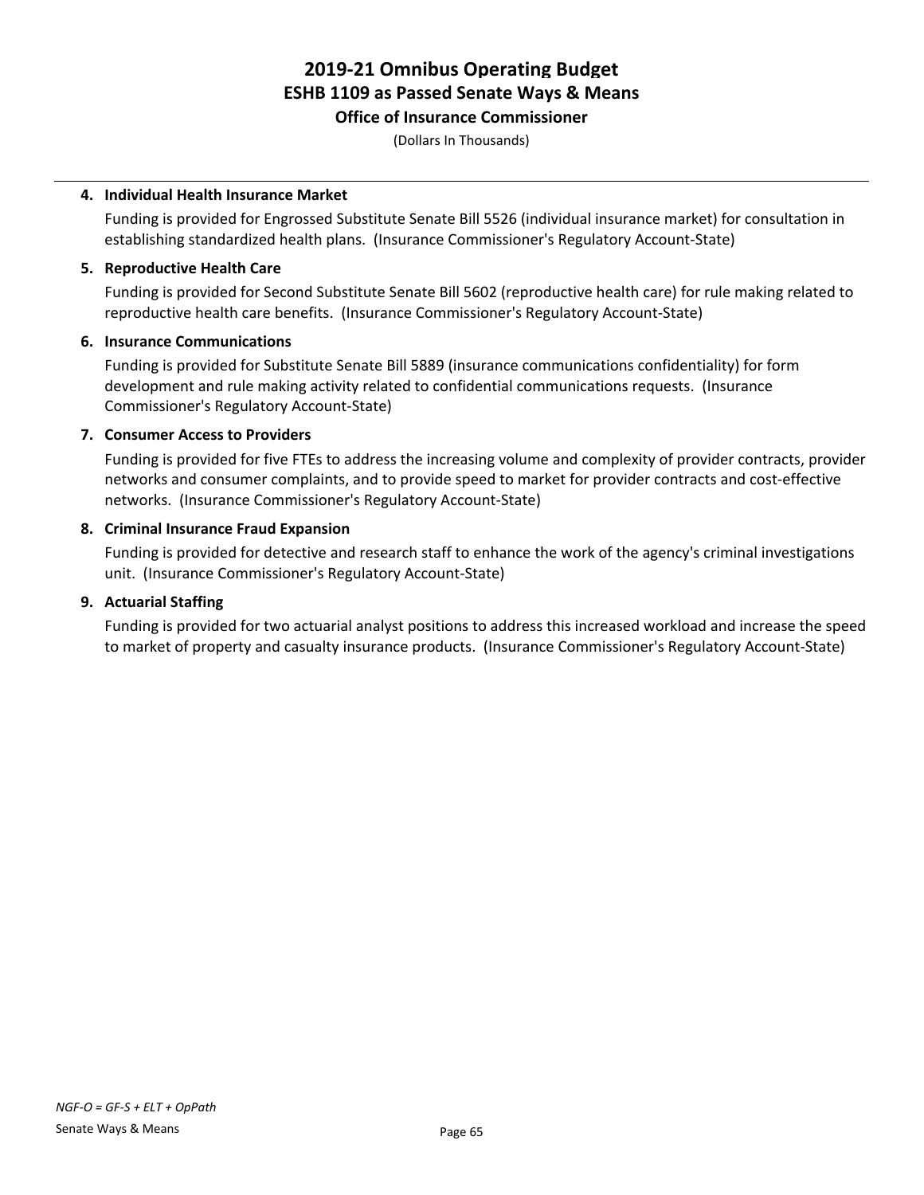**4. Individual Health Insurance Market**

Funding is provided for Engrossed Substitute Senate Bill 5526 (individual insurance market) for consultation in establishing standardized health plans. (Insurance Commissioner's Regulatory Account-State)

**5. Reproductive Health Care**

Funding is provided for Second Substitute Senate Bill 5602 (reproductive health care) for rule making related to reproductive health care benefits. (Insurance Commissioner's Regulatory Account-State)

**6. Insurance Communications**

Funding is provided for Substitute Senate Bill 5889 (insurance communications confidentiality) for form development and rule making activity related to confidential communications requests. (Insurance Commissioner's Regulatory Account-State)

**7. Consumer Access to Providers**

Funding is provided for five FTEs to address the increasing volume and complexity of provider contracts, provider networks and consumer complaints, and to provide speed to market for provider contracts and cost-effective networks. (Insurance Commissioner's Regulatory Account-State)

**8. Criminal Insurance Fraud Expansion**

Funding is provided for detective and research staff to enhance the work of the agency's criminal investigations unit. (Insurance Commissioner's Regulatory Account-State)

**9. Actuarial Staffing**

Funding is provided for two actuarial analyst positions to address this increased workload and increase the speed to market of property and casualty insurance products. (Insurance Commissioner's Regulatory Account-State)

*NGF-O = GF-S + ELT + OpPath*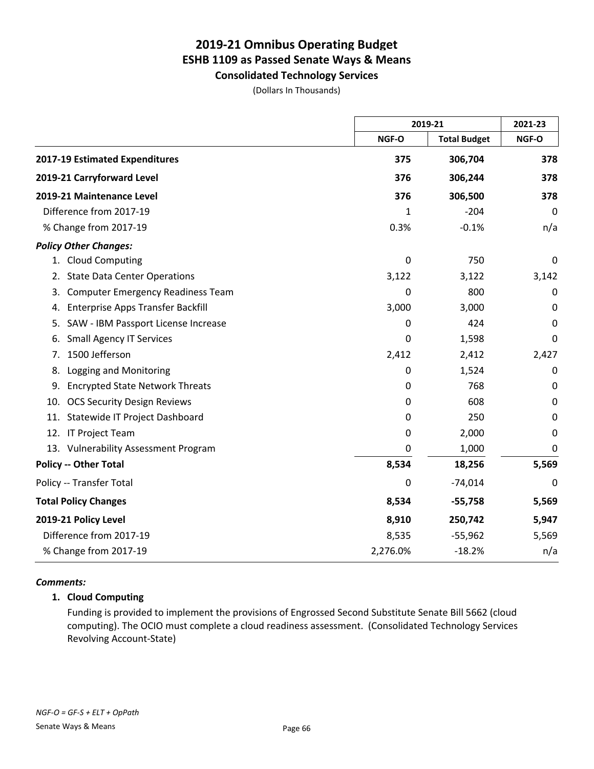# 2019-21 Omnibus Operating Budget
## ESHB 1109 as Passed Senate Ways & Means
### Consolidated Technology Services

(Dollars In Thousands)

| | 2019-21 | | 2021-23 |
|---|---|---|---|
| | NGF-O | Total Budget | NGF-O |
| **2017-19 Estimated Expenditures** | **375** | **306,704** | **378** |
| **2019-21 Carryforward Level** | **376** | **306,244** | **378** |
| **2019-21 Maintenance Level** | **376** | **306,500** | **378** |
| Difference from 2017-19 | 1 | -204 | 0 |
| % Change from 2017-19 | 0.3% | -0.1% | n/a |
| ***Policy Other Changes:*** | | | |
| 1. Cloud Computing | 0 | 750 | 0 |
| 2. State Data Center Operations | 3,122 | 3,122 | 3,142 |
| 3. Computer Emergency Readiness Team | 0 | 800 | 0 |
| 4. Enterprise Apps Transfer Backfill | 3,000 | 3,000 | 0 |
| 5. SAW - IBM Passport License Increase | 0 | 424 | 0 |
| 6. Small Agency IT Services | 0 | 1,598 | 0 |
| 7. 1500 Jefferson | 2,412 | 2,412 | 2,427 |
| 8. Logging and Monitoring | 0 | 1,524 | 0 |
| 9. Encrypted State Network Threats | 0 | 768 | 0 |
| 10. OCS Security Design Reviews | 0 | 608 | 0 |
| 11. Statewide IT Project Dashboard | 0 | 250 | 0 |
| 12. IT Project Team | 0 | 2,000 | 0 |
| 13. Vulnerability Assessment Program | 0 | 1,000 | 0 |
| **Policy -- Other Total** | **8,534** | **18,256** | **5,569** |
| Policy -- Transfer Total | 0 | -74,014 | 0 |
| **Total Policy Changes** | **8,534** | **-55,758** | **5,569** |
| **2019-21 Policy Level** | **8,910** | **250,742** | **5,947** |
| Difference from 2017-19 | 8,535 | -55,962 | 5,569 |
| % Change from 2017-19 | 2,276.0% | -18.2% | n/a |

***Comments:***

**1. Cloud Computing**

Funding is provided to implement the provisions of Engrossed Second Substitute Senate Bill 5662 (cloud computing). The OCIO must complete a cloud readiness assessment. (Consolidated Technology Services Revolving Account-State)

*NGF-O = GF-S + ELT + OpPath*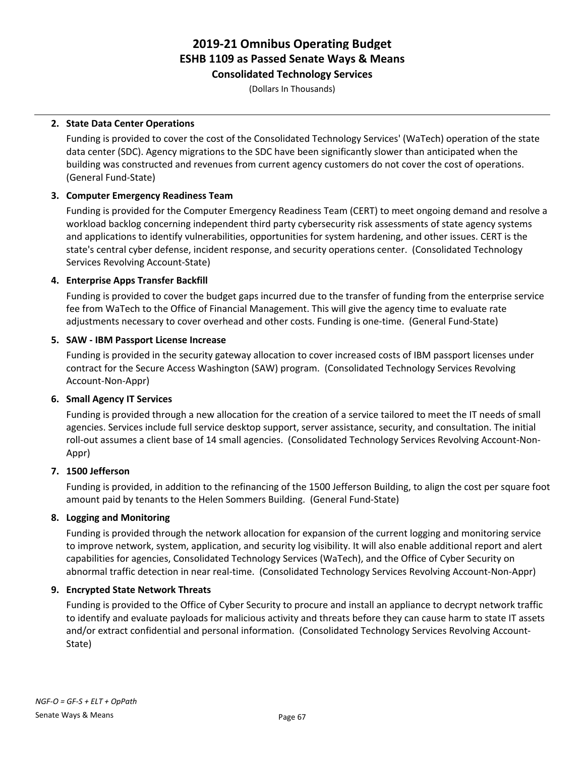# 2019-21 Omnibus Operating Budget
## ESHB 1109 as Passed Senate Ways & Means
### Consolidated Technology Services

(Dollars In Thousands)

**2. State Data Center Operations**

Funding is provided to cover the cost of the Consolidated Technology Services' (WaTech) operation of the state data center (SDC). Agency migrations to the SDC have been significantly slower than anticipated when the building was constructed and revenues from current agency customers do not cover the cost of operations. (General Fund-State)

**3. Computer Emergency Readiness Team**

Funding is provided for the Computer Emergency Readiness Team (CERT) to meet ongoing demand and resolve a workload backlog concerning independent third party cybersecurity risk assessments of state agency systems and applications to identify vulnerabilities, opportunities for system hardening, and other issues. CERT is the state's central cyber defense, incident response, and security operations center. (Consolidated Technology Services Revolving Account-State)

**4. Enterprise Apps Transfer Backfill**

Funding is provided to cover the budget gaps incurred due to the transfer of funding from the enterprise service fee from WaTech to the Office of Financial Management. This will give the agency time to evaluate rate adjustments necessary to cover overhead and other costs. Funding is one-time. (General Fund-State)

**5. SAW - IBM Passport License Increase**

Funding is provided in the security gateway allocation to cover increased costs of IBM passport licenses under contract for the Secure Access Washington (SAW) program. (Consolidated Technology Services Revolving Account-Non-Appr)

**6. Small Agency IT Services**

Funding is provided through a new allocation for the creation of a service tailored to meet the IT needs of small agencies. Services include full service desktop support, server assistance, security, and consultation. The initial roll-out assumes a client base of 14 small agencies. (Consolidated Technology Services Revolving Account-Non-Appr)

**7. 1500 Jefferson**

Funding is provided, in addition to the refinancing of the 1500 Jefferson Building, to align the cost per square foot amount paid by tenants to the Helen Sommers Building. (General Fund-State)

**8. Logging and Monitoring**

Funding is provided through the network allocation for expansion of the current logging and monitoring service to improve network, system, application, and security log visibility. It will also enable additional report and alert capabilities for agencies, Consolidated Technology Services (WaTech), and the Office of Cyber Security on abnormal traffic detection in near real-time. (Consolidated Technology Services Revolving Account-Non-Appr)

**9. Encrypted State Network Threats**

Funding is provided to the Office of Cyber Security to procure and install an appliance to decrypt network traffic to identify and evaluate payloads for malicious activity and threats before they can cause harm to state IT assets and/or extract confidential and personal information. (Consolidated Technology Services Revolving Account-State)

*NGF-O = GF-S + ELT + OpPath*

Senate Ways & Means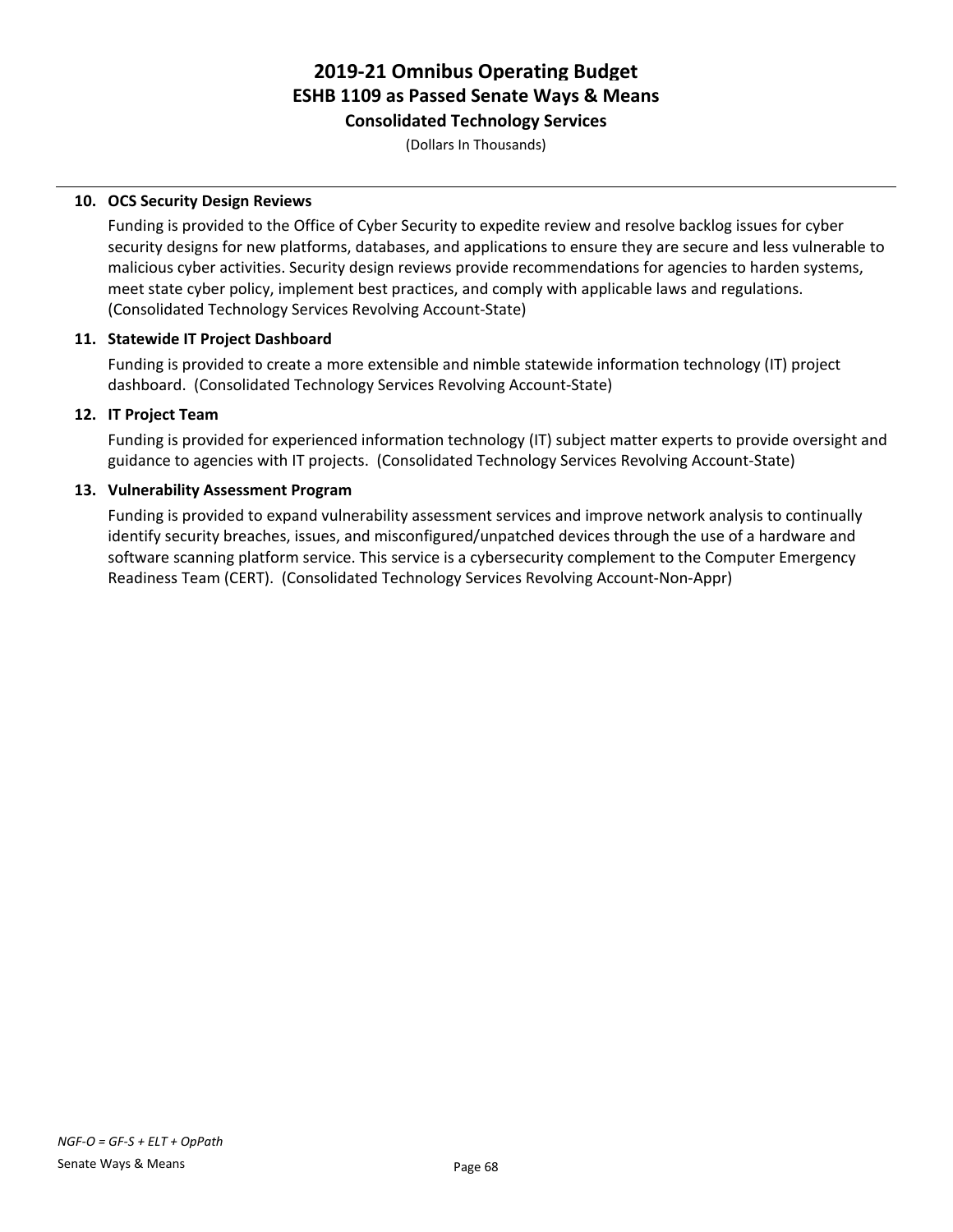**10. OCS Security Design Reviews**

Funding is provided to the Office of Cyber Security to expedite review and resolve backlog issues for cyber security designs for new platforms, databases, and applications to ensure they are secure and less vulnerable to malicious cyber activities. Security design reviews provide recommendations for agencies to harden systems, meet state cyber policy, implement best practices, and comply with applicable laws and regulations. (Consolidated Technology Services Revolving Account-State)

**11. Statewide IT Project Dashboard**

Funding is provided to create a more extensible and nimble statewide information technology (IT) project dashboard. (Consolidated Technology Services Revolving Account-State)

**12. IT Project Team**

Funding is provided for experienced information technology (IT) subject matter experts to provide oversight and guidance to agencies with IT projects. (Consolidated Technology Services Revolving Account-State)

**13. Vulnerability Assessment Program**

Funding is provided to expand vulnerability assessment services and improve network analysis to continually identify security breaches, issues, and misconfigured/unpatched devices through the use of a hardware and software scanning platform service. This service is a cybersecurity complement to the Computer Emergency Readiness Team (CERT). (Consolidated Technology Services Revolving Account-Non-Appr)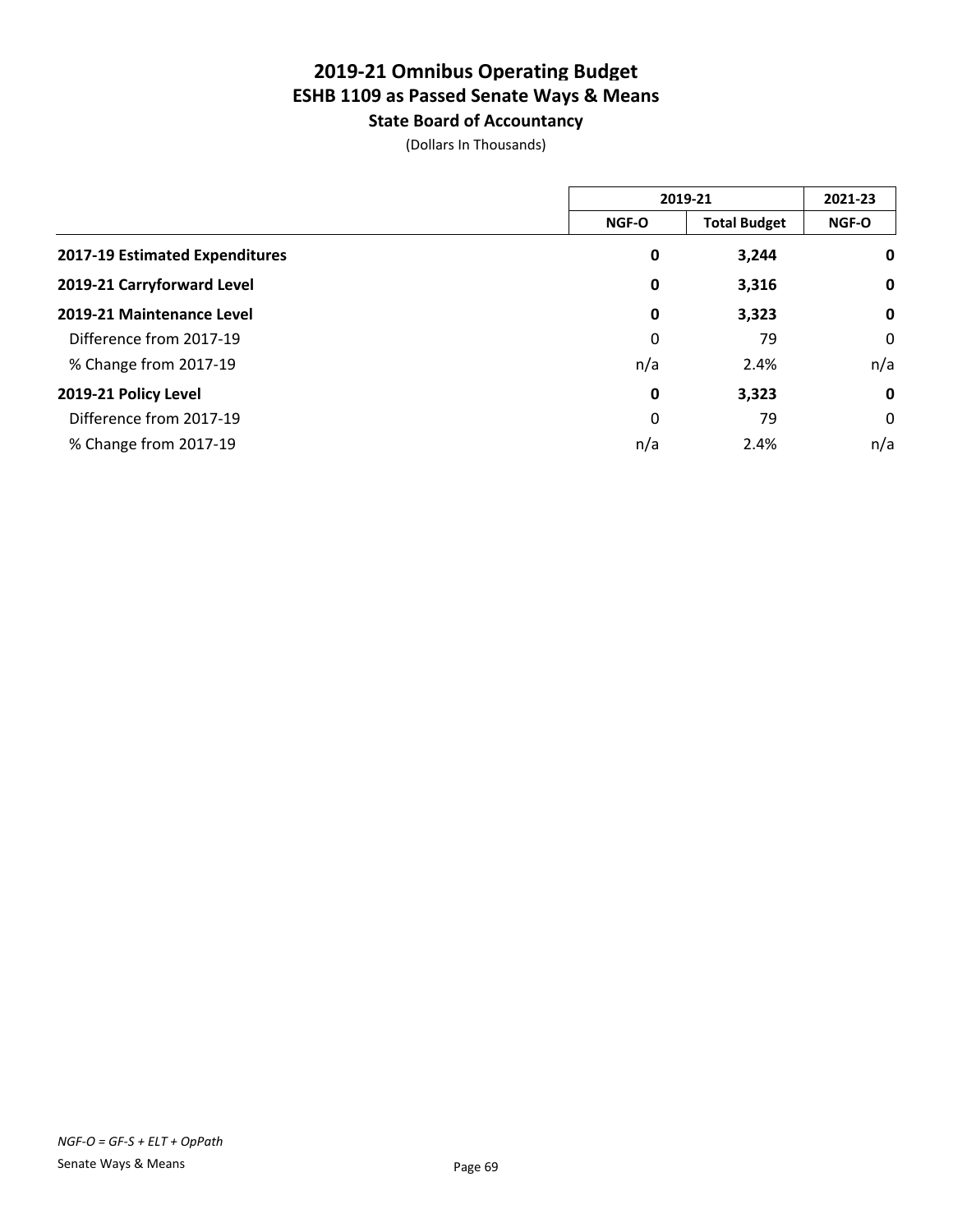# 2019-21 Omnibus Operating Budget
## ESHB 1109 as Passed Senate Ways & Means
### State Board of Accountancy

(Dollars In Thousands)

| | 2019-21 | | 2021-23 |
|---|---|---|---|
| | NGF-O | Total Budget | NGF-O |
| **2017-19 Estimated Expenditures** | **0** | **3,244** | **0** |
| **2019-21 Carryforward Level** | **0** | **3,316** | **0** |
| **2019-21 Maintenance Level** | **0** | **3,323** | **0** |
| Difference from 2017-19 | 0 | 79 | 0 |
| % Change from 2017-19 | n/a | 2.4% | n/a |
| **2019-21 Policy Level** | **0** | **3,323** | **0** |
| Difference from 2017-19 | 0 | 79 | 0 |
| % Change from 2017-19 | n/a | 2.4% | n/a |

*NGF-O = GF-S + ELT + OpPath*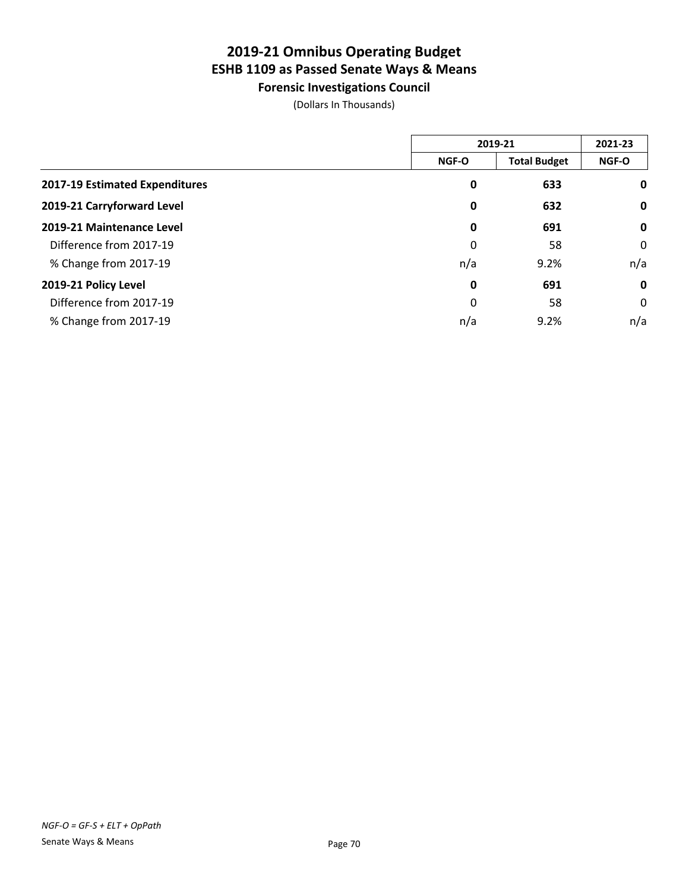# 2019-21 Omnibus Operating Budget
## ESHB 1109 as Passed Senate Ways & Means
### Forensic Investigations Council

(Dollars In Thousands)

| | 2019-21 | | 2021-23 |
|---|---|---|---|
| | NGF-O | Total Budget | NGF-O |
| **2017-19 Estimated Expenditures** | **0** | **633** | **0** |
| **2019-21 Carryforward Level** | **0** | **632** | **0** |
| **2019-21 Maintenance Level** | **0** | **691** | **0** |
| Difference from 2017-19 | 0 | 58 | 0 |
| % Change from 2017-19 | n/a | 9.2% | n/a |
| **2019-21 Policy Level** | **0** | **691** | **0** |
| Difference from 2017-19 | 0 | 58 | 0 |
| % Change from 2017-19 | n/a | 9.2% | n/a |

*NGF-O = GF-S + ELT + OpPath*

Senate Ways & Means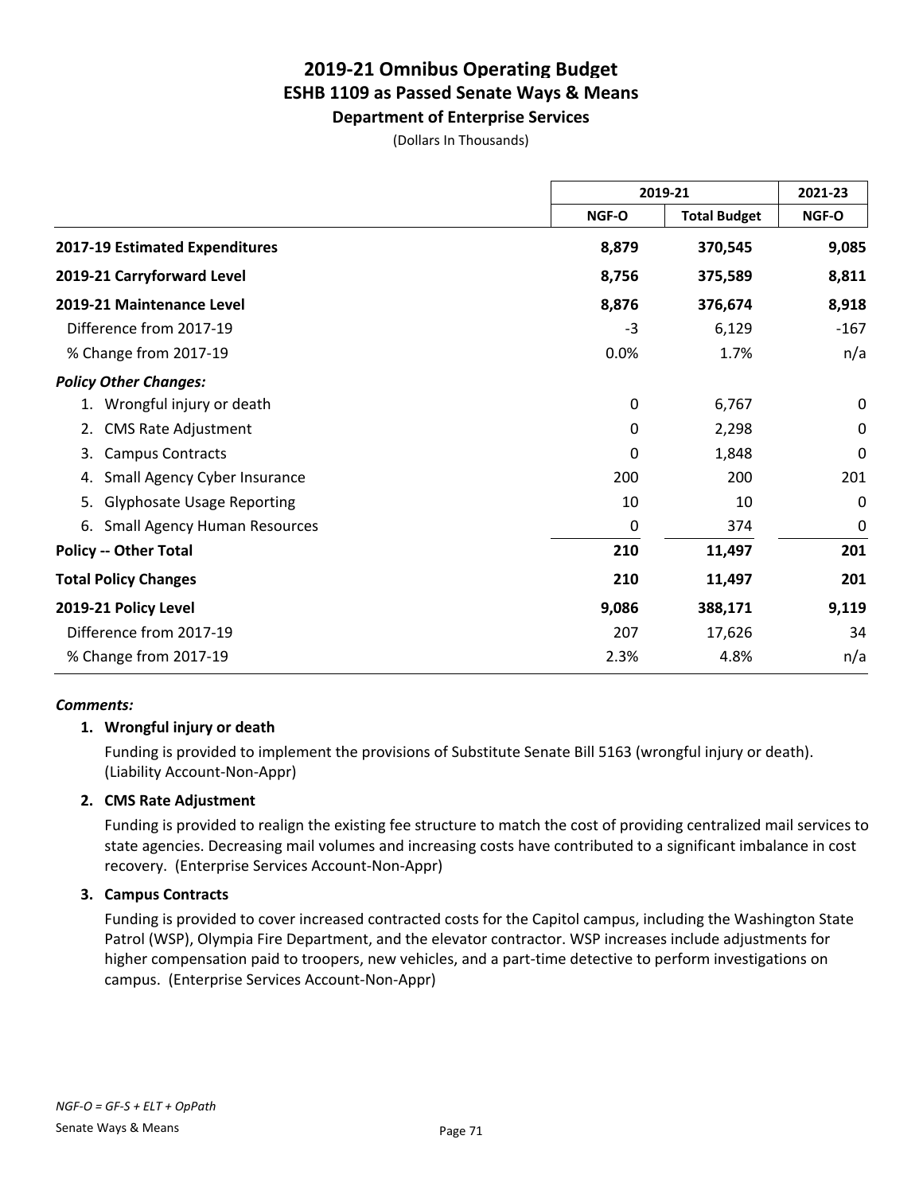# 2019-21 Omnibus Operating Budget
## ESHB 1109 as Passed Senate Ways & Means
### Department of Enterprise Services

(Dollars In Thousands)

| | 2019-21 | | 2021-23 |
|---|---|---|---|
| | NGF-O | Total Budget | NGF-O |
| **2017-19 Estimated Expenditures** | **8,879** | **370,545** | **9,085** |
| **2019-21 Carryforward Level** | **8,756** | **375,589** | **8,811** |
| **2019-21 Maintenance Level** | **8,876** | **376,674** | **8,918** |
| Difference from 2017-19 | -3 | 6,129 | -167 |
| % Change from 2017-19 | 0.0% | 1.7% | n/a |
| ***Policy Other Changes:*** | | | |
| 1. Wrongful injury or death | 0 | 6,767 | 0 |
| 2. CMS Rate Adjustment | 0 | 2,298 | 0 |
| 3. Campus Contracts | 0 | 1,848 | 0 |
| 4. Small Agency Cyber Insurance | 200 | 200 | 201 |
| 5. Glyphosate Usage Reporting | 10 | 10 | 0 |
| 6. Small Agency Human Resources | 0 | 374 | 0 |
| **Policy -- Other Total** | **210** | **11,497** | **201** |
| **Total Policy Changes** | **210** | **11,497** | **201** |
| **2019-21 Policy Level** | **9,086** | **388,171** | **9,119** |
| Difference from 2017-19 | 207 | 17,626 | 34 |
| % Change from 2017-19 | 2.3% | 4.8% | n/a |

***Comments:***

1. **Wrongful injury or death**

   Funding is provided to implement the provisions of Substitute Senate Bill 5163 (wrongful injury or death). (Liability Account-Non-Appr)

2. **CMS Rate Adjustment**

   Funding is provided to realign the existing fee structure to match the cost of providing centralized mail services to state agencies. Decreasing mail volumes and increasing costs have contributed to a significant imbalance in cost recovery. (Enterprise Services Account-Non-Appr)

3. **Campus Contracts**

   Funding is provided to cover increased contracted costs for the Capitol campus, including the Washington State Patrol (WSP), Olympia Fire Department, and the elevator contractor. WSP increases include adjustments for higher compensation paid to troopers, new vehicles, and a part-time detective to perform investigations on campus. (Enterprise Services Account-Non-Appr)

*NGF-O = GF-S + ELT + OpPath*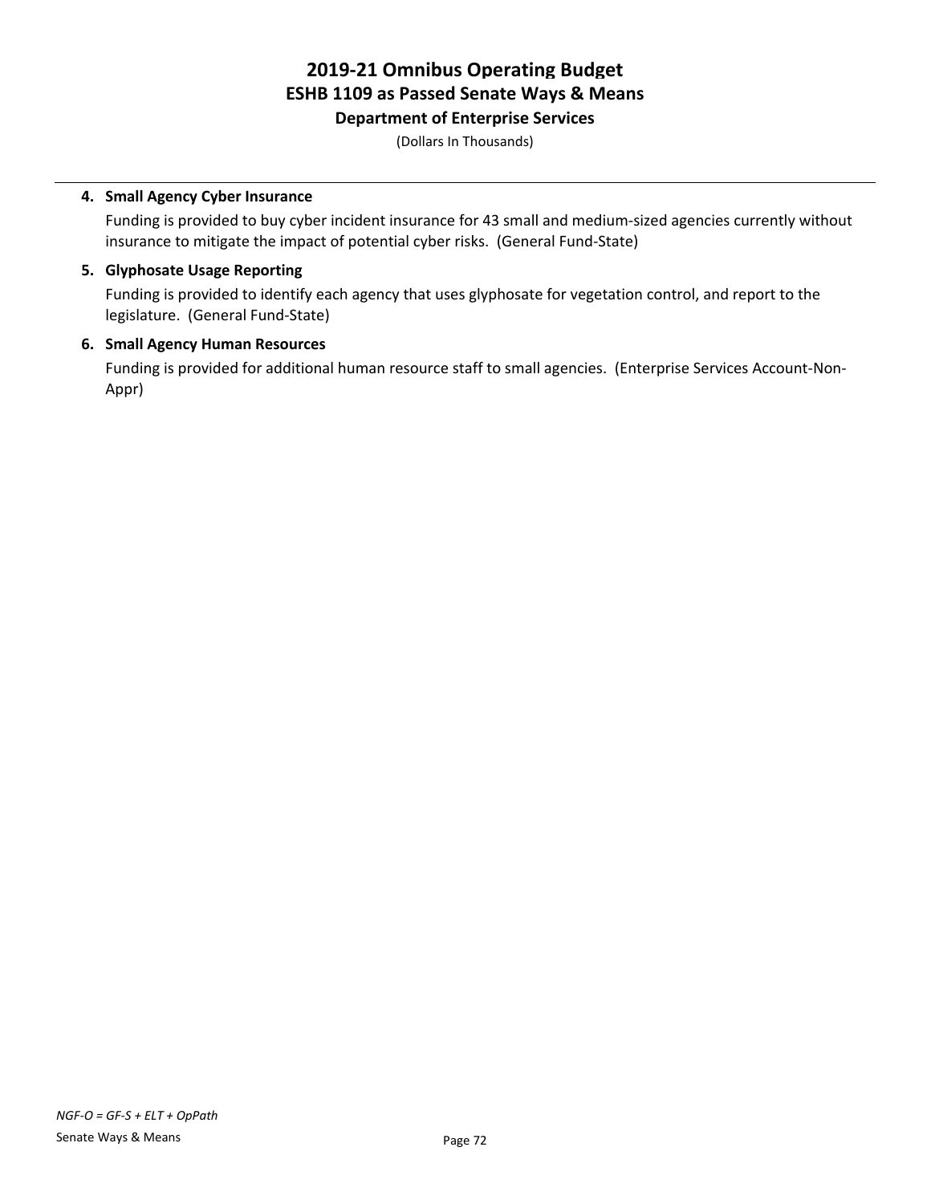**4. Small Agency Cyber Insurance**

Funding is provided to buy cyber incident insurance for 43 small and medium-sized agencies currently without insurance to mitigate the impact of potential cyber risks. (General Fund-State)

**5. Glyphosate Usage Reporting**

Funding is provided to identify each agency that uses glyphosate for vegetation control, and report to the legislature. (General Fund-State)

**6. Small Agency Human Resources**

Funding is provided for additional human resource staff to small agencies. (Enterprise Services Account-Non-Appr)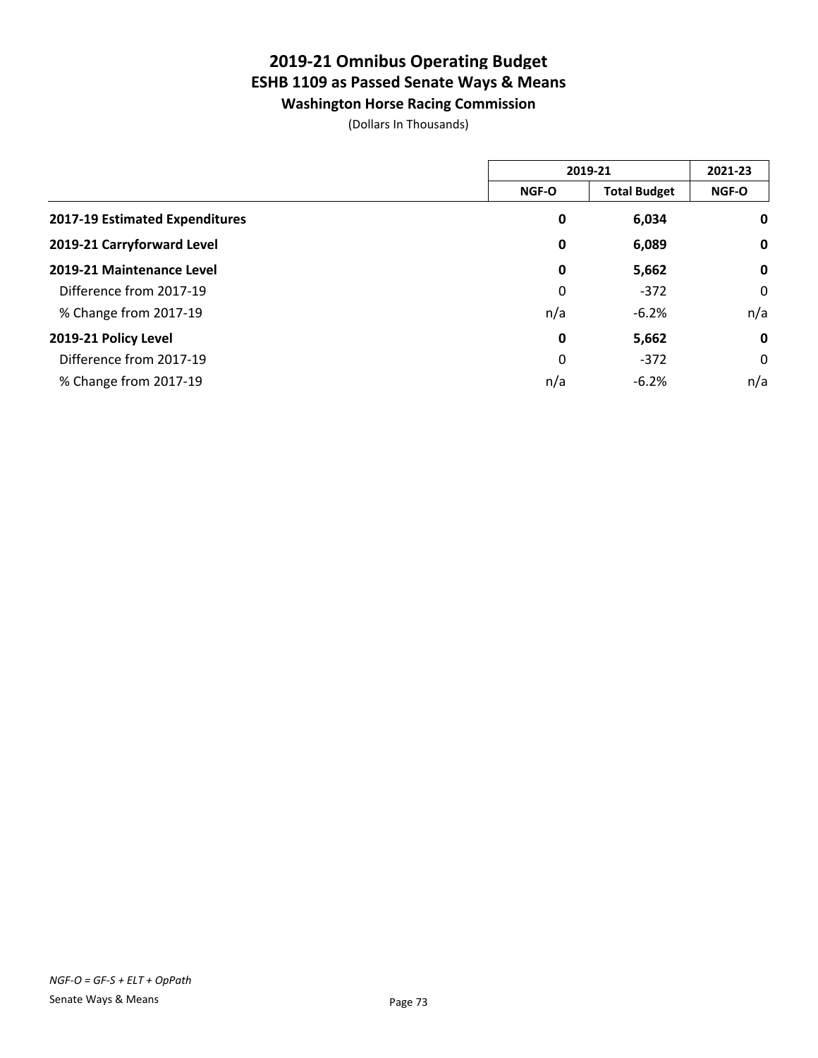# 2019-21 Omnibus Operating Budget
## ESHB 1109 as Passed Senate Ways & Means
### Washington Horse Racing Commission

(Dollars In Thousands)

| | 2019-21 | | 2021-23 |
|---|---|---|---|
| | NGF-O | Total Budget | NGF-O |
| **2017-19 Estimated Expenditures** | **0** | **6,034** | **0** |
| **2019-21 Carryforward Level** | **0** | **6,089** | **0** |
| **2019-21 Maintenance Level** | **0** | **5,662** | **0** |
| Difference from 2017-19 | 0 | -372 | 0 |
| % Change from 2017-19 | n/a | -6.2% | n/a |
| **2019-21 Policy Level** | **0** | **5,662** | **0** |
| Difference from 2017-19 | 0 | -372 | 0 |
| % Change from 2017-19 | n/a | -6.2% | n/a |

*NGF-O = GF-S + ELT + OpPath*

Senate Ways & Means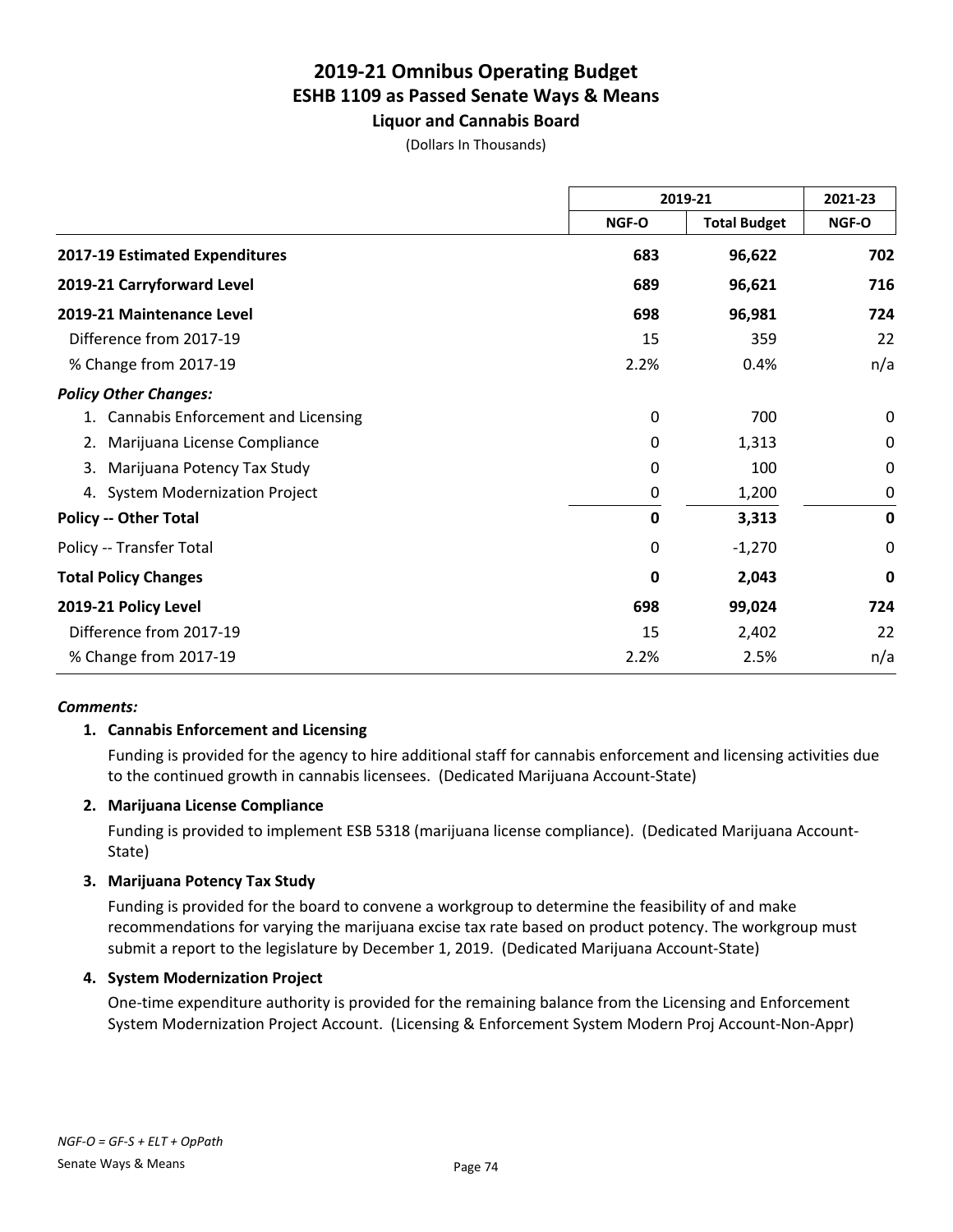# 2019-21 Omnibus Operating Budget
## ESHB 1109 as Passed Senate Ways & Means
### Liquor and Cannabis Board

(Dollars In Thousands)

| | 2019-21 | | 2021-23 |
|---|---|---|---|
| | NGF-O | Total Budget | NGF-O |
| **2017-19 Estimated Expenditures** | **683** | **96,622** | **702** |
| **2019-21 Carryforward Level** | **689** | **96,621** | **716** |
| **2019-21 Maintenance Level** | **698** | **96,981** | **724** |
| Difference from 2017-19 | 15 | 359 | 22 |
| % Change from 2017-19 | 2.2% | 0.4% | n/a |
| ***Policy Other Changes:*** | | | |
| 1. Cannabis Enforcement and Licensing | 0 | 700 | 0 |
| 2. Marijuana License Compliance | 0 | 1,313 | 0 |
| 3. Marijuana Potency Tax Study | 0 | 100 | 0 |
| 4. System Modernization Project | 0 | 1,200 | 0 |
| **Policy -- Other Total** | **0** | **3,313** | **0** |
| Policy -- Transfer Total | 0 | -1,270 | 0 |
| **Total Policy Changes** | **0** | **2,043** | **0** |
| **2019-21 Policy Level** | **698** | **99,024** | **724** |
| Difference from 2017-19 | 15 | 2,402 | 22 |
| % Change from 2017-19 | 2.2% | 2.5% | n/a |

***Comments:***

1. **Cannabis Enforcement and Licensing**

   Funding is provided for the agency to hire additional staff for cannabis enforcement and licensing activities due to the continued growth in cannabis licensees. (Dedicated Marijuana Account-State)

2. **Marijuana License Compliance**

   Funding is provided to implement ESB 5318 (marijuana license compliance). (Dedicated Marijuana Account-State)

3. **Marijuana Potency Tax Study**

   Funding is provided for the board to convene a workgroup to determine the feasibility of and make recommendations for varying the marijuana excise tax rate based on product potency. The workgroup must submit a report to the legislature by December 1, 2019. (Dedicated Marijuana Account-State)

4. **System Modernization Project**

   One-time expenditure authority is provided for the remaining balance from the Licensing and Enforcement System Modernization Project Account. (Licensing & Enforcement System Modern Proj Account-Non-Appr)

*NGF-O = GF-S + ELT + OpPath*

Senate Ways & Means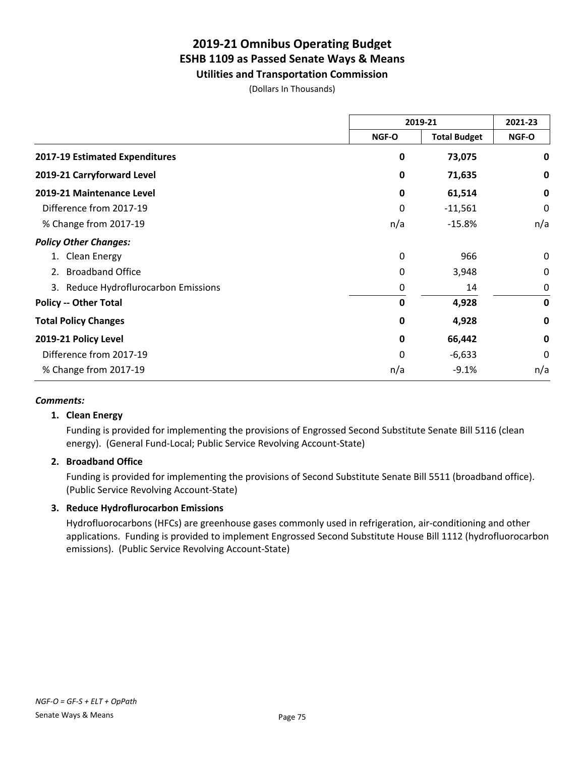# 2019-21 Omnibus Operating Budget
## ESHB 1109 as Passed Senate Ways & Means
### Utilities and Transportation Commission

(Dollars In Thousands)

| | 2019-21 | | 2021-23 |
|---|---|---|---|
| | NGF-O | Total Budget | NGF-O |
| **2017-19 Estimated Expenditures** | **0** | **73,075** | **0** |
| **2019-21 Carryforward Level** | **0** | **71,635** | **0** |
| **2019-21 Maintenance Level** | **0** | **61,514** | **0** |
| Difference from 2017-19 | 0 | -11,561 | 0 |
| % Change from 2017-19 | n/a | -15.8% | n/a |
| ***Policy Other Changes:*** | | | |
| 1. Clean Energy | 0 | 966 | 0 |
| 2. Broadband Office | 0 | 3,948 | 0 |
| 3. Reduce Hydroflurocarbon Emissions | 0 | 14 | 0 |
| **Policy -- Other Total** | **0** | **4,928** | **0** |
| **Total Policy Changes** | **0** | **4,928** | **0** |
| **2019-21 Policy Level** | **0** | **66,442** | **0** |
| Difference from 2017-19 | 0 | -6,633 | 0 |
| % Change from 2017-19 | n/a | -9.1% | n/a |

***Comments:***

**1. Clean Energy**

Funding is provided for implementing the provisions of Engrossed Second Substitute Senate Bill 5116 (clean energy). (General Fund-Local; Public Service Revolving Account-State)

**2. Broadband Office**

Funding is provided for implementing the provisions of Second Substitute Senate Bill 5511 (broadband office). (Public Service Revolving Account-State)

**3. Reduce Hydroflurocarbon Emissions**

Hydrofluorocarbons (HFCs) are greenhouse gases commonly used in refrigeration, air-conditioning and other applications. Funding is provided to implement Engrossed Second Substitute House Bill 1112 (hydrofluorocarbon emissions). (Public Service Revolving Account-State)

*NGF-O = GF-S + ELT + OpPath*

Senate Ways & Means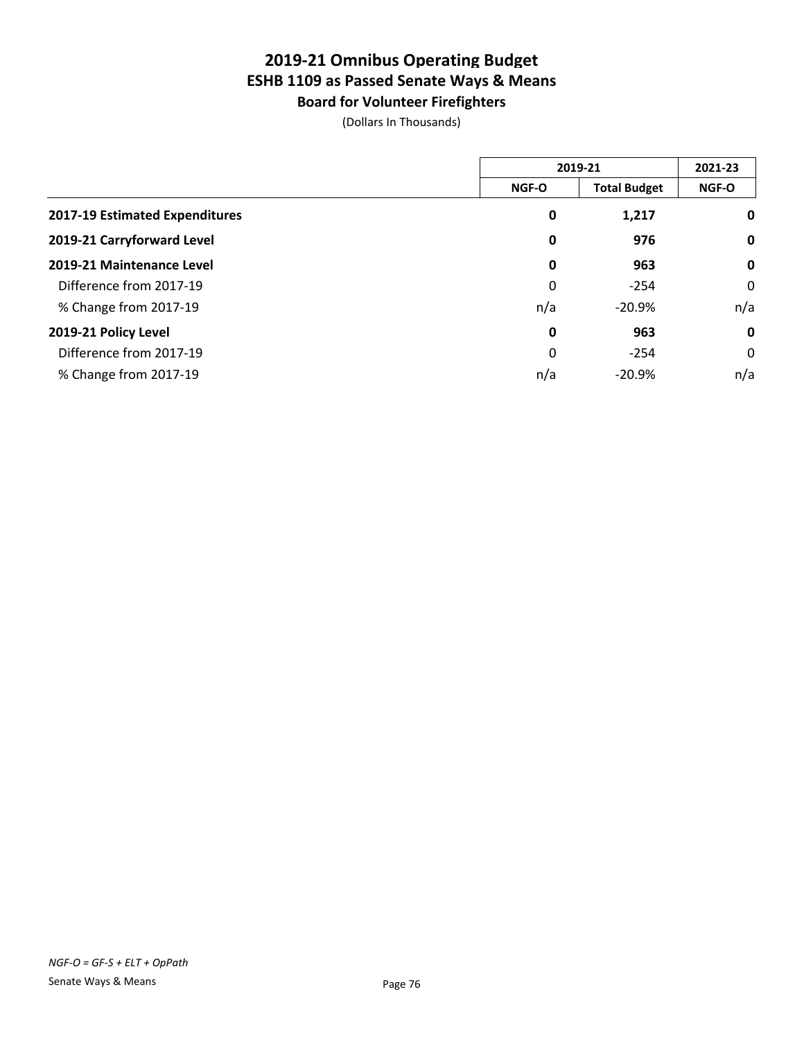# 2019-21 Omnibus Operating Budget
## ESHB 1109 as Passed Senate Ways & Means
### Board for Volunteer Firefighters

(Dollars In Thousands)

| | 2019-21 | | 2021-23 |
|---|---|---|---|
| | NGF-O | Total Budget | NGF-O |
| **2017-19 Estimated Expenditures** | **0** | **1,217** | **0** |
| **2019-21 Carryforward Level** | **0** | **976** | **0** |
| **2019-21 Maintenance Level** | **0** | **963** | **0** |
| Difference from 2017-19 | 0 | -254 | 0 |
| % Change from 2017-19 | n/a | -20.9% | n/a |
| **2019-21 Policy Level** | **0** | **963** | **0** |
| Difference from 2017-19 | 0 | -254 | 0 |
| % Change from 2017-19 | n/a | -20.9% | n/a |

*NGF-O = GF-S + ELT + OpPath*

Senate Ways & Means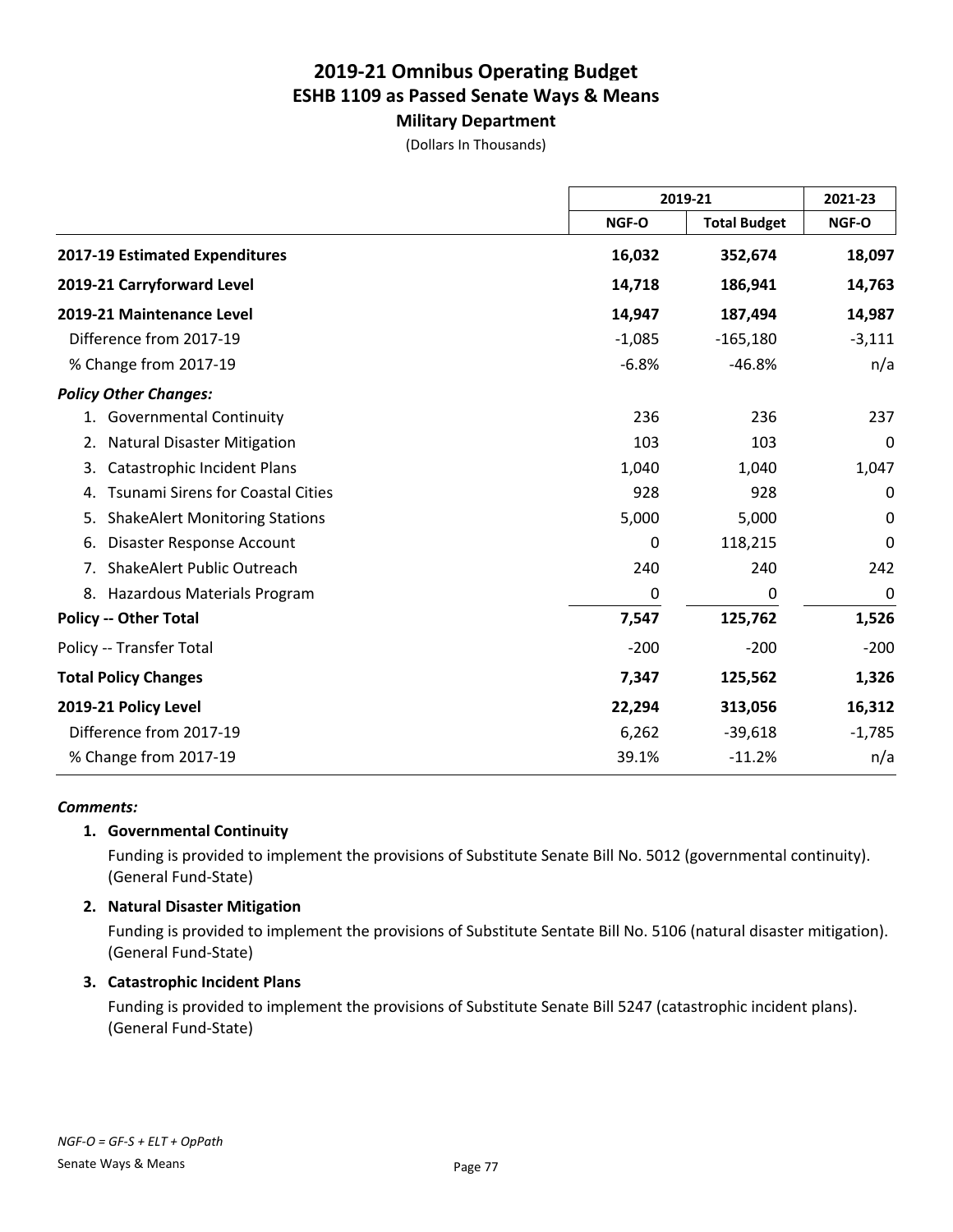# 2019-21 Omnibus Operating Budget
## ESHB 1109 as Passed Senate Ways & Means
### Military Department

(Dollars In Thousands)

| | 2019-21 | | 2021-23 |
|---|---|---|---|
| | NGF-O | Total Budget | NGF-O |
| **2017-19 Estimated Expenditures** | **16,032** | **352,674** | **18,097** |
| **2019-21 Carryforward Level** | **14,718** | **186,941** | **14,763** |
| **2019-21 Maintenance Level** | **14,947** | **187,494** | **14,987** |
| Difference from 2017-19 | -1,085 | -165,180 | -3,111 |
| % Change from 2017-19 | -6.8% | -46.8% | n/a |
| ***Policy Other Changes:*** | | | |
| 1. Governmental Continuity | 236 | 236 | 237 |
| 2. Natural Disaster Mitigation | 103 | 103 | 0 |
| 3. Catastrophic Incident Plans | 1,040 | 1,040 | 1,047 |
| 4. Tsunami Sirens for Coastal Cities | 928 | 928 | 0 |
| 5. ShakeAlert Monitoring Stations | 5,000 | 5,000 | 0 |
| 6. Disaster Response Account | 0 | 118,215 | 0 |
| 7. ShakeAlert Public Outreach | 240 | 240 | 242 |
| 8. Hazardous Materials Program | 0 | 0 | 0 |
| **Policy -- Other Total** | **7,547** | **125,762** | **1,526** |
| Policy -- Transfer Total | -200 | -200 | -200 |
| **Total Policy Changes** | **7,347** | **125,562** | **1,326** |
| **2019-21 Policy Level** | **22,294** | **313,056** | **16,312** |
| Difference from 2017-19 | 6,262 | -39,618 | -1,785 |
| % Change from 2017-19 | 39.1% | -11.2% | n/a |

***Comments:***

1. **Governmental Continuity**

   Funding is provided to implement the provisions of Substitute Senate Bill No. 5012 (governmental continuity). (General Fund-State)

2. **Natural Disaster Mitigation**

   Funding is provided to implement the provisions of Substitute Sentate Bill No. 5106 (natural disaster mitigation). (General Fund-State)

3. **Catastrophic Incident Plans**

   Funding is provided to implement the provisions of Substitute Senate Bill 5247 (catastrophic incident plans). (General Fund-State)

*NGF-O = GF-S + ELT + OpPath*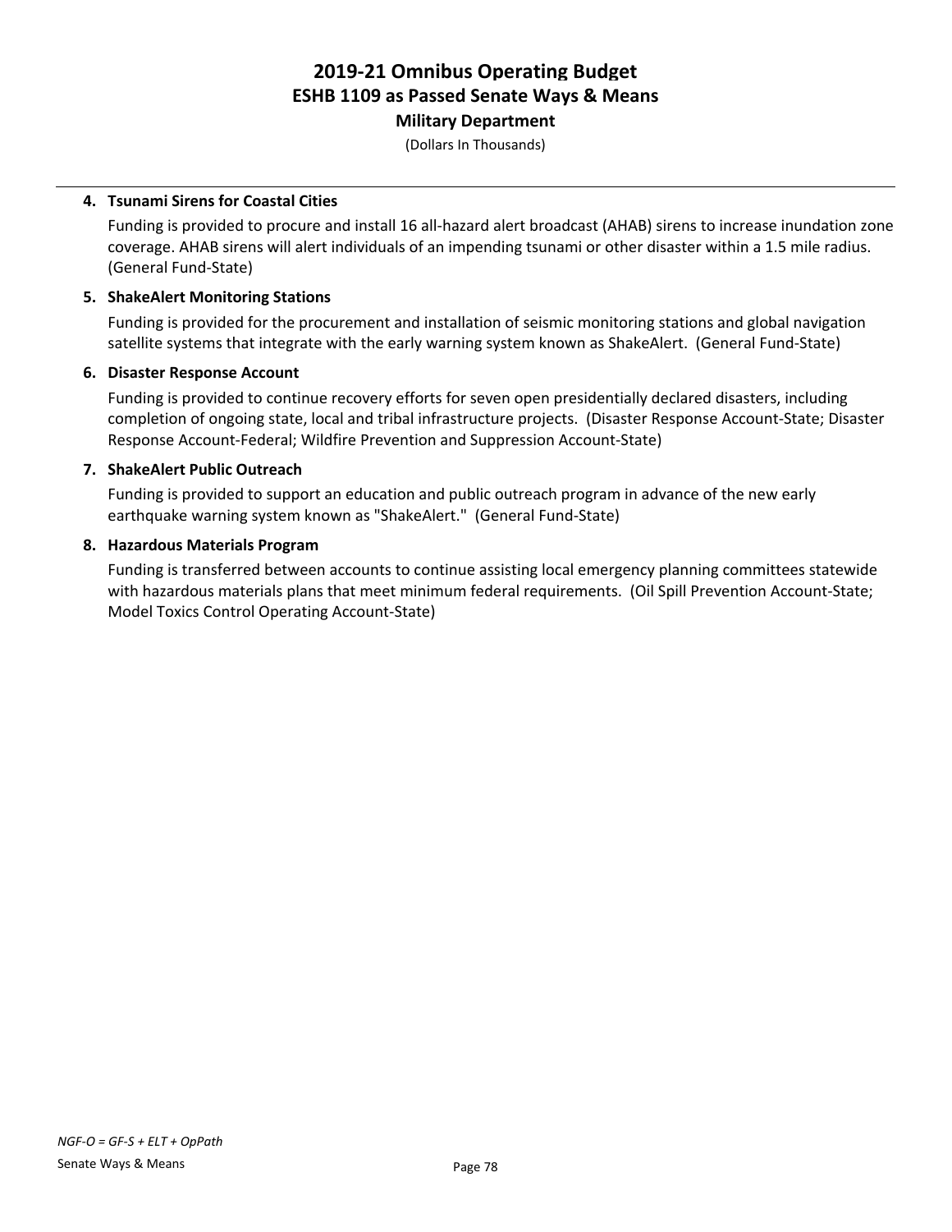**4. Tsunami Sirens for Coastal Cities**

Funding is provided to procure and install 16 all-hazard alert broadcast (AHAB) sirens to increase inundation zone coverage. AHAB sirens will alert individuals of an impending tsunami or other disaster within a 1.5 mile radius. (General Fund-State)

**5. ShakeAlert Monitoring Stations**

Funding is provided for the procurement and installation of seismic monitoring stations and global navigation satellite systems that integrate with the early warning system known as ShakeAlert. (General Fund-State)

**6. Disaster Response Account**

Funding is provided to continue recovery efforts for seven open presidentially declared disasters, including completion of ongoing state, local and tribal infrastructure projects. (Disaster Response Account-State; Disaster Response Account-Federal; Wildfire Prevention and Suppression Account-State)

**7. ShakeAlert Public Outreach**

Funding is provided to support an education and public outreach program in advance of the new early earthquake warning system known as "ShakeAlert." (General Fund-State)

**8. Hazardous Materials Program**

Funding is transferred between accounts to continue assisting local emergency planning committees statewide with hazardous materials plans that meet minimum federal requirements. (Oil Spill Prevention Account-State; Model Toxics Control Operating Account-State)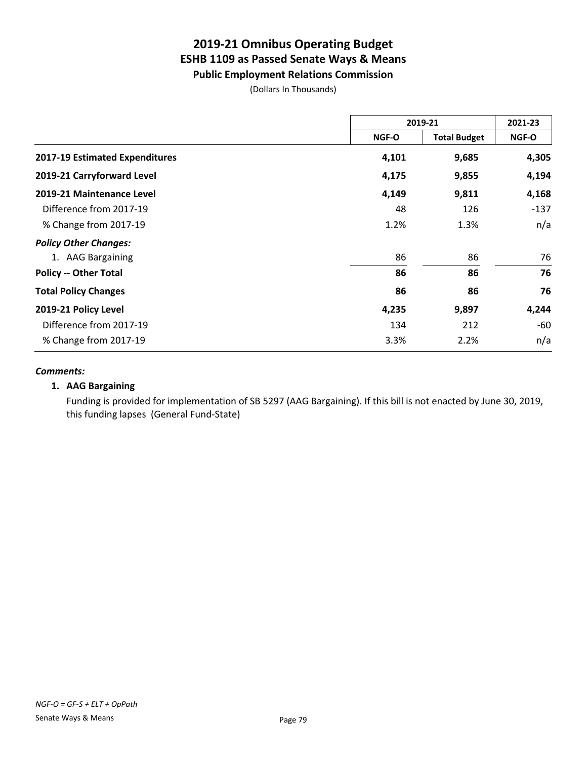# 2019-21 Omnibus Operating Budget
## ESHB 1109 as Passed Senate Ways & Means
### Public Employment Relations Commission

(Dollars In Thousands)

| | 2019-21 | | 2021-23 |
|---|---|---|---|
| | NGF-O | Total Budget | NGF-O |
| **2017-19 Estimated Expenditures** | **4,101** | **9,685** | **4,305** |
| **2019-21 Carryforward Level** | **4,175** | **9,855** | **4,194** |
| **2019-21 Maintenance Level** | **4,149** | **9,811** | **4,168** |
| Difference from 2017-19 | 48 | 126 | -137 |
| % Change from 2017-19 | 1.2% | 1.3% | n/a |
| ***Policy Other Changes:*** | | | |
| 1. AAG Bargaining | 86 | 86 | 76 |
| **Policy -- Other Total** | **86** | **86** | **76** |
| **Total Policy Changes** | **86** | **86** | **76** |
| **2019-21 Policy Level** | **4,235** | **9,897** | **4,244** |
| Difference from 2017-19 | 134 | 212 | -60 |
| % Change from 2017-19 | 3.3% | 2.2% | n/a |

***Comments:***

**1. AAG Bargaining**

Funding is provided for implementation of SB 5297 (AAG Bargaining). If this bill is not enacted by June 30, 2019, this funding lapses (General Fund-State)

*NGF-O = GF-S + ELT + OpPath*

Senate Ways & Means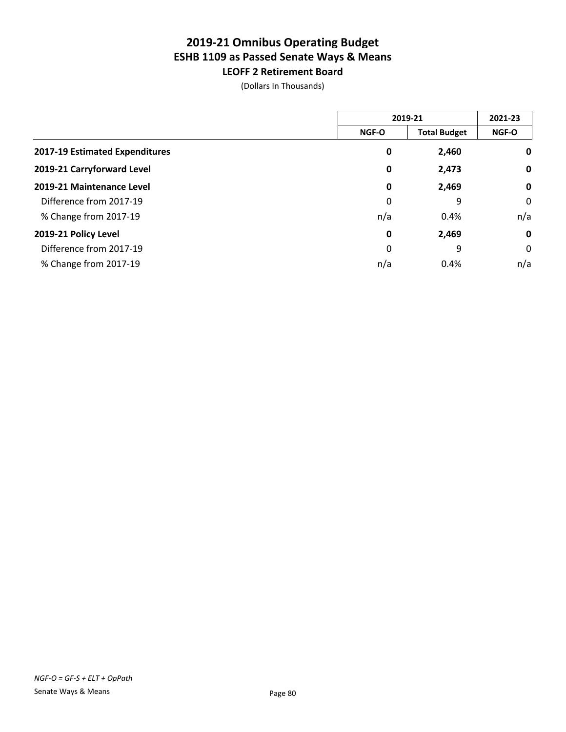# 2019-21 Omnibus Operating Budget
## ESHB 1109 as Passed Senate Ways & Means
### LEOFF 2 Retirement Board

(Dollars In Thousands)

| | 2019-21 | | 2021-23 |
|---|---|---|---|
| | NGF-O | Total Budget | NGF-O |
| **2017-19 Estimated Expenditures** | **0** | **2,460** | **0** |
| **2019-21 Carryforward Level** | **0** | **2,473** | **0** |
| **2019-21 Maintenance Level** | **0** | **2,469** | **0** |
| Difference from 2017-19 | 0 | 9 | 0 |
| % Change from 2017-19 | n/a | 0.4% | n/a |
| **2019-21 Policy Level** | **0** | **2,469** | **0** |
| Difference from 2017-19 | 0 | 9 | 0 |
| % Change from 2017-19 | n/a | 0.4% | n/a |

*NGF-O = GF-S + ELT + OpPath*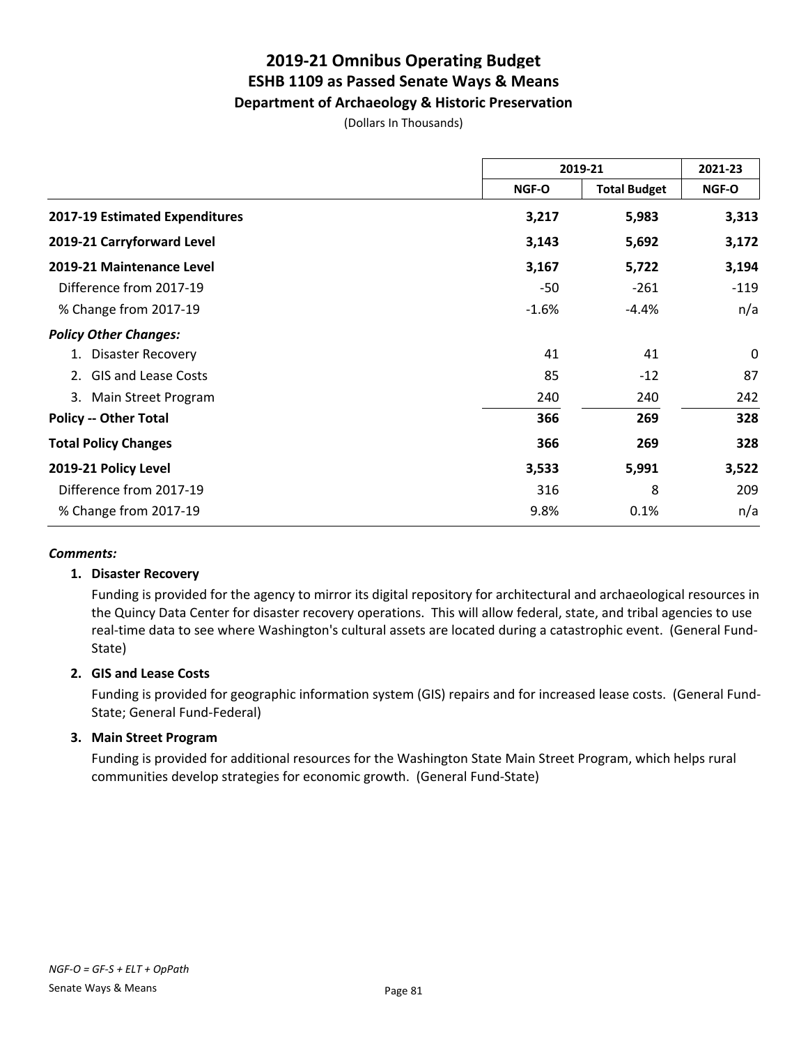# 2019-21 Omnibus Operating Budget
## ESHB 1109 as Passed Senate Ways & Means
### Department of Archaeology & Historic Preservation

(Dollars In Thousands)

| | 2019-21 | | 2021-23 |
|---|---|---|---|
| | NGF-O | Total Budget | NGF-O |
| **2017-19 Estimated Expenditures** | **3,217** | **5,983** | **3,313** |
| **2019-21 Carryforward Level** | **3,143** | **5,692** | **3,172** |
| **2019-21 Maintenance Level** | **3,167** | **5,722** | **3,194** |
| Difference from 2017-19 | -50 | -261 | -119 |
| % Change from 2017-19 | -1.6% | -4.4% | n/a |
| ***Policy Other Changes:*** | | | |
| 1. Disaster Recovery | 41 | 41 | 0 |
| 2. GIS and Lease Costs | 85 | -12 | 87 |
| 3. Main Street Program | 240 | 240 | 242 |
| **Policy -- Other Total** | **366** | **269** | **328** |
| **Total Policy Changes** | **366** | **269** | **328** |
| **2019-21 Policy Level** | **3,533** | **5,991** | **3,522** |
| Difference from 2017-19 | 316 | 8 | 209 |
| % Change from 2017-19 | 9.8% | 0.1% | n/a |

***Comments:***

1. **Disaster Recovery**

   Funding is provided for the agency to mirror its digital repository for architectural and archaeological resources in the Quincy Data Center for disaster recovery operations. This will allow federal, state, and tribal agencies to use real-time data to see where Washington's cultural assets are located during a catastrophic event. (General Fund-State)

2. **GIS and Lease Costs**

   Funding is provided for geographic information system (GIS) repairs and for increased lease costs. (General Fund-State; General Fund-Federal)

3. **Main Street Program**

   Funding is provided for additional resources for the Washington State Main Street Program, which helps rural communities develop strategies for economic growth. (General Fund-State)

*NGF-O = GF-S + ELT + OpPath*

Senate Ways & Means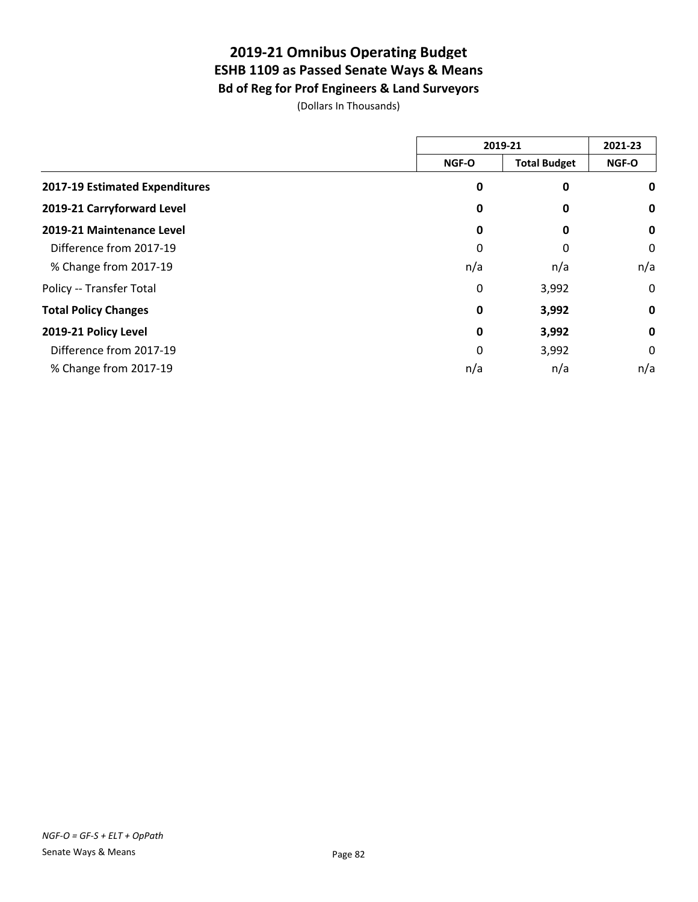# 2019-21 Omnibus Operating Budget
## ESHB 1109 as Passed Senate Ways & Means
### Bd of Reg for Prof Engineers & Land Surveyors

(Dollars In Thousands)

| | 2019-21 | | 2021-23 |
|---|---|---|---|
| | NGF-O | Total Budget | NGF-O |
| **2017-19 Estimated Expenditures** | **0** | **0** | **0** |
| **2019-21 Carryforward Level** | **0** | **0** | **0** |
| **2019-21 Maintenance Level** | **0** | **0** | **0** |
| Difference from 2017-19 | 0 | 0 | 0 |
| % Change from 2017-19 | n/a | n/a | n/a |
| Policy -- Transfer Total | 0 | 3,992 | 0 |
| **Total Policy Changes** | **0** | **3,992** | **0** |
| **2019-21 Policy Level** | **0** | **3,992** | **0** |
| Difference from 2017-19 | 0 | 3,992 | 0 |
| % Change from 2017-19 | n/a | n/a | n/a |

*NGF-O = GF-S + ELT + OpPath*

Senate Ways & Means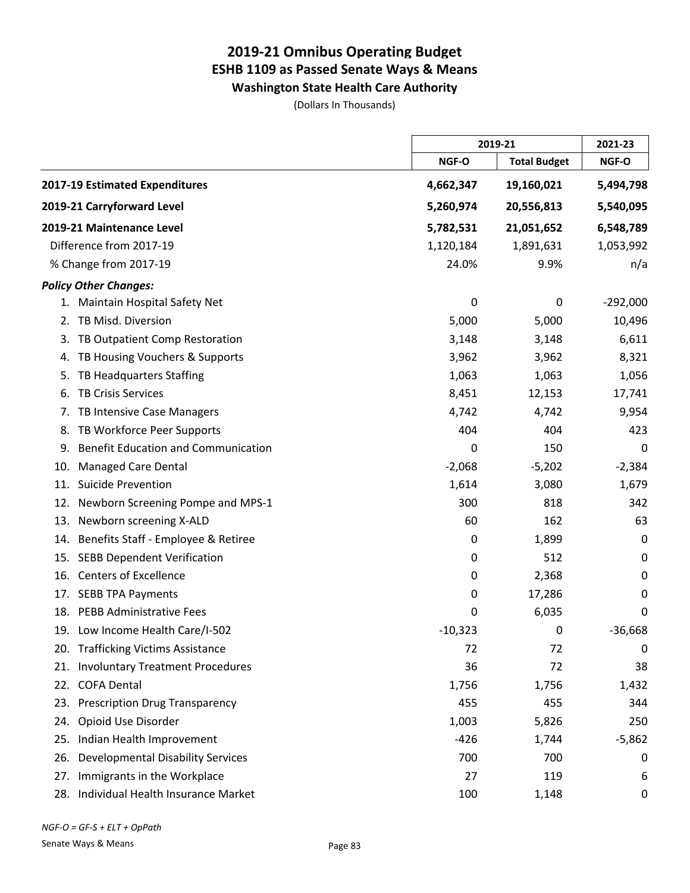# 2019-21 Omnibus Operating Budget
## ESHB 1109 as Passed Senate Ways & Means
### Washington State Health Care Authority

(Dollars In Thousands)

| | 2019-21 | | 2021-23 |
|---|---|---|---|
| | NGF-O | Total Budget | NGF-O |
| **2017-19 Estimated Expenditures** | **4,662,347** | **19,160,021** | **5,494,798** |
| **2019-21 Carryforward Level** | **5,260,974** | **20,556,813** | **5,540,095** |
| **2019-21 Maintenance Level** | **5,782,531** | **21,051,652** | **6,548,789** |
| Difference from 2017-19 | 1,120,184 | 1,891,631 | 1,053,992 |
| % Change from 2017-19 | 24.0% | 9.9% | n/a |
| ***Policy Other Changes:*** | | | |
| 1. Maintain Hospital Safety Net | 0 | 0 | -292,000 |
| 2. TB Misd. Diversion | 5,000 | 5,000 | 10,496 |
| 3. TB Outpatient Comp Restoration | 3,148 | 3,148 | 6,611 |
| 4. TB Housing Vouchers & Supports | 3,962 | 3,962 | 8,321 |
| 5. TB Headquarters Staffing | 1,063 | 1,063 | 1,056 |
| 6. TB Crisis Services | 8,451 | 12,153 | 17,741 |
| 7. TB Intensive Case Managers | 4,742 | 4,742 | 9,954 |
| 8. TB Workforce Peer Supports | 404 | 404 | 423 |
| 9. Benefit Education and Communication | 0 | 150 | 0 |
| 10. Managed Care Dental | -2,068 | -5,202 | -2,384 |
| 11. Suicide Prevention | 1,614 | 3,080 | 1,679 |
| 12. Newborn Screening Pompe and MPS-1 | 300 | 818 | 342 |
| 13. Newborn screening X-ALD | 60 | 162 | 63 |
| 14. Benefits Staff - Employee & Retiree | 0 | 1,899 | 0 |
| 15. SEBB Dependent Verification | 0 | 512 | 0 |
| 16. Centers of Excellence | 0 | 2,368 | 0 |
| 17. SEBB TPA Payments | 0 | 17,286 | 0 |
| 18. PEBB Administrative Fees | 0 | 6,035 | 0 |
| 19. Low Income Health Care/I-502 | -10,323 | 0 | -36,668 |
| 20. Trafficking Victims Assistance | 72 | 72 | 0 |
| 21. Involuntary Treatment Procedures | 36 | 72 | 38 |
| 22. COFA Dental | 1,756 | 1,756 | 1,432 |
| 23. Prescription Drug Transparency | 455 | 455 | 344 |
| 24. Opioid Use Disorder | 1,003 | 5,826 | 250 |
| 25. Indian Health Improvement | -426 | 1,744 | -5,862 |
| 26. Developmental Disability Services | 700 | 700 | 0 |
| 27. Immigrants in the Workplace | 27 | 119 | 6 |
| 28. Individual Health Insurance Market | 100 | 1,148 | 0 |

*NGF-O = GF-S + ELT + OpPath*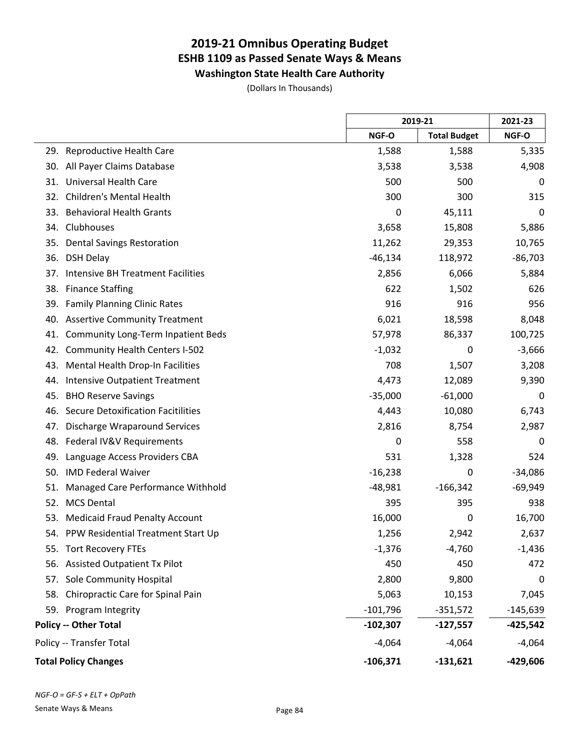# 2019-21 Omnibus Operating Budget
## ESHB 1109 as Passed Senate Ways & Means
### Washington State Health Care Authority

(Dollars In Thousands)

| | 2019-21 | | 2021-23 |
|---|---|---|---|
| | NGF-O | Total Budget | NGF-O |
| 29. Reproductive Health Care | 1,588 | 1,588 | 5,335 |
| 30. All Payer Claims Database | 3,538 | 3,538 | 4,908 |
| 31. Universal Health Care | 500 | 500 | 0 |
| 32. Children's Mental Health | 300 | 300 | 315 |
| 33. Behavioral Health Grants | 0 | 45,111 | 0 |
| 34. Clubhouses | 3,658 | 15,808 | 5,886 |
| 35. Dental Savings Restoration | 11,262 | 29,353 | 10,765 |
| 36. DSH Delay | -46,134 | 118,972 | -86,703 |
| 37. Intensive BH Treatment Facilities | 2,856 | 6,066 | 5,884 |
| 38. Finance Staffing | 622 | 1,502 | 626 |
| 39. Family Planning Clinic Rates | 916 | 916 | 956 |
| 40. Assertive Community Treatment | 6,021 | 18,598 | 8,048 |
| 41. Community Long-Term Inpatient Beds | 57,978 | 86,337 | 100,725 |
| 42. Community Health Centers I-502 | -1,032 | 0 | -3,666 |
| 43. Mental Health Drop-In Facilities | 708 | 1,507 | 3,208 |
| 44. Intensive Outpatient Treatment | 4,473 | 12,089 | 9,390 |
| 45. BHO Reserve Savings | -35,000 | -61,000 | 0 |
| 46. Secure Detoxification Facitilities | 4,443 | 10,080 | 6,743 |
| 47. Discharge Wraparound Services | 2,816 | 8,754 | 2,987 |
| 48. Federal IV&V Requirements | 0 | 558 | 0 |
| 49. Language Access Providers CBA | 531 | 1,328 | 524 |
| 50. IMD Federal Waiver | -16,238 | 0 | -34,086 |
| 51. Managed Care Performance Withhold | -48,981 | -166,342 | -69,949 |
| 52. MCS Dental | 395 | 395 | 938 |
| 53. Medicaid Fraud Penalty Account | 16,000 | 0 | 16,700 |
| 54. PPW Residential Treatment Start Up | 1,256 | 2,942 | 2,637 |
| 55. Tort Recovery FTEs | -1,376 | -4,760 | -1,436 |
| 56. Assisted Outpatient Tx Pilot | 450 | 450 | 472 |
| 57. Sole Community Hospital | 2,800 | 9,800 | 0 |
| 58. Chiropractic Care for Spinal Pain | 5,063 | 10,153 | 7,045 |
| 59. Program Integrity | -101,796 | -351,572 | -145,639 |
| **Policy -- Other Total** | **-102,307** | **-127,557** | **-425,542** |
| Policy -- Transfer Total | -4,064 | -4,064 | -4,064 |
| **Total Policy Changes** | **-106,371** | **-131,621** | **-429,606** |

*NGF-O = GF-S + ELT + OpPath*

Senate Ways & Means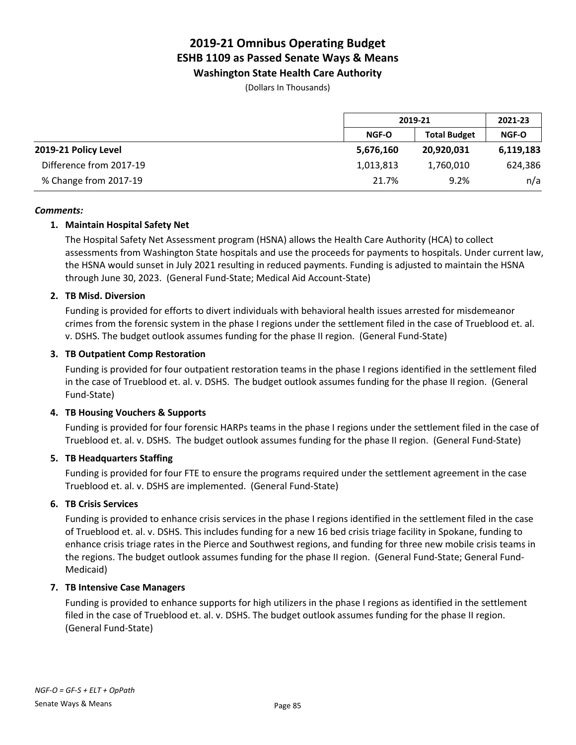# 2019-21 Omnibus Operating Budget
## ESHB 1109 as Passed Senate Ways & Means
### Washington State Health Care Authority

(Dollars In Thousands)

| | 2019-21 | | 2021-23 |
|---|---|---|---|
| | NGF-O | Total Budget | NGF-O |
| **2019-21 Policy Level** | **5,676,160** | **20,920,031** | **6,119,183** |
| Difference from 2017-19 | 1,013,813 | 1,760,010 | 624,386 |
| % Change from 2017-19 | 21.7% | 9.2% | n/a |

***Comments:***

1. **Maintain Hospital Safety Net**

   The Hospital Safety Net Assessment program (HSNA) allows the Health Care Authority (HCA) to collect assessments from Washington State hospitals and use the proceeds for payments to hospitals. Under current law, the HSNA would sunset in July 2021 resulting in reduced payments. Funding is adjusted to maintain the HSNA through June 30, 2023. (General Fund-State; Medical Aid Account-State)

2. **TB Misd. Diversion**

   Funding is provided for efforts to divert individuals with behavioral health issues arrested for misdemeanor crimes from the forensic system in the phase I regions under the settlement filed in the case of Trueblood et. al. v. DSHS. The budget outlook assumes funding for the phase II region. (General Fund-State)

3. **TB Outpatient Comp Restoration**

   Funding is provided for four outpatient restoration teams in the phase I regions identified in the settlement filed in the case of Trueblood et. al. v. DSHS. The budget outlook assumes funding for the phase II region. (General Fund-State)

4. **TB Housing Vouchers & Supports**

   Funding is provided for four forensic HARPs teams in the phase I regions under the settlement filed in the case of Trueblood et. al. v. DSHS. The budget outlook assumes funding for the phase II region. (General Fund-State)

5. **TB Headquarters Staffing**

   Funding is provided for four FTE to ensure the programs required under the settlement agreement in the case Trueblood et. al. v. DSHS are implemented. (General Fund-State)

6. **TB Crisis Services**

   Funding is provided to enhance crisis services in the phase I regions identified in the settlement filed in the case of Trueblood et. al. v. DSHS. This includes funding for a new 16 bed crisis triage facility in Spokane, funding to enhance crisis triage rates in the Pierce and Southwest regions, and funding for three new mobile crisis teams in the regions. The budget outlook assumes funding for the phase II region. (General Fund-State; General Fund-Medicaid)

7. **TB Intensive Case Managers**

   Funding is provided to enhance supports for high utilizers in the phase I regions as identified in the settlement filed in the case of Trueblood et. al. v. DSHS. The budget outlook assumes funding for the phase II region. (General Fund-State)

*NGF-O = GF-S + ELT + OpPath*

Senate Ways & Means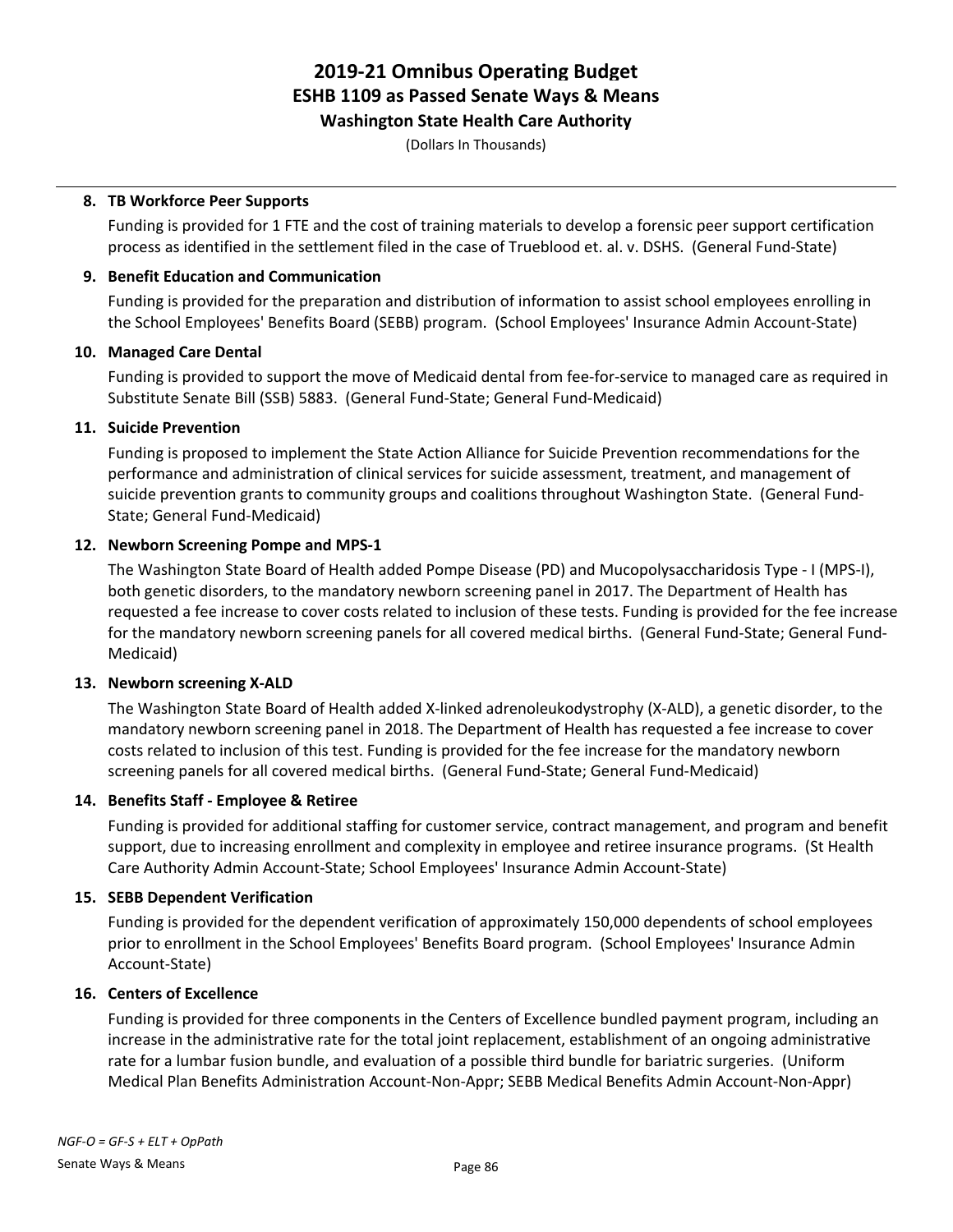**8. TB Workforce Peer Supports**

Funding is provided for 1 FTE and the cost of training materials to develop a forensic peer support certification process as identified in the settlement filed in the case of Trueblood et. al. v. DSHS. (General Fund-State)

**9. Benefit Education and Communication**

Funding is provided for the preparation and distribution of information to assist school employees enrolling in the School Employees' Benefits Board (SEBB) program. (School Employees' Insurance Admin Account-State)

**10. Managed Care Dental**

Funding is provided to support the move of Medicaid dental from fee-for-service to managed care as required in Substitute Senate Bill (SSB) 5883. (General Fund-State; General Fund-Medicaid)

**11. Suicide Prevention**

Funding is proposed to implement the State Action Alliance for Suicide Prevention recommendations for the performance and administration of clinical services for suicide assessment, treatment, and management of suicide prevention grants to community groups and coalitions throughout Washington State. (General Fund-State; General Fund-Medicaid)

**12. Newborn Screening Pompe and MPS-1**

The Washington State Board of Health added Pompe Disease (PD) and Mucopolysaccharidosis Type - I (MPS-I), both genetic disorders, to the mandatory newborn screening panel in 2017. The Department of Health has requested a fee increase to cover costs related to inclusion of these tests. Funding is provided for the fee increase for the mandatory newborn screening panels for all covered medical births. (General Fund-State; General Fund-Medicaid)

**13. Newborn screening X-ALD**

The Washington State Board of Health added X-linked adrenoleukodystrophy (X-ALD), a genetic disorder, to the mandatory newborn screening panel in 2018. The Department of Health has requested a fee increase to cover costs related to inclusion of this test. Funding is provided for the fee increase for the mandatory newborn screening panels for all covered medical births. (General Fund-State; General Fund-Medicaid)

**14. Benefits Staff - Employee & Retiree**

Funding is provided for additional staffing for customer service, contract management, and program and benefit support, due to increasing enrollment and complexity in employee and retiree insurance programs. (St Health Care Authority Admin Account-State; School Employees' Insurance Admin Account-State)

**15. SEBB Dependent Verification**

Funding is provided for the dependent verification of approximately 150,000 dependents of school employees prior to enrollment in the School Employees' Benefits Board program. (School Employees' Insurance Admin Account-State)

**16. Centers of Excellence**

Funding is provided for three components in the Centers of Excellence bundled payment program, including an increase in the administrative rate for the total joint replacement, establishment of an ongoing administrative rate for a lumbar fusion bundle, and evaluation of a possible third bundle for bariatric surgeries. (Uniform Medical Plan Benefits Administration Account-Non-Appr; SEBB Medical Benefits Admin Account-Non-Appr)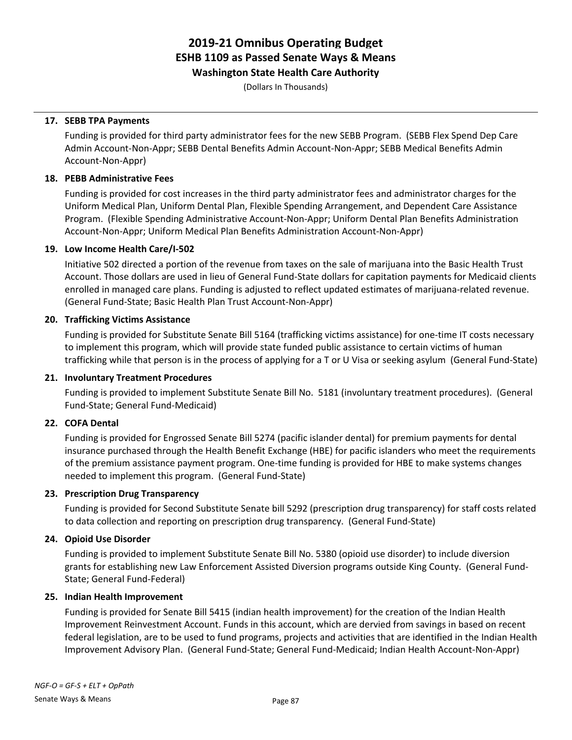**17. SEBB TPA Payments**

Funding is provided for third party administrator fees for the new SEBB Program. (SEBB Flex Spend Dep Care Admin Account-Non-Appr; SEBB Dental Benefits Admin Account-Non-Appr; SEBB Medical Benefits Admin Account-Non-Appr)

**18. PEBB Administrative Fees**

Funding is provided for cost increases in the third party administrator fees and administrator charges for the Uniform Medical Plan, Uniform Dental Plan, Flexible Spending Arrangement, and Dependent Care Assistance Program. (Flexible Spending Administrative Account-Non-Appr; Uniform Dental Plan Benefits Administration Account-Non-Appr; Uniform Medical Plan Benefits Administration Account-Non-Appr)

**19. Low Income Health Care/I-502**

Initiative 502 directed a portion of the revenue from taxes on the sale of marijuana into the Basic Health Trust Account. Those dollars are used in lieu of General Fund-State dollars for capitation payments for Medicaid clients enrolled in managed care plans. Funding is adjusted to reflect updated estimates of marijuana-related revenue. (General Fund-State; Basic Health Plan Trust Account-Non-Appr)

**20. Trafficking Victims Assistance**

Funding is provided for Substitute Senate Bill 5164 (trafficking victims assistance) for one-time IT costs necessary to implement this program, which will provide state funded public assistance to certain victims of human trafficking while that person is in the process of applying for a T or U Visa or seeking asylum (General Fund-State)

**21. Involuntary Treatment Procedures**

Funding is provided to implement Substitute Senate Bill No. 5181 (involuntary treatment procedures). (General Fund-State; General Fund-Medicaid)

**22. COFA Dental**

Funding is provided for Engrossed Senate Bill 5274 (pacific islander dental) for premium payments for dental insurance purchased through the Health Benefit Exchange (HBE) for pacific islanders who meet the requirements of the premium assistance payment program. One-time funding is provided for HBE to make systems changes needed to implement this program. (General Fund-State)

**23. Prescription Drug Transparency**

Funding is provided for Second Substitute Senate bill 5292 (prescription drug transparency) for staff costs related to data collection and reporting on prescription drug transparency. (General Fund-State)

**24. Opioid Use Disorder**

Funding is provided to implement Substitute Senate Bill No. 5380 (opioid use disorder) to include diversion grants for establishing new Law Enforcement Assisted Diversion programs outside King County. (General Fund-State; General Fund-Federal)

**25. Indian Health Improvement**

Funding is provided for Senate Bill 5415 (indian health improvement) for the creation of the Indian Health Improvement Reinvestment Account. Funds in this account, which are dervied from savings in based on recent federal legislation, are to be used to fund programs, projects and activities that are identified in the Indian Health Improvement Advisory Plan. (General Fund-State; General Fund-Medicaid; Indian Health Account-Non-Appr)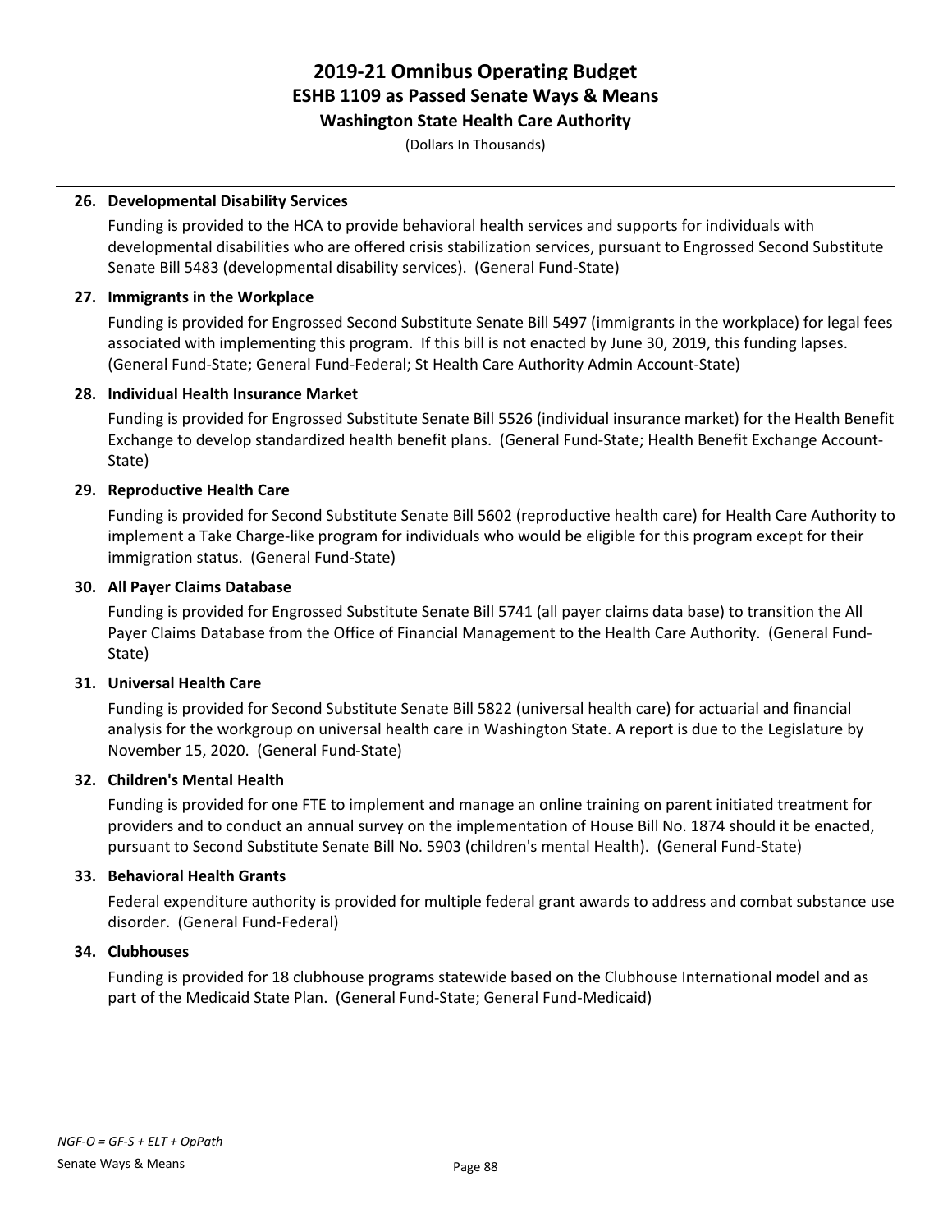# 2019-21 Omnibus Operating Budget
## ESHB 1109 as Passed Senate Ways & Means
### Washington State Health Care Authority

(Dollars In Thousands)

**26. Developmental Disability Services**

Funding is provided to the HCA to provide behavioral health services and supports for individuals with developmental disabilities who are offered crisis stabilization services, pursuant to Engrossed Second Substitute Senate Bill 5483 (developmental disability services). (General Fund-State)

**27. Immigrants in the Workplace**

Funding is provided for Engrossed Second Substitute Senate Bill 5497 (immigrants in the workplace) for legal fees associated with implementing this program. If this bill is not enacted by June 30, 2019, this funding lapses. (General Fund-State; General Fund-Federal; St Health Care Authority Admin Account-State)

**28. Individual Health Insurance Market**

Funding is provided for Engrossed Substitute Senate Bill 5526 (individual insurance market) for the Health Benefit Exchange to develop standardized health benefit plans. (General Fund-State; Health Benefit Exchange Account-State)

**29. Reproductive Health Care**

Funding is provided for Second Substitute Senate Bill 5602 (reproductive health care) for Health Care Authority to implement a Take Charge-like program for individuals who would be eligible for this program except for their immigration status. (General Fund-State)

**30. All Payer Claims Database**

Funding is provided for Engrossed Substitute Senate Bill 5741 (all payer claims data base) to transition the All Payer Claims Database from the Office of Financial Management to the Health Care Authority. (General Fund-State)

**31. Universal Health Care**

Funding is provided for Second Substitute Senate Bill 5822 (universal health care) for actuarial and financial analysis for the workgroup on universal health care in Washington State. A report is due to the Legislature by November 15, 2020. (General Fund-State)

**32. Children's Mental Health**

Funding is provided for one FTE to implement and manage an online training on parent initiated treatment for providers and to conduct an annual survey on the implementation of House Bill No. 1874 should it be enacted, pursuant to Second Substitute Senate Bill No. 5903 (children's mental Health). (General Fund-State)

**33. Behavioral Health Grants**

Federal expenditure authority is provided for multiple federal grant awards to address and combat substance use disorder. (General Fund-Federal)

**34. Clubhouses**

Funding is provided for 18 clubhouse programs statewide based on the Clubhouse International model and as part of the Medicaid State Plan. (General Fund-State; General Fund-Medicaid)

*NGF-O = GF-S + ELT + OpPath*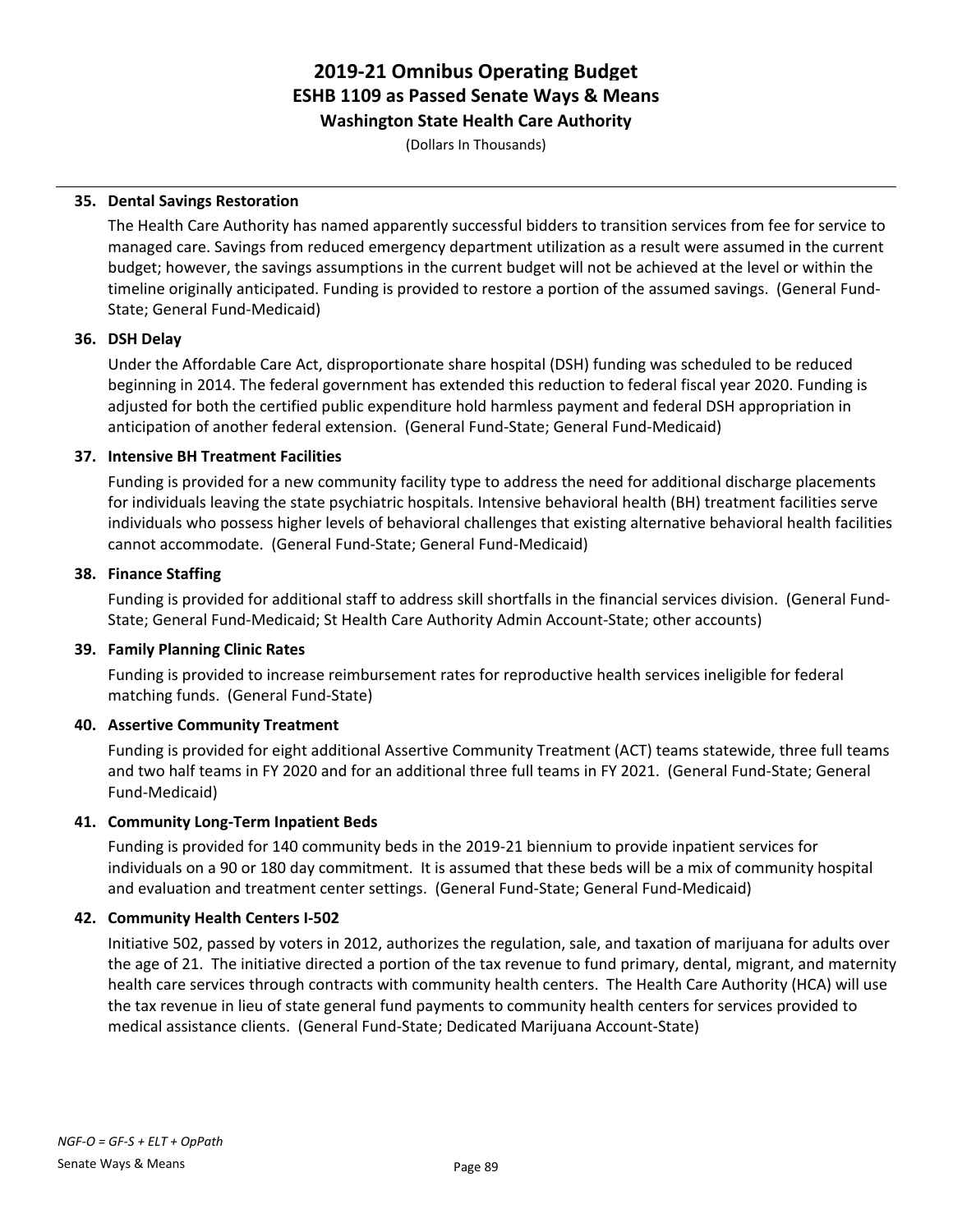**35. Dental Savings Restoration**

The Health Care Authority has named apparently successful bidders to transition services from fee for service to managed care. Savings from reduced emergency department utilization as a result were assumed in the current budget; however, the savings assumptions in the current budget will not be achieved at the level or within the timeline originally anticipated. Funding is provided to restore a portion of the assumed savings. (General Fund-State; General Fund-Medicaid)

**36. DSH Delay**

Under the Affordable Care Act, disproportionate share hospital (DSH) funding was scheduled to be reduced beginning in 2014. The federal government has extended this reduction to federal fiscal year 2020. Funding is adjusted for both the certified public expenditure hold harmless payment and federal DSH appropriation in anticipation of another federal extension. (General Fund-State; General Fund-Medicaid)

**37. Intensive BH Treatment Facilities**

Funding is provided for a new community facility type to address the need for additional discharge placements for individuals leaving the state psychiatric hospitals. Intensive behavioral health (BH) treatment facilities serve individuals who possess higher levels of behavioral challenges that existing alternative behavioral health facilities cannot accommodate. (General Fund-State; General Fund-Medicaid)

**38. Finance Staffing**

Funding is provided for additional staff to address skill shortfalls in the financial services division. (General Fund-State; General Fund-Medicaid; St Health Care Authority Admin Account-State; other accounts)

**39. Family Planning Clinic Rates**

Funding is provided to increase reimbursement rates for reproductive health services ineligible for federal matching funds. (General Fund-State)

**40. Assertive Community Treatment**

Funding is provided for eight additional Assertive Community Treatment (ACT) teams statewide, three full teams and two half teams in FY 2020 and for an additional three full teams in FY 2021. (General Fund-State; General Fund-Medicaid)

**41. Community Long-Term Inpatient Beds**

Funding is provided for 140 community beds in the 2019-21 biennium to provide inpatient services for individuals on a 90 or 180 day commitment. It is assumed that these beds will be a mix of community hospital and evaluation and treatment center settings. (General Fund-State; General Fund-Medicaid)

**42. Community Health Centers I-502**

Initiative 502, passed by voters in 2012, authorizes the regulation, sale, and taxation of marijuana for adults over the age of 21. The initiative directed a portion of the tax revenue to fund primary, dental, migrant, and maternity health care services through contracts with community health centers. The Health Care Authority (HCA) will use the tax revenue in lieu of state general fund payments to community health centers for services provided to medical assistance clients. (General Fund-State; Dedicated Marijuana Account-State)

*NGF-O = GF-S + ELT + OpPath*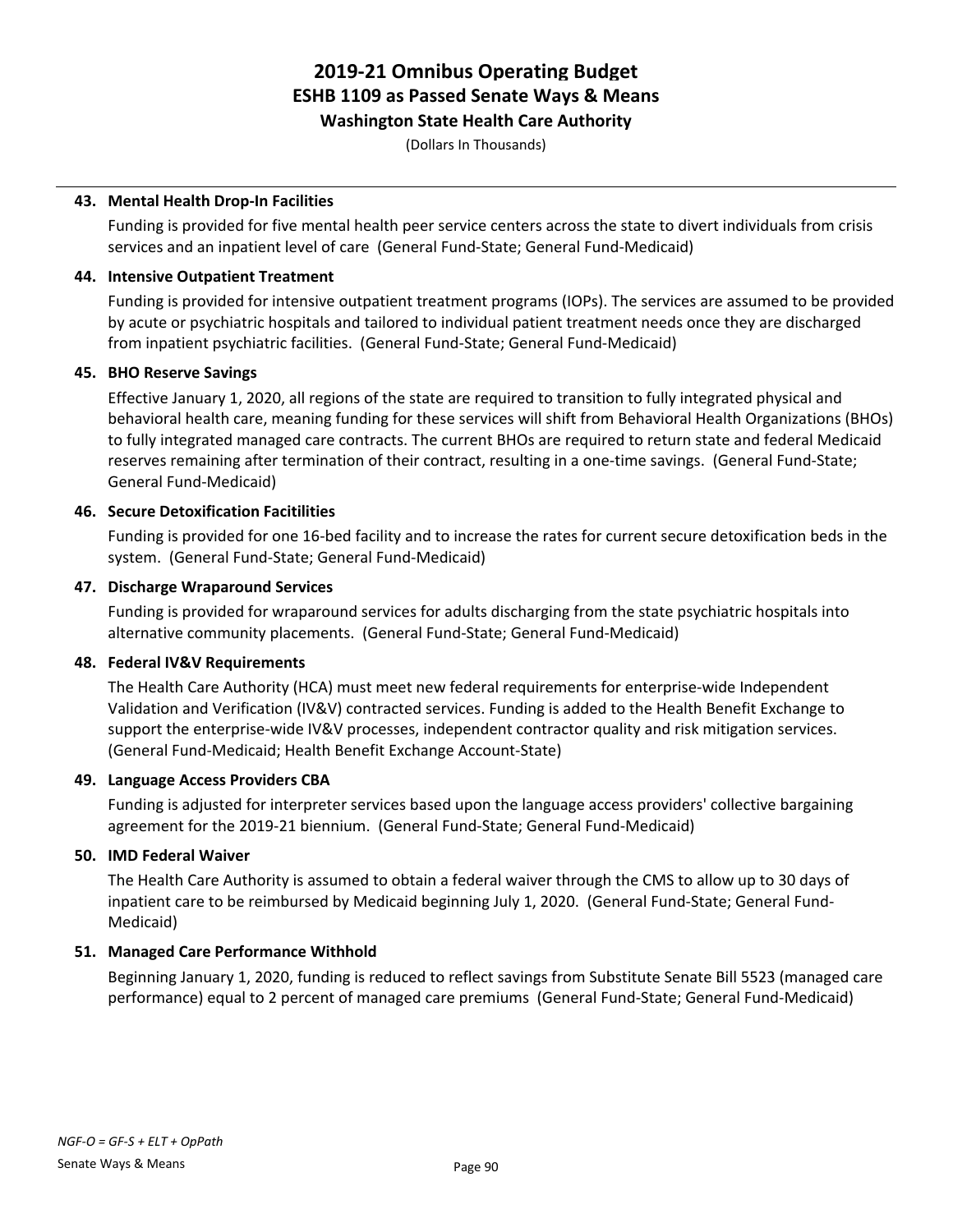# 2019-21 Omnibus Operating Budget
## ESHB 1109 as Passed Senate Ways & Means
### Washington State Health Care Authority

(Dollars In Thousands)

**43. Mental Health Drop-In Facilities**

Funding is provided for five mental health peer service centers across the state to divert individuals from crisis services and an inpatient level of care (General Fund-State; General Fund-Medicaid)

**44. Intensive Outpatient Treatment**

Funding is provided for intensive outpatient treatment programs (IOPs). The services are assumed to be provided by acute or psychiatric hospitals and tailored to individual patient treatment needs once they are discharged from inpatient psychiatric facilities. (General Fund-State; General Fund-Medicaid)

**45. BHO Reserve Savings**

Effective January 1, 2020, all regions of the state are required to transition to fully integrated physical and behavioral health care, meaning funding for these services will shift from Behavioral Health Organizations (BHOs) to fully integrated managed care contracts. The current BHOs are required to return state and federal Medicaid reserves remaining after termination of their contract, resulting in a one-time savings. (General Fund-State; General Fund-Medicaid)

**46. Secure Detoxification Facitilities**

Funding is provided for one 16-bed facility and to increase the rates for current secure detoxification beds in the system. (General Fund-State; General Fund-Medicaid)

**47. Discharge Wraparound Services**

Funding is provided for wraparound services for adults discharging from the state psychiatric hospitals into alternative community placements. (General Fund-State; General Fund-Medicaid)

**48. Federal IV&V Requirements**

The Health Care Authority (HCA) must meet new federal requirements for enterprise-wide Independent Validation and Verification (IV&V) contracted services. Funding is added to the Health Benefit Exchange to support the enterprise-wide IV&V processes, independent contractor quality and risk mitigation services. (General Fund-Medicaid; Health Benefit Exchange Account-State)

**49. Language Access Providers CBA**

Funding is adjusted for interpreter services based upon the language access providers' collective bargaining agreement for the 2019-21 biennium. (General Fund-State; General Fund-Medicaid)

**50. IMD Federal Waiver**

The Health Care Authority is assumed to obtain a federal waiver through the CMS to allow up to 30 days of inpatient care to be reimbursed by Medicaid beginning July 1, 2020. (General Fund-State; General Fund-Medicaid)

**51. Managed Care Performance Withhold**

Beginning January 1, 2020, funding is reduced to reflect savings from Substitute Senate Bill 5523 (managed care performance) equal to 2 percent of managed care premiums (General Fund-State; General Fund-Medicaid)

*NGF-O = GF-S + ELT + OpPath*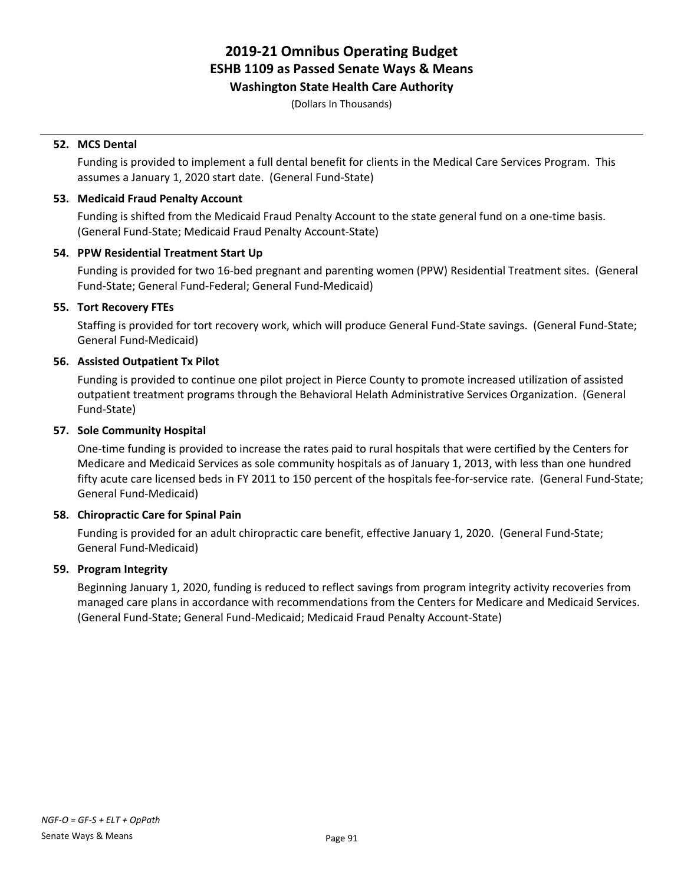**52. MCS Dental**

Funding is provided to implement a full dental benefit for clients in the Medical Care Services Program. This assumes a January 1, 2020 start date. (General Fund-State)

**53. Medicaid Fraud Penalty Account**

Funding is shifted from the Medicaid Fraud Penalty Account to the state general fund on a one-time basis. (General Fund-State; Medicaid Fraud Penalty Account-State)

**54. PPW Residential Treatment Start Up**

Funding is provided for two 16-bed pregnant and parenting women (PPW) Residential Treatment sites. (General Fund-State; General Fund-Federal; General Fund-Medicaid)

**55. Tort Recovery FTEs**

Staffing is provided for tort recovery work, which will produce General Fund-State savings. (General Fund-State; General Fund-Medicaid)

**56. Assisted Outpatient Tx Pilot**

Funding is provided to continue one pilot project in Pierce County to promote increased utilization of assisted outpatient treatment programs through the Behavioral Helath Administrative Services Organization. (General Fund-State)

**57. Sole Community Hospital**

One-time funding is provided to increase the rates paid to rural hospitals that were certified by the Centers for Medicare and Medicaid Services as sole community hospitals as of January 1, 2013, with less than one hundred fifty acute care licensed beds in FY 2011 to 150 percent of the hospitals fee-for-service rate. (General Fund-State; General Fund-Medicaid)

**58. Chiropractic Care for Spinal Pain**

Funding is provided for an adult chiropractic care benefit, effective January 1, 2020. (General Fund-State; General Fund-Medicaid)

**59. Program Integrity**

Beginning January 1, 2020, funding is reduced to reflect savings from program integrity activity recoveries from managed care plans in accordance with recommendations from the Centers for Medicare and Medicaid Services. (General Fund-State; General Fund-Medicaid; Medicaid Fraud Penalty Account-State)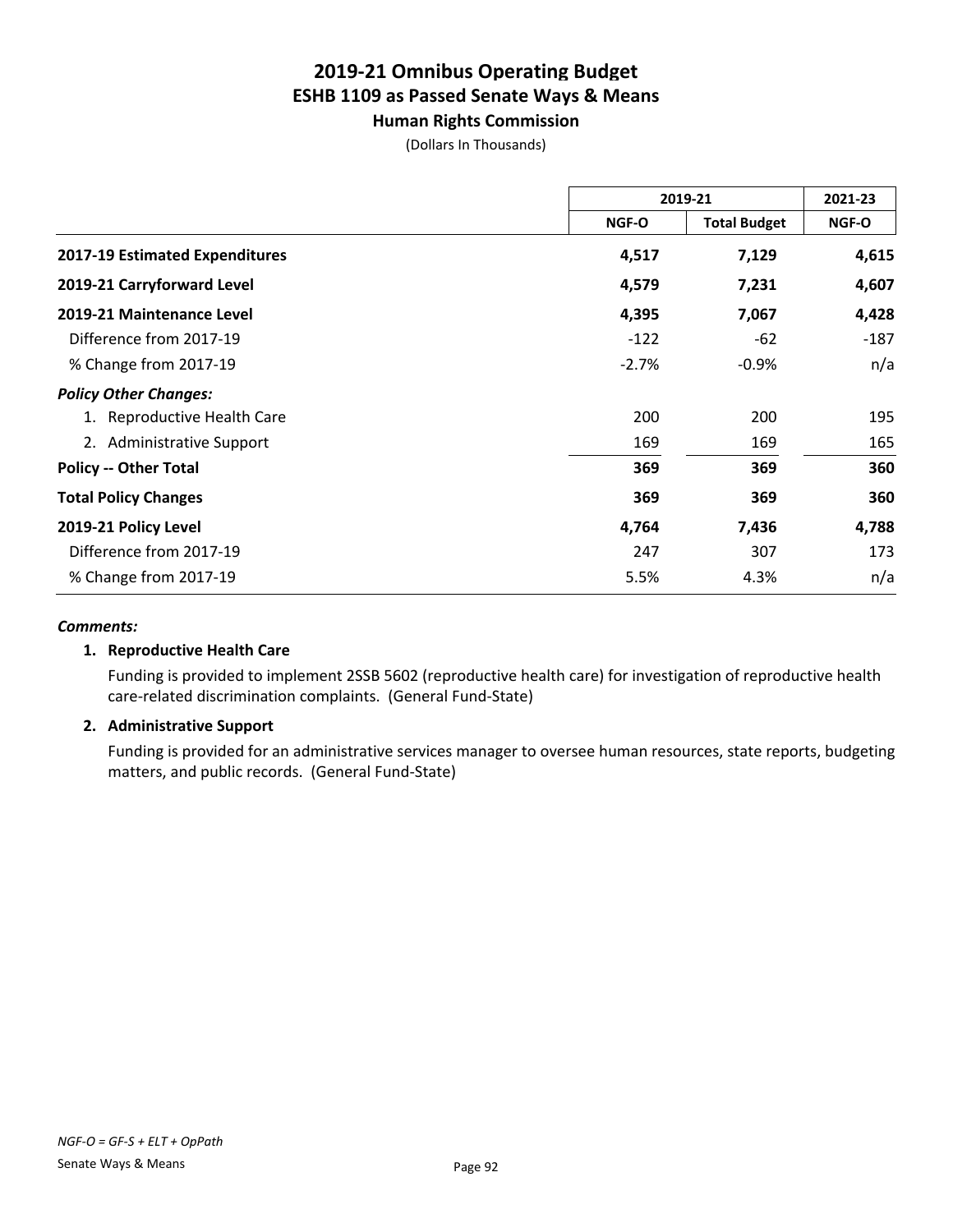# 2019-21 Omnibus Operating Budget
## ESHB 1109 as Passed Senate Ways & Means
### Human Rights Commission

(Dollars In Thousands)

| | 2019-21 | | 2021-23 |
|---|---|---|---|
| | NGF-O | Total Budget | NGF-O |
| **2017-19 Estimated Expenditures** | **4,517** | **7,129** | **4,615** |
| **2019-21 Carryforward Level** | **4,579** | **7,231** | **4,607** |
| **2019-21 Maintenance Level** | **4,395** | **7,067** | **4,428** |
| Difference from 2017-19 | -122 | -62 | -187 |
| % Change from 2017-19 | -2.7% | -0.9% | n/a |
| ***Policy Other Changes:*** | | | |
| 1. Reproductive Health Care | 200 | 200 | 195 |
| 2. Administrative Support | 169 | 169 | 165 |
| **Policy -- Other Total** | **369** | **369** | **360** |
| **Total Policy Changes** | **369** | **369** | **360** |
| **2019-21 Policy Level** | **4,764** | **7,436** | **4,788** |
| Difference from 2017-19 | 247 | 307 | 173 |
| % Change from 2017-19 | 5.5% | 4.3% | n/a |

***Comments:***

1. **Reproductive Health Care**

   Funding is provided to implement 2SSB 5602 (reproductive health care) for investigation of reproductive health care-related discrimination complaints. (General Fund-State)

2. **Administrative Support**

   Funding is provided for an administrative services manager to oversee human resources, state reports, budgeting matters, and public records. (General Fund-State)

*NGF-O = GF-S + ELT + OpPath*

Senate Ways & Means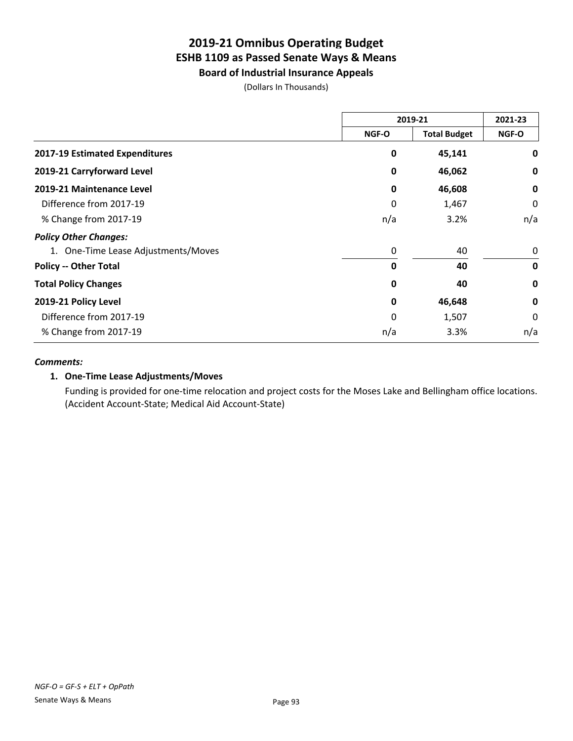# 2019-21 Omnibus Operating Budget
## ESHB 1109 as Passed Senate Ways & Means
### Board of Industrial Insurance Appeals

(Dollars In Thousands)

| | 2019-21 | | 2021-23 |
|---|---|---|---|
| | NGF-O | Total Budget | NGF-O |
| **2017-19 Estimated Expenditures** | **0** | **45,141** | **0** |
| **2019-21 Carryforward Level** | **0** | **46,062** | **0** |
| **2019-21 Maintenance Level** | **0** | **46,608** | **0** |
| Difference from 2017-19 | 0 | 1,467 | 0 |
| % Change from 2017-19 | n/a | 3.2% | n/a |
| ***Policy Other Changes:*** | | | |
| 1. One-Time Lease Adjustments/Moves | 0 | 40 | 0 |
| **Policy -- Other Total** | **0** | **40** | **0** |
| **Total Policy Changes** | **0** | **40** | **0** |
| **2019-21 Policy Level** | **0** | **46,648** | **0** |
| Difference from 2017-19 | 0 | 1,507 | 0 |
| % Change from 2017-19 | n/a | 3.3% | n/a |

***Comments:***

**1. One-Time Lease Adjustments/Moves**

Funding is provided for one-time relocation and project costs for the Moses Lake and Bellingham office locations. (Accident Account-State; Medical Aid Account-State)

*NGF-O = GF-S + ELT + OpPath*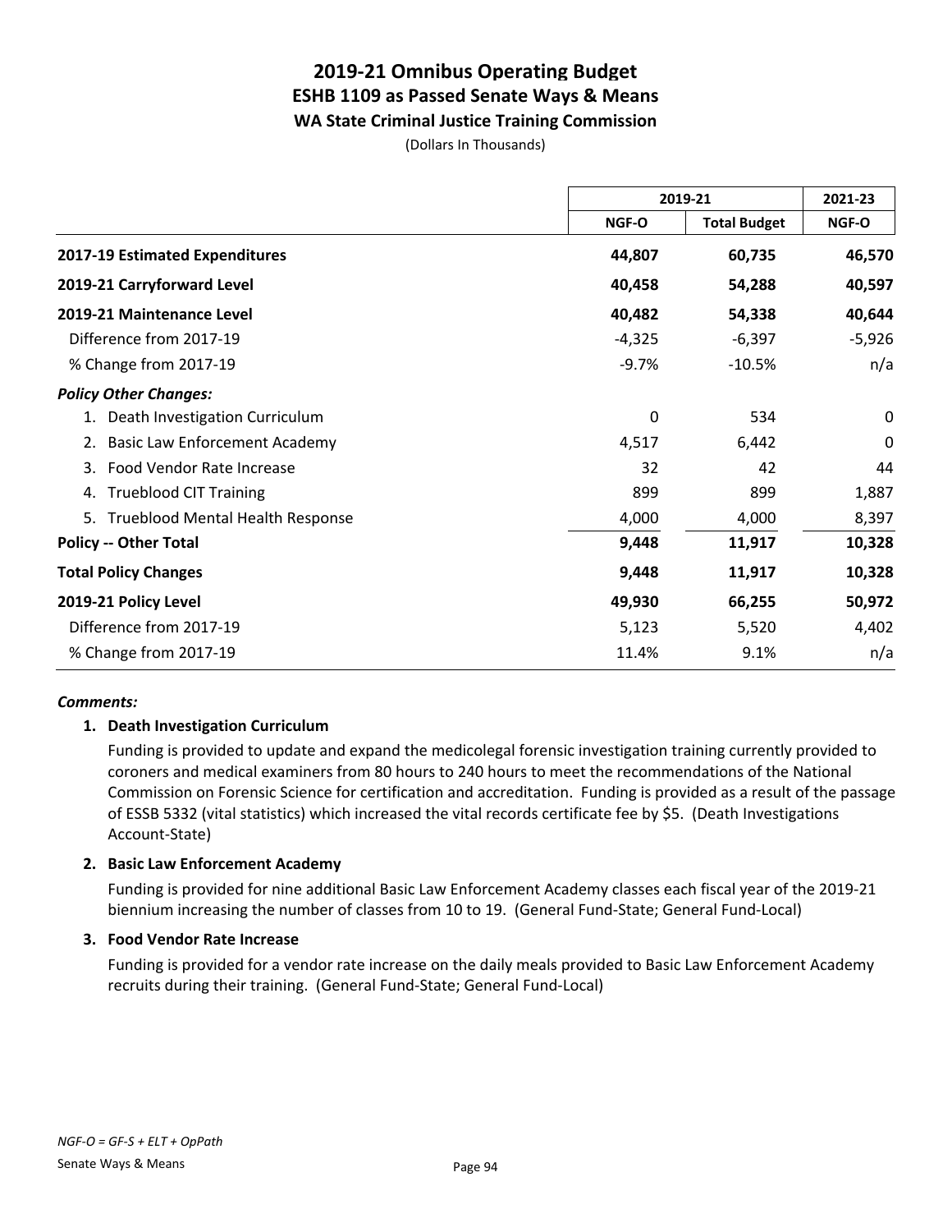# 2019-21 Omnibus Operating Budget
## ESHB 1109 as Passed Senate Ways & Means
### WA State Criminal Justice Training Commission

(Dollars In Thousands)

| | 2019-21 | | 2021-23 |
|---|---|---|---|
| | NGF-O | Total Budget | NGF-O |
| **2017-19 Estimated Expenditures** | **44,807** | **60,735** | **46,570** |
| **2019-21 Carryforward Level** | **40,458** | **54,288** | **40,597** |
| **2019-21 Maintenance Level** | **40,482** | **54,338** | **40,644** |
| Difference from 2017-19 | -4,325 | -6,397 | -5,926 |
| % Change from 2017-19 | -9.7% | -10.5% | n/a |
| ***Policy Other Changes:*** | | | |
| 1. Death Investigation Curriculum | 0 | 534 | 0 |
| 2. Basic Law Enforcement Academy | 4,517 | 6,442 | 0 |
| 3. Food Vendor Rate Increase | 32 | 42 | 44 |
| 4. Trueblood CIT Training | 899 | 899 | 1,887 |
| 5. Trueblood Mental Health Response | 4,000 | 4,000 | 8,397 |
| **Policy -- Other Total** | **9,448** | **11,917** | **10,328** |
| **Total Policy Changes** | **9,448** | **11,917** | **10,328** |
| **2019-21 Policy Level** | **49,930** | **66,255** | **50,972** |
| Difference from 2017-19 | 5,123 | 5,520 | 4,402 |
| % Change from 2017-19 | 11.4% | 9.1% | n/a |

***Comments:***

**1. Death Investigation Curriculum**

Funding is provided to update and expand the medicolegal forensic investigation training currently provided to coroners and medical examiners from 80 hours to 240 hours to meet the recommendations of the National Commission on Forensic Science for certification and accreditation. Funding is provided as a result of the passage of ESSB 5332 (vital statistics) which increased the vital records certificate fee by $5. (Death Investigations Account-State)

**2. Basic Law Enforcement Academy**

Funding is provided for nine additional Basic Law Enforcement Academy classes each fiscal year of the 2019-21 biennium increasing the number of classes from 10 to 19. (General Fund-State; General Fund-Local)

**3. Food Vendor Rate Increase**

Funding is provided for a vendor rate increase on the daily meals provided to Basic Law Enforcement Academy recruits during their training. (General Fund-State; General Fund-Local)

*NGF-O = GF-S + ELT + OpPath*

Senate Ways & Means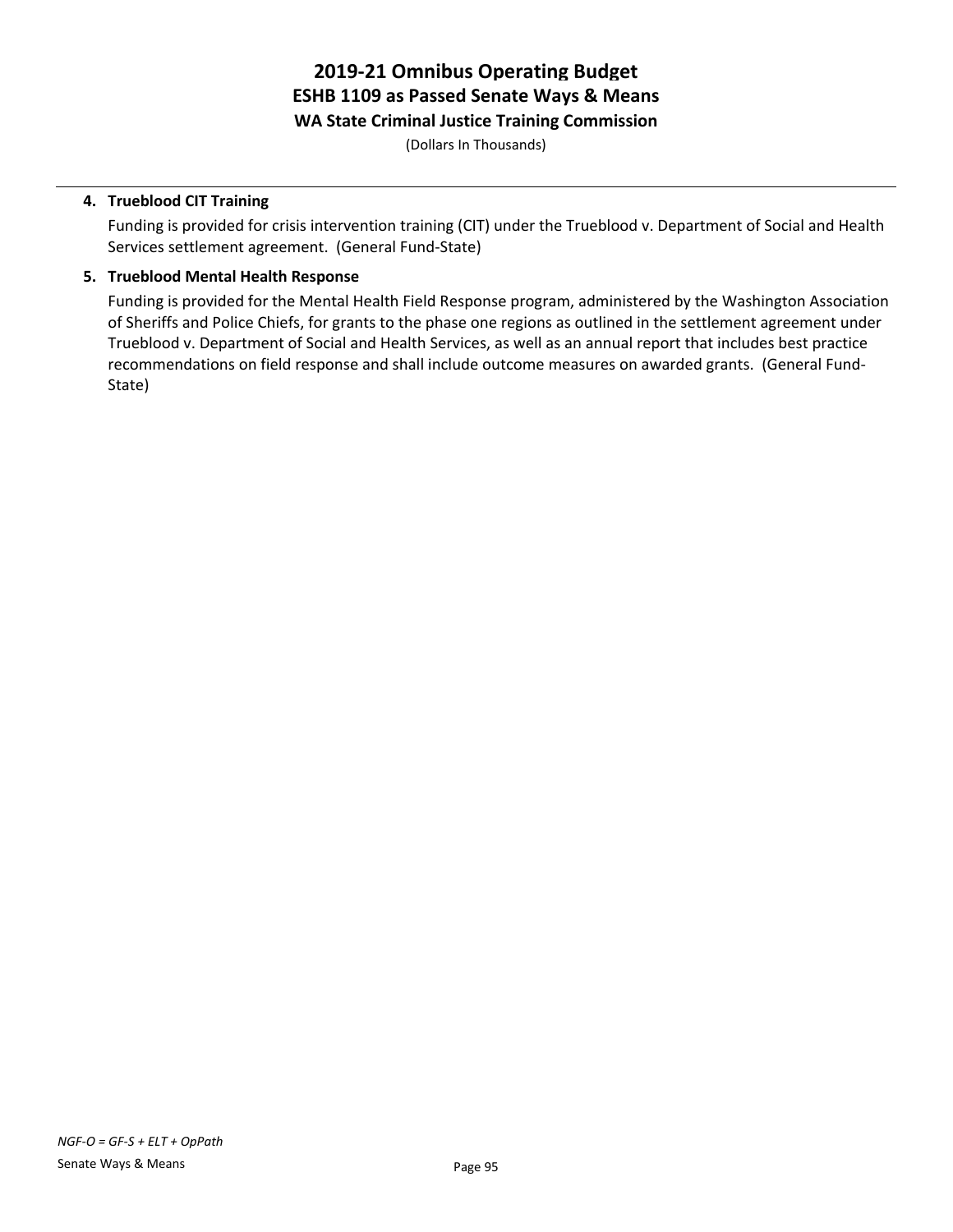**4. Trueblood CIT Training**

Funding is provided for crisis intervention training (CIT) under the Trueblood v. Department of Social and Health Services settlement agreement. (General Fund-State)

**5. Trueblood Mental Health Response**

Funding is provided for the Mental Health Field Response program, administered by the Washington Association of Sheriffs and Police Chiefs, for grants to the phase one regions as outlined in the settlement agreement under Trueblood v. Department of Social and Health Services, as well as an annual report that includes best practice recommendations on field response and shall include outcome measures on awarded grants. (General Fund-State)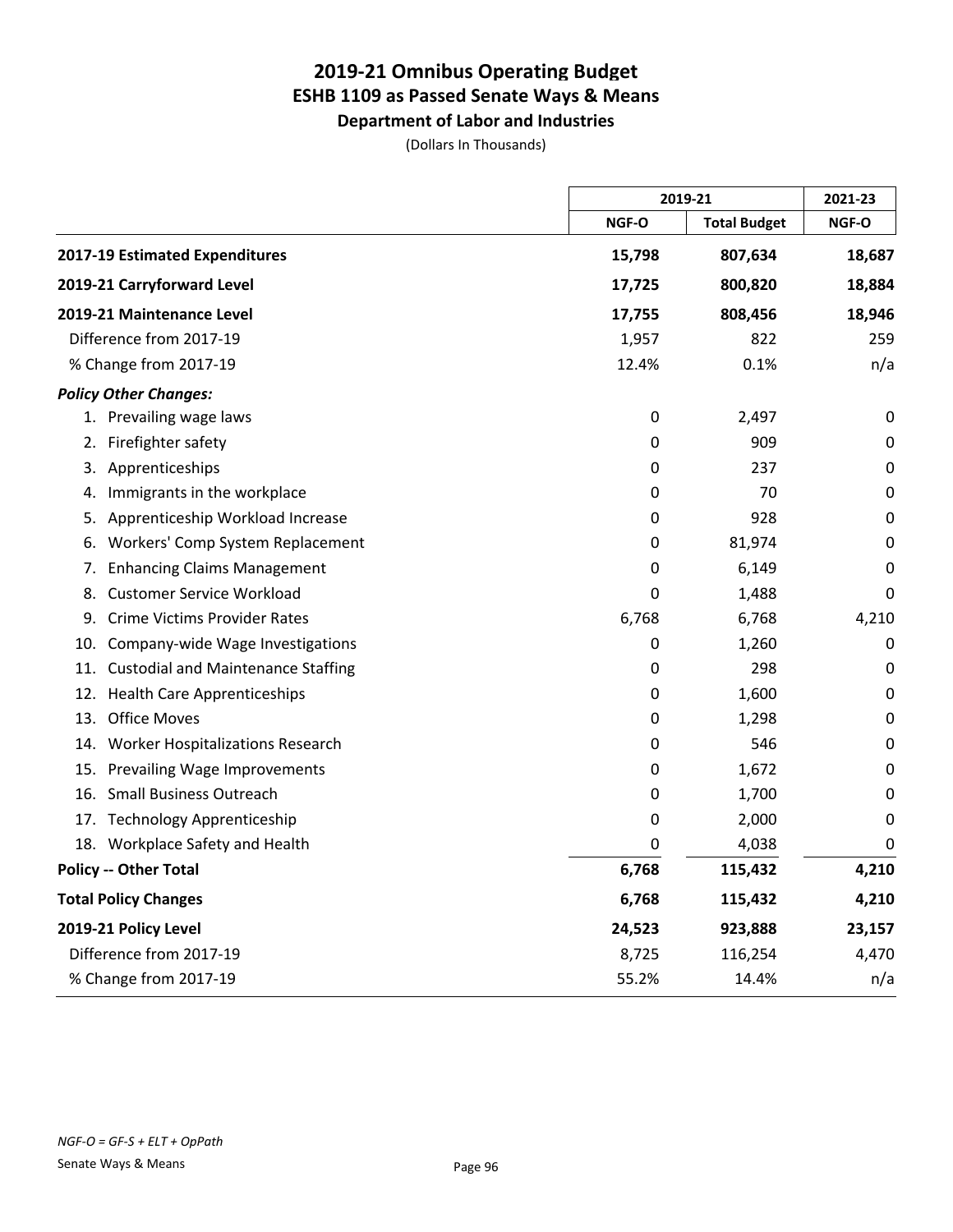# 2019-21 Omnibus Operating Budget
## ESHB 1109 as Passed Senate Ways & Means
### Department of Labor and Industries

(Dollars In Thousands)

| | 2019-21 | | 2021-23 |
|---|---|---|---|
| | NGF-O | Total Budget | NGF-O |
| **2017-19 Estimated Expenditures** | **15,798** | **807,634** | **18,687** |
| **2019-21 Carryforward Level** | **17,725** | **800,820** | **18,884** |
| **2019-21 Maintenance Level** | **17,755** | **808,456** | **18,946** |
| Difference from 2017-19 | 1,957 | 822 | 259 |
| % Change from 2017-19 | 12.4% | 0.1% | n/a |
| ***Policy Other Changes:*** | | | |
| 1. Prevailing wage laws | 0 | 2,497 | 0 |
| 2. Firefighter safety | 0 | 909 | 0 |
| 3. Apprenticeships | 0 | 237 | 0 |
| 4. Immigrants in the workplace | 0 | 70 | 0 |
| 5. Apprenticeship Workload Increase | 0 | 928 | 0 |
| 6. Workers' Comp System Replacement | 0 | 81,974 | 0 |
| 7. Enhancing Claims Management | 0 | 6,149 | 0 |
| 8. Customer Service Workload | 0 | 1,488 | 0 |
| 9. Crime Victims Provider Rates | 6,768 | 6,768 | 4,210 |
| 10. Company-wide Wage Investigations | 0 | 1,260 | 0 |
| 11. Custodial and Maintenance Staffing | 0 | 298 | 0 |
| 12. Health Care Apprenticeships | 0 | 1,600 | 0 |
| 13. Office Moves | 0 | 1,298 | 0 |
| 14. Worker Hospitalizations Research | 0 | 546 | 0 |
| 15. Prevailing Wage Improvements | 0 | 1,672 | 0 |
| 16. Small Business Outreach | 0 | 1,700 | 0 |
| 17. Technology Apprenticeship | 0 | 2,000 | 0 |
| 18. Workplace Safety and Health | 0 | 4,038 | 0 |
| **Policy -- Other Total** | **6,768** | **115,432** | **4,210** |
| **Total Policy Changes** | **6,768** | **115,432** | **4,210** |
| **2019-21 Policy Level** | **24,523** | **923,888** | **23,157** |
| Difference from 2017-19 | 8,725 | 116,254 | 4,470 |
| % Change from 2017-19 | 55.2% | 14.4% | n/a |

*NGF-O = GF-S + ELT + OpPath*

Senate Ways & Means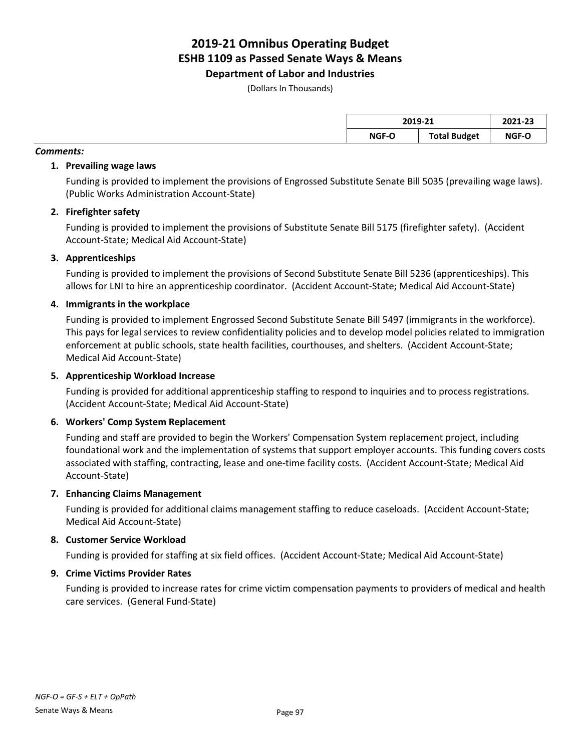# 2019-21 Omnibus Operating Budget
## ESHB 1109 as Passed Senate Ways & Means
### Department of Labor and Industries

(Dollars In Thousands)

| | 2019-21 | | 2021-23 |
|---|---|---|---|
| | NGF-O | Total Budget | NGF-O |

***Comments:***

1. **Prevailing wage laws**

   Funding is provided to implement the provisions of Engrossed Substitute Senate Bill 5035 (prevailing wage laws). (Public Works Administration Account-State)

2. **Firefighter safety**

   Funding is provided to implement the provisions of Substitute Senate Bill 5175 (firefighter safety). (Accident Account-State; Medical Aid Account-State)

3. **Apprenticeships**

   Funding is provided to implement the provisions of Second Substitute Senate Bill 5236 (apprenticeships). This allows for LNI to hire an apprenticeship coordinator. (Accident Account-State; Medical Aid Account-State)

4. **Immigrants in the workplace**

   Funding is provided to implement Engrossed Second Substitute Senate Bill 5497 (immigrants in the workforce). This pays for legal services to review confidentiality policies and to develop model policies related to immigration enforcement at public schools, state health facilities, courthouses, and shelters. (Accident Account-State; Medical Aid Account-State)

5. **Apprenticeship Workload Increase**

   Funding is provided for additional apprenticeship staffing to respond to inquiries and to process registrations. (Accident Account-State; Medical Aid Account-State)

6. **Workers' Comp System Replacement**

   Funding and staff are provided to begin the Workers' Compensation System replacement project, including foundational work and the implementation of systems that support employer accounts. This funding covers costs associated with staffing, contracting, lease and one-time facility costs. (Accident Account-State; Medical Aid Account-State)

7. **Enhancing Claims Management**

   Funding is provided for additional claims management staffing to reduce caseloads. (Accident Account-State; Medical Aid Account-State)

8. **Customer Service Workload**

   Funding is provided for staffing at six field offices. (Accident Account-State; Medical Aid Account-State)

9. **Crime Victims Provider Rates**

   Funding is provided to increase rates for crime victim compensation payments to providers of medical and health care services. (General Fund-State)

*NGF-O = GF-S + ELT + OpPath*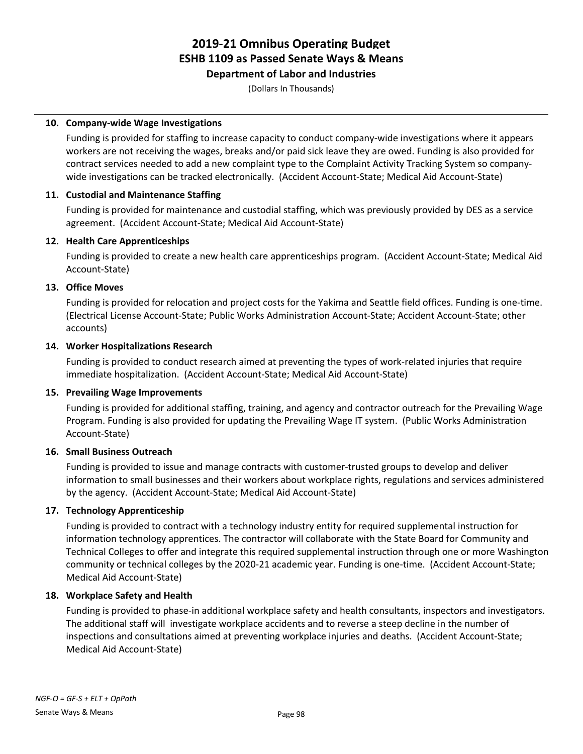# 2019-21 Omnibus Operating Budget
## ESHB 1109 as Passed Senate Ways & Means
### Department of Labor and Industries

(Dollars In Thousands)

**10. Company-wide Wage Investigations**

Funding is provided for staffing to increase capacity to conduct company-wide investigations where it appears workers are not receiving the wages, breaks and/or paid sick leave they are owed. Funding is also provided for contract services needed to add a new complaint type to the Complaint Activity Tracking System so company-wide investigations can be tracked electronically. (Accident Account-State; Medical Aid Account-State)

**11. Custodial and Maintenance Staffing**

Funding is provided for maintenance and custodial staffing, which was previously provided by DES as a service agreement. (Accident Account-State; Medical Aid Account-State)

**12. Health Care Apprenticeships**

Funding is provided to create a new health care apprenticeships program. (Accident Account-State; Medical Aid Account-State)

**13. Office Moves**

Funding is provided for relocation and project costs for the Yakima and Seattle field offices. Funding is one-time. (Electrical License Account-State; Public Works Administration Account-State; Accident Account-State; other accounts)

**14. Worker Hospitalizations Research**

Funding is provided to conduct research aimed at preventing the types of work-related injuries that require immediate hospitalization. (Accident Account-State; Medical Aid Account-State)

**15. Prevailing Wage Improvements**

Funding is provided for additional staffing, training, and agency and contractor outreach for the Prevailing Wage Program. Funding is also provided for updating the Prevailing Wage IT system. (Public Works Administration Account-State)

**16. Small Business Outreach**

Funding is provided to issue and manage contracts with customer-trusted groups to develop and deliver information to small businesses and their workers about workplace rights, regulations and services administered by the agency. (Accident Account-State; Medical Aid Account-State)

**17. Technology Apprenticeship**

Funding is provided to contract with a technology industry entity for required supplemental instruction for information technology apprentices. The contractor will collaborate with the State Board for Community and Technical Colleges to offer and integrate this required supplemental instruction through one or more Washington community or technical colleges by the 2020-21 academic year. Funding is one-time. (Accident Account-State; Medical Aid Account-State)

**18. Workplace Safety and Health**

Funding is provided to phase-in additional workplace safety and health consultants, inspectors and investigators. The additional staff will investigate workplace accidents and to reverse a steep decline in the number of inspections and consultations aimed at preventing workplace injuries and deaths. (Accident Account-State; Medical Aid Account-State)

*NGF-O = GF-S + ELT + OpPath*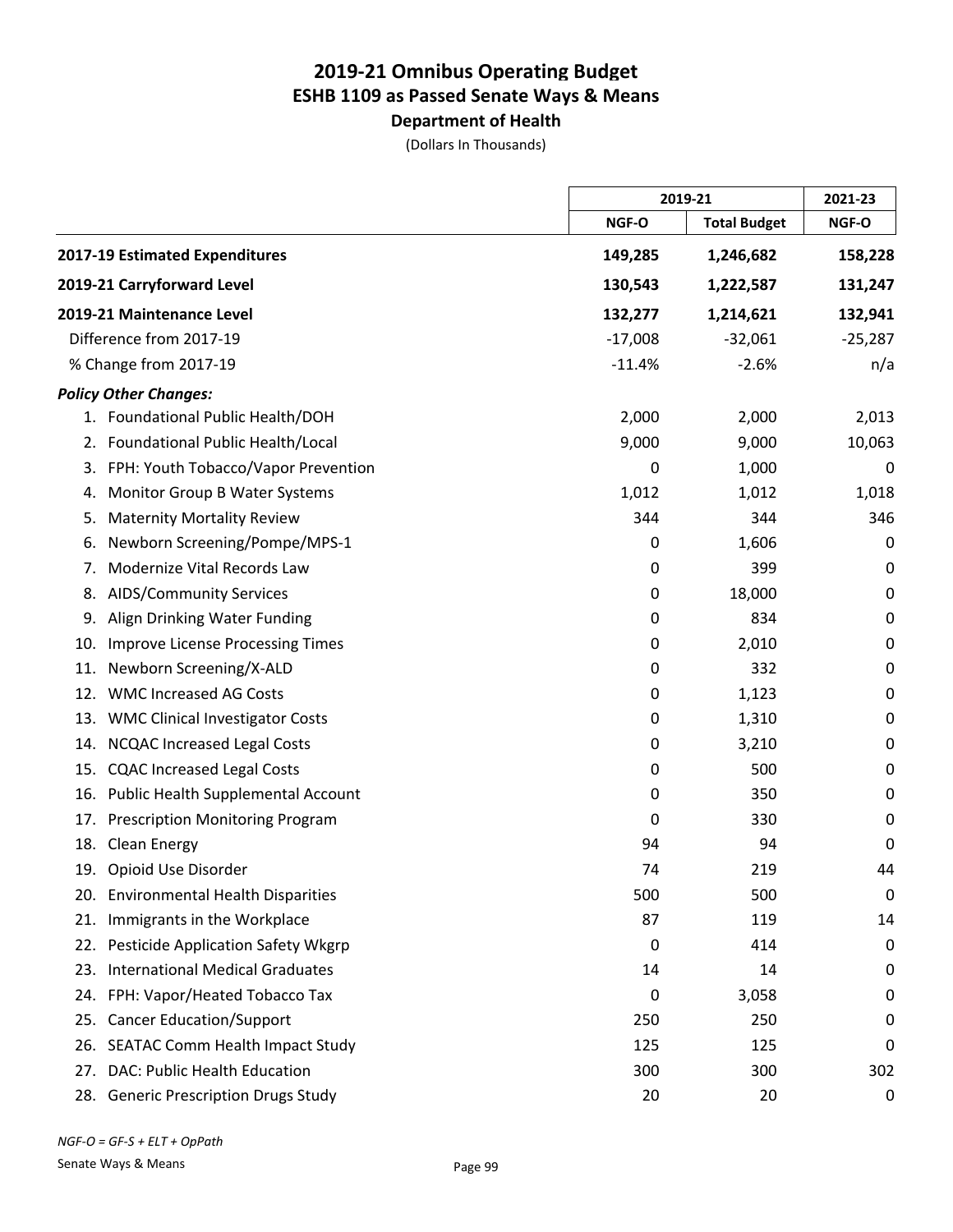# 2019-21 Omnibus Operating Budget
## ESHB 1109 as Passed Senate Ways & Means
### Department of Health

(Dollars In Thousands)

| | 2019-21 | | 2021-23 |
|---|---|---|---|
| | NGF-O | Total Budget | NGF-O |
| **2017-19 Estimated Expenditures** | **149,285** | **1,246,682** | **158,228** |
| **2019-21 Carryforward Level** | **130,543** | **1,222,587** | **131,247** |
| **2019-21 Maintenance Level** | **132,277** | **1,214,621** | **132,941** |
| Difference from 2017-19 | -17,008 | -32,061 | -25,287 |
| % Change from 2017-19 | -11.4% | -2.6% | n/a |
| ***Policy Other Changes:*** | | | |
| 1. Foundational Public Health/DOH | 2,000 | 2,000 | 2,013 |
| 2. Foundational Public Health/Local | 9,000 | 9,000 | 10,063 |
| 3. FPH: Youth Tobacco/Vapor Prevention | 0 | 1,000 | 0 |
| 4. Monitor Group B Water Systems | 1,012 | 1,012 | 1,018 |
| 5. Maternity Mortality Review | 344 | 344 | 346 |
| 6. Newborn Screening/Pompe/MPS-1 | 0 | 1,606 | 0 |
| 7. Modernize Vital Records Law | 0 | 399 | 0 |
| 8. AIDS/Community Services | 0 | 18,000 | 0 |
| 9. Align Drinking Water Funding | 0 | 834 | 0 |
| 10. Improve License Processing Times | 0 | 2,010 | 0 |
| 11. Newborn Screening/X-ALD | 0 | 332 | 0 |
| 12. WMC Increased AG Costs | 0 | 1,123 | 0 |
| 13. WMC Clinical Investigator Costs | 0 | 1,310 | 0 |
| 14. NCQAC Increased Legal Costs | 0 | 3,210 | 0 |
| 15. CQAC Increased Legal Costs | 0 | 500 | 0 |
| 16. Public Health Supplemental Account | 0 | 350 | 0 |
| 17. Prescription Monitoring Program | 0 | 330 | 0 |
| 18. Clean Energy | 94 | 94 | 0 |
| 19. Opioid Use Disorder | 74 | 219 | 44 |
| 20. Environmental Health Disparities | 500 | 500 | 0 |
| 21. Immigrants in the Workplace | 87 | 119 | 14 |
| 22. Pesticide Application Safety Wkgrp | 0 | 414 | 0 |
| 23. International Medical Graduates | 14 | 14 | 0 |
| 24. FPH: Vapor/Heated Tobacco Tax | 0 | 3,058 | 0 |
| 25. Cancer Education/Support | 250 | 250 | 0 |
| 26. SEATAC Comm Health Impact Study | 125 | 125 | 0 |
| 27. DAC: Public Health Education | 300 | 300 | 302 |
| 28. Generic Prescription Drugs Study | 20 | 20 | 0 |

*NGF-O = GF-S + ELT + OpPath*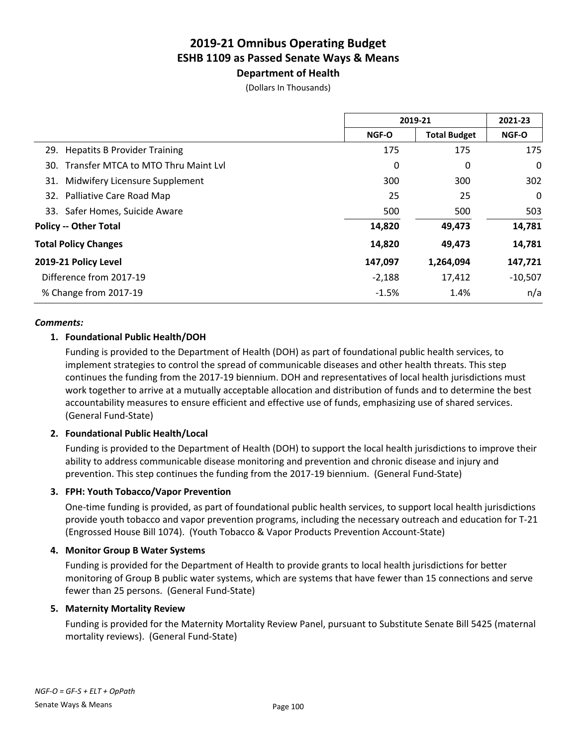## 2019-21 Omnibus Operating Budget
## ESHB 1109 as Passed Senate Ways & Means
### Department of Health
(Dollars In Thousands)

| | 2019-21 | | 2021-23 |
|---|---|---|---|
| | NGF-O | Total Budget | NGF-O |
| 29. Hepatits B Provider Training | 175 | 175 | 175 |
| 30. Transfer MTCA to MTO Thru Maint Lvl | 0 | 0 | 0 |
| 31. Midwifery Licensure Supplement | 300 | 300 | 302 |
| 32. Palliative Care Road Map | 25 | 25 | 0 |
| 33. Safer Homes, Suicide Aware | 500 | 500 | 503 |
| **Policy -- Other Total** | **14,820** | **49,473** | **14,781** |
| **Total Policy Changes** | **14,820** | **49,473** | **14,781** |
| **2019-21 Policy Level** | **147,097** | **1,264,094** | **147,721** |
| Difference from 2017-19 | -2,188 | 17,412 | -10,507 |
| % Change from 2017-19 | -1.5% | 1.4% | n/a |

***Comments:***

**1. Foundational Public Health/DOH**

Funding is provided to the Department of Health (DOH) as part of foundational public health services, to implement strategies to control the spread of communicable diseases and other health threats. This step continues the funding from the 2017-19 biennium. DOH and representatives of local health jurisdictions must work together to arrive at a mutually acceptable allocation and distribution of funds and to determine the best accountability measures to ensure efficient and effective use of funds, emphasizing use of shared services. (General Fund-State)

**2. Foundational Public Health/Local**

Funding is provided to the Department of Health (DOH) to support the local health jurisdictions to improve their ability to address communicable disease monitoring and prevention and chronic disease and injury and prevention. This step continues the funding from the 2017-19 biennium. (General Fund-State)

**3. FPH: Youth Tobacco/Vapor Prevention**

One-time funding is provided, as part of foundational public health services, to support local health jurisdictions provide youth tobacco and vapor prevention programs, including the necessary outreach and education for T-21 (Engrossed House Bill 1074). (Youth Tobacco & Vapor Products Prevention Account-State)

**4. Monitor Group B Water Systems**

Funding is provided for the Department of Health to provide grants to local health jurisdictions for better monitoring of Group B public water systems, which are systems that have fewer than 15 connections and serve fewer than 25 persons. (General Fund-State)

**5. Maternity Mortality Review**

Funding is provided for the Maternity Mortality Review Panel, pursuant to Substitute Senate Bill 5425 (maternal mortality reviews). (General Fund-State)

*NGF-O = GF-S + ELT + OpPath*

Senate Ways & Means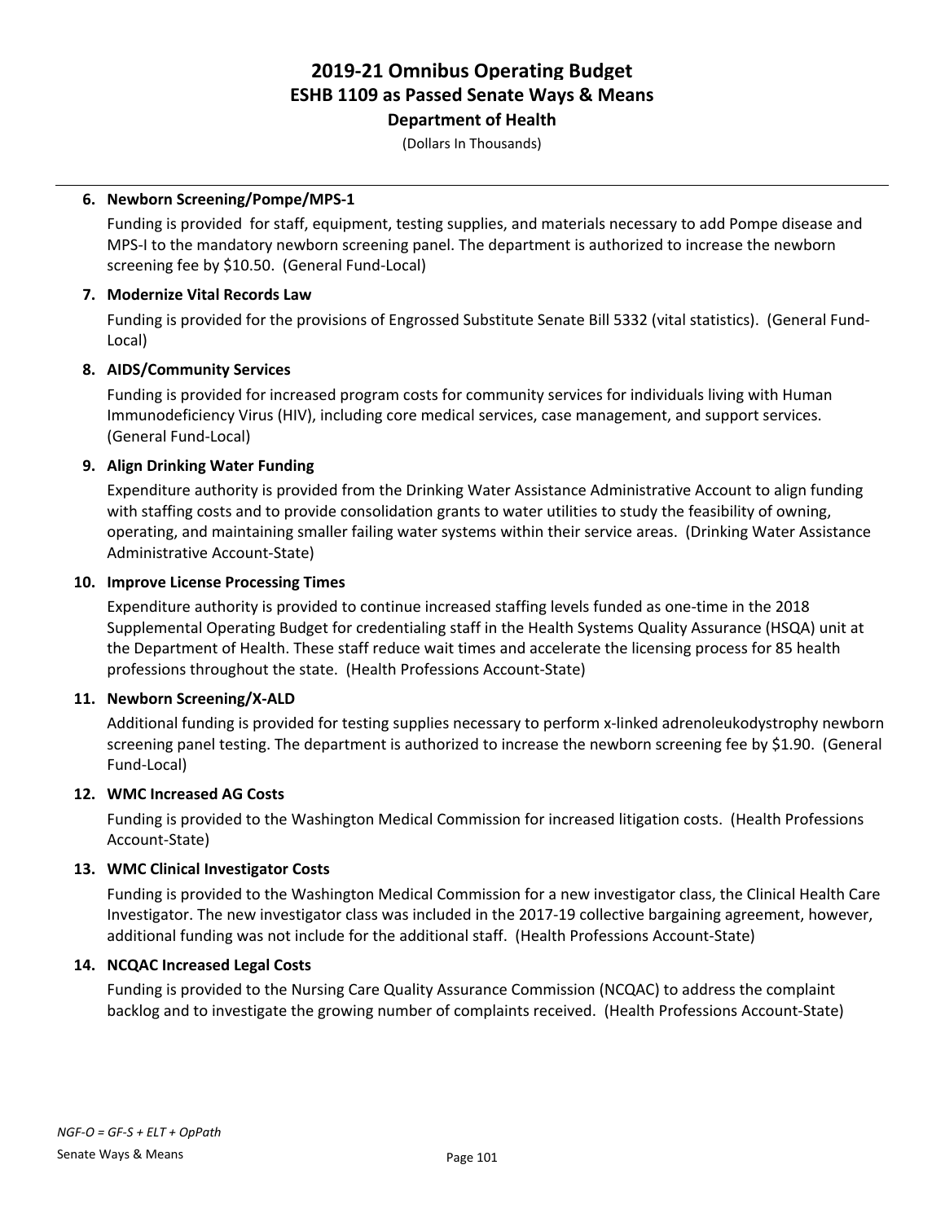# 2019-21 Omnibus Operating Budget
## ESHB 1109 as Passed Senate Ways & Means
### Department of Health

(Dollars In Thousands)

**6. Newborn Screening/Pompe/MPS-1**

Funding is provided for staff, equipment, testing supplies, and materials necessary to add Pompe disease and MPS-I to the mandatory newborn screening panel. The department is authorized to increase the newborn screening fee by $10.50. (General Fund-Local)

**7. Modernize Vital Records Law**

Funding is provided for the provisions of Engrossed Substitute Senate Bill 5332 (vital statistics). (General Fund-Local)

**8. AIDS/Community Services**

Funding is provided for increased program costs for community services for individuals living with Human Immunodeficiency Virus (HIV), including core medical services, case management, and support services. (General Fund-Local)

**9. Align Drinking Water Funding**

Expenditure authority is provided from the Drinking Water Assistance Administrative Account to align funding with staffing costs and to provide consolidation grants to water utilities to study the feasibility of owning, operating, and maintaining smaller failing water systems within their service areas. (Drinking Water Assistance Administrative Account-State)

**10. Improve License Processing Times**

Expenditure authority is provided to continue increased staffing levels funded as one-time in the 2018 Supplemental Operating Budget for credentialing staff in the Health Systems Quality Assurance (HSQA) unit at the Department of Health. These staff reduce wait times and accelerate the licensing process for 85 health professions throughout the state. (Health Professions Account-State)

**11. Newborn Screening/X-ALD**

Additional funding is provided for testing supplies necessary to perform x-linked adrenoleukodystrophy newborn screening panel testing. The department is authorized to increase the newborn screening fee by $1.90. (General Fund-Local)

**12. WMC Increased AG Costs**

Funding is provided to the Washington Medical Commission for increased litigation costs. (Health Professions Account-State)

**13. WMC Clinical Investigator Costs**

Funding is provided to the Washington Medical Commission for a new investigator class, the Clinical Health Care Investigator. The new investigator class was included in the 2017-19 collective bargaining agreement, however, additional funding was not include for the additional staff. (Health Professions Account-State)

**14. NCQAC Increased Legal Costs**

Funding is provided to the Nursing Care Quality Assurance Commission (NCQAC) to address the complaint backlog and to investigate the growing number of complaints received. (Health Professions Account-State)

*NGF-O = GF-S + ELT + OpPath*

Senate Ways & Means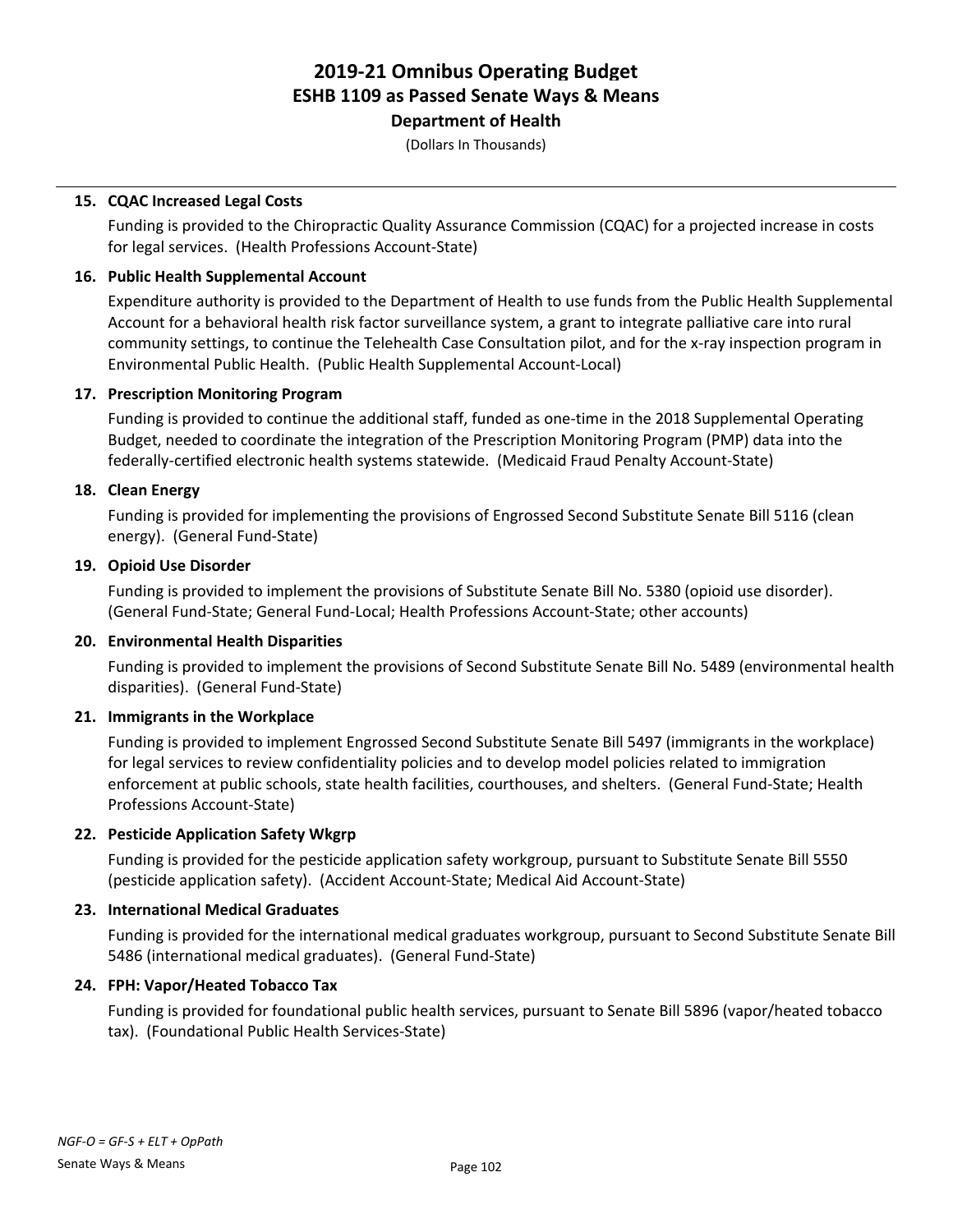# 2019-21 Omnibus Operating Budget
## ESHB 1109 as Passed Senate Ways & Means
### Department of Health

(Dollars In Thousands)

**15. CQAC Increased Legal Costs**

Funding is provided to the Chiropractic Quality Assurance Commission (CQAC) for a projected increase in costs for legal services. (Health Professions Account-State)

**16. Public Health Supplemental Account**

Expenditure authority is provided to the Department of Health to use funds from the Public Health Supplemental Account for a behavioral health risk factor surveillance system, a grant to integrate palliative care into rural community settings, to continue the Telehealth Case Consultation pilot, and for the x-ray inspection program in Environmental Public Health. (Public Health Supplemental Account-Local)

**17. Prescription Monitoring Program**

Funding is provided to continue the additional staff, funded as one-time in the 2018 Supplemental Operating Budget, needed to coordinate the integration of the Prescription Monitoring Program (PMP) data into the federally-certified electronic health systems statewide. (Medicaid Fraud Penalty Account-State)

**18. Clean Energy**

Funding is provided for implementing the provisions of Engrossed Second Substitute Senate Bill 5116 (clean energy). (General Fund-State)

**19. Opioid Use Disorder**

Funding is provided to implement the provisions of Substitute Senate Bill No. 5380 (opioid use disorder). (General Fund-State; General Fund-Local; Health Professions Account-State; other accounts)

**20. Environmental Health Disparities**

Funding is provided to implement the provisions of Second Substitute Senate Bill No. 5489 (environmental health disparities). (General Fund-State)

**21. Immigrants in the Workplace**

Funding is provided to implement Engrossed Second Substitute Senate Bill 5497 (immigrants in the workplace) for legal services to review confidentiality policies and to develop model policies related to immigration enforcement at public schools, state health facilities, courthouses, and shelters. (General Fund-State; Health Professions Account-State)

**22. Pesticide Application Safety Wkgrp**

Funding is provided for the pesticide application safety workgroup, pursuant to Substitute Senate Bill 5550 (pesticide application safety). (Accident Account-State; Medical Aid Account-State)

**23. International Medical Graduates**

Funding is provided for the international medical graduates workgroup, pursuant to Second Substitute Senate Bill 5486 (international medical graduates). (General Fund-State)

**24. FPH: Vapor/Heated Tobacco Tax**

Funding is provided for foundational public health services, pursuant to Senate Bill 5896 (vapor/heated tobacco tax). (Foundational Public Health Services-State)

*NGF-O = GF-S + ELT + OpPath*

Senate Ways & Means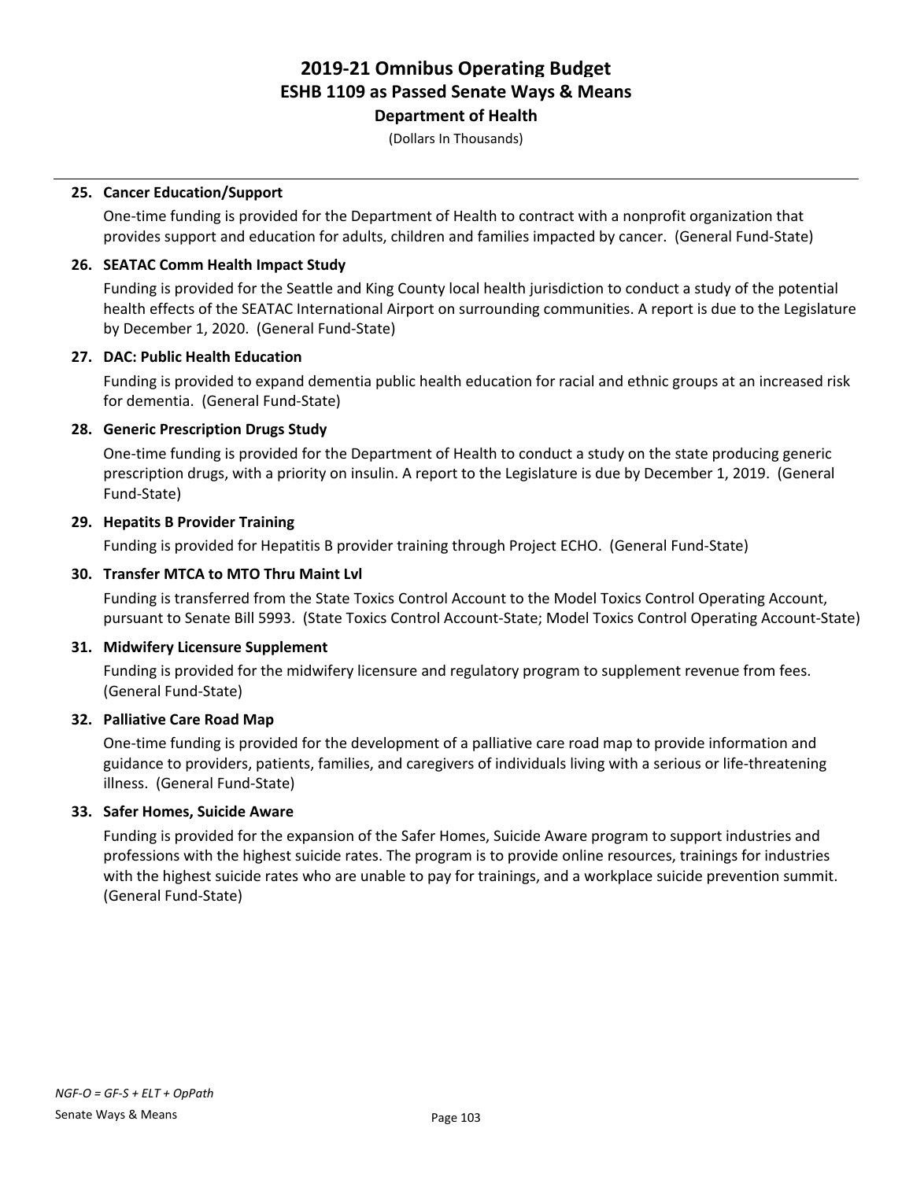# 2019-21 Omnibus Operating Budget
## ESHB 1109 as Passed Senate Ways & Means
### Department of Health

(Dollars In Thousands)

---

**25. Cancer Education/Support**

One-time funding is provided for the Department of Health to contract with a nonprofit organization that provides support and education for adults, children and families impacted by cancer. (General Fund-State)

**26. SEATAC Comm Health Impact Study**

Funding is provided for the Seattle and King County local health jurisdiction to conduct a study of the potential health effects of the SEATAC International Airport on surrounding communities. A report is due to the Legislature by December 1, 2020. (General Fund-State)

**27. DAC: Public Health Education**

Funding is provided to expand dementia public health education for racial and ethnic groups at an increased risk for dementia. (General Fund-State)

**28. Generic Prescription Drugs Study**

One-time funding is provided for the Department of Health to conduct a study on the state producing generic prescription drugs, with a priority on insulin. A report to the Legislature is due by December 1, 2019. (General Fund-State)

**29. Hepatits B Provider Training**

Funding is provided for Hepatitis B provider training through Project ECHO. (General Fund-State)

**30. Transfer MTCA to MTO Thru Maint Lvl**

Funding is transferred from the State Toxics Control Account to the Model Toxics Control Operating Account, pursuant to Senate Bill 5993. (State Toxics Control Account-State; Model Toxics Control Operating Account-State)

**31. Midwifery Licensure Supplement**

Funding is provided for the midwifery licensure and regulatory program to supplement revenue from fees. (General Fund-State)

**32. Palliative Care Road Map**

One-time funding is provided for the development of a palliative care road map to provide information and guidance to providers, patients, families, and caregivers of individuals living with a serious or life-threatening illness. (General Fund-State)

**33. Safer Homes, Suicide Aware**

Funding is provided for the expansion of the Safer Homes, Suicide Aware program to support industries and professions with the highest suicide rates. The program is to provide online resources, trainings for industries with the highest suicide rates who are unable to pay for trainings, and a workplace suicide prevention summit. (General Fund-State)

*NGF-O = GF-S + ELT + OpPath*

Senate Ways & Means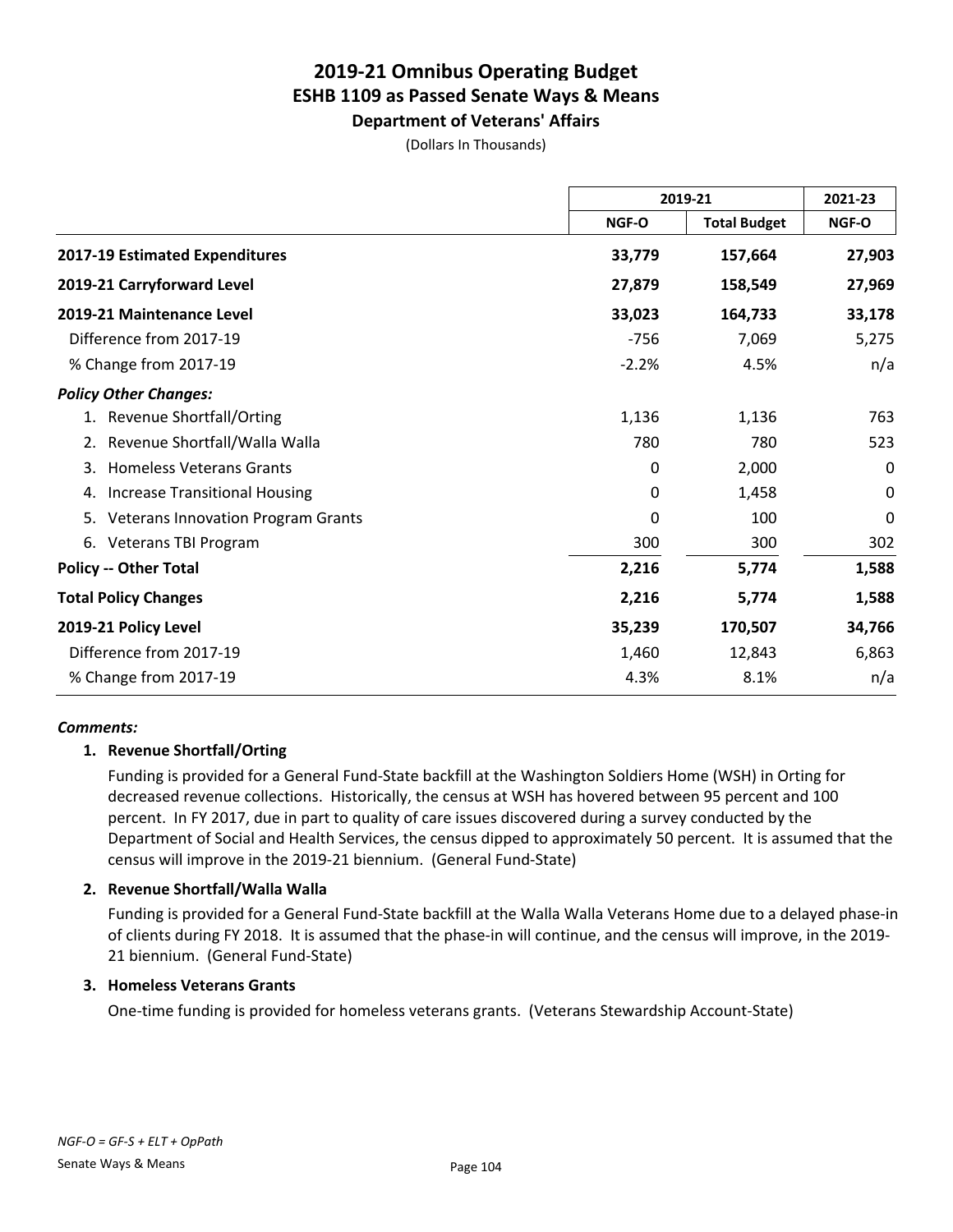# 2019-21 Omnibus Operating Budget
## ESHB 1109 as Passed Senate Ways & Means
### Department of Veterans' Affairs

(Dollars In Thousands)

| | 2019-21 | | 2021-23 |
|---|---|---|---|
| | NGF-O | Total Budget | NGF-O |
| **2017-19 Estimated Expenditures** | **33,779** | **157,664** | **27,903** |
| **2019-21 Carryforward Level** | **27,879** | **158,549** | **27,969** |
| **2019-21 Maintenance Level** | **33,023** | **164,733** | **33,178** |
| Difference from 2017-19 | -756 | 7,069 | 5,275 |
| % Change from 2017-19 | -2.2% | 4.5% | n/a |
| ***Policy Other Changes:*** | | | |
| 1. Revenue Shortfall/Orting | 1,136 | 1,136 | 763 |
| 2. Revenue Shortfall/Walla Walla | 780 | 780 | 523 |
| 3. Homeless Veterans Grants | 0 | 2,000 | 0 |
| 4. Increase Transitional Housing | 0 | 1,458 | 0 |
| 5. Veterans Innovation Program Grants | 0 | 100 | 0 |
| 6. Veterans TBI Program | 300 | 300 | 302 |
| **Policy -- Other Total** | **2,216** | **5,774** | **1,588** |
| **Total Policy Changes** | **2,216** | **5,774** | **1,588** |
| **2019-21 Policy Level** | **35,239** | **170,507** | **34,766** |
| Difference from 2017-19 | 1,460 | 12,843 | 6,863 |
| % Change from 2017-19 | 4.3% | 8.1% | n/a |

***Comments:***

**1. Revenue Shortfall/Orting**

Funding is provided for a General Fund-State backfill at the Washington Soldiers Home (WSH) in Orting for decreased revenue collections. Historically, the census at WSH has hovered between 95 percent and 100 percent. In FY 2017, due in part to quality of care issues discovered during a survey conducted by the Department of Social and Health Services, the census dipped to approximately 50 percent. It is assumed that the census will improve in the 2019-21 biennium. (General Fund-State)

**2. Revenue Shortfall/Walla Walla**

Funding is provided for a General Fund-State backfill at the Walla Walla Veterans Home due to a delayed phase-in of clients during FY 2018. It is assumed that the phase-in will continue, and the census will improve, in the 2019-21 biennium. (General Fund-State)

**3. Homeless Veterans Grants**

One-time funding is provided for homeless veterans grants. (Veterans Stewardship Account-State)

*NGF-O = GF-S + ELT + OpPath*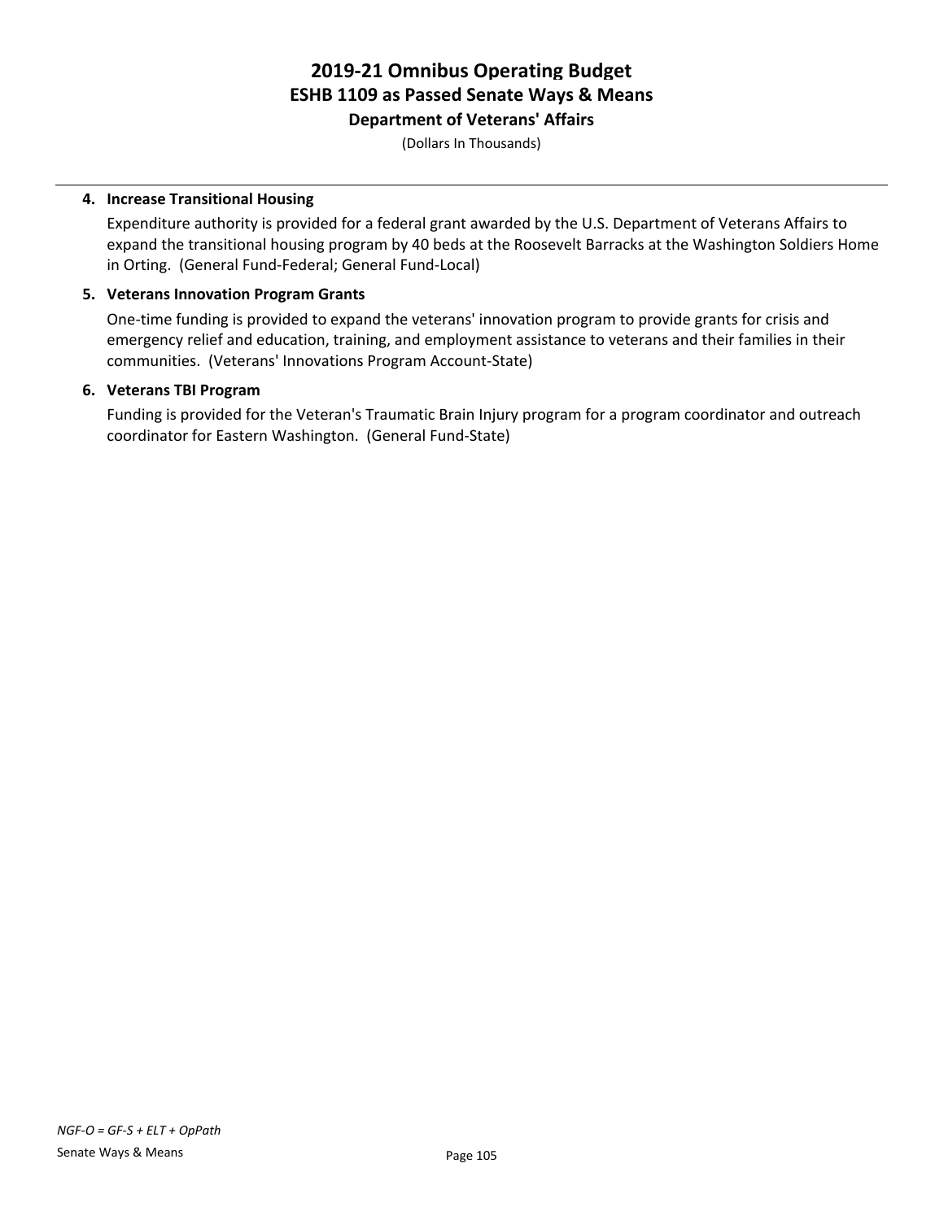# 2019-21 Omnibus Operating Budget
## ESHB 1109 as Passed Senate Ways & Means
### Department of Veterans' Affairs

(Dollars In Thousands)

**4. Increase Transitional Housing**

Expenditure authority is provided for a federal grant awarded by the U.S. Department of Veterans Affairs to expand the transitional housing program by 40 beds at the Roosevelt Barracks at the Washington Soldiers Home in Orting. (General Fund-Federal; General Fund-Local)

**5. Veterans Innovation Program Grants**

One-time funding is provided to expand the veterans' innovation program to provide grants for crisis and emergency relief and education, training, and employment assistance to veterans and their families in their communities. (Veterans' Innovations Program Account-State)

**6. Veterans TBI Program**

Funding is provided for the Veteran's Traumatic Brain Injury program for a program coordinator and outreach coordinator for Eastern Washington. (General Fund-State)

*NGF-O = GF-S + ELT + OpPath*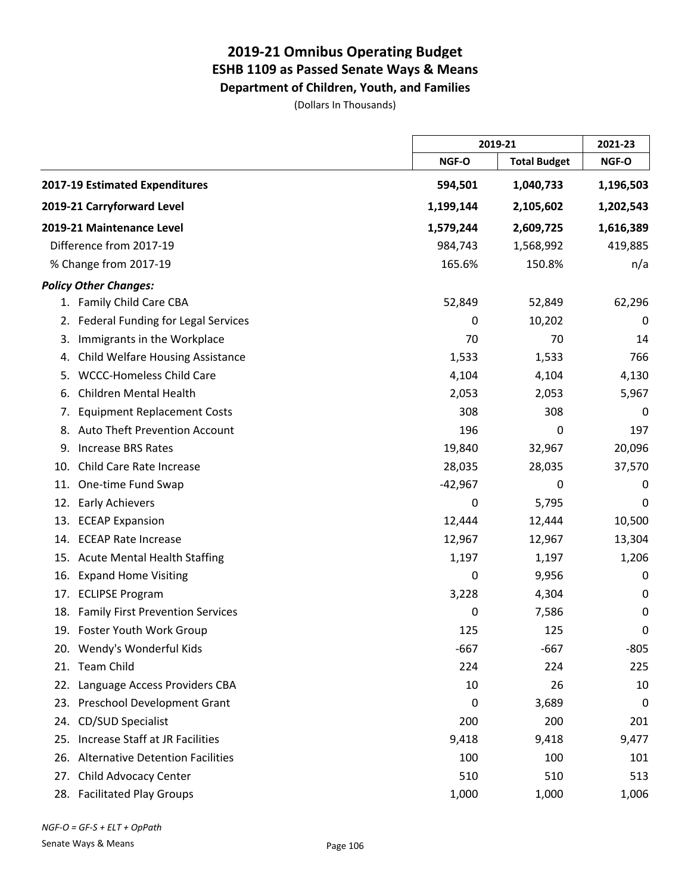# 2019-21 Omnibus Operating Budget
## ESHB 1109 as Passed Senate Ways & Means
### Department of Children, Youth, and Families

(Dollars In Thousands)

| | 2019-21 | | 2021-23 |
|---|---|---|---|
| | NGF-O | Total Budget | NGF-O |
| **2017-19 Estimated Expenditures** | **594,501** | **1,040,733** | **1,196,503** |
| **2019-21 Carryforward Level** | **1,199,144** | **2,105,602** | **1,202,543** |
| **2019-21 Maintenance Level** | **1,579,244** | **2,609,725** | **1,616,389** |
| Difference from 2017-19 | 984,743 | 1,568,992 | 419,885 |
| % Change from 2017-19 | 165.6% | 150.8% | n/a |
| ***Policy Other Changes:*** | | | |
| 1. Family Child Care CBA | 52,849 | 52,849 | 62,296 |
| 2. Federal Funding for Legal Services | 0 | 10,202 | 0 |
| 3. Immigrants in the Workplace | 70 | 70 | 14 |
| 4. Child Welfare Housing Assistance | 1,533 | 1,533 | 766 |
| 5. WCCC-Homeless Child Care | 4,104 | 4,104 | 4,130 |
| 6. Children Mental Health | 2,053 | 2,053 | 5,967 |
| 7. Equipment Replacement Costs | 308 | 308 | 0 |
| 8. Auto Theft Prevention Account | 196 | 0 | 197 |
| 9. Increase BRS Rates | 19,840 | 32,967 | 20,096 |
| 10. Child Care Rate Increase | 28,035 | 28,035 | 37,570 |
| 11. One-time Fund Swap | -42,967 | 0 | 0 |
| 12. Early Achievers | 0 | 5,795 | 0 |
| 13. ECEAP Expansion | 12,444 | 12,444 | 10,500 |
| 14. ECEAP Rate Increase | 12,967 | 12,967 | 13,304 |
| 15. Acute Mental Health Staffing | 1,197 | 1,197 | 1,206 |
| 16. Expand Home Visiting | 0 | 9,956 | 0 |
| 17. ECLIPSE Program | 3,228 | 4,304 | 0 |
| 18. Family First Prevention Services | 0 | 7,586 | 0 |
| 19. Foster Youth Work Group | 125 | 125 | 0 |
| 20. Wendy's Wonderful Kids | -667 | -667 | -805 |
| 21. Team Child | 224 | 224 | 225 |
| 22. Language Access Providers CBA | 10 | 26 | 10 |
| 23. Preschool Development Grant | 0 | 3,689 | 0 |
| 24. CD/SUD Specialist | 200 | 200 | 201 |
| 25. Increase Staff at JR Facilities | 9,418 | 9,418 | 9,477 |
| 26. Alternative Detention Facilities | 100 | 100 | 101 |
| 27. Child Advocacy Center | 510 | 510 | 513 |
| 28. Facilitated Play Groups | 1,000 | 1,000 | 1,006 |

*NGF-O = GF-S + ELT + OpPath*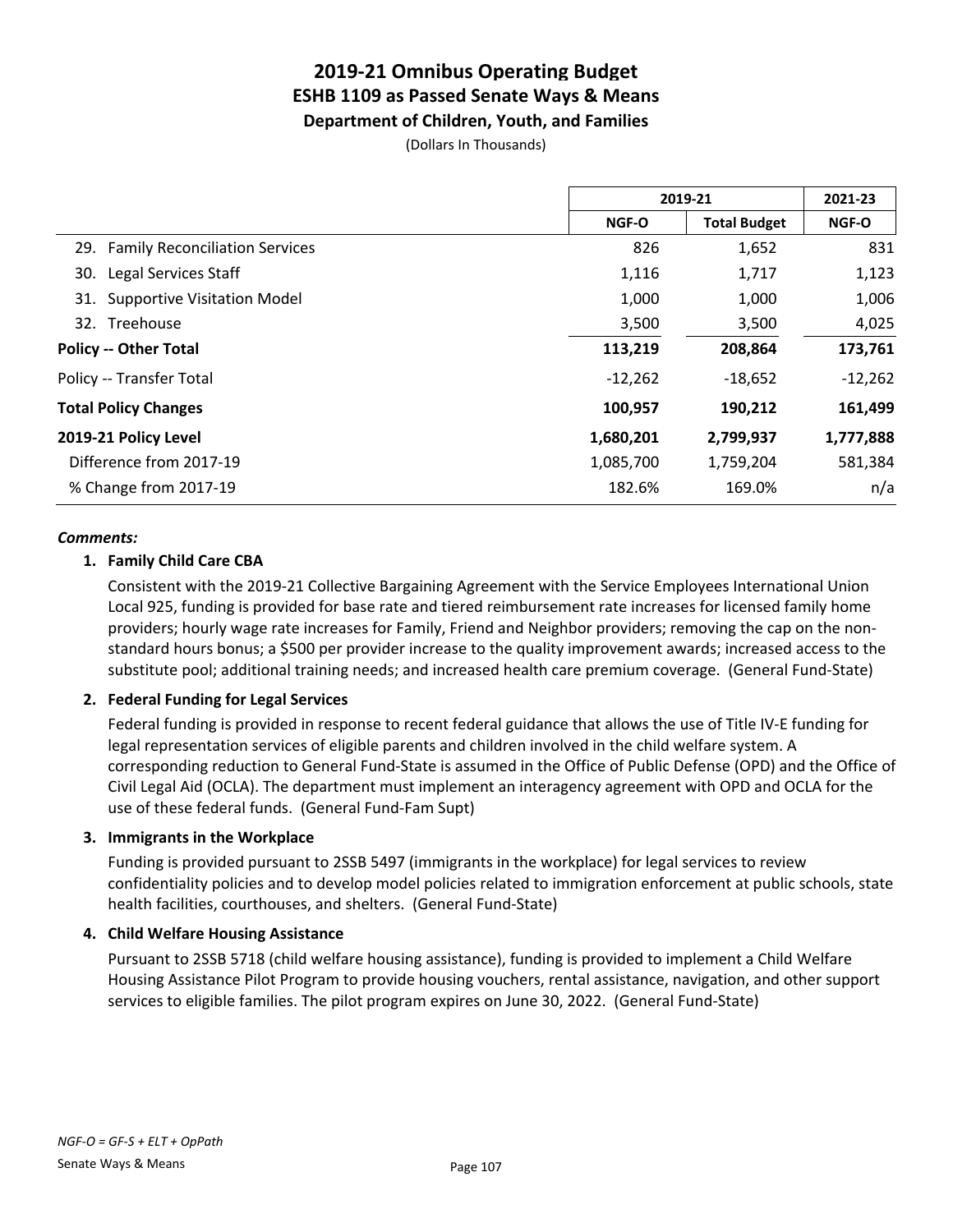# 2019-21 Omnibus Operating Budget
## ESHB 1109 as Passed Senate Ways & Means
### Department of Children, Youth, and Families

(Dollars In Thousands)

| | 2019-21 | | 2021-23 |
|---|---|---|---|
| | NGF-O | Total Budget | NGF-O |
| 29. Family Reconciliation Services | 826 | 1,652 | 831 |
| 30. Legal Services Staff | 1,116 | 1,717 | 1,123 |
| 31. Supportive Visitation Model | 1,000 | 1,000 | 1,006 |
| 32. Treehouse | 3,500 | 3,500 | 4,025 |
| **Policy -- Other Total** | **113,219** | **208,864** | **173,761** |
| Policy -- Transfer Total | -12,262 | -18,652 | -12,262 |
| **Total Policy Changes** | **100,957** | **190,212** | **161,499** |
| **2019-21 Policy Level** | **1,680,201** | **2,799,937** | **1,777,888** |
| Difference from 2017-19 | 1,085,700 | 1,759,204 | 581,384 |
| % Change from 2017-19 | 182.6% | 169.0% | n/a |

***Comments:***

**1. Family Child Care CBA**

Consistent with the 2019-21 Collective Bargaining Agreement with the Service Employees International Union Local 925, funding is provided for base rate and tiered reimbursement rate increases for licensed family home providers; hourly wage rate increases for Family, Friend and Neighbor providers; removing the cap on the non-standard hours bonus; a $500 per provider increase to the quality improvement awards; increased access to the substitute pool; additional training needs; and increased health care premium coverage. (General Fund-State)

**2. Federal Funding for Legal Services**

Federal funding is provided in response to recent federal guidance that allows the use of Title IV-E funding for legal representation services of eligible parents and children involved in the child welfare system. A corresponding reduction to General Fund-State is assumed in the Office of Public Defense (OPD) and the Office of Civil Legal Aid (OCLA). The department must implement an interagency agreement with OPD and OCLA for the use of these federal funds. (General Fund-Fam Supt)

**3. Immigrants in the Workplace**

Funding is provided pursuant to 2SSB 5497 (immigrants in the workplace) for legal services to review confidentiality policies and to develop model policies related to immigration enforcement at public schools, state health facilities, courthouses, and shelters. (General Fund-State)

**4. Child Welfare Housing Assistance**

Pursuant to 2SSB 5718 (child welfare housing assistance), funding is provided to implement a Child Welfare Housing Assistance Pilot Program to provide housing vouchers, rental assistance, navigation, and other support services to eligible families. The pilot program expires on June 30, 2022. (General Fund-State)

*NGF-O = GF-S + ELT + OpPath*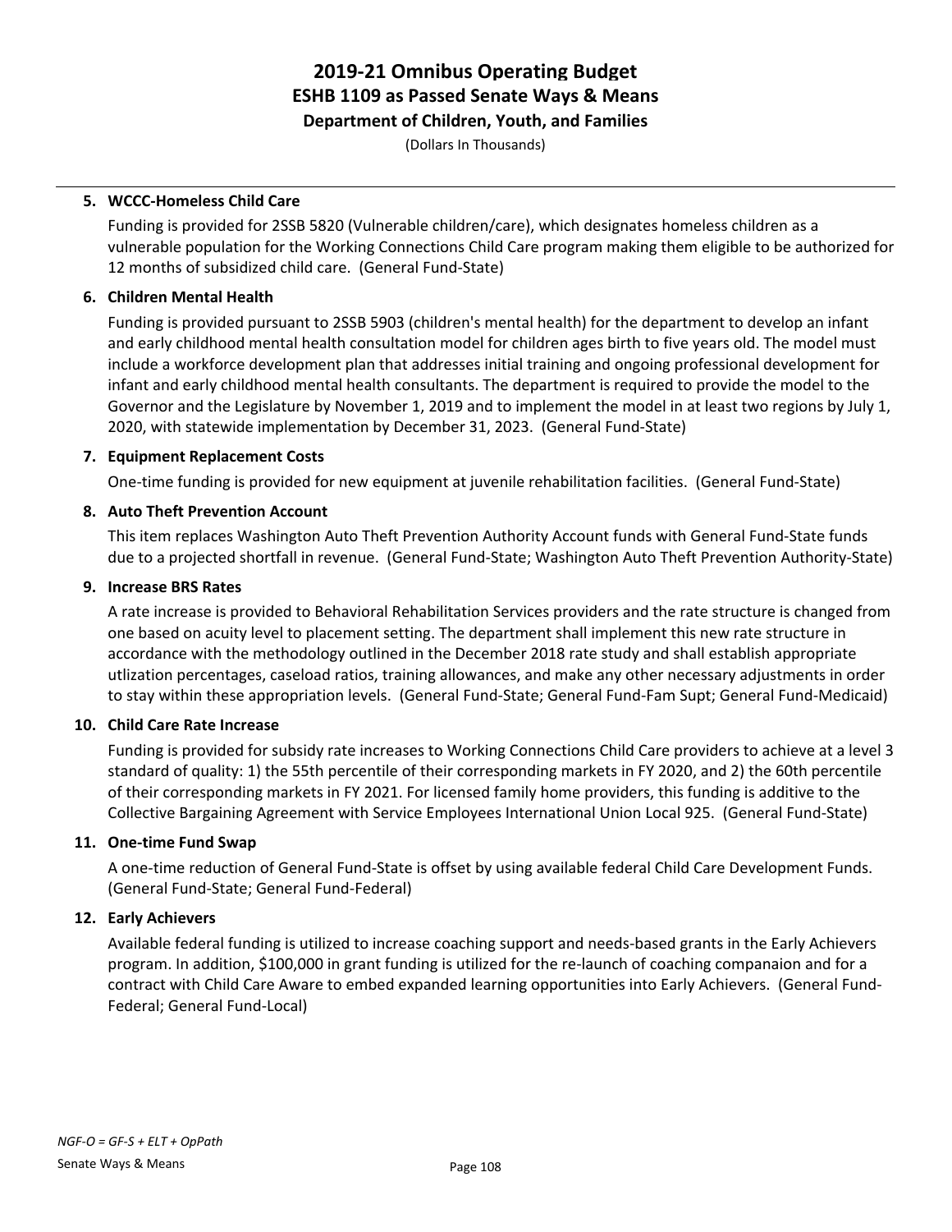# 2019-21 Omnibus Operating Budget
## ESHB 1109 as Passed Senate Ways & Means
### Department of Children, Youth, and Families
(Dollars In Thousands)

**5. WCCC-Homeless Child Care**

Funding is provided for 2SSB 5820 (Vulnerable children/care), which designates homeless children as a vulnerable population for the Working Connections Child Care program making them eligible to be authorized for 12 months of subsidized child care. (General Fund-State)

**6. Children Mental Health**

Funding is provided pursuant to 2SSB 5903 (children's mental health) for the department to develop an infant and early childhood mental health consultation model for children ages birth to five years old. The model must include a workforce development plan that addresses initial training and ongoing professional development for infant and early childhood mental health consultants. The department is required to provide the model to the Governor and the Legislature by November 1, 2019 and to implement the model in at least two regions by July 1, 2020, with statewide implementation by December 31, 2023. (General Fund-State)

**7. Equipment Replacement Costs**

One-time funding is provided for new equipment at juvenile rehabilitation facilities. (General Fund-State)

**8. Auto Theft Prevention Account**

This item replaces Washington Auto Theft Prevention Authority Account funds with General Fund-State funds due to a projected shortfall in revenue. (General Fund-State; Washington Auto Theft Prevention Authority-State)

**9. Increase BRS Rates**

A rate increase is provided to Behavioral Rehabilitation Services providers and the rate structure is changed from one based on acuity level to placement setting. The department shall implement this new rate structure in accordance with the methodology outlined in the December 2018 rate study and shall establish appropriate utlization percentages, caseload ratios, training allowances, and make any other necessary adjustments in order to stay within these appropriation levels. (General Fund-State; General Fund-Fam Supt; General Fund-Medicaid)

**10. Child Care Rate Increase**

Funding is provided for subsidy rate increases to Working Connections Child Care providers to achieve at a level 3 standard of quality: 1) the 55th percentile of their corresponding markets in FY 2020, and 2) the 60th percentile of their corresponding markets in FY 2021. For licensed family home providers, this funding is additive to the Collective Bargaining Agreement with Service Employees International Union Local 925. (General Fund-State)

**11. One-time Fund Swap**

A one-time reduction of General Fund-State is offset by using available federal Child Care Development Funds. (General Fund-State; General Fund-Federal)

**12. Early Achievers**

Available federal funding is utilized to increase coaching support and needs-based grants in the Early Achievers program. In addition, $100,000 in grant funding is utilized for the re-launch of coaching companaion and for a contract with Child Care Aware to embed expanded learning opportunities into Early Achievers. (General Fund-Federal; General Fund-Local)

*NGF-O = GF-S + ELT + OpPath*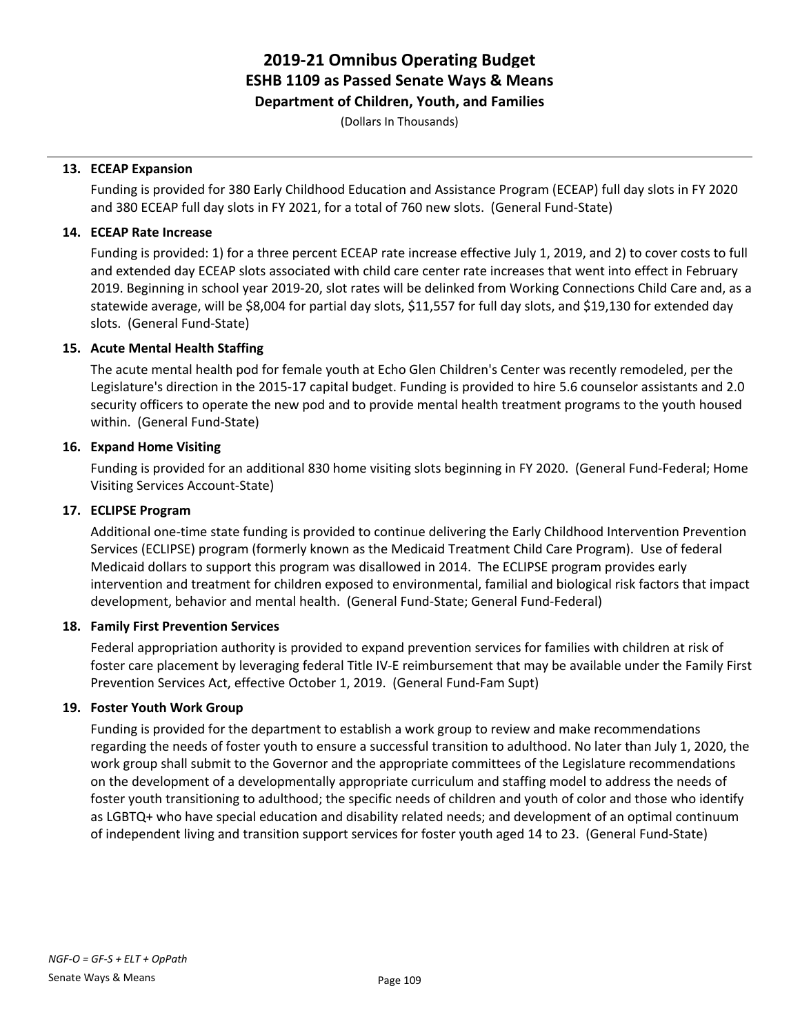# 2019-21 Omnibus Operating Budget
## ESHB 1109 as Passed Senate Ways & Means
### Department of Children, Youth, and Families

(Dollars In Thousands)

**13. ECEAP Expansion**

Funding is provided for 380 Early Childhood Education and Assistance Program (ECEAP) full day slots in FY 2020 and 380 ECEAP full day slots in FY 2021, for a total of 760 new slots. (General Fund-State)

**14. ECEAP Rate Increase**

Funding is provided: 1) for a three percent ECEAP rate increase effective July 1, 2019, and 2) to cover costs to full and extended day ECEAP slots associated with child care center rate increases that went into effect in February 2019. Beginning in school year 2019-20, slot rates will be delinked from Working Connections Child Care and, as a statewide average, will be $8,004 for partial day slots, $11,557 for full day slots, and $19,130 for extended day slots. (General Fund-State)

**15. Acute Mental Health Staffing**

The acute mental health pod for female youth at Echo Glen Children's Center was recently remodeled, per the Legislature's direction in the 2015-17 capital budget. Funding is provided to hire 5.6 counselor assistants and 2.0 security officers to operate the new pod and to provide mental health treatment programs to the youth housed within. (General Fund-State)

**16. Expand Home Visiting**

Funding is provided for an additional 830 home visiting slots beginning in FY 2020. (General Fund-Federal; Home Visiting Services Account-State)

**17. ECLIPSE Program**

Additional one-time state funding is provided to continue delivering the Early Childhood Intervention Prevention Services (ECLIPSE) program (formerly known as the Medicaid Treatment Child Care Program). Use of federal Medicaid dollars to support this program was disallowed in 2014. The ECLIPSE program provides early intervention and treatment for children exposed to environmental, familial and biological risk factors that impact development, behavior and mental health. (General Fund-State; General Fund-Federal)

**18. Family First Prevention Services**

Federal appropriation authority is provided to expand prevention services for families with children at risk of foster care placement by leveraging federal Title IV-E reimbursement that may be available under the Family First Prevention Services Act, effective October 1, 2019. (General Fund-Fam Supt)

**19. Foster Youth Work Group**

Funding is provided for the department to establish a work group to review and make recommendations regarding the needs of foster youth to ensure a successful transition to adulthood. No later than July 1, 2020, the work group shall submit to the Governor and the appropriate committees of the Legislature recommendations on the development of a developmentally appropriate curriculum and staffing model to address the needs of foster youth transitioning to adulthood; the specific needs of children and youth of color and those who identify as LGBTQ+ who have special education and disability related needs; and development of an optimal continuum of independent living and transition support services for foster youth aged 14 to 23. (General Fund-State)

*NGF-O = GF-S + ELT + OpPath*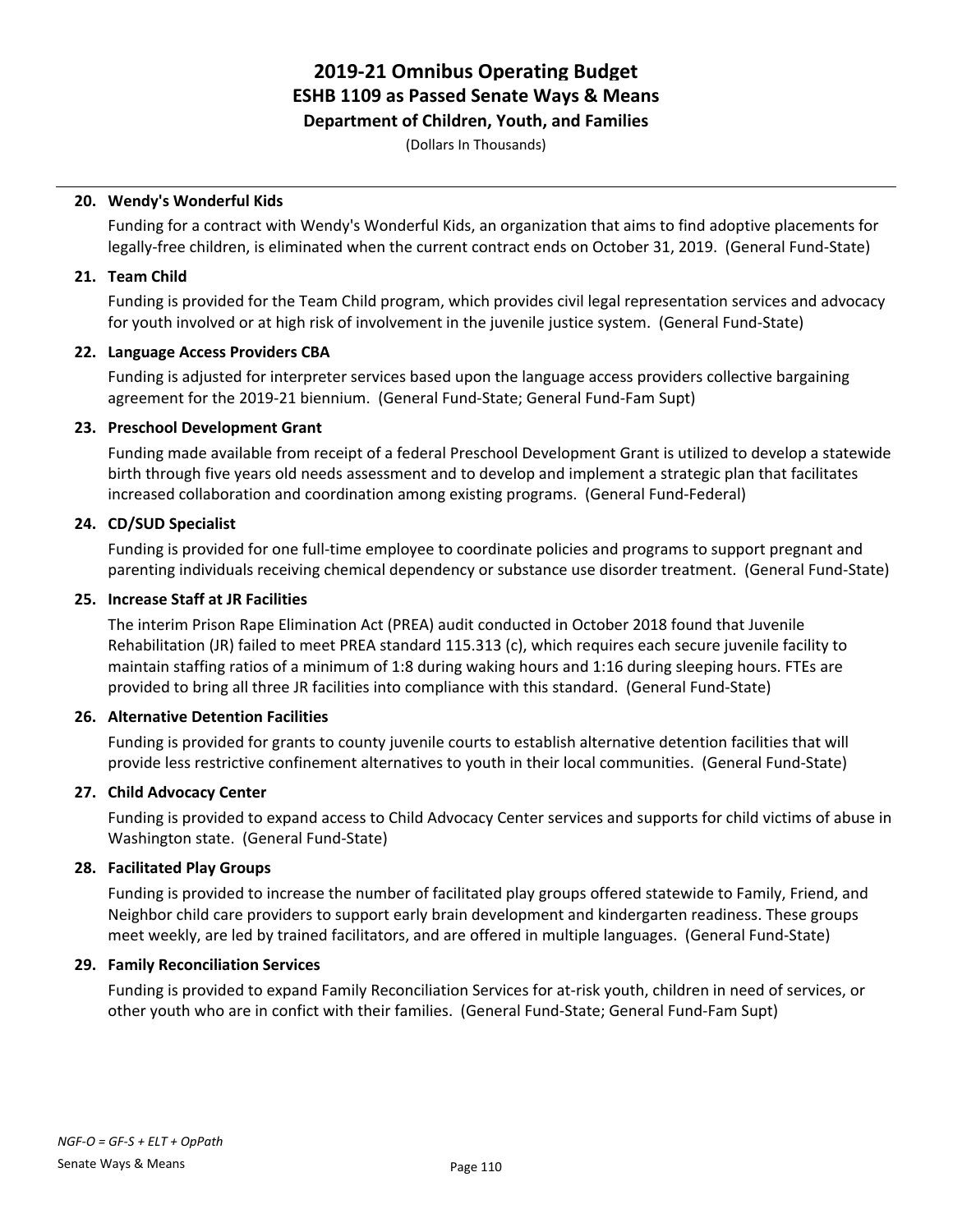# 2019-21 Omnibus Operating Budget
## ESHB 1109 as Passed Senate Ways & Means
### Department of Children, Youth, and Families

(Dollars In Thousands)

**20. Wendy's Wonderful Kids**

Funding for a contract with Wendy's Wonderful Kids, an organization that aims to find adoptive placements for legally-free children, is eliminated when the current contract ends on October 31, 2019. (General Fund-State)

**21. Team Child**

Funding is provided for the Team Child program, which provides civil legal representation services and advocacy for youth involved or at high risk of involvement in the juvenile justice system. (General Fund-State)

**22. Language Access Providers CBA**

Funding is adjusted for interpreter services based upon the language access providers collective bargaining agreement for the 2019-21 biennium. (General Fund-State; General Fund-Fam Supt)

**23. Preschool Development Grant**

Funding made available from receipt of a federal Preschool Development Grant is utilized to develop a statewide birth through five years old needs assessment and to develop and implement a strategic plan that facilitates increased collaboration and coordination among existing programs. (General Fund-Federal)

**24. CD/SUD Specialist**

Funding is provided for one full-time employee to coordinate policies and programs to support pregnant and parenting individuals receiving chemical dependency or substance use disorder treatment. (General Fund-State)

**25. Increase Staff at JR Facilities**

The interim Prison Rape Elimination Act (PREA) audit conducted in October 2018 found that Juvenile Rehabilitation (JR) failed to meet PREA standard 115.313 (c), which requires each secure juvenile facility to maintain staffing ratios of a minimum of 1:8 during waking hours and 1:16 during sleeping hours. FTEs are provided to bring all three JR facilities into compliance with this standard. (General Fund-State)

**26. Alternative Detention Facilities**

Funding is provided for grants to county juvenile courts to establish alternative detention facilities that will provide less restrictive confinement alternatives to youth in their local communities. (General Fund-State)

**27. Child Advocacy Center**

Funding is provided to expand access to Child Advocacy Center services and supports for child victims of abuse in Washington state. (General Fund-State)

**28. Facilitated Play Groups**

Funding is provided to increase the number of facilitated play groups offered statewide to Family, Friend, and Neighbor child care providers to support early brain development and kindergarten readiness. These groups meet weekly, are led by trained facilitators, and are offered in multiple languages. (General Fund-State)

**29. Family Reconciliation Services**

Funding is provided to expand Family Reconciliation Services for at-risk youth, children in need of services, or other youth who are in confict with their families. (General Fund-State; General Fund-Fam Supt)

*NGF-O = GF-S + ELT + OpPath*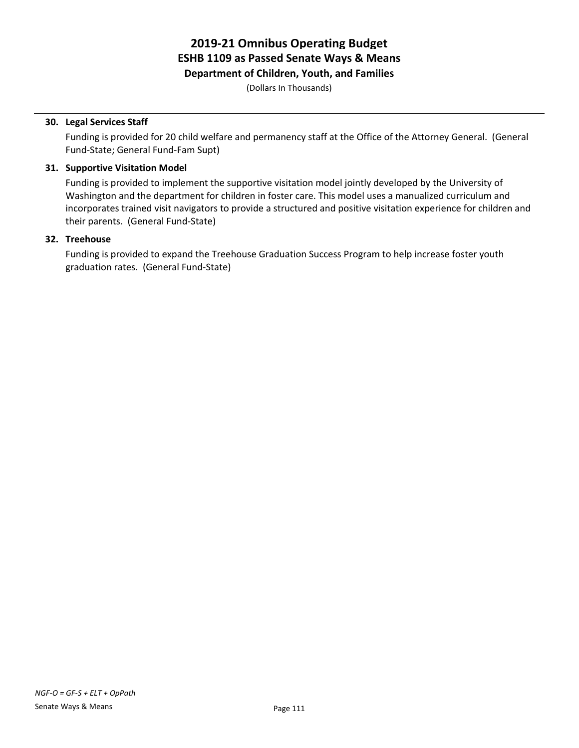**30. Legal Services Staff**

Funding is provided for 20 child welfare and permanency staff at the Office of the Attorney General. (General Fund-State; General Fund-Fam Supt)

**31. Supportive Visitation Model**

Funding is provided to implement the supportive visitation model jointly developed by the University of Washington and the department for children in foster care. This model uses a manualized curriculum and incorporates trained visit navigators to provide a structured and positive visitation experience for children and their parents. (General Fund-State)

**32. Treehouse**

Funding is provided to expand the Treehouse Graduation Success Program to help increase foster youth graduation rates. (General Fund-State)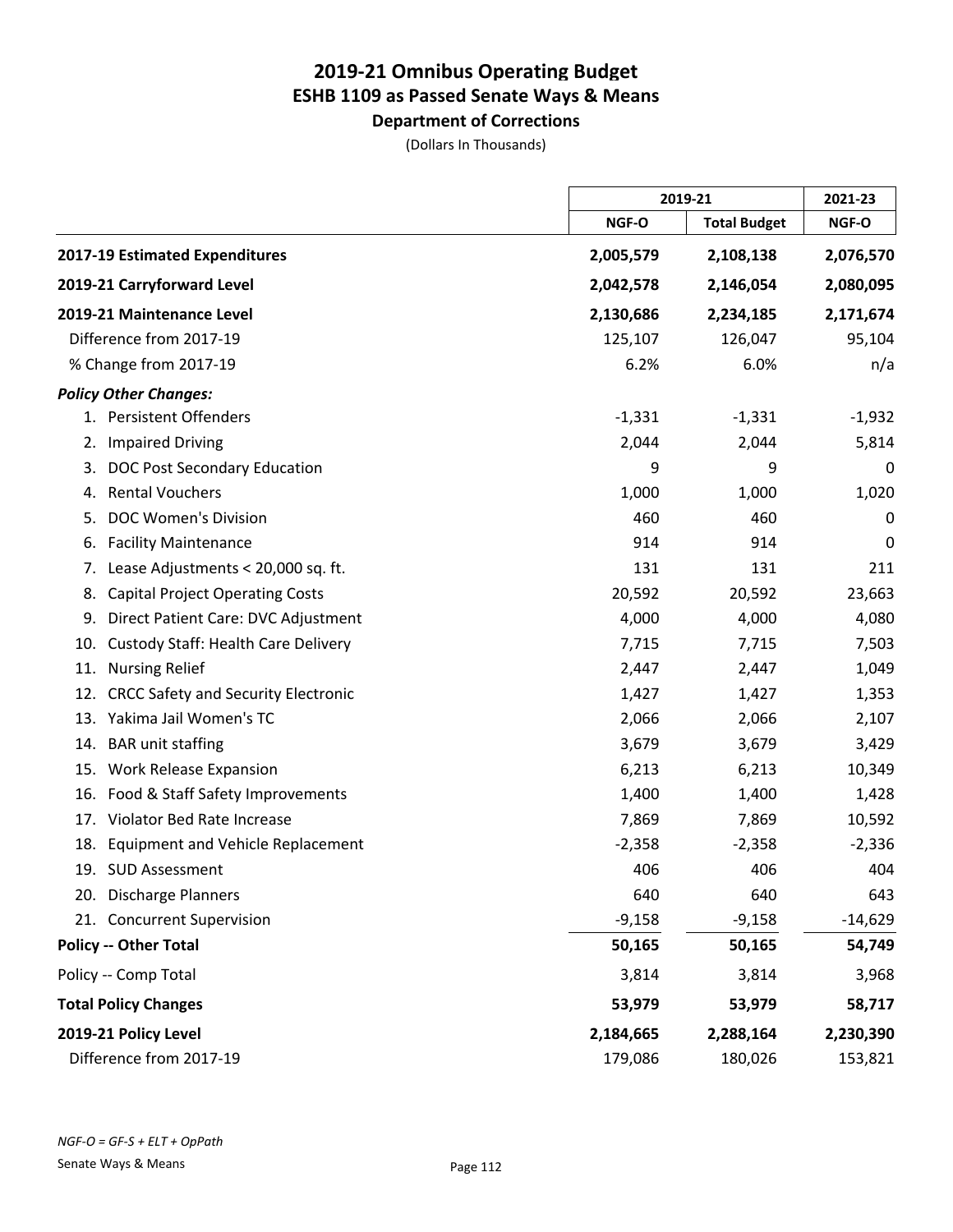# 2019-21 Omnibus Operating Budget
## ESHB 1109 as Passed Senate Ways & Means
### Department of Corrections

(Dollars In Thousands)

| | 2019-21 | | 2021-23 |
|---|---|---|---|
| | NGF-O | Total Budget | NGF-O |
| **2017-19 Estimated Expenditures** | **2,005,579** | **2,108,138** | **2,076,570** |
| **2019-21 Carryforward Level** | **2,042,578** | **2,146,054** | **2,080,095** |
| **2019-21 Maintenance Level** | **2,130,686** | **2,234,185** | **2,171,674** |
| Difference from 2017-19 | 125,107 | 126,047 | 95,104 |
| % Change from 2017-19 | 6.2% | 6.0% | n/a |
| ***Policy Other Changes:*** | | | |
| 1. Persistent Offenders | -1,331 | -1,331 | -1,932 |
| 2. Impaired Driving | 2,044 | 2,044 | 5,814 |
| 3. DOC Post Secondary Education | 9 | 9 | 0 |
| 4. Rental Vouchers | 1,000 | 1,000 | 1,020 |
| 5. DOC Women's Division | 460 | 460 | 0 |
| 6. Facility Maintenance | 914 | 914 | 0 |
| 7. Lease Adjustments < 20,000 sq. ft. | 131 | 131 | 211 |
| 8. Capital Project Operating Costs | 20,592 | 20,592 | 23,663 |
| 9. Direct Patient Care: DVC Adjustment | 4,000 | 4,000 | 4,080 |
| 10. Custody Staff: Health Care Delivery | 7,715 | 7,715 | 7,503 |
| 11. Nursing Relief | 2,447 | 2,447 | 1,049 |
| 12. CRCC Safety and Security Electronic | 1,427 | 1,427 | 1,353 |
| 13. Yakima Jail Women's TC | 2,066 | 2,066 | 2,107 |
| 14. BAR unit staffing | 3,679 | 3,679 | 3,429 |
| 15. Work Release Expansion | 6,213 | 6,213 | 10,349 |
| 16. Food & Staff Safety Improvements | 1,400 | 1,400 | 1,428 |
| 17. Violator Bed Rate Increase | 7,869 | 7,869 | 10,592 |
| 18. Equipment and Vehicle Replacement | -2,358 | -2,358 | -2,336 |
| 19. SUD Assessment | 406 | 406 | 404 |
| 20. Discharge Planners | 640 | 640 | 643 |
| 21. Concurrent Supervision | -9,158 | -9,158 | -14,629 |
| **Policy -- Other Total** | **50,165** | **50,165** | **54,749** |
| Policy -- Comp Total | 3,814 | 3,814 | 3,968 |
| **Total Policy Changes** | **53,979** | **53,979** | **58,717** |
| **2019-21 Policy Level** | **2,184,665** | **2,288,164** | **2,230,390** |
| Difference from 2017-19 | 179,086 | 180,026 | 153,821 |

*NGF-O = GF-S + ELT + OpPath*

Senate Ways & Means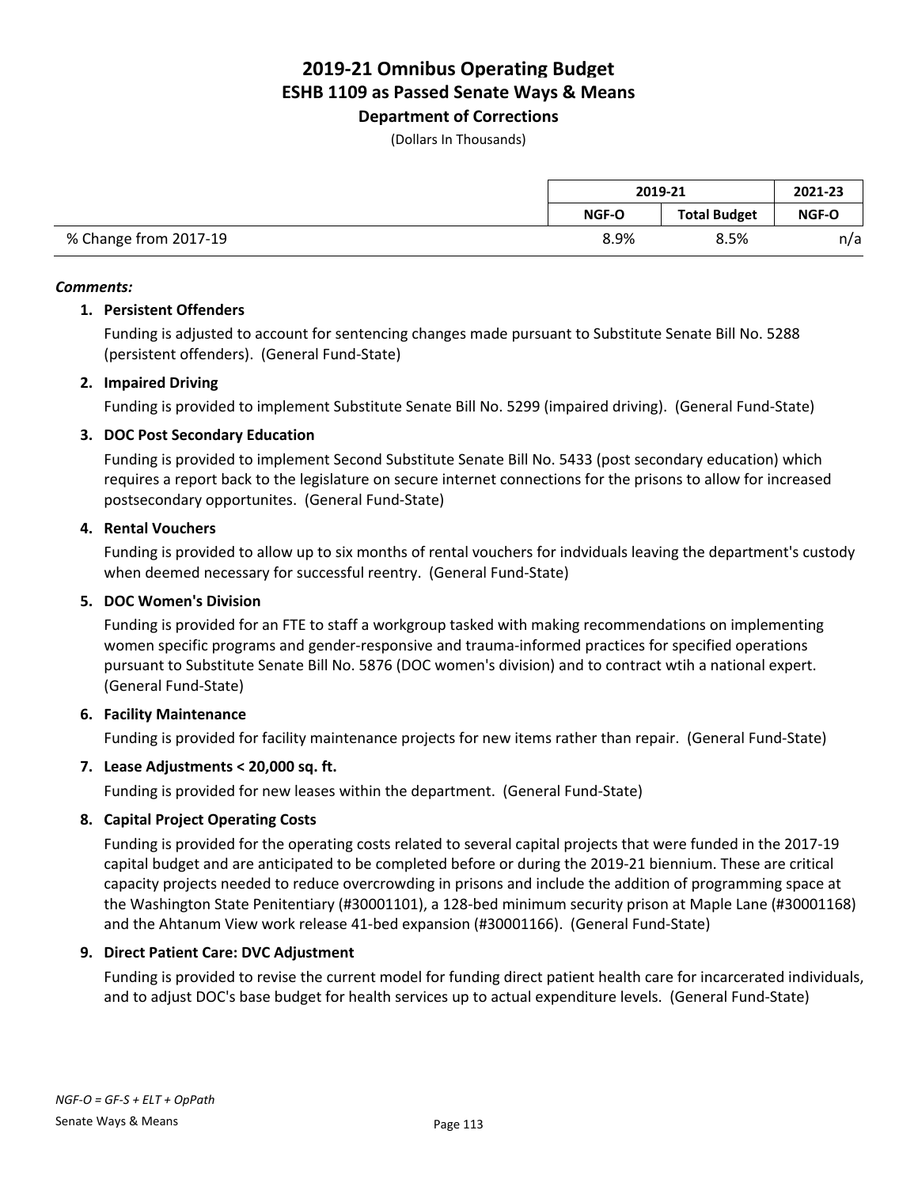# 2019-21 Omnibus Operating Budget
## ESHB 1109 as Passed Senate Ways & Means
### Department of Corrections

(Dollars In Thousands)

| | 2019-21 | | 2021-23 |
|---|---|---|---|
| | NGF-O | Total Budget | NGF-O |
| % Change from 2017-19 | 8.9% | 8.5% | n/a |

***Comments:***

1. **Persistent Offenders**

   Funding is adjusted to account for sentencing changes made pursuant to Substitute Senate Bill No. 5288 (persistent offenders). (General Fund-State)

2. **Impaired Driving**

   Funding is provided to implement Substitute Senate Bill No. 5299 (impaired driving). (General Fund-State)

3. **DOC Post Secondary Education**

   Funding is provided to implement Second Substitute Senate Bill No. 5433 (post secondary education) which requires a report back to the legislature on secure internet connections for the prisons to allow for increased postsecondary opportunites. (General Fund-State)

4. **Rental Vouchers**

   Funding is provided to allow up to six months of rental vouchers for indviduals leaving the department's custody when deemed necessary for successful reentry. (General Fund-State)

5. **DOC Women's Division**

   Funding is provided for an FTE to staff a workgroup tasked with making recommendations on implementing women specific programs and gender-responsive and trauma-informed practices for specified operations pursuant to Substitute Senate Bill No. 5876 (DOC women's division) and to contract wtih a national expert. (General Fund-State)

6. **Facility Maintenance**

   Funding is provided for facility maintenance projects for new items rather than repair. (General Fund-State)

7. **Lease Adjustments < 20,000 sq. ft.**

   Funding is provided for new leases within the department. (General Fund-State)

8. **Capital Project Operating Costs**

   Funding is provided for the operating costs related to several capital projects that were funded in the 2017-19 capital budget and are anticipated to be completed before or during the 2019-21 biennium. These are critical capacity projects needed to reduce overcrowding in prisons and include the addition of programming space at the Washington State Penitentiary (#30001101), a 128-bed minimum security prison at Maple Lane (#30001168) and the Ahtanum View work release 41-bed expansion (#30001166). (General Fund-State)

9. **Direct Patient Care: DVC Adjustment**

   Funding is provided to revise the current model for funding direct patient health care for incarcerated individuals, and to adjust DOC's base budget for health services up to actual expenditure levels. (General Fund-State)

*NGF-O = GF-S + ELT + OpPath*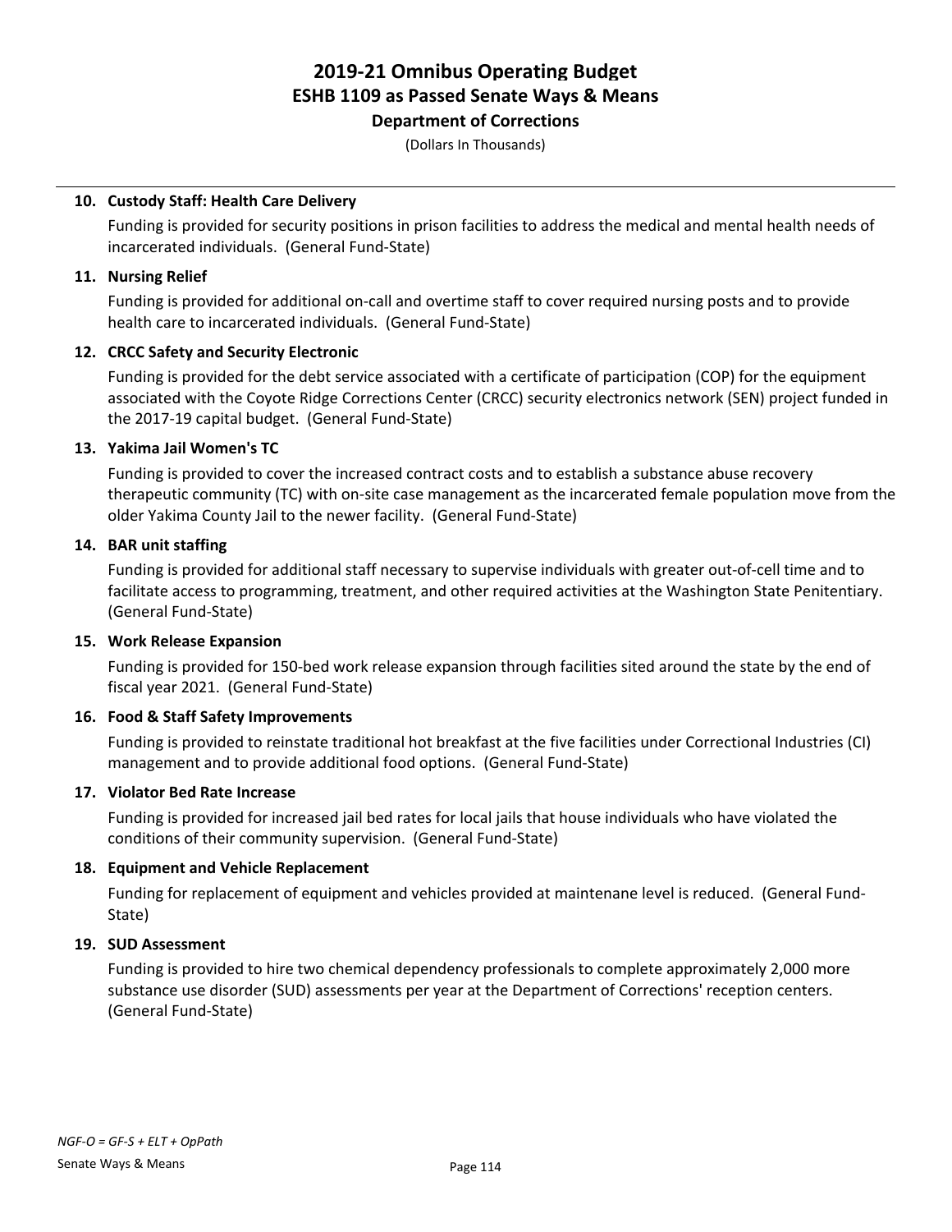# 2019-21 Omnibus Operating Budget
## ESHB 1109 as Passed Senate Ways & Means
### Department of Corrections

(Dollars In Thousands)

---

**10. Custody Staff: Health Care Delivery**

Funding is provided for security positions in prison facilities to address the medical and mental health needs of incarcerated individuals. (General Fund-State)

**11. Nursing Relief**

Funding is provided for additional on-call and overtime staff to cover required nursing posts and to provide health care to incarcerated individuals. (General Fund-State)

**12. CRCC Safety and Security Electronic**

Funding is provided for the debt service associated with a certificate of participation (COP) for the equipment associated with the Coyote Ridge Corrections Center (CRCC) security electronics network (SEN) project funded in the 2017-19 capital budget. (General Fund-State)

**13. Yakima Jail Women's TC**

Funding is provided to cover the increased contract costs and to establish a substance abuse recovery therapeutic community (TC) with on-site case management as the incarcerated female population move from the older Yakima County Jail to the newer facility. (General Fund-State)

**14. BAR unit staffing**

Funding is provided for additional staff necessary to supervise individuals with greater out-of-cell time and to facilitate access to programming, treatment, and other required activities at the Washington State Penitentiary. (General Fund-State)

**15. Work Release Expansion**

Funding is provided for 150-bed work release expansion through facilities sited around the state by the end of fiscal year 2021. (General Fund-State)

**16. Food & Staff Safety Improvements**

Funding is provided to reinstate traditional hot breakfast at the five facilities under Correctional Industries (CI) management and to provide additional food options. (General Fund-State)

**17. Violator Bed Rate Increase**

Funding is provided for increased jail bed rates for local jails that house individuals who have violated the conditions of their community supervision. (General Fund-State)

**18. Equipment and Vehicle Replacement**

Funding for replacement of equipment and vehicles provided at maintenane level is reduced. (General Fund-State)

**19. SUD Assessment**

Funding is provided to hire two chemical dependency professionals to complete approximately 2,000 more substance use disorder (SUD) assessments per year at the Department of Corrections' reception centers. (General Fund-State)

*NGF-O = GF-S + ELT + OpPath*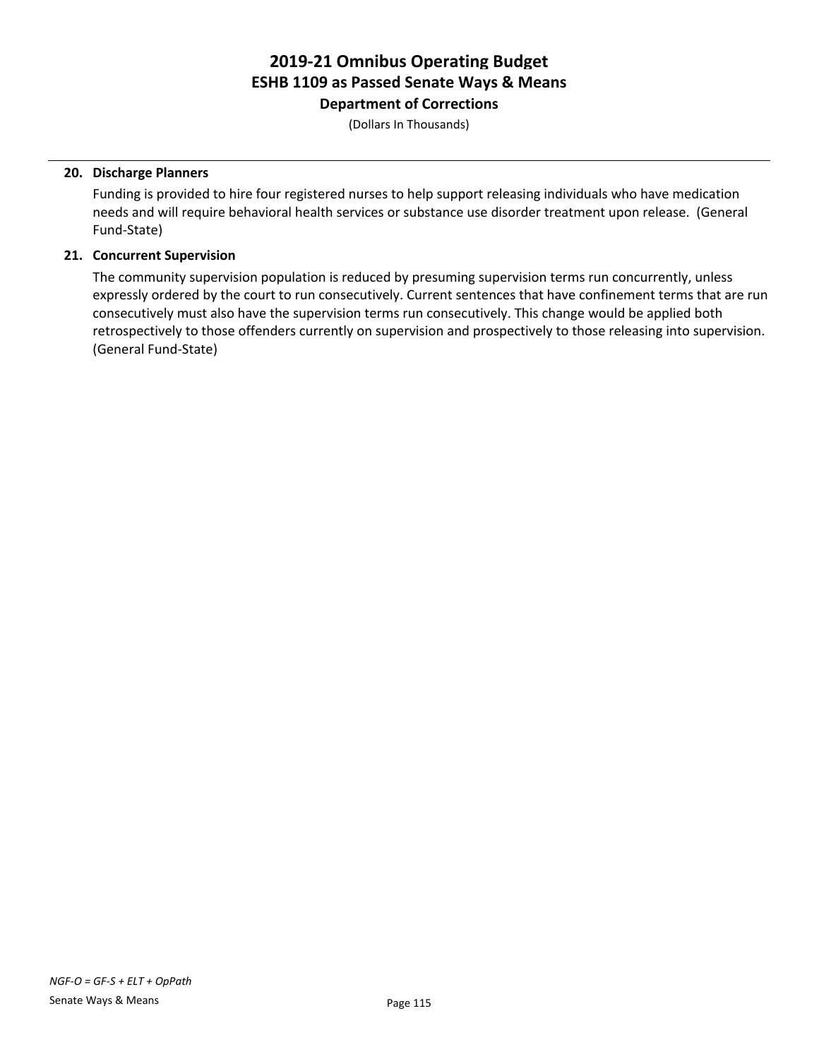**20. Discharge Planners**

Funding is provided to hire four registered nurses to help support releasing individuals who have medication needs and will require behavioral health services or substance use disorder treatment upon release. (General Fund-State)

**21. Concurrent Supervision**

The community supervision population is reduced by presuming supervision terms run concurrently, unless expressly ordered by the court to run consecutively. Current sentences that have confinement terms that are run consecutively must also have the supervision terms run consecutively. This change would be applied both retrospectively to those offenders currently on supervision and prospectively to those releasing into supervision. (General Fund-State)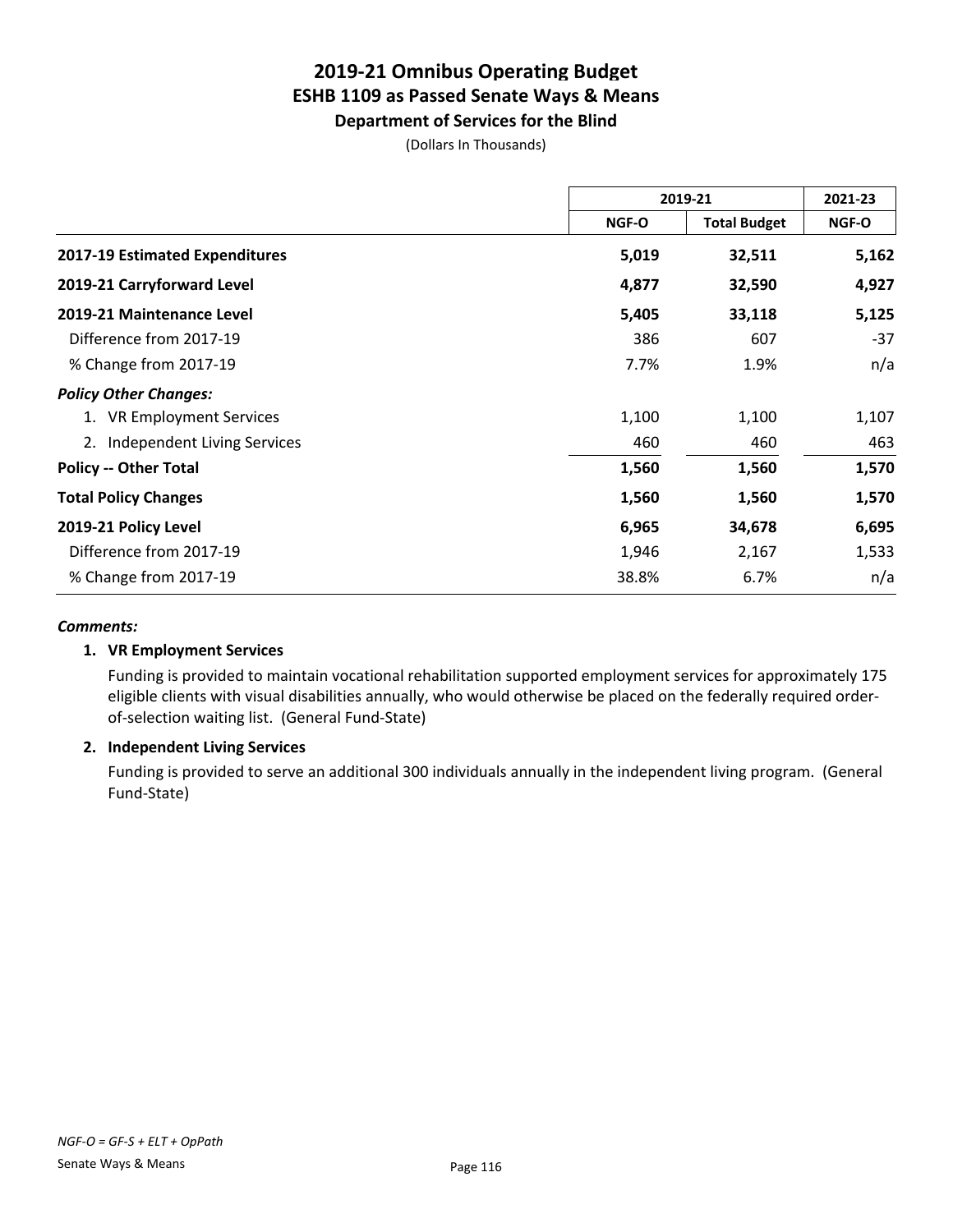# 2019-21 Omnibus Operating Budget
## ESHB 1109 as Passed Senate Ways & Means
### Department of Services for the Blind

(Dollars In Thousands)

| | 2019-21 | | 2021-23 |
|---|---|---|---|
| | NGF-O | Total Budget | NGF-O |
| **2017-19 Estimated Expenditures** | **5,019** | **32,511** | **5,162** |
| **2019-21 Carryforward Level** | **4,877** | **32,590** | **4,927** |
| **2019-21 Maintenance Level** | **5,405** | **33,118** | **5,125** |
| Difference from 2017-19 | 386 | 607 | -37 |
| % Change from 2017-19 | 7.7% | 1.9% | n/a |
| ***Policy Other Changes:*** | | | |
| 1. VR Employment Services | 1,100 | 1,100 | 1,107 |
| 2. Independent Living Services | 460 | 460 | 463 |
| **Policy -- Other Total** | **1,560** | **1,560** | **1,570** |
| **Total Policy Changes** | **1,560** | **1,560** | **1,570** |
| **2019-21 Policy Level** | **6,965** | **34,678** | **6,695** |
| Difference from 2017-19 | 1,946 | 2,167 | 1,533 |
| % Change from 2017-19 | 38.8% | 6.7% | n/a |

***Comments:***

**1. VR Employment Services**

Funding is provided to maintain vocational rehabilitation supported employment services for approximately 175 eligible clients with visual disabilities annually, who would otherwise be placed on the federally required order-of-selection waiting list. (General Fund-State)

**2. Independent Living Services**

Funding is provided to serve an additional 300 individuals annually in the independent living program. (General Fund-State)

*NGF-O = GF-S + ELT + OpPath*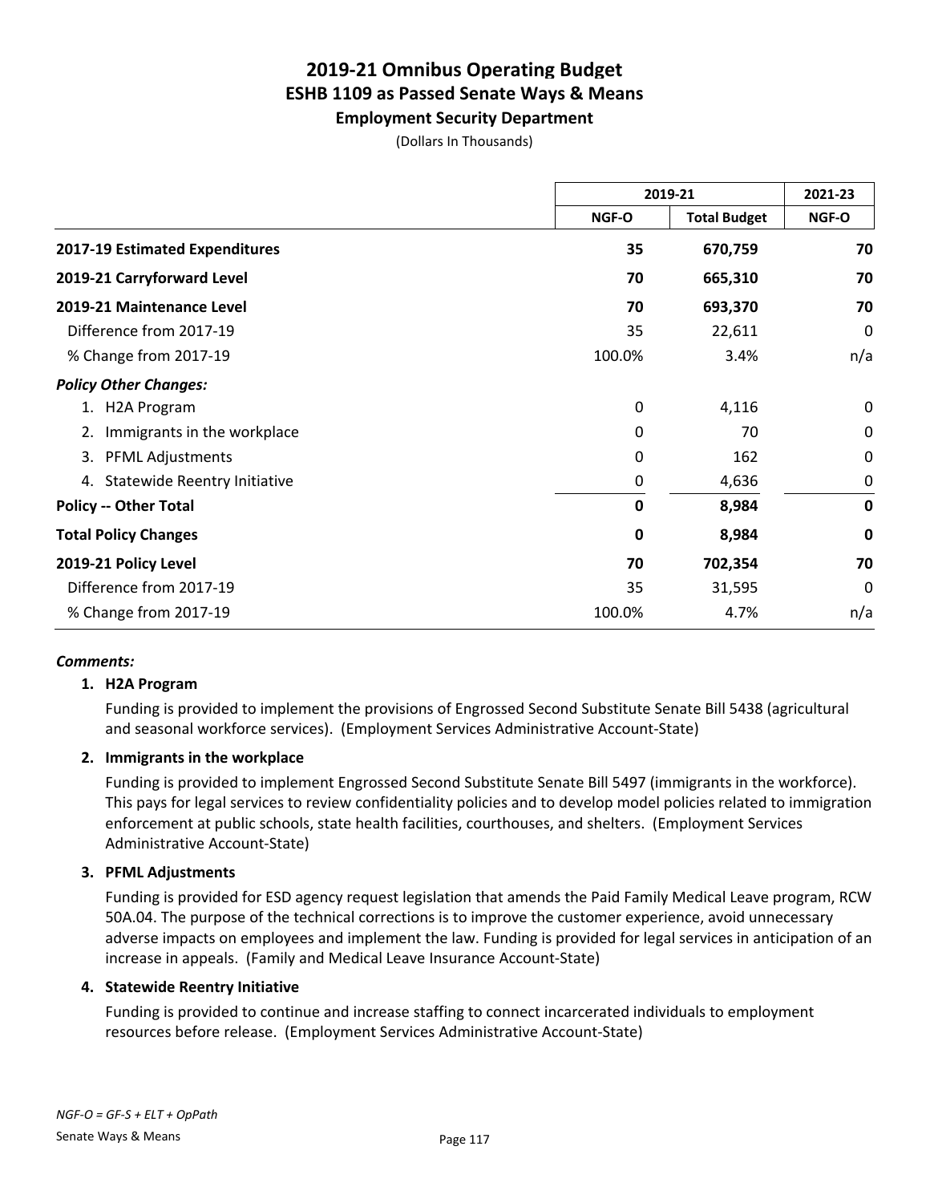# 2019-21 Omnibus Operating Budget
## ESHB 1109 as Passed Senate Ways & Means
### Employment Security Department

(Dollars In Thousands)

| | 2019-21 | | 2021-23 |
|---|---|---|---|
| | NGF-O | Total Budget | NGF-O |
| **2017-19 Estimated Expenditures** | **35** | **670,759** | **70** |
| **2019-21 Carryforward Level** | **70** | **665,310** | **70** |
| **2019-21 Maintenance Level** | **70** | **693,370** | **70** |
| Difference from 2017-19 | 35 | 22,611 | 0 |
| % Change from 2017-19 | 100.0% | 3.4% | n/a |
| ***Policy Other Changes:*** | | | |
| 1. H2A Program | 0 | 4,116 | 0 |
| 2. Immigrants in the workplace | 0 | 70 | 0 |
| 3. PFML Adjustments | 0 | 162 | 0 |
| 4. Statewide Reentry Initiative | 0 | 4,636 | 0 |
| **Policy -- Other Total** | **0** | **8,984** | **0** |
| **Total Policy Changes** | **0** | **8,984** | **0** |
| **2019-21 Policy Level** | **70** | **702,354** | **70** |
| Difference from 2017-19 | 35 | 31,595 | 0 |
| % Change from 2017-19 | 100.0% | 4.7% | n/a |

***Comments:***

**1. H2A Program**

Funding is provided to implement the provisions of Engrossed Second Substitute Senate Bill 5438 (agricultural and seasonal workforce services). (Employment Services Administrative Account-State)

**2. Immigrants in the workplace**

Funding is provided to implement Engrossed Second Substitute Senate Bill 5497 (immigrants in the workforce). This pays for legal services to review confidentiality policies and to develop model policies related to immigration enforcement at public schools, state health facilities, courthouses, and shelters. (Employment Services Administrative Account-State)

**3. PFML Adjustments**

Funding is provided for ESD agency request legislation that amends the Paid Family Medical Leave program, RCW 50A.04. The purpose of the technical corrections is to improve the customer experience, avoid unnecessary adverse impacts on employees and implement the law. Funding is provided for legal services in anticipation of an increase in appeals. (Family and Medical Leave Insurance Account-State)

**4. Statewide Reentry Initiative**

Funding is provided to continue and increase staffing to connect incarcerated individuals to employment resources before release. (Employment Services Administrative Account-State)

*NGF-O = GF-S + ELT + OpPath*

Senate Ways & Means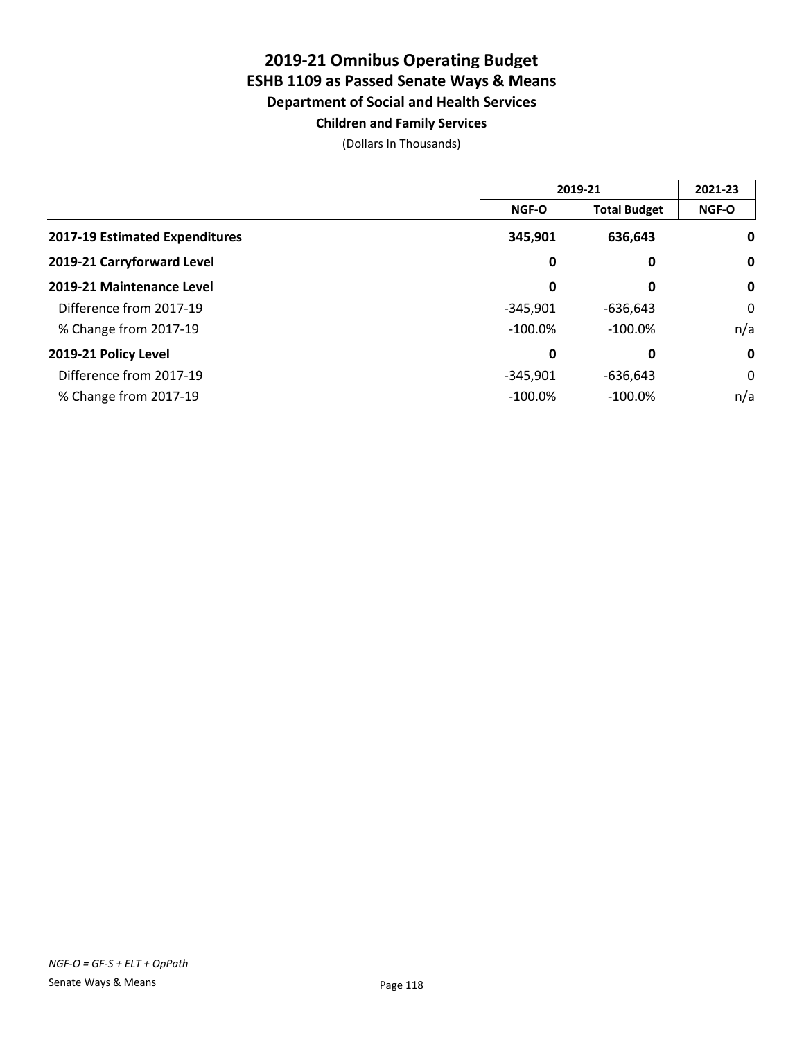# 2019-21 Omnibus Operating Budget
## ESHB 1109 as Passed Senate Ways & Means
### Department of Social and Health Services
#### Children and Family Services

(Dollars In Thousands)

| | 2019-21 | | 2021-23 |
|---|---|---|---|
| | NGF-O | Total Budget | NGF-O |
| **2017-19 Estimated Expenditures** | **345,901** | **636,643** | **0** |
| **2019-21 Carryforward Level** | **0** | **0** | **0** |
| **2019-21 Maintenance Level** | **0** | **0** | **0** |
| Difference from 2017-19 | -345,901 | -636,643 | 0 |
| % Change from 2017-19 | -100.0% | -100.0% | n/a |
| **2019-21 Policy Level** | **0** | **0** | **0** |
| Difference from 2017-19 | -345,901 | -636,643 | 0 |
| % Change from 2017-19 | -100.0% | -100.0% | n/a |

*NGF-O = GF-S + ELT + OpPath*

Senate Ways & Means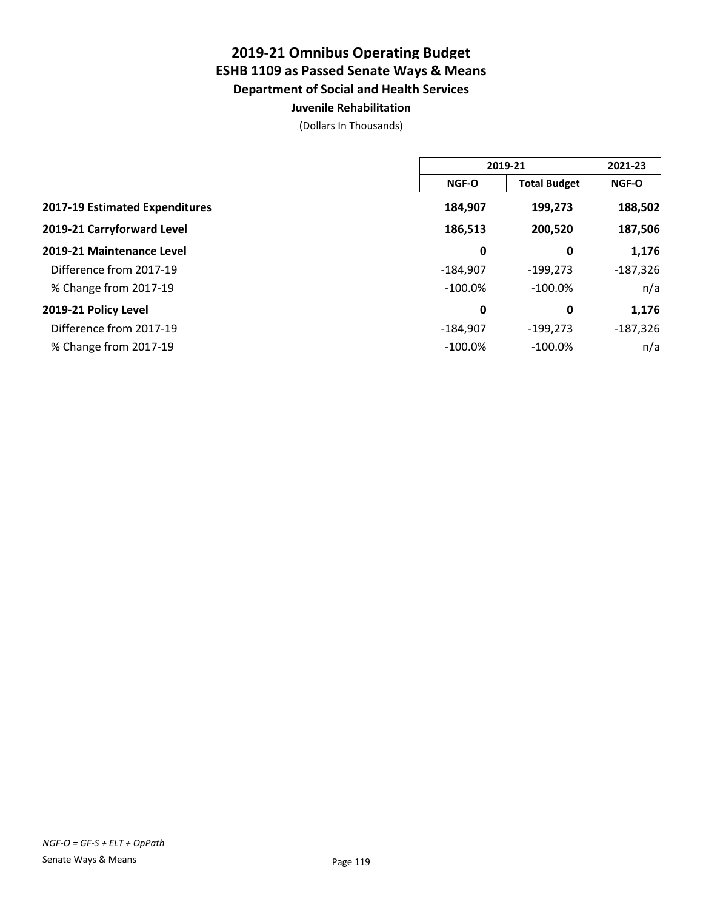# 2019-21 Omnibus Operating Budget
## ESHB 1109 as Passed Senate Ways & Means
### Department of Social and Health Services
#### Juvenile Rehabilitation

(Dollars In Thousands)

| | 2019-21 | | 2021-23 |
|---|---|---|---|
| | **NGF-O** | **Total Budget** | **NGF-O** |
| **2017-19 Estimated Expenditures** | **184,907** | **199,273** | **188,502** |
| **2019-21 Carryforward Level** | **186,513** | **200,520** | **187,506** |
| **2019-21 Maintenance Level** | **0** | **0** | **1,176** |
| Difference from 2017-19 | -184,907 | -199,273 | -187,326 |
| % Change from 2017-19 | -100.0% | -100.0% | n/a |
| **2019-21 Policy Level** | **0** | **0** | **1,176** |
| Difference from 2017-19 | -184,907 | -199,273 | -187,326 |
| % Change from 2017-19 | -100.0% | -100.0% | n/a |

*NGF-O = GF-S + ELT + OpPath*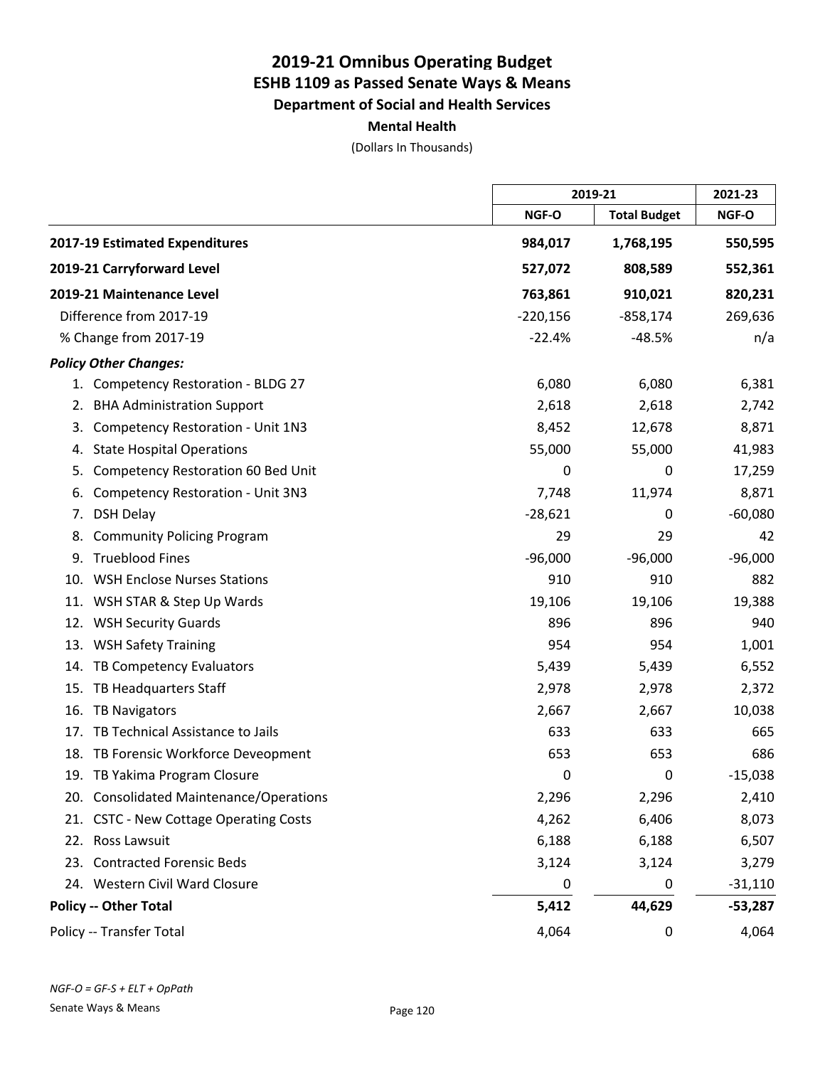# 2019-21 Omnibus Operating Budget
## ESHB 1109 as Passed Senate Ways & Means
### Department of Social and Health Services
#### Mental Health

(Dollars In Thousands)

| | 2019-21 | | 2021-23 |
|---|---|---|---|
| | NGF-O | Total Budget | NGF-O |
| **2017-19 Estimated Expenditures** | **984,017** | **1,768,195** | **550,595** |
| **2019-21 Carryforward Level** | **527,072** | **808,589** | **552,361** |
| **2019-21 Maintenance Level** | **763,861** | **910,021** | **820,231** |
| Difference from 2017-19 | -220,156 | -858,174 | 269,636 |
| % Change from 2017-19 | -22.4% | -48.5% | n/a |
| ***Policy Other Changes:*** | | | |
| 1. Competency Restoration - BLDG 27 | 6,080 | 6,080 | 6,381 |
| 2. BHA Administration Support | 2,618 | 2,618 | 2,742 |
| 3. Competency Restoration - Unit 1N3 | 8,452 | 12,678 | 8,871 |
| 4. State Hospital Operations | 55,000 | 55,000 | 41,983 |
| 5. Competency Restoration 60 Bed Unit | 0 | 0 | 17,259 |
| 6. Competency Restoration - Unit 3N3 | 7,748 | 11,974 | 8,871 |
| 7. DSH Delay | -28,621 | 0 | -60,080 |
| 8. Community Policing Program | 29 | 29 | 42 |
| 9. Trueblood Fines | -96,000 | -96,000 | -96,000 |
| 10. WSH Enclose Nurses Stations | 910 | 910 | 882 |
| 11. WSH STAR & Step Up Wards | 19,106 | 19,106 | 19,388 |
| 12. WSH Security Guards | 896 | 896 | 940 |
| 13. WSH Safety Training | 954 | 954 | 1,001 |
| 14. TB Competency Evaluators | 5,439 | 5,439 | 6,552 |
| 15. TB Headquarters Staff | 2,978 | 2,978 | 2,372 |
| 16. TB Navigators | 2,667 | 2,667 | 10,038 |
| 17. TB Technical Assistance to Jails | 633 | 633 | 665 |
| 18. TB Forensic Workforce Deveopment | 653 | 653 | 686 |
| 19. TB Yakima Program Closure | 0 | 0 | -15,038 |
| 20. Consolidated Maintenance/Operations | 2,296 | 2,296 | 2,410 |
| 21. CSTC - New Cottage Operating Costs | 4,262 | 6,406 | 8,073 |
| 22. Ross Lawsuit | 6,188 | 6,188 | 6,507 |
| 23. Contracted Forensic Beds | 3,124 | 3,124 | 3,279 |
| 24. Western Civil Ward Closure | 0 | 0 | -31,110 |
| **Policy -- Other Total** | **5,412** | **44,629** | **-53,287** |
| Policy -- Transfer Total | 4,064 | 0 | 4,064 |

*NGF-O = GF-S + ELT + OpPath*

Senate Ways & Means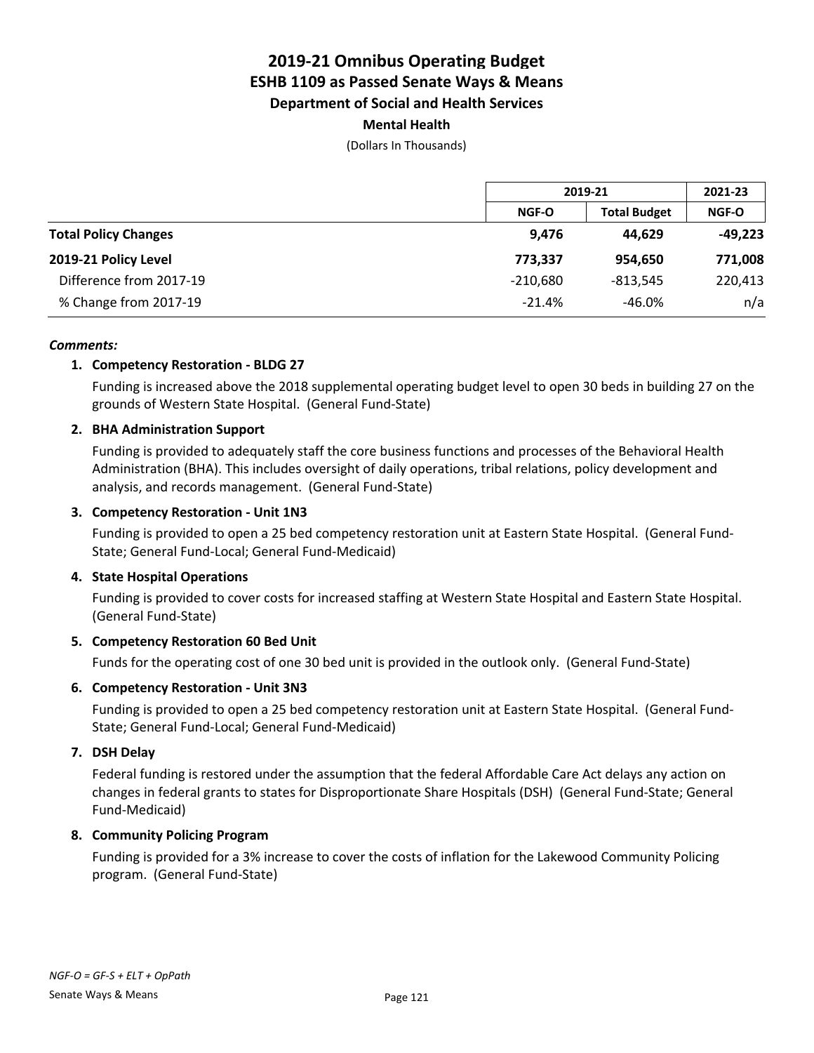# 2019-21 Omnibus Operating Budget
## ESHB 1109 as Passed Senate Ways & Means
### Department of Social and Health Services
**Mental Health**

(Dollars In Thousands)

| | 2019-21 | | 2021-23 |
|---|---|---|---|
| | **NGF-O** | **Total Budget** | **NGF-O** |
| **Total Policy Changes** | **9,476** | **44,629** | **-49,223** |
| **2019-21 Policy Level** | **773,337** | **954,650** | **771,008** |
| Difference from 2017-19 | -210,680 | -813,545 | 220,413 |
| % Change from 2017-19 | -21.4% | -46.0% | n/a |

***Comments:***

1. **Competency Restoration - BLDG 27**

   Funding is increased above the 2018 supplemental operating budget level to open 30 beds in building 27 on the grounds of Western State Hospital. (General Fund-State)

2. **BHA Administration Support**

   Funding is provided to adequately staff the core business functions and processes of the Behavioral Health Administration (BHA). This includes oversight of daily operations, tribal relations, policy development and analysis, and records management. (General Fund-State)

3. **Competency Restoration - Unit 1N3**

   Funding is provided to open a 25 bed competency restoration unit at Eastern State Hospital. (General Fund-State; General Fund-Local; General Fund-Medicaid)

4. **State Hospital Operations**

   Funding is provided to cover costs for increased staffing at Western State Hospital and Eastern State Hospital. (General Fund-State)

5. **Competency Restoration 60 Bed Unit**

   Funds for the operating cost of one 30 bed unit is provided in the outlook only. (General Fund-State)

6. **Competency Restoration - Unit 3N3**

   Funding is provided to open a 25 bed competency restoration unit at Eastern State Hospital. (General Fund-State; General Fund-Local; General Fund-Medicaid)

7. **DSH Delay**

   Federal funding is restored under the assumption that the federal Affordable Care Act delays any action on changes in federal grants to states for Disproportionate Share Hospitals (DSH) (General Fund-State; General Fund-Medicaid)

8. **Community Policing Program**

   Funding is provided for a 3% increase to cover the costs of inflation for the Lakewood Community Policing program. (General Fund-State)

*NGF-O = GF-S + ELT + OpPath*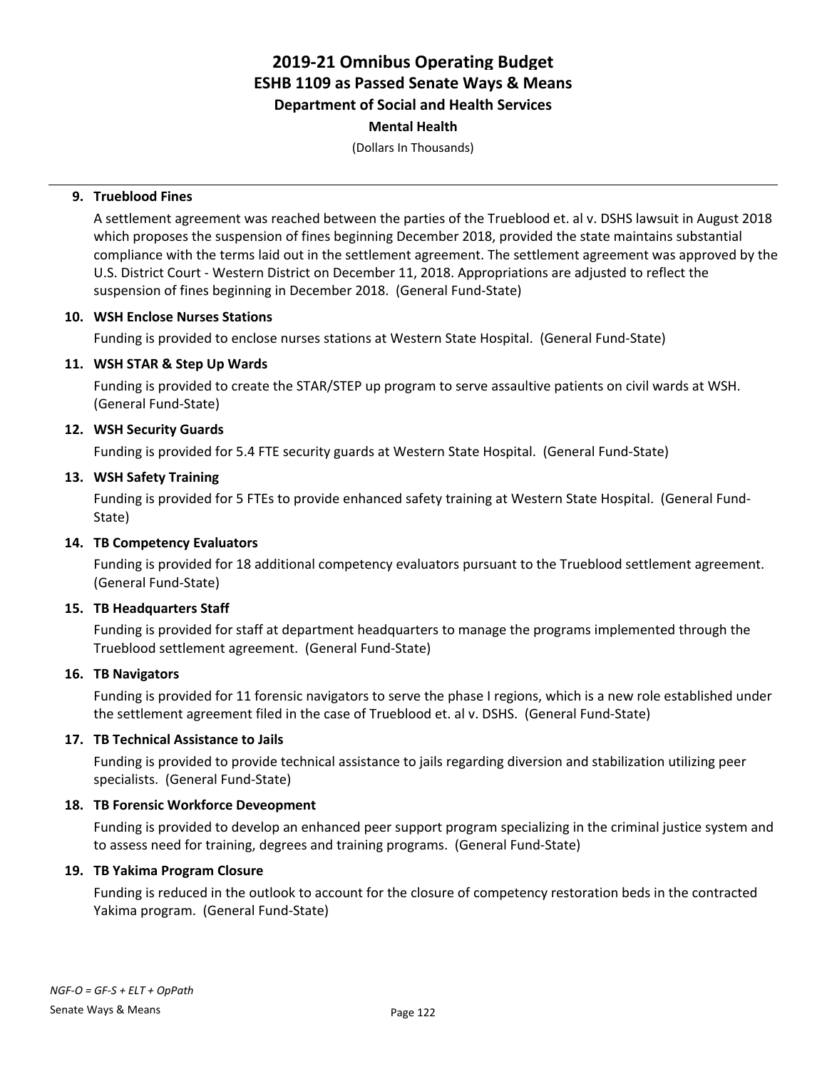# 2019-21 Omnibus Operating Budget
## ESHB 1109 as Passed Senate Ways & Means
### Department of Social and Health Services
#### Mental Health

(Dollars In Thousands)

**9. Trueblood Fines**

A settlement agreement was reached between the parties of the Trueblood et. al v. DSHS lawsuit in August 2018 which proposes the suspension of fines beginning December 2018, provided the state maintains substantial compliance with the terms laid out in the settlement agreement. The settlement agreement was approved by the U.S. District Court - Western District on December 11, 2018. Appropriations are adjusted to reflect the suspension of fines beginning in December 2018. (General Fund-State)

**10. WSH Enclose Nurses Stations**

Funding is provided to enclose nurses stations at Western State Hospital. (General Fund-State)

**11. WSH STAR & Step Up Wards**

Funding is provided to create the STAR/STEP up program to serve assaultive patients on civil wards at WSH. (General Fund-State)

**12. WSH Security Guards**

Funding is provided for 5.4 FTE security guards at Western State Hospital. (General Fund-State)

**13. WSH Safety Training**

Funding is provided for 5 FTEs to provide enhanced safety training at Western State Hospital. (General Fund-State)

**14. TB Competency Evaluators**

Funding is provided for 18 additional competency evaluators pursuant to the Trueblood settlement agreement. (General Fund-State)

**15. TB Headquarters Staff**

Funding is provided for staff at department headquarters to manage the programs implemented through the Trueblood settlement agreement. (General Fund-State)

**16. TB Navigators**

Funding is provided for 11 forensic navigators to serve the phase I regions, which is a new role established under the settlement agreement filed in the case of Trueblood et. al v. DSHS. (General Fund-State)

**17. TB Technical Assistance to Jails**

Funding is provided to provide technical assistance to jails regarding diversion and stabilization utilizing peer specialists. (General Fund-State)

**18. TB Forensic Workforce Deveopment**

Funding is provided to develop an enhanced peer support program specializing in the criminal justice system and to assess need for training, degrees and training programs. (General Fund-State)

**19. TB Yakima Program Closure**

Funding is reduced in the outlook to account for the closure of competency restoration beds in the contracted Yakima program. (General Fund-State)

*NGF-O = GF-S + ELT + OpPath*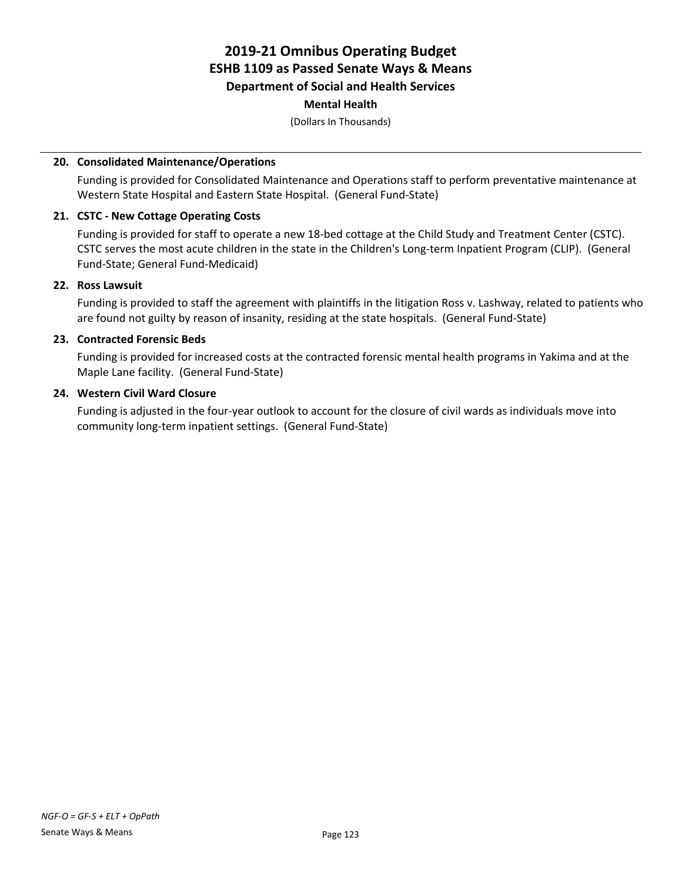# 2019-21 Omnibus Operating Budget
## ESHB 1109 as Passed Senate Ways & Means
### Department of Social and Health Services
#### Mental Health

(Dollars In Thousands)

**20. Consolidated Maintenance/Operations**

Funding is provided for Consolidated Maintenance and Operations staff to perform preventative maintenance at Western State Hospital and Eastern State Hospital. (General Fund-State)

**21. CSTC - New Cottage Operating Costs**

Funding is provided for staff to operate a new 18-bed cottage at the Child Study and Treatment Center (CSTC). CSTC serves the most acute children in the state in the Children's Long-term Inpatient Program (CLIP). (General Fund-State; General Fund-Medicaid)

**22. Ross Lawsuit**

Funding is provided to staff the agreement with plaintiffs in the litigation Ross v. Lashway, related to patients who are found not guilty by reason of insanity, residing at the state hospitals. (General Fund-State)

**23. Contracted Forensic Beds**

Funding is provided for increased costs at the contracted forensic mental health programs in Yakima and at the Maple Lane facility. (General Fund-State)

**24. Western Civil Ward Closure**

Funding is adjusted in the four-year outlook to account for the closure of civil wards as individuals move into community long-term inpatient settings. (General Fund-State)

*NGF-O = GF-S + ELT + OpPath*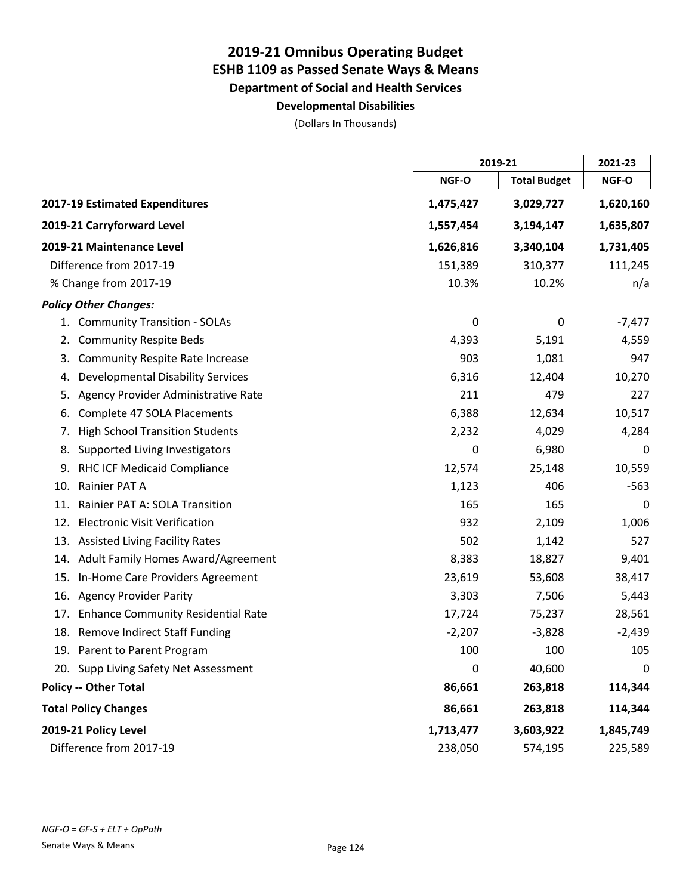# 2019-21 Omnibus Operating Budget
## ESHB 1109 as Passed Senate Ways & Means
### Department of Social and Health Services
#### Developmental Disabilities

(Dollars In Thousands)

| | 2019-21 | | 2021-23 |
|---|---|---|---|
| | NGF-O | Total Budget | NGF-O |
| **2017-19 Estimated Expenditures** | **1,475,427** | **3,029,727** | **1,620,160** |
| **2019-21 Carryforward Level** | **1,557,454** | **3,194,147** | **1,635,807** |
| **2019-21 Maintenance Level** | **1,626,816** | **3,340,104** | **1,731,405** |
| Difference from 2017-19 | 151,389 | 310,377 | 111,245 |
| % Change from 2017-19 | 10.3% | 10.2% | n/a |
| ***Policy Other Changes:*** | | | |
| 1. Community Transition - SOLAs | 0 | 0 | -7,477 |
| 2. Community Respite Beds | 4,393 | 5,191 | 4,559 |
| 3. Community Respite Rate Increase | 903 | 1,081 | 947 |
| 4. Developmental Disability Services | 6,316 | 12,404 | 10,270 |
| 5. Agency Provider Administrative Rate | 211 | 479 | 227 |
| 6. Complete 47 SOLA Placements | 6,388 | 12,634 | 10,517 |
| 7. High School Transition Students | 2,232 | 4,029 | 4,284 |
| 8. Supported Living Investigators | 0 | 6,980 | 0 |
| 9. RHC ICF Medicaid Compliance | 12,574 | 25,148 | 10,559 |
| 10. Rainier PAT A | 1,123 | 406 | -563 |
| 11. Rainier PAT A: SOLA Transition | 165 | 165 | 0 |
| 12. Electronic Visit Verification | 932 | 2,109 | 1,006 |
| 13. Assisted Living Facility Rates | 502 | 1,142 | 527 |
| 14. Adult Family Homes Award/Agreement | 8,383 | 18,827 | 9,401 |
| 15. In-Home Care Providers Agreement | 23,619 | 53,608 | 38,417 |
| 16. Agency Provider Parity | 3,303 | 7,506 | 5,443 |
| 17. Enhance Community Residential Rate | 17,724 | 75,237 | 28,561 |
| 18. Remove Indirect Staff Funding | -2,207 | -3,828 | -2,439 |
| 19. Parent to Parent Program | 100 | 100 | 105 |
| 20. Supp Living Safety Net Assessment | 0 | 40,600 | 0 |
| **Policy -- Other Total** | **86,661** | **263,818** | **114,344** |
| **Total Policy Changes** | **86,661** | **263,818** | **114,344** |
| **2019-21 Policy Level** | **1,713,477** | **3,603,922** | **1,845,749** |
| Difference from 2017-19 | 238,050 | 574,195 | 225,589 |

*NGF-O = GF-S + ELT + OpPath*

Senate Ways & Means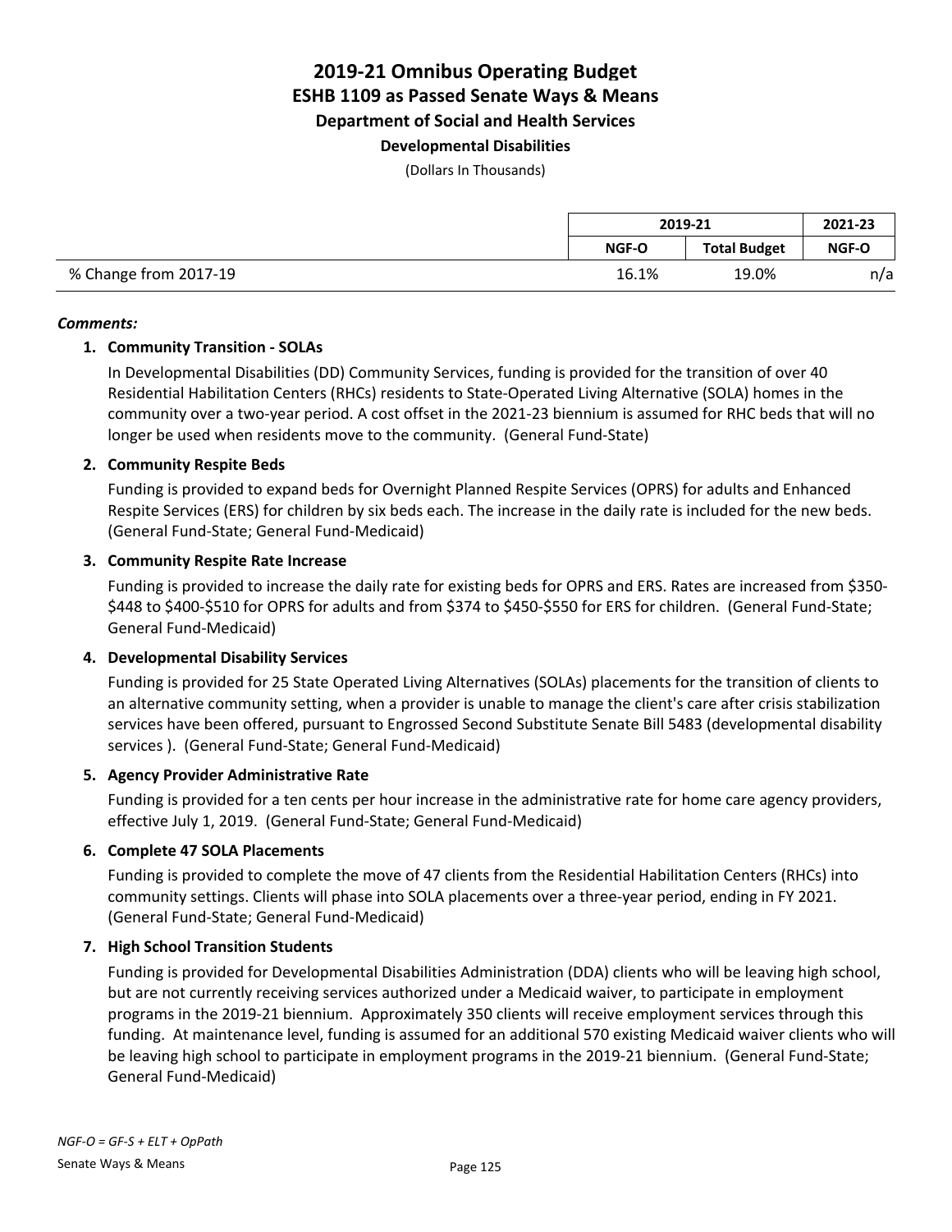# 2019-21 Omnibus Operating Budget
## ESHB 1109 as Passed Senate Ways & Means
### Department of Social and Health Services
#### Developmental Disabilities

(Dollars In Thousands)

| | 2019-21 | | 2021-23 |
|---|---|---|---|
| | NGF-O | Total Budget | NGF-O |
| % Change from 2017-19 | 16.1% | 19.0% | n/a |

***Comments:***

1. **Community Transition - SOLAs**

   In Developmental Disabilities (DD) Community Services, funding is provided for the transition of over 40 Residential Habilitation Centers (RHCs) residents to State-Operated Living Alternative (SOLA) homes in the community over a two-year period. A cost offset in the 2021-23 biennium is assumed for RHC beds that will no longer be used when residents move to the community. (General Fund-State)

2. **Community Respite Beds**

   Funding is provided to expand beds for Overnight Planned Respite Services (OPRS) for adults and Enhanced Respite Services (ERS) for children by six beds each. The increase in the daily rate is included for the new beds. (General Fund-State; General Fund-Medicaid)

3. **Community Respite Rate Increase**

   Funding is provided to increase the daily rate for existing beds for OPRS and ERS. Rates are increased from $350-$448 to $400-$510 for OPRS for adults and from $374 to $450-$550 for ERS for children. (General Fund-State; General Fund-Medicaid)

4. **Developmental Disability Services**

   Funding is provided for 25 State Operated Living Alternatives (SOLAs) placements for the transition of clients to an alternative community setting, when a provider is unable to manage the client's care after crisis stabilization services have been offered, pursuant to Engrossed Second Substitute Senate Bill 5483 (developmental disability services ). (General Fund-State; General Fund-Medicaid)

5. **Agency Provider Administrative Rate**

   Funding is provided for a ten cents per hour increase in the administrative rate for home care agency providers, effective July 1, 2019. (General Fund-State; General Fund-Medicaid)

6. **Complete 47 SOLA Placements**

   Funding is provided to complete the move of 47 clients from the Residential Habilitation Centers (RHCs) into community settings. Clients will phase into SOLA placements over a three-year period, ending in FY 2021. (General Fund-State; General Fund-Medicaid)

7. **High School Transition Students**

   Funding is provided for Developmental Disabilities Administration (DDA) clients who will be leaving high school, but are not currently receiving services authorized under a Medicaid waiver, to participate in employment programs in the 2019-21 biennium. Approximately 350 clients will receive employment services through this funding. At maintenance level, funding is assumed for an additional 570 existing Medicaid waiver clients who will be leaving high school to participate in employment programs in the 2019-21 biennium. (General Fund-State; General Fund-Medicaid)

*NGF-O = GF-S + ELT + OpPath*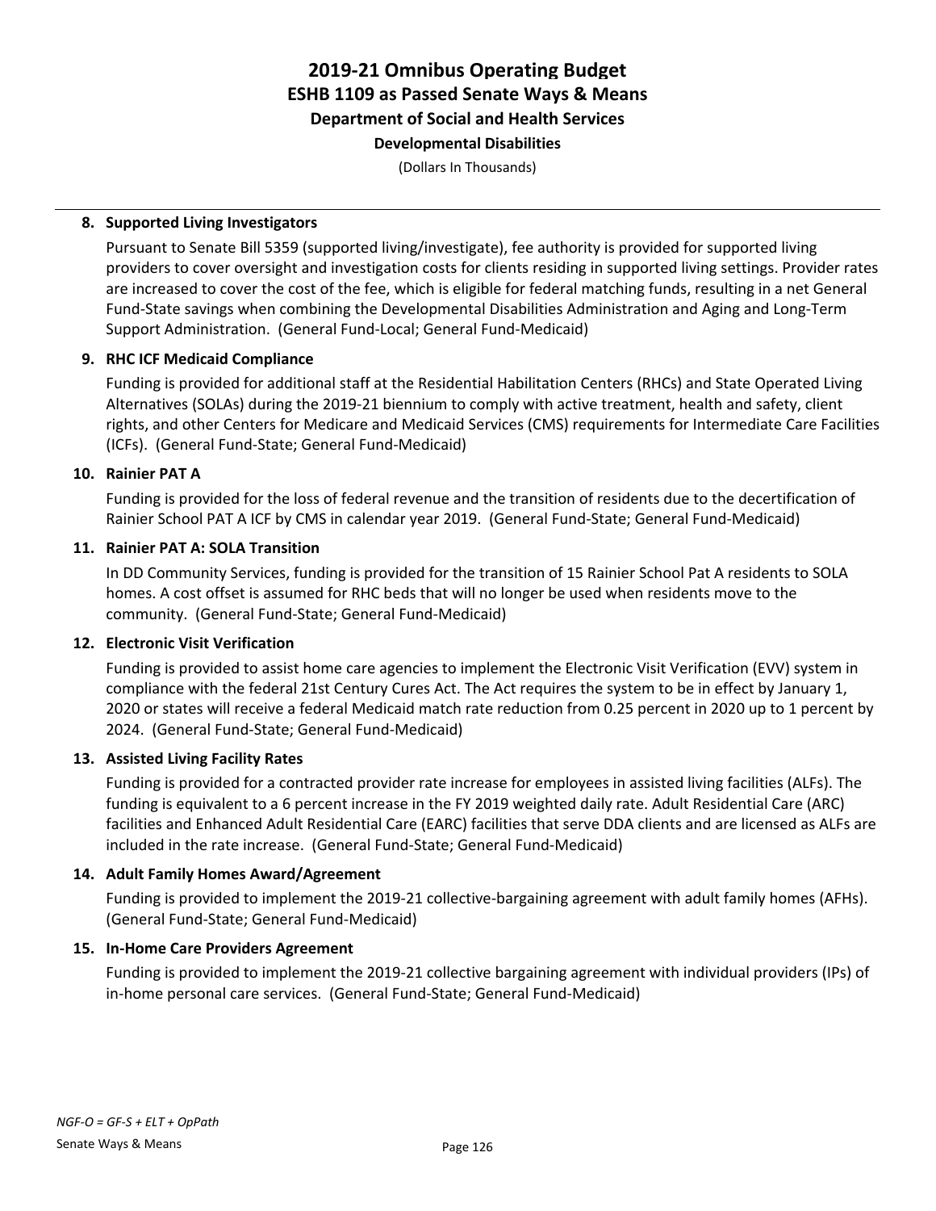# 2019-21 Omnibus Operating Budget
## ESHB 1109 as Passed Senate Ways & Means
### Department of Social and Health Services
#### Developmental Disabilities

(Dollars In Thousands)

**8. Supported Living Investigators**

Pursuant to Senate Bill 5359 (supported living/investigate), fee authority is provided for supported living providers to cover oversight and investigation costs for clients residing in supported living settings. Provider rates are increased to cover the cost of the fee, which is eligible for federal matching funds, resulting in a net General Fund-State savings when combining the Developmental Disabilities Administration and Aging and Long-Term Support Administration. (General Fund-Local; General Fund-Medicaid)

**9. RHC ICF Medicaid Compliance**

Funding is provided for additional staff at the Residential Habilitation Centers (RHCs) and State Operated Living Alternatives (SOLAs) during the 2019-21 biennium to comply with active treatment, health and safety, client rights, and other Centers for Medicare and Medicaid Services (CMS) requirements for Intermediate Care Facilities (ICFs). (General Fund-State; General Fund-Medicaid)

**10. Rainier PAT A**

Funding is provided for the loss of federal revenue and the transition of residents due to the decertification of Rainier School PAT A ICF by CMS in calendar year 2019. (General Fund-State; General Fund-Medicaid)

**11. Rainier PAT A: SOLA Transition**

In DD Community Services, funding is provided for the transition of 15 Rainier School Pat A residents to SOLA homes. A cost offset is assumed for RHC beds that will no longer be used when residents move to the community. (General Fund-State; General Fund-Medicaid)

**12. Electronic Visit Verification**

Funding is provided to assist home care agencies to implement the Electronic Visit Verification (EVV) system in compliance with the federal 21st Century Cures Act. The Act requires the system to be in effect by January 1, 2020 or states will receive a federal Medicaid match rate reduction from 0.25 percent in 2020 up to 1 percent by 2024. (General Fund-State; General Fund-Medicaid)

**13. Assisted Living Facility Rates**

Funding is provided for a contracted provider rate increase for employees in assisted living facilities (ALFs). The funding is equivalent to a 6 percent increase in the FY 2019 weighted daily rate. Adult Residential Care (ARC) facilities and Enhanced Adult Residential Care (EARC) facilities that serve DDA clients and are licensed as ALFs are included in the rate increase. (General Fund-State; General Fund-Medicaid)

**14. Adult Family Homes Award/Agreement**

Funding is provided to implement the 2019-21 collective-bargaining agreement with adult family homes (AFHs). (General Fund-State; General Fund-Medicaid)

**15. In-Home Care Providers Agreement**

Funding is provided to implement the 2019-21 collective bargaining agreement with individual providers (IPs) of in-home personal care services. (General Fund-State; General Fund-Medicaid)

*NGF-O = GF-S + ELT + OpPath*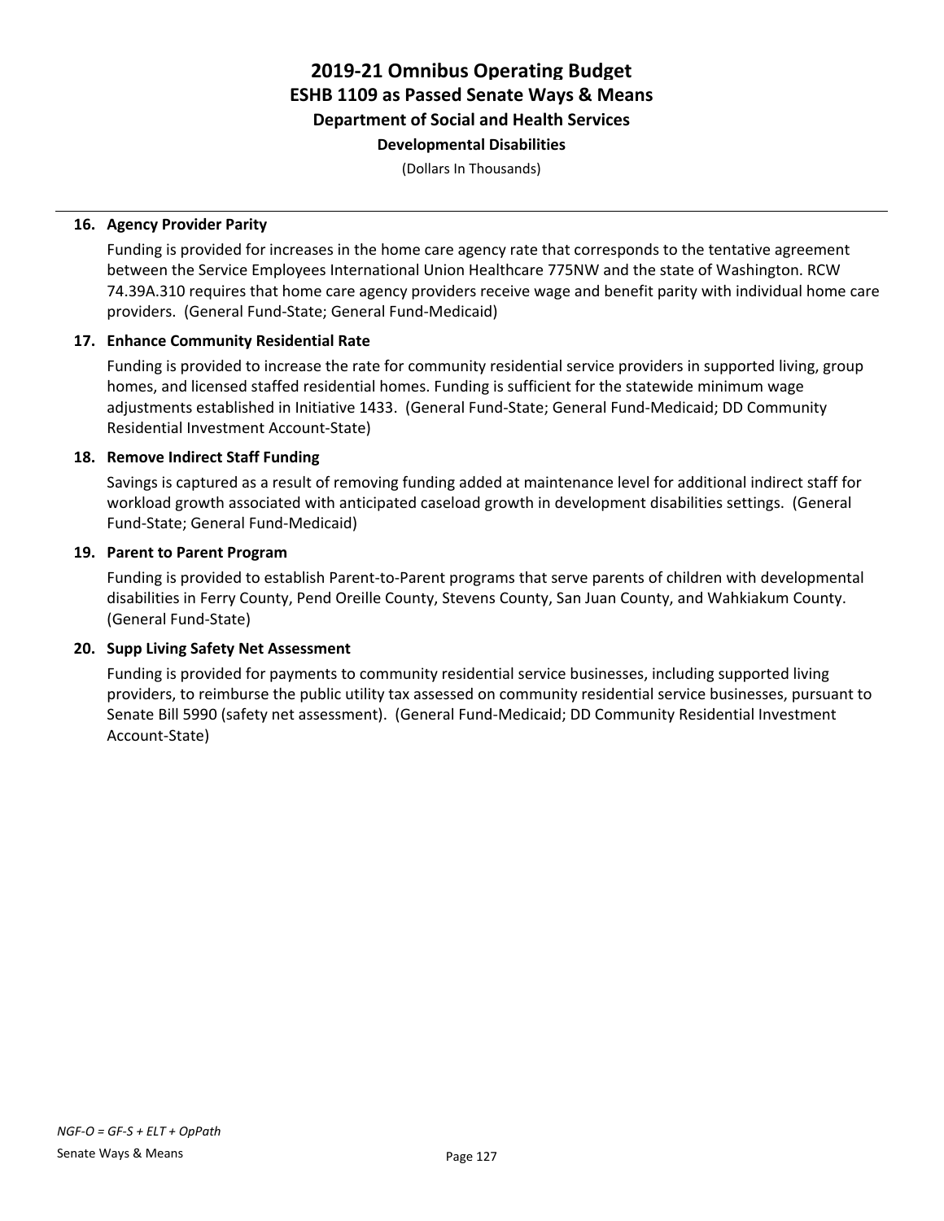**16. Agency Provider Parity**

Funding is provided for increases in the home care agency rate that corresponds to the tentative agreement between the Service Employees International Union Healthcare 775NW and the state of Washington. RCW 74.39A.310 requires that home care agency providers receive wage and benefit parity with individual home care providers. (General Fund-State; General Fund-Medicaid)

**17. Enhance Community Residential Rate**

Funding is provided to increase the rate for community residential service providers in supported living, group homes, and licensed staffed residential homes. Funding is sufficient for the statewide minimum wage adjustments established in Initiative 1433. (General Fund-State; General Fund-Medicaid; DD Community Residential Investment Account-State)

**18. Remove Indirect Staff Funding**

Savings is captured as a result of removing funding added at maintenance level for additional indirect staff for workload growth associated with anticipated caseload growth in development disabilities settings. (General Fund-State; General Fund-Medicaid)

**19. Parent to Parent Program**

Funding is provided to establish Parent-to-Parent programs that serve parents of children with developmental disabilities in Ferry County, Pend Oreille County, Stevens County, San Juan County, and Wahkiakum County. (General Fund-State)

**20. Supp Living Safety Net Assessment**

Funding is provided for payments to community residential service businesses, including supported living providers, to reimburse the public utility tax assessed on community residential service businesses, pursuant to Senate Bill 5990 (safety net assessment). (General Fund-Medicaid; DD Community Residential Investment Account-State)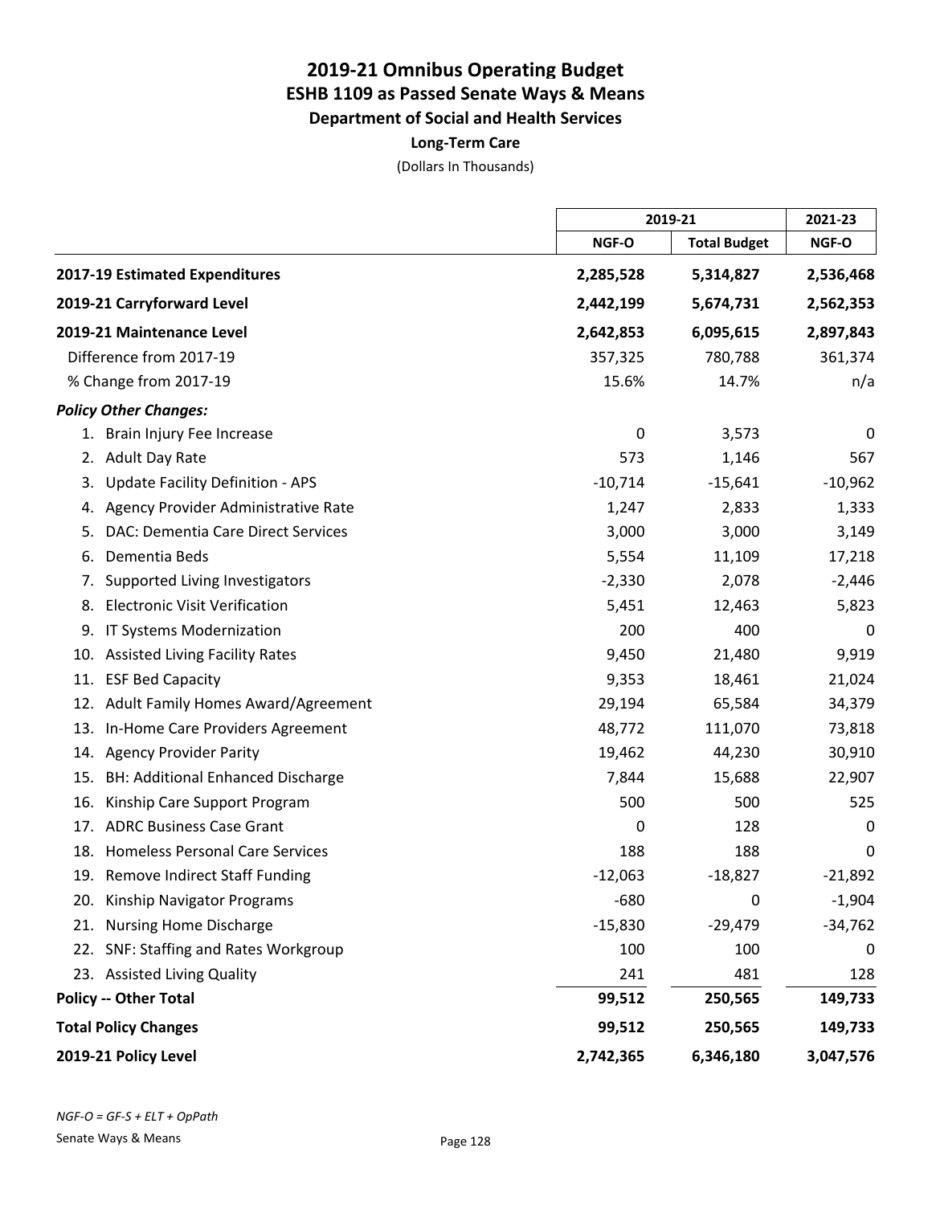# 2019-21 Omnibus Operating Budget
## ESHB 1109 as Passed Senate Ways & Means
### Department of Social and Health Services
**Long-Term Care**

(Dollars In Thousands)

| | 2019-21 | | 2021-23 |
|---|---|---|---|
| | NGF-O | Total Budget | NGF-O |
| **2017-19 Estimated Expenditures** | **2,285,528** | **5,314,827** | **2,536,468** |
| **2019-21 Carryforward Level** | **2,442,199** | **5,674,731** | **2,562,353** |
| **2019-21 Maintenance Level** | **2,642,853** | **6,095,615** | **2,897,843** |
| Difference from 2017-19 | 357,325 | 780,788 | 361,374 |
| % Change from 2017-19 | 15.6% | 14.7% | n/a |
| ***Policy Other Changes:*** | | | |
| 1. Brain Injury Fee Increase | 0 | 3,573 | 0 |
| 2. Adult Day Rate | 573 | 1,146 | 567 |
| 3. Update Facility Definition - APS | -10,714 | -15,641 | -10,962 |
| 4. Agency Provider Administrative Rate | 1,247 | 2,833 | 1,333 |
| 5. DAC: Dementia Care Direct Services | 3,000 | 3,000 | 3,149 |
| 6. Dementia Beds | 5,554 | 11,109 | 17,218 |
| 7. Supported Living Investigators | -2,330 | 2,078 | -2,446 |
| 8. Electronic Visit Verification | 5,451 | 12,463 | 5,823 |
| 9. IT Systems Modernization | 200 | 400 | 0 |
| 10. Assisted Living Facility Rates | 9,450 | 21,480 | 9,919 |
| 11. ESF Bed Capacity | 9,353 | 18,461 | 21,024 |
| 12. Adult Family Homes Award/Agreement | 29,194 | 65,584 | 34,379 |
| 13. In-Home Care Providers Agreement | 48,772 | 111,070 | 73,818 |
| 14. Agency Provider Parity | 19,462 | 44,230 | 30,910 |
| 15. BH: Additional Enhanced Discharge | 7,844 | 15,688 | 22,907 |
| 16. Kinship Care Support Program | 500 | 500 | 525 |
| 17. ADRC Business Case Grant | 0 | 128 | 0 |
| 18. Homeless Personal Care Services | 188 | 188 | 0 |
| 19. Remove Indirect Staff Funding | -12,063 | -18,827 | -21,892 |
| 20. Kinship Navigator Programs | -680 | 0 | -1,904 |
| 21. Nursing Home Discharge | -15,830 | -29,479 | -34,762 |
| 22. SNF: Staffing and Rates Workgroup | 100 | 100 | 0 |
| 23. Assisted Living Quality | 241 | 481 | 128 |
| **Policy -- Other Total** | **99,512** | **250,565** | **149,733** |
| **Total Policy Changes** | **99,512** | **250,565** | **149,733** |
| **2019-21 Policy Level** | **2,742,365** | **6,346,180** | **3,047,576** |

*NGF-O = GF-S + ELT + OpPath*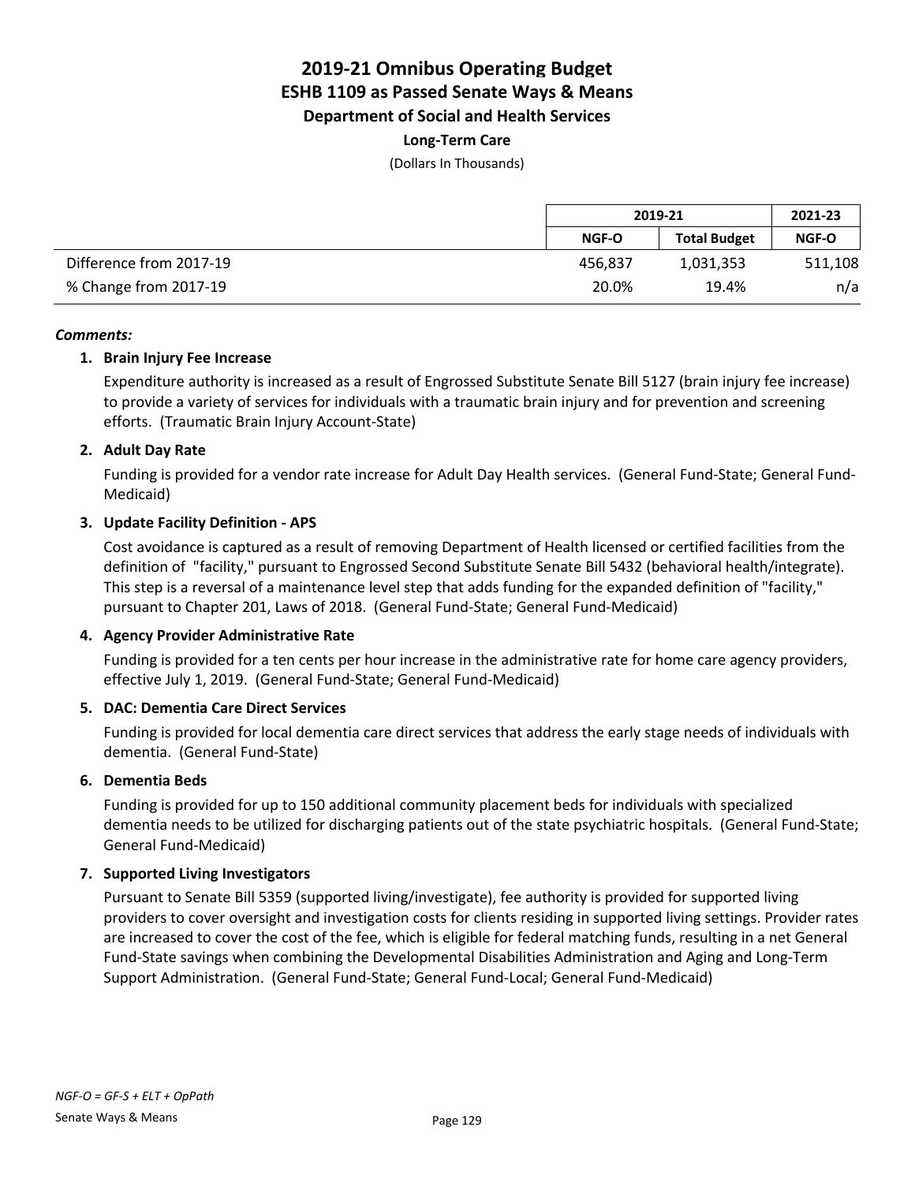# 2019-21 Omnibus Operating Budget
## ESHB 1109 as Passed Senate Ways & Means
### Department of Social and Health Services
**Long-Term Care**

(Dollars In Thousands)

| | 2019-21 | | 2021-23 |
|---|---|---|---|
| | **NGF-O** | **Total Budget** | **NGF-O** |
| Difference from 2017-19 | 456,837 | 1,031,353 | 511,108 |
| % Change from 2017-19 | 20.0% | 19.4% | n/a |

***Comments:***

1. **Brain Injury Fee Increase**

   Expenditure authority is increased as a result of Engrossed Substitute Senate Bill 5127 (brain injury fee increase) to provide a variety of services for individuals with a traumatic brain injury and for prevention and screening efforts. (Traumatic Brain Injury Account-State)

2. **Adult Day Rate**

   Funding is provided for a vendor rate increase for Adult Day Health services. (General Fund-State; General Fund-Medicaid)

3. **Update Facility Definition - APS**

   Cost avoidance is captured as a result of removing Department of Health licensed or certified facilities from the definition of "facility," pursuant to Engrossed Second Substitute Senate Bill 5432 (behavioral health/integrate). This step is a reversal of a maintenance level step that adds funding for the expanded definition of "facility," pursuant to Chapter 201, Laws of 2018. (General Fund-State; General Fund-Medicaid)

4. **Agency Provider Administrative Rate**

   Funding is provided for a ten cents per hour increase in the administrative rate for home care agency providers, effective July 1, 2019. (General Fund-State; General Fund-Medicaid)

5. **DAC: Dementia Care Direct Services**

   Funding is provided for local dementia care direct services that address the early stage needs of individuals with dementia. (General Fund-State)

6. **Dementia Beds**

   Funding is provided for up to 150 additional community placement beds for individuals with specialized dementia needs to be utilized for discharging patients out of the state psychiatric hospitals. (General Fund-State; General Fund-Medicaid)

7. **Supported Living Investigators**

   Pursuant to Senate Bill 5359 (supported living/investigate), fee authority is provided for supported living providers to cover oversight and investigation costs for clients residing in supported living settings. Provider rates are increased to cover the cost of the fee, which is eligible for federal matching funds, resulting in a net General Fund-State savings when combining the Developmental Disabilities Administration and Aging and Long-Term Support Administration. (General Fund-State; General Fund-Local; General Fund-Medicaid)

*NGF-O = GF-S + ELT + OpPath*

Senate Ways & Means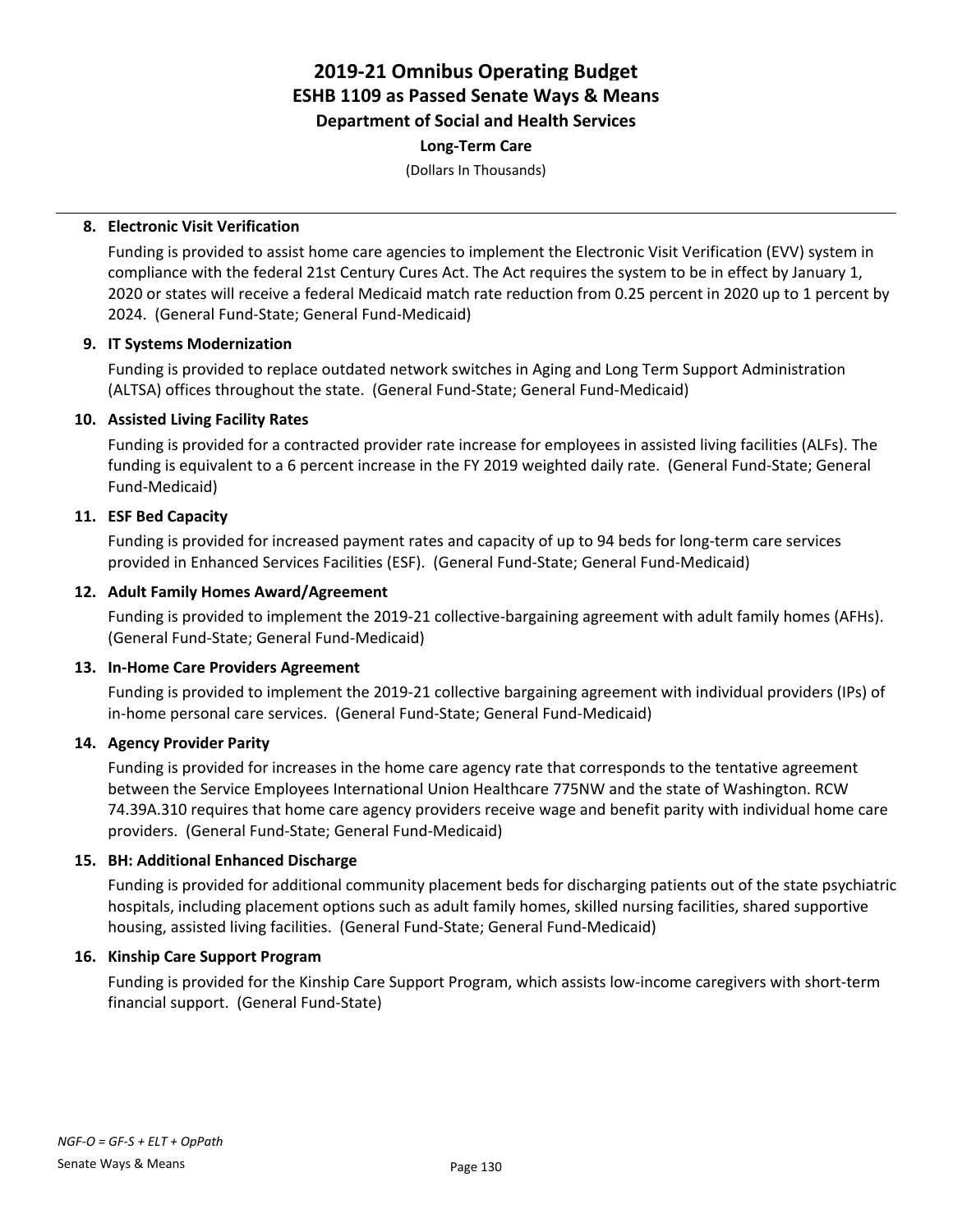# 2019-21 Omnibus Operating Budget
## ESHB 1109 as Passed Senate Ways & Means
### Department of Social and Health Services
#### Long-Term Care

(Dollars In Thousands)

**8. Electronic Visit Verification**

Funding is provided to assist home care agencies to implement the Electronic Visit Verification (EVV) system in compliance with the federal 21st Century Cures Act. The Act requires the system to be in effect by January 1, 2020 or states will receive a federal Medicaid match rate reduction from 0.25 percent in 2020 up to 1 percent by 2024. (General Fund-State; General Fund-Medicaid)

**9. IT Systems Modernization**

Funding is provided to replace outdated network switches in Aging and Long Term Support Administration (ALTSA) offices throughout the state. (General Fund-State; General Fund-Medicaid)

**10. Assisted Living Facility Rates**

Funding is provided for a contracted provider rate increase for employees in assisted living facilities (ALFs). The funding is equivalent to a 6 percent increase in the FY 2019 weighted daily rate. (General Fund-State; General Fund-Medicaid)

**11. ESF Bed Capacity**

Funding is provided for increased payment rates and capacity of up to 94 beds for long-term care services provided in Enhanced Services Facilities (ESF). (General Fund-State; General Fund-Medicaid)

**12. Adult Family Homes Award/Agreement**

Funding is provided to implement the 2019-21 collective-bargaining agreement with adult family homes (AFHs). (General Fund-State; General Fund-Medicaid)

**13. In-Home Care Providers Agreement**

Funding is provided to implement the 2019-21 collective bargaining agreement with individual providers (IPs) of in-home personal care services. (General Fund-State; General Fund-Medicaid)

**14. Agency Provider Parity**

Funding is provided for increases in the home care agency rate that corresponds to the tentative agreement between the Service Employees International Union Healthcare 775NW and the state of Washington. RCW 74.39A.310 requires that home care agency providers receive wage and benefit parity with individual home care providers. (General Fund-State; General Fund-Medicaid)

**15. BH: Additional Enhanced Discharge**

Funding is provided for additional community placement beds for discharging patients out of the state psychiatric hospitals, including placement options such as adult family homes, skilled nursing facilities, shared supportive housing, assisted living facilities. (General Fund-State; General Fund-Medicaid)

**16. Kinship Care Support Program**

Funding is provided for the Kinship Care Support Program, which assists low-income caregivers with short-term financial support. (General Fund-State)

*NGF-O = GF-S + ELT + OpPath*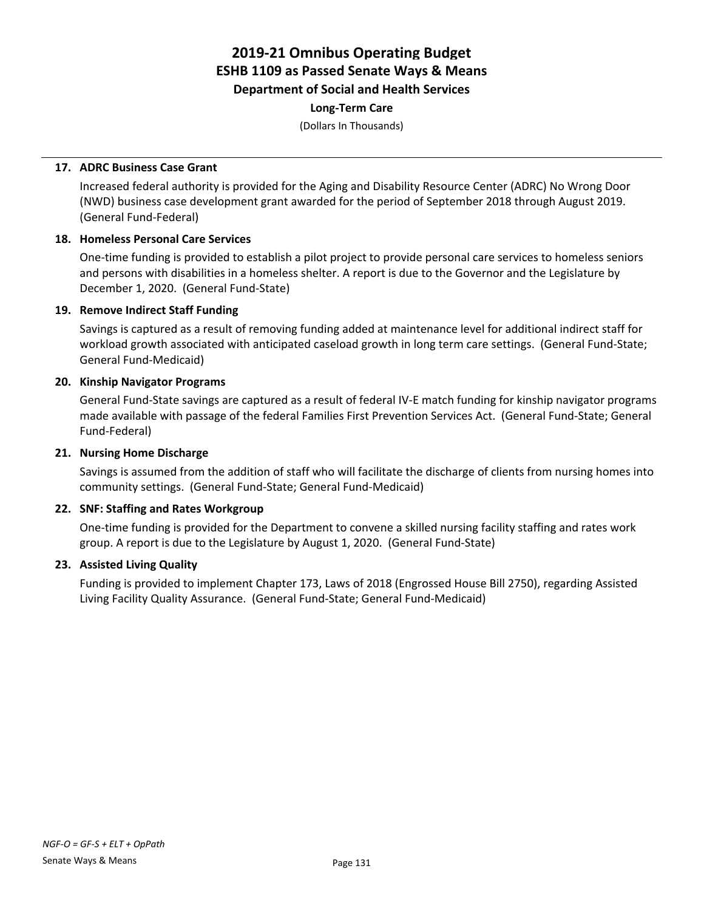# 2019-21 Omnibus Operating Budget
## ESHB 1109 as Passed Senate Ways & Means
### Department of Social and Health Services
#### Long-Term Care

(Dollars In Thousands)

**17. ADRC Business Case Grant**

Increased federal authority is provided for the Aging and Disability Resource Center (ADRC) No Wrong Door (NWD) business case development grant awarded for the period of September 2018 through August 2019. (General Fund-Federal)

**18. Homeless Personal Care Services**

One-time funding is provided to establish a pilot project to provide personal care services to homeless seniors and persons with disabilities in a homeless shelter. A report is due to the Governor and the Legislature by December 1, 2020. (General Fund-State)

**19. Remove Indirect Staff Funding**

Savings is captured as a result of removing funding added at maintenance level for additional indirect staff for workload growth associated with anticipated caseload growth in long term care settings. (General Fund-State; General Fund-Medicaid)

**20. Kinship Navigator Programs**

General Fund-State savings are captured as a result of federal IV-E match funding for kinship navigator programs made available with passage of the federal Families First Prevention Services Act. (General Fund-State; General Fund-Federal)

**21. Nursing Home Discharge**

Savings is assumed from the addition of staff who will facilitate the discharge of clients from nursing homes into community settings. (General Fund-State; General Fund-Medicaid)

**22. SNF: Staffing and Rates Workgroup**

One-time funding is provided for the Department to convene a skilled nursing facility staffing and rates work group. A report is due to the Legislature by August 1, 2020. (General Fund-State)

**23. Assisted Living Quality**

Funding is provided to implement Chapter 173, Laws of 2018 (Engrossed House Bill 2750), regarding Assisted Living Facility Quality Assurance. (General Fund-State; General Fund-Medicaid)

*NGF-O = GF-S + ELT + OpPath*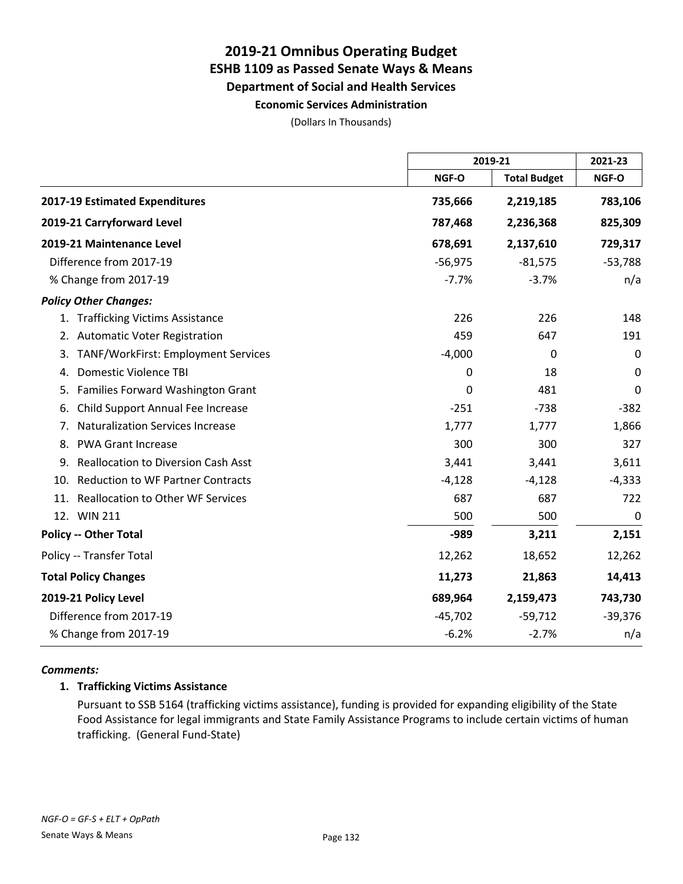# 2019-21 Omnibus Operating Budget
## ESHB 1109 as Passed Senate Ways & Means
### Department of Social and Health Services
#### Economic Services Administration

(Dollars In Thousands)

| | 2019-21 | | 2021-23 |
|---|---|---|---|
| | NGF-O | Total Budget | NGF-O |
| **2017-19 Estimated Expenditures** | **735,666** | **2,219,185** | **783,106** |
| **2019-21 Carryforward Level** | **787,468** | **2,236,368** | **825,309** |
| **2019-21 Maintenance Level** | **678,691** | **2,137,610** | **729,317** |
| Difference from 2017-19 | -56,975 | -81,575 | -53,788 |
| % Change from 2017-19 | -7.7% | -3.7% | n/a |
| ***Policy Other Changes:*** | | | |
| 1. Trafficking Victims Assistance | 226 | 226 | 148 |
| 2. Automatic Voter Registration | 459 | 647 | 191 |
| 3. TANF/WorkFirst: Employment Services | -4,000 | 0 | 0 |
| 4. Domestic Violence TBI | 0 | 18 | 0 |
| 5. Families Forward Washington Grant | 0 | 481 | 0 |
| 6. Child Support Annual Fee Increase | -251 | -738 | -382 |
| 7. Naturalization Services Increase | 1,777 | 1,777 | 1,866 |
| 8. PWA Grant Increase | 300 | 300 | 327 |
| 9. Reallocation to Diversion Cash Asst | 3,441 | 3,441 | 3,611 |
| 10. Reduction to WF Partner Contracts | -4,128 | -4,128 | -4,333 |
| 11. Reallocation to Other WF Services | 687 | 687 | 722 |
| 12. WIN 211 | 500 | 500 | 0 |
| **Policy -- Other Total** | **-989** | **3,211** | **2,151** |
| Policy -- Transfer Total | 12,262 | 18,652 | 12,262 |
| **Total Policy Changes** | **11,273** | **21,863** | **14,413** |
| **2019-21 Policy Level** | **689,964** | **2,159,473** | **743,730** |
| Difference from 2017-19 | -45,702 | -59,712 | -39,376 |
| % Change from 2017-19 | -6.2% | -2.7% | n/a |

***Comments:***

**1. Trafficking Victims Assistance**

Pursuant to SSB 5164 (trafficking victims assistance), funding is provided for expanding eligibility of the State Food Assistance for legal immigrants and State Family Assistance Programs to include certain victims of human trafficking. (General Fund-State)

*NGF-O = GF-S + ELT + OpPath*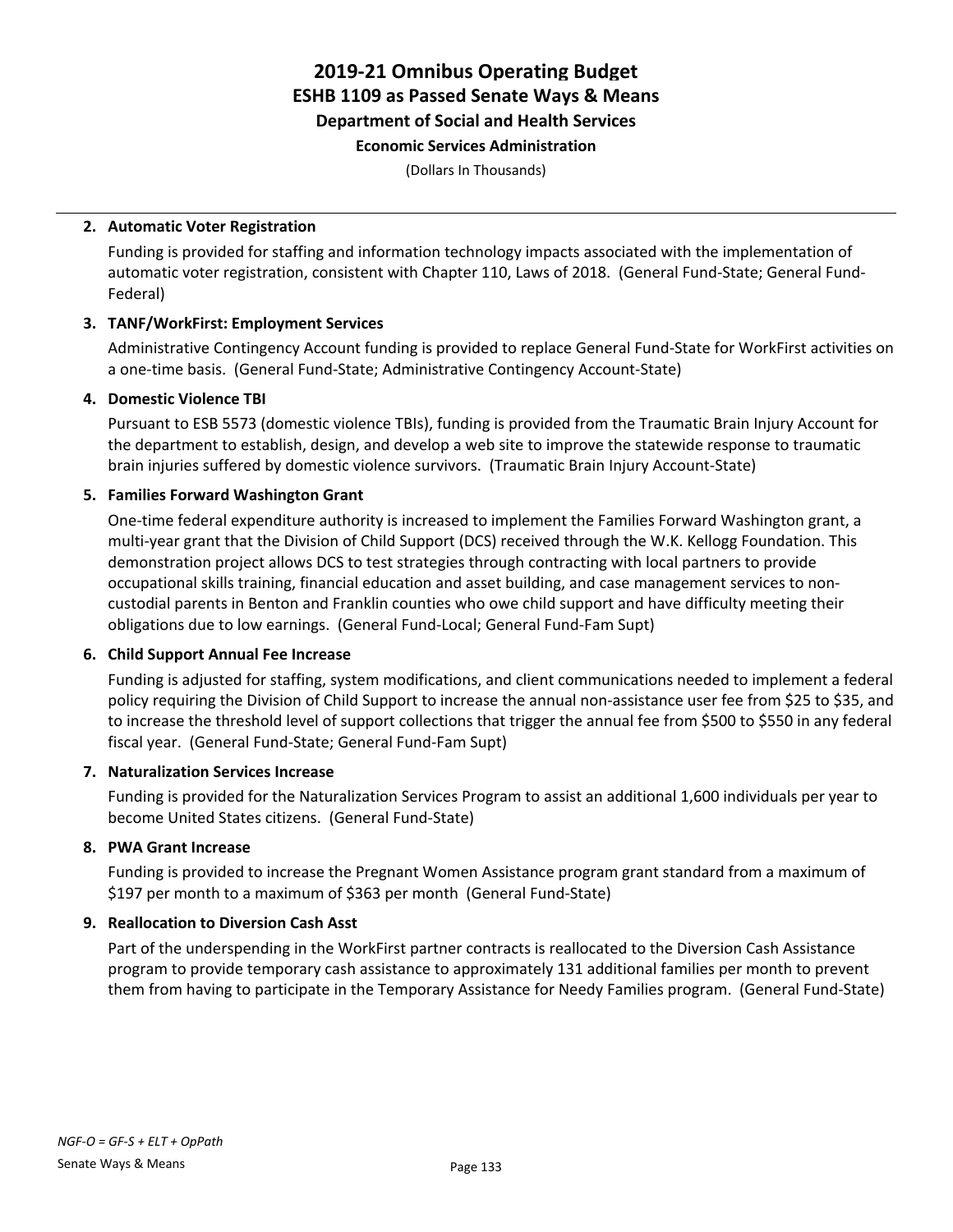**2. Automatic Voter Registration**

Funding is provided for staffing and information technology impacts associated with the implementation of automatic voter registration, consistent with Chapter 110, Laws of 2018. (General Fund-State; General Fund-Federal)

**3. TANF/WorkFirst: Employment Services**

Administrative Contingency Account funding is provided to replace General Fund-State for WorkFirst activities on a one-time basis. (General Fund-State; Administrative Contingency Account-State)

**4. Domestic Violence TBI**

Pursuant to ESB 5573 (domestic violence TBIs), funding is provided from the Traumatic Brain Injury Account for the department to establish, design, and develop a web site to improve the statewide response to traumatic brain injuries suffered by domestic violence survivors. (Traumatic Brain Injury Account-State)

**5. Families Forward Washington Grant**

One-time federal expenditure authority is increased to implement the Families Forward Washington grant, a multi-year grant that the Division of Child Support (DCS) received through the W.K. Kellogg Foundation. This demonstration project allows DCS to test strategies through contracting with local partners to provide occupational skills training, financial education and asset building, and case management services to non-custodial parents in Benton and Franklin counties who owe child support and have difficulty meeting their obligations due to low earnings. (General Fund-Local; General Fund-Fam Supt)

**6. Child Support Annual Fee Increase**

Funding is adjusted for staffing, system modifications, and client communications needed to implement a federal policy requiring the Division of Child Support to increase the annual non-assistance user fee from $25 to $35, and to increase the threshold level of support collections that trigger the annual fee from $500 to $550 in any federal fiscal year. (General Fund-State; General Fund-Fam Supt)

**7. Naturalization Services Increase**

Funding is provided for the Naturalization Services Program to assist an additional 1,600 individuals per year to become United States citizens. (General Fund-State)

**8. PWA Grant Increase**

Funding is provided to increase the Pregnant Women Assistance program grant standard from a maximum of $197 per month to a maximum of $363 per month (General Fund-State)

**9. Reallocation to Diversion Cash Asst**

Part of the underspending in the WorkFirst partner contracts is reallocated to the Diversion Cash Assistance program to provide temporary cash assistance to approximately 131 additional families per month to prevent them from having to participate in the Temporary Assistance for Needy Families program. (General Fund-State)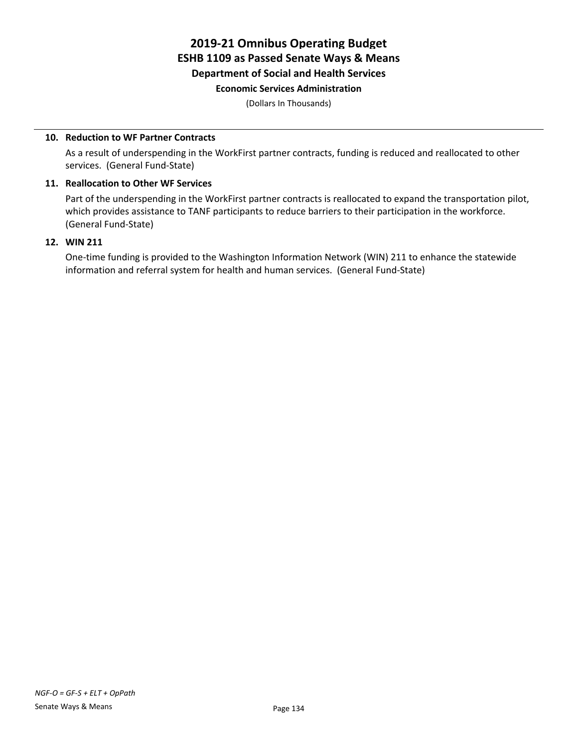# 2019-21 Omnibus Operating Budget
## ESHB 1109 as Passed Senate Ways & Means
### Department of Social and Health Services
#### Economic Services Administration

(Dollars In Thousands)

**10. Reduction to WF Partner Contracts**

As a result of underspending in the WorkFirst partner contracts, funding is reduced and reallocated to other services. (General Fund-State)

**11. Reallocation to Other WF Services**

Part of the underspending in the WorkFirst partner contracts is reallocated to expand the transportation pilot, which provides assistance to TANF participants to reduce barriers to their participation in the workforce. (General Fund-State)

**12. WIN 211**

One-time funding is provided to the Washington Information Network (WIN) 211 to enhance the statewide information and referral system for health and human services. (General Fund-State)

*NGF-O = GF-S + ELT + OpPath*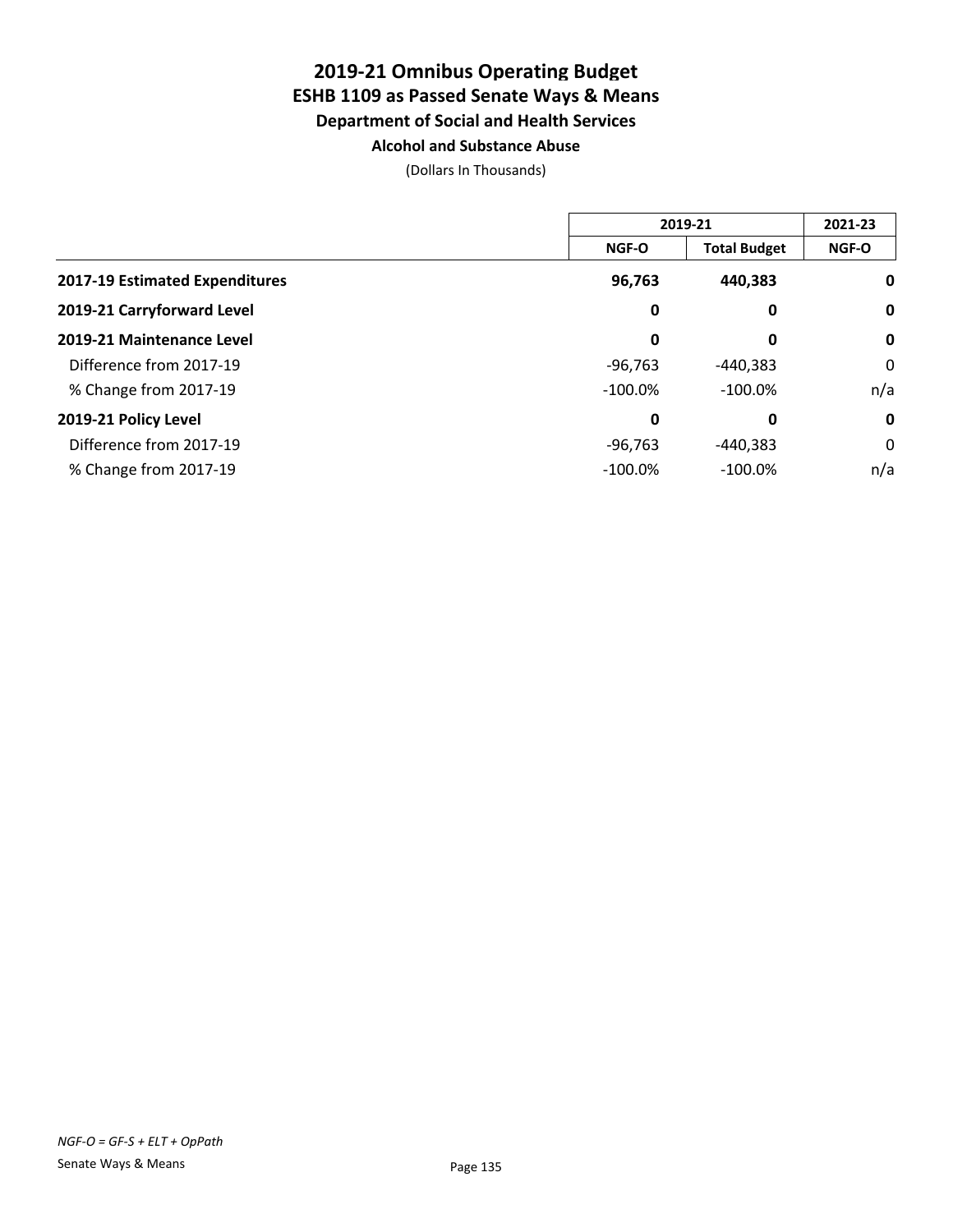# 2019-21 Omnibus Operating Budget
## ESHB 1109 as Passed Senate Ways & Means
### Department of Social and Health Services
#### Alcohol and Substance Abuse

(Dollars In Thousands)

| | 2019-21 | | 2021-23 |
|---|---|---|---|
| | NGF-O | Total Budget | NGF-O |
| **2017-19 Estimated Expenditures** | **96,763** | **440,383** | **0** |
| **2019-21 Carryforward Level** | **0** | **0** | **0** |
| **2019-21 Maintenance Level** | **0** | **0** | **0** |
| Difference from 2017-19 | -96,763 | -440,383 | 0 |
| % Change from 2017-19 | -100.0% | -100.0% | n/a |
| **2019-21 Policy Level** | **0** | **0** | **0** |
| Difference from 2017-19 | -96,763 | -440,383 | 0 |
| % Change from 2017-19 | -100.0% | -100.0% | n/a |

*NGF-O = GF-S + ELT + OpPath*

Senate Ways & Means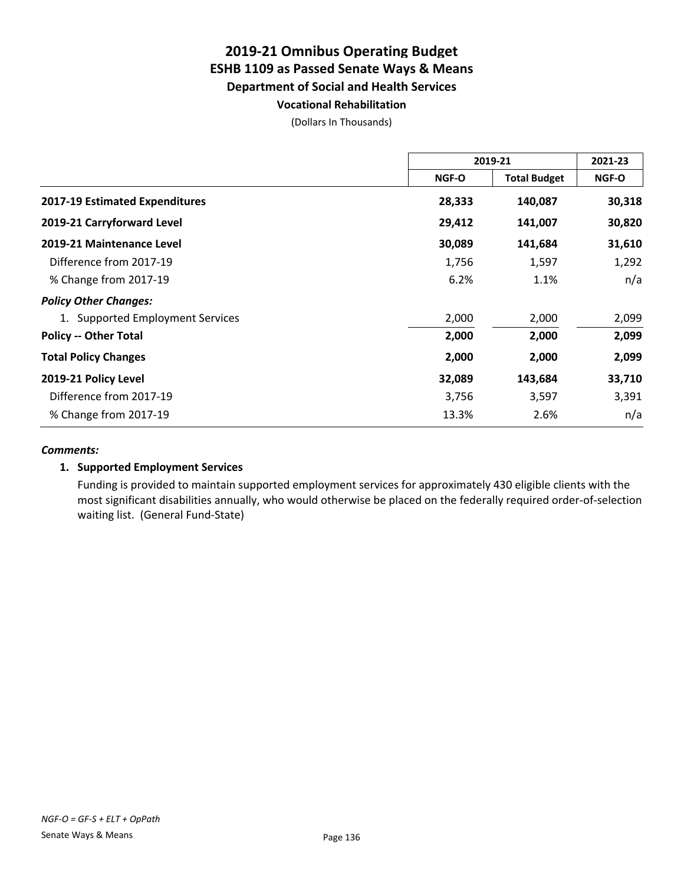# 2019-21 Omnibus Operating Budget
## ESHB 1109 as Passed Senate Ways & Means
### Department of Social and Health Services
#### Vocational Rehabilitation

(Dollars In Thousands)

| | 2019-21 | | 2021-23 |
|---|---|---|---|
| | NGF-O | Total Budget | NGF-O |
| **2017-19 Estimated Expenditures** | **28,333** | **140,087** | **30,318** |
| **2019-21 Carryforward Level** | **29,412** | **141,007** | **30,820** |
| **2019-21 Maintenance Level** | **30,089** | **141,684** | **31,610** |
| Difference from 2017-19 | 1,756 | 1,597 | 1,292 |
| % Change from 2017-19 | 6.2% | 1.1% | n/a |
| ***Policy Other Changes:*** | | | |
| 1. Supported Employment Services | 2,000 | 2,000 | 2,099 |
| **Policy -- Other Total** | **2,000** | **2,000** | **2,099** |
| **Total Policy Changes** | **2,000** | **2,000** | **2,099** |
| **2019-21 Policy Level** | **32,089** | **143,684** | **33,710** |
| Difference from 2017-19 | 3,756 | 3,597 | 3,391 |
| % Change from 2017-19 | 13.3% | 2.6% | n/a |

***Comments:***

**1. Supported Employment Services**

Funding is provided to maintain supported employment services for approximately 430 eligible clients with the most significant disabilities annually, who would otherwise be placed on the federally required order-of-selection waiting list. (General Fund-State)

*NGF-O = GF-S + ELT + OpPath*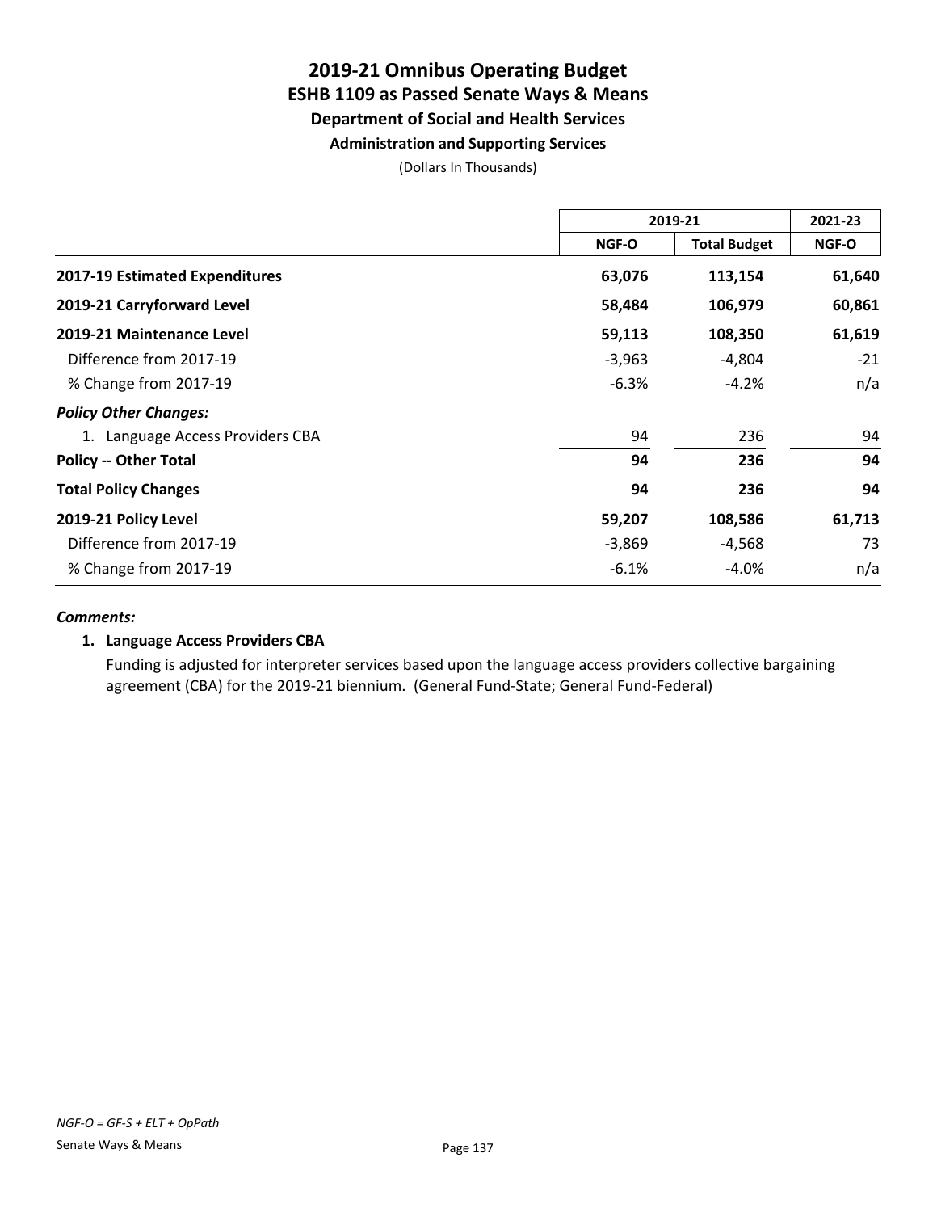# 2019-21 Omnibus Operating Budget
## ESHB 1109 as Passed Senate Ways & Means
### Department of Social and Health Services
#### Administration and Supporting Services

(Dollars In Thousands)

| | 2019-21 | | 2021-23 |
|---|---|---|---|
| | **NGF-O** | **Total Budget** | **NGF-O** |
| **2017-19 Estimated Expenditures** | **63,076** | **113,154** | **61,640** |
| **2019-21 Carryforward Level** | **58,484** | **106,979** | **60,861** |
| **2019-21 Maintenance Level** | **59,113** | **108,350** | **61,619** |
| Difference from 2017-19 | -3,963 | -4,804 | -21 |
| % Change from 2017-19 | -6.3% | -4.2% | n/a |
| ***Policy Other Changes:*** | | | |
| 1. Language Access Providers CBA | 94 | 236 | 94 |
| **Policy -- Other Total** | **94** | **236** | **94** |
| **Total Policy Changes** | **94** | **236** | **94** |
| **2019-21 Policy Level** | **59,207** | **108,586** | **61,713** |
| Difference from 2017-19 | -3,869 | -4,568 | 73 |
| % Change from 2017-19 | -6.1% | -4.0% | n/a |

***Comments:***

**1. Language Access Providers CBA**

Funding is adjusted for interpreter services based upon the language access providers collective bargaining agreement (CBA) for the 2019-21 biennium. (General Fund-State; General Fund-Federal)

*NGF-O = GF-S + ELT + OpPath*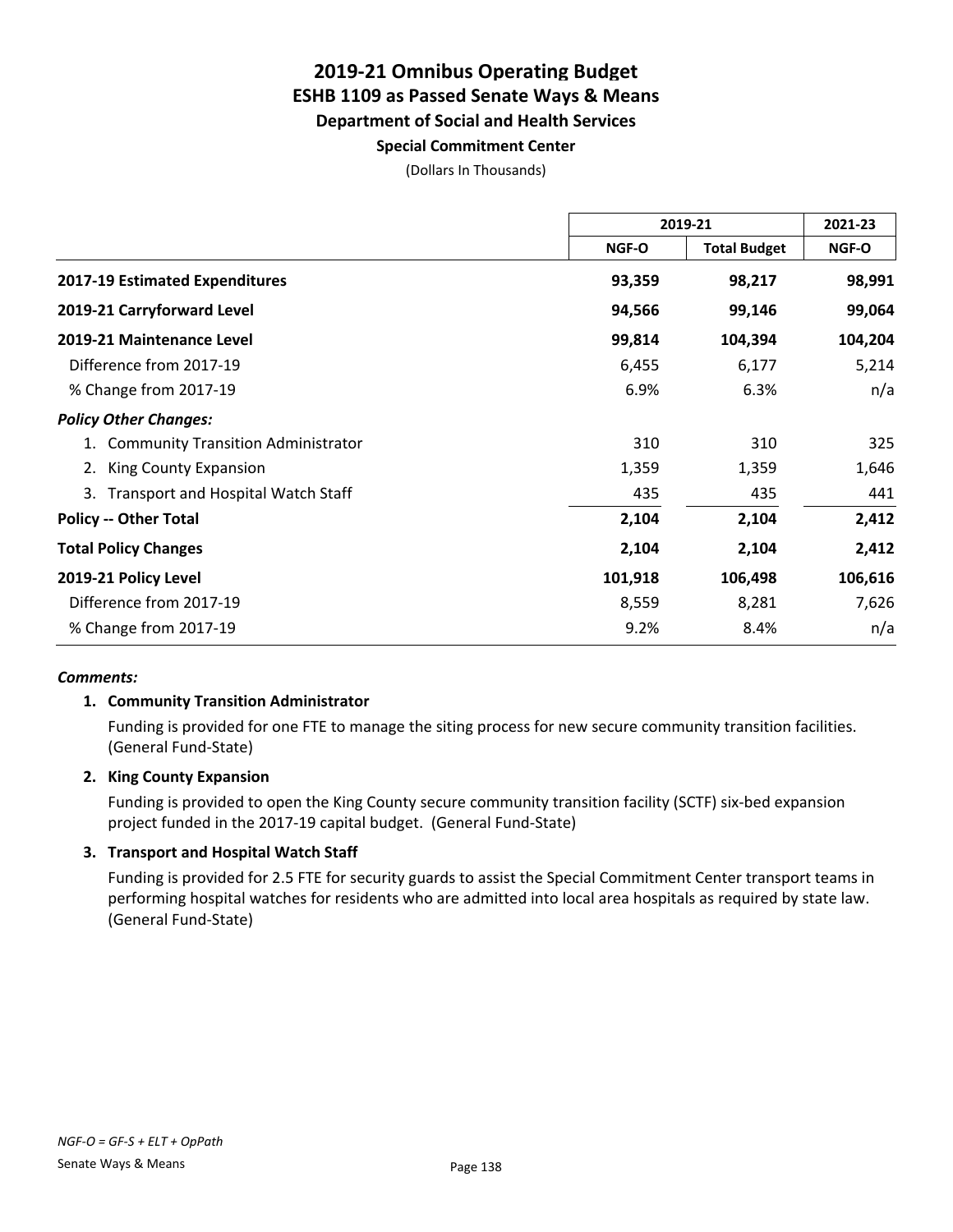# 2019-21 Omnibus Operating Budget
## ESHB 1109 as Passed Senate Ways & Means
### Department of Social and Health Services
#### Special Commitment Center

(Dollars In Thousands)

| | 2019-21 | | 2021-23 |
|---|---|---|---|
| | NGF-O | Total Budget | NGF-O |
| **2017-19 Estimated Expenditures** | **93,359** | **98,217** | **98,991** |
| **2019-21 Carryforward Level** | **94,566** | **99,146** | **99,064** |
| **2019-21 Maintenance Level** | **99,814** | **104,394** | **104,204** |
| Difference from 2017-19 | 6,455 | 6,177 | 5,214 |
| % Change from 2017-19 | 6.9% | 6.3% | n/a |
| ***Policy Other Changes:*** | | | |
| 1. Community Transition Administrator | 310 | 310 | 325 |
| 2. King County Expansion | 1,359 | 1,359 | 1,646 |
| 3. Transport and Hospital Watch Staff | 435 | 435 | 441 |
| **Policy -- Other Total** | **2,104** | **2,104** | **2,412** |
| **Total Policy Changes** | **2,104** | **2,104** | **2,412** |
| **2019-21 Policy Level** | **101,918** | **106,498** | **106,616** |
| Difference from 2017-19 | 8,559 | 8,281 | 7,626 |
| % Change from 2017-19 | 9.2% | 8.4% | n/a |

***Comments:***

1. **Community Transition Administrator**

   Funding is provided for one FTE to manage the siting process for new secure community transition facilities. (General Fund-State)

2. **King County Expansion**

   Funding is provided to open the King County secure community transition facility (SCTF) six-bed expansion project funded in the 2017-19 capital budget. (General Fund-State)

3. **Transport and Hospital Watch Staff**

   Funding is provided for 2.5 FTE for security guards to assist the Special Commitment Center transport teams in performing hospital watches for residents who are admitted into local area hospitals as required by state law. (General Fund-State)

*NGF-O = GF-S + ELT + OpPath*

Senate Ways & Means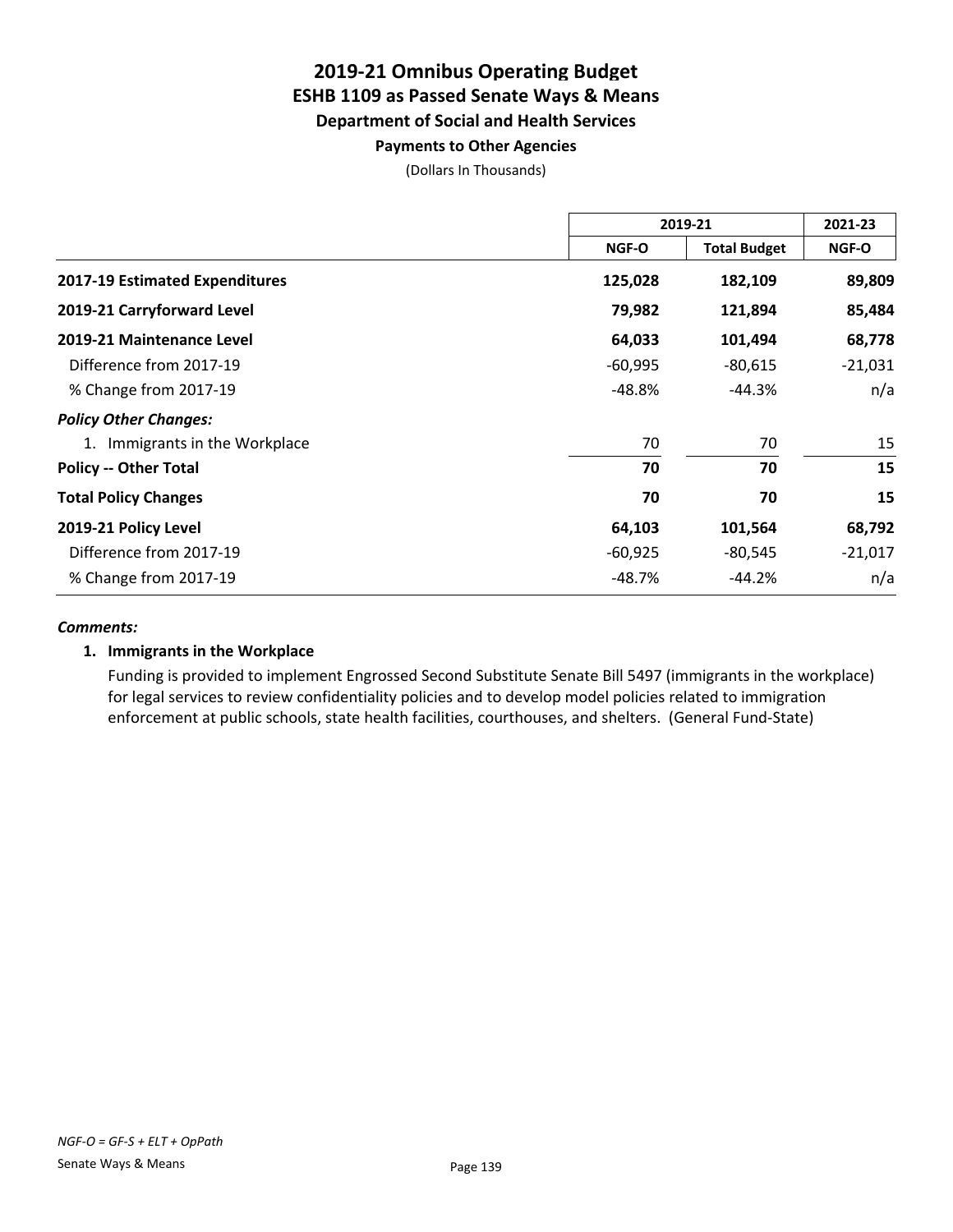# 2019-21 Omnibus Operating Budget
## ESHB 1109 as Passed Senate Ways & Means
### Department of Social and Health Services
#### Payments to Other Agencies

(Dollars In Thousands)

| | 2019-21 | | 2021-23 |
|---|---|---|---|
| | NGF-O | Total Budget | NGF-O |
| **2017-19 Estimated Expenditures** | **125,028** | **182,109** | **89,809** |
| **2019-21 Carryforward Level** | **79,982** | **121,894** | **85,484** |
| **2019-21 Maintenance Level** | **64,033** | **101,494** | **68,778** |
| Difference from 2017-19 | -60,995 | -80,615 | -21,031 |
| % Change from 2017-19 | -48.8% | -44.3% | n/a |
| ***Policy Other Changes:*** | | | |
| 1. Immigrants in the Workplace | 70 | 70 | 15 |
| **Policy -- Other Total** | **70** | **70** | **15** |
| **Total Policy Changes** | **70** | **70** | **15** |
| **2019-21 Policy Level** | **64,103** | **101,564** | **68,792** |
| Difference from 2017-19 | -60,925 | -80,545 | -21,017 |
| % Change from 2017-19 | -48.7% | -44.2% | n/a |

***Comments:***

**1. Immigrants in the Workplace**

Funding is provided to implement Engrossed Second Substitute Senate Bill 5497 (immigrants in the workplace) for legal services to review confidentiality policies and to develop model policies related to immigration enforcement at public schools, state health facilities, courthouses, and shelters. (General Fund-State)

*NGF-O = GF-S + ELT + OpPath*

Senate Ways & Means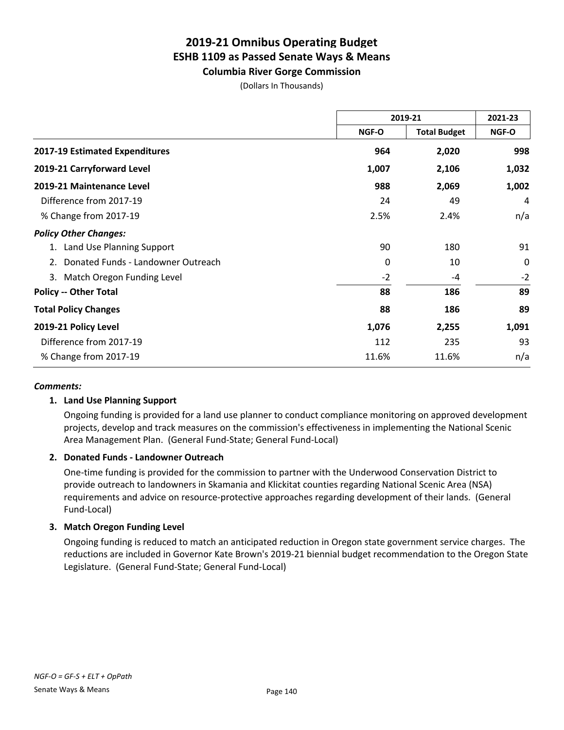# 2019-21 Omnibus Operating Budget
## ESHB 1109 as Passed Senate Ways & Means
### Columbia River Gorge Commission

(Dollars In Thousands)

| | 2019-21 | | 2021-23 |
|---|---|---|---|
| | NGF-O | Total Budget | NGF-O |
| **2017-19 Estimated Expenditures** | **964** | **2,020** | **998** |
| **2019-21 Carryforward Level** | **1,007** | **2,106** | **1,032** |
| **2019-21 Maintenance Level** | **988** | **2,069** | **1,002** |
| Difference from 2017-19 | 24 | 49 | 4 |
| % Change from 2017-19 | 2.5% | 2.4% | n/a |
| ***Policy Other Changes:*** | | | |
| 1. Land Use Planning Support | 90 | 180 | 91 |
| 2. Donated Funds - Landowner Outreach | 0 | 10 | 0 |
| 3. Match Oregon Funding Level | -2 | -4 | -2 |
| **Policy -- Other Total** | **88** | **186** | **89** |
| **Total Policy Changes** | **88** | **186** | **89** |
| **2019-21 Policy Level** | **1,076** | **2,255** | **1,091** |
| Difference from 2017-19 | 112 | 235 | 93 |
| % Change from 2017-19 | 11.6% | 11.6% | n/a |

***Comments:***

**1. Land Use Planning Support**

Ongoing funding is provided for a land use planner to conduct compliance monitoring on approved development projects, develop and track measures on the commission's effectiveness in implementing the National Scenic Area Management Plan. (General Fund-State; General Fund-Local)

**2. Donated Funds - Landowner Outreach**

One-time funding is provided for the commission to partner with the Underwood Conservation District to provide outreach to landowners in Skamania and Klickitat counties regarding National Scenic Area (NSA) requirements and advice on resource-protective approaches regarding development of their lands. (General Fund-Local)

**3. Match Oregon Funding Level**

Ongoing funding is reduced to match an anticipated reduction in Oregon state government service charges. The reductions are included in Governor Kate Brown's 2019-21 biennial budget recommendation to the Oregon State Legislature. (General Fund-State; General Fund-Local)

*NGF-O = GF-S + ELT + OpPath*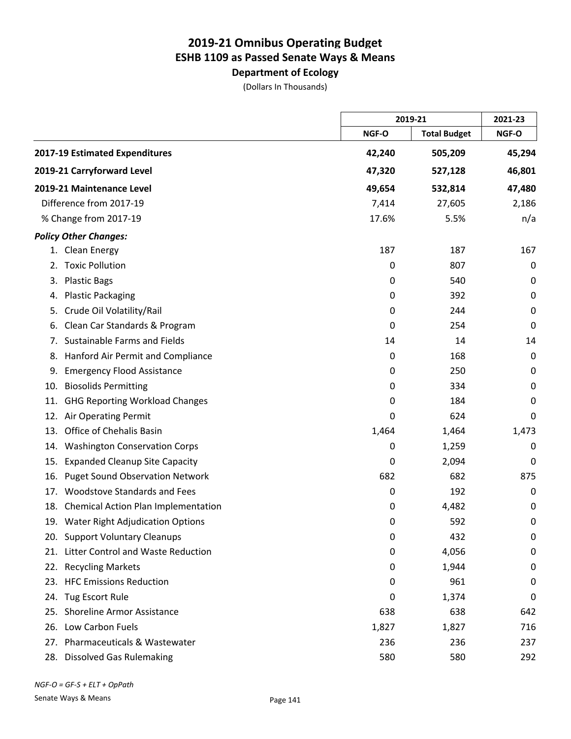# 2019-21 Omnibus Operating Budget
## ESHB 1109 as Passed Senate Ways & Means
### Department of Ecology
(Dollars In Thousands)

| | 2019-21 | | 2021-23 |
|---|---|---|---|
| | NGF-O | Total Budget | NGF-O |
| **2017-19 Estimated Expenditures** | **42,240** | **505,209** | **45,294** |
| **2019-21 Carryforward Level** | **47,320** | **527,128** | **46,801** |
| **2019-21 Maintenance Level** | **49,654** | **532,814** | **47,480** |
| Difference from 2017-19 | 7,414 | 27,605 | 2,186 |
| % Change from 2017-19 | 17.6% | 5.5% | n/a |
| ***Policy Other Changes:*** | | | |
| 1. Clean Energy | 187 | 187 | 167 |
| 2. Toxic Pollution | 0 | 807 | 0 |
| 3. Plastic Bags | 0 | 540 | 0 |
| 4. Plastic Packaging | 0 | 392 | 0 |
| 5. Crude Oil Volatility/Rail | 0 | 244 | 0 |
| 6. Clean Car Standards & Program | 0 | 254 | 0 |
| 7. Sustainable Farms and Fields | 14 | 14 | 14 |
| 8. Hanford Air Permit and Compliance | 0 | 168 | 0 |
| 9. Emergency Flood Assistance | 0 | 250 | 0 |
| 10. Biosolids Permitting | 0 | 334 | 0 |
| 11. GHG Reporting Workload Changes | 0 | 184 | 0 |
| 12. Air Operating Permit | 0 | 624 | 0 |
| 13. Office of Chehalis Basin | 1,464 | 1,464 | 1,473 |
| 14. Washington Conservation Corps | 0 | 1,259 | 0 |
| 15. Expanded Cleanup Site Capacity | 0 | 2,094 | 0 |
| 16. Puget Sound Observation Network | 682 | 682 | 875 |
| 17. Woodstove Standards and Fees | 0 | 192 | 0 |
| 18. Chemical Action Plan Implementation | 0 | 4,482 | 0 |
| 19. Water Right Adjudication Options | 0 | 592 | 0 |
| 20. Support Voluntary Cleanups | 0 | 432 | 0 |
| 21. Litter Control and Waste Reduction | 0 | 4,056 | 0 |
| 22. Recycling Markets | 0 | 1,944 | 0 |
| 23. HFC Emissions Reduction | 0 | 961 | 0 |
| 24. Tug Escort Rule | 0 | 1,374 | 0 |
| 25. Shoreline Armor Assistance | 638 | 638 | 642 |
| 26. Low Carbon Fuels | 1,827 | 1,827 | 716 |
| 27. Pharmaceuticals & Wastewater | 236 | 236 | 237 |
| 28. Dissolved Gas Rulemaking | 580 | 580 | 292 |

*NGF-O = GF-S + ELT + OpPath*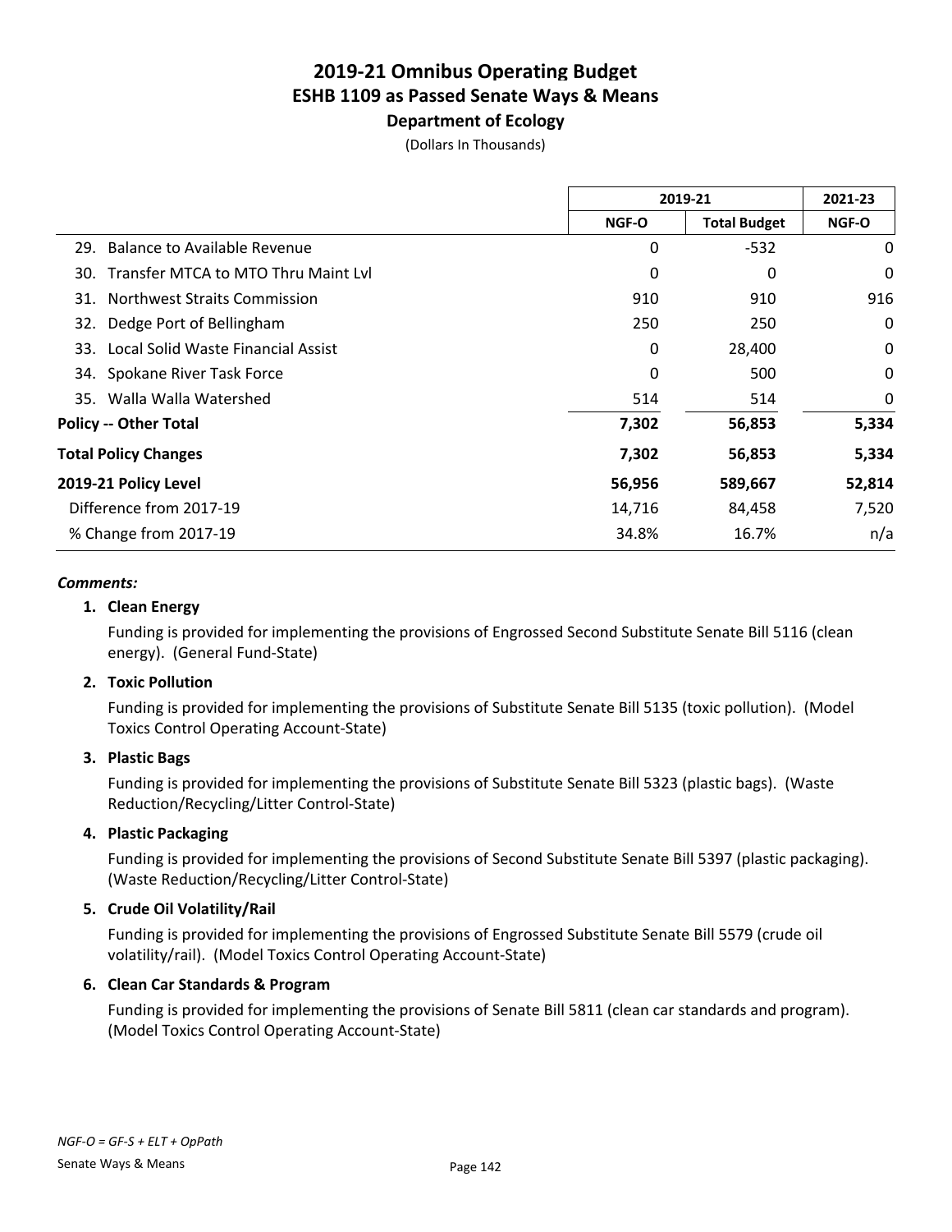# 2019-21 Omnibus Operating Budget
## ESHB 1109 as Passed Senate Ways & Means
### Department of Ecology

(Dollars In Thousands)

| | 2019-21 | | 2021-23 |
|---|---|---|---|
| | NGF-O | Total Budget | NGF-O |
| 29. Balance to Available Revenue | 0 | -532 | 0 |
| 30. Transfer MTCA to MTO Thru Maint Lvl | 0 | 0 | 0 |
| 31. Northwest Straits Commission | 910 | 910 | 916 |
| 32. Dedge Port of Bellingham | 250 | 250 | 0 |
| 33. Local Solid Waste Financial Assist | 0 | 28,400 | 0 |
| 34. Spokane River Task Force | 0 | 500 | 0 |
| 35. Walla Walla Watershed | 514 | 514 | 0 |
| **Policy -- Other Total** | **7,302** | **56,853** | **5,334** |
| **Total Policy Changes** | **7,302** | **56,853** | **5,334** |
| **2019-21 Policy Level** | **56,956** | **589,667** | **52,814** |
| Difference from 2017-19 | 14,716 | 84,458 | 7,520 |
| % Change from 2017-19 | 34.8% | 16.7% | n/a |

***Comments:***

**1. Clean Energy**

Funding is provided for implementing the provisions of Engrossed Second Substitute Senate Bill 5116 (clean energy). (General Fund-State)

**2. Toxic Pollution**

Funding is provided for implementing the provisions of Substitute Senate Bill 5135 (toxic pollution). (Model Toxics Control Operating Account-State)

**3. Plastic Bags**

Funding is provided for implementing the provisions of Substitute Senate Bill 5323 (plastic bags). (Waste Reduction/Recycling/Litter Control-State)

**4. Plastic Packaging**

Funding is provided for implementing the provisions of Second Substitute Senate Bill 5397 (plastic packaging). (Waste Reduction/Recycling/Litter Control-State)

**5. Crude Oil Volatility/Rail**

Funding is provided for implementing the provisions of Engrossed Substitute Senate Bill 5579 (crude oil volatility/rail). (Model Toxics Control Operating Account-State)

**6. Clean Car Standards & Program**

Funding is provided for implementing the provisions of Senate Bill 5811 (clean car standards and program). (Model Toxics Control Operating Account-State)

*NGF-O = GF-S + ELT + OpPath*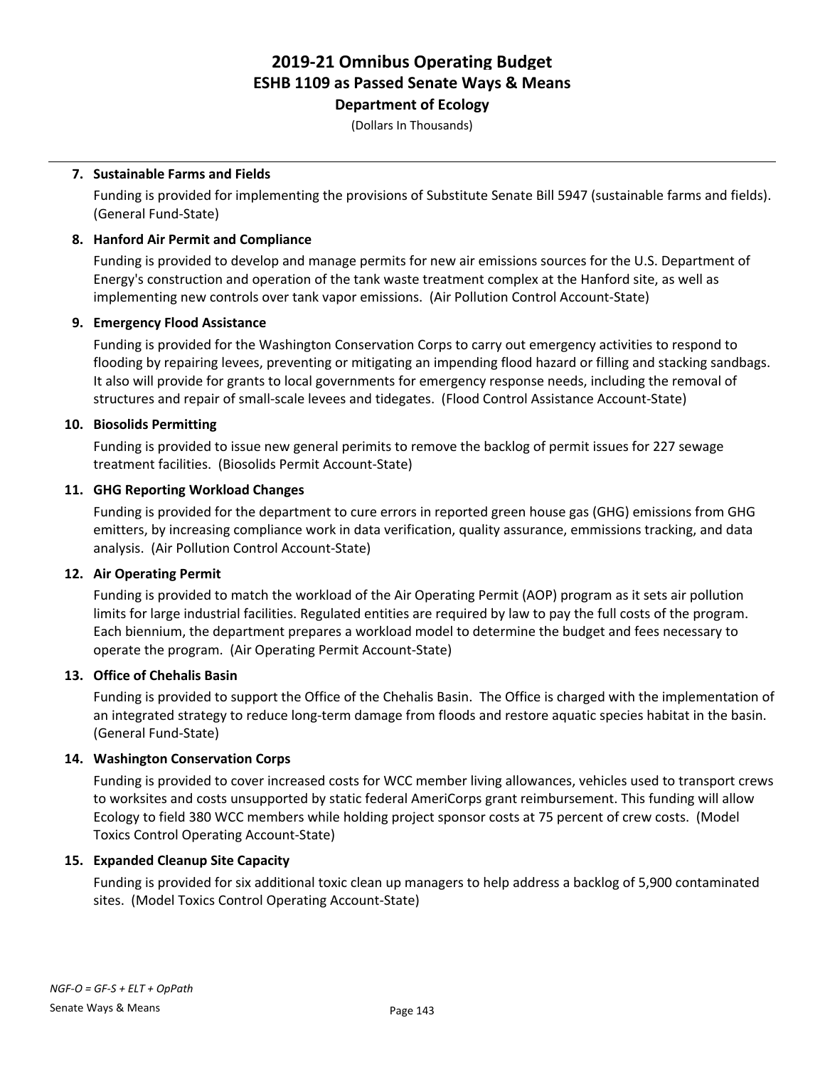# 2019-21 Omnibus Operating Budget
## ESHB 1109 as Passed Senate Ways & Means
### Department of Ecology
(Dollars In Thousands)

7. **Sustainable Farms and Fields**

   Funding is provided for implementing the provisions of Substitute Senate Bill 5947 (sustainable farms and fields). (General Fund-State)

8. **Hanford Air Permit and Compliance**

   Funding is provided to develop and manage permits for new air emissions sources for the U.S. Department of Energy's construction and operation of the tank waste treatment complex at the Hanford site, as well as implementing new controls over tank vapor emissions. (Air Pollution Control Account-State)

9. **Emergency Flood Assistance**

   Funding is provided for the Washington Conservation Corps to carry out emergency activities to respond to flooding by repairing levees, preventing or mitigating an impending flood hazard or filling and stacking sandbags. It also will provide for grants to local governments for emergency response needs, including the removal of structures and repair of small-scale levees and tidegates. (Flood Control Assistance Account-State)

10. **Biosolids Permitting**

    Funding is provided to issue new general perimits to remove the backlog of permit issues for 227 sewage treatment facilities. (Biosolids Permit Account-State)

11. **GHG Reporting Workload Changes**

    Funding is provided for the department to cure errors in reported green house gas (GHG) emissions from GHG emitters, by increasing compliance work in data verification, quality assurance, emmissions tracking, and data analysis. (Air Pollution Control Account-State)

12. **Air Operating Permit**

    Funding is provided to match the workload of the Air Operating Permit (AOP) program as it sets air pollution limits for large industrial facilities. Regulated entities are required by law to pay the full costs of the program. Each biennium, the department prepares a workload model to determine the budget and fees necessary to operate the program. (Air Operating Permit Account-State)

13. **Office of Chehalis Basin**

    Funding is provided to support the Office of the Chehalis Basin. The Office is charged with the implementation of an integrated strategy to reduce long-term damage from floods and restore aquatic species habitat in the basin. (General Fund-State)

14. **Washington Conservation Corps**

    Funding is provided to cover increased costs for WCC member living allowances, vehicles used to transport crews to worksites and costs unsupported by static federal AmeriCorps grant reimbursement. This funding will allow Ecology to field 380 WCC members while holding project sponsor costs at 75 percent of crew costs. (Model Toxics Control Operating Account-State)

15. **Expanded Cleanup Site Capacity**

    Funding is provided for six additional toxic clean up managers to help address a backlog of 5,900 contaminated sites. (Model Toxics Control Operating Account-State)

*NGF-O = GF-S + ELT + OpPath*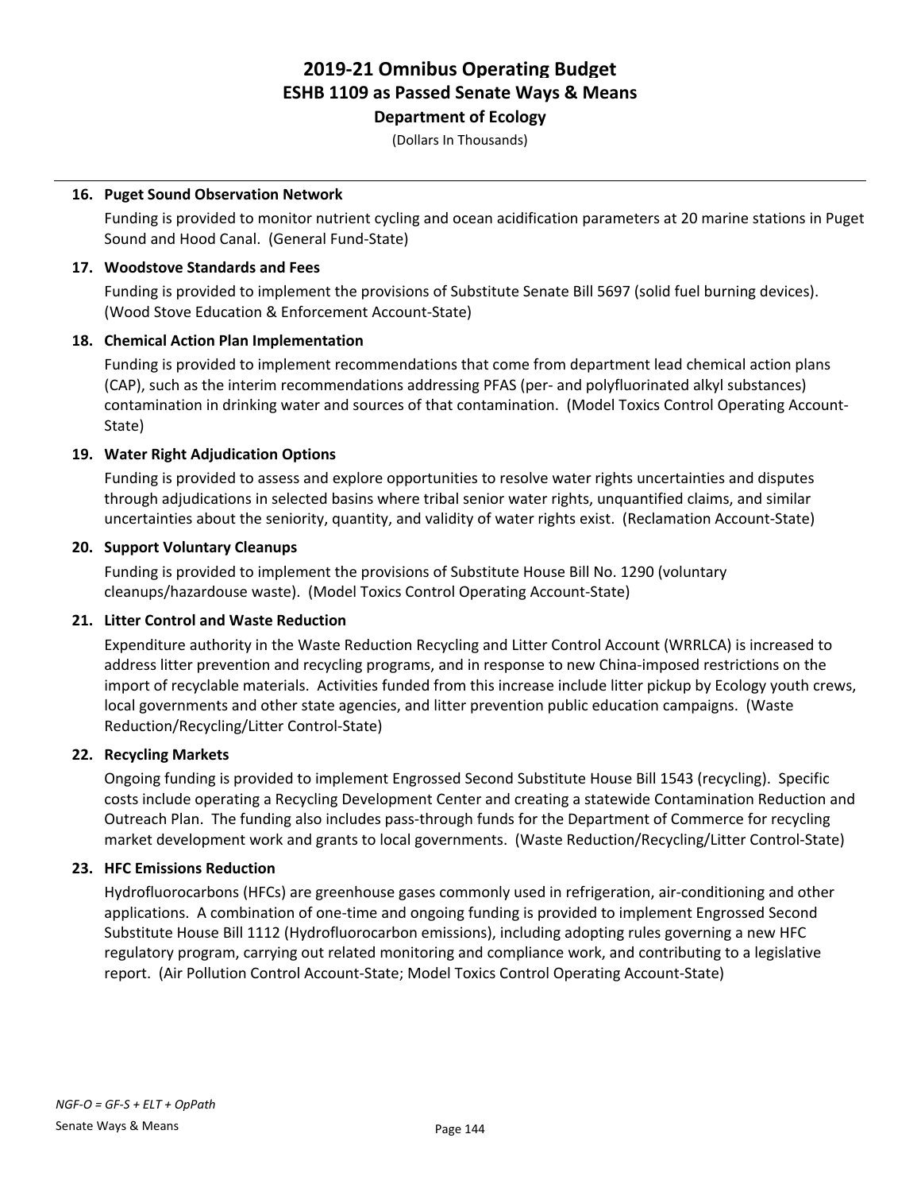# 2019-21 Omnibus Operating Budget
## ESHB 1109 as Passed Senate Ways & Means
### Department of Ecology

(Dollars In Thousands)

**16. Puget Sound Observation Network**

Funding is provided to monitor nutrient cycling and ocean acidification parameters at 20 marine stations in Puget Sound and Hood Canal. (General Fund-State)

**17. Woodstove Standards and Fees**

Funding is provided to implement the provisions of Substitute Senate Bill 5697 (solid fuel burning devices). (Wood Stove Education & Enforcement Account-State)

**18. Chemical Action Plan Implementation**

Funding is provided to implement recommendations that come from department lead chemical action plans (CAP), such as the interim recommendations addressing PFAS (per- and polyfluorinated alkyl substances) contamination in drinking water and sources of that contamination. (Model Toxics Control Operating Account-State)

**19. Water Right Adjudication Options**

Funding is provided to assess and explore opportunities to resolve water rights uncertainties and disputes through adjudications in selected basins where tribal senior water rights, unquantified claims, and similar uncertainties about the seniority, quantity, and validity of water rights exist. (Reclamation Account-State)

**20. Support Voluntary Cleanups**

Funding is provided to implement the provisions of Substitute House Bill No. 1290 (voluntary cleanups/hazardouse waste). (Model Toxics Control Operating Account-State)

**21. Litter Control and Waste Reduction**

Expenditure authority in the Waste Reduction Recycling and Litter Control Account (WRRLCA) is increased to address litter prevention and recycling programs, and in response to new China-imposed restrictions on the import of recyclable materials. Activities funded from this increase include litter pickup by Ecology youth crews, local governments and other state agencies, and litter prevention public education campaigns. (Waste Reduction/Recycling/Litter Control-State)

**22. Recycling Markets**

Ongoing funding is provided to implement Engrossed Second Substitute House Bill 1543 (recycling). Specific costs include operating a Recycling Development Center and creating a statewide Contamination Reduction and Outreach Plan. The funding also includes pass-through funds for the Department of Commerce for recycling market development work and grants to local governments. (Waste Reduction/Recycling/Litter Control-State)

**23. HFC Emissions Reduction**

Hydrofluorocarbons (HFCs) are greenhouse gases commonly used in refrigeration, air-conditioning and other applications. A combination of one-time and ongoing funding is provided to implement Engrossed Second Substitute House Bill 1112 (Hydrofluorocarbon emissions), including adopting rules governing a new HFC regulatory program, carrying out related monitoring and compliance work, and contributing to a legislative report. (Air Pollution Control Account-State; Model Toxics Control Operating Account-State)

*NGF-O = GF-S + ELT + OpPath*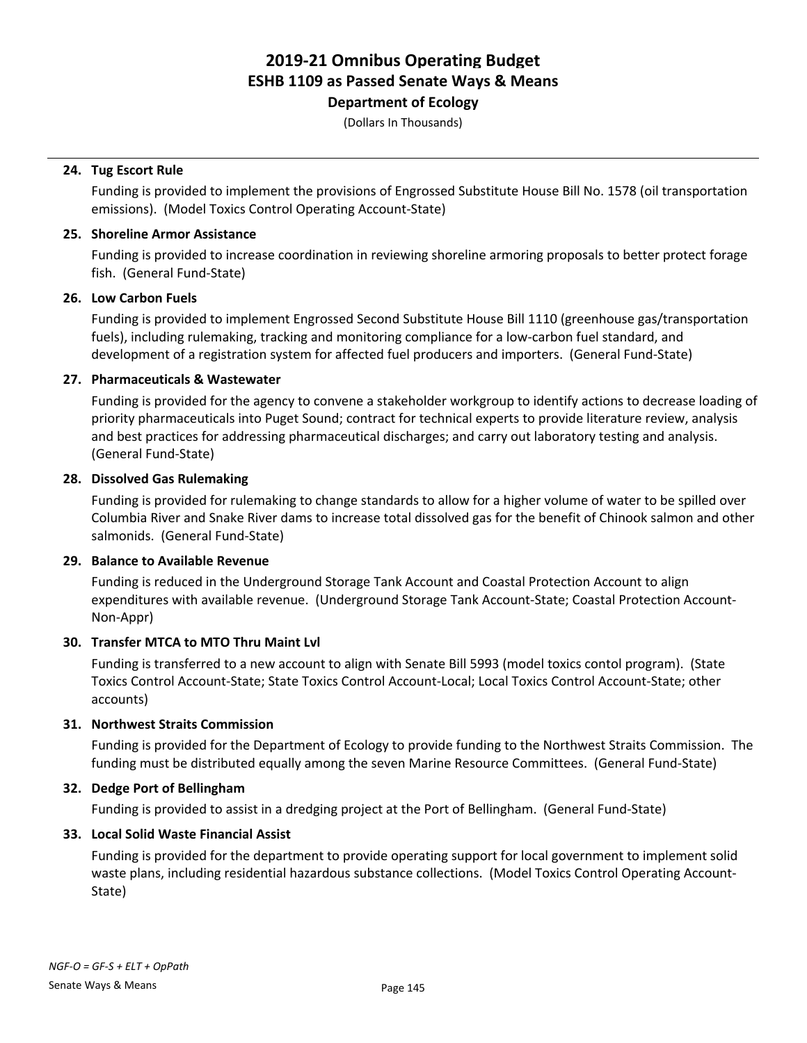# 2019-21 Omnibus Operating Budget
## ESHB 1109 as Passed Senate Ways & Means
### Department of Ecology

(Dollars In Thousands)

**24. Tug Escort Rule**

Funding is provided to implement the provisions of Engrossed Substitute House Bill No. 1578 (oil transportation emissions). (Model Toxics Control Operating Account-State)

**25. Shoreline Armor Assistance**

Funding is provided to increase coordination in reviewing shoreline armoring proposals to better protect forage fish. (General Fund-State)

**26. Low Carbon Fuels**

Funding is provided to implement Engrossed Second Substitute House Bill 1110 (greenhouse gas/transportation fuels), including rulemaking, tracking and monitoring compliance for a low-carbon fuel standard, and development of a registration system for affected fuel producers and importers. (General Fund-State)

**27. Pharmaceuticals & Wastewater**

Funding is provided for the agency to convene a stakeholder workgroup to identify actions to decrease loading of priority pharmaceuticals into Puget Sound; contract for technical experts to provide literature review, analysis and best practices for addressing pharmaceutical discharges; and carry out laboratory testing and analysis. (General Fund-State)

**28. Dissolved Gas Rulemaking**

Funding is provided for rulemaking to change standards to allow for a higher volume of water to be spilled over Columbia River and Snake River dams to increase total dissolved gas for the benefit of Chinook salmon and other salmonids. (General Fund-State)

**29. Balance to Available Revenue**

Funding is reduced in the Underground Storage Tank Account and Coastal Protection Account to align expenditures with available revenue. (Underground Storage Tank Account-State; Coastal Protection Account-Non-Appr)

**30. Transfer MTCA to MTO Thru Maint Lvl**

Funding is transferred to a new account to align with Senate Bill 5993 (model toxics contol program). (State Toxics Control Account-State; State Toxics Control Account-Local; Local Toxics Control Account-State; other accounts)

**31. Northwest Straits Commission**

Funding is provided for the Department of Ecology to provide funding to the Northwest Straits Commission. The funding must be distributed equally among the seven Marine Resource Committees. (General Fund-State)

**32. Dedge Port of Bellingham**

Funding is provided to assist in a dredging project at the Port of Bellingham. (General Fund-State)

**33. Local Solid Waste Financial Assist**

Funding is provided for the department to provide operating support for local government to implement solid waste plans, including residential hazardous substance collections. (Model Toxics Control Operating Account-State)

*NGF-O = GF-S + ELT + OpPath*

Senate Ways & Means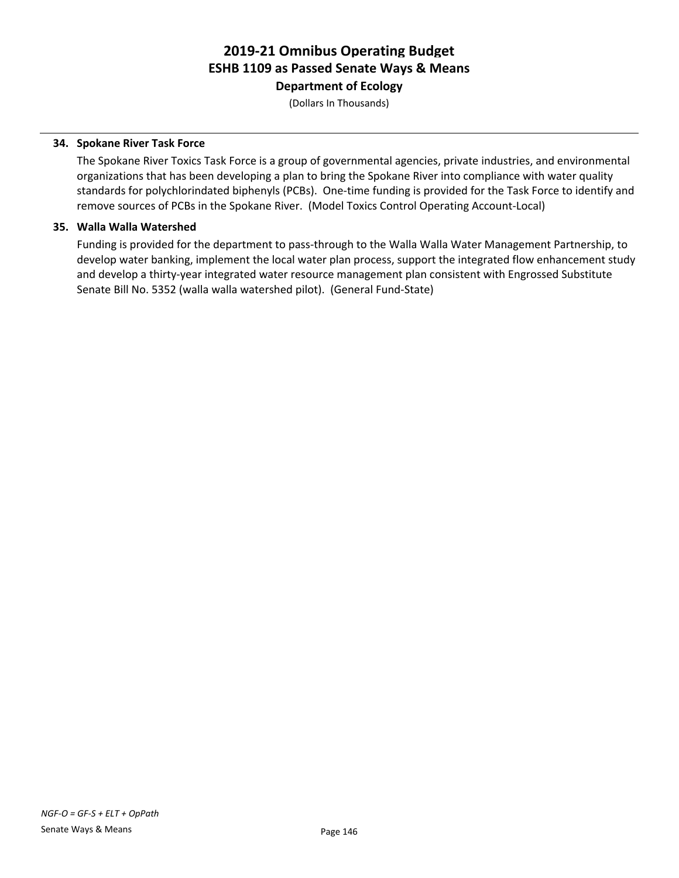**34. Spokane River Task Force**

The Spokane River Toxics Task Force is a group of governmental agencies, private industries, and environmental organizations that has been developing a plan to bring the Spokane River into compliance with water quality standards for polychlorindated biphenyls (PCBs). One-time funding is provided for the Task Force to identify and remove sources of PCBs in the Spokane River. (Model Toxics Control Operating Account-Local)

**35. Walla Walla Watershed**

Funding is provided for the department to pass-through to the Walla Walla Water Management Partnership, to develop water banking, implement the local water plan process, support the integrated flow enhancement study and develop a thirty-year integrated water resource management plan consistent with Engrossed Substitute Senate Bill No. 5352 (walla walla watershed pilot). (General Fund-State)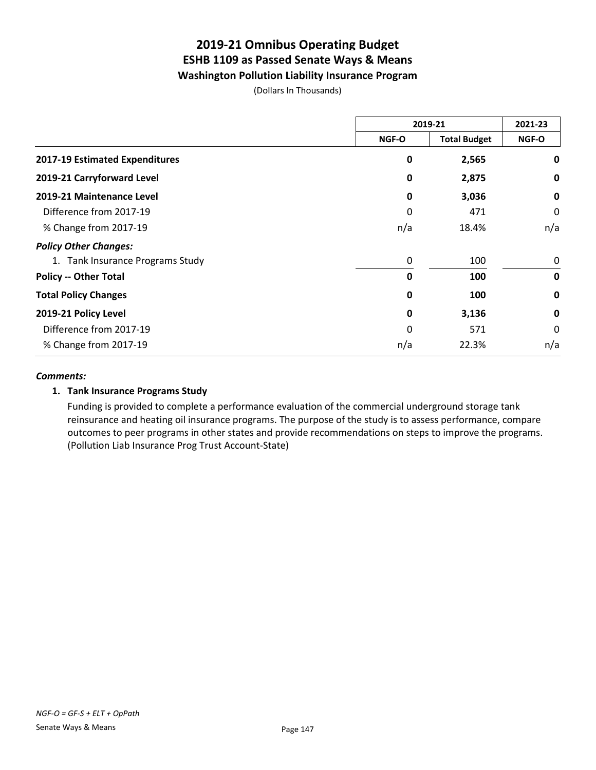# 2019-21 Omnibus Operating Budget
## ESHB 1109 as Passed Senate Ways & Means
### Washington Pollution Liability Insurance Program

(Dollars In Thousands)

| | 2019-21 | | 2021-23 |
|---|---|---|---|
| | NGF-O | Total Budget | NGF-O |
| **2017-19 Estimated Expenditures** | **0** | **2,565** | **0** |
| **2019-21 Carryforward Level** | **0** | **2,875** | **0** |
| **2019-21 Maintenance Level** | **0** | **3,036** | **0** |
| Difference from 2017-19 | 0 | 471 | 0 |
| % Change from 2017-19 | n/a | 18.4% | n/a |
| ***Policy Other Changes:*** | | | |
| 1. Tank Insurance Programs Study | 0 | 100 | 0 |
| **Policy -- Other Total** | **0** | **100** | **0** |
| **Total Policy Changes** | **0** | **100** | **0** |
| **2019-21 Policy Level** | **0** | **3,136** | **0** |
| Difference from 2017-19 | 0 | 571 | 0 |
| % Change from 2017-19 | n/a | 22.3% | n/a |

***Comments:***

**1. Tank Insurance Programs Study**

Funding is provided to complete a performance evaluation of the commercial underground storage tank reinsurance and heating oil insurance programs. The purpose of the study is to assess performance, compare outcomes to peer programs in other states and provide recommendations on steps to improve the programs. (Pollution Liab Insurance Prog Trust Account-State)

*NGF-O = GF-S + ELT + OpPath*

Senate Ways & Means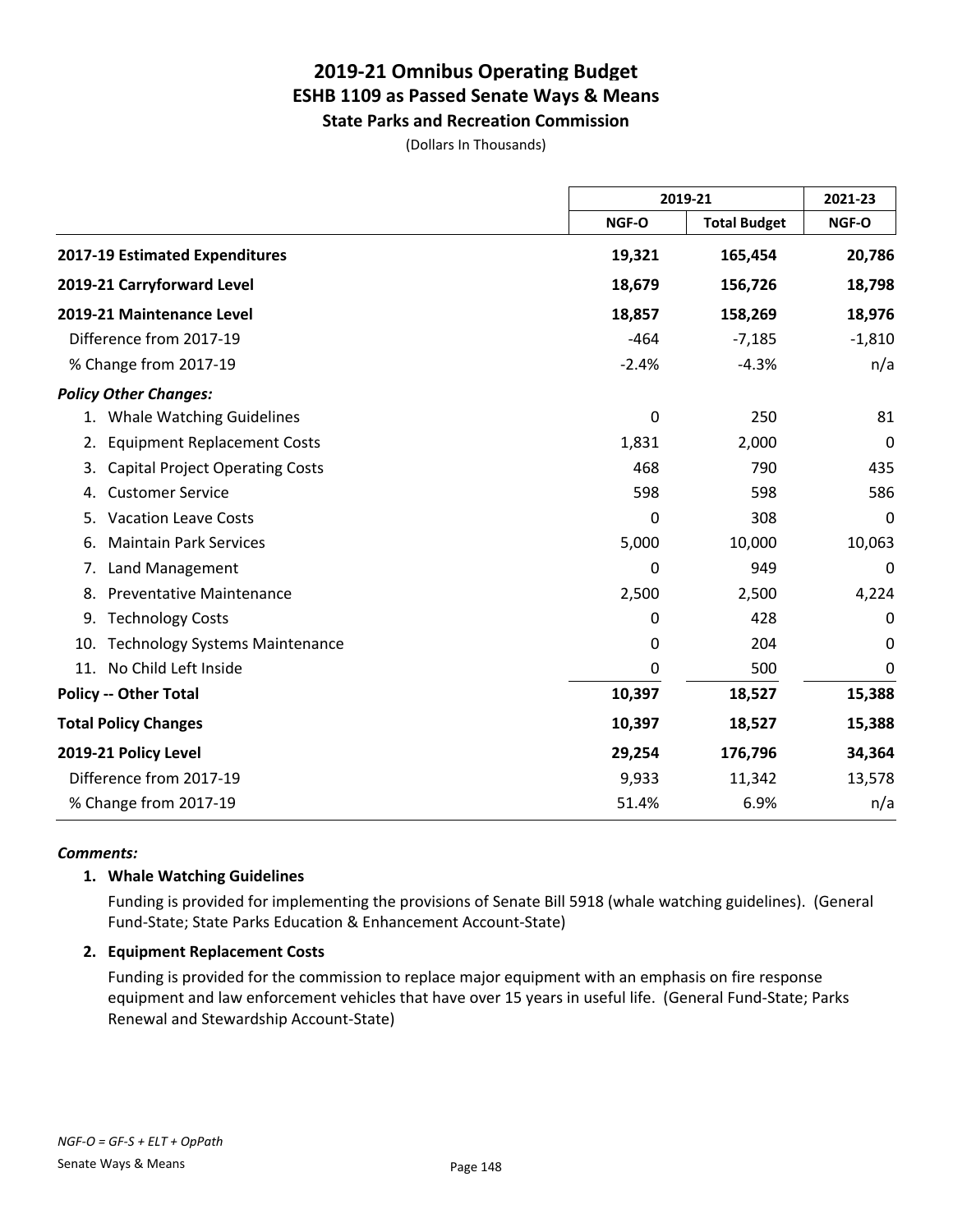# 2019-21 Omnibus Operating Budget
## ESHB 1109 as Passed Senate Ways & Means
### State Parks and Recreation Commission

(Dollars In Thousands)

| | 2019-21 | | 2021-23 |
|---|---|---|---|
| | NGF-O | Total Budget | NGF-O |
| **2017-19 Estimated Expenditures** | **19,321** | **165,454** | **20,786** |
| **2019-21 Carryforward Level** | **18,679** | **156,726** | **18,798** |
| **2019-21 Maintenance Level** | **18,857** | **158,269** | **18,976** |
| Difference from 2017-19 | -464 | -7,185 | -1,810 |
| % Change from 2017-19 | -2.4% | -4.3% | n/a |
| ***Policy Other Changes:*** | | | |
| 1. Whale Watching Guidelines | 0 | 250 | 81 |
| 2. Equipment Replacement Costs | 1,831 | 2,000 | 0 |
| 3. Capital Project Operating Costs | 468 | 790 | 435 |
| 4. Customer Service | 598 | 598 | 586 |
| 5. Vacation Leave Costs | 0 | 308 | 0 |
| 6. Maintain Park Services | 5,000 | 10,000 | 10,063 |
| 7. Land Management | 0 | 949 | 0 |
| 8. Preventative Maintenance | 2,500 | 2,500 | 4,224 |
| 9. Technology Costs | 0 | 428 | 0 |
| 10. Technology Systems Maintenance | 0 | 204 | 0 |
| 11. No Child Left Inside | 0 | 500 | 0 |
| **Policy -- Other Total** | **10,397** | **18,527** | **15,388** |
| **Total Policy Changes** | **10,397** | **18,527** | **15,388** |
| **2019-21 Policy Level** | **29,254** | **176,796** | **34,364** |
| Difference from 2017-19 | 9,933 | 11,342 | 13,578 |
| % Change from 2017-19 | 51.4% | 6.9% | n/a |

***Comments:***

**1. Whale Watching Guidelines**

Funding is provided for implementing the provisions of Senate Bill 5918 (whale watching guidelines). (General Fund-State; State Parks Education & Enhancement Account-State)

**2. Equipment Replacement Costs**

Funding is provided for the commission to replace major equipment with an emphasis on fire response equipment and law enforcement vehicles that have over 15 years in useful life. (General Fund-State; Parks Renewal and Stewardship Account-State)

*NGF-O = GF-S + ELT + OpPath*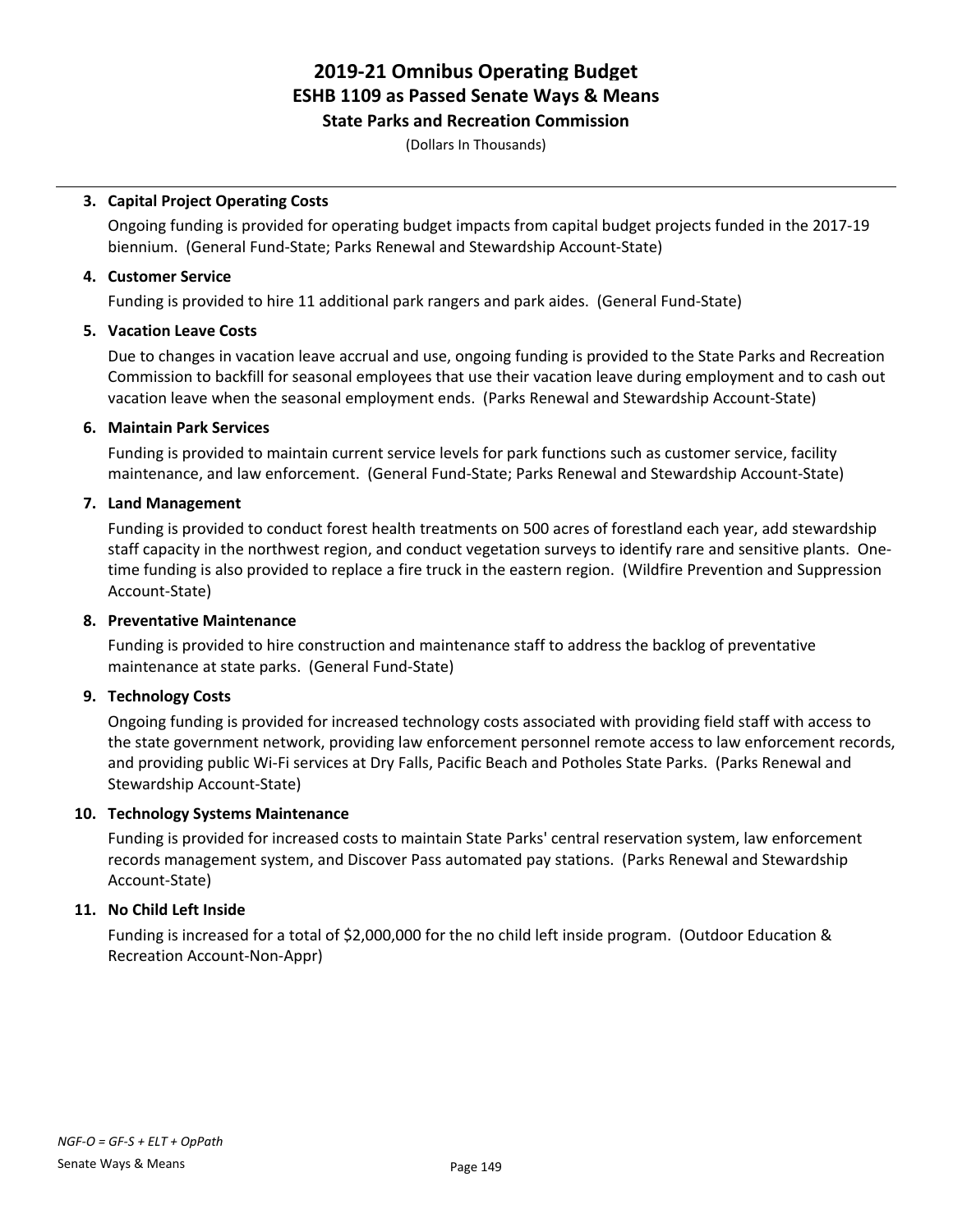# 2019-21 Omnibus Operating Budget
## ESHB 1109 as Passed Senate Ways & Means
### State Parks and Recreation Commission

(Dollars In Thousands)

3. **Capital Project Operating Costs**

   Ongoing funding is provided for operating budget impacts from capital budget projects funded in the 2017-19 biennium. (General Fund-State; Parks Renewal and Stewardship Account-State)

4. **Customer Service**

   Funding is provided to hire 11 additional park rangers and park aides. (General Fund-State)

5. **Vacation Leave Costs**

   Due to changes in vacation leave accrual and use, ongoing funding is provided to the State Parks and Recreation Commission to backfill for seasonal employees that use their vacation leave during employment and to cash out vacation leave when the seasonal employment ends. (Parks Renewal and Stewardship Account-State)

6. **Maintain Park Services**

   Funding is provided to maintain current service levels for park functions such as customer service, facility maintenance, and law enforcement. (General Fund-State; Parks Renewal and Stewardship Account-State)

7. **Land Management**

   Funding is provided to conduct forest health treatments on 500 acres of forestland each year, add stewardship staff capacity in the northwest region, and conduct vegetation surveys to identify rare and sensitive plants. One-time funding is also provided to replace a fire truck in the eastern region. (Wildfire Prevention and Suppression Account-State)

8. **Preventative Maintenance**

   Funding is provided to hire construction and maintenance staff to address the backlog of preventative maintenance at state parks. (General Fund-State)

9. **Technology Costs**

   Ongoing funding is provided for increased technology costs associated with providing field staff with access to the state government network, providing law enforcement personnel remote access to law enforcement records, and providing public Wi-Fi services at Dry Falls, Pacific Beach and Potholes State Parks. (Parks Renewal and Stewardship Account-State)

10. **Technology Systems Maintenance**

    Funding is provided for increased costs to maintain State Parks' central reservation system, law enforcement records management system, and Discover Pass automated pay stations. (Parks Renewal and Stewardship Account-State)

11. **No Child Left Inside**

    Funding is increased for a total of $2,000,000 for the no child left inside program. (Outdoor Education & Recreation Account-Non-Appr)

*NGF-O = GF-S + ELT + OpPath*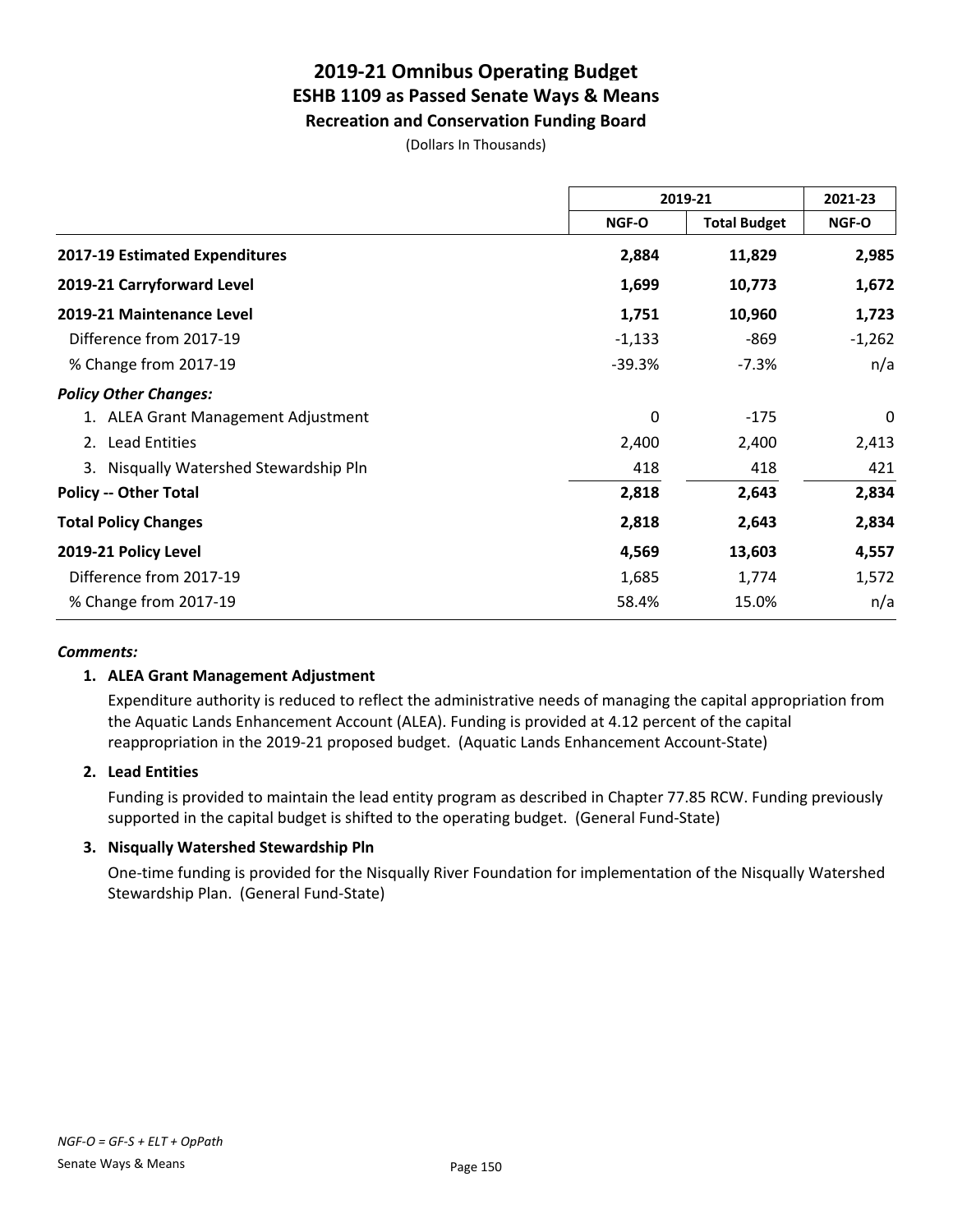# 2019-21 Omnibus Operating Budget
## ESHB 1109 as Passed Senate Ways & Means
### Recreation and Conservation Funding Board

(Dollars In Thousands)

| | 2019-21 | | 2021-23 |
|---|---|---|---|
| | NGF-O | Total Budget | NGF-O |
| **2017-19 Estimated Expenditures** | **2,884** | **11,829** | **2,985** |
| **2019-21 Carryforward Level** | **1,699** | **10,773** | **1,672** |
| **2019-21 Maintenance Level** | **1,751** | **10,960** | **1,723** |
| Difference from 2017-19 | -1,133 | -869 | -1,262 |
| % Change from 2017-19 | -39.3% | -7.3% | n/a |
| ***Policy Other Changes:*** | | | |
| 1. ALEA Grant Management Adjustment | 0 | -175 | 0 |
| 2. Lead Entities | 2,400 | 2,400 | 2,413 |
| 3. Nisqually Watershed Stewardship Pln | 418 | 418 | 421 |
| **Policy -- Other Total** | **2,818** | **2,643** | **2,834** |
| **Total Policy Changes** | **2,818** | **2,643** | **2,834** |
| **2019-21 Policy Level** | **4,569** | **13,603** | **4,557** |
| Difference from 2017-19 | 1,685 | 1,774 | 1,572 |
| % Change from 2017-19 | 58.4% | 15.0% | n/a |

***Comments:***

**1. ALEA Grant Management Adjustment**

Expenditure authority is reduced to reflect the administrative needs of managing the capital appropriation from the Aquatic Lands Enhancement Account (ALEA). Funding is provided at 4.12 percent of the capital reappropriation in the 2019-21 proposed budget. (Aquatic Lands Enhancement Account-State)

**2. Lead Entities**

Funding is provided to maintain the lead entity program as described in Chapter 77.85 RCW. Funding previously supported in the capital budget is shifted to the operating budget. (General Fund-State)

**3. Nisqually Watershed Stewardship Pln**

One-time funding is provided for the Nisqually River Foundation for implementation of the Nisqually Watershed Stewardship Plan. (General Fund-State)

*NGF-O = GF-S + ELT + OpPath*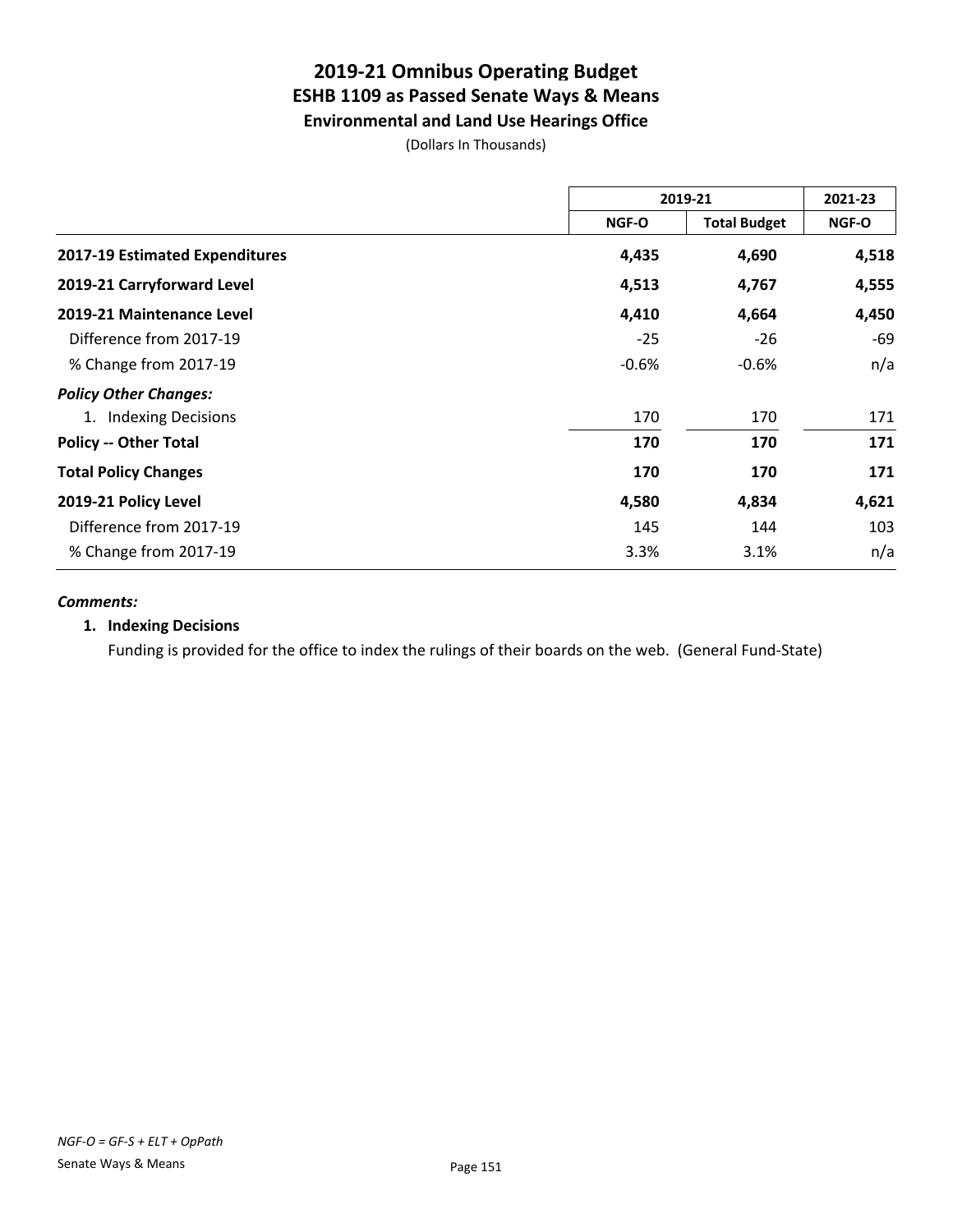# 2019-21 Omnibus Operating Budget
## ESHB 1109 as Passed Senate Ways & Means
### Environmental and Land Use Hearings Office

(Dollars In Thousands)

| | 2019-21 | | 2021-23 |
|---|---|---|---|
| | NGF-O | Total Budget | NGF-O |
| **2017-19 Estimated Expenditures** | **4,435** | **4,690** | **4,518** |
| **2019-21 Carryforward Level** | **4,513** | **4,767** | **4,555** |
| **2019-21 Maintenance Level** | **4,410** | **4,664** | **4,450** |
| Difference from 2017-19 | -25 | -26 | -69 |
| % Change from 2017-19 | -0.6% | -0.6% | n/a |
| ***Policy Other Changes:*** | | | |
| 1. Indexing Decisions | 170 | 170 | 171 |
| **Policy -- Other Total** | **170** | **170** | **171** |
| **Total Policy Changes** | **170** | **170** | **171** |
| **2019-21 Policy Level** | **4,580** | **4,834** | **4,621** |
| Difference from 2017-19 | 145 | 144 | 103 |
| % Change from 2017-19 | 3.3% | 3.1% | n/a |

***Comments:***

**1. Indexing Decisions**

Funding is provided for the office to index the rulings of their boards on the web. (General Fund-State)

*NGF-O = GF-S + ELT + OpPath*

Senate Ways & Means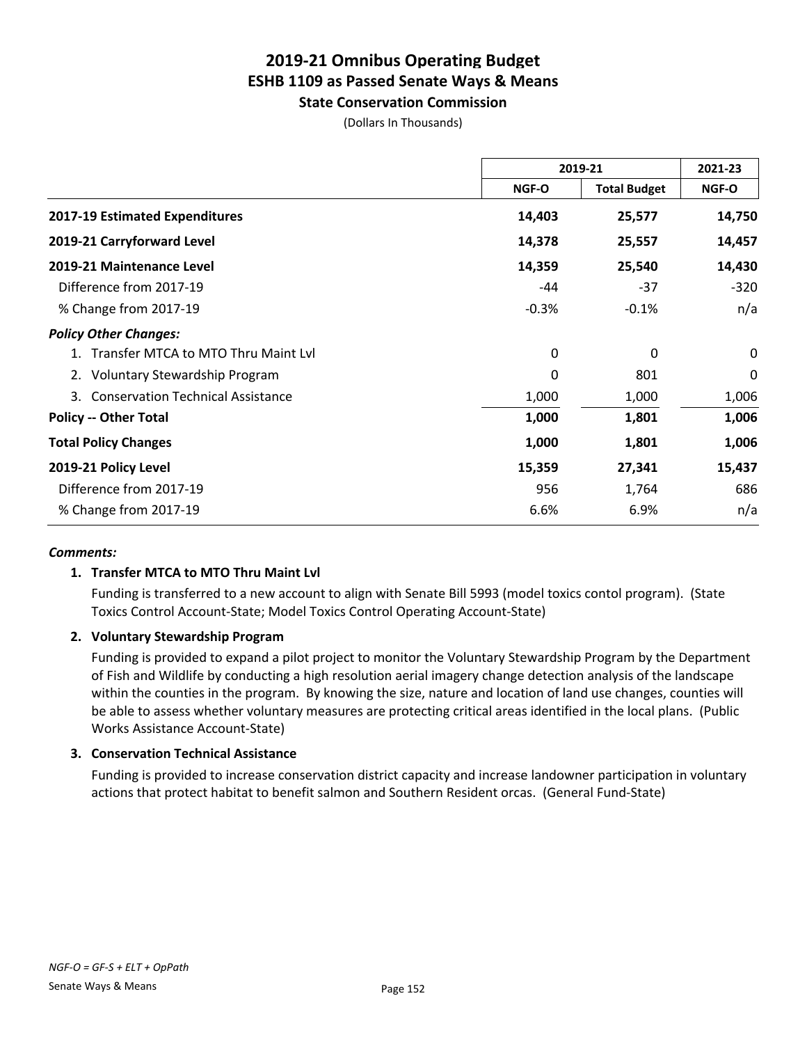# 2019-21 Omnibus Operating Budget
## ESHB 1109 as Passed Senate Ways & Means
### State Conservation Commission

(Dollars In Thousands)

| | 2019-21 | | 2021-23 |
|---|---|---|---|
| | NGF-O | Total Budget | NGF-O |
| **2017-19 Estimated Expenditures** | **14,403** | **25,577** | **14,750** |
| **2019-21 Carryforward Level** | **14,378** | **25,557** | **14,457** |
| **2019-21 Maintenance Level** | **14,359** | **25,540** | **14,430** |
| Difference from 2017-19 | -44 | -37 | -320 |
| % Change from 2017-19 | -0.3% | -0.1% | n/a |
| ***Policy Other Changes:*** | | | |
| 1. Transfer MTCA to MTO Thru Maint Lvl | 0 | 0 | 0 |
| 2. Voluntary Stewardship Program | 0 | 801 | 0 |
| 3. Conservation Technical Assistance | 1,000 | 1,000 | 1,006 |
| **Policy -- Other Total** | **1,000** | **1,801** | **1,006** |
| **Total Policy Changes** | **1,000** | **1,801** | **1,006** |
| **2019-21 Policy Level** | **15,359** | **27,341** | **15,437** |
| Difference from 2017-19 | 956 | 1,764 | 686 |
| % Change from 2017-19 | 6.6% | 6.9% | n/a |

***Comments:***

**1. Transfer MTCA to MTO Thru Maint Lvl**

Funding is transferred to a new account to align with Senate Bill 5993 (model toxics contol program). (State Toxics Control Account-State; Model Toxics Control Operating Account-State)

**2. Voluntary Stewardship Program**

Funding is provided to expand a pilot project to monitor the Voluntary Stewardship Program by the Department of Fish and Wildlife by conducting a high resolution aerial imagery change detection analysis of the landscape within the counties in the program. By knowing the size, nature and location of land use changes, counties will be able to assess whether voluntary measures are protecting critical areas identified in the local plans. (Public Works Assistance Account-State)

**3. Conservation Technical Assistance**

Funding is provided to increase conservation district capacity and increase landowner participation in voluntary actions that protect habitat to benefit salmon and Southern Resident orcas. (General Fund-State)

*NGF-O = GF-S + ELT + OpPath*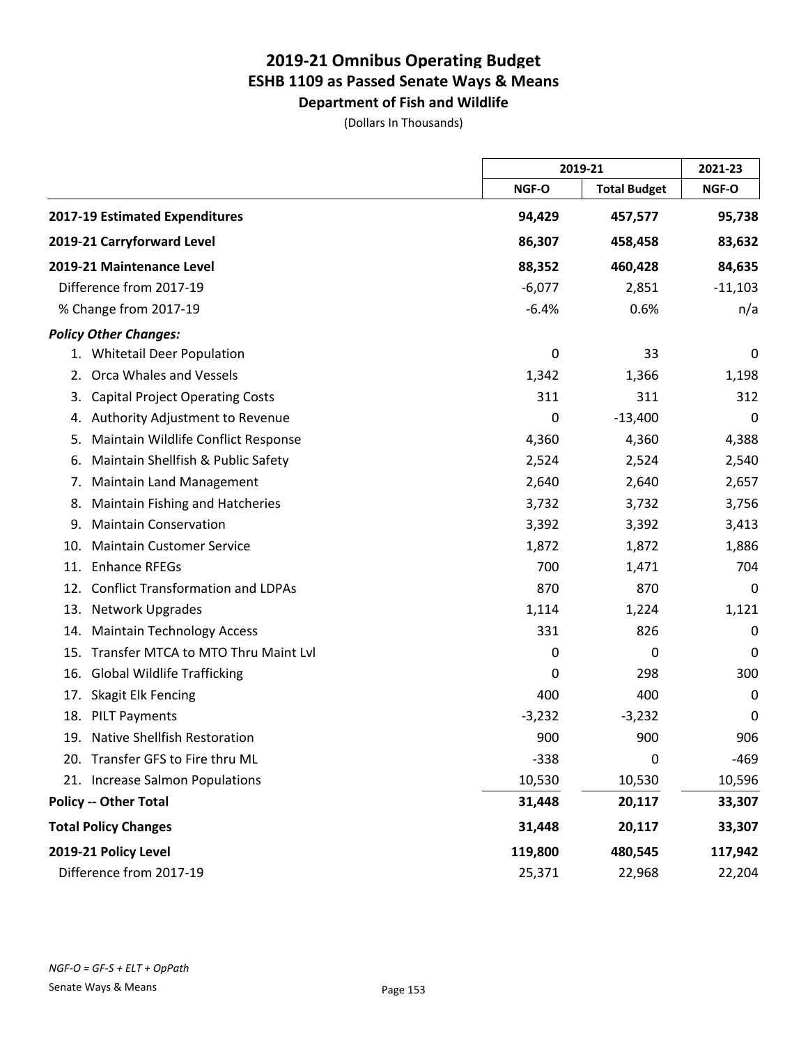# 2019-21 Omnibus Operating Budget
## ESHB 1109 as Passed Senate Ways & Means
### Department of Fish and Wildlife

(Dollars In Thousands)

| | 2019-21 | | 2021-23 |
|---|---|---|---|
| | NGF-O | Total Budget | NGF-O |
| **2017-19 Estimated Expenditures** | **94,429** | **457,577** | **95,738** |
| **2019-21 Carryforward Level** | **86,307** | **458,458** | **83,632** |
| **2019-21 Maintenance Level** | **88,352** | **460,428** | **84,635** |
| Difference from 2017-19 | -6,077 | 2,851 | -11,103 |
| % Change from 2017-19 | -6.4% | 0.6% | n/a |
| ***Policy Other Changes:*** | | | |
| 1. Whitetail Deer Population | 0 | 33 | 0 |
| 2. Orca Whales and Vessels | 1,342 | 1,366 | 1,198 |
| 3. Capital Project Operating Costs | 311 | 311 | 312 |
| 4. Authority Adjustment to Revenue | 0 | -13,400 | 0 |
| 5. Maintain Wildlife Conflict Response | 4,360 | 4,360 | 4,388 |
| 6. Maintain Shellfish & Public Safety | 2,524 | 2,524 | 2,540 |
| 7. Maintain Land Management | 2,640 | 2,640 | 2,657 |
| 8. Maintain Fishing and Hatcheries | 3,732 | 3,732 | 3,756 |
| 9. Maintain Conservation | 3,392 | 3,392 | 3,413 |
| 10. Maintain Customer Service | 1,872 | 1,872 | 1,886 |
| 11. Enhance RFEGs | 700 | 1,471 | 704 |
| 12. Conflict Transformation and LDPAs | 870 | 870 | 0 |
| 13. Network Upgrades | 1,114 | 1,224 | 1,121 |
| 14. Maintain Technology Access | 331 | 826 | 0 |
| 15. Transfer MTCA to MTO Thru Maint Lvl | 0 | 0 | 0 |
| 16. Global Wildlife Trafficking | 0 | 298 | 300 |
| 17. Skagit Elk Fencing | 400 | 400 | 0 |
| 18. PILT Payments | -3,232 | -3,232 | 0 |
| 19. Native Shellfish Restoration | 900 | 900 | 906 |
| 20. Transfer GFS to Fire thru ML | -338 | 0 | -469 |
| 21. Increase Salmon Populations | 10,530 | 10,530 | 10,596 |
| **Policy -- Other Total** | **31,448** | **20,117** | **33,307** |
| **Total Policy Changes** | **31,448** | **20,117** | **33,307** |
| **2019-21 Policy Level** | **119,800** | **480,545** | **117,942** |
| Difference from 2017-19 | 25,371 | 22,968 | 22,204 |

*NGF-O = GF-S + ELT + OpPath*

Senate Ways & Means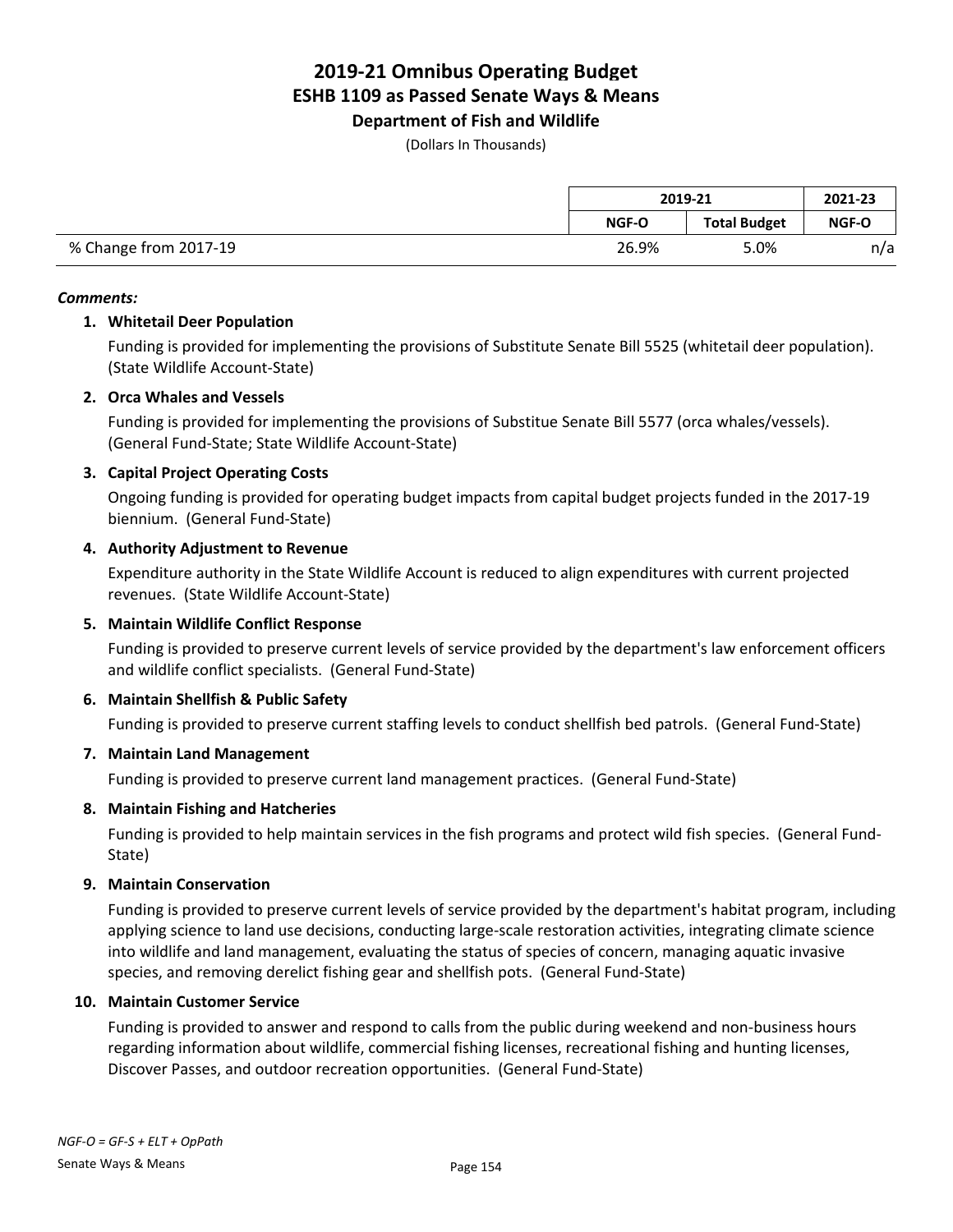# 2019-21 Omnibus Operating Budget
## ESHB 1109 as Passed Senate Ways & Means
### Department of Fish and Wildlife

(Dollars In Thousands)

| | 2019-21 | | 2021-23 |
|---|---|---|---|
| | NGF-O | Total Budget | NGF-O |
| % Change from 2017-19 | 26.9% | 5.0% | n/a |

***Comments:***

1. **Whitetail Deer Population**

   Funding is provided for implementing the provisions of Substitute Senate Bill 5525 (whitetail deer population). (State Wildlife Account-State)

2. **Orca Whales and Vessels**

   Funding is provided for implementing the provisions of Substitue Senate Bill 5577 (orca whales/vessels). (General Fund-State; State Wildlife Account-State)

3. **Capital Project Operating Costs**

   Ongoing funding is provided for operating budget impacts from capital budget projects funded in the 2017-19 biennium. (General Fund-State)

4. **Authority Adjustment to Revenue**

   Expenditure authority in the State Wildlife Account is reduced to align expenditures with current projected revenues. (State Wildlife Account-State)

5. **Maintain Wildlife Conflict Response**

   Funding is provided to preserve current levels of service provided by the department's law enforcement officers and wildlife conflict specialists. (General Fund-State)

6. **Maintain Shellfish & Public Safety**

   Funding is provided to preserve current staffing levels to conduct shellfish bed patrols. (General Fund-State)

7. **Maintain Land Management**

   Funding is provided to preserve current land management practices. (General Fund-State)

8. **Maintain Fishing and Hatcheries**

   Funding is provided to help maintain services in the fish programs and protect wild fish species. (General Fund-State)

9. **Maintain Conservation**

   Funding is provided to preserve current levels of service provided by the department's habitat program, including applying science to land use decisions, conducting large-scale restoration activities, integrating climate science into wildlife and land management, evaluating the status of species of concern, managing aquatic invasive species, and removing derelict fishing gear and shellfish pots. (General Fund-State)

10. **Maintain Customer Service**

    Funding is provided to answer and respond to calls from the public during weekend and non-business hours regarding information about wildlife, commercial fishing licenses, recreational fishing and hunting licenses, Discover Passes, and outdoor recreation opportunities. (General Fund-State)

*NGF-O = GF-S + ELT + OpPath*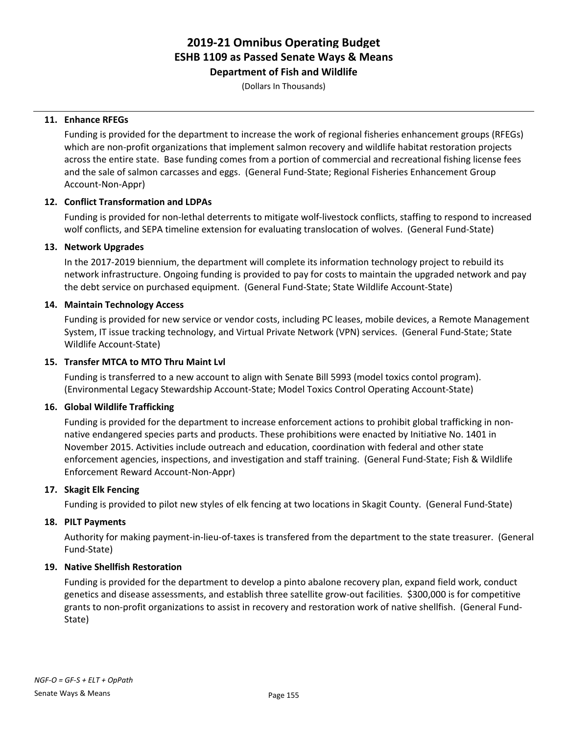# 2019-21 Omnibus Operating Budget
## ESHB 1109 as Passed Senate Ways & Means
### Department of Fish and Wildlife

(Dollars In Thousands)

**11. Enhance RFEGs**

Funding is provided for the department to increase the work of regional fisheries enhancement groups (RFEGs) which are non-profit organizations that implement salmon recovery and wildlife habitat restoration projects across the entire state. Base funding comes from a portion of commercial and recreational fishing license fees and the sale of salmon carcasses and eggs. (General Fund-State; Regional Fisheries Enhancement Group Account-Non-Appr)

**12. Conflict Transformation and LDPAs**

Funding is provided for non-lethal deterrents to mitigate wolf-livestock conflicts, staffing to respond to increased wolf conflicts, and SEPA timeline extension for evaluating translocation of wolves. (General Fund-State)

**13. Network Upgrades**

In the 2017-2019 biennium, the department will complete its information technology project to rebuild its network infrastructure. Ongoing funding is provided to pay for costs to maintain the upgraded network and pay the debt service on purchased equipment. (General Fund-State; State Wildlife Account-State)

**14. Maintain Technology Access**

Funding is provided for new service or vendor costs, including PC leases, mobile devices, a Remote Management System, IT issue tracking technology, and Virtual Private Network (VPN) services. (General Fund-State; State Wildlife Account-State)

**15. Transfer MTCA to MTO Thru Maint Lvl**

Funding is transferred to a new account to align with Senate Bill 5993 (model toxics contol program). (Environmental Legacy Stewardship Account-State; Model Toxics Control Operating Account-State)

**16. Global Wildlife Trafficking**

Funding is provided for the department to increase enforcement actions to prohibit global trafficking in non-native endangered species parts and products. These prohibitions were enacted by Initiative No. 1401 in November 2015. Activities include outreach and education, coordination with federal and other state enforcement agencies, inspections, and investigation and staff training. (General Fund-State; Fish & Wildlife Enforcement Reward Account-Non-Appr)

**17. Skagit Elk Fencing**

Funding is provided to pilot new styles of elk fencing at two locations in Skagit County. (General Fund-State)

**18. PILT Payments**

Authority for making payment-in-lieu-of-taxes is transfered from the department to the state treasurer. (General Fund-State)

**19. Native Shellfish Restoration**

Funding is provided for the department to develop a pinto abalone recovery plan, expand field work, conduct genetics and disease assessments, and establish three satellite grow-out facilities. $300,000 is for competitive grants to non-profit organizations to assist in recovery and restoration work of native shellfish. (General Fund-State)

*NGF-O = GF-S + ELT + OpPath*

Senate Ways & Means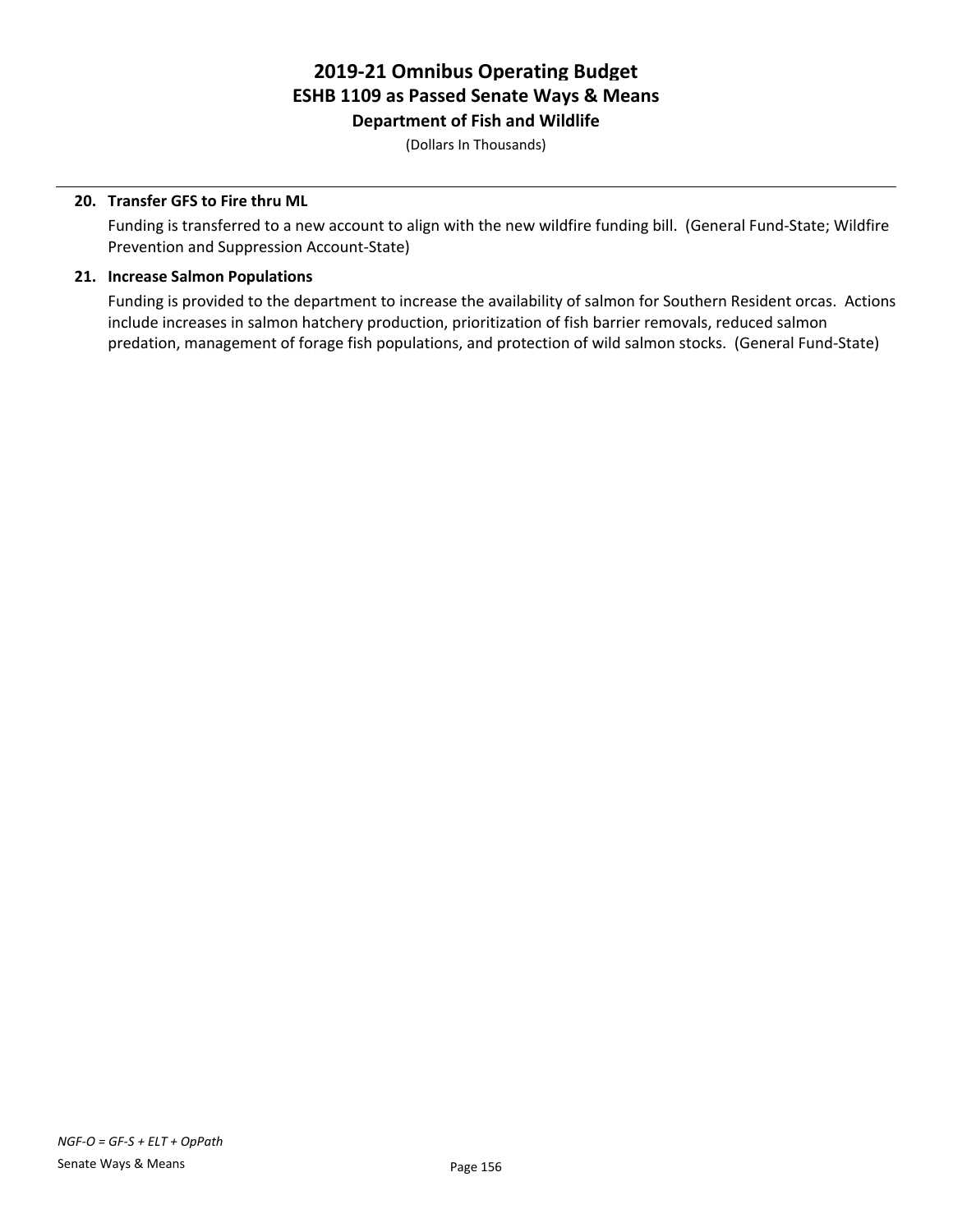# 2019-21 Omnibus Operating Budget
## ESHB 1109 as Passed Senate Ways & Means
### Department of Fish and Wildlife

(Dollars In Thousands)

---

**20. Transfer GFS to Fire thru ML**

Funding is transferred to a new account to align with the new wildfire funding bill. (General Fund-State; Wildfire Prevention and Suppression Account-State)

**21. Increase Salmon Populations**

Funding is provided to the department to increase the availability of salmon for Southern Resident orcas. Actions include increases in salmon hatchery production, prioritization of fish barrier removals, reduced salmon predation, management of forage fish populations, and protection of wild salmon stocks. (General Fund-State)

*NGF-O = GF-S + ELT + OpPath*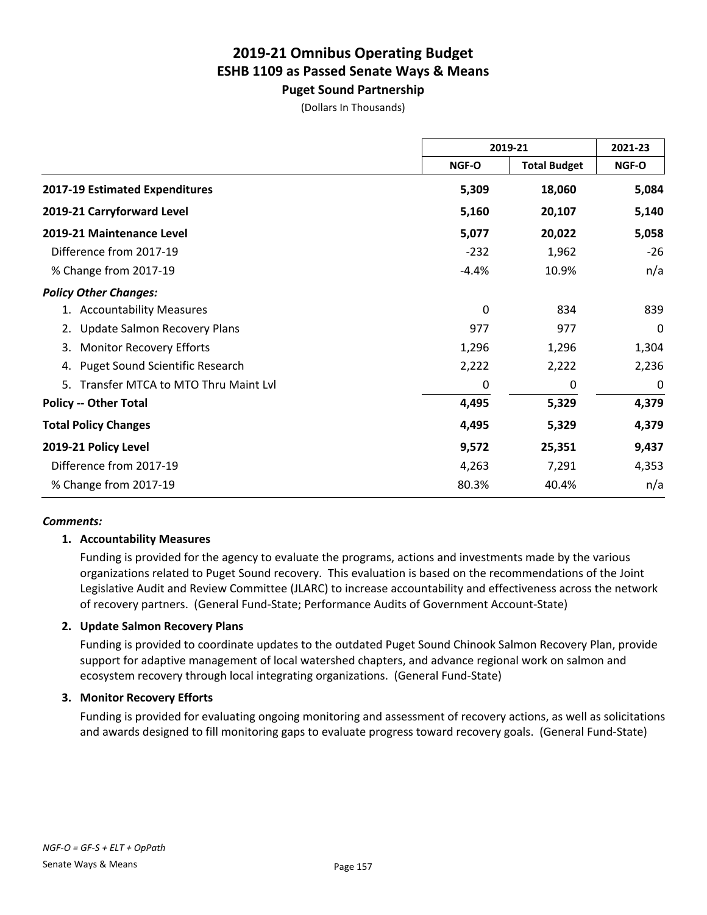# 2019-21 Omnibus Operating Budget
## ESHB 1109 as Passed Senate Ways & Means
### Puget Sound Partnership

(Dollars In Thousands)

| | 2019-21 | | 2021-23 |
|---|---|---|---|
| | NGF-O | Total Budget | NGF-O |
| **2017-19 Estimated Expenditures** | **5,309** | **18,060** | **5,084** |
| **2019-21 Carryforward Level** | **5,160** | **20,107** | **5,140** |
| **2019-21 Maintenance Level** | **5,077** | **20,022** | **5,058** |
| Difference from 2017-19 | -232 | 1,962 | -26 |
| % Change from 2017-19 | -4.4% | 10.9% | n/a |
| ***Policy Other Changes:*** | | | |
| 1. Accountability Measures | 0 | 834 | 839 |
| 2. Update Salmon Recovery Plans | 977 | 977 | 0 |
| 3. Monitor Recovery Efforts | 1,296 | 1,296 | 1,304 |
| 4. Puget Sound Scientific Research | 2,222 | 2,222 | 2,236 |
| 5. Transfer MTCA to MTO Thru Maint Lvl | 0 | 0 | 0 |
| **Policy -- Other Total** | **4,495** | **5,329** | **4,379** |
| **Total Policy Changes** | **4,495** | **5,329** | **4,379** |
| **2019-21 Policy Level** | **9,572** | **25,351** | **9,437** |
| Difference from 2017-19 | 4,263 | 7,291 | 4,353 |
| % Change from 2017-19 | 80.3% | 40.4% | n/a |

***Comments:***

**1. Accountability Measures**

Funding is provided for the agency to evaluate the programs, actions and investments made by the various organizations related to Puget Sound recovery. This evaluation is based on the recommendations of the Joint Legislative Audit and Review Committee (JLARC) to increase accountability and effectiveness across the network of recovery partners. (General Fund-State; Performance Audits of Government Account-State)

**2. Update Salmon Recovery Plans**

Funding is provided to coordinate updates to the outdated Puget Sound Chinook Salmon Recovery Plan, provide support for adaptive management of local watershed chapters, and advance regional work on salmon and ecosystem recovery through local integrating organizations. (General Fund-State)

**3. Monitor Recovery Efforts**

Funding is provided for evaluating ongoing monitoring and assessment of recovery actions, as well as solicitations and awards designed to fill monitoring gaps to evaluate progress toward recovery goals. (General Fund-State)

*NGF-O = GF-S + ELT + OpPath*

Senate Ways & Means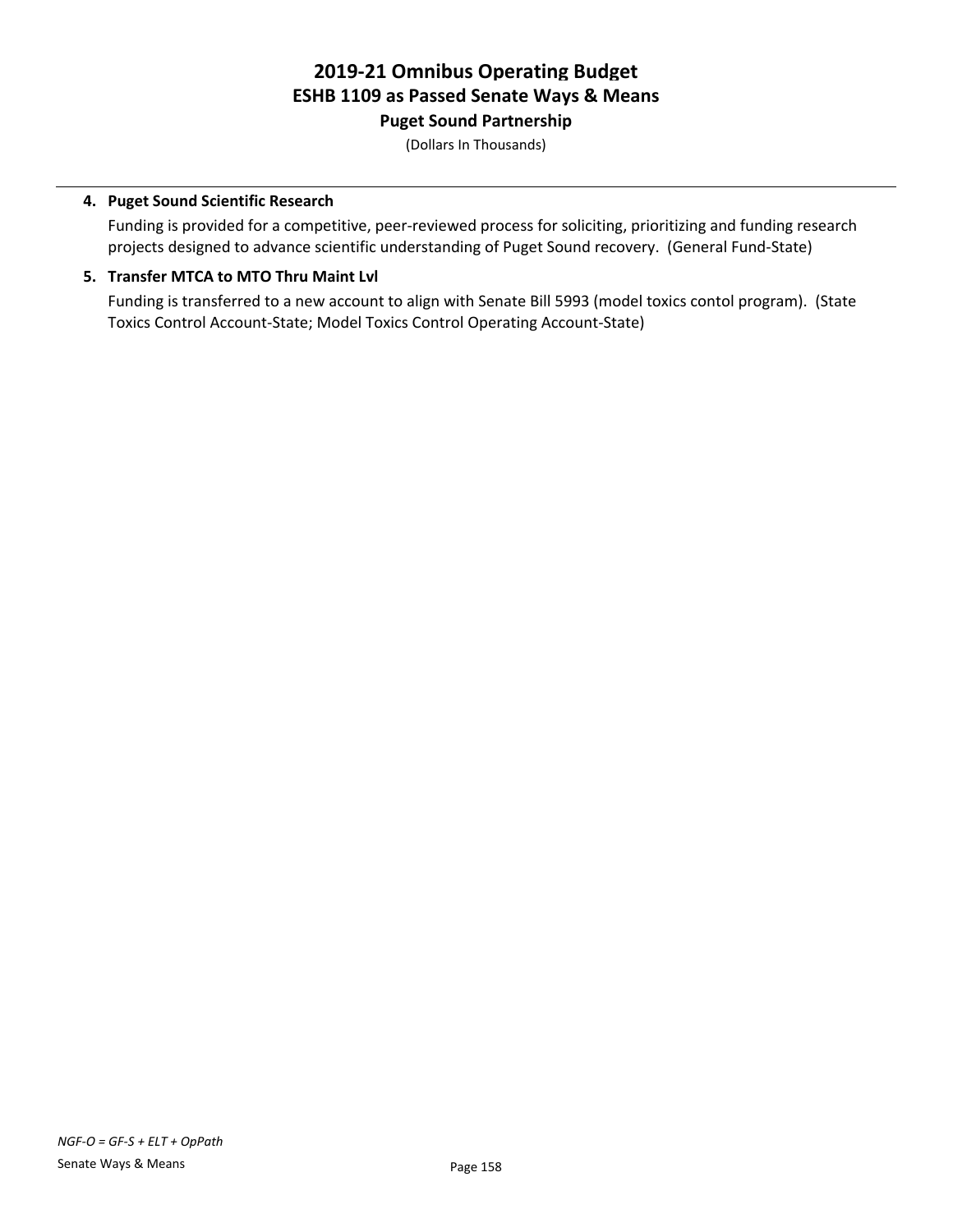# 2019-21 Omnibus Operating Budget
## ESHB 1109 as Passed Senate Ways & Means
### Puget Sound Partnership

(Dollars In Thousands)

4. **Puget Sound Scientific Research**

   Funding is provided for a competitive, peer-reviewed process for soliciting, prioritizing and funding research projects designed to advance scientific understanding of Puget Sound recovery. (General Fund-State)

5. **Transfer MTCA to MTO Thru Maint Lvl**

   Funding is transferred to a new account to align with Senate Bill 5993 (model toxics contol program). (State Toxics Control Account-State; Model Toxics Control Operating Account-State)

*NGF-O = GF-S + ELT + OpPath*

Senate Ways & Means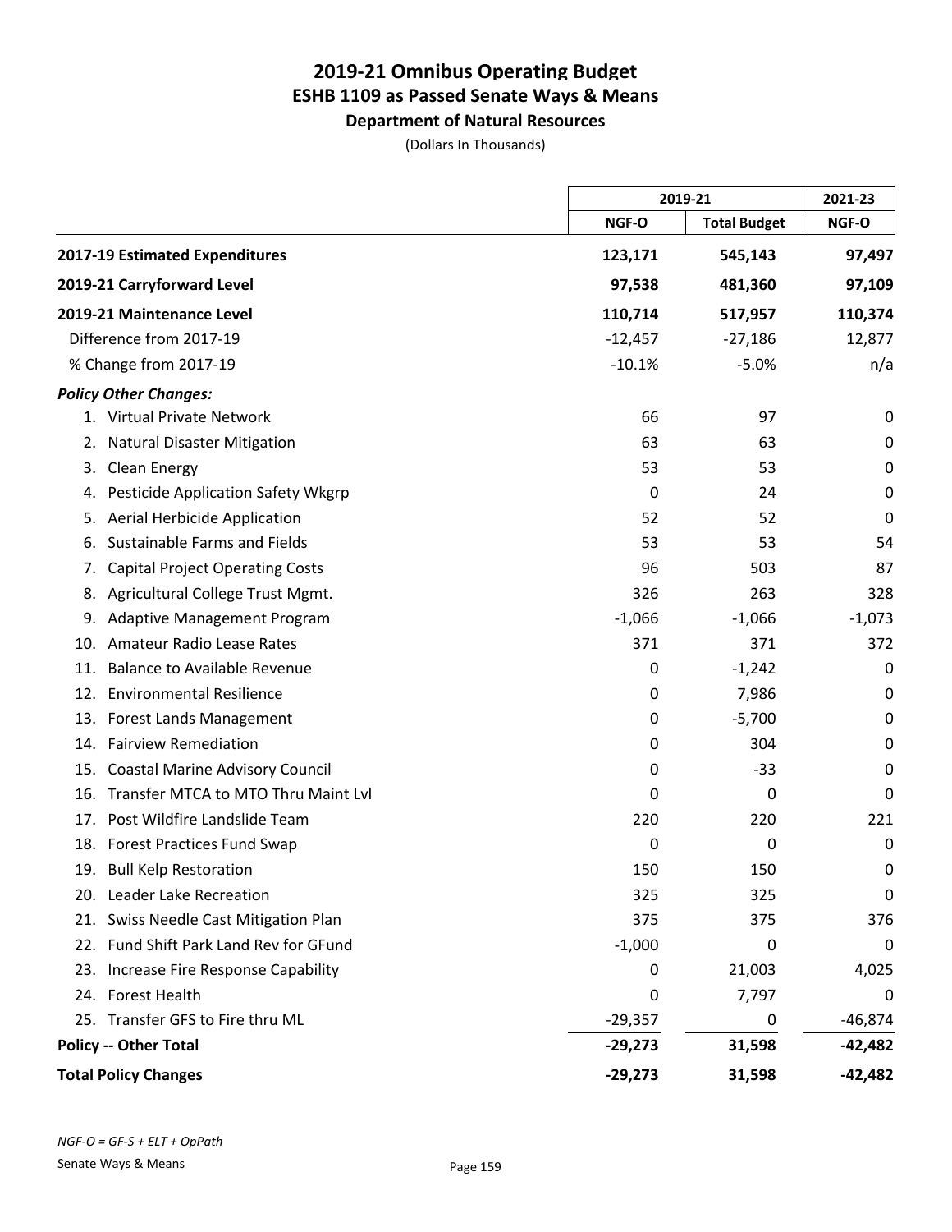# 2019-21 Omnibus Operating Budget
## ESHB 1109 as Passed Senate Ways & Means
### Department of Natural Resources

(Dollars In Thousands)

| | 2019-21 | | 2021-23 |
|---|---|---|---|
| | NGF-O | Total Budget | NGF-O |
| **2017-19 Estimated Expenditures** | **123,171** | **545,143** | **97,497** |
| **2019-21 Carryforward Level** | **97,538** | **481,360** | **97,109** |
| **2019-21 Maintenance Level** | **110,714** | **517,957** | **110,374** |
| Difference from 2017-19 | -12,457 | -27,186 | 12,877 |
| % Change from 2017-19 | -10.1% | -5.0% | n/a |
| ***Policy Other Changes:*** | | | |
| 1. Virtual Private Network | 66 | 97 | 0 |
| 2. Natural Disaster Mitigation | 63 | 63 | 0 |
| 3. Clean Energy | 53 | 53 | 0 |
| 4. Pesticide Application Safety Wkgrp | 0 | 24 | 0 |
| 5. Aerial Herbicide Application | 52 | 52 | 0 |
| 6. Sustainable Farms and Fields | 53 | 53 | 54 |
| 7. Capital Project Operating Costs | 96 | 503 | 87 |
| 8. Agricultural College Trust Mgmt. | 326 | 263 | 328 |
| 9. Adaptive Management Program | -1,066 | -1,066 | -1,073 |
| 10. Amateur Radio Lease Rates | 371 | 371 | 372 |
| 11. Balance to Available Revenue | 0 | -1,242 | 0 |
| 12. Environmental Resilience | 0 | 7,986 | 0 |
| 13. Forest Lands Management | 0 | -5,700 | 0 |
| 14. Fairview Remediation | 0 | 304 | 0 |
| 15. Coastal Marine Advisory Council | 0 | -33 | 0 |
| 16. Transfer MTCA to MTO Thru Maint Lvl | 0 | 0 | 0 |
| 17. Post Wildfire Landslide Team | 220 | 220 | 221 |
| 18. Forest Practices Fund Swap | 0 | 0 | 0 |
| 19. Bull Kelp Restoration | 150 | 150 | 0 |
| 20. Leader Lake Recreation | 325 | 325 | 0 |
| 21. Swiss Needle Cast Mitigation Plan | 375 | 375 | 376 |
| 22. Fund Shift Park Land Rev for GFund | -1,000 | 0 | 0 |
| 23. Increase Fire Response Capability | 0 | 21,003 | 4,025 |
| 24. Forest Health | 0 | 7,797 | 0 |
| 25. Transfer GFS to Fire thru ML | -29,357 | 0 | -46,874 |
| **Policy -- Other Total** | **-29,273** | **31,598** | **-42,482** |
| **Total Policy Changes** | **-29,273** | **31,598** | **-42,482** |

*NGF-O = GF-S + ELT + OpPath*

Senate Ways & Means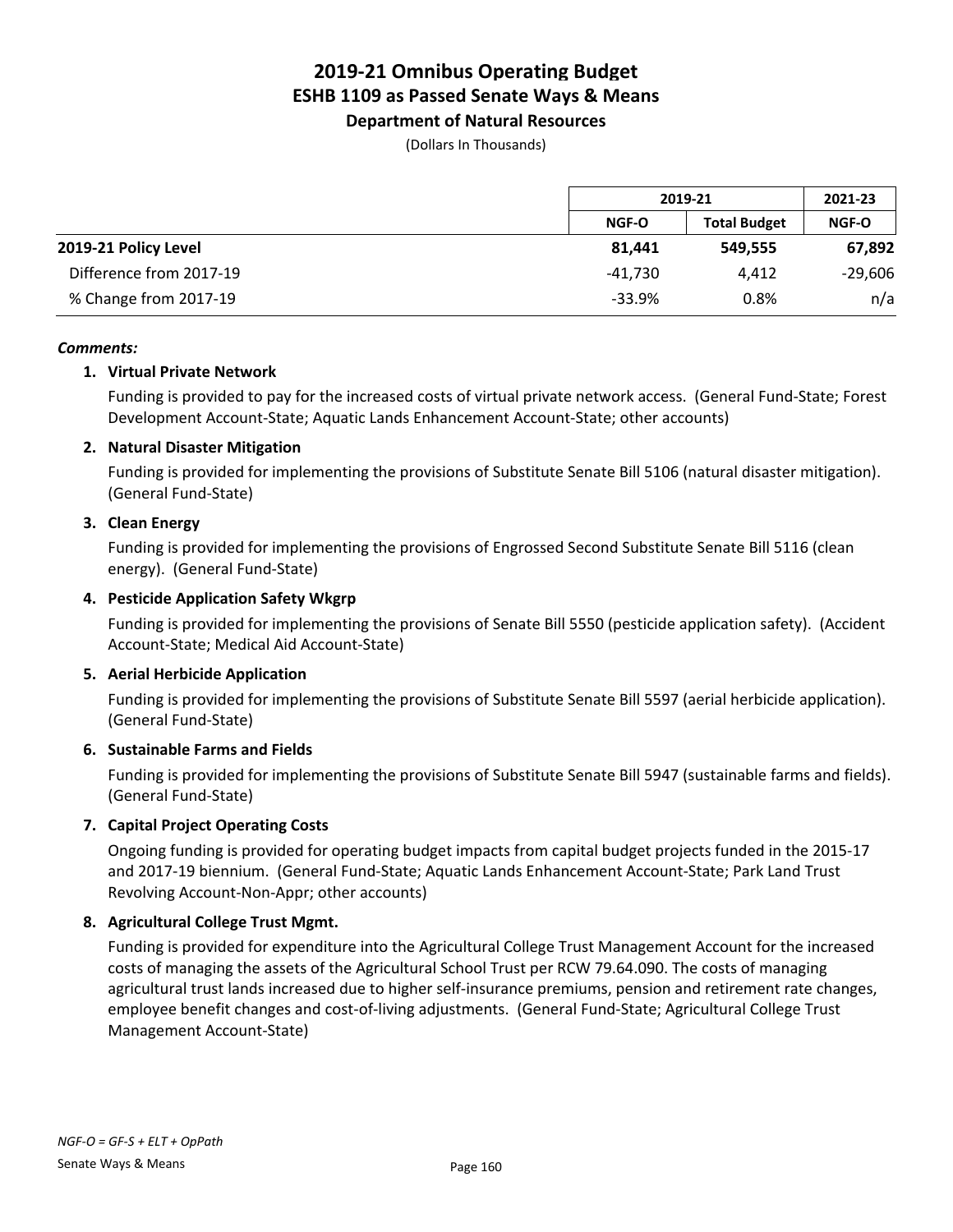# 2019-21 Omnibus Operating Budget
## ESHB 1109 as Passed Senate Ways & Means
### Department of Natural Resources

(Dollars In Thousands)

| | 2019-21 | | 2021-23 |
|---|---|---|---|
| | NGF-O | Total Budget | NGF-O |
| **2019-21 Policy Level** | **81,441** | **549,555** | **67,892** |
| Difference from 2017-19 | -41,730 | 4,412 | -29,606 |
| % Change from 2017-19 | -33.9% | 0.8% | n/a |

***Comments:***

1. **Virtual Private Network**

   Funding is provided to pay for the increased costs of virtual private network access. (General Fund-State; Forest Development Account-State; Aquatic Lands Enhancement Account-State; other accounts)

2. **Natural Disaster Mitigation**

   Funding is provided for implementing the provisions of Substitute Senate Bill 5106 (natural disaster mitigation). (General Fund-State)

3. **Clean Energy**

   Funding is provided for implementing the provisions of Engrossed Second Substitute Senate Bill 5116 (clean energy). (General Fund-State)

4. **Pesticide Application Safety Wkgrp**

   Funding is provided for implementing the provisions of Senate Bill 5550 (pesticide application safety). (Accident Account-State; Medical Aid Account-State)

5. **Aerial Herbicide Application**

   Funding is provided for implementing the provisions of Substitute Senate Bill 5597 (aerial herbicide application). (General Fund-State)

6. **Sustainable Farms and Fields**

   Funding is provided for implementing the provisions of Substitute Senate Bill 5947 (sustainable farms and fields). (General Fund-State)

7. **Capital Project Operating Costs**

   Ongoing funding is provided for operating budget impacts from capital budget projects funded in the 2015-17 and 2017-19 biennium. (General Fund-State; Aquatic Lands Enhancement Account-State; Park Land Trust Revolving Account-Non-Appr; other accounts)

8. **Agricultural College Trust Mgmt.**

   Funding is provided for expenditure into the Agricultural College Trust Management Account for the increased costs of managing the assets of the Agricultural School Trust per RCW 79.64.090. The costs of managing agricultural trust lands increased due to higher self-insurance premiums, pension and retirement rate changes, employee benefit changes and cost-of-living adjustments. (General Fund-State; Agricultural College Trust Management Account-State)

*NGF-O = GF-S + ELT + OpPath*

Senate Ways & Means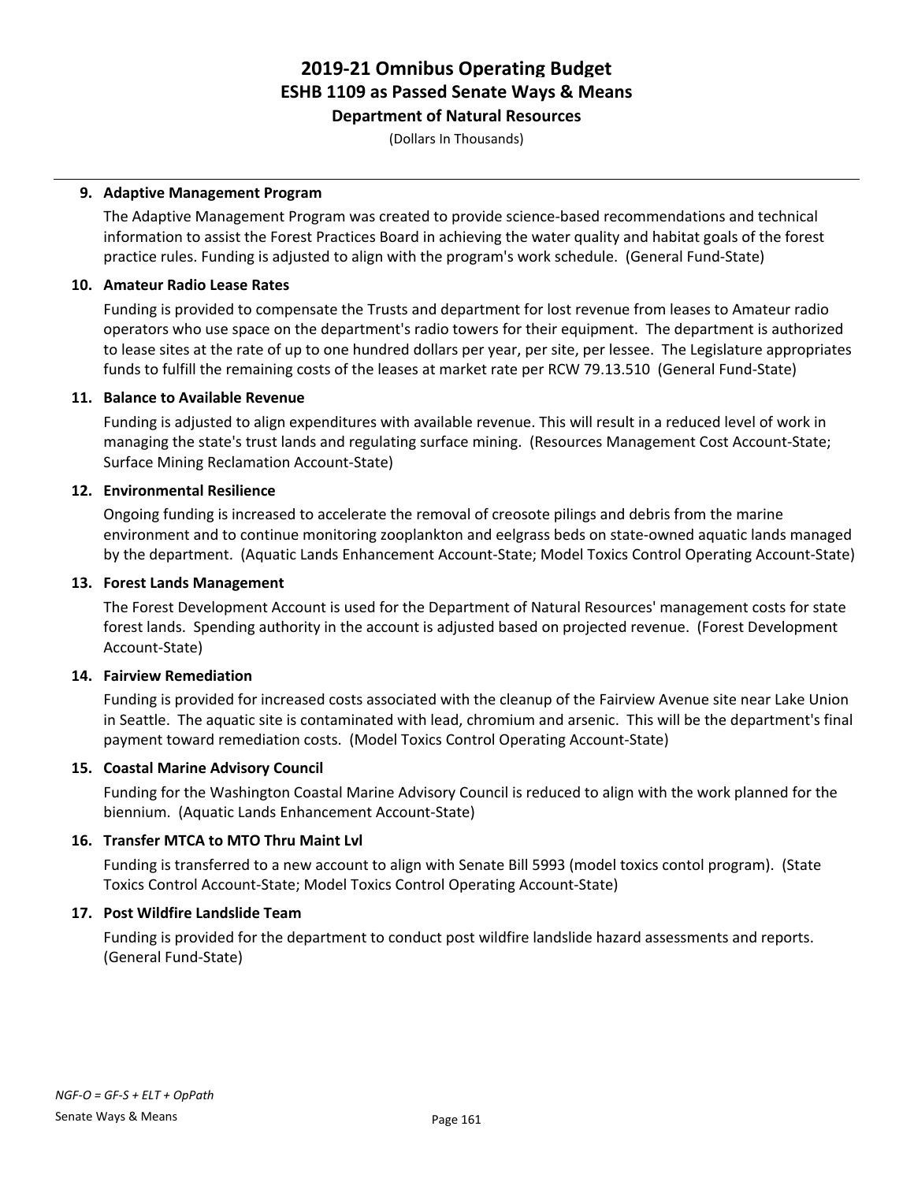# 2019-21 Omnibus Operating Budget
## ESHB 1109 as Passed Senate Ways & Means
### Department of Natural Resources

(Dollars In Thousands)

**9. Adaptive Management Program**

The Adaptive Management Program was created to provide science-based recommendations and technical information to assist the Forest Practices Board in achieving the water quality and habitat goals of the forest practice rules. Funding is adjusted to align with the program's work schedule. (General Fund-State)

**10. Amateur Radio Lease Rates**

Funding is provided to compensate the Trusts and department for lost revenue from leases to Amateur radio operators who use space on the department's radio towers for their equipment. The department is authorized to lease sites at the rate of up to one hundred dollars per year, per site, per lessee. The Legislature appropriates funds to fulfill the remaining costs of the leases at market rate per RCW 79.13.510 (General Fund-State)

**11. Balance to Available Revenue**

Funding is adjusted to align expenditures with available revenue. This will result in a reduced level of work in managing the state's trust lands and regulating surface mining. (Resources Management Cost Account-State; Surface Mining Reclamation Account-State)

**12. Environmental Resilience**

Ongoing funding is increased to accelerate the removal of creosote pilings and debris from the marine environment and to continue monitoring zooplankton and eelgrass beds on state-owned aquatic lands managed by the department. (Aquatic Lands Enhancement Account-State; Model Toxics Control Operating Account-State)

**13. Forest Lands Management**

The Forest Development Account is used for the Department of Natural Resources' management costs for state forest lands. Spending authority in the account is adjusted based on projected revenue. (Forest Development Account-State)

**14. Fairview Remediation**

Funding is provided for increased costs associated with the cleanup of the Fairview Avenue site near Lake Union in Seattle. The aquatic site is contaminated with lead, chromium and arsenic. This will be the department's final payment toward remediation costs. (Model Toxics Control Operating Account-State)

**15. Coastal Marine Advisory Council**

Funding for the Washington Coastal Marine Advisory Council is reduced to align with the work planned for the biennium. (Aquatic Lands Enhancement Account-State)

**16. Transfer MTCA to MTO Thru Maint Lvl**

Funding is transferred to a new account to align with Senate Bill 5993 (model toxics contol program). (State Toxics Control Account-State; Model Toxics Control Operating Account-State)

**17. Post Wildfire Landslide Team**

Funding is provided for the department to conduct post wildfire landslide hazard assessments and reports. (General Fund-State)

*NGF-O = GF-S + ELT + OpPath*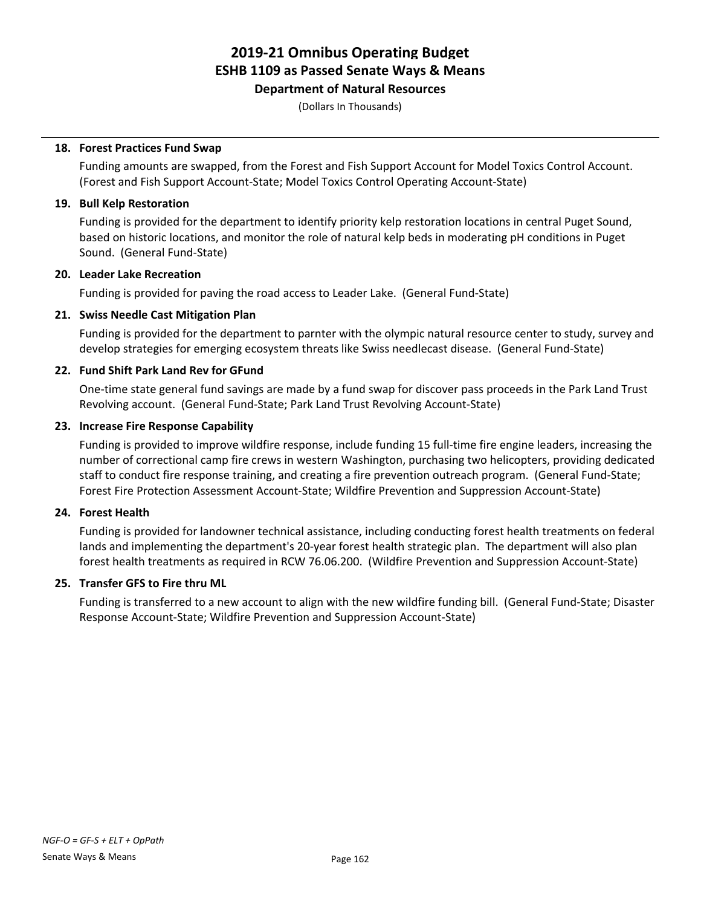# 2019-21 Omnibus Operating Budget
## ESHB 1109 as Passed Senate Ways & Means
### Department of Natural Resources

(Dollars In Thousands)

**18. Forest Practices Fund Swap**

Funding amounts are swapped, from the Forest and Fish Support Account for Model Toxics Control Account. (Forest and Fish Support Account-State; Model Toxics Control Operating Account-State)

**19. Bull Kelp Restoration**

Funding is provided for the department to identify priority kelp restoration locations in central Puget Sound, based on historic locations, and monitor the role of natural kelp beds in moderating pH conditions in Puget Sound. (General Fund-State)

**20. Leader Lake Recreation**

Funding is provided for paving the road access to Leader Lake. (General Fund-State)

**21. Swiss Needle Cast Mitigation Plan**

Funding is provided for the department to parnter with the olympic natural resource center to study, survey and develop strategies for emerging ecosystem threats like Swiss needlecast disease. (General Fund-State)

**22. Fund Shift Park Land Rev for GFund**

One-time state general fund savings are made by a fund swap for discover pass proceeds in the Park Land Trust Revolving account. (General Fund-State; Park Land Trust Revolving Account-State)

**23. Increase Fire Response Capability**

Funding is provided to improve wildfire response, include funding 15 full-time fire engine leaders, increasing the number of correctional camp fire crews in western Washington, purchasing two helicopters, providing dedicated staff to conduct fire response training, and creating a fire prevention outreach program. (General Fund-State; Forest Fire Protection Assessment Account-State; Wildfire Prevention and Suppression Account-State)

**24. Forest Health**

Funding is provided for landowner technical assistance, including conducting forest health treatments on federal lands and implementing the department's 20-year forest health strategic plan. The department will also plan forest health treatments as required in RCW 76.06.200. (Wildfire Prevention and Suppression Account-State)

**25. Transfer GFS to Fire thru ML**

Funding is transferred to a new account to align with the new wildfire funding bill. (General Fund-State; Disaster Response Account-State; Wildfire Prevention and Suppression Account-State)

*NGF-O = GF-S + ELT + OpPath*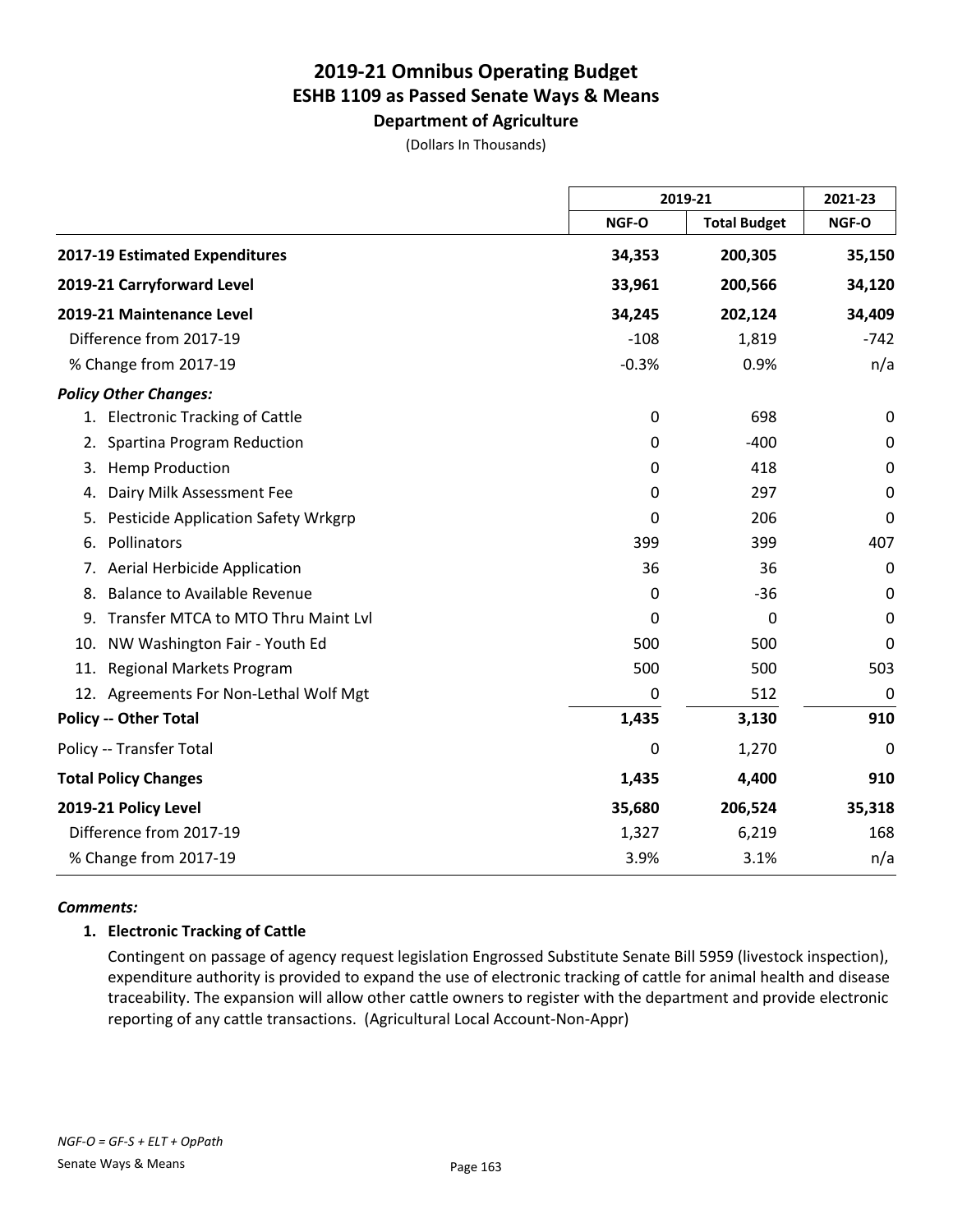# 2019-21 Omnibus Operating Budget
## ESHB 1109 as Passed Senate Ways & Means
### Department of Agriculture

(Dollars In Thousands)

| | 2019-21 | | 2021-23 |
|---|---|---|---|
| | NGF-O | Total Budget | NGF-O |
| **2017-19 Estimated Expenditures** | **34,353** | **200,305** | **35,150** |
| **2019-21 Carryforward Level** | **33,961** | **200,566** | **34,120** |
| **2019-21 Maintenance Level** | **34,245** | **202,124** | **34,409** |
| Difference from 2017-19 | -108 | 1,819 | -742 |
| % Change from 2017-19 | -0.3% | 0.9% | n/a |
| ***Policy Other Changes:*** | | | |
| 1. Electronic Tracking of Cattle | 0 | 698 | 0 |
| 2. Spartina Program Reduction | 0 | -400 | 0 |
| 3. Hemp Production | 0 | 418 | 0 |
| 4. Dairy Milk Assessment Fee | 0 | 297 | 0 |
| 5. Pesticide Application Safety Wrkgrp | 0 | 206 | 0 |
| 6. Pollinators | 399 | 399 | 407 |
| 7. Aerial Herbicide Application | 36 | 36 | 0 |
| 8. Balance to Available Revenue | 0 | -36 | 0 |
| 9. Transfer MTCA to MTO Thru Maint Lvl | 0 | 0 | 0 |
| 10. NW Washington Fair - Youth Ed | 500 | 500 | 0 |
| 11. Regional Markets Program | 500 | 500 | 503 |
| 12. Agreements For Non-Lethal Wolf Mgt | 0 | 512 | 0 |
| **Policy -- Other Total** | **1,435** | **3,130** | **910** |
| Policy -- Transfer Total | 0 | 1,270 | 0 |
| **Total Policy Changes** | **1,435** | **4,400** | **910** |
| **2019-21 Policy Level** | **35,680** | **206,524** | **35,318** |
| Difference from 2017-19 | 1,327 | 6,219 | 168 |
| % Change from 2017-19 | 3.9% | 3.1% | n/a |

***Comments:***

**1. Electronic Tracking of Cattle**

Contingent on passage of agency request legislation Engrossed Substitute Senate Bill 5959 (livestock inspection), expenditure authority is provided to expand the use of electronic tracking of cattle for animal health and disease traceability. The expansion will allow other cattle owners to register with the department and provide electronic reporting of any cattle transactions. (Agricultural Local Account-Non-Appr)

*NGF-O = GF-S + ELT + OpPath*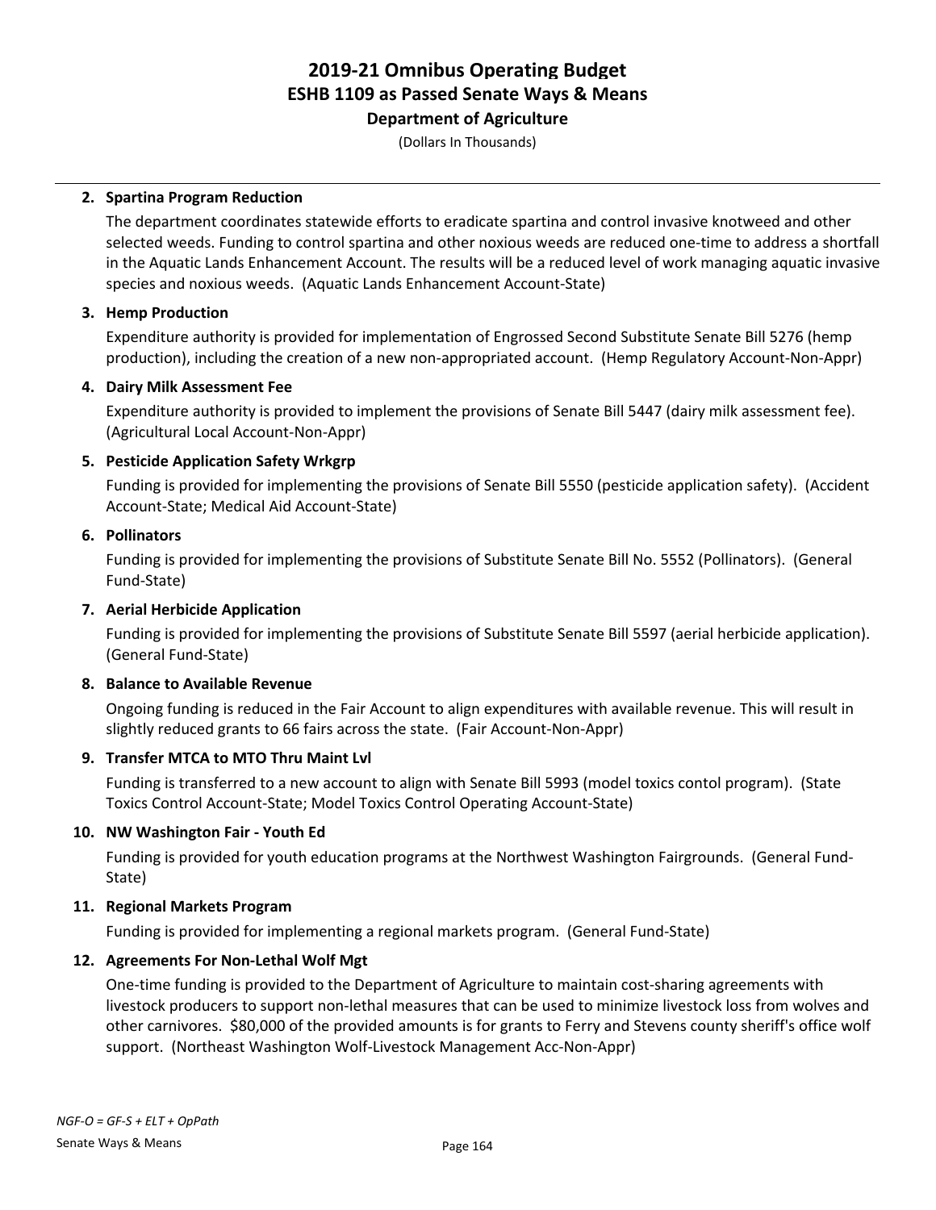# 2019-21 Omnibus Operating Budget
## ESHB 1109 as Passed Senate Ways & Means
### Department of Agriculture

(Dollars In Thousands)

**2. Spartina Program Reduction**

The department coordinates statewide efforts to eradicate spartina and control invasive knotweed and other selected weeds. Funding to control spartina and other noxious weeds are reduced one-time to address a shortfall in the Aquatic Lands Enhancement Account. The results will be a reduced level of work managing aquatic invasive species and noxious weeds. (Aquatic Lands Enhancement Account-State)

**3. Hemp Production**

Expenditure authority is provided for implementation of Engrossed Second Substitute Senate Bill 5276 (hemp production), including the creation of a new non-appropriated account. (Hemp Regulatory Account-Non-Appr)

**4. Dairy Milk Assessment Fee**

Expenditure authority is provided to implement the provisions of Senate Bill 5447 (dairy milk assessment fee). (Agricultural Local Account-Non-Appr)

**5. Pesticide Application Safety Wrkgrp**

Funding is provided for implementing the provisions of Senate Bill 5550 (pesticide application safety). (Accident Account-State; Medical Aid Account-State)

**6. Pollinators**

Funding is provided for implementing the provisions of Substitute Senate Bill No. 5552 (Pollinators). (General Fund-State)

**7. Aerial Herbicide Application**

Funding is provided for implementing the provisions of Substitute Senate Bill 5597 (aerial herbicide application). (General Fund-State)

**8. Balance to Available Revenue**

Ongoing funding is reduced in the Fair Account to align expenditures with available revenue. This will result in slightly reduced grants to 66 fairs across the state. (Fair Account-Non-Appr)

**9. Transfer MTCA to MTO Thru Maint Lvl**

Funding is transferred to a new account to align with Senate Bill 5993 (model toxics contol program). (State Toxics Control Account-State; Model Toxics Control Operating Account-State)

**10. NW Washington Fair - Youth Ed**

Funding is provided for youth education programs at the Northwest Washington Fairgrounds. (General Fund-State)

**11. Regional Markets Program**

Funding is provided for implementing a regional markets program. (General Fund-State)

**12. Agreements For Non-Lethal Wolf Mgt**

One-time funding is provided to the Department of Agriculture to maintain cost-sharing agreements with livestock producers to support non-lethal measures that can be used to minimize livestock loss from wolves and other carnivores. $80,000 of the provided amounts is for grants to Ferry and Stevens county sheriff's office wolf support. (Northeast Washington Wolf-Livestock Management Acc-Non-Appr)

*NGF-O = GF-S + ELT + OpPath*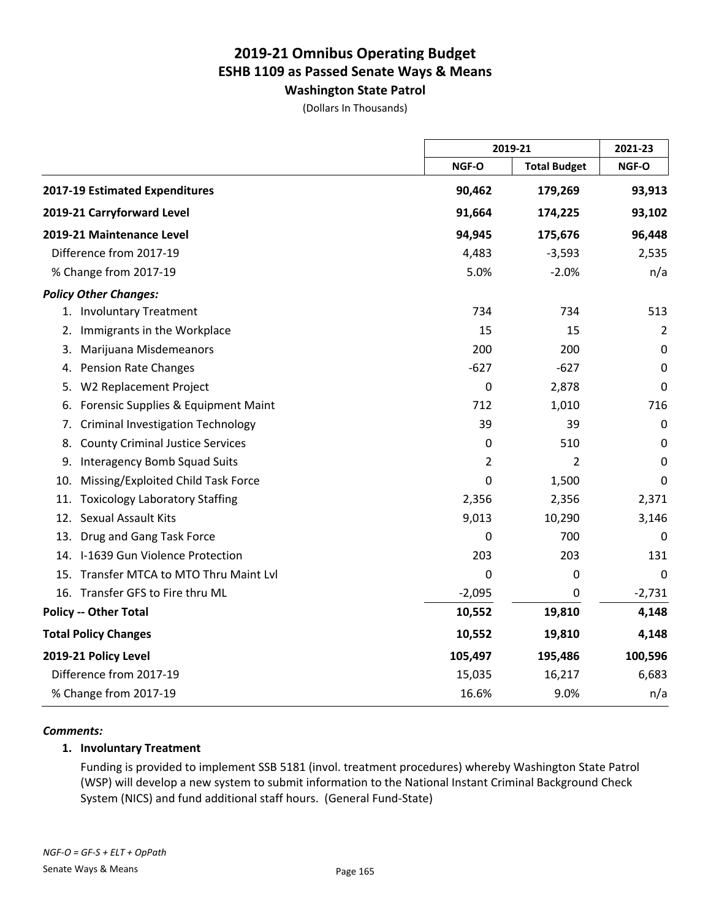# 2019-21 Omnibus Operating Budget
## ESHB 1109 as Passed Senate Ways & Means
### Washington State Patrol
(Dollars In Thousands)

| | 2019-21 | | 2021-23 |
|---|---|---|---|
| | NGF-O | Total Budget | NGF-O |
| **2017-19 Estimated Expenditures** | **90,462** | **179,269** | **93,913** |
| **2019-21 Carryforward Level** | **91,664** | **174,225** | **93,102** |
| **2019-21 Maintenance Level** | **94,945** | **175,676** | **96,448** |
| Difference from 2017-19 | 4,483 | -3,593 | 2,535 |
| % Change from 2017-19 | 5.0% | -2.0% | n/a |
| ***Policy Other Changes:*** | | | |
| 1. Involuntary Treatment | 734 | 734 | 513 |
| 2. Immigrants in the Workplace | 15 | 15 | 2 |
| 3. Marijuana Misdemeanors | 200 | 200 | 0 |
| 4. Pension Rate Changes | -627 | -627 | 0 |
| 5. W2 Replacement Project | 0 | 2,878 | 0 |
| 6. Forensic Supplies & Equipment Maint | 712 | 1,010 | 716 |
| 7. Criminal Investigation Technology | 39 | 39 | 0 |
| 8. County Criminal Justice Services | 0 | 510 | 0 |
| 9. Interagency Bomb Squad Suits | 2 | 2 | 0 |
| 10. Missing/Exploited Child Task Force | 0 | 1,500 | 0 |
| 11. Toxicology Laboratory Staffing | 2,356 | 2,356 | 2,371 |
| 12. Sexual Assault Kits | 9,013 | 10,290 | 3,146 |
| 13. Drug and Gang Task Force | 0 | 700 | 0 |
| 14. I-1639 Gun Violence Protection | 203 | 203 | 131 |
| 15. Transfer MTCA to MTO Thru Maint Lvl | 0 | 0 | 0 |
| 16. Transfer GFS to Fire thru ML | -2,095 | 0 | -2,731 |
| **Policy -- Other Total** | **10,552** | **19,810** | **4,148** |
| **Total Policy Changes** | **10,552** | **19,810** | **4,148** |
| **2019-21 Policy Level** | **105,497** | **195,486** | **100,596** |
| Difference from 2017-19 | 15,035 | 16,217 | 6,683 |
| % Change from 2017-19 | 16.6% | 9.0% | n/a |

***Comments:***

**1. Involuntary Treatment**

Funding is provided to implement SSB 5181 (invol. treatment procedures) whereby Washington State Patrol (WSP) will develop a new system to submit information to the National Instant Criminal Background Check System (NICS) and fund additional staff hours. (General Fund-State)

*NGF-O = GF-S + ELT + OpPath*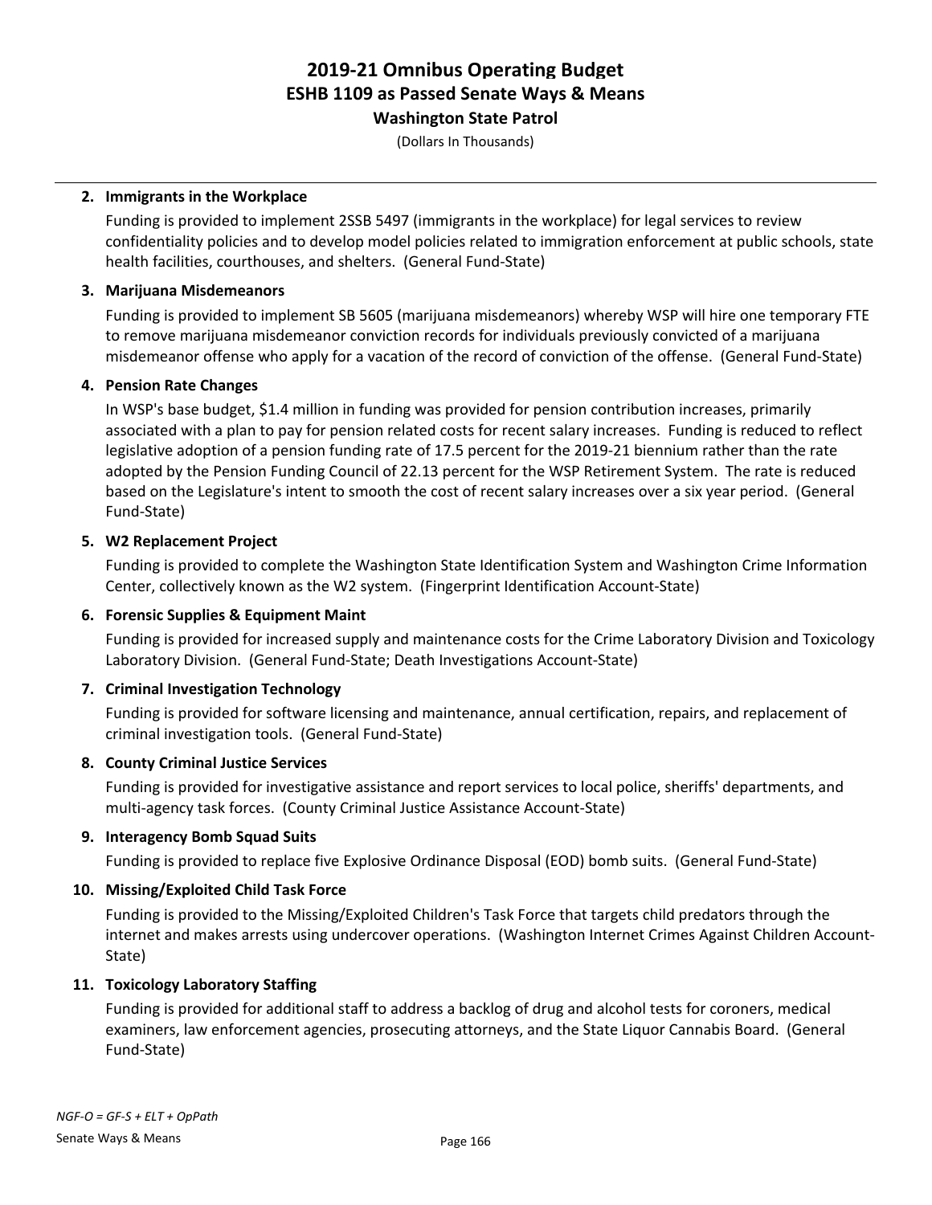# 2019-21 Omnibus Operating Budget
## ESHB 1109 as Passed Senate Ways & Means
### Washington State Patrol

(Dollars In Thousands)

2. **Immigrants in the Workplace**

   Funding is provided to implement 2SSB 5497 (immigrants in the workplace) for legal services to review confidentiality policies and to develop model policies related to immigration enforcement at public schools, state health facilities, courthouses, and shelters. (General Fund-State)

3. **Marijuana Misdemeanors**

   Funding is provided to implement SB 5605 (marijuana misdemeanors) whereby WSP will hire one temporary FTE to remove marijuana misdemeanor conviction records for individuals previously convicted of a marijuana misdemeanor offense who apply for a vacation of the record of conviction of the offense. (General Fund-State)

4. **Pension Rate Changes**

   In WSP's base budget, $1.4 million in funding was provided for pension contribution increases, primarily associated with a plan to pay for pension related costs for recent salary increases. Funding is reduced to reflect legislative adoption of a pension funding rate of 17.5 percent for the 2019-21 biennium rather than the rate adopted by the Pension Funding Council of 22.13 percent for the WSP Retirement System. The rate is reduced based on the Legislature's intent to smooth the cost of recent salary increases over a six year period. (General Fund-State)

5. **W2 Replacement Project**

   Funding is provided to complete the Washington State Identification System and Washington Crime Information Center, collectively known as the W2 system. (Fingerprint Identification Account-State)

6. **Forensic Supplies & Equipment Maint**

   Funding is provided for increased supply and maintenance costs for the Crime Laboratory Division and Toxicology Laboratory Division. (General Fund-State; Death Investigations Account-State)

7. **Criminal Investigation Technology**

   Funding is provided for software licensing and maintenance, annual certification, repairs, and replacement of criminal investigation tools. (General Fund-State)

8. **County Criminal Justice Services**

   Funding is provided for investigative assistance and report services to local police, sheriffs' departments, and multi-agency task forces. (County Criminal Justice Assistance Account-State)

9. **Interagency Bomb Squad Suits**

   Funding is provided to replace five Explosive Ordinance Disposal (EOD) bomb suits. (General Fund-State)

10. **Missing/Exploited Child Task Force**

    Funding is provided to the Missing/Exploited Children's Task Force that targets child predators through the internet and makes arrests using undercover operations. (Washington Internet Crimes Against Children Account-State)

11. **Toxicology Laboratory Staffing**

    Funding is provided for additional staff to address a backlog of drug and alcohol tests for coroners, medical examiners, law enforcement agencies, prosecuting attorneys, and the State Liquor Cannabis Board. (General Fund-State)

*NGF-O = GF-S + ELT + OpPath*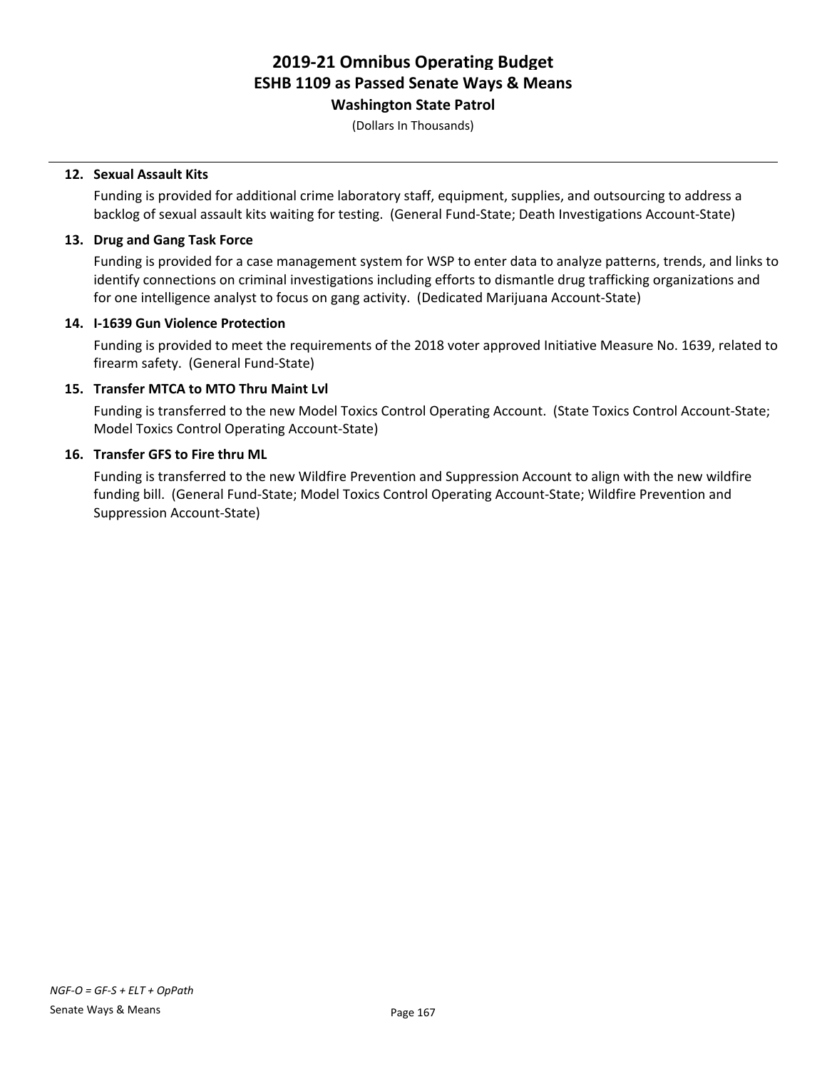**12. Sexual Assault Kits**

Funding is provided for additional crime laboratory staff, equipment, supplies, and outsourcing to address a backlog of sexual assault kits waiting for testing. (General Fund-State; Death Investigations Account-State)

**13. Drug and Gang Task Force**

Funding is provided for a case management system for WSP to enter data to analyze patterns, trends, and links to identify connections on criminal investigations including efforts to dismantle drug trafficking organizations and for one intelligence analyst to focus on gang activity. (Dedicated Marijuana Account-State)

**14. I-1639 Gun Violence Protection**

Funding is provided to meet the requirements of the 2018 voter approved Initiative Measure No. 1639, related to firearm safety. (General Fund-State)

**15. Transfer MTCA to MTO Thru Maint Lvl**

Funding is transferred to the new Model Toxics Control Operating Account. (State Toxics Control Account-State; Model Toxics Control Operating Account-State)

**16. Transfer GFS to Fire thru ML**

Funding is transferred to the new Wildfire Prevention and Suppression Account to align with the new wildfire funding bill. (General Fund-State; Model Toxics Control Operating Account-State; Wildfire Prevention and Suppression Account-State)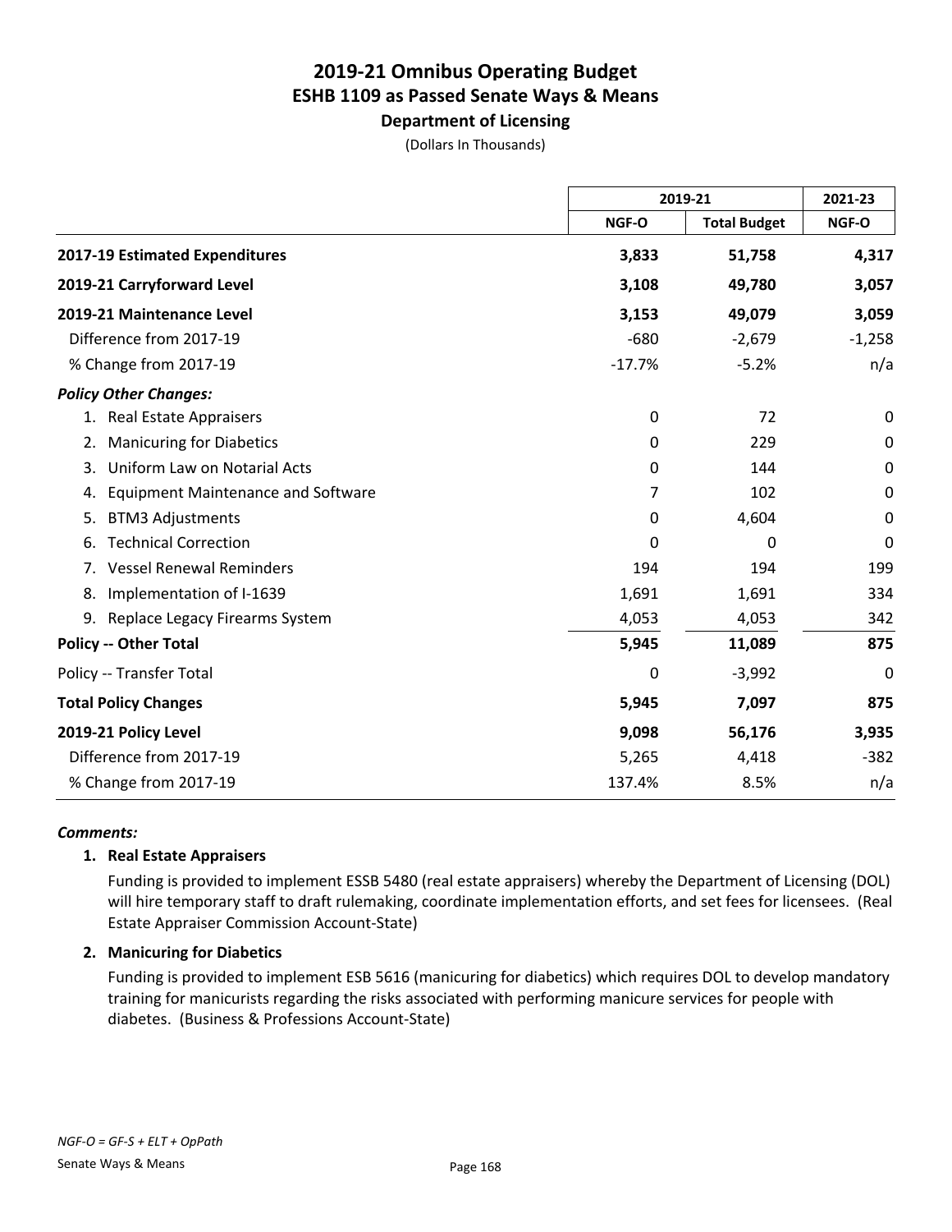# 2019-21 Omnibus Operating Budget
## ESHB 1109 as Passed Senate Ways & Means
### Department of Licensing

(Dollars In Thousands)

| | 2019-21 | | 2021-23 |
|---|---|---|---|
| | NGF-O | Total Budget | NGF-O |
| **2017-19 Estimated Expenditures** | **3,833** | **51,758** | **4,317** |
| **2019-21 Carryforward Level** | **3,108** | **49,780** | **3,057** |
| **2019-21 Maintenance Level** | **3,153** | **49,079** | **3,059** |
| Difference from 2017-19 | -680 | -2,679 | -1,258 |
| % Change from 2017-19 | -17.7% | -5.2% | n/a |
| ***Policy Other Changes:*** | | | |
| 1. Real Estate Appraisers | 0 | 72 | 0 |
| 2. Manicuring for Diabetics | 0 | 229 | 0 |
| 3. Uniform Law on Notarial Acts | 0 | 144 | 0 |
| 4. Equipment Maintenance and Software | 7 | 102 | 0 |
| 5. BTM3 Adjustments | 0 | 4,604 | 0 |
| 6. Technical Correction | 0 | 0 | 0 |
| 7. Vessel Renewal Reminders | 194 | 194 | 199 |
| 8. Implementation of I-1639 | 1,691 | 1,691 | 334 |
| 9. Replace Legacy Firearms System | 4,053 | 4,053 | 342 |
| **Policy -- Other Total** | **5,945** | **11,089** | **875** |
| Policy -- Transfer Total | 0 | -3,992 | 0 |
| **Total Policy Changes** | **5,945** | **7,097** | **875** |
| **2019-21 Policy Level** | **9,098** | **56,176** | **3,935** |
| Difference from 2017-19 | 5,265 | 4,418 | -382 |
| % Change from 2017-19 | 137.4% | 8.5% | n/a |

***Comments:***

**1. Real Estate Appraisers**

Funding is provided to implement ESSB 5480 (real estate appraisers) whereby the Department of Licensing (DOL) will hire temporary staff to draft rulemaking, coordinate implementation efforts, and set fees for licensees. (Real Estate Appraiser Commission Account-State)

**2. Manicuring for Diabetics**

Funding is provided to implement ESB 5616 (manicuring for diabetics) which requires DOL to develop mandatory training for manicurists regarding the risks associated with performing manicure services for people with diabetes. (Business & Professions Account-State)

*NGF-O = GF-S + ELT + OpPath*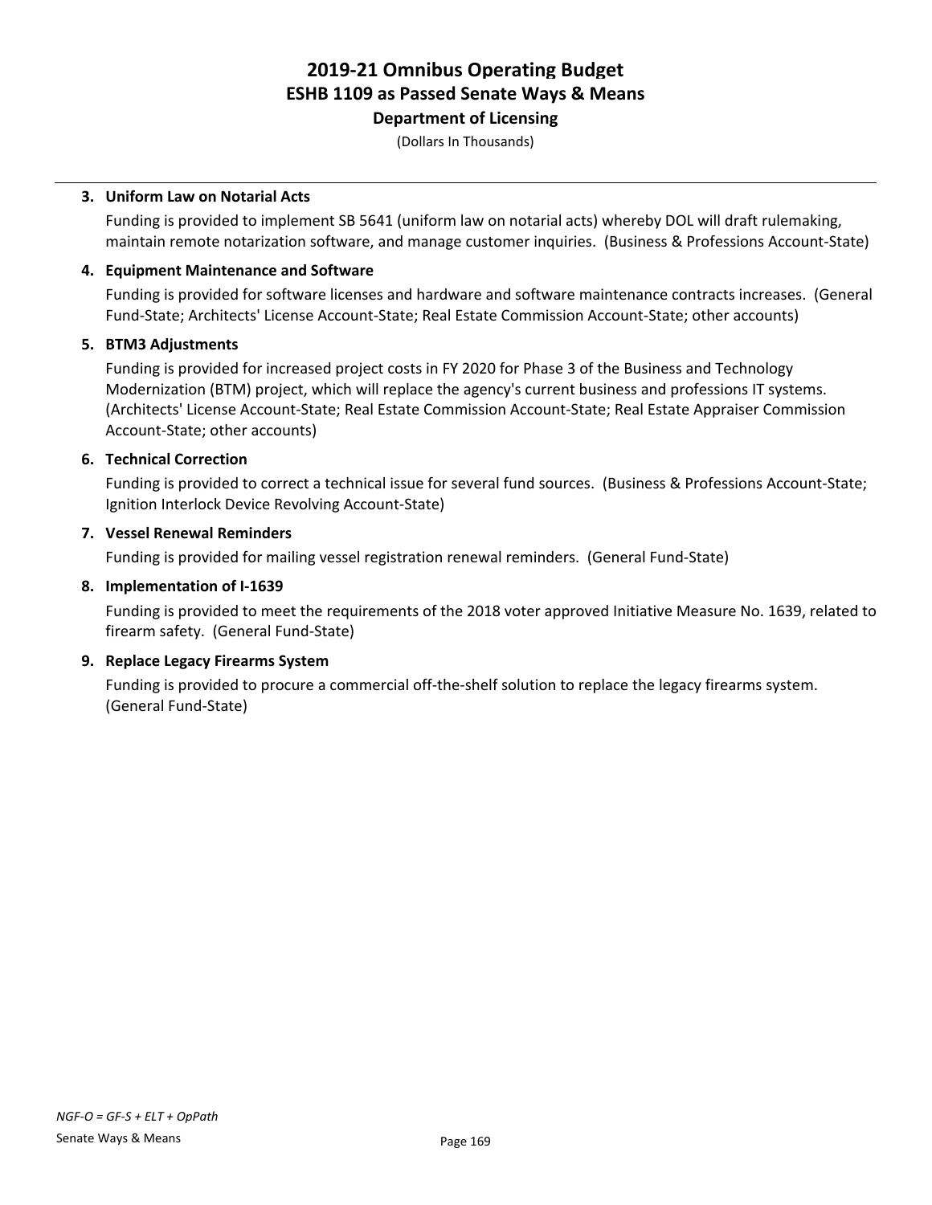# 2019-21 Omnibus Operating Budget
## ESHB 1109 as Passed Senate Ways & Means
### Department of Licensing
(Dollars In Thousands)

3. **Uniform Law on Notarial Acts**

   Funding is provided to implement SB 5641 (uniform law on notarial acts) whereby DOL will draft rulemaking, maintain remote notarization software, and manage customer inquiries. (Business & Professions Account-State)

4. **Equipment Maintenance and Software**

   Funding is provided for software licenses and hardware and software maintenance contracts increases. (General Fund-State; Architects' License Account-State; Real Estate Commission Account-State; other accounts)

5. **BTM3 Adjustments**

   Funding is provided for increased project costs in FY 2020 for Phase 3 of the Business and Technology Modernization (BTM) project, which will replace the agency's current business and professions IT systems. (Architects' License Account-State; Real Estate Commission Account-State; Real Estate Appraiser Commission Account-State; other accounts)

6. **Technical Correction**

   Funding is provided to correct a technical issue for several fund sources. (Business & Professions Account-State; Ignition Interlock Device Revolving Account-State)

7. **Vessel Renewal Reminders**

   Funding is provided for mailing vessel registration renewal reminders. (General Fund-State)

8. **Implementation of I-1639**

   Funding is provided to meet the requirements of the 2018 voter approved Initiative Measure No. 1639, related to firearm safety. (General Fund-State)

9. **Replace Legacy Firearms System**

   Funding is provided to procure a commercial off-the-shelf solution to replace the legacy firearms system. (General Fund-State)

*NGF-O = GF-S + ELT + OpPath*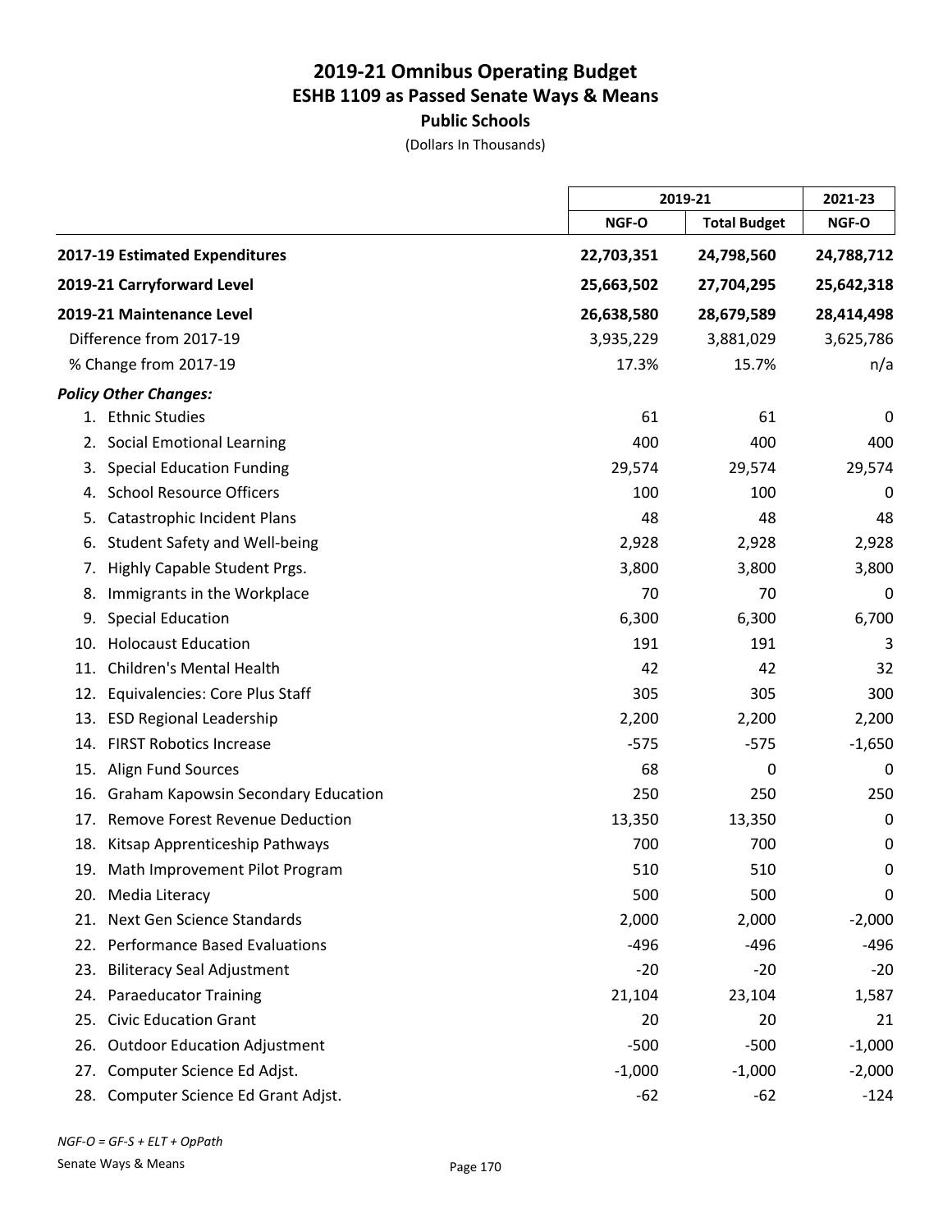# 2019-21 Omnibus Operating Budget
## ESHB 1109 as Passed Senate Ways & Means
### Public Schools

(Dollars In Thousands)

| | 2019-21 | | 2021-23 |
|---|---|---|---|
| | NGF-O | Total Budget | NGF-O |
| **2017-19 Estimated Expenditures** | **22,703,351** | **24,798,560** | **24,788,712** |
| **2019-21 Carryforward Level** | **25,663,502** | **27,704,295** | **25,642,318** |
| **2019-21 Maintenance Level** | **26,638,580** | **28,679,589** | **28,414,498** |
| Difference from 2017-19 | 3,935,229 | 3,881,029 | 3,625,786 |
| % Change from 2017-19 | 17.3% | 15.7% | n/a |
| ***Policy Other Changes:*** | | | |
| 1. Ethnic Studies | 61 | 61 | 0 |
| 2. Social Emotional Learning | 400 | 400 | 400 |
| 3. Special Education Funding | 29,574 | 29,574 | 29,574 |
| 4. School Resource Officers | 100 | 100 | 0 |
| 5. Catastrophic Incident Plans | 48 | 48 | 48 |
| 6. Student Safety and Well-being | 2,928 | 2,928 | 2,928 |
| 7. Highly Capable Student Prgs. | 3,800 | 3,800 | 3,800 |
| 8. Immigrants in the Workplace | 70 | 70 | 0 |
| 9. Special Education | 6,300 | 6,300 | 6,700 |
| 10. Holocaust Education | 191 | 191 | 3 |
| 11. Children's Mental Health | 42 | 42 | 32 |
| 12. Equivalencies: Core Plus Staff | 305 | 305 | 300 |
| 13. ESD Regional Leadership | 2,200 | 2,200 | 2,200 |
| 14. FIRST Robotics Increase | -575 | -575 | -1,650 |
| 15. Align Fund Sources | 68 | 0 | 0 |
| 16. Graham Kapowsin Secondary Education | 250 | 250 | 250 |
| 17. Remove Forest Revenue Deduction | 13,350 | 13,350 | 0 |
| 18. Kitsap Apprenticeship Pathways | 700 | 700 | 0 |
| 19. Math Improvement Pilot Program | 510 | 510 | 0 |
| 20. Media Literacy | 500 | 500 | 0 |
| 21. Next Gen Science Standards | 2,000 | 2,000 | -2,000 |
| 22. Performance Based Evaluations | -496 | -496 | -496 |
| 23. Biliteracy Seal Adjustment | -20 | -20 | -20 |
| 24. Paraeducator Training | 21,104 | 23,104 | 1,587 |
| 25. Civic Education Grant | 20 | 20 | 21 |
| 26. Outdoor Education Adjustment | -500 | -500 | -1,000 |
| 27. Computer Science Ed Adjst. | -1,000 | -1,000 | -2,000 |
| 28. Computer Science Ed Grant Adjst. | -62 | -62 | -124 |

*NGF-O = GF-S + ELT + OpPath*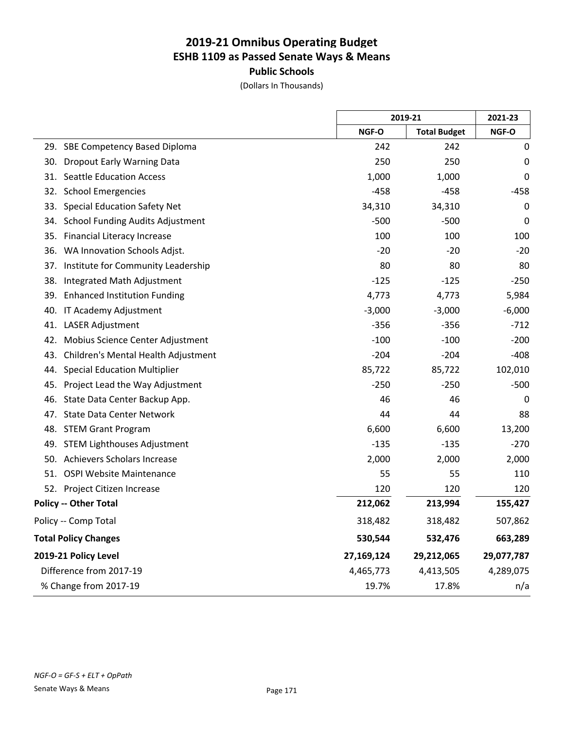# 2019-21 Omnibus Operating Budget
## ESHB 1109 as Passed Senate Ways & Means
### Public Schools

(Dollars In Thousands)

| | 2019-21 | | 2021-23 |
|---|---|---|---|
| | NGF-O | Total Budget | NGF-O |
| 29. SBE Competency Based Diploma | 242 | 242 | 0 |
| 30. Dropout Early Warning Data | 250 | 250 | 0 |
| 31. Seattle Education Access | 1,000 | 1,000 | 0 |
| 32. School Emergencies | -458 | -458 | -458 |
| 33. Special Education Safety Net | 34,310 | 34,310 | 0 |
| 34. School Funding Audits Adjustment | -500 | -500 | 0 |
| 35. Financial Literacy Increase | 100 | 100 | 100 |
| 36. WA Innovation Schools Adjst. | -20 | -20 | -20 |
| 37. Institute for Community Leadership | 80 | 80 | 80 |
| 38. Integrated Math Adjustment | -125 | -125 | -250 |
| 39. Enhanced Institution Funding | 4,773 | 4,773 | 5,984 |
| 40. IT Academy Adjustment | -3,000 | -3,000 | -6,000 |
| 41. LASER Adjustment | -356 | -356 | -712 |
| 42. Mobius Science Center Adjustment | -100 | -100 | -200 |
| 43. Children's Mental Health Adjustment | -204 | -204 | -408 |
| 44. Special Education Multiplier | 85,722 | 85,722 | 102,010 |
| 45. Project Lead the Way Adjustment | -250 | -250 | -500 |
| 46. State Data Center Backup App. | 46 | 46 | 0 |
| 47. State Data Center Network | 44 | 44 | 88 |
| 48. STEM Grant Program | 6,600 | 6,600 | 13,200 |
| 49. STEM Lighthouses Adjustment | -135 | -135 | -270 |
| 50. Achievers Scholars Increase | 2,000 | 2,000 | 2,000 |
| 51. OSPI Website Maintenance | 55 | 55 | 110 |
| 52. Project Citizen Increase | 120 | 120 | 120 |
| **Policy -- Other Total** | **212,062** | **213,994** | **155,427** |
| Policy -- Comp Total | 318,482 | 318,482 | 507,862 |
| **Total Policy Changes** | **530,544** | **532,476** | **663,289** |
| **2019-21 Policy Level** | **27,169,124** | **29,212,065** | **29,077,787** |
| Difference from 2017-19 | 4,465,773 | 4,413,505 | 4,289,075 |
| % Change from 2017-19 | 19.7% | 17.8% | n/a |

*NGF-O = GF-S + ELT + OpPath*

Senate Ways & Means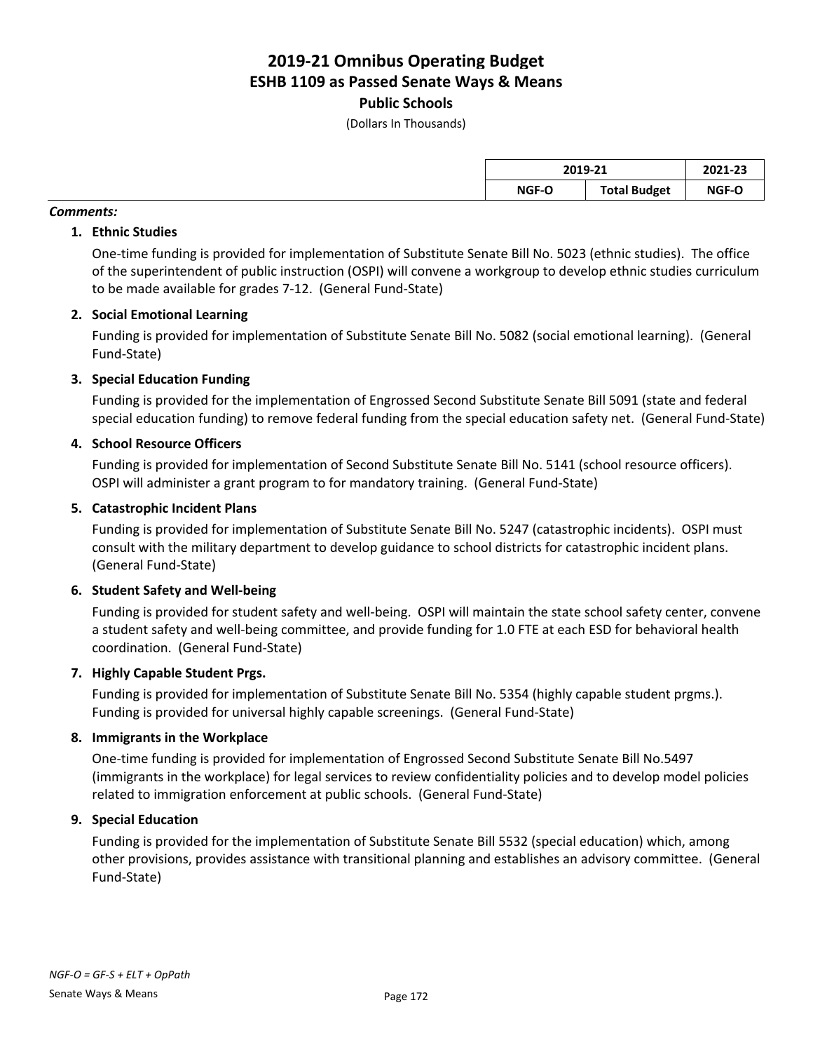# 2019-21 Omnibus Operating Budget
## ESHB 1109 as Passed Senate Ways & Means
### Public Schools

(Dollars In Thousands)

| | 2019-21 | | 2021-23 |
|---|---|---|---|
| | NGF-O | Total Budget | NGF-O |

***Comments:***

1. **Ethnic Studies**

   One-time funding is provided for implementation of Substitute Senate Bill No. 5023 (ethnic studies). The office of the superintendent of public instruction (OSPI) will convene a workgroup to develop ethnic studies curriculum to be made available for grades 7-12. (General Fund-State)

2. **Social Emotional Learning**

   Funding is provided for implementation of Substitute Senate Bill No. 5082 (social emotional learning). (General Fund-State)

3. **Special Education Funding**

   Funding is provided for the implementation of Engrossed Second Substitute Senate Bill 5091 (state and federal special education funding) to remove federal funding from the special education safety net. (General Fund-State)

4. **School Resource Officers**

   Funding is provided for implementation of Second Substitute Senate Bill No. 5141 (school resource officers). OSPI will administer a grant program to for mandatory training. (General Fund-State)

5. **Catastrophic Incident Plans**

   Funding is provided for implementation of Substitute Senate Bill No. 5247 (catastrophic incidents). OSPI must consult with the military department to develop guidance to school districts for catastrophic incident plans. (General Fund-State)

6. **Student Safety and Well-being**

   Funding is provided for student safety and well-being. OSPI will maintain the state school safety center, convene a student safety and well-being committee, and provide funding for 1.0 FTE at each ESD for behavioral health coordination. (General Fund-State)

7. **Highly Capable Student Prgs.**

   Funding is provided for implementation of Substitute Senate Bill No. 5354 (highly capable student prgms.). Funding is provided for universal highly capable screenings. (General Fund-State)

8. **Immigrants in the Workplace**

   One-time funding is provided for implementation of Engrossed Second Substitute Senate Bill No.5497 (immigrants in the workplace) for legal services to review confidentiality policies and to develop model policies related to immigration enforcement at public schools. (General Fund-State)

9. **Special Education**

   Funding is provided for the implementation of Substitute Senate Bill 5532 (special education) which, among other provisions, provides assistance with transitional planning and establishes an advisory committee. (General Fund-State)

*NGF-O = GF-S + ELT + OpPath*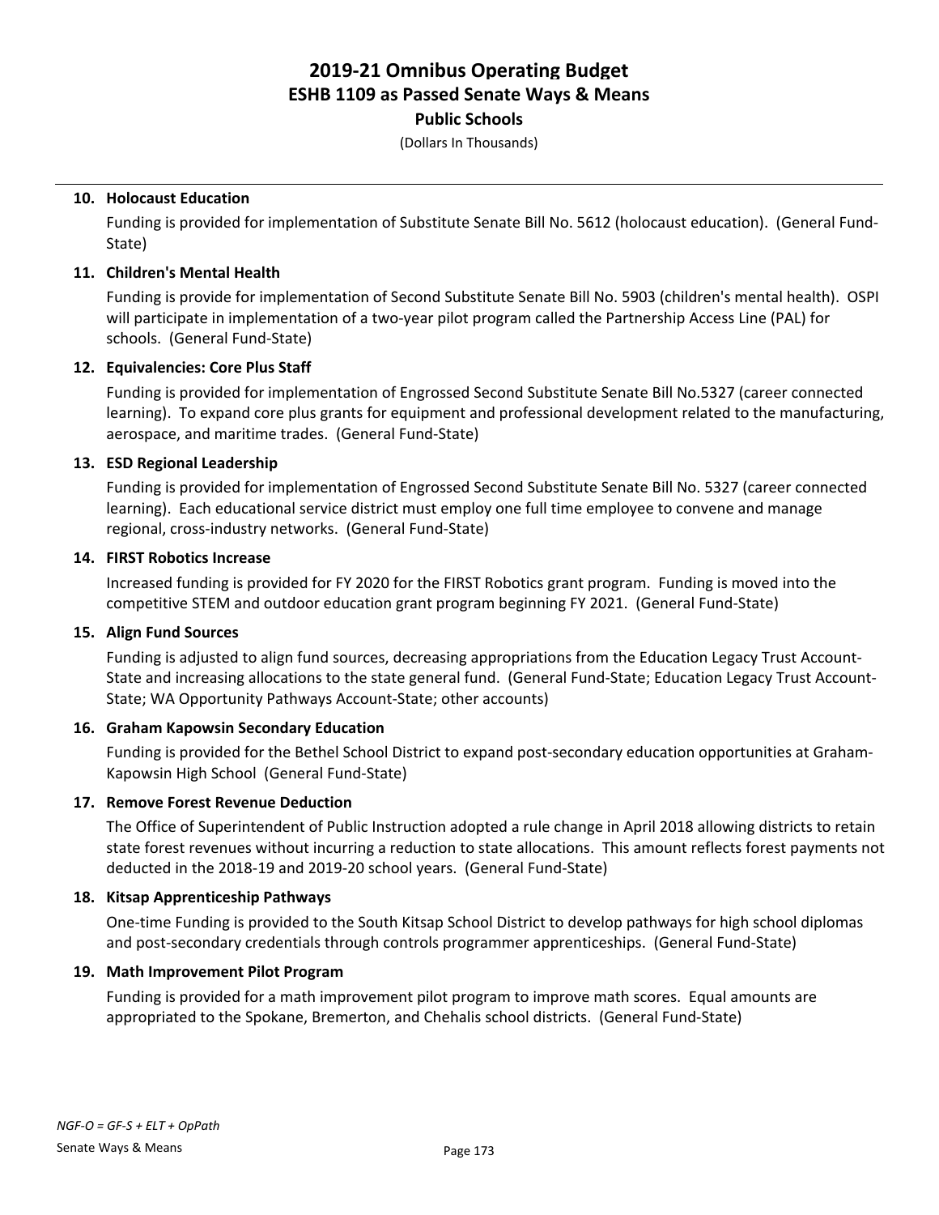# 2019-21 Omnibus Operating Budget
## ESHB 1109 as Passed Senate Ways & Means
### Public Schools

(Dollars In Thousands)

**10. Holocaust Education**

Funding is provided for implementation of Substitute Senate Bill No. 5612 (holocaust education). (General Fund-State)

**11. Children's Mental Health**

Funding is provide for implementation of Second Substitute Senate Bill No. 5903 (children's mental health). OSPI will participate in implementation of a two-year pilot program called the Partnership Access Line (PAL) for schools. (General Fund-State)

**12. Equivalencies: Core Plus Staff**

Funding is provided for implementation of Engrossed Second Substitute Senate Bill No.5327 (career connected learning). To expand core plus grants for equipment and professional development related to the manufacturing, aerospace, and maritime trades. (General Fund-State)

**13. ESD Regional Leadership**

Funding is provided for implementation of Engrossed Second Substitute Senate Bill No. 5327 (career connected learning). Each educational service district must employ one full time employee to convene and manage regional, cross-industry networks. (General Fund-State)

**14. FIRST Robotics Increase**

Increased funding is provided for FY 2020 for the FIRST Robotics grant program. Funding is moved into the competitive STEM and outdoor education grant program beginning FY 2021. (General Fund-State)

**15. Align Fund Sources**

Funding is adjusted to align fund sources, decreasing appropriations from the Education Legacy Trust Account-State and increasing allocations to the state general fund. (General Fund-State; Education Legacy Trust Account-State; WA Opportunity Pathways Account-State; other accounts)

**16. Graham Kapowsin Secondary Education**

Funding is provided for the Bethel School District to expand post-secondary education opportunities at Graham-Kapowsin High School (General Fund-State)

**17. Remove Forest Revenue Deduction**

The Office of Superintendent of Public Instruction adopted a rule change in April 2018 allowing districts to retain state forest revenues without incurring a reduction to state allocations. This amount reflects forest payments not deducted in the 2018-19 and 2019-20 school years. (General Fund-State)

**18. Kitsap Apprenticeship Pathways**

One-time Funding is provided to the South Kitsap School District to develop pathways for high school diplomas and post-secondary credentials through controls programmer apprenticeships. (General Fund-State)

**19. Math Improvement Pilot Program**

Funding is provided for a math improvement pilot program to improve math scores. Equal amounts are appropriated to the Spokane, Bremerton, and Chehalis school districts. (General Fund-State)

*NGF-O = GF-S + ELT + OpPath*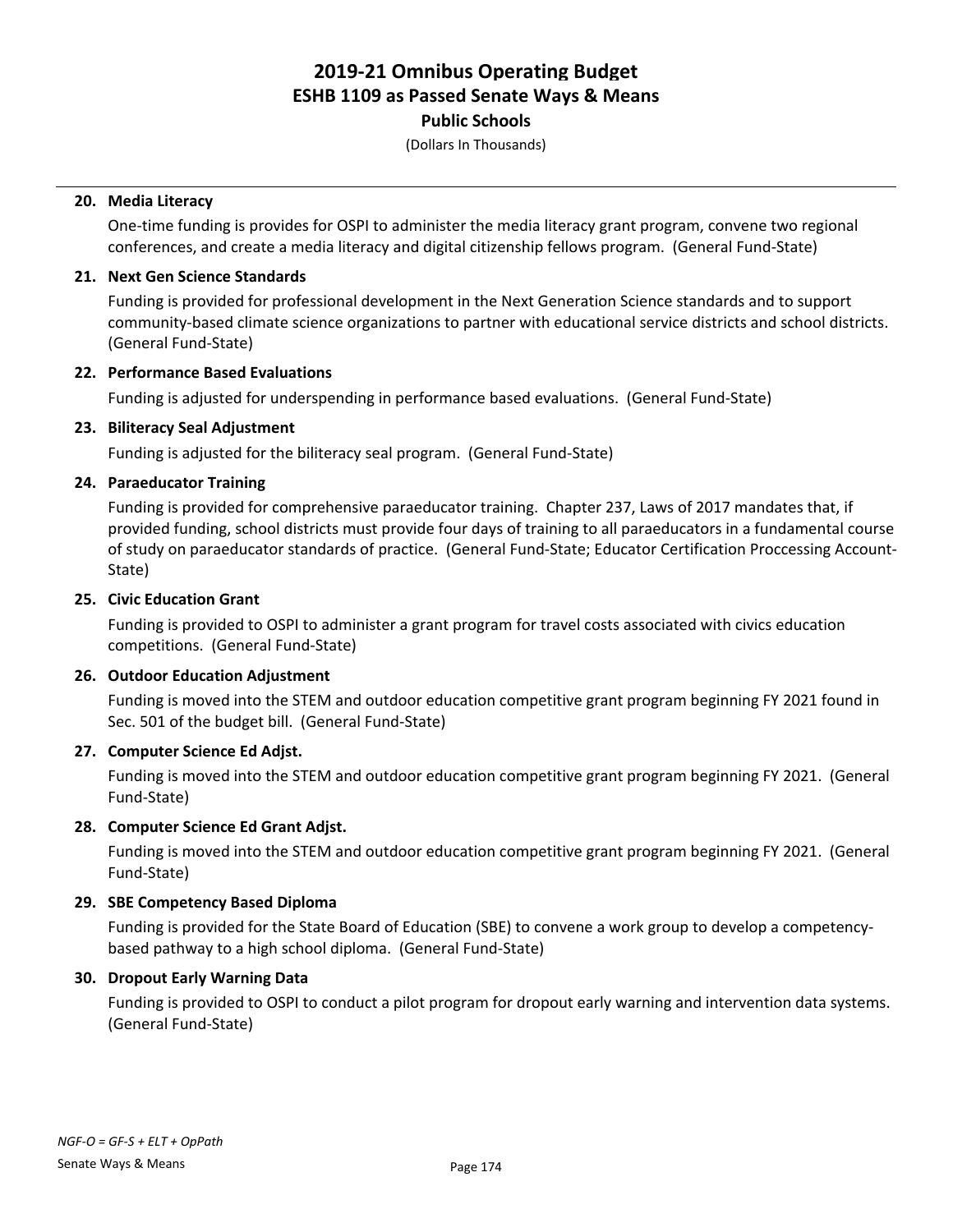**20. Media Literacy**

One-time funding is provides for OSPI to administer the media literacy grant program, convene two regional conferences, and create a media literacy and digital citizenship fellows program. (General Fund-State)

**21. Next Gen Science Standards**

Funding is provided for professional development in the Next Generation Science standards and to support community-based climate science organizations to partner with educational service districts and school districts. (General Fund-State)

**22. Performance Based Evaluations**

Funding is adjusted for underspending in performance based evaluations. (General Fund-State)

**23. Biliteracy Seal Adjustment**

Funding is adjusted for the biliteracy seal program. (General Fund-State)

**24. Paraeducator Training**

Funding is provided for comprehensive paraeducator training. Chapter 237, Laws of 2017 mandates that, if provided funding, school districts must provide four days of training to all paraeducators in a fundamental course of study on paraeducator standards of practice. (General Fund-State; Educator Certification Proccessing Account-State)

**25. Civic Education Grant**

Funding is provided to OSPI to administer a grant program for travel costs associated with civics education competitions. (General Fund-State)

**26. Outdoor Education Adjustment**

Funding is moved into the STEM and outdoor education competitive grant program beginning FY 2021 found in Sec. 501 of the budget bill. (General Fund-State)

**27. Computer Science Ed Adjst.**

Funding is moved into the STEM and outdoor education competitive grant program beginning FY 2021. (General Fund-State)

**28. Computer Science Ed Grant Adjst.**

Funding is moved into the STEM and outdoor education competitive grant program beginning FY 2021. (General Fund-State)

**29. SBE Competency Based Diploma**

Funding is provided for the State Board of Education (SBE) to convene a work group to develop a competency-based pathway to a high school diploma. (General Fund-State)

**30. Dropout Early Warning Data**

Funding is provided to OSPI to conduct a pilot program for dropout early warning and intervention data systems. (General Fund-State)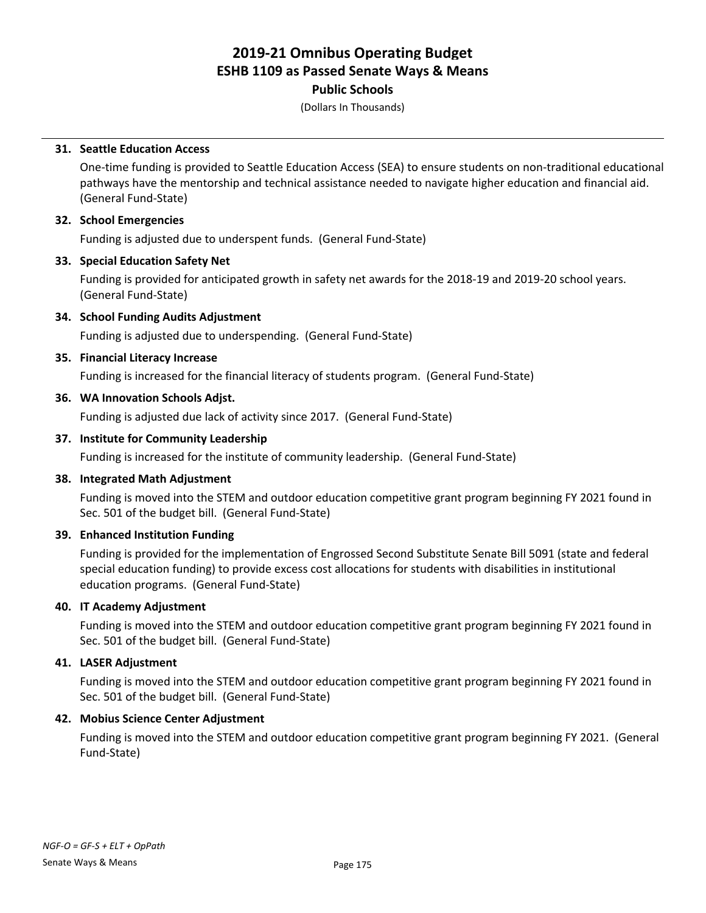**31. Seattle Education Access**

One-time funding is provided to Seattle Education Access (SEA) to ensure students on non-traditional educational pathways have the mentorship and technical assistance needed to navigate higher education and financial aid. (General Fund-State)

**32. School Emergencies**

Funding is adjusted due to underspent funds. (General Fund-State)

**33. Special Education Safety Net**

Funding is provided for anticipated growth in safety net awards for the 2018-19 and 2019-20 school years. (General Fund-State)

**34. School Funding Audits Adjustment**

Funding is adjusted due to underspending. (General Fund-State)

**35. Financial Literacy Increase**

Funding is increased for the financial literacy of students program. (General Fund-State)

**36. WA Innovation Schools Adjst.**

Funding is adjusted due lack of activity since 2017. (General Fund-State)

**37. Institute for Community Leadership**

Funding is increased for the institute of community leadership. (General Fund-State)

**38. Integrated Math Adjustment**

Funding is moved into the STEM and outdoor education competitive grant program beginning FY 2021 found in Sec. 501 of the budget bill. (General Fund-State)

**39. Enhanced Institution Funding**

Funding is provided for the implementation of Engrossed Second Substitute Senate Bill 5091 (state and federal special education funding) to provide excess cost allocations for students with disabilities in institutional education programs. (General Fund-State)

**40. IT Academy Adjustment**

Funding is moved into the STEM and outdoor education competitive grant program beginning FY 2021 found in Sec. 501 of the budget bill. (General Fund-State)

**41. LASER Adjustment**

Funding is moved into the STEM and outdoor education competitive grant program beginning FY 2021 found in Sec. 501 of the budget bill. (General Fund-State)

**42. Mobius Science Center Adjustment**

Funding is moved into the STEM and outdoor education competitive grant program beginning FY 2021. (General Fund-State)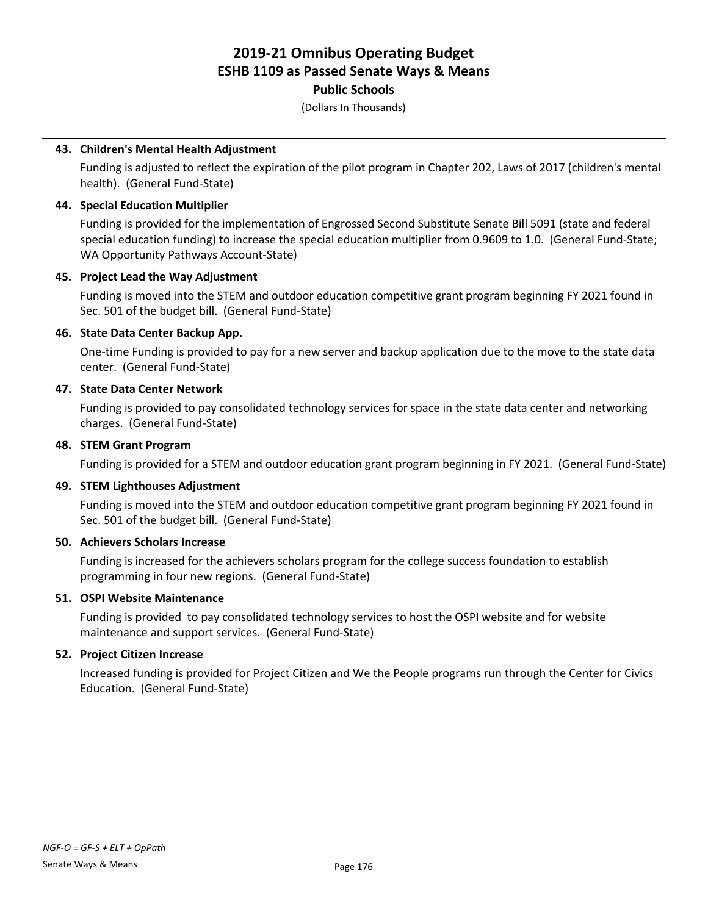**43. Children's Mental Health Adjustment**

Funding is adjusted to reflect the expiration of the pilot program in Chapter 202, Laws of 2017 (children's mental health). (General Fund-State)

**44. Special Education Multiplier**

Funding is provided for the implementation of Engrossed Second Substitute Senate Bill 5091 (state and federal special education funding) to increase the special education multiplier from 0.9609 to 1.0. (General Fund-State; WA Opportunity Pathways Account-State)

**45. Project Lead the Way Adjustment**

Funding is moved into the STEM and outdoor education competitive grant program beginning FY 2021 found in Sec. 501 of the budget bill. (General Fund-State)

**46. State Data Center Backup App.**

One-time Funding is provided to pay for a new server and backup application due to the move to the state data center. (General Fund-State)

**47. State Data Center Network**

Funding is provided to pay consolidated technology services for space in the state data center and networking charges. (General Fund-State)

**48. STEM Grant Program**

Funding is provided for a STEM and outdoor education grant program beginning in FY 2021. (General Fund-State)

**49. STEM Lighthouses Adjustment**

Funding is moved into the STEM and outdoor education competitive grant program beginning FY 2021 found in Sec. 501 of the budget bill. (General Fund-State)

**50. Achievers Scholars Increase**

Funding is increased for the achievers scholars program for the college success foundation to establish programming in four new regions. (General Fund-State)

**51. OSPI Website Maintenance**

Funding is provided to pay consolidated technology services to host the OSPI website and for website maintenance and support services. (General Fund-State)

**52. Project Citizen Increase**

Increased funding is provided for Project Citizen and We the People programs run through the Center for Civics Education. (General Fund-State)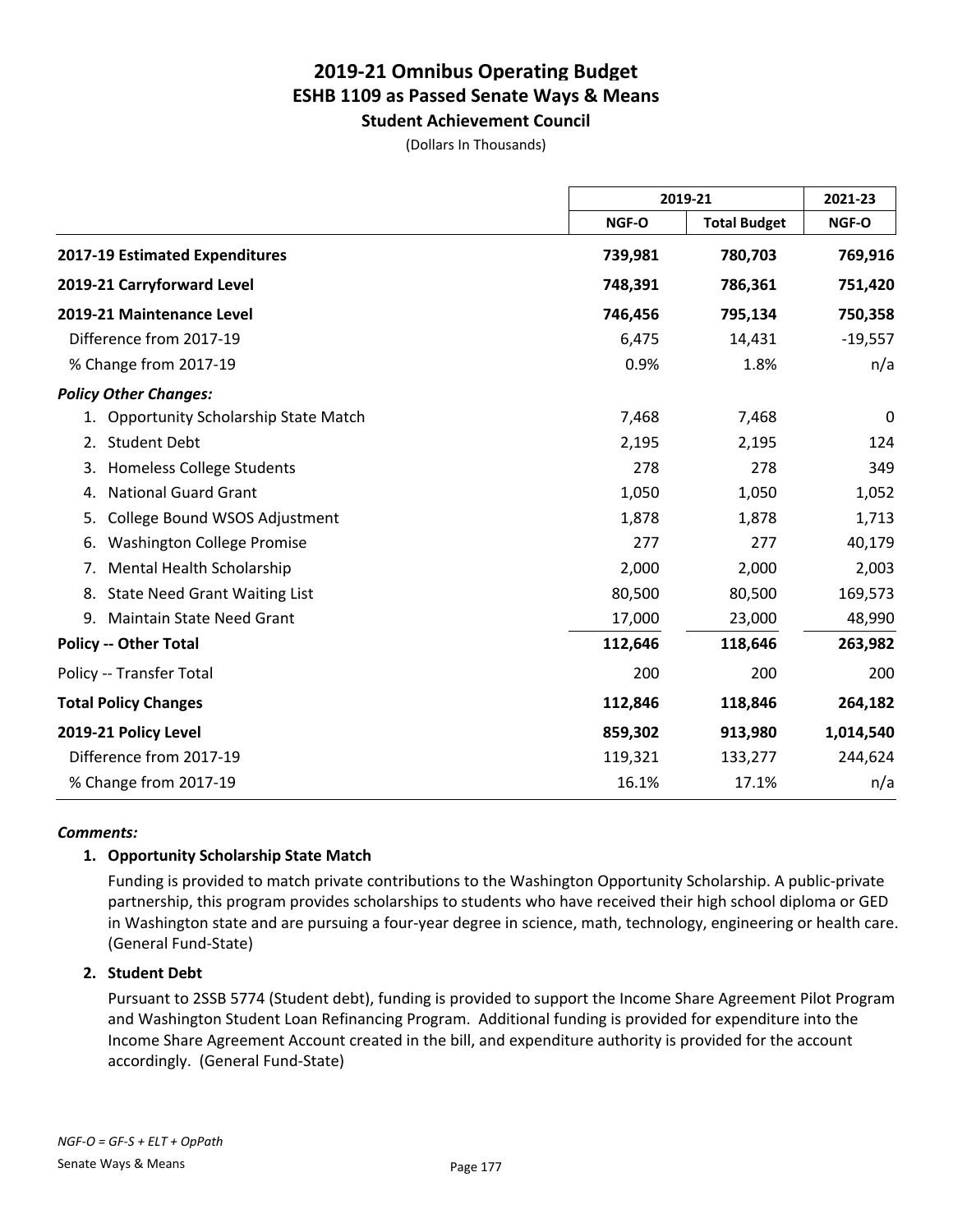# 2019-21 Omnibus Operating Budget
## ESHB 1109 as Passed Senate Ways & Means
### Student Achievement Council

(Dollars In Thousands)

| | 2019-21 | | 2021-23 |
|---|---|---|---|
| | NGF-O | Total Budget | NGF-O |
| **2017-19 Estimated Expenditures** | **739,981** | **780,703** | **769,916** |
| **2019-21 Carryforward Level** | **748,391** | **786,361** | **751,420** |
| **2019-21 Maintenance Level** | **746,456** | **795,134** | **750,358** |
| Difference from 2017-19 | 6,475 | 14,431 | -19,557 |
| % Change from 2017-19 | 0.9% | 1.8% | n/a |
| ***Policy Other Changes:*** | | | |
| 1. Opportunity Scholarship State Match | 7,468 | 7,468 | 0 |
| 2. Student Debt | 2,195 | 2,195 | 124 |
| 3. Homeless College Students | 278 | 278 | 349 |
| 4. National Guard Grant | 1,050 | 1,050 | 1,052 |
| 5. College Bound WSOS Adjustment | 1,878 | 1,878 | 1,713 |
| 6. Washington College Promise | 277 | 277 | 40,179 |
| 7. Mental Health Scholarship | 2,000 | 2,000 | 2,003 |
| 8. State Need Grant Waiting List | 80,500 | 80,500 | 169,573 |
| 9. Maintain State Need Grant | 17,000 | 23,000 | 48,990 |
| **Policy -- Other Total** | **112,646** | **118,646** | **263,982** |
| Policy -- Transfer Total | 200 | 200 | 200 |
| **Total Policy Changes** | **112,846** | **118,846** | **264,182** |
| **2019-21 Policy Level** | **859,302** | **913,980** | **1,014,540** |
| Difference from 2017-19 | 119,321 | 133,277 | 244,624 |
| % Change from 2017-19 | 16.1% | 17.1% | n/a |

***Comments:***

**1. Opportunity Scholarship State Match**

Funding is provided to match private contributions to the Washington Opportunity Scholarship. A public-private partnership, this program provides scholarships to students who have received their high school diploma or GED in Washington state and are pursuing a four-year degree in science, math, technology, engineering or health care. (General Fund-State)

**2. Student Debt**

Pursuant to 2SSB 5774 (Student debt), funding is provided to support the Income Share Agreement Pilot Program and Washington Student Loan Refinancing Program. Additional funding is provided for expenditure into the Income Share Agreement Account created in the bill, and expenditure authority is provided for the account accordingly. (General Fund-State)

*NGF-O = GF-S + ELT + OpPath*

Senate Ways & Means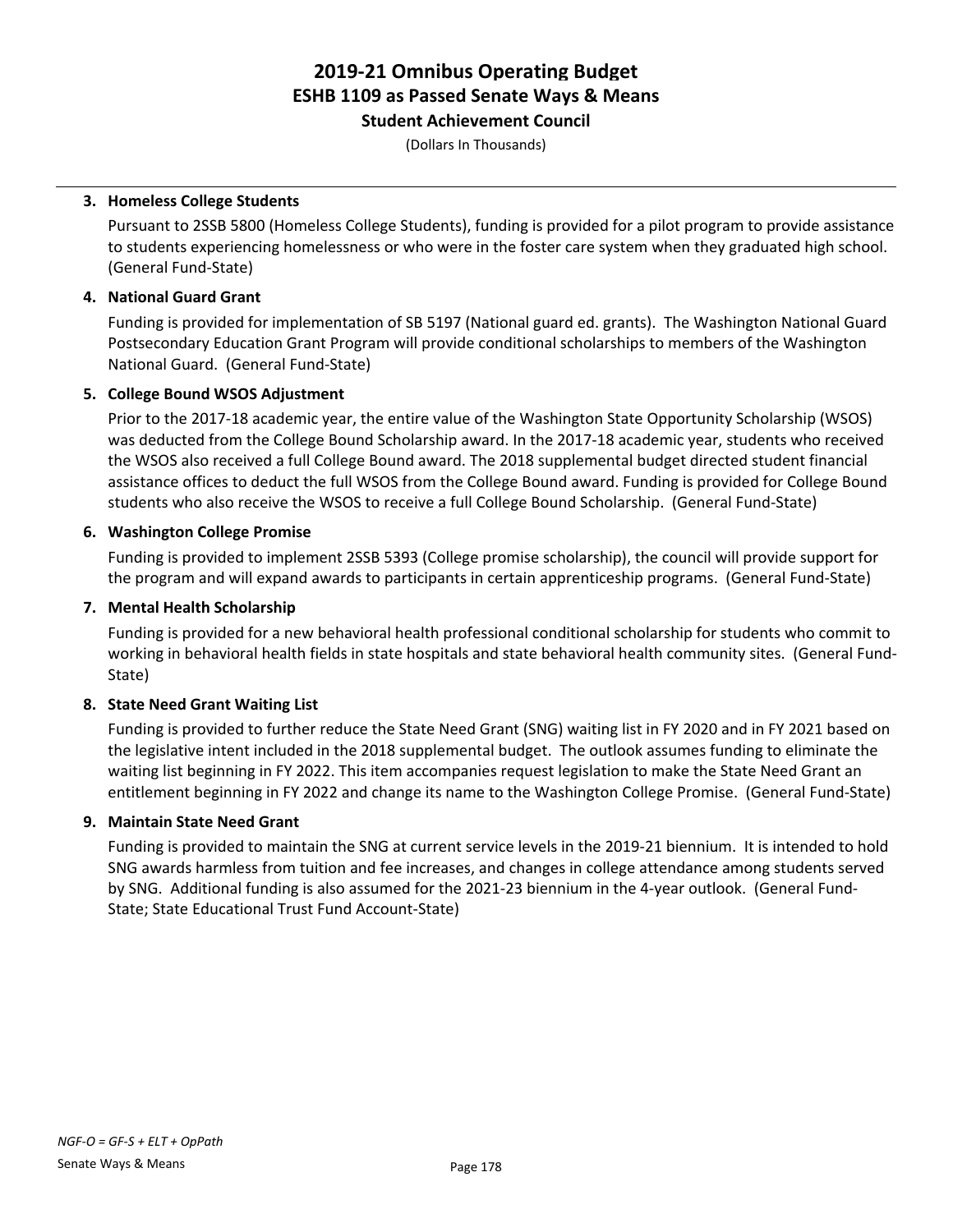# 2019-21 Omnibus Operating Budget
## ESHB 1109 as Passed Senate Ways & Means
### Student Achievement Council

(Dollars In Thousands)

**3. Homeless College Students**

Pursuant to 2SSB 5800 (Homeless College Students), funding is provided for a pilot program to provide assistance to students experiencing homelessness or who were in the foster care system when they graduated high school. (General Fund-State)

**4. National Guard Grant**

Funding is provided for implementation of SB 5197 (National guard ed. grants). The Washington National Guard Postsecondary Education Grant Program will provide conditional scholarships to members of the Washington National Guard. (General Fund-State)

**5. College Bound WSOS Adjustment**

Prior to the 2017-18 academic year, the entire value of the Washington State Opportunity Scholarship (WSOS) was deducted from the College Bound Scholarship award. In the 2017-18 academic year, students who received the WSOS also received a full College Bound award. The 2018 supplemental budget directed student financial assistance offices to deduct the full WSOS from the College Bound award. Funding is provided for College Bound students who also receive the WSOS to receive a full College Bound Scholarship. (General Fund-State)

**6. Washington College Promise**

Funding is provided to implement 2SSB 5393 (College promise scholarship), the council will provide support for the program and will expand awards to participants in certain apprenticeship programs. (General Fund-State)

**7. Mental Health Scholarship**

Funding is provided for a new behavioral health professional conditional scholarship for students who commit to working in behavioral health fields in state hospitals and state behavioral health community sites. (General Fund-State)

**8. State Need Grant Waiting List**

Funding is provided to further reduce the State Need Grant (SNG) waiting list in FY 2020 and in FY 2021 based on the legislative intent included in the 2018 supplemental budget. The outlook assumes funding to eliminate the waiting list beginning in FY 2022. This item accompanies request legislation to make the State Need Grant an entitlement beginning in FY 2022 and change its name to the Washington College Promise. (General Fund-State)

**9. Maintain State Need Grant**

Funding is provided to maintain the SNG at current service levels in the 2019-21 biennium. It is intended to hold SNG awards harmless from tuition and fee increases, and changes in college attendance among students served by SNG. Additional funding is also assumed for the 2021-23 biennium in the 4-year outlook. (General Fund-State; State Educational Trust Fund Account-State)

*NGF-O = GF-S + ELT + OpPath*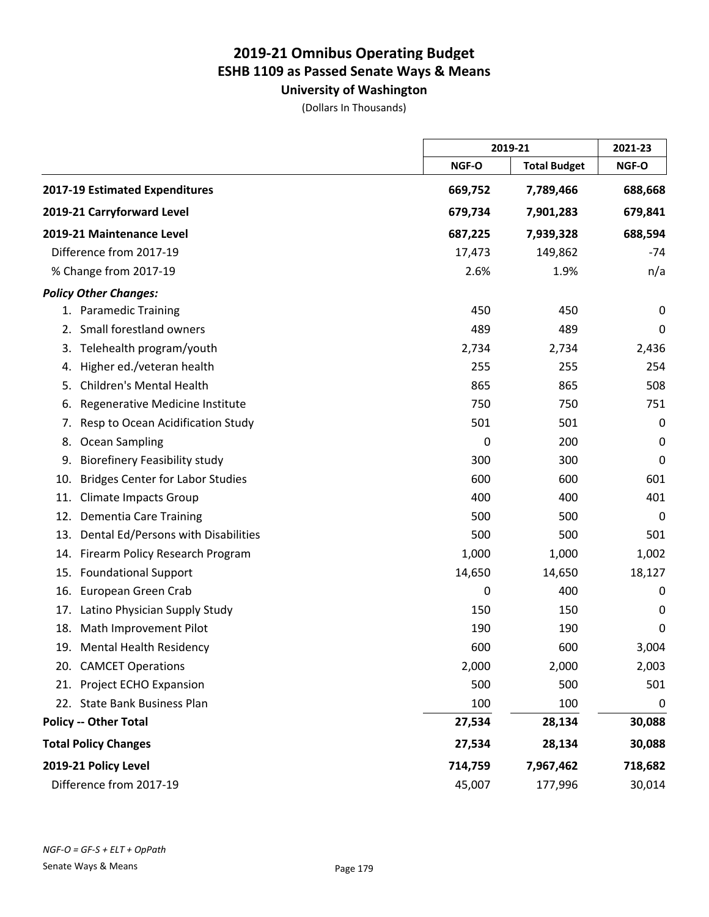# 2019-21 Omnibus Operating Budget
## ESHB 1109 as Passed Senate Ways & Means
### University of Washington

(Dollars In Thousands)

| | 2019-21 | | 2021-23 |
|---|---|---|---|
| | NGF-O | Total Budget | NGF-O |
| **2017-19 Estimated Expenditures** | **669,752** | **7,789,466** | **688,668** |
| **2019-21 Carryforward Level** | **679,734** | **7,901,283** | **679,841** |
| **2019-21 Maintenance Level** | **687,225** | **7,939,328** | **688,594** |
| Difference from 2017-19 | 17,473 | 149,862 | -74 |
| % Change from 2017-19 | 2.6% | 1.9% | n/a |
| ***Policy Other Changes:*** | | | |
| 1. Paramedic Training | 450 | 450 | 0 |
| 2. Small forestland owners | 489 | 489 | 0 |
| 3. Telehealth program/youth | 2,734 | 2,734 | 2,436 |
| 4. Higher ed./veteran health | 255 | 255 | 254 |
| 5. Children's Mental Health | 865 | 865 | 508 |
| 6. Regenerative Medicine Institute | 750 | 750 | 751 |
| 7. Resp to Ocean Acidification Study | 501 | 501 | 0 |
| 8. Ocean Sampling | 0 | 200 | 0 |
| 9. Biorefinery Feasibility study | 300 | 300 | 0 |
| 10. Bridges Center for Labor Studies | 600 | 600 | 601 |
| 11. Climate Impacts Group | 400 | 400 | 401 |
| 12. Dementia Care Training | 500 | 500 | 0 |
| 13. Dental Ed/Persons with Disabilities | 500 | 500 | 501 |
| 14. Firearm Policy Research Program | 1,000 | 1,000 | 1,002 |
| 15. Foundational Support | 14,650 | 14,650 | 18,127 |
| 16. European Green Crab | 0 | 400 | 0 |
| 17. Latino Physician Supply Study | 150 | 150 | 0 |
| 18. Math Improvement Pilot | 190 | 190 | 0 |
| 19. Mental Health Residency | 600 | 600 | 3,004 |
| 20. CAMCET Operations | 2,000 | 2,000 | 2,003 |
| 21. Project ECHO Expansion | 500 | 500 | 501 |
| 22. State Bank Business Plan | 100 | 100 | 0 |
| **Policy -- Other Total** | **27,534** | **28,134** | **30,088** |
| **Total Policy Changes** | **27,534** | **28,134** | **30,088** |
| **2019-21 Policy Level** | **714,759** | **7,967,462** | **718,682** |
| Difference from 2017-19 | 45,007 | 177,996 | 30,014 |

*NGF-O = GF-S + ELT + OpPath*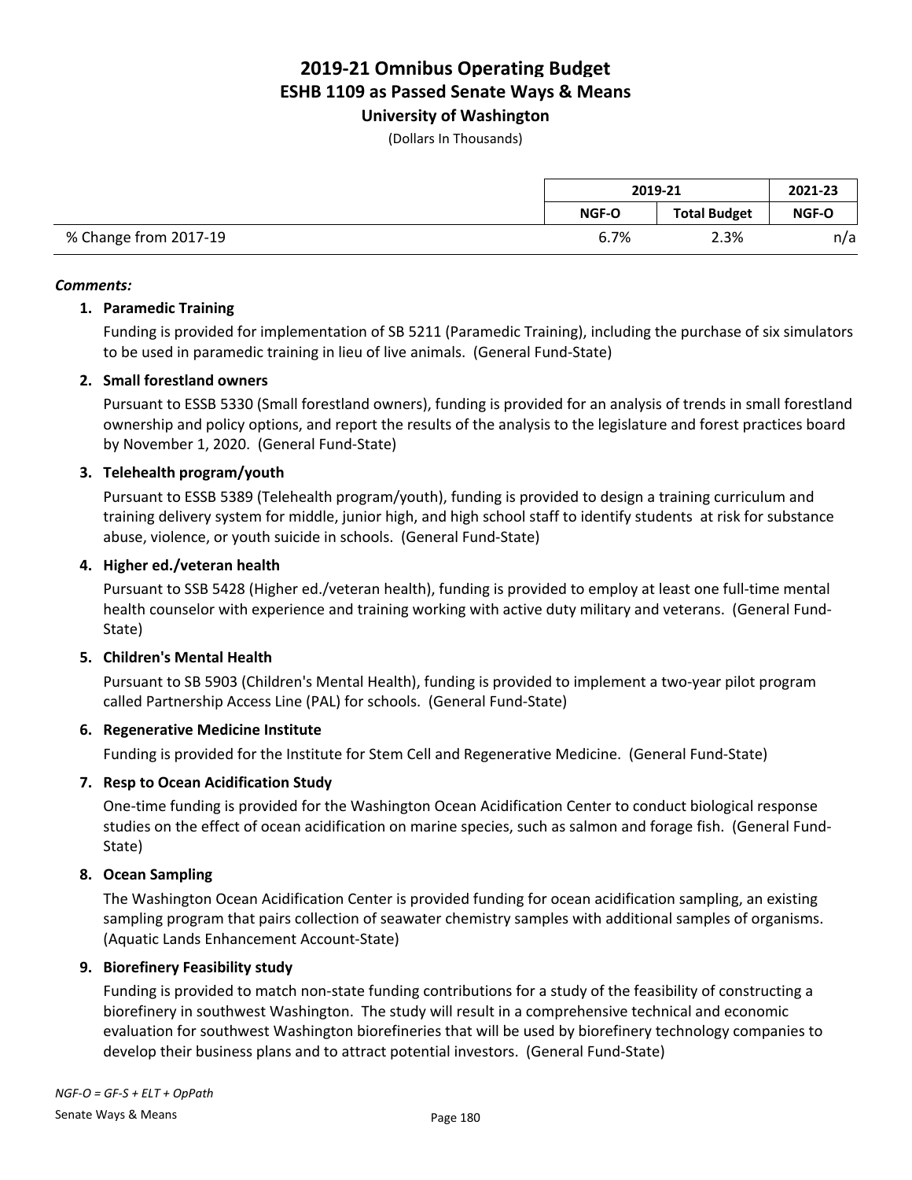# 2019-21 Omnibus Operating Budget
## ESHB 1109 as Passed Senate Ways & Means
### University of Washington

(Dollars In Thousands)

| | 2019-21 | | 2021-23 |
|---|---|---|---|
| | NGF-O | Total Budget | NGF-O |
| % Change from 2017-19 | 6.7% | 2.3% | n/a |

***Comments:***

1. **Paramedic Training**

   Funding is provided for implementation of SB 5211 (Paramedic Training), including the purchase of six simulators to be used in paramedic training in lieu of live animals. (General Fund-State)

2. **Small forestland owners**

   Pursuant to ESSB 5330 (Small forestland owners), funding is provided for an analysis of trends in small forestland ownership and policy options, and report the results of the analysis to the legislature and forest practices board by November 1, 2020. (General Fund-State)

3. **Telehealth program/youth**

   Pursuant to ESSB 5389 (Telehealth program/youth), funding is provided to design a training curriculum and training delivery system for middle, junior high, and high school staff to identify students at risk for substance abuse, violence, or youth suicide in schools. (General Fund-State)

4. **Higher ed./veteran health**

   Pursuant to SSB 5428 (Higher ed./veteran health), funding is provided to employ at least one full-time mental health counselor with experience and training working with active duty military and veterans. (General Fund-State)

5. **Children's Mental Health**

   Pursuant to SB 5903 (Children's Mental Health), funding is provided to implement a two-year pilot program called Partnership Access Line (PAL) for schools. (General Fund-State)

6. **Regenerative Medicine Institute**

   Funding is provided for the Institute for Stem Cell and Regenerative Medicine. (General Fund-State)

7. **Resp to Ocean Acidification Study**

   One-time funding is provided for the Washington Ocean Acidification Center to conduct biological response studies on the effect of ocean acidification on marine species, such as salmon and forage fish. (General Fund-State)

8. **Ocean Sampling**

   The Washington Ocean Acidification Center is provided funding for ocean acidification sampling, an existing sampling program that pairs collection of seawater chemistry samples with additional samples of organisms. (Aquatic Lands Enhancement Account-State)

9. **Biorefinery Feasibility study**

   Funding is provided to match non-state funding contributions for a study of the feasibility of constructing a biorefinery in southwest Washington. The study will result in a comprehensive technical and economic evaluation for southwest Washington biorefineries that will be used by biorefinery technology companies to develop their business plans and to attract potential investors. (General Fund-State)

*NGF-O = GF-S + ELT + OpPath*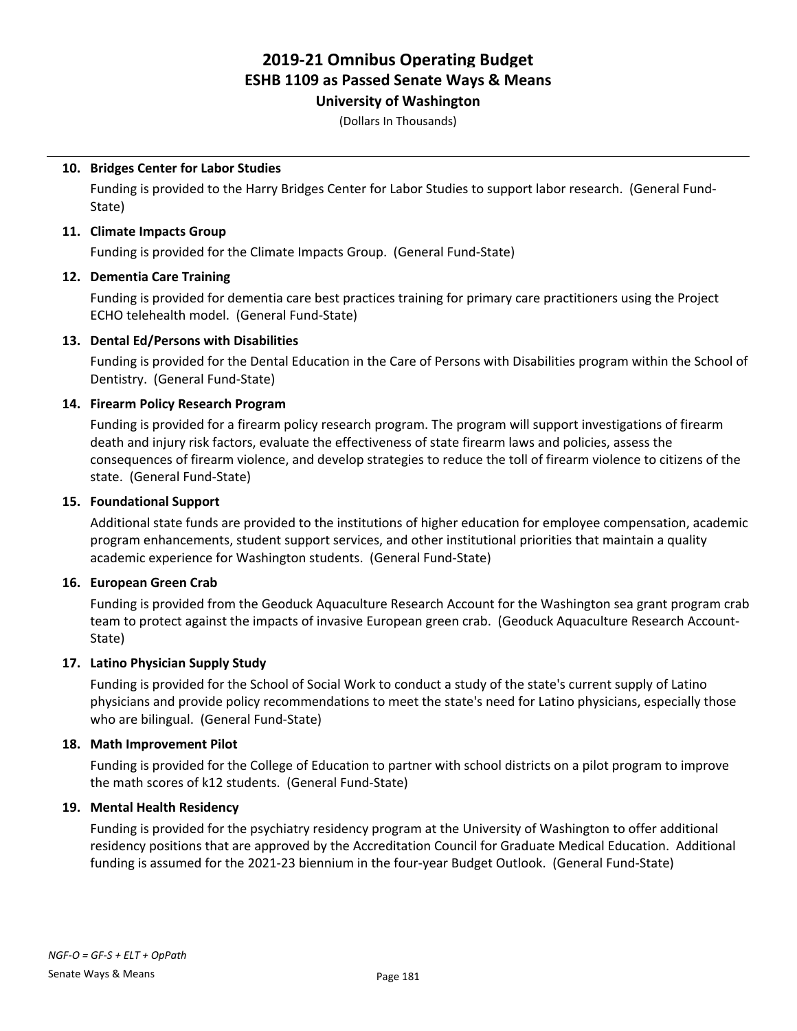# 2019-21 Omnibus Operating Budget
## ESHB 1109 as Passed Senate Ways & Means
### University of Washington

(Dollars In Thousands)

**10. Bridges Center for Labor Studies**

Funding is provided to the Harry Bridges Center for Labor Studies to support labor research. (General Fund-State)

**11. Climate Impacts Group**

Funding is provided for the Climate Impacts Group. (General Fund-State)

**12. Dementia Care Training**

Funding is provided for dementia care best practices training for primary care practitioners using the Project ECHO telehealth model. (General Fund-State)

**13. Dental Ed/Persons with Disabilities**

Funding is provided for the Dental Education in the Care of Persons with Disabilities program within the School of Dentistry. (General Fund-State)

**14. Firearm Policy Research Program**

Funding is provided for a firearm policy research program. The program will support investigations of firearm death and injury risk factors, evaluate the effectiveness of state firearm laws and policies, assess the consequences of firearm violence, and develop strategies to reduce the toll of firearm violence to citizens of the state. (General Fund-State)

**15. Foundational Support**

Additional state funds are provided to the institutions of higher education for employee compensation, academic program enhancements, student support services, and other institutional priorities that maintain a quality academic experience for Washington students. (General Fund-State)

**16. European Green Crab**

Funding is provided from the Geoduck Aquaculture Research Account for the Washington sea grant program crab team to protect against the impacts of invasive European green crab. (Geoduck Aquaculture Research Account-State)

**17. Latino Physician Supply Study**

Funding is provided for the School of Social Work to conduct a study of the state's current supply of Latino physicians and provide policy recommendations to meet the state's need for Latino physicians, especially those who are bilingual. (General Fund-State)

**18. Math Improvement Pilot**

Funding is provided for the College of Education to partner with school districts on a pilot program to improve the math scores of k12 students. (General Fund-State)

**19. Mental Health Residency**

Funding is provided for the psychiatry residency program at the University of Washington to offer additional residency positions that are approved by the Accreditation Council for Graduate Medical Education. Additional funding is assumed for the 2021-23 biennium in the four-year Budget Outlook. (General Fund-State)

*NGF-O = GF-S + ELT + OpPath*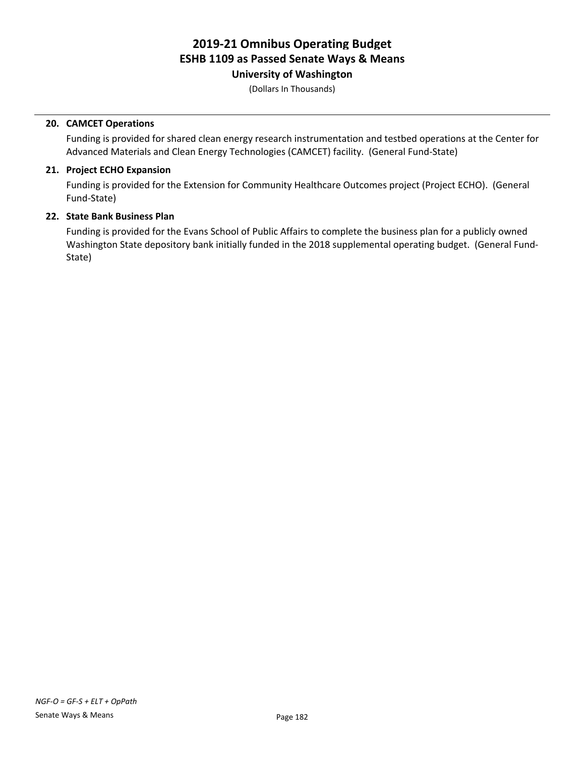**20. CAMCET Operations**

Funding is provided for shared clean energy research instrumentation and testbed operations at the Center for Advanced Materials and Clean Energy Technologies (CAMCET) facility. (General Fund-State)

**21. Project ECHO Expansion**

Funding is provided for the Extension for Community Healthcare Outcomes project (Project ECHO). (General Fund-State)

**22. State Bank Business Plan**

Funding is provided for the Evans School of Public Affairs to complete the business plan for a publicly owned Washington State depository bank initially funded in the 2018 supplemental operating budget. (General Fund-State)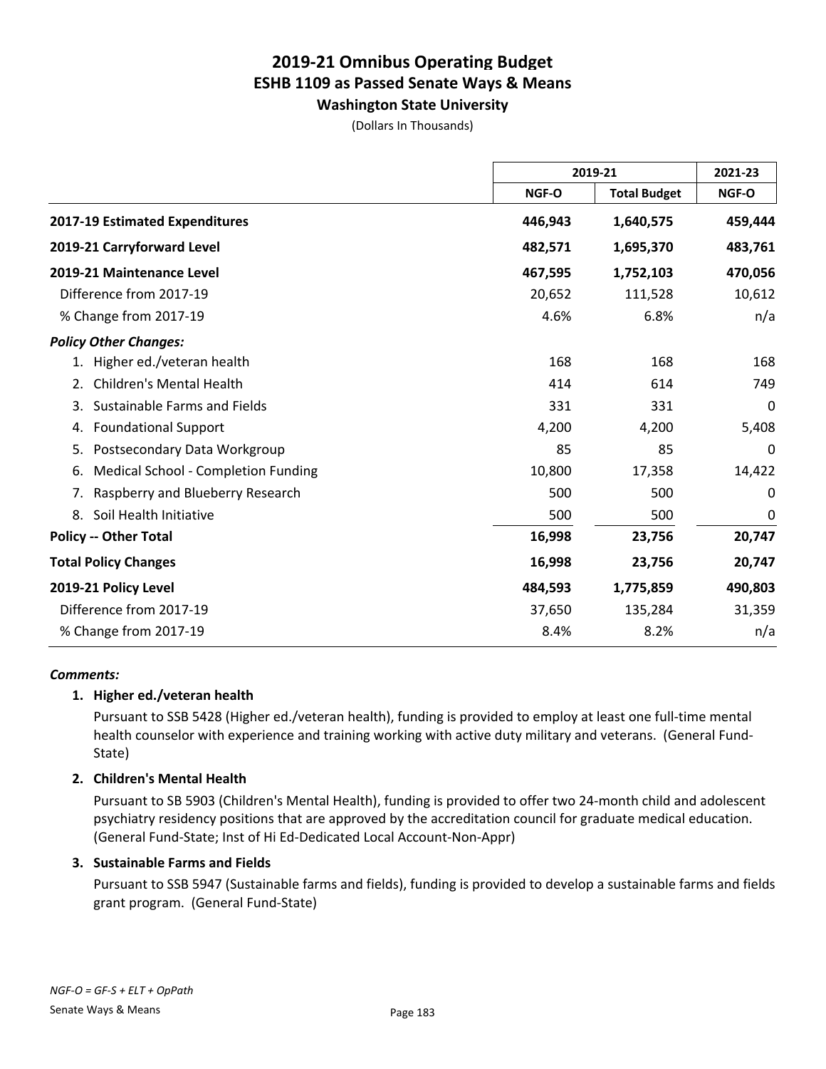# 2019-21 Omnibus Operating Budget
## ESHB 1109 as Passed Senate Ways & Means
### Washington State University

(Dollars In Thousands)

| | 2019-21 | | 2021-23 |
|---|---|---|---|
| | NGF-O | Total Budget | NGF-O |
| **2017-19 Estimated Expenditures** | **446,943** | **1,640,575** | **459,444** |
| **2019-21 Carryforward Level** | **482,571** | **1,695,370** | **483,761** |
| **2019-21 Maintenance Level** | **467,595** | **1,752,103** | **470,056** |
| Difference from 2017-19 | 20,652 | 111,528 | 10,612 |
| % Change from 2017-19 | 4.6% | 6.8% | n/a |
| ***Policy Other Changes:*** | | | |
| 1. Higher ed./veteran health | 168 | 168 | 168 |
| 2. Children's Mental Health | 414 | 614 | 749 |
| 3. Sustainable Farms and Fields | 331 | 331 | 0 |
| 4. Foundational Support | 4,200 | 4,200 | 5,408 |
| 5. Postsecondary Data Workgroup | 85 | 85 | 0 |
| 6. Medical School - Completion Funding | 10,800 | 17,358 | 14,422 |
| 7. Raspberry and Blueberry Research | 500 | 500 | 0 |
| 8. Soil Health Initiative | 500 | 500 | 0 |
| **Policy -- Other Total** | **16,998** | **23,756** | **20,747** |
| **Total Policy Changes** | **16,998** | **23,756** | **20,747** |
| **2019-21 Policy Level** | **484,593** | **1,775,859** | **490,803** |
| Difference from 2017-19 | 37,650 | 135,284 | 31,359 |
| % Change from 2017-19 | 8.4% | 8.2% | n/a |

***Comments:***

**1. Higher ed./veteran health**

Pursuant to SSB 5428 (Higher ed./veteran health), funding is provided to employ at least one full-time mental health counselor with experience and training working with active duty military and veterans. (General Fund-State)

**2. Children's Mental Health**

Pursuant to SB 5903 (Children's Mental Health), funding is provided to offer two 24-month child and adolescent psychiatry residency positions that are approved by the accreditation council for graduate medical education. (General Fund-State; Inst of Hi Ed-Dedicated Local Account-Non-Appr)

**3. Sustainable Farms and Fields**

Pursuant to SSB 5947 (Sustainable farms and fields), funding is provided to develop a sustainable farms and fields grant program. (General Fund-State)

*NGF-O = GF-S + ELT + OpPath*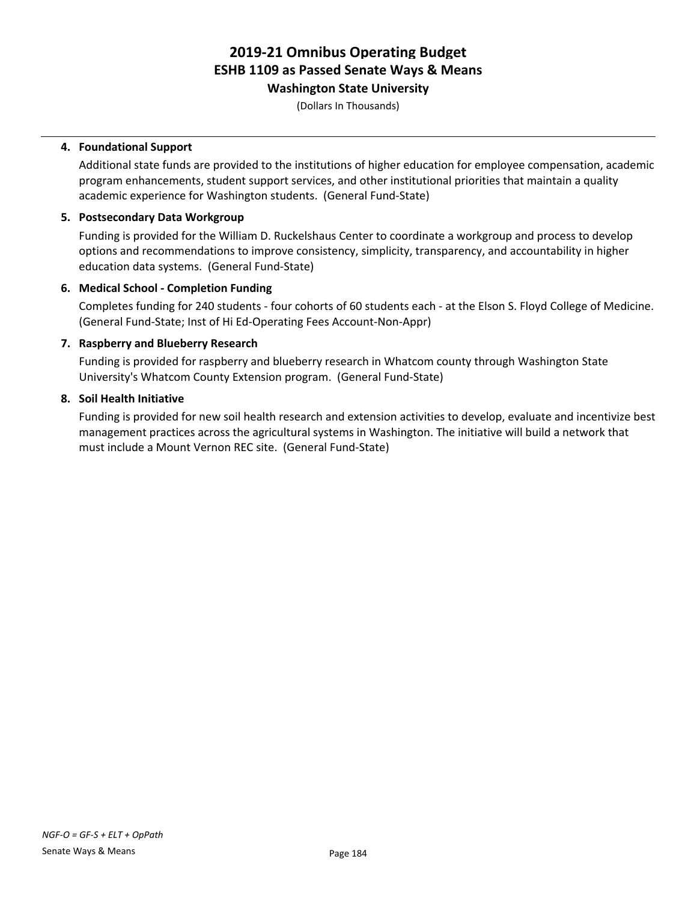**4. Foundational Support**

Additional state funds are provided to the institutions of higher education for employee compensation, academic program enhancements, student support services, and other institutional priorities that maintain a quality academic experience for Washington students. (General Fund-State)

**5. Postsecondary Data Workgroup**

Funding is provided for the William D. Ruckelshaus Center to coordinate a workgroup and process to develop options and recommendations to improve consistency, simplicity, transparency, and accountability in higher education data systems. (General Fund-State)

**6. Medical School - Completion Funding**

Completes funding for 240 students - four cohorts of 60 students each - at the Elson S. Floyd College of Medicine. (General Fund-State; Inst of Hi Ed-Operating Fees Account-Non-Appr)

**7. Raspberry and Blueberry Research**

Funding is provided for raspberry and blueberry research in Whatcom county through Washington State University's Whatcom County Extension program. (General Fund-State)

**8. Soil Health Initiative**

Funding is provided for new soil health research and extension activities to develop, evaluate and incentivize best management practices across the agricultural systems in Washington. The initiative will build a network that must include a Mount Vernon REC site. (General Fund-State)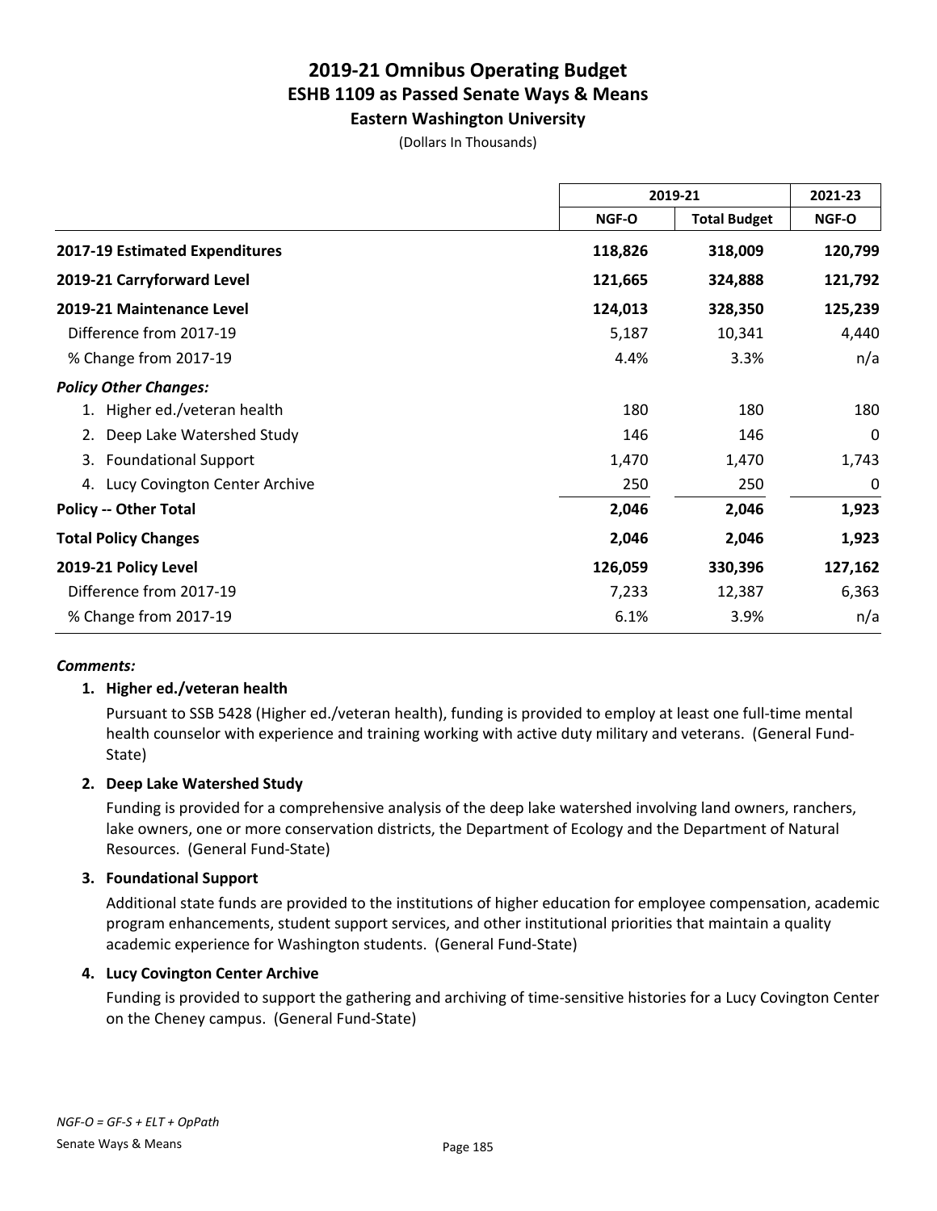# 2019-21 Omnibus Operating Budget
## ESHB 1109 as Passed Senate Ways & Means
### Eastern Washington University

(Dollars In Thousands)

| | 2019-21 | | 2021-23 |
|---|---|---|---|
| | NGF-O | Total Budget | NGF-O |
| **2017-19 Estimated Expenditures** | **118,826** | **318,009** | **120,799** |
| **2019-21 Carryforward Level** | **121,665** | **324,888** | **121,792** |
| **2019-21 Maintenance Level** | **124,013** | **328,350** | **125,239** |
| Difference from 2017-19 | 5,187 | 10,341 | 4,440 |
| % Change from 2017-19 | 4.4% | 3.3% | n/a |
| ***Policy Other Changes:*** | | | |
| 1. Higher ed./veteran health | 180 | 180 | 180 |
| 2. Deep Lake Watershed Study | 146 | 146 | 0 |
| 3. Foundational Support | 1,470 | 1,470 | 1,743 |
| 4. Lucy Covington Center Archive | 250 | 250 | 0 |
| **Policy -- Other Total** | **2,046** | **2,046** | **1,923** |
| **Total Policy Changes** | **2,046** | **2,046** | **1,923** |
| **2019-21 Policy Level** | **126,059** | **330,396** | **127,162** |
| Difference from 2017-19 | 7,233 | 12,387 | 6,363 |
| % Change from 2017-19 | 6.1% | 3.9% | n/a |

***Comments:***

**1. Higher ed./veteran health**

Pursuant to SSB 5428 (Higher ed./veteran health), funding is provided to employ at least one full-time mental health counselor with experience and training working with active duty military and veterans. (General Fund-State)

**2. Deep Lake Watershed Study**

Funding is provided for a comprehensive analysis of the deep lake watershed involving land owners, ranchers, lake owners, one or more conservation districts, the Department of Ecology and the Department of Natural Resources. (General Fund-State)

**3. Foundational Support**

Additional state funds are provided to the institutions of higher education for employee compensation, academic program enhancements, student support services, and other institutional priorities that maintain a quality academic experience for Washington students. (General Fund-State)

**4. Lucy Covington Center Archive**

Funding is provided to support the gathering and archiving of time-sensitive histories for a Lucy Covington Center on the Cheney campus. (General Fund-State)

*NGF-O = GF-S + ELT + OpPath*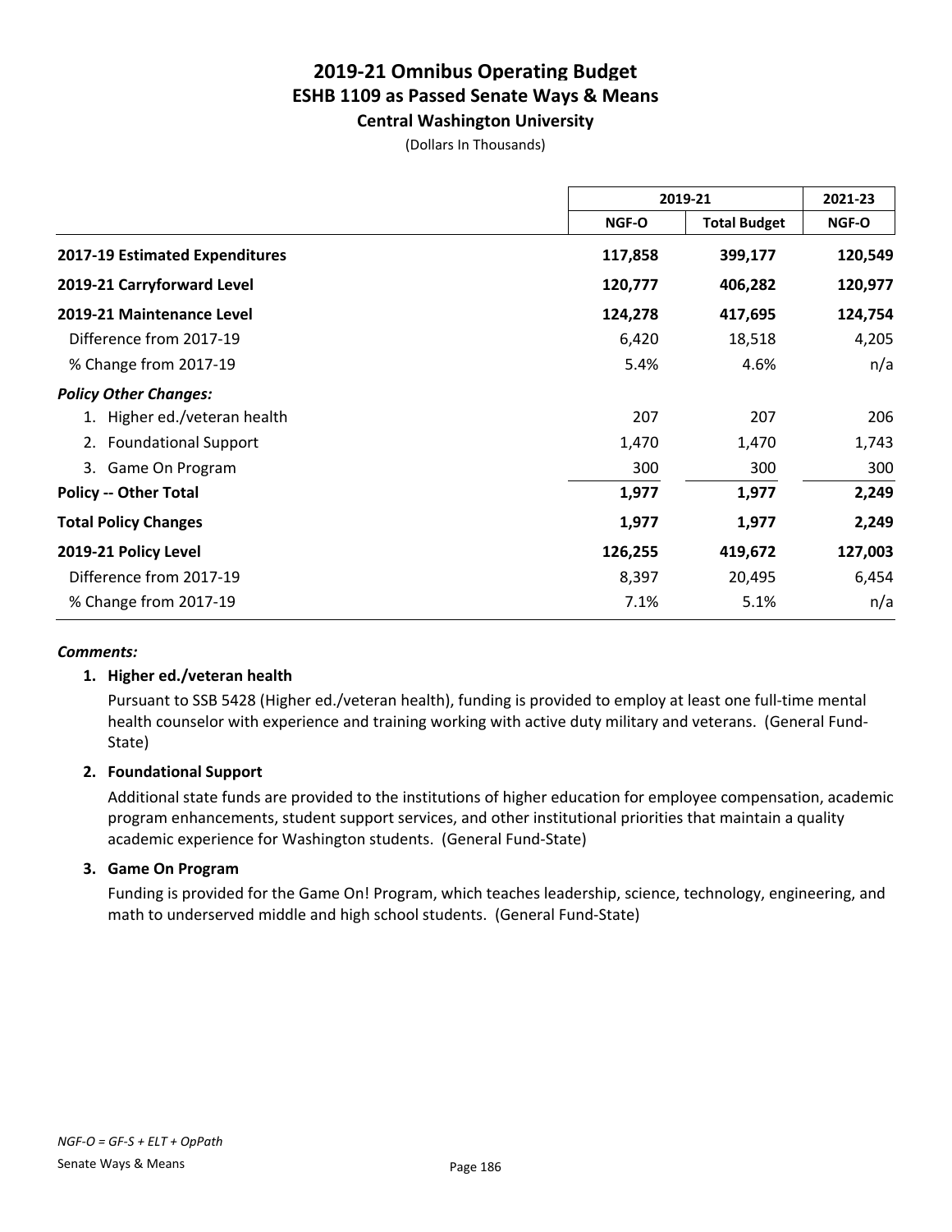# 2019-21 Omnibus Operating Budget
## ESHB 1109 as Passed Senate Ways & Means
### Central Washington University

(Dollars In Thousands)

| | 2019-21 | | 2021-23 |
|---|---|---|---|
| | NGF-O | Total Budget | NGF-O |
| **2017-19 Estimated Expenditures** | **117,858** | **399,177** | **120,549** |
| **2019-21 Carryforward Level** | **120,777** | **406,282** | **120,977** |
| **2019-21 Maintenance Level** | **124,278** | **417,695** | **124,754** |
| Difference from 2017-19 | 6,420 | 18,518 | 4,205 |
| % Change from 2017-19 | 5.4% | 4.6% | n/a |
| ***Policy Other Changes:*** | | | |
| 1. Higher ed./veteran health | 207 | 207 | 206 |
| 2. Foundational Support | 1,470 | 1,470 | 1,743 |
| 3. Game On Program | 300 | 300 | 300 |
| **Policy -- Other Total** | **1,977** | **1,977** | **2,249** |
| **Total Policy Changes** | **1,977** | **1,977** | **2,249** |
| **2019-21 Policy Level** | **126,255** | **419,672** | **127,003** |
| Difference from 2017-19 | 8,397 | 20,495 | 6,454 |
| % Change from 2017-19 | 7.1% | 5.1% | n/a |

***Comments:***

**1. Higher ed./veteran health**

Pursuant to SSB 5428 (Higher ed./veteran health), funding is provided to employ at least one full-time mental health counselor with experience and training working with active duty military and veterans. (General Fund-State)

**2. Foundational Support**

Additional state funds are provided to the institutions of higher education for employee compensation, academic program enhancements, student support services, and other institutional priorities that maintain a quality academic experience for Washington students. (General Fund-State)

**3. Game On Program**

Funding is provided for the Game On! Program, which teaches leadership, science, technology, engineering, and math to underserved middle and high school students. (General Fund-State)

*NGF-O = GF-S + ELT + OpPath*

Senate Ways & Means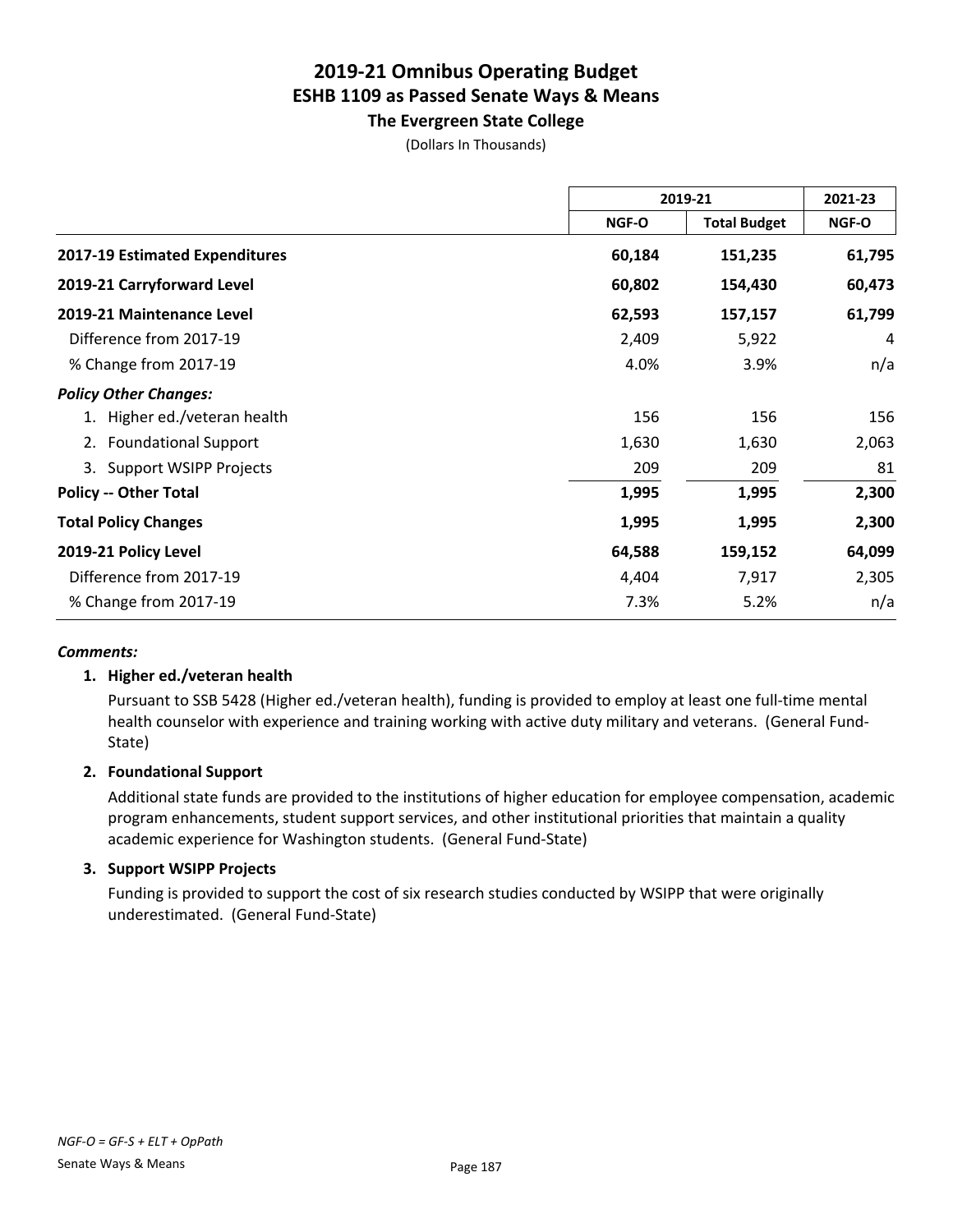# 2019-21 Omnibus Operating Budget
## ESHB 1109 as Passed Senate Ways & Means
### The Evergreen State College

(Dollars In Thousands)

| | 2019-21 | | 2021-23 |
|---|---|---|---|
| | NGF-O | Total Budget | NGF-O |
| **2017-19 Estimated Expenditures** | **60,184** | **151,235** | **61,795** |
| **2019-21 Carryforward Level** | **60,802** | **154,430** | **60,473** |
| **2019-21 Maintenance Level** | **62,593** | **157,157** | **61,799** |
| Difference from 2017-19 | 2,409 | 5,922 | 4 |
| % Change from 2017-19 | 4.0% | 3.9% | n/a |
| ***Policy Other Changes:*** | | | |
| 1. Higher ed./veteran health | 156 | 156 | 156 |
| 2. Foundational Support | 1,630 | 1,630 | 2,063 |
| 3. Support WSIPP Projects | 209 | 209 | 81 |
| **Policy -- Other Total** | **1,995** | **1,995** | **2,300** |
| **Total Policy Changes** | **1,995** | **1,995** | **2,300** |
| **2019-21 Policy Level** | **64,588** | **159,152** | **64,099** |
| Difference from 2017-19 | 4,404 | 7,917 | 2,305 |
| % Change from 2017-19 | 7.3% | 5.2% | n/a |

***Comments:***

1. **Higher ed./veteran health**

   Pursuant to SSB 5428 (Higher ed./veteran health), funding is provided to employ at least one full-time mental health counselor with experience and training working with active duty military and veterans. (General Fund-State)

2. **Foundational Support**

   Additional state funds are provided to the institutions of higher education for employee compensation, academic program enhancements, student support services, and other institutional priorities that maintain a quality academic experience for Washington students. (General Fund-State)

3. **Support WSIPP Projects**

   Funding is provided to support the cost of six research studies conducted by WSIPP that were originally underestimated. (General Fund-State)

*NGF-O = GF-S + ELT + OpPath*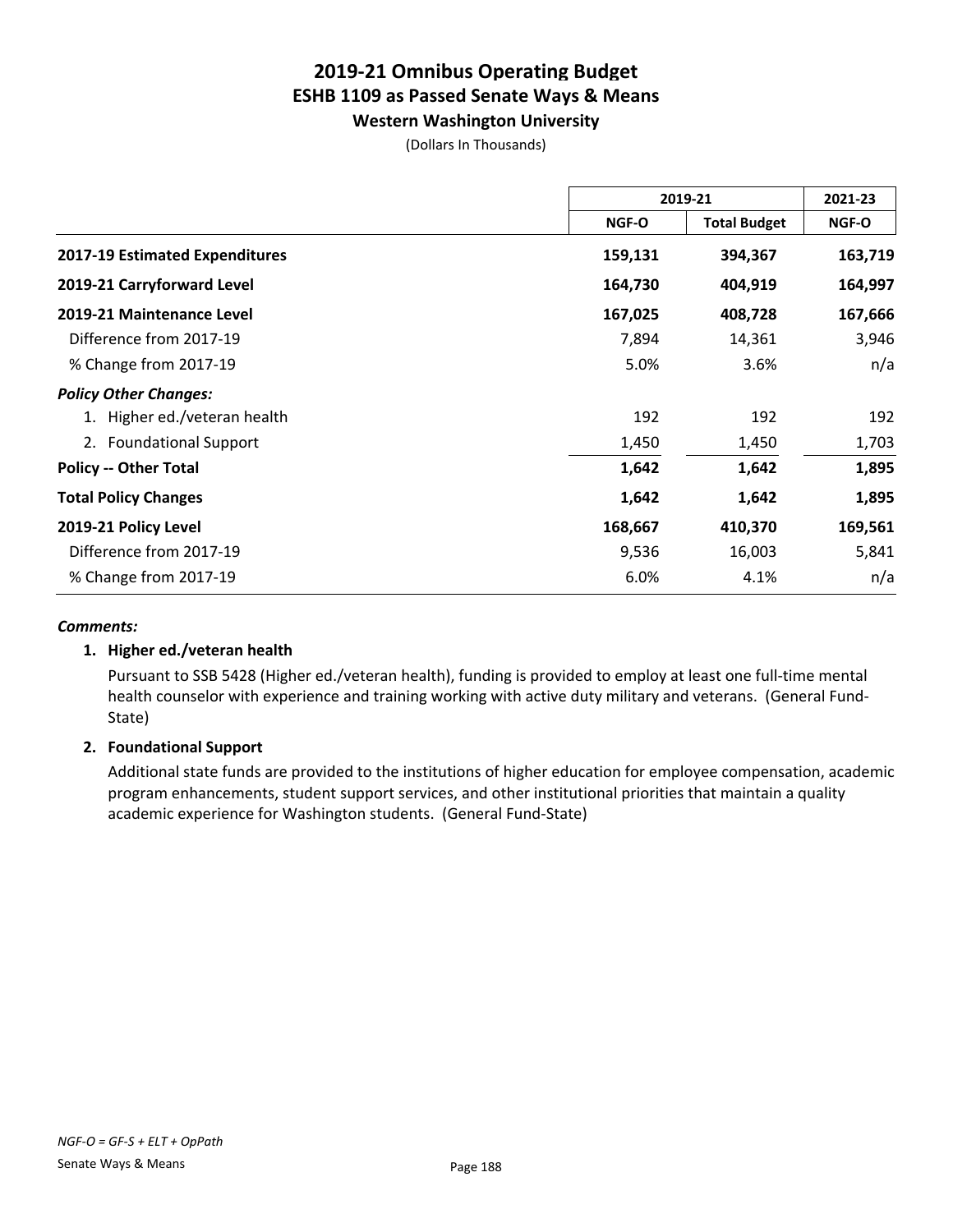# 2019-21 Omnibus Operating Budget
## ESHB 1109 as Passed Senate Ways & Means
### Western Washington University

(Dollars In Thousands)

| | 2019-21 | | 2021-23 |
|---|---|---|---|
| | NGF-O | Total Budget | NGF-O |
| **2017-19 Estimated Expenditures** | **159,131** | **394,367** | **163,719** |
| **2019-21 Carryforward Level** | **164,730** | **404,919** | **164,997** |
| **2019-21 Maintenance Level** | **167,025** | **408,728** | **167,666** |
| Difference from 2017-19 | 7,894 | 14,361 | 3,946 |
| % Change from 2017-19 | 5.0% | 3.6% | n/a |
| ***Policy Other Changes:*** | | | |
| 1. Higher ed./veteran health | 192 | 192 | 192 |
| 2. Foundational Support | 1,450 | 1,450 | 1,703 |
| **Policy -- Other Total** | **1,642** | **1,642** | **1,895** |
| **Total Policy Changes** | **1,642** | **1,642** | **1,895** |
| **2019-21 Policy Level** | **168,667** | **410,370** | **169,561** |
| Difference from 2017-19 | 9,536 | 16,003 | 5,841 |
| % Change from 2017-19 | 6.0% | 4.1% | n/a |

***Comments:***

**1. Higher ed./veteran health**

Pursuant to SSB 5428 (Higher ed./veteran health), funding is provided to employ at least one full-time mental health counselor with experience and training working with active duty military and veterans. (General Fund-State)

**2. Foundational Support**

Additional state funds are provided to the institutions of higher education for employee compensation, academic program enhancements, student support services, and other institutional priorities that maintain a quality academic experience for Washington students. (General Fund-State)

*NGF-O = GF-S + ELT + OpPath*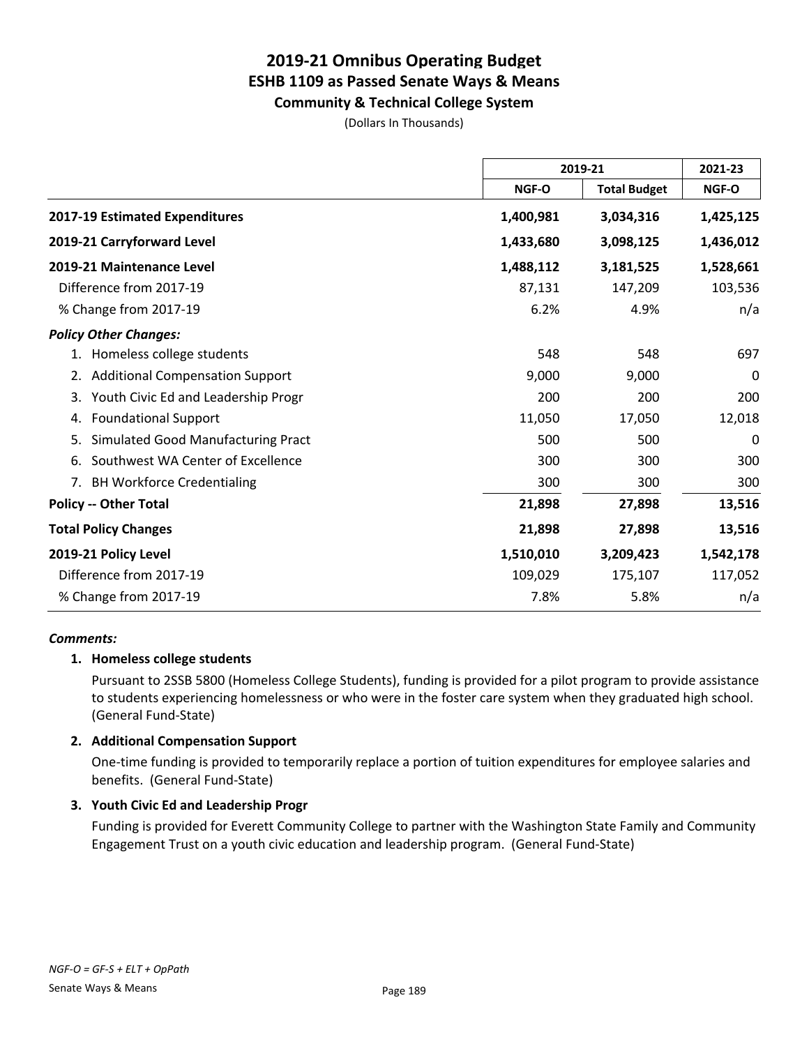# 2019-21 Omnibus Operating Budget
## ESHB 1109 as Passed Senate Ways & Means
### Community & Technical College System

(Dollars In Thousands)

| | 2019-21 | | 2021-23 |
|---|---|---|---|
| | NGF-O | Total Budget | NGF-O |
| **2017-19 Estimated Expenditures** | **1,400,981** | **3,034,316** | **1,425,125** |
| **2019-21 Carryforward Level** | **1,433,680** | **3,098,125** | **1,436,012** |
| **2019-21 Maintenance Level** | **1,488,112** | **3,181,525** | **1,528,661** |
| Difference from 2017-19 | 87,131 | 147,209 | 103,536 |
| % Change from 2017-19 | 6.2% | 4.9% | n/a |
| ***Policy Other Changes:*** | | | |
| 1. Homeless college students | 548 | 548 | 697 |
| 2. Additional Compensation Support | 9,000 | 9,000 | 0 |
| 3. Youth Civic Ed and Leadership Progr | 200 | 200 | 200 |
| 4. Foundational Support | 11,050 | 17,050 | 12,018 |
| 5. Simulated Good Manufacturing Pract | 500 | 500 | 0 |
| 6. Southwest WA Center of Excellence | 300 | 300 | 300 |
| 7. BH Workforce Credentialing | 300 | 300 | 300 |
| **Policy -- Other Total** | **21,898** | **27,898** | **13,516** |
| **Total Policy Changes** | **21,898** | **27,898** | **13,516** |
| **2019-21 Policy Level** | **1,510,010** | **3,209,423** | **1,542,178** |
| Difference from 2017-19 | 109,029 | 175,107 | 117,052 |
| % Change from 2017-19 | 7.8% | 5.8% | n/a |

***Comments:***

**1. Homeless college students**

Pursuant to 2SSB 5800 (Homeless College Students), funding is provided for a pilot program to provide assistance to students experiencing homelessness or who were in the foster care system when they graduated high school. (General Fund-State)

**2. Additional Compensation Support**

One-time funding is provided to temporarily replace a portion of tuition expenditures for employee salaries and benefits. (General Fund-State)

**3. Youth Civic Ed and Leadership Progr**

Funding is provided for Everett Community College to partner with the Washington State Family and Community Engagement Trust on a youth civic education and leadership program. (General Fund-State)

*NGF-O = GF-S + ELT + OpPath*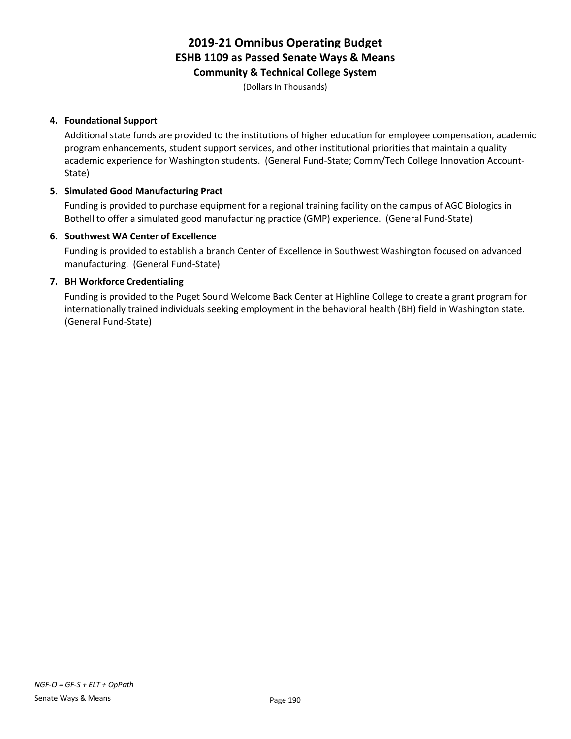# 2019-21 Omnibus Operating Budget
## ESHB 1109 as Passed Senate Ways & Means
### Community & Technical College System

(Dollars In Thousands)

4. **Foundational Support**

   Additional state funds are provided to the institutions of higher education for employee compensation, academic program enhancements, student support services, and other institutional priorities that maintain a quality academic experience for Washington students. (General Fund-State; Comm/Tech College Innovation Account-State)

5. **Simulated Good Manufacturing Pract**

   Funding is provided to purchase equipment for a regional training facility on the campus of AGC Biologics in Bothell to offer a simulated good manufacturing practice (GMP) experience. (General Fund-State)

6. **Southwest WA Center of Excellence**

   Funding is provided to establish a branch Center of Excellence in Southwest Washington focused on advanced manufacturing. (General Fund-State)

7. **BH Workforce Credentialing**

   Funding is provided to the Puget Sound Welcome Back Center at Highline College to create a grant program for internationally trained individuals seeking employment in the behavioral health (BH) field in Washington state. (General Fund-State)

*NGF-O = GF-S + ELT + OpPath*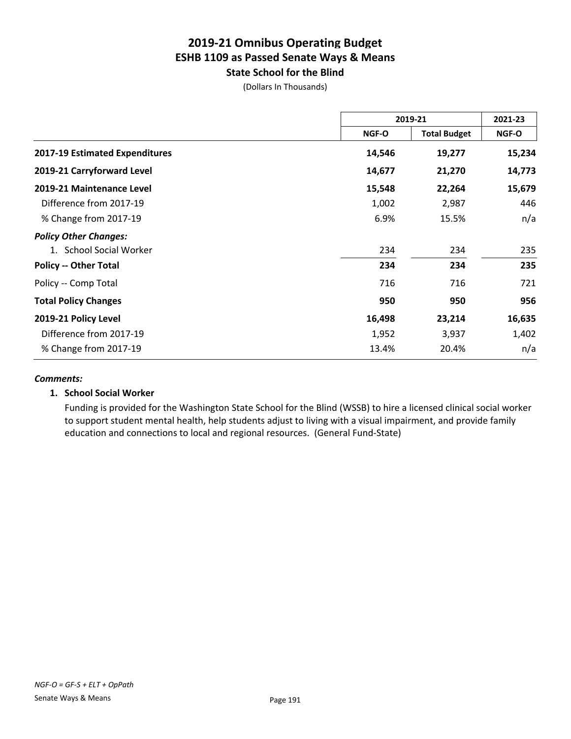# 2019-21 Omnibus Operating Budget
## ESHB 1109 as Passed Senate Ways & Means
### State School for the Blind

(Dollars In Thousands)

| | 2019-21 | | 2021-23 |
|---|---|---|---|
| | NGF-O | Total Budget | NGF-O |
| **2017-19 Estimated Expenditures** | **14,546** | **19,277** | **15,234** |
| **2019-21 Carryforward Level** | **14,677** | **21,270** | **14,773** |
| **2019-21 Maintenance Level** | **15,548** | **22,264** | **15,679** |
| Difference from 2017-19 | 1,002 | 2,987 | 446 |
| % Change from 2017-19 | 6.9% | 15.5% | n/a |
| ***Policy Other Changes:*** | | | |
| 1. School Social Worker | 234 | 234 | 235 |
| **Policy -- Other Total** | **234** | **234** | **235** |
| Policy -- Comp Total | 716 | 716 | 721 |
| **Total Policy Changes** | **950** | **950** | **956** |
| **2019-21 Policy Level** | **16,498** | **23,214** | **16,635** |
| Difference from 2017-19 | 1,952 | 3,937 | 1,402 |
| % Change from 2017-19 | 13.4% | 20.4% | n/a |

***Comments:***

**1. School Social Worker**

Funding is provided for the Washington State School for the Blind (WSSB) to hire a licensed clinical social worker to support student mental health, help students adjust to living with a visual impairment, and provide family education and connections to local and regional resources. (General Fund-State)

*NGF-O = GF-S + ELT + OpPath*

Senate Ways & Means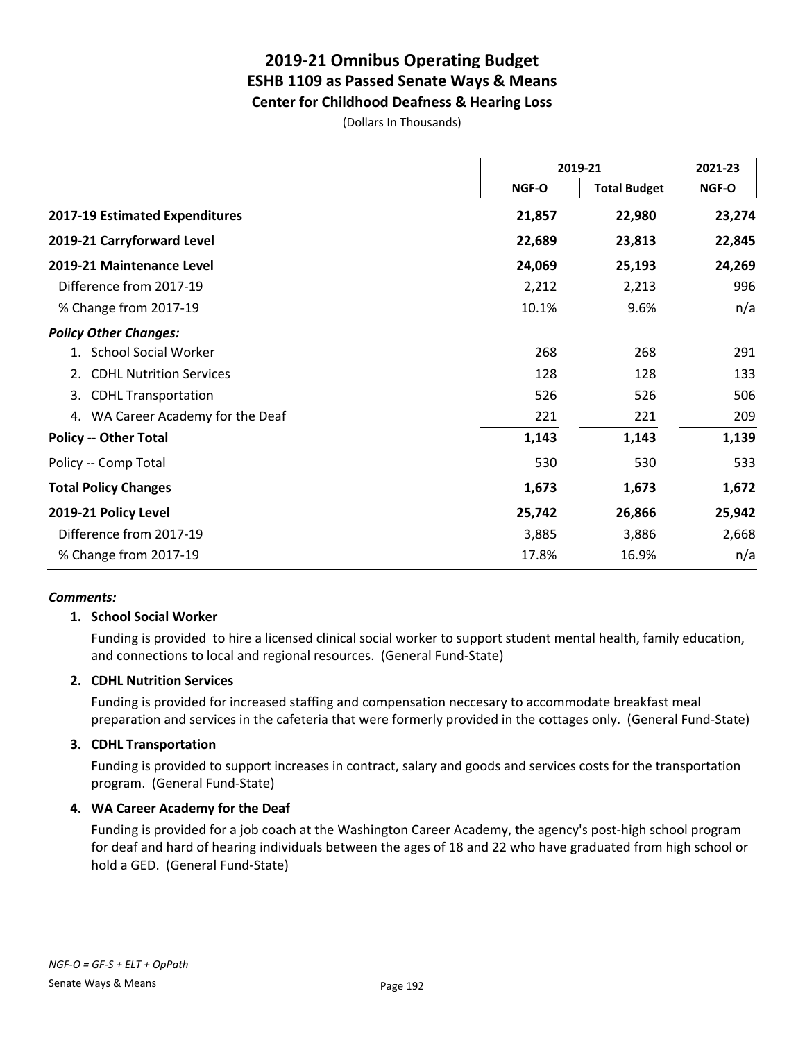# 2019-21 Omnibus Operating Budget
## ESHB 1109 as Passed Senate Ways & Means
### Center for Childhood Deafness & Hearing Loss

(Dollars In Thousands)

| | 2019-21 | | 2021-23 |
|---|---|---|---|
| | NGF-O | Total Budget | NGF-O |
| **2017-19 Estimated Expenditures** | **21,857** | **22,980** | **23,274** |
| **2019-21 Carryforward Level** | **22,689** | **23,813** | **22,845** |
| **2019-21 Maintenance Level** | **24,069** | **25,193** | **24,269** |
| Difference from 2017-19 | 2,212 | 2,213 | 996 |
| % Change from 2017-19 | 10.1% | 9.6% | n/a |
| ***Policy Other Changes:*** | | | |
| 1. School Social Worker | 268 | 268 | 291 |
| 2. CDHL Nutrition Services | 128 | 128 | 133 |
| 3. CDHL Transportation | 526 | 526 | 506 |
| 4. WA Career Academy for the Deaf | 221 | 221 | 209 |
| **Policy -- Other Total** | **1,143** | **1,143** | **1,139** |
| Policy -- Comp Total | 530 | 530 | 533 |
| **Total Policy Changes** | **1,673** | **1,673** | **1,672** |
| **2019-21 Policy Level** | **25,742** | **26,866** | **25,942** |
| Difference from 2017-19 | 3,885 | 3,886 | 2,668 |
| % Change from 2017-19 | 17.8% | 16.9% | n/a |

***Comments:***

**1. School Social Worker**

Funding is provided to hire a licensed clinical social worker to support student mental health, family education, and connections to local and regional resources. (General Fund-State)

**2. CDHL Nutrition Services**

Funding is provided for increased staffing and compensation neccesary to accommodate breakfast meal preparation and services in the cafeteria that were formerly provided in the cottages only. (General Fund-State)

**3. CDHL Transportation**

Funding is provided to support increases in contract, salary and goods and services costs for the transportation program. (General Fund-State)

**4. WA Career Academy for the Deaf**

Funding is provided for a job coach at the Washington Career Academy, the agency's post-high school program for deaf and hard of hearing individuals between the ages of 18 and 22 who have graduated from high school or hold a GED. (General Fund-State)

*NGF-O = GF-S + ELT + OpPath*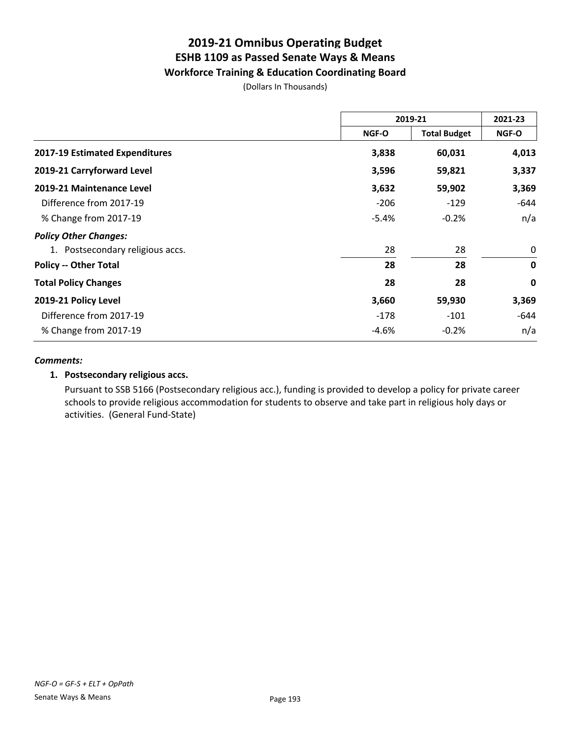# 2019-21 Omnibus Operating Budget
## ESHB 1109 as Passed Senate Ways & Means
### Workforce Training & Education Coordinating Board

(Dollars In Thousands)

| | 2019-21 | | 2021-23 |
|---|---|---|---|
| | NGF-O | Total Budget | NGF-O |
| **2017-19 Estimated Expenditures** | **3,838** | **60,031** | **4,013** |
| **2019-21 Carryforward Level** | **3,596** | **59,821** | **3,337** |
| **2019-21 Maintenance Level** | **3,632** | **59,902** | **3,369** |
| Difference from 2017-19 | -206 | -129 | -644 |
| % Change from 2017-19 | -5.4% | -0.2% | n/a |
| ***Policy Other Changes:*** | | | |
| 1. Postsecondary religious accs. | 28 | 28 | 0 |
| **Policy -- Other Total** | **28** | **28** | **0** |
| **Total Policy Changes** | **28** | **28** | **0** |
| **2019-21 Policy Level** | **3,660** | **59,930** | **3,369** |
| Difference from 2017-19 | -178 | -101 | -644 |
| % Change from 2017-19 | -4.6% | -0.2% | n/a |

***Comments:***

**1. Postsecondary religious accs.**

Pursuant to SSB 5166 (Postsecondary religious acc.), funding is provided to develop a policy for private career schools to provide religious accommodation for students to observe and take part in religious holy days or activities. (General Fund-State)

*NGF-O = GF-S + ELT + OpPath*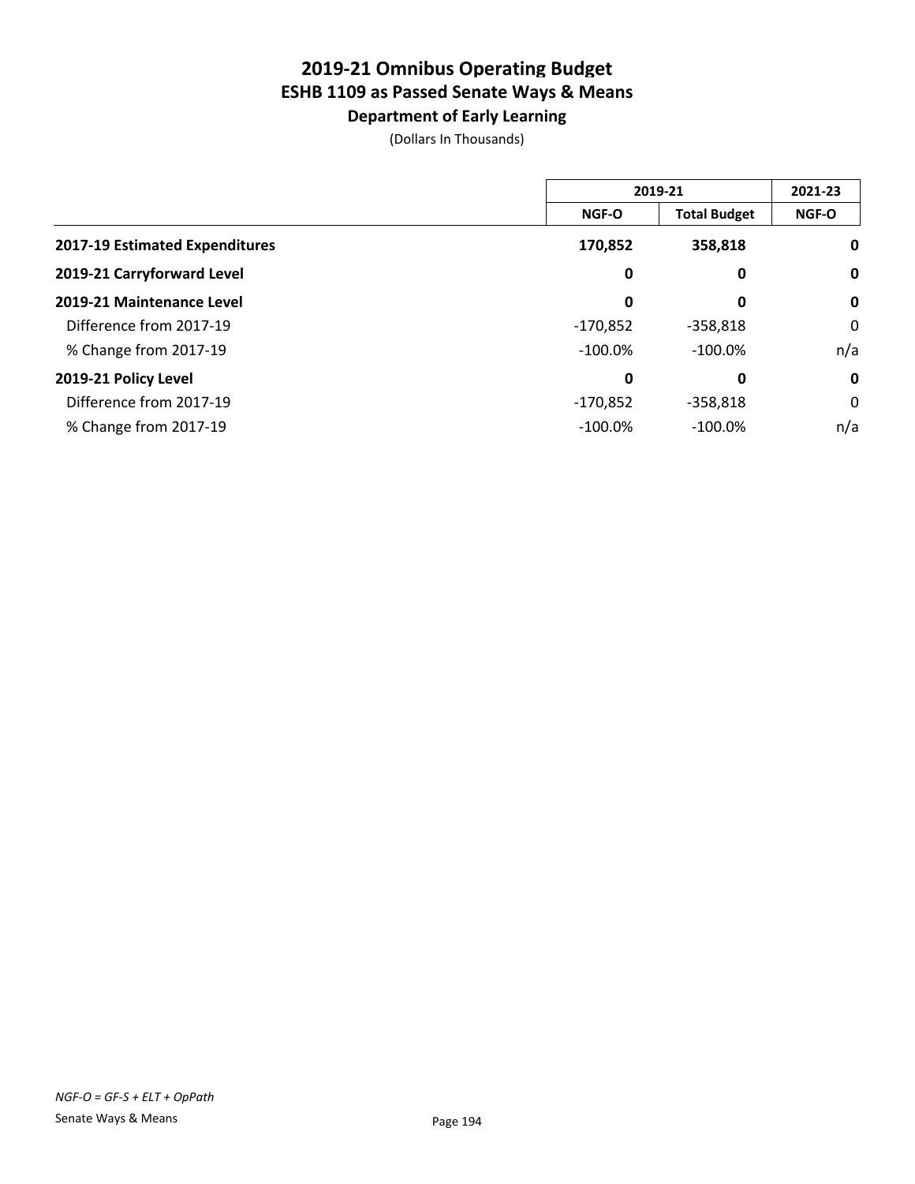# 2019-21 Omnibus Operating Budget
## ESHB 1109 as Passed Senate Ways & Means
### Department of Early Learning

(Dollars In Thousands)

| | 2019-21 | | 2021-23 |
|---|---|---|---|
| | NGF-O | Total Budget | NGF-O |
| **2017-19 Estimated Expenditures** | **170,852** | **358,818** | **0** |
| **2019-21 Carryforward Level** | **0** | **0** | **0** |
| **2019-21 Maintenance Level** | **0** | **0** | **0** |
| Difference from 2017-19 | -170,852 | -358,818 | 0 |
| % Change from 2017-19 | -100.0% | -100.0% | n/a |
| **2019-21 Policy Level** | **0** | **0** | **0** |
| Difference from 2017-19 | -170,852 | -358,818 | 0 |
| % Change from 2017-19 | -100.0% | -100.0% | n/a |

*NGF-O = GF-S + ELT + OpPath*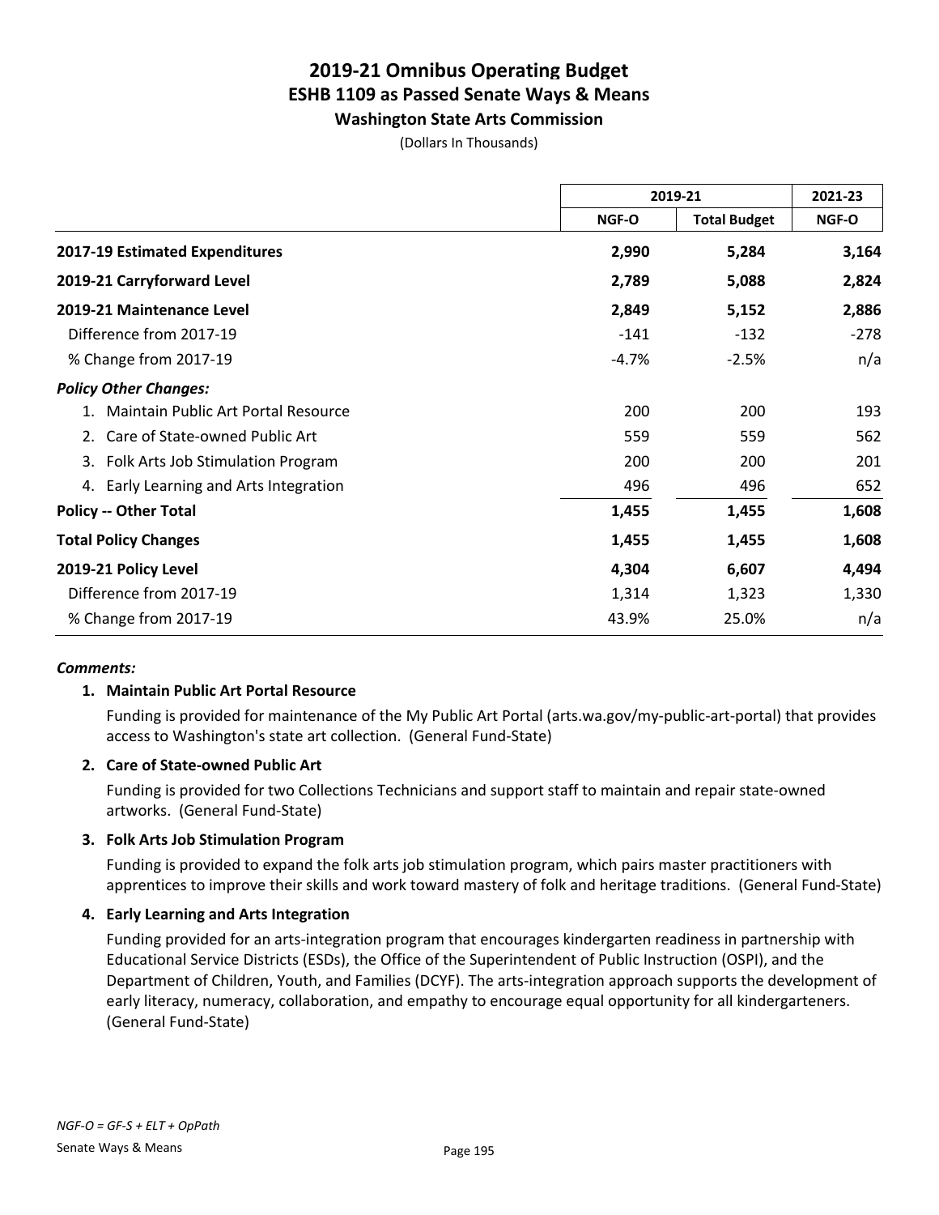# 2019-21 Omnibus Operating Budget
## ESHB 1109 as Passed Senate Ways & Means
### Washington State Arts Commission

(Dollars In Thousands)

| | 2019-21 | | 2021-23 |
|---|---|---|---|
| | NGF-O | Total Budget | NGF-O |
| **2017-19 Estimated Expenditures** | **2,990** | **5,284** | **3,164** |
| **2019-21 Carryforward Level** | **2,789** | **5,088** | **2,824** |
| **2019-21 Maintenance Level** | **2,849** | **5,152** | **2,886** |
| Difference from 2017-19 | -141 | -132 | -278 |
| % Change from 2017-19 | -4.7% | -2.5% | n/a |
| ***Policy Other Changes:*** | | | |
| 1. Maintain Public Art Portal Resource | 200 | 200 | 193 |
| 2. Care of State-owned Public Art | 559 | 559 | 562 |
| 3. Folk Arts Job Stimulation Program | 200 | 200 | 201 |
| 4. Early Learning and Arts Integration | 496 | 496 | 652 |
| **Policy -- Other Total** | **1,455** | **1,455** | **1,608** |
| **Total Policy Changes** | **1,455** | **1,455** | **1,608** |
| **2019-21 Policy Level** | **4,304** | **6,607** | **4,494** |
| Difference from 2017-19 | 1,314 | 1,323 | 1,330 |
| % Change from 2017-19 | 43.9% | 25.0% | n/a |

***Comments:***

**1. Maintain Public Art Portal Resource**

Funding is provided for maintenance of the My Public Art Portal (arts.wa.gov/my-public-art-portal) that provides access to Washington's state art collection. (General Fund-State)

**2. Care of State-owned Public Art**

Funding is provided for two Collections Technicians and support staff to maintain and repair state-owned artworks. (General Fund-State)

**3. Folk Arts Job Stimulation Program**

Funding is provided to expand the folk arts job stimulation program, which pairs master practitioners with apprentices to improve their skills and work toward mastery of folk and heritage traditions. (General Fund-State)

**4. Early Learning and Arts Integration**

Funding provided for an arts-integration program that encourages kindergarten readiness in partnership with Educational Service Districts (ESDs), the Office of the Superintendent of Public Instruction (OSPI), and the Department of Children, Youth, and Families (DCYF). The arts-integration approach supports the development of early literacy, numeracy, collaboration, and empathy to encourage equal opportunity for all kindergarteners. (General Fund-State)

*NGF-O = GF-S + ELT + OpPath*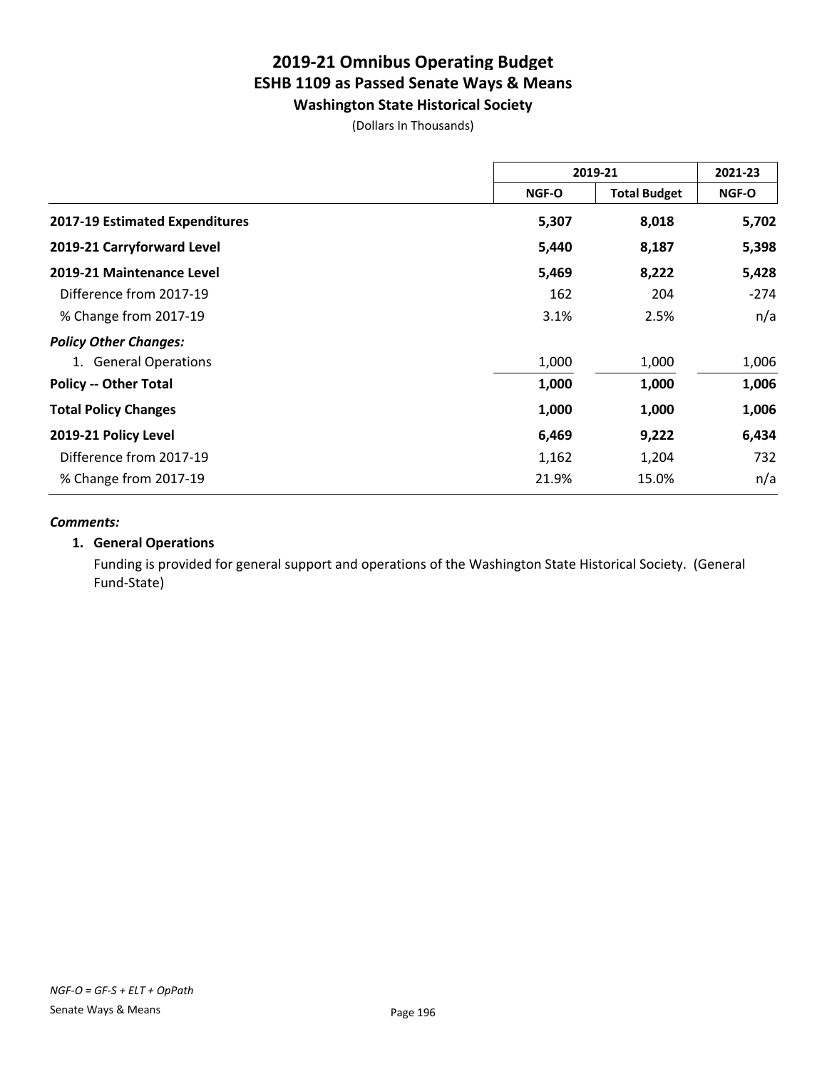# 2019-21 Omnibus Operating Budget
## ESHB 1109 as Passed Senate Ways & Means
### Washington State Historical Society

(Dollars In Thousands)

| | 2019-21 | | 2021-23 |
|---|---|---|---|
| | NGF-O | Total Budget | NGF-O |
| **2017-19 Estimated Expenditures** | **5,307** | **8,018** | **5,702** |
| **2019-21 Carryforward Level** | **5,440** | **8,187** | **5,398** |
| **2019-21 Maintenance Level** | **5,469** | **8,222** | **5,428** |
| Difference from 2017-19 | 162 | 204 | -274 |
| % Change from 2017-19 | 3.1% | 2.5% | n/a |
| ***Policy Other Changes:*** | | | |
| 1. General Operations | 1,000 | 1,000 | 1,006 |
| **Policy -- Other Total** | **1,000** | **1,000** | **1,006** |
| **Total Policy Changes** | **1,000** | **1,000** | **1,006** |
| **2019-21 Policy Level** | **6,469** | **9,222** | **6,434** |
| Difference from 2017-19 | 1,162 | 1,204 | 732 |
| % Change from 2017-19 | 21.9% | 15.0% | n/a |

***Comments:***

**1. General Operations**

Funding is provided for general support and operations of the Washington State Historical Society. (General Fund-State)

*NGF-O = GF-S + ELT + OpPath*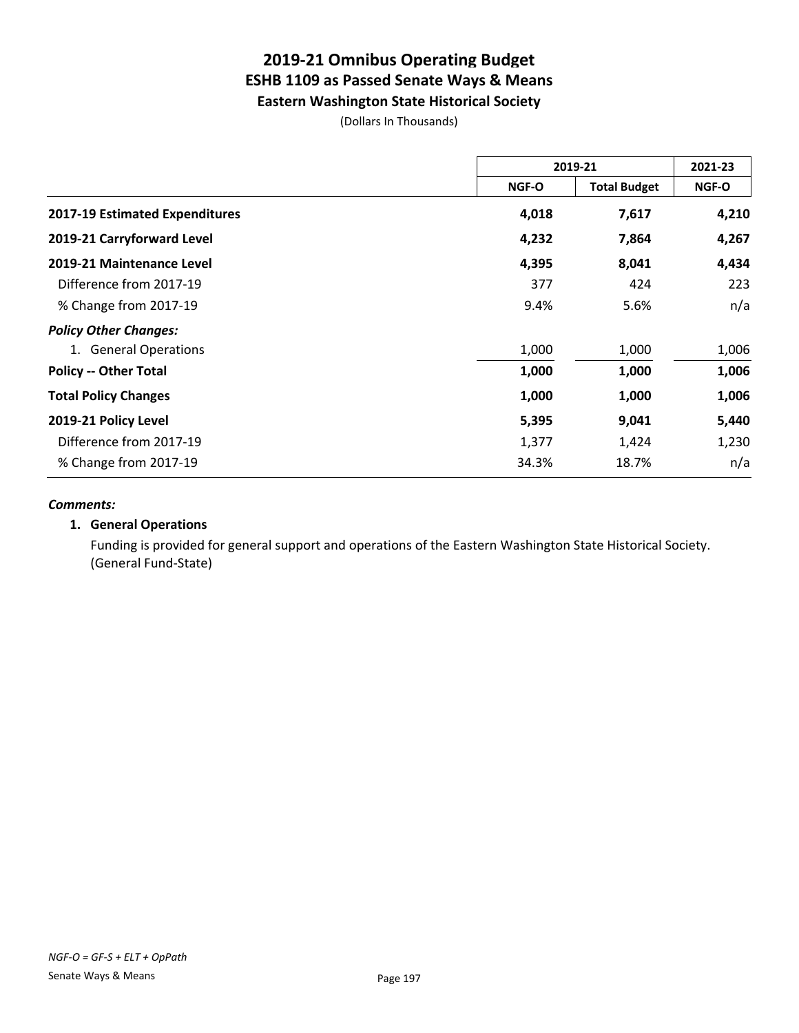# 2019-21 Omnibus Operating Budget
## ESHB 1109 as Passed Senate Ways & Means
### Eastern Washington State Historical Society

(Dollars In Thousands)

| | 2019-21 | | 2021-23 |
|---|---|---|---|
| | NGF-O | Total Budget | NGF-O |
| **2017-19 Estimated Expenditures** | **4,018** | **7,617** | **4,210** |
| **2019-21 Carryforward Level** | **4,232** | **7,864** | **4,267** |
| **2019-21 Maintenance Level** | **4,395** | **8,041** | **4,434** |
| Difference from 2017-19 | 377 | 424 | 223 |
| % Change from 2017-19 | 9.4% | 5.6% | n/a |
| ***Policy Other Changes:*** | | | |
| 1. General Operations | 1,000 | 1,000 | 1,006 |
| **Policy -- Other Total** | **1,000** | **1,000** | **1,006** |
| **Total Policy Changes** | **1,000** | **1,000** | **1,006** |
| **2019-21 Policy Level** | **5,395** | **9,041** | **5,440** |
| Difference from 2017-19 | 1,377 | 1,424 | 1,230 |
| % Change from 2017-19 | 34.3% | 18.7% | n/a |

***Comments:***

**1. General Operations**

Funding is provided for general support and operations of the Eastern Washington State Historical Society. (General Fund-State)

*NGF-O = GF-S + ELT + OpPath*

Senate Ways & Means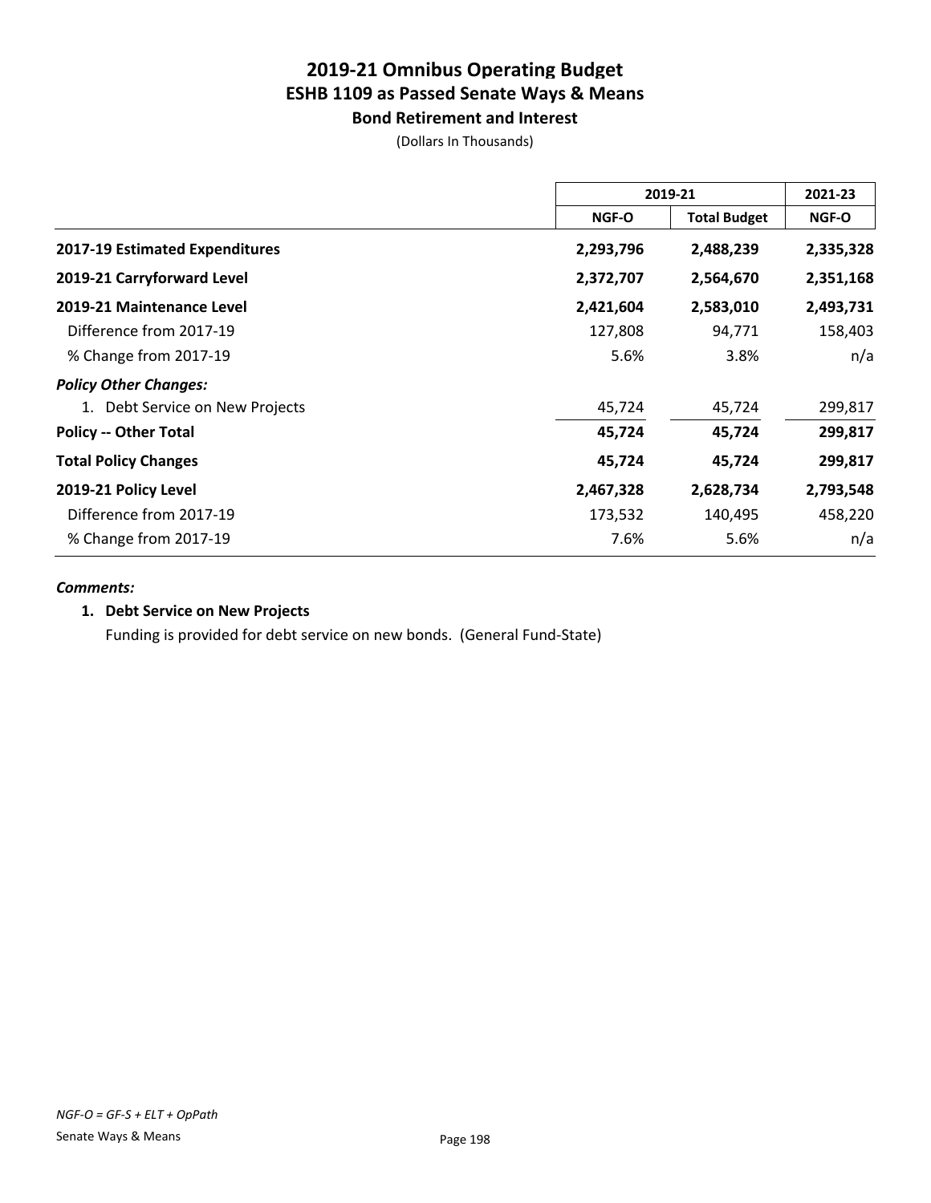# 2019-21 Omnibus Operating Budget
## ESHB 1109 as Passed Senate Ways & Means
### Bond Retirement and Interest

(Dollars In Thousands)

| | 2019-21 | | 2021-23 |
|---|---|---|---|
| | NGF-O | Total Budget | NGF-O |
| **2017-19 Estimated Expenditures** | **2,293,796** | **2,488,239** | **2,335,328** |
| **2019-21 Carryforward Level** | **2,372,707** | **2,564,670** | **2,351,168** |
| **2019-21 Maintenance Level** | **2,421,604** | **2,583,010** | **2,493,731** |
| Difference from 2017-19 | 127,808 | 94,771 | 158,403 |
| % Change from 2017-19 | 5.6% | 3.8% | n/a |
| ***Policy Other Changes:*** | | | |
| 1. Debt Service on New Projects | 45,724 | 45,724 | 299,817 |
| **Policy -- Other Total** | **45,724** | **45,724** | **299,817** |
| **Total Policy Changes** | **45,724** | **45,724** | **299,817** |
| **2019-21 Policy Level** | **2,467,328** | **2,628,734** | **2,793,548** |
| Difference from 2017-19 | 173,532 | 140,495 | 458,220 |
| % Change from 2017-19 | 7.6% | 5.6% | n/a |

***Comments:***

1. **Debt Service on New Projects**

   Funding is provided for debt service on new bonds. (General Fund-State)

*NGF-O = GF-S + ELT + OpPath*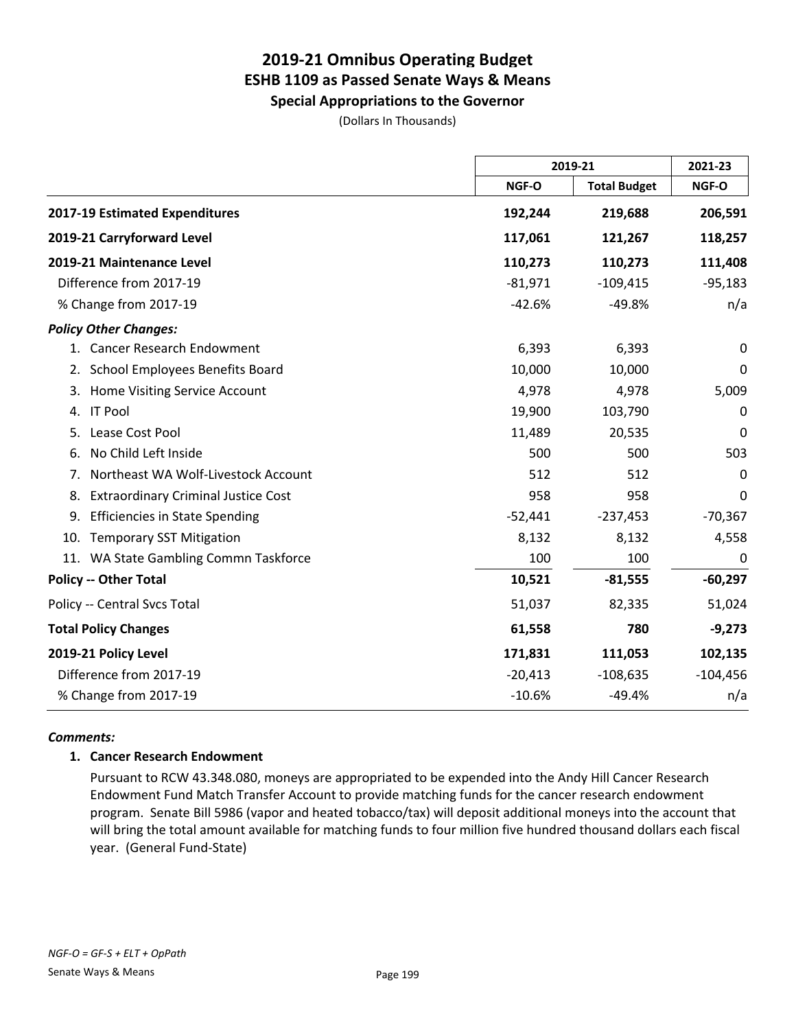# 2019-21 Omnibus Operating Budget
## ESHB 1109 as Passed Senate Ways & Means
### Special Appropriations to the Governor

(Dollars In Thousands)

| | 2019-21 | | 2021-23 |
|---|---|---|---|
| | NGF-O | Total Budget | NGF-O |
| **2017-19 Estimated Expenditures** | **192,244** | **219,688** | **206,591** |
| **2019-21 Carryforward Level** | **117,061** | **121,267** | **118,257** |
| **2019-21 Maintenance Level** | **110,273** | **110,273** | **111,408** |
| Difference from 2017-19 | -81,971 | -109,415 | -95,183 |
| % Change from 2017-19 | -42.6% | -49.8% | n/a |
| ***Policy Other Changes:*** | | | |
| 1. Cancer Research Endowment | 6,393 | 6,393 | 0 |
| 2. School Employees Benefits Board | 10,000 | 10,000 | 0 |
| 3. Home Visiting Service Account | 4,978 | 4,978 | 5,009 |
| 4. IT Pool | 19,900 | 103,790 | 0 |
| 5. Lease Cost Pool | 11,489 | 20,535 | 0 |
| 6. No Child Left Inside | 500 | 500 | 503 |
| 7. Northeast WA Wolf-Livestock Account | 512 | 512 | 0 |
| 8. Extraordinary Criminal Justice Cost | 958 | 958 | 0 |
| 9. Efficiencies in State Spending | -52,441 | -237,453 | -70,367 |
| 10. Temporary SST Mitigation | 8,132 | 8,132 | 4,558 |
| 11. WA State Gambling Commn Taskforce | 100 | 100 | 0 |
| **Policy -- Other Total** | **10,521** | **-81,555** | **-60,297** |
| Policy -- Central Svcs Total | 51,037 | 82,335 | 51,024 |
| **Total Policy Changes** | **61,558** | **780** | **-9,273** |
| **2019-21 Policy Level** | **171,831** | **111,053** | **102,135** |
| Difference from 2017-19 | -20,413 | -108,635 | -104,456 |
| % Change from 2017-19 | -10.6% | -49.4% | n/a |

***Comments:***

**1. Cancer Research Endowment**

Pursuant to RCW 43.348.080, moneys are appropriated to be expended into the Andy Hill Cancer Research Endowment Fund Match Transfer Account to provide matching funds for the cancer research endowment program. Senate Bill 5986 (vapor and heated tobacco/tax) will deposit additional moneys into the account that will bring the total amount available for matching funds to four million five hundred thousand dollars each fiscal year. (General Fund-State)

*NGF-O = GF-S + ELT + OpPath*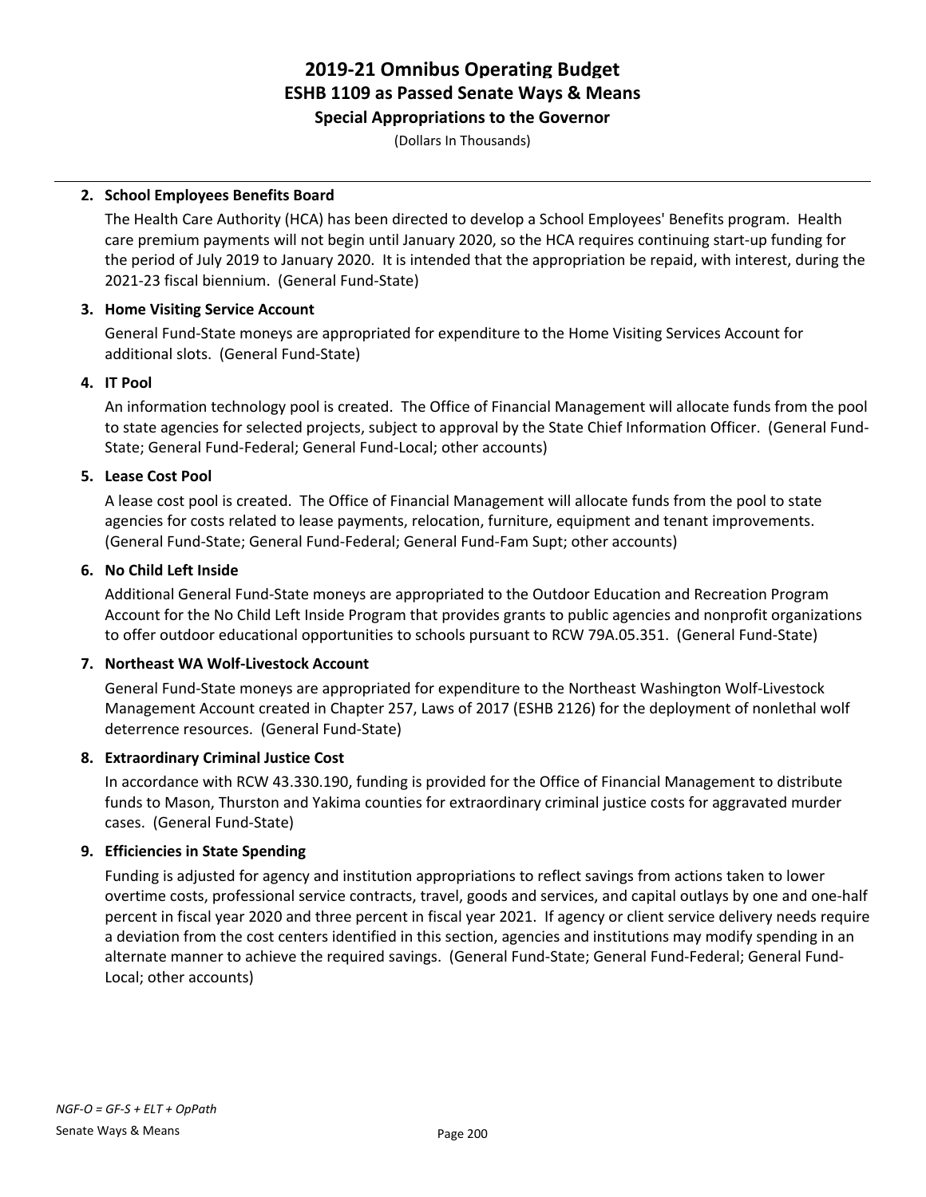# 2019-21 Omnibus Operating Budget
## ESHB 1109 as Passed Senate Ways & Means
### Special Appropriations to the Governor

(Dollars In Thousands)

**2. School Employees Benefits Board**

The Health Care Authority (HCA) has been directed to develop a School Employees' Benefits program. Health care premium payments will not begin until January 2020, so the HCA requires continuing start-up funding for the period of July 2019 to January 2020. It is intended that the appropriation be repaid, with interest, during the 2021-23 fiscal biennium. (General Fund-State)

**3. Home Visiting Service Account**

General Fund-State moneys are appropriated for expenditure to the Home Visiting Services Account for additional slots. (General Fund-State)

**4. IT Pool**

An information technology pool is created. The Office of Financial Management will allocate funds from the pool to state agencies for selected projects, subject to approval by the State Chief Information Officer. (General Fund-State; General Fund-Federal; General Fund-Local; other accounts)

**5. Lease Cost Pool**

A lease cost pool is created. The Office of Financial Management will allocate funds from the pool to state agencies for costs related to lease payments, relocation, furniture, equipment and tenant improvements. (General Fund-State; General Fund-Federal; General Fund-Fam Supt; other accounts)

**6. No Child Left Inside**

Additional General Fund-State moneys are appropriated to the Outdoor Education and Recreation Program Account for the No Child Left Inside Program that provides grants to public agencies and nonprofit organizations to offer outdoor educational opportunities to schools pursuant to RCW 79A.05.351. (General Fund-State)

**7. Northeast WA Wolf-Livestock Account**

General Fund-State moneys are appropriated for expenditure to the Northeast Washington Wolf-Livestock Management Account created in Chapter 257, Laws of 2017 (ESHB 2126) for the deployment of nonlethal wolf deterrence resources. (General Fund-State)

**8. Extraordinary Criminal Justice Cost**

In accordance with RCW 43.330.190, funding is provided for the Office of Financial Management to distribute funds to Mason, Thurston and Yakima counties for extraordinary criminal justice costs for aggravated murder cases. (General Fund-State)

**9. Efficiencies in State Spending**

Funding is adjusted for agency and institution appropriations to reflect savings from actions taken to lower overtime costs, professional service contracts, travel, goods and services, and capital outlays by one and one-half percent in fiscal year 2020 and three percent in fiscal year 2021. If agency or client service delivery needs require a deviation from the cost centers identified in this section, agencies and institutions may modify spending in an alternate manner to achieve the required savings. (General Fund-State; General Fund-Federal; General Fund-Local; other accounts)

*NGF-O = GF-S + ELT + OpPath*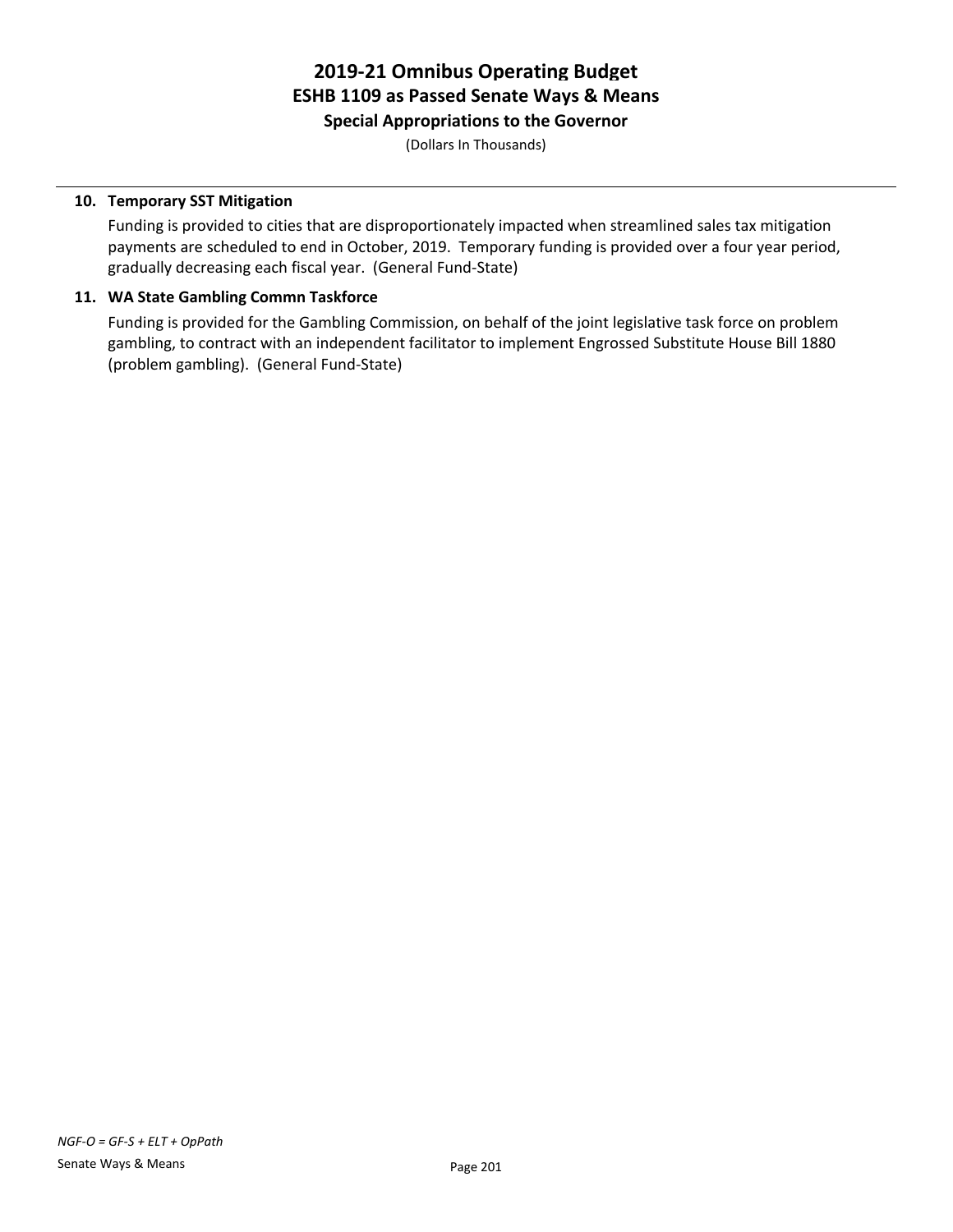**10. Temporary SST Mitigation**

Funding is provided to cities that are disproportionately impacted when streamlined sales tax mitigation payments are scheduled to end in October, 2019. Temporary funding is provided over a four year period, gradually decreasing each fiscal year. (General Fund-State)

**11. WA State Gambling Commn Taskforce**

Funding is provided for the Gambling Commission, on behalf of the joint legislative task force on problem gambling, to contract with an independent facilitator to implement Engrossed Substitute House Bill 1880 (problem gambling). (General Fund-State)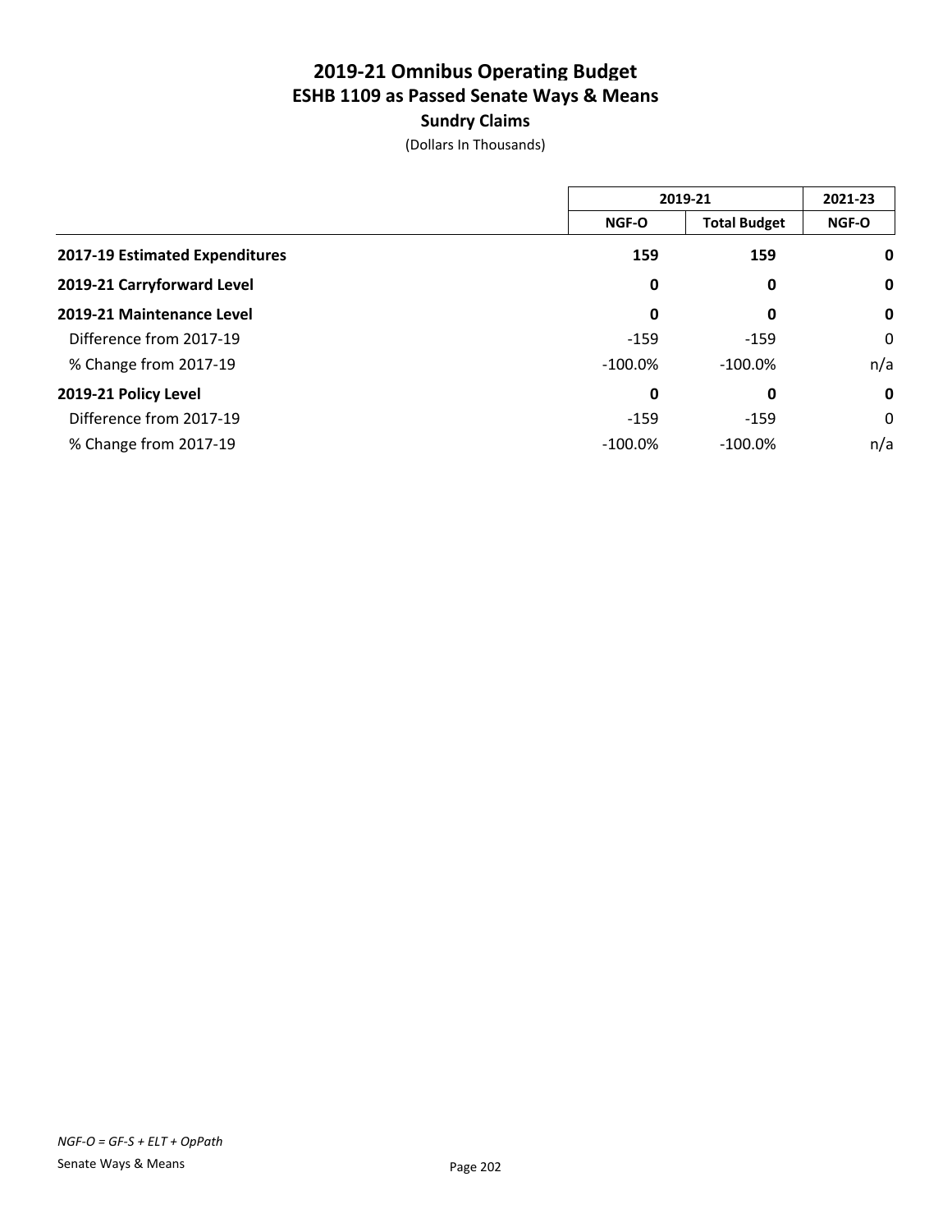# 2019-21 Omnibus Operating Budget
## ESHB 1109 as Passed Senate Ways & Means
### Sundry Claims
(Dollars In Thousands)

| | 2019-21 | | 2021-23 |
|---|---|---|---|
| | NGF-O | Total Budget | NGF-O |
| **2017-19 Estimated Expenditures** | **159** | **159** | **0** |
| **2019-21 Carryforward Level** | **0** | **0** | **0** |
| **2019-21 Maintenance Level** | **0** | **0** | **0** |
| Difference from 2017-19 | -159 | -159 | 0 |
| % Change from 2017-19 | -100.0% | -100.0% | n/a |
| **2019-21 Policy Level** | **0** | **0** | **0** |
| Difference from 2017-19 | -159 | -159 | 0 |
| % Change from 2017-19 | -100.0% | -100.0% | n/a |

*NGF-O = GF-S + ELT + OpPath*

Senate Ways & Means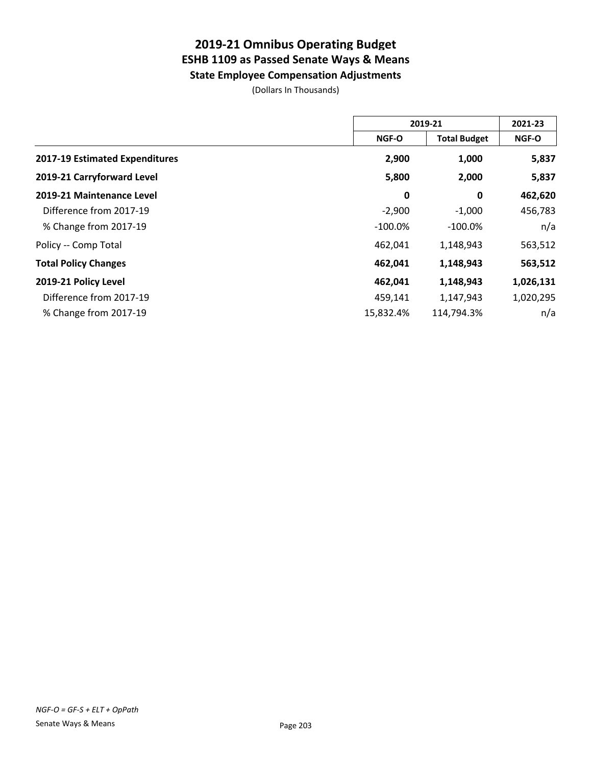# 2019-21 Omnibus Operating Budget
## ESHB 1109 as Passed Senate Ways & Means
### State Employee Compensation Adjustments

(Dollars In Thousands)

| | 2019-21 | | 2021-23 |
|---|---|---|---|
| | NGF-O | Total Budget | NGF-O |
| **2017-19 Estimated Expenditures** | **2,900** | **1,000** | **5,837** |
| **2019-21 Carryforward Level** | **5,800** | **2,000** | **5,837** |
| **2019-21 Maintenance Level** | **0** | **0** | **462,620** |
| Difference from 2017-19 | -2,900 | -1,000 | 456,783 |
| % Change from 2017-19 | -100.0% | -100.0% | n/a |
| Policy -- Comp Total | 462,041 | 1,148,943 | 563,512 |
| **Total Policy Changes** | **462,041** | **1,148,943** | **563,512** |
| **2019-21 Policy Level** | **462,041** | **1,148,943** | **1,026,131** |
| Difference from 2017-19 | 459,141 | 1,147,943 | 1,020,295 |
| % Change from 2017-19 | 15,832.4% | 114,794.3% | n/a |

*NGF-O = GF-S + ELT + OpPath*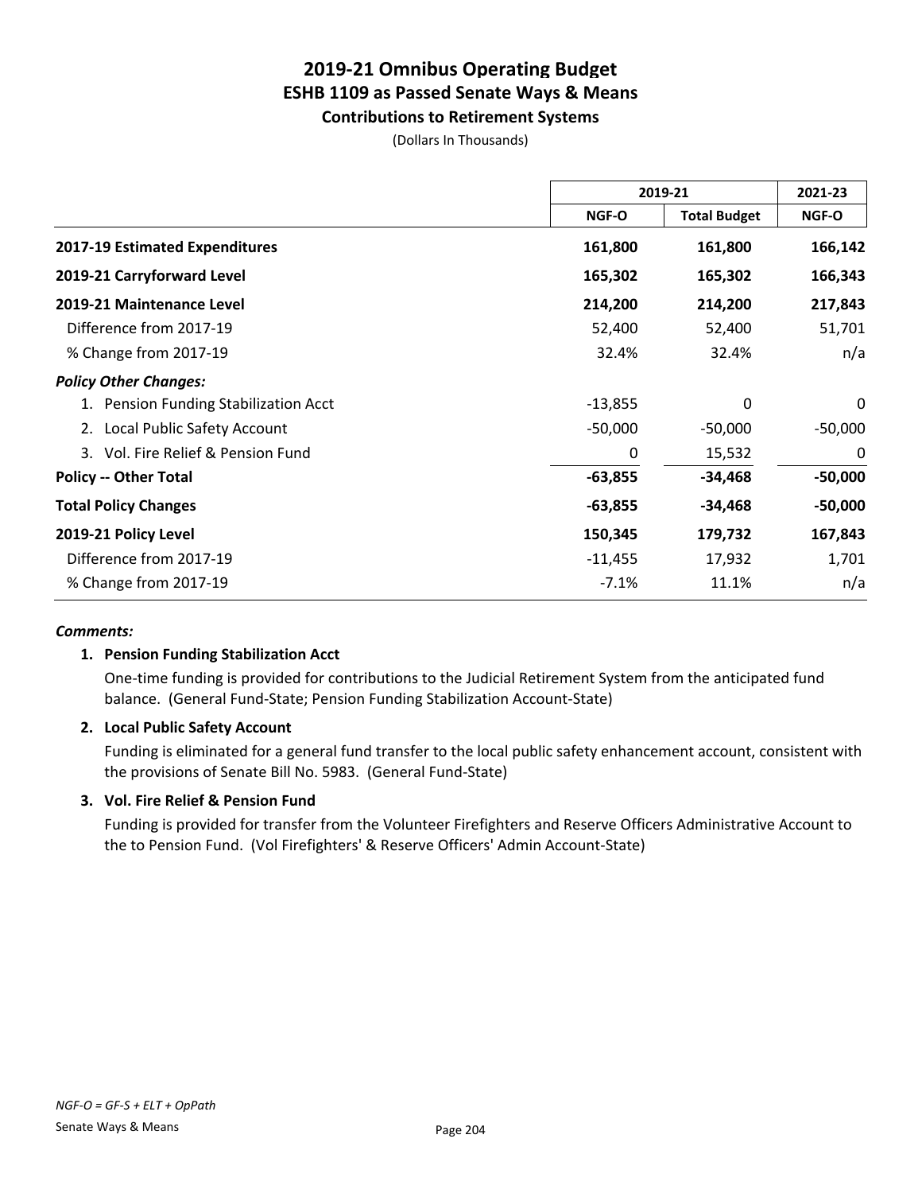# 2019-21 Omnibus Operating Budget
## ESHB 1109 as Passed Senate Ways & Means
### Contributions to Retirement Systems

(Dollars In Thousands)

| | 2019-21 | | 2021-23 |
|---|---|---|---|
| | NGF-O | Total Budget | NGF-O |
| **2017-19 Estimated Expenditures** | **161,800** | **161,800** | **166,142** |
| **2019-21 Carryforward Level** | **165,302** | **165,302** | **166,343** |
| **2019-21 Maintenance Level** | **214,200** | **214,200** | **217,843** |
| Difference from 2017-19 | 52,400 | 52,400 | 51,701 |
| % Change from 2017-19 | 32.4% | 32.4% | n/a |
| ***Policy Other Changes:*** | | | |
| 1. Pension Funding Stabilization Acct | -13,855 | 0 | 0 |
| 2. Local Public Safety Account | -50,000 | -50,000 | -50,000 |
| 3. Vol. Fire Relief & Pension Fund | 0 | 15,532 | 0 |
| **Policy -- Other Total** | **-63,855** | **-34,468** | **-50,000** |
| **Total Policy Changes** | **-63,855** | **-34,468** | **-50,000** |
| **2019-21 Policy Level** | **150,345** | **179,732** | **167,843** |
| Difference from 2017-19 | -11,455 | 17,932 | 1,701 |
| % Change from 2017-19 | -7.1% | 11.1% | n/a |

***Comments:***

**1. Pension Funding Stabilization Acct**

One-time funding is provided for contributions to the Judicial Retirement System from the anticipated fund balance. (General Fund-State; Pension Funding Stabilization Account-State)

**2. Local Public Safety Account**

Funding is eliminated for a general fund transfer to the local public safety enhancement account, consistent with the provisions of Senate Bill No. 5983. (General Fund-State)

**3. Vol. Fire Relief & Pension Fund**

Funding is provided for transfer from the Volunteer Firefighters and Reserve Officers Administrative Account to the to Pension Fund. (Vol Firefighters' & Reserve Officers' Admin Account-State)

*NGF-O = GF-S + ELT + OpPath*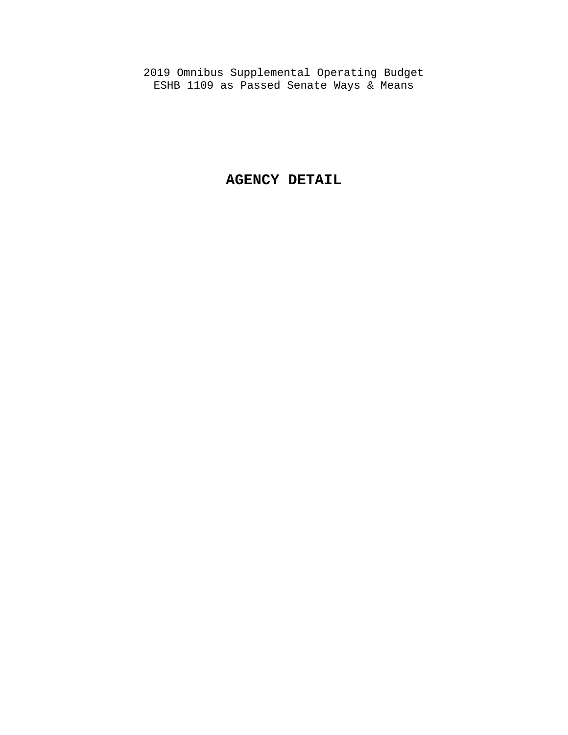2019 Omnibus Supplemental Operating Budget
ESHB 1109 as Passed Senate Ways & Means

# AGENCY DETAIL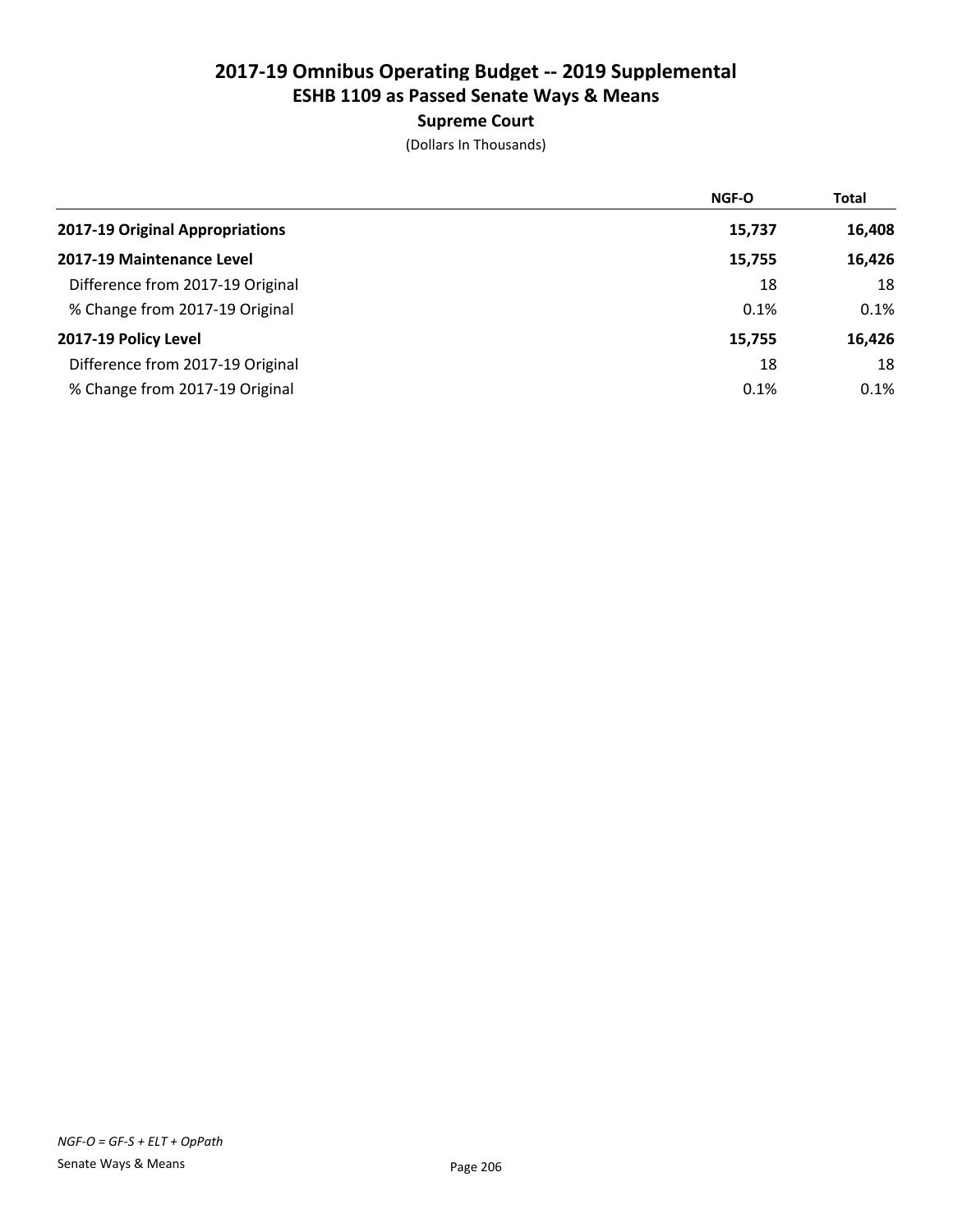# 2017-19 Omnibus Operating Budget -- 2019 Supplemental
## ESHB 1109 as Passed Senate Ways & Means
### Supreme Court
(Dollars In Thousands)

| | NGF-O | Total |
|---|---|---|
| **2017-19 Original Appropriations** | **15,737** | **16,408** |
| **2017-19 Maintenance Level** | **15,755** | **16,426** |
| Difference from 2017-19 Original | 18 | 18 |
| % Change from 2017-19 Original | 0.1% | 0.1% |
| **2017-19 Policy Level** | **15,755** | **16,426** |
| Difference from 2017-19 Original | 18 | 18 |
| % Change from 2017-19 Original | 0.1% | 0.1% |

*NGF-O = GF-S + ELT + OpPath*

Senate Ways & Means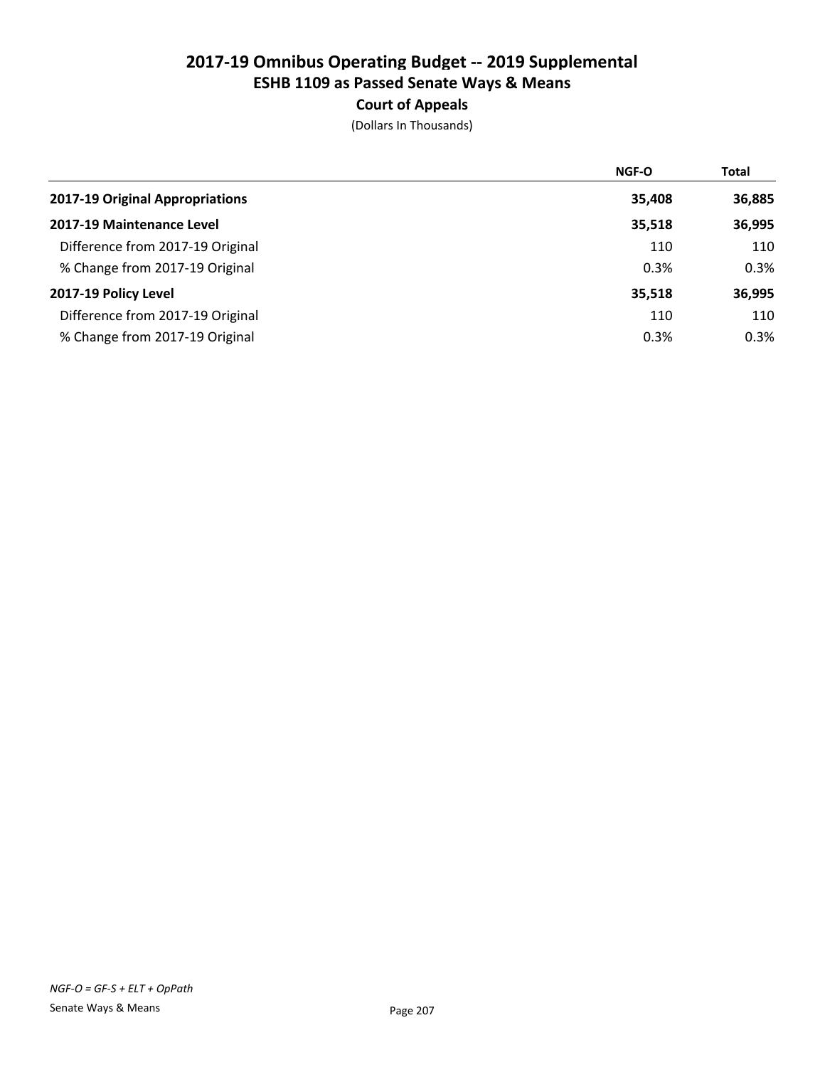# 2017-19 Omnibus Operating Budget -- 2019 Supplemental
## ESHB 1109 as Passed Senate Ways & Means
### Court of Appeals
(Dollars In Thousands)

| | NGF-O | Total |
|---|---|---|
| **2017-19 Original Appropriations** | **35,408** | **36,885** |
| **2017-19 Maintenance Level** | **35,518** | **36,995** |
| Difference from 2017-19 Original | 110 | 110 |
| % Change from 2017-19 Original | 0.3% | 0.3% |
| **2017-19 Policy Level** | **35,518** | **36,995** |
| Difference from 2017-19 Original | 110 | 110 |
| % Change from 2017-19 Original | 0.3% | 0.3% |

*NGF-O = GF-S + ELT + OpPath*

Senate Ways & Means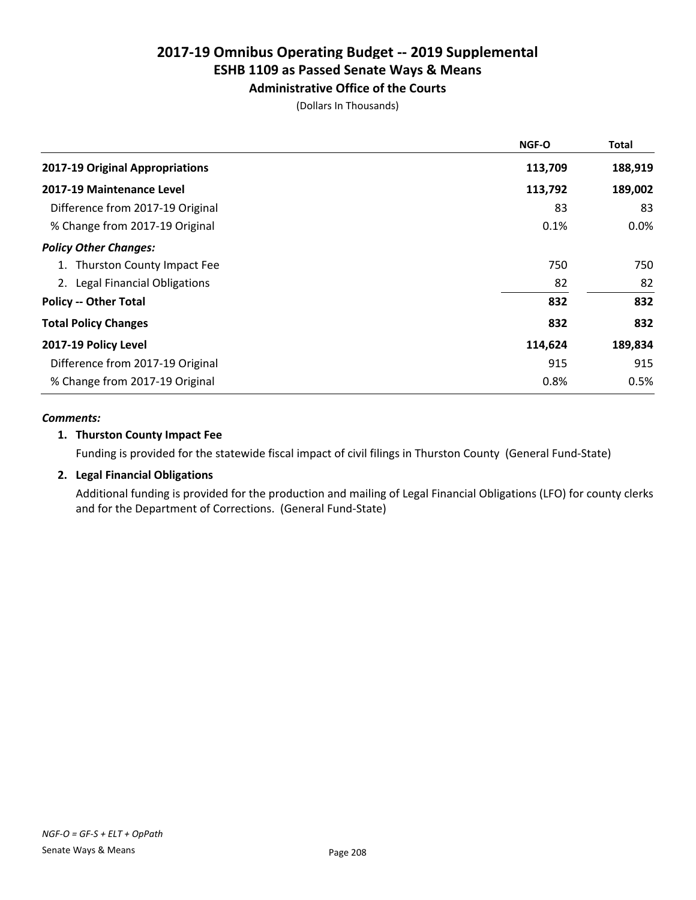# 2017-19 Omnibus Operating Budget -- 2019 Supplemental
## ESHB 1109 as Passed Senate Ways & Means
### Administrative Office of the Courts

(Dollars In Thousands)

| | NGF-O | Total |
|---|---|---|
| **2017-19 Original Appropriations** | **113,709** | **188,919** |
| **2017-19 Maintenance Level** | **113,792** | **189,002** |
| Difference from 2017-19 Original | 83 | 83 |
| % Change from 2017-19 Original | 0.1% | 0.0% |
| ***Policy Other Changes:*** | | |
| 1. Thurston County Impact Fee | 750 | 750 |
| 2. Legal Financial Obligations | 82 | 82 |
| **Policy -- Other Total** | **832** | **832** |
| **Total Policy Changes** | **832** | **832** |
| **2017-19 Policy Level** | **114,624** | **189,834** |
| Difference from 2017-19 Original | 915 | 915 |
| % Change from 2017-19 Original | 0.8% | 0.5% |

***Comments:***

**1. Thurston County Impact Fee**

Funding is provided for the statewide fiscal impact of civil filings in Thurston County (General Fund-State)

**2. Legal Financial Obligations**

Additional funding is provided for the production and mailing of Legal Financial Obligations (LFO) for county clerks and for the Department of Corrections. (General Fund-State)

*NGF-O = GF-S + ELT + OpPath*

Senate Ways & Means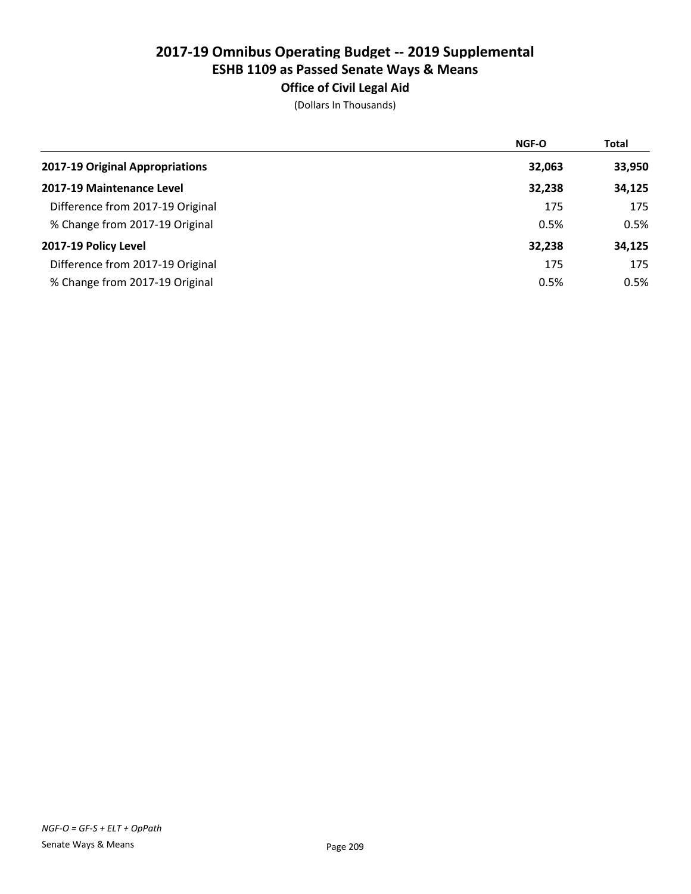# 2017-19 Omnibus Operating Budget -- 2019 Supplemental
## ESHB 1109 as Passed Senate Ways & Means
### Office of Civil Legal Aid

(Dollars In Thousands)

| | NGF-O | Total |
|---|---|---|
| **2017-19 Original Appropriations** | **32,063** | **33,950** |
| **2017-19 Maintenance Level** | **32,238** | **34,125** |
| Difference from 2017-19 Original | 175 | 175 |
| % Change from 2017-19 Original | 0.5% | 0.5% |
| **2017-19 Policy Level** | **32,238** | **34,125** |
| Difference from 2017-19 Original | 175 | 175 |
| % Change from 2017-19 Original | 0.5% | 0.5% |

*NGF-O = GF-S + ELT + OpPath*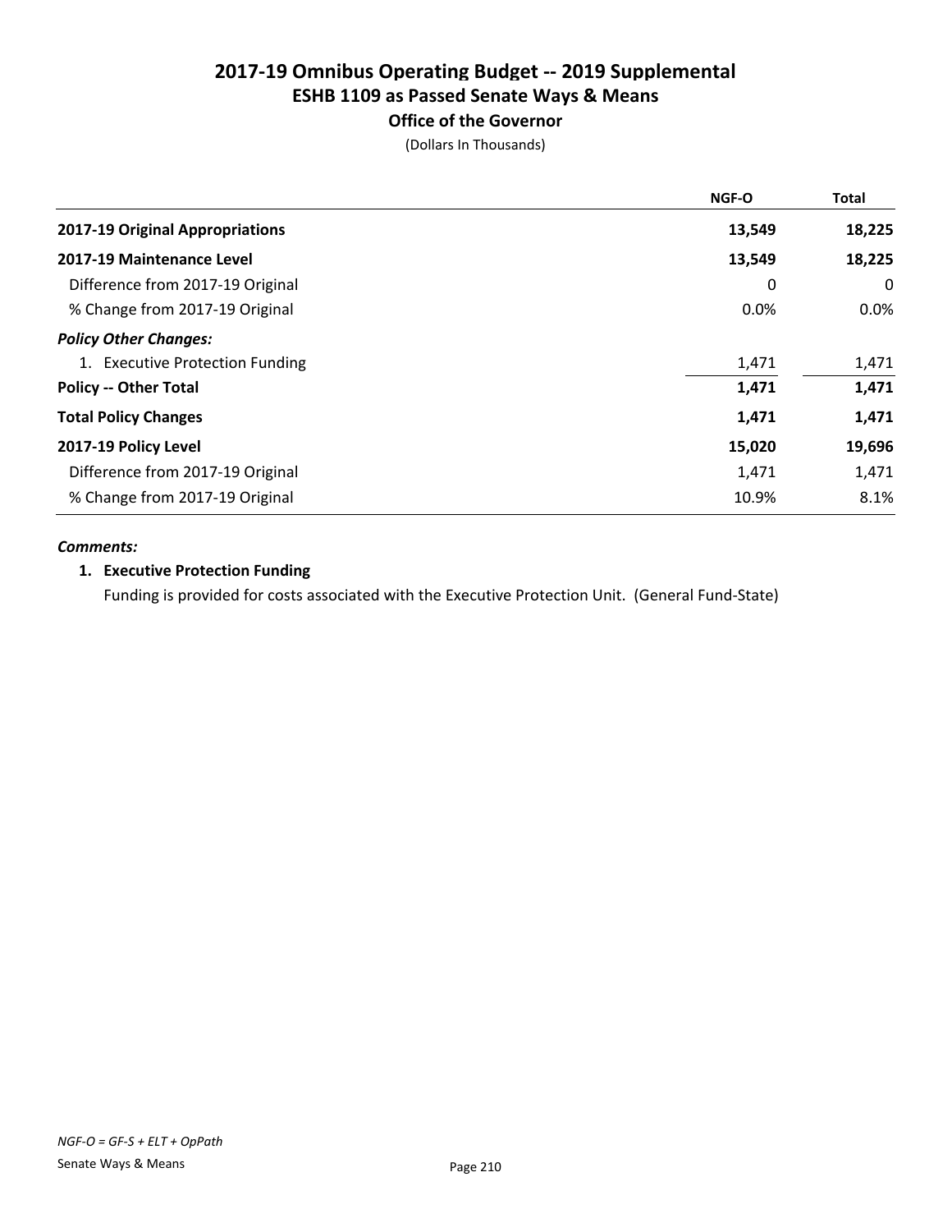# 2017-19 Omnibus Operating Budget -- 2019 Supplemental
## ESHB 1109 as Passed Senate Ways & Means
### Office of the Governor

(Dollars In Thousands)

| | NGF-O | Total |
|---|---|---|
| **2017-19 Original Appropriations** | **13,549** | **18,225** |
| **2017-19 Maintenance Level** | **13,549** | **18,225** |
| Difference from 2017-19 Original | 0 | 0 |
| % Change from 2017-19 Original | 0.0% | 0.0% |
| ***Policy Other Changes:*** | | |
| 1. Executive Protection Funding | 1,471 | 1,471 |
| **Policy -- Other Total** | **1,471** | **1,471** |
| **Total Policy Changes** | **1,471** | **1,471** |
| **2017-19 Policy Level** | **15,020** | **19,696** |
| Difference from 2017-19 Original | 1,471 | 1,471 |
| % Change from 2017-19 Original | 10.9% | 8.1% |

***Comments:***

**1. Executive Protection Funding**

Funding is provided for costs associated with the Executive Protection Unit. (General Fund-State)

*NGF-O = GF-S + ELT + OpPath*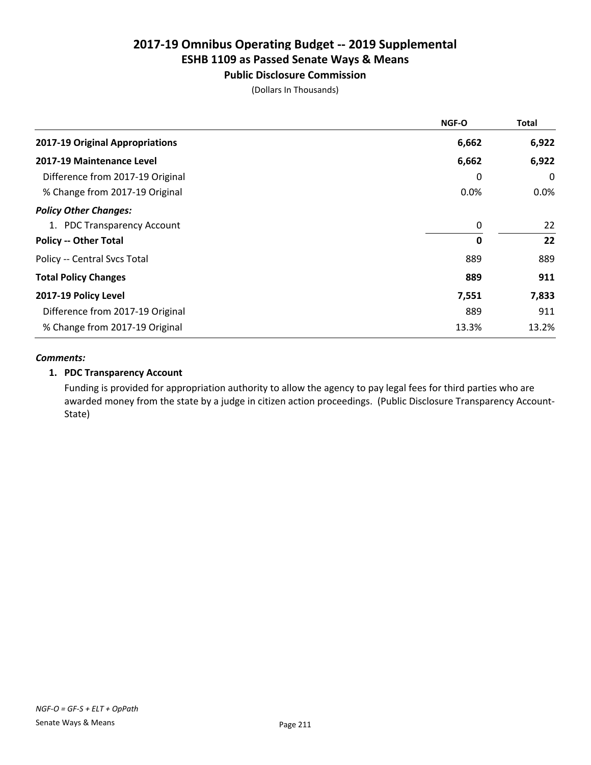# 2017-19 Omnibus Operating Budget -- 2019 Supplemental
## ESHB 1109 as Passed Senate Ways & Means
### Public Disclosure Commission

(Dollars In Thousands)

| | NGF-O | Total |
|---|---|---|
| **2017-19 Original Appropriations** | **6,662** | **6,922** |
| **2017-19 Maintenance Level** | **6,662** | **6,922** |
| Difference from 2017-19 Original | 0 | 0 |
| % Change from 2017-19 Original | 0.0% | 0.0% |
| ***Policy Other Changes:*** | | |
| 1. PDC Transparency Account | 0 | 22 |
| **Policy -- Other Total** | **0** | **22** |
| Policy -- Central Svcs Total | 889 | 889 |
| **Total Policy Changes** | **889** | **911** |
| **2017-19 Policy Level** | **7,551** | **7,833** |
| Difference from 2017-19 Original | 889 | 911 |
| % Change from 2017-19 Original | 13.3% | 13.2% |

***Comments:***

**1. PDC Transparency Account**

Funding is provided for appropriation authority to allow the agency to pay legal fees for third parties who are awarded money from the state by a judge in citizen action proceedings. (Public Disclosure Transparency Account-State)

*NGF-O = GF-S + ELT + OpPath*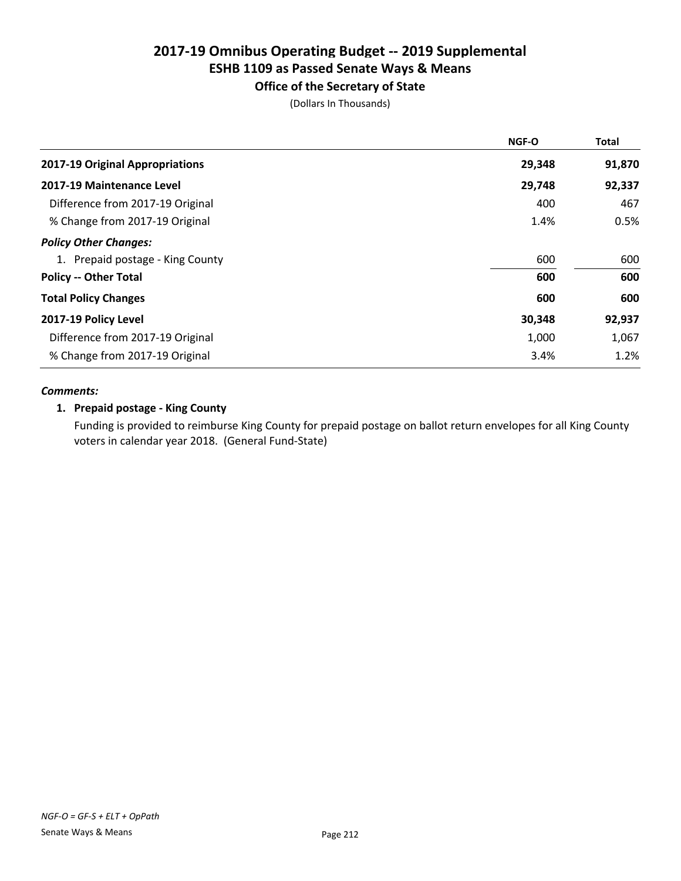# 2017-19 Omnibus Operating Budget -- 2019 Supplemental
## ESHB 1109 as Passed Senate Ways & Means
### Office of the Secretary of State

(Dollars In Thousands)

| | NGF-O | Total |
|---|---|---|
| **2017-19 Original Appropriations** | **29,348** | **91,870** |
| **2017-19 Maintenance Level** | **29,748** | **92,337** |
| Difference from 2017-19 Original | 400 | 467 |
| % Change from 2017-19 Original | 1.4% | 0.5% |
| ***Policy Other Changes:*** | | |
| 1. Prepaid postage - King County | 600 | 600 |
| **Policy -- Other Total** | **600** | **600** |
| **Total Policy Changes** | **600** | **600** |
| **2017-19 Policy Level** | **30,348** | **92,937** |
| Difference from 2017-19 Original | 1,000 | 1,067 |
| % Change from 2017-19 Original | 3.4% | 1.2% |

***Comments:***

**1. Prepaid postage - King County**

Funding is provided to reimburse King County for prepaid postage on ballot return envelopes for all King County voters in calendar year 2018. (General Fund-State)

*NGF-O = GF-S + ELT + OpPath*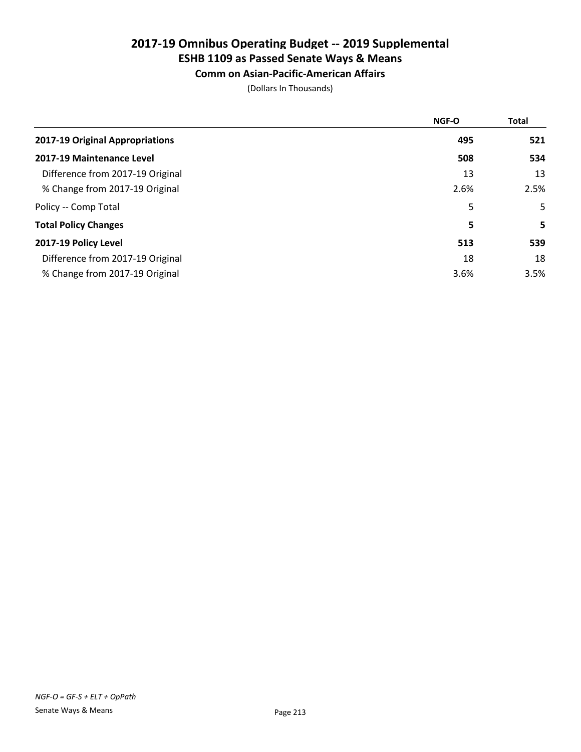# 2017-19 Omnibus Operating Budget -- 2019 Supplemental
## ESHB 1109 as Passed Senate Ways & Means
### Comm on Asian-Pacific-American Affairs

(Dollars In Thousands)

| | NGF-O | Total |
|---|---|---|
| **2017-19 Original Appropriations** | **495** | **521** |
| **2017-19 Maintenance Level** | **508** | **534** |
| Difference from 2017-19 Original | 13 | 13 |
| % Change from 2017-19 Original | 2.6% | 2.5% |
| Policy -- Comp Total | 5 | 5 |
| **Total Policy Changes** | **5** | **5** |
| **2017-19 Policy Level** | **513** | **539** |
| Difference from 2017-19 Original | 18 | 18 |
| % Change from 2017-19 Original | 3.6% | 3.5% |

*NGF-O = GF-S + ELT + OpPath*

Senate Ways & Means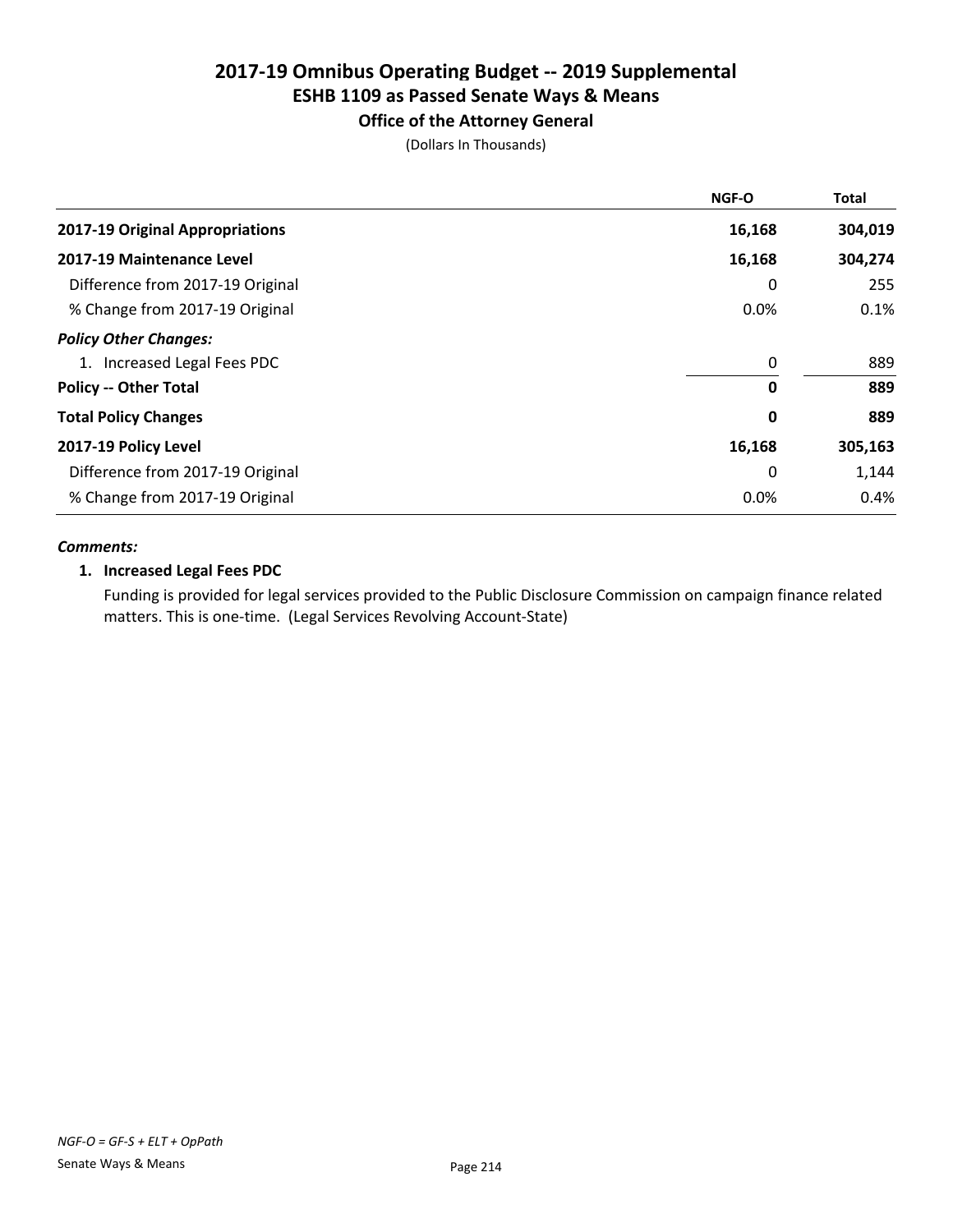# 2017-19 Omnibus Operating Budget -- 2019 Supplemental
## ESHB 1109 as Passed Senate Ways & Means
### Office of the Attorney General

(Dollars In Thousands)

| | NGF-O | Total |
|---|---|---|
| **2017-19 Original Appropriations** | **16,168** | **304,019** |
| **2017-19 Maintenance Level** | **16,168** | **304,274** |
| Difference from 2017-19 Original | 0 | 255 |
| % Change from 2017-19 Original | 0.0% | 0.1% |
| ***Policy Other Changes:*** | | |
| 1. Increased Legal Fees PDC | 0 | 889 |
| **Policy -- Other Total** | **0** | **889** |
| **Total Policy Changes** | **0** | **889** |
| **2017-19 Policy Level** | **16,168** | **305,163** |
| Difference from 2017-19 Original | 0 | 1,144 |
| % Change from 2017-19 Original | 0.0% | 0.4% |

***Comments:***

**1. Increased Legal Fees PDC**

Funding is provided for legal services provided to the Public Disclosure Commission on campaign finance related matters. This is one-time. (Legal Services Revolving Account-State)

*NGF-O = GF-S + ELT + OpPath*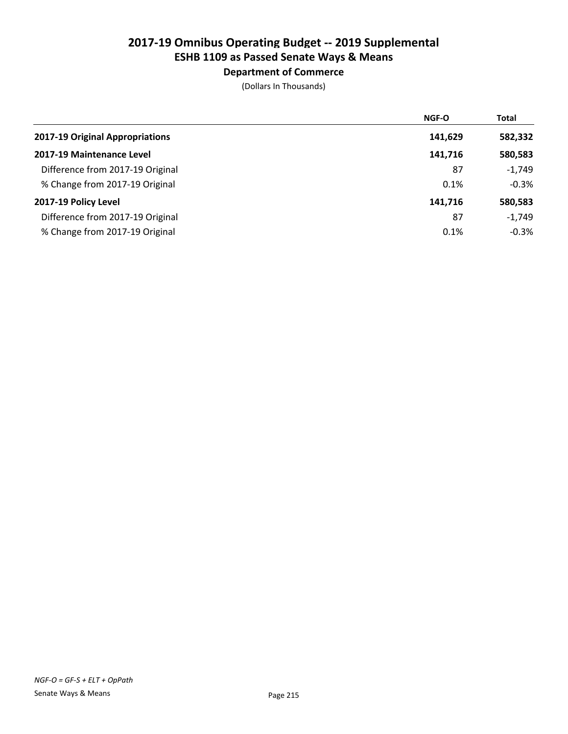# 2017-19 Omnibus Operating Budget -- 2019 Supplemental
## ESHB 1109 as Passed Senate Ways & Means
### Department of Commerce
(Dollars In Thousands)

| | NGF-O | Total |
|---|---|---|
| **2017-19 Original Appropriations** | **141,629** | **582,332** |
| **2017-19 Maintenance Level** | **141,716** | **580,583** |
| Difference from 2017-19 Original | 87 | -1,749 |
| % Change from 2017-19 Original | 0.1% | -0.3% |
| **2017-19 Policy Level** | **141,716** | **580,583** |
| Difference from 2017-19 Original | 87 | -1,749 |
| % Change from 2017-19 Original | 0.1% | -0.3% |

*NGF-O = GF-S + ELT + OpPath*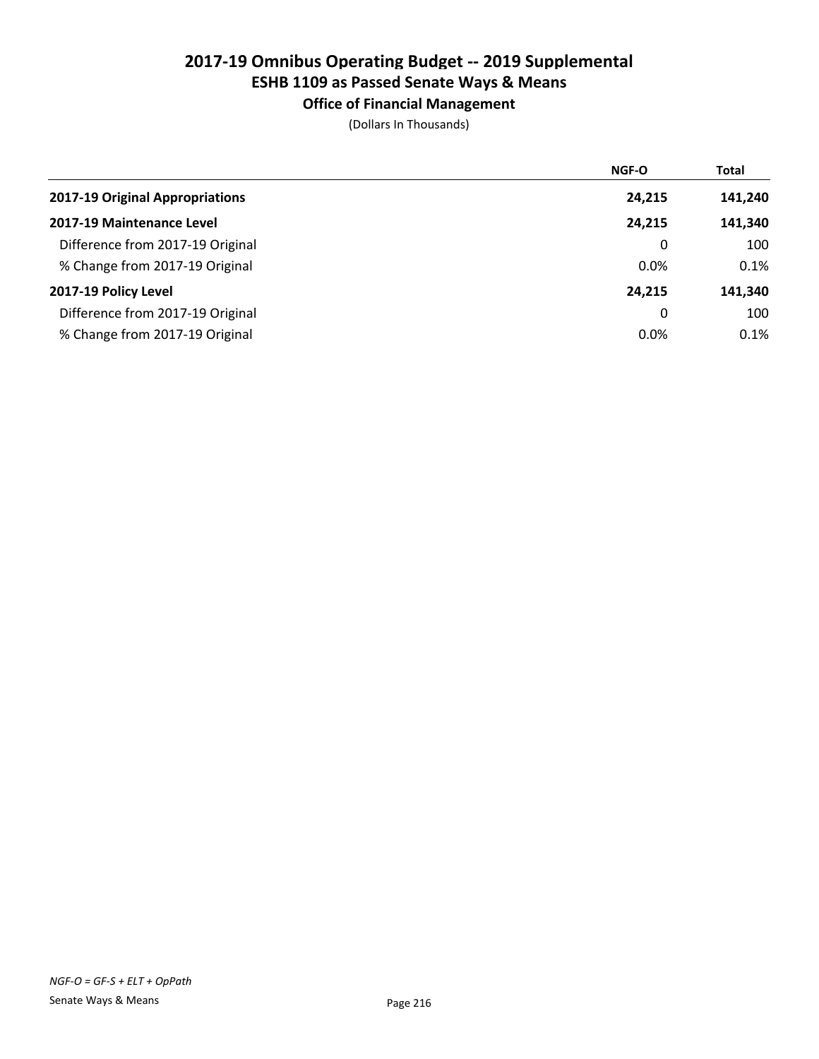# 2017-19 Omnibus Operating Budget -- 2019 Supplemental
## ESHB 1109 as Passed Senate Ways & Means
### Office of Financial Management

(Dollars In Thousands)

| | NGF-O | Total |
|---|---|---|
| **2017-19 Original Appropriations** | **24,215** | **141,240** |
| **2017-19 Maintenance Level** | **24,215** | **141,340** |
| Difference from 2017-19 Original | 0 | 100 |
| % Change from 2017-19 Original | 0.0% | 0.1% |
| **2017-19 Policy Level** | **24,215** | **141,340** |
| Difference from 2017-19 Original | 0 | 100 |
| % Change from 2017-19 Original | 0.0% | 0.1% |

*NGF-O = GF-S + ELT + OpPath*

Senate Ways & Means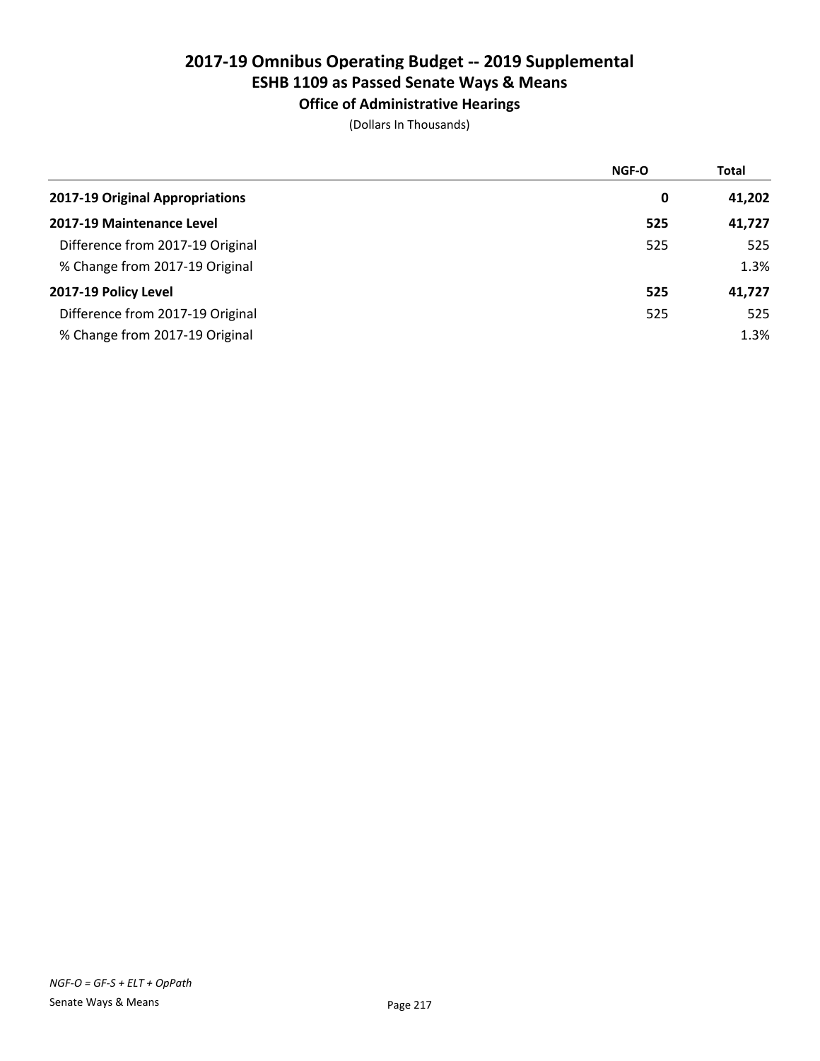# 2017-19 Omnibus Operating Budget -- 2019 Supplemental
## ESHB 1109 as Passed Senate Ways & Means
### Office of Administrative Hearings

(Dollars In Thousands)

| | NGF-O | Total |
|---|---|---|
| **2017-19 Original Appropriations** | **0** | **41,202** |
| **2017-19 Maintenance Level** | **525** | **41,727** |
| Difference from 2017-19 Original | 525 | 525 |
| % Change from 2017-19 Original | | 1.3% |
| **2017-19 Policy Level** | **525** | **41,727** |
| Difference from 2017-19 Original | 525 | 525 |
| % Change from 2017-19 Original | | 1.3% |

*NGF-O = GF-S + ELT + OpPath*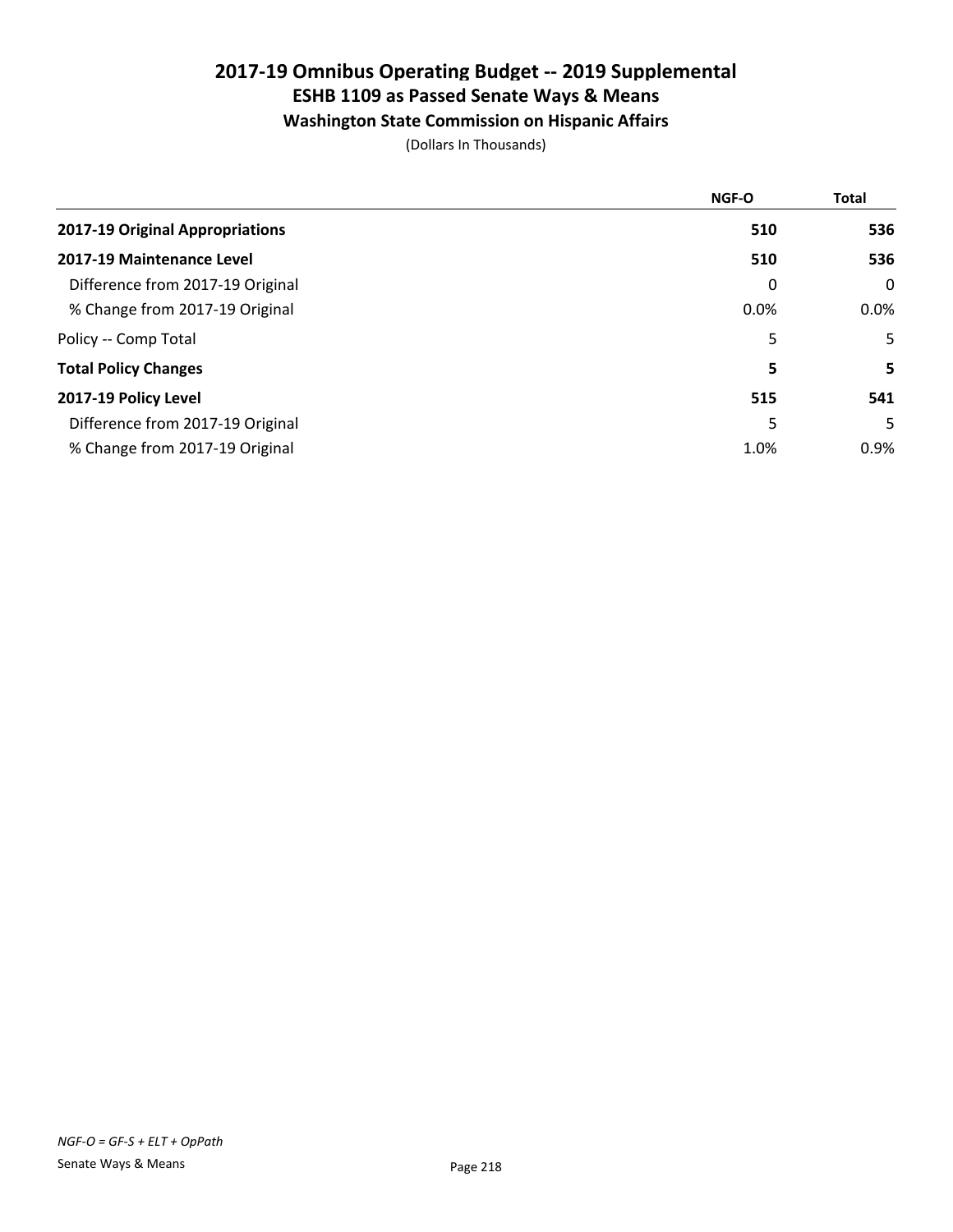# 2017-19 Omnibus Operating Budget -- 2019 Supplemental
## ESHB 1109 as Passed Senate Ways & Means
### Washington State Commission on Hispanic Affairs

(Dollars In Thousands)

| | NGF-O | Total |
|---|---|---|
| **2017-19 Original Appropriations** | **510** | **536** |
| **2017-19 Maintenance Level** | **510** | **536** |
| Difference from 2017-19 Original | 0 | 0 |
| % Change from 2017-19 Original | 0.0% | 0.0% |
| Policy -- Comp Total | 5 | 5 |
| **Total Policy Changes** | **5** | **5** |
| **2017-19 Policy Level** | **515** | **541** |
| Difference from 2017-19 Original | 5 | 5 |
| % Change from 2017-19 Original | 1.0% | 0.9% |

*NGF-O = GF-S + ELT + OpPath*

Senate Ways & Means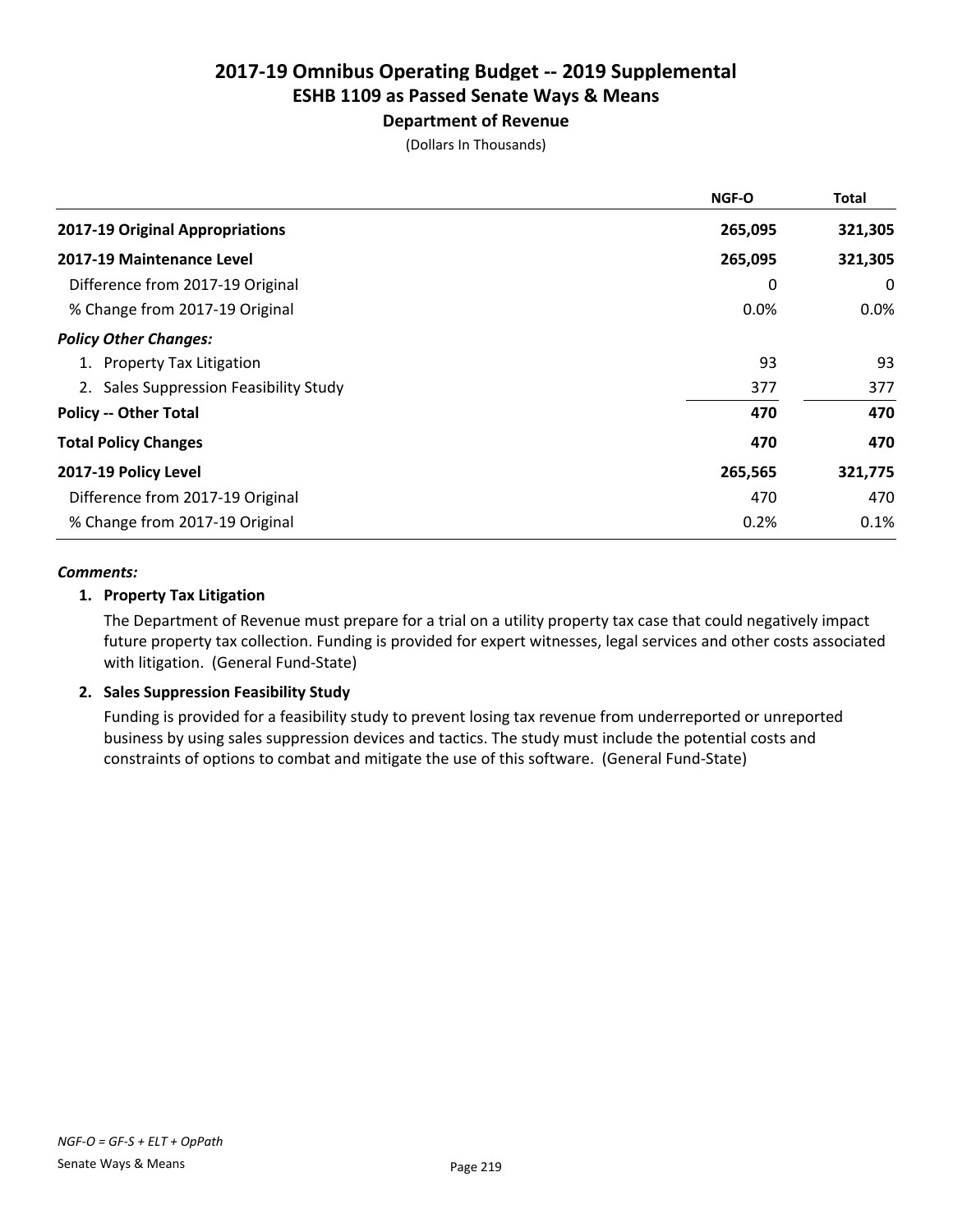# 2017-19 Omnibus Operating Budget -- 2019 Supplemental
## ESHB 1109 as Passed Senate Ways & Means
### Department of Revenue
(Dollars In Thousands)

| | NGF-O | Total |
|---|---|---|
| **2017-19 Original Appropriations** | **265,095** | **321,305** |
| **2017-19 Maintenance Level** | **265,095** | **321,305** |
| Difference from 2017-19 Original | 0 | 0 |
| % Change from 2017-19 Original | 0.0% | 0.0% |
| ***Policy Other Changes:*** | | |
| 1. Property Tax Litigation | 93 | 93 |
| 2. Sales Suppression Feasibility Study | 377 | 377 |
| **Policy -- Other Total** | **470** | **470** |
| **Total Policy Changes** | **470** | **470** |
| **2017-19 Policy Level** | **265,565** | **321,775** |
| Difference from 2017-19 Original | 470 | 470 |
| % Change from 2017-19 Original | 0.2% | 0.1% |

***Comments:***

**1. Property Tax Litigation**

The Department of Revenue must prepare for a trial on a utility property tax case that could negatively impact future property tax collection. Funding is provided for expert witnesses, legal services and other costs associated with litigation. (General Fund-State)

**2. Sales Suppression Feasibility Study**

Funding is provided for a feasibility study to prevent losing tax revenue from underreported or unreported business by using sales suppression devices and tactics. The study must include the potential costs and constraints of options to combat and mitigate the use of this software. (General Fund-State)

*NGF-O = GF-S + ELT + OpPath*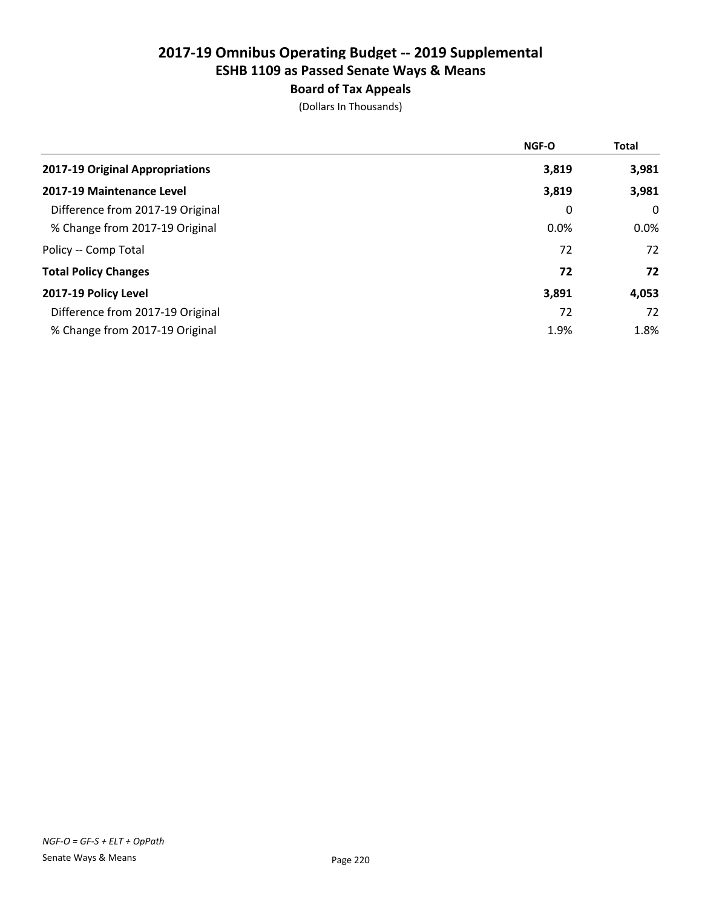# 2017-19 Omnibus Operating Budget -- 2019 Supplemental

## ESHB 1109 as Passed Senate Ways & Means

### Board of Tax Appeals

(Dollars In Thousands)

| | NGF-O | Total |
|---|---|---|
| **2017-19 Original Appropriations** | **3,819** | **3,981** |
| **2017-19 Maintenance Level** | **3,819** | **3,981** |
| Difference from 2017-19 Original | 0 | 0 |
| % Change from 2017-19 Original | 0.0% | 0.0% |
| Policy -- Comp Total | 72 | 72 |
| **Total Policy Changes** | **72** | **72** |
| **2017-19 Policy Level** | **3,891** | **4,053** |
| Difference from 2017-19 Original | 72 | 72 |
| % Change from 2017-19 Original | 1.9% | 1.8% |

*NGF-O = GF-S + ELT + OpPath*

Senate Ways & Means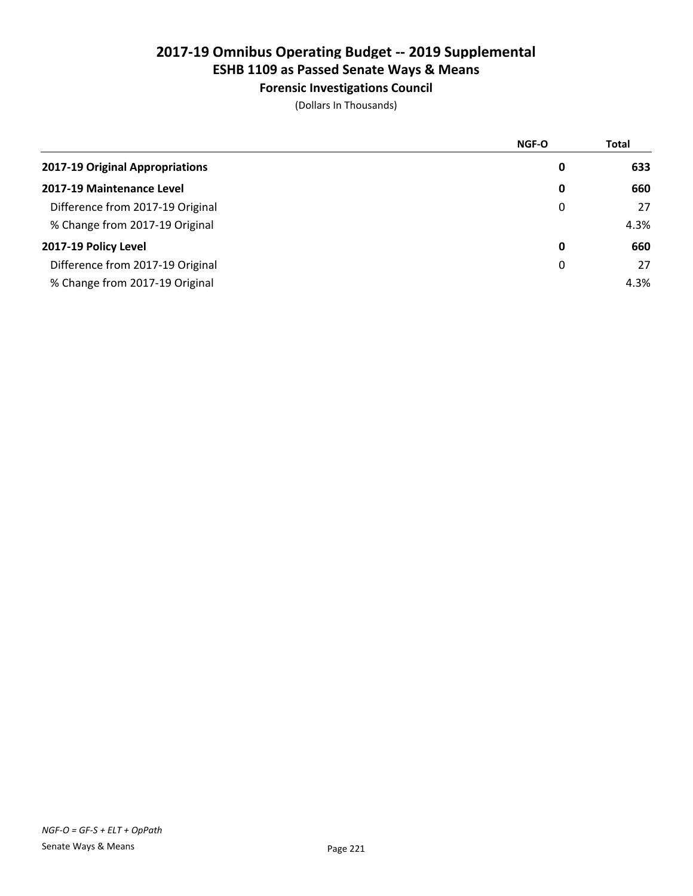# 2017-19 Omnibus Operating Budget -- 2019 Supplemental
## ESHB 1109 as Passed Senate Ways & Means
### Forensic Investigations Council

(Dollars In Thousands)

| | NGF-O | Total |
|---|---|---|
| **2017-19 Original Appropriations** | **0** | **633** |
| **2017-19 Maintenance Level** | **0** | **660** |
| Difference from 2017-19 Original | 0 | 27 |
| % Change from 2017-19 Original | | 4.3% |
| **2017-19 Policy Level** | **0** | **660** |
| Difference from 2017-19 Original | 0 | 27 |
| % Change from 2017-19 Original | | 4.3% |

*NGF-O = GF-S + ELT + OpPath*

Senate Ways & Means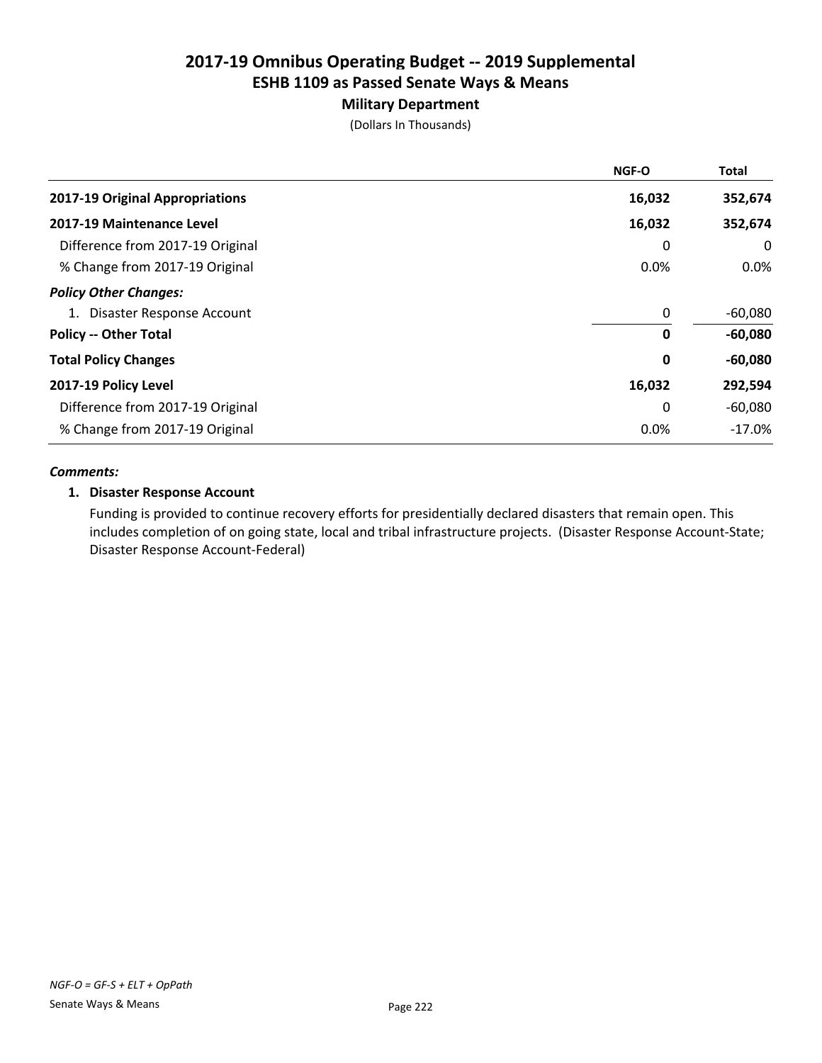# 2017-19 Omnibus Operating Budget -- 2019 Supplemental
## ESHB 1109 as Passed Senate Ways & Means
### Military Department
(Dollars In Thousands)

| | NGF-O | Total |
|---|---|---|
| **2017-19 Original Appropriations** | **16,032** | **352,674** |
| **2017-19 Maintenance Level** | **16,032** | **352,674** |
| Difference from 2017-19 Original | 0 | 0 |
| % Change from 2017-19 Original | 0.0% | 0.0% |
| ***Policy Other Changes:*** | | |
| 1. Disaster Response Account | 0 | -60,080 |
| **Policy -- Other Total** | **0** | **-60,080** |
| **Total Policy Changes** | **0** | **-60,080** |
| **2017-19 Policy Level** | **16,032** | **292,594** |
| Difference from 2017-19 Original | 0 | -60,080 |
| % Change from 2017-19 Original | 0.0% | -17.0% |

***Comments:***

**1. Disaster Response Account**

Funding is provided to continue recovery efforts for presidentially declared disasters that remain open. This includes completion of on going state, local and tribal infrastructure projects. (Disaster Response Account-State; Disaster Response Account-Federal)

*NGF-O = GF-S + ELT + OpPath*

Senate Ways & Means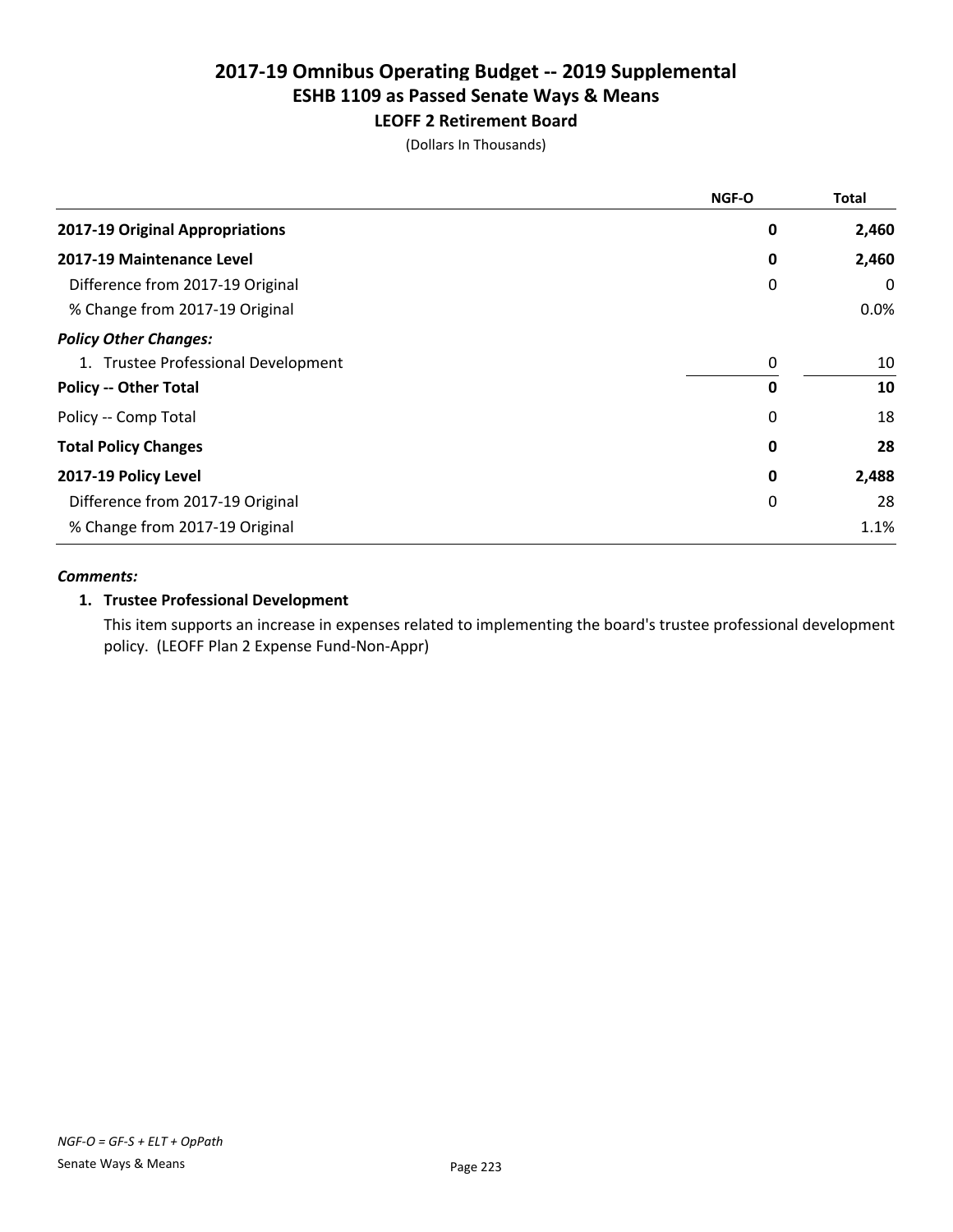# 2017-19 Omnibus Operating Budget -- 2019 Supplemental
## ESHB 1109 as Passed Senate Ways & Means
### LEOFF 2 Retirement Board

(Dollars In Thousands)

| | NGF-O | Total |
|---|---|---|
| **2017-19 Original Appropriations** | **0** | **2,460** |
| **2017-19 Maintenance Level** | **0** | **2,460** |
| Difference from 2017-19 Original | 0 | 0 |
| % Change from 2017-19 Original | | 0.0% |
| ***Policy Other Changes:*** | | |
| 1. Trustee Professional Development | 0 | 10 |
| **Policy -- Other Total** | **0** | **10** |
| Policy -- Comp Total | 0 | 18 |
| **Total Policy Changes** | **0** | **28** |
| **2017-19 Policy Level** | **0** | **2,488** |
| Difference from 2017-19 Original | 0 | 28 |
| % Change from 2017-19 Original | | 1.1% |

***Comments:***

**1. Trustee Professional Development**

This item supports an increase in expenses related to implementing the board's trustee professional development policy. (LEOFF Plan 2 Expense Fund-Non-Appr)

*NGF-O = GF-S + ELT + OpPath*

Senate Ways & Means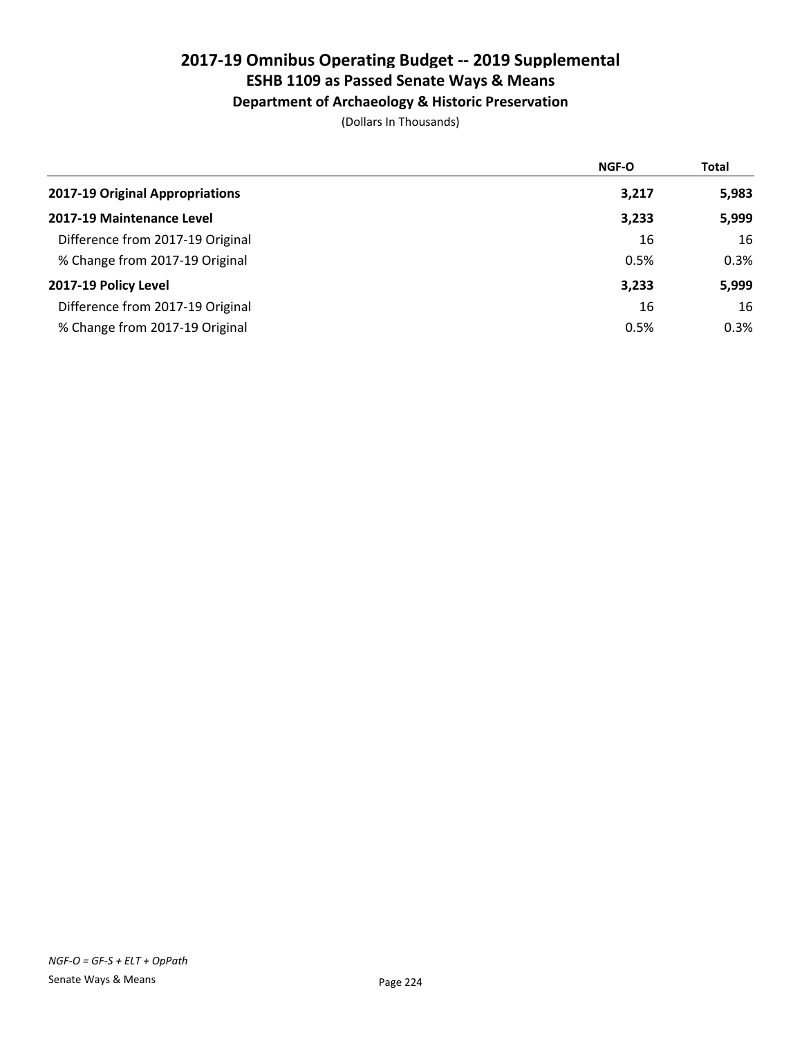# 2017-19 Omnibus Operating Budget -- 2019 Supplemental

## ESHB 1109 as Passed Senate Ways & Means

### Department of Archaeology & Historic Preservation

(Dollars In Thousands)

| | NGF-O | Total |
|---|---|---|
| **2017-19 Original Appropriations** | **3,217** | **5,983** |
| **2017-19 Maintenance Level** | **3,233** | **5,999** |
| Difference from 2017-19 Original | 16 | 16 |
| % Change from 2017-19 Original | 0.5% | 0.3% |
| **2017-19 Policy Level** | **3,233** | **5,999** |
| Difference from 2017-19 Original | 16 | 16 |
| % Change from 2017-19 Original | 0.5% | 0.3% |

*NGF-O = GF-S + ELT + OpPath*

Senate Ways & Means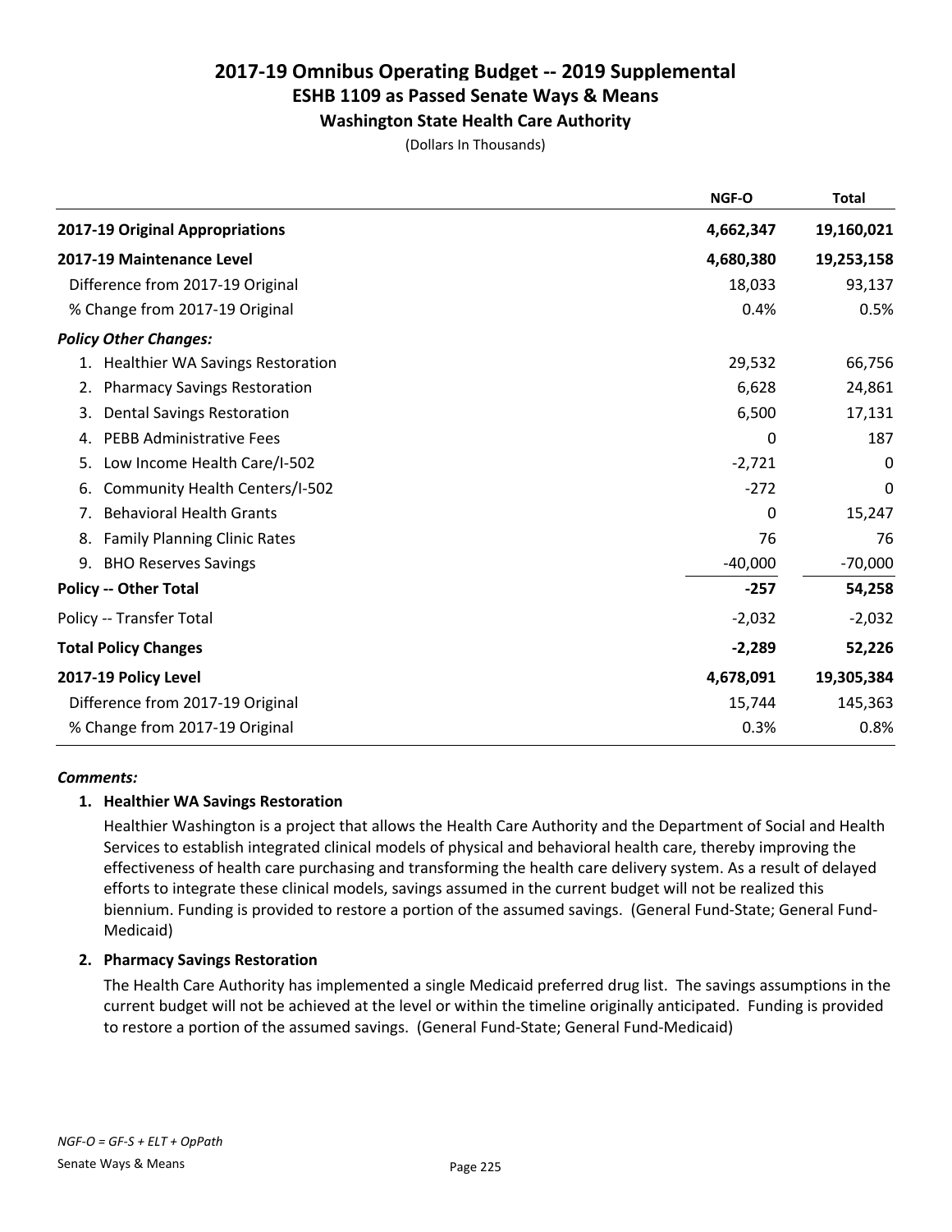# 2017-19 Omnibus Operating Budget -- 2019 Supplemental
## ESHB 1109 as Passed Senate Ways & Means
### Washington State Health Care Authority

(Dollars In Thousands)

| | NGF-O | Total |
|---|---|---|
| **2017-19 Original Appropriations** | **4,662,347** | **19,160,021** |
| **2017-19 Maintenance Level** | **4,680,380** | **19,253,158** |
| Difference from 2017-19 Original | 18,033 | 93,137 |
| % Change from 2017-19 Original | 0.4% | 0.5% |
| ***Policy Other Changes:*** | | |
| 1. Healthier WA Savings Restoration | 29,532 | 66,756 |
| 2. Pharmacy Savings Restoration | 6,628 | 24,861 |
| 3. Dental Savings Restoration | 6,500 | 17,131 |
| 4. PEBB Administrative Fees | 0 | 187 |
| 5. Low Income Health Care/I-502 | -2,721 | 0 |
| 6. Community Health Centers/I-502 | -272 | 0 |
| 7. Behavioral Health Grants | 0 | 15,247 |
| 8. Family Planning Clinic Rates | 76 | 76 |
| 9. BHO Reserves Savings | -40,000 | -70,000 |
| **Policy -- Other Total** | **-257** | **54,258** |
| Policy -- Transfer Total | -2,032 | -2,032 |
| **Total Policy Changes** | **-2,289** | **52,226** |
| **2017-19 Policy Level** | **4,678,091** | **19,305,384** |
| Difference from 2017-19 Original | 15,744 | 145,363 |
| % Change from 2017-19 Original | 0.3% | 0.8% |

***Comments:***

**1. Healthier WA Savings Restoration**

Healthier Washington is a project that allows the Health Care Authority and the Department of Social and Health Services to establish integrated clinical models of physical and behavioral health care, thereby improving the effectiveness of health care purchasing and transforming the health care delivery system. As a result of delayed efforts to integrate these clinical models, savings assumed in the current budget will not be realized this biennium. Funding is provided to restore a portion of the assumed savings. (General Fund-State; General Fund-Medicaid)

**2. Pharmacy Savings Restoration**

The Health Care Authority has implemented a single Medicaid preferred drug list. The savings assumptions in the current budget will not be achieved at the level or within the timeline originally anticipated. Funding is provided to restore a portion of the assumed savings. (General Fund-State; General Fund-Medicaid)

*NGF-O = GF-S + ELT + OpPath*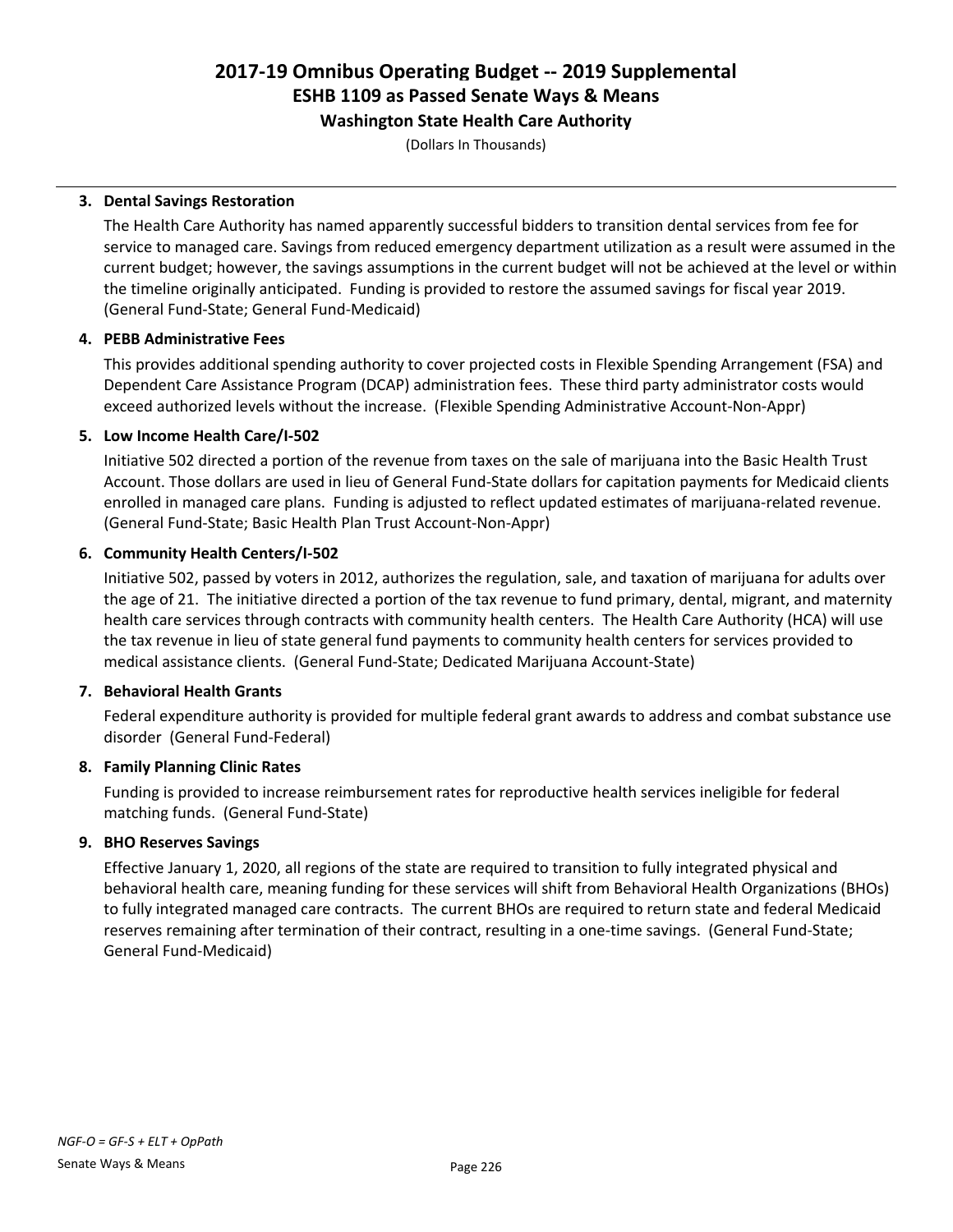## 2017-19 Omnibus Operating Budget -- 2019 Supplemental
### ESHB 1109 as Passed Senate Ways & Means
### Washington State Health Care Authority

(Dollars In Thousands)

**3. Dental Savings Restoration**

The Health Care Authority has named apparently successful bidders to transition dental services from fee for service to managed care. Savings from reduced emergency department utilization as a result were assumed in the current budget; however, the savings assumptions in the current budget will not be achieved at the level or within the timeline originally anticipated. Funding is provided to restore the assumed savings for fiscal year 2019. (General Fund-State; General Fund-Medicaid)

**4. PEBB Administrative Fees**

This provides additional spending authority to cover projected costs in Flexible Spending Arrangement (FSA) and Dependent Care Assistance Program (DCAP) administration fees. These third party administrator costs would exceed authorized levels without the increase. (Flexible Spending Administrative Account-Non-Appr)

**5. Low Income Health Care/I-502**

Initiative 502 directed a portion of the revenue from taxes on the sale of marijuana into the Basic Health Trust Account. Those dollars are used in lieu of General Fund-State dollars for capitation payments for Medicaid clients enrolled in managed care plans. Funding is adjusted to reflect updated estimates of marijuana-related revenue. (General Fund-State; Basic Health Plan Trust Account-Non-Appr)

**6. Community Health Centers/I-502**

Initiative 502, passed by voters in 2012, authorizes the regulation, sale, and taxation of marijuana for adults over the age of 21. The initiative directed a portion of the tax revenue to fund primary, dental, migrant, and maternity health care services through contracts with community health centers. The Health Care Authority (HCA) will use the tax revenue in lieu of state general fund payments to community health centers for services provided to medical assistance clients. (General Fund-State; Dedicated Marijuana Account-State)

**7. Behavioral Health Grants**

Federal expenditure authority is provided for multiple federal grant awards to address and combat substance use disorder (General Fund-Federal)

**8. Family Planning Clinic Rates**

Funding is provided to increase reimbursement rates for reproductive health services ineligible for federal matching funds. (General Fund-State)

**9. BHO Reserves Savings**

Effective January 1, 2020, all regions of the state are required to transition to fully integrated physical and behavioral health care, meaning funding for these services will shift from Behavioral Health Organizations (BHOs) to fully integrated managed care contracts. The current BHOs are required to return state and federal Medicaid reserves remaining after termination of their contract, resulting in a one-time savings. (General Fund-State; General Fund-Medicaid)

*NGF-O = GF-S + ELT + OpPath*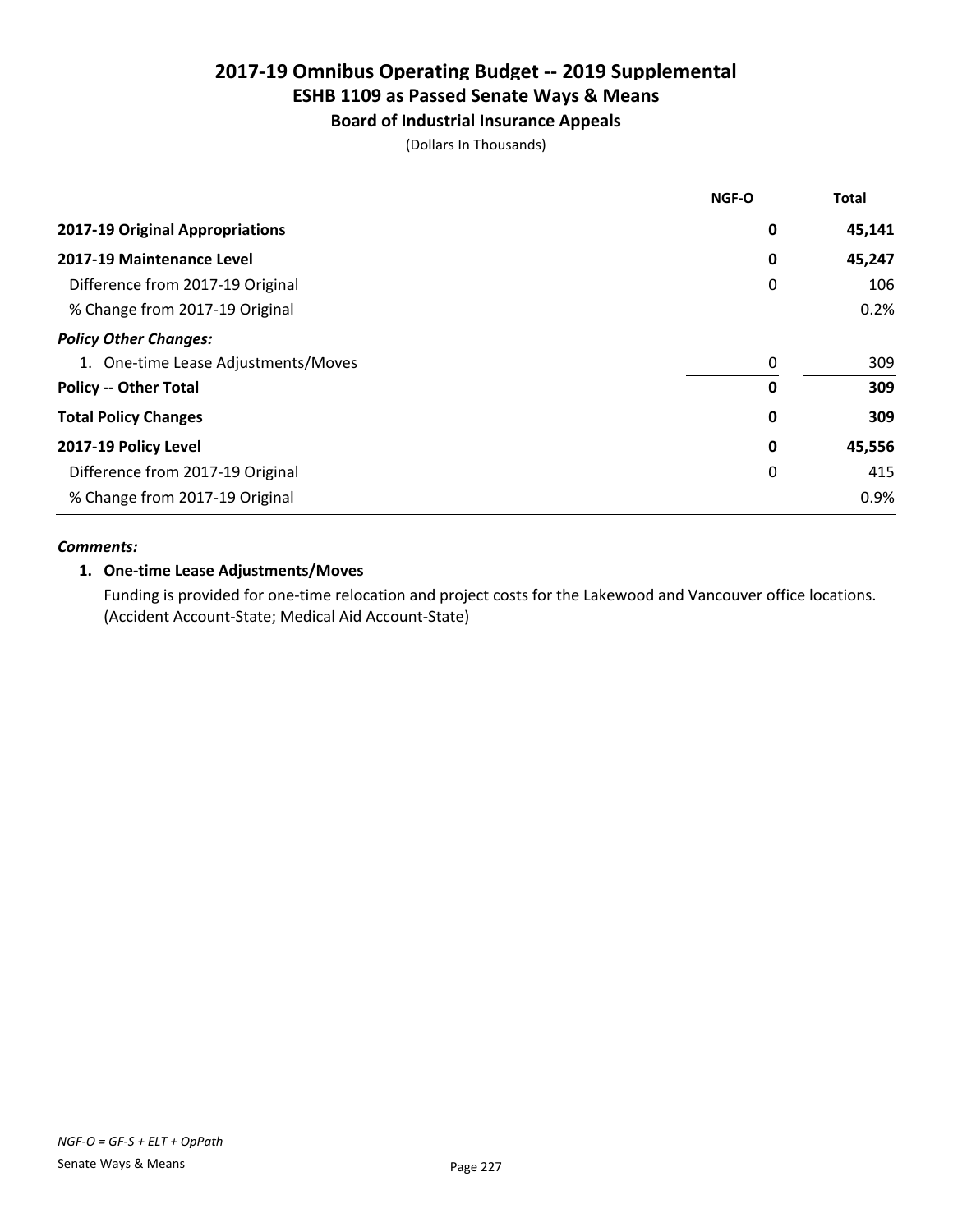# 2017-19 Omnibus Operating Budget -- 2019 Supplemental
## ESHB 1109 as Passed Senate Ways & Means
### Board of Industrial Insurance Appeals

(Dollars In Thousands)

| | NGF-O | Total |
|---|---|---|
| **2017-19 Original Appropriations** | **0** | **45,141** |
| **2017-19 Maintenance Level** | **0** | **45,247** |
| Difference from 2017-19 Original | 0 | 106 |
| % Change from 2017-19 Original | | 0.2% |
| ***Policy Other Changes:*** | | |
| 1. One-time Lease Adjustments/Moves | 0 | 309 |
| **Policy -- Other Total** | **0** | **309** |
| **Total Policy Changes** | **0** | **309** |
| **2017-19 Policy Level** | **0** | **45,556** |
| Difference from 2017-19 Original | 0 | 415 |
| % Change from 2017-19 Original | | 0.9% |

***Comments:***

**1. One-time Lease Adjustments/Moves**

Funding is provided for one-time relocation and project costs for the Lakewood and Vancouver office locations. (Accident Account-State; Medical Aid Account-State)

*NGF-O = GF-S + ELT + OpPath*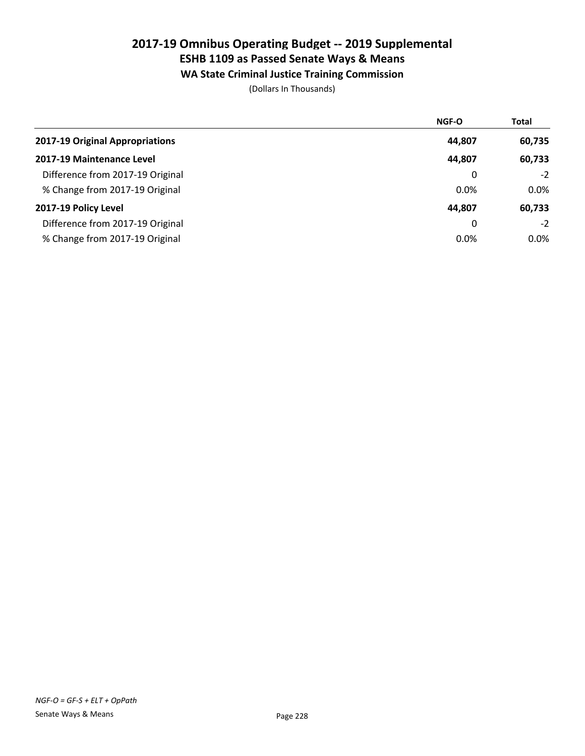# 2017-19 Omnibus Operating Budget -- 2019 Supplemental
## ESHB 1109 as Passed Senate Ways & Means
### WA State Criminal Justice Training Commission

(Dollars In Thousands)

| | NGF-O | Total |
|---|---|---|
| **2017-19 Original Appropriations** | **44,807** | **60,735** |
| **2017-19 Maintenance Level** | **44,807** | **60,733** |
| Difference from 2017-19 Original | 0 | -2 |
| % Change from 2017-19 Original | 0.0% | 0.0% |
| **2017-19 Policy Level** | **44,807** | **60,733** |
| Difference from 2017-19 Original | 0 | -2 |
| % Change from 2017-19 Original | 0.0% | 0.0% |

*NGF-O = GF-S + ELT + OpPath*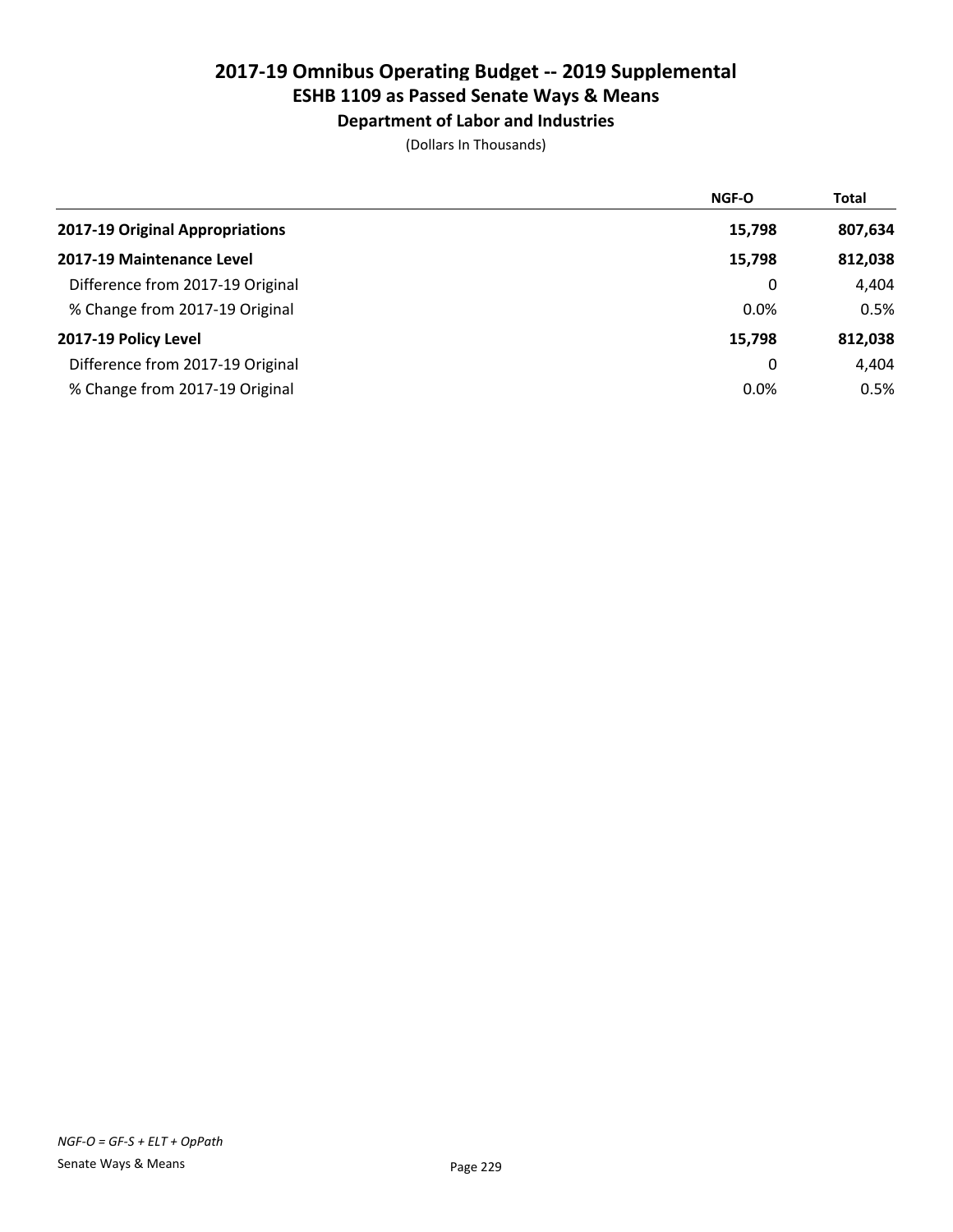# 2017-19 Omnibus Operating Budget -- 2019 Supplemental
## ESHB 1109 as Passed Senate Ways & Means
### Department of Labor and Industries

(Dollars In Thousands)

| | NGF-O | Total |
|---|---|---|
| **2017-19 Original Appropriations** | **15,798** | **807,634** |
| **2017-19 Maintenance Level** | **15,798** | **812,038** |
| Difference from 2017-19 Original | 0 | 4,404 |
| % Change from 2017-19 Original | 0.0% | 0.5% |
| **2017-19 Policy Level** | **15,798** | **812,038** |
| Difference from 2017-19 Original | 0 | 4,404 |
| % Change from 2017-19 Original | 0.0% | 0.5% |

*NGF-O = GF-S + ELT + OpPath*

Senate Ways & Means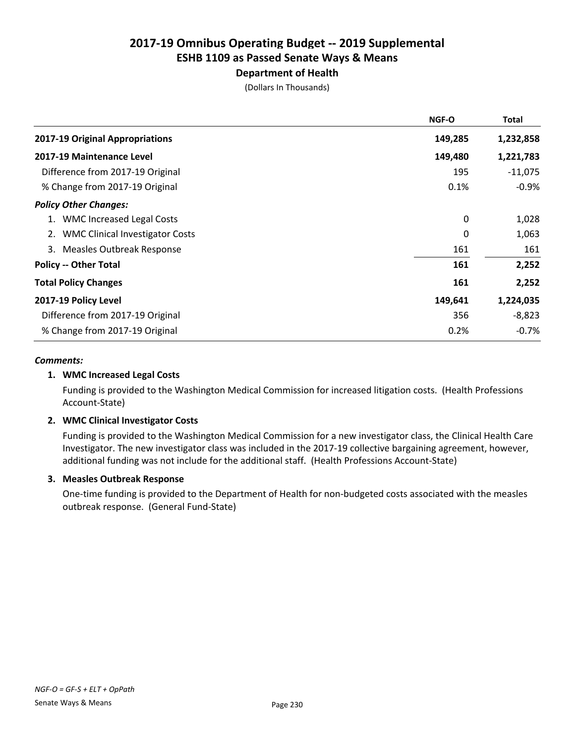# 2017-19 Omnibus Operating Budget -- 2019 Supplemental
## ESHB 1109 as Passed Senate Ways & Means
### Department of Health

(Dollars In Thousands)

| | NGF-O | Total |
|---|---|---|
| **2017-19 Original Appropriations** | **149,285** | **1,232,858** |
| **2017-19 Maintenance Level** | **149,480** | **1,221,783** |
| Difference from 2017-19 Original | 195 | -11,075 |
| % Change from 2017-19 Original | 0.1% | -0.9% |
| ***Policy Other Changes:*** | | |
| 1. WMC Increased Legal Costs | 0 | 1,028 |
| 2. WMC Clinical Investigator Costs | 0 | 1,063 |
| 3. Measles Outbreak Response | 161 | 161 |
| **Policy -- Other Total** | **161** | **2,252** |
| **Total Policy Changes** | **161** | **2,252** |
| **2017-19 Policy Level** | **149,641** | **1,224,035** |
| Difference from 2017-19 Original | 356 | -8,823 |
| % Change from 2017-19 Original | 0.2% | -0.7% |

***Comments:***

**1. WMC Increased Legal Costs**

Funding is provided to the Washington Medical Commission for increased litigation costs. (Health Professions Account-State)

**2. WMC Clinical Investigator Costs**

Funding is provided to the Washington Medical Commission for a new investigator class, the Clinical Health Care Investigator. The new investigator class was included in the 2017-19 collective bargaining agreement, however, additional funding was not include for the additional staff. (Health Professions Account-State)

**3. Measles Outbreak Response**

One-time funding is provided to the Department of Health for non-budgeted costs associated with the measles outbreak response. (General Fund-State)

*NGF-O = GF-S + ELT + OpPath*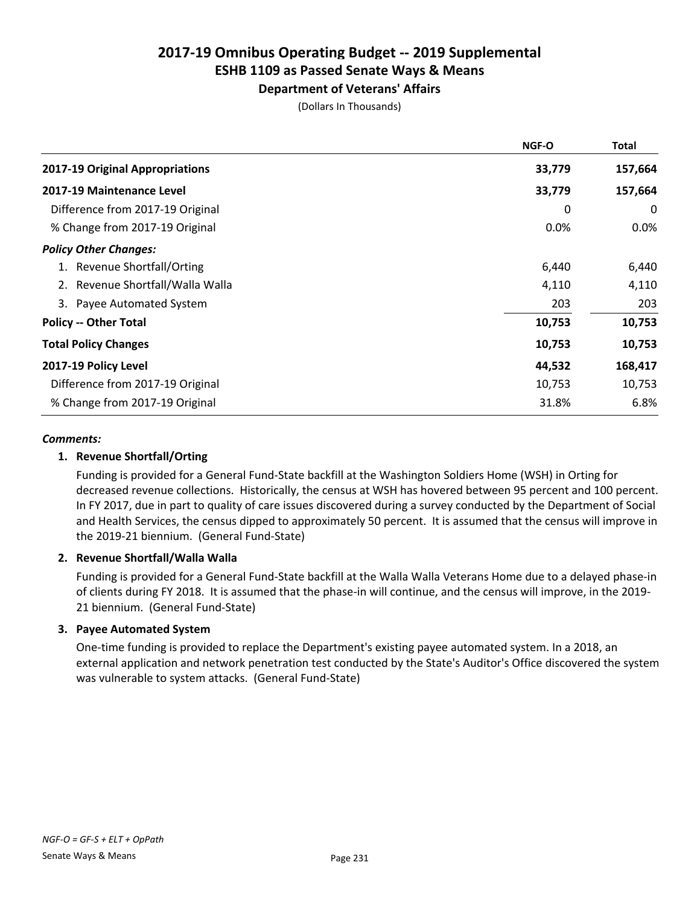# 2017-19 Omnibus Operating Budget -- 2019 Supplemental
## ESHB 1109 as Passed Senate Ways & Means
### Department of Veterans' Affairs

(Dollars In Thousands)

| | NGF-O | Total |
|---|---|---|
| **2017-19 Original Appropriations** | **33,779** | **157,664** |
| **2017-19 Maintenance Level** | **33,779** | **157,664** |
| Difference from 2017-19 Original | 0 | 0 |
| % Change from 2017-19 Original | 0.0% | 0.0% |
| ***Policy Other Changes:*** | | |
| 1. Revenue Shortfall/Orting | 6,440 | 6,440 |
| 2. Revenue Shortfall/Walla Walla | 4,110 | 4,110 |
| 3. Payee Automated System | 203 | 203 |
| **Policy -- Other Total** | **10,753** | **10,753** |
| **Total Policy Changes** | **10,753** | **10,753** |
| **2017-19 Policy Level** | **44,532** | **168,417** |
| Difference from 2017-19 Original | 10,753 | 10,753 |
| % Change from 2017-19 Original | 31.8% | 6.8% |

***Comments:***

**1. Revenue Shortfall/Orting**

Funding is provided for a General Fund-State backfill at the Washington Soldiers Home (WSH) in Orting for decreased revenue collections. Historically, the census at WSH has hovered between 95 percent and 100 percent. In FY 2017, due in part to quality of care issues discovered during a survey conducted by the Department of Social and Health Services, the census dipped to approximately 50 percent. It is assumed that the census will improve in the 2019-21 biennium. (General Fund-State)

**2. Revenue Shortfall/Walla Walla**

Funding is provided for a General Fund-State backfill at the Walla Walla Veterans Home due to a delayed phase-in of clients during FY 2018. It is assumed that the phase-in will continue, and the census will improve, in the 2019-21 biennium. (General Fund-State)

**3. Payee Automated System**

One-time funding is provided to replace the Department's existing payee automated system. In a 2018, an external application and network penetration test conducted by the State's Auditor's Office discovered the system was vulnerable to system attacks. (General Fund-State)

*NGF-O = GF-S + ELT + OpPath*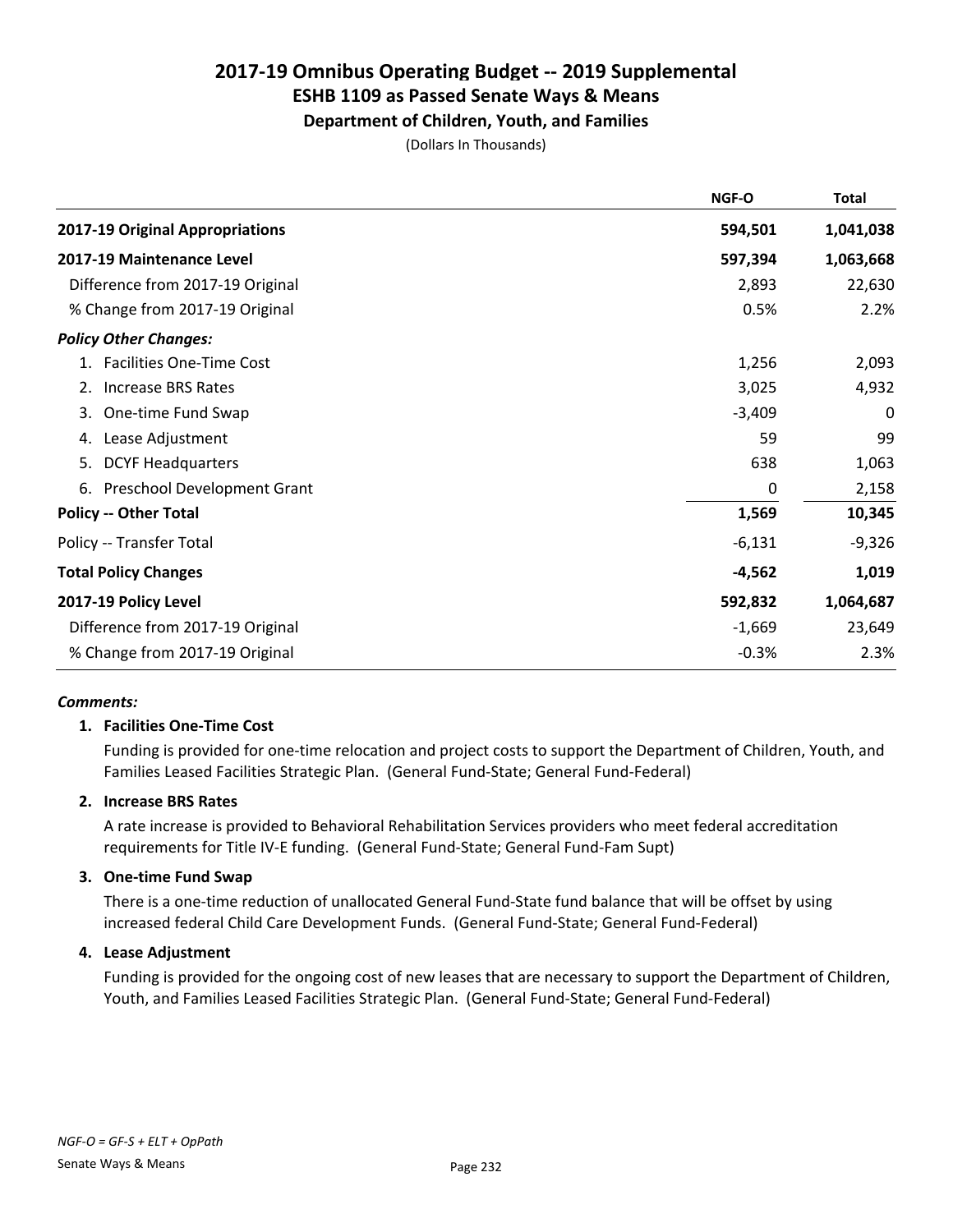# 2017-19 Omnibus Operating Budget -- 2019 Supplemental
## ESHB 1109 as Passed Senate Ways & Means
### Department of Children, Youth, and Families

(Dollars In Thousands)

| | NGF-O | Total |
|---|---|---|
| **2017-19 Original Appropriations** | **594,501** | **1,041,038** |
| **2017-19 Maintenance Level** | **597,394** | **1,063,668** |
| Difference from 2017-19 Original | 2,893 | 22,630 |
| % Change from 2017-19 Original | 0.5% | 2.2% |
| ***Policy Other Changes:*** | | |
| 1. Facilities One-Time Cost | 1,256 | 2,093 |
| 2. Increase BRS Rates | 3,025 | 4,932 |
| 3. One-time Fund Swap | -3,409 | 0 |
| 4. Lease Adjustment | 59 | 99 |
| 5. DCYF Headquarters | 638 | 1,063 |
| 6. Preschool Development Grant | 0 | 2,158 |
| **Policy -- Other Total** | **1,569** | **10,345** |
| Policy -- Transfer Total | -6,131 | -9,326 |
| **Total Policy Changes** | **-4,562** | **1,019** |
| **2017-19 Policy Level** | **592,832** | **1,064,687** |
| Difference from 2017-19 Original | -1,669 | 23,649 |
| % Change from 2017-19 Original | -0.3% | 2.3% |

***Comments:***

**1. Facilities One-Time Cost**

Funding is provided for one-time relocation and project costs to support the Department of Children, Youth, and Families Leased Facilities Strategic Plan. (General Fund-State; General Fund-Federal)

**2. Increase BRS Rates**

A rate increase is provided to Behavioral Rehabilitation Services providers who meet federal accreditation requirements for Title IV-E funding. (General Fund-State; General Fund-Fam Supt)

**3. One-time Fund Swap**

There is a one-time reduction of unallocated General Fund-State fund balance that will be offset by using increased federal Child Care Development Funds. (General Fund-State; General Fund-Federal)

**4. Lease Adjustment**

Funding is provided for the ongoing cost of new leases that are necessary to support the Department of Children, Youth, and Families Leased Facilities Strategic Plan. (General Fund-State; General Fund-Federal)

*NGF-O = GF-S + ELT + OpPath*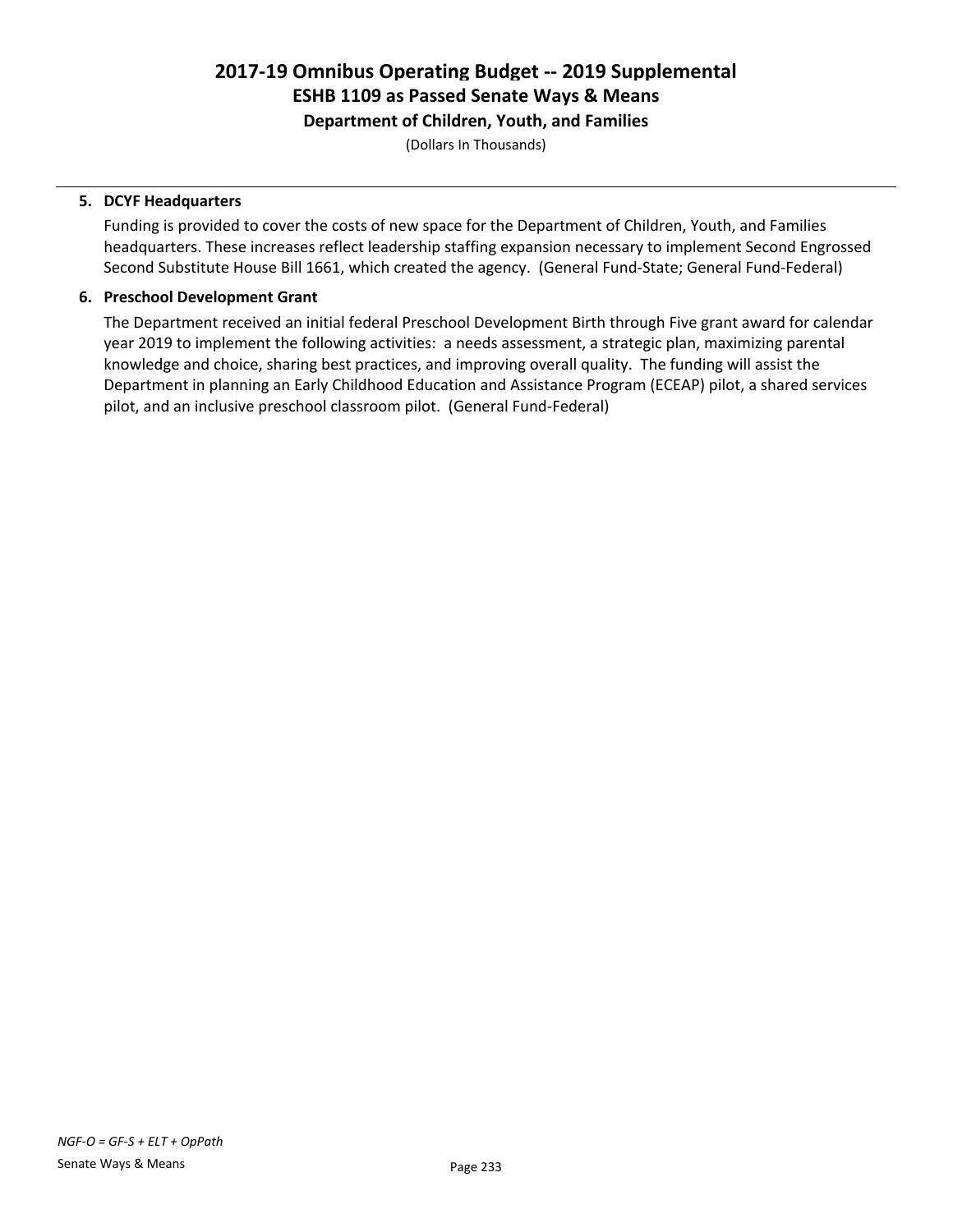**5. DCYF Headquarters**

Funding is provided to cover the costs of new space for the Department of Children, Youth, and Families headquarters. These increases reflect leadership staffing expansion necessary to implement Second Engrossed Second Substitute House Bill 1661, which created the agency. (General Fund-State; General Fund-Federal)

**6. Preschool Development Grant**

The Department received an initial federal Preschool Development Birth through Five grant award for calendar year 2019 to implement the following activities: a needs assessment, a strategic plan, maximizing parental knowledge and choice, sharing best practices, and improving overall quality. The funding will assist the Department in planning an Early Childhood Education and Assistance Program (ECEAP) pilot, a shared services pilot, and an inclusive preschool classroom pilot. (General Fund-Federal)

*NGF-O = GF-S + ELT + OpPath*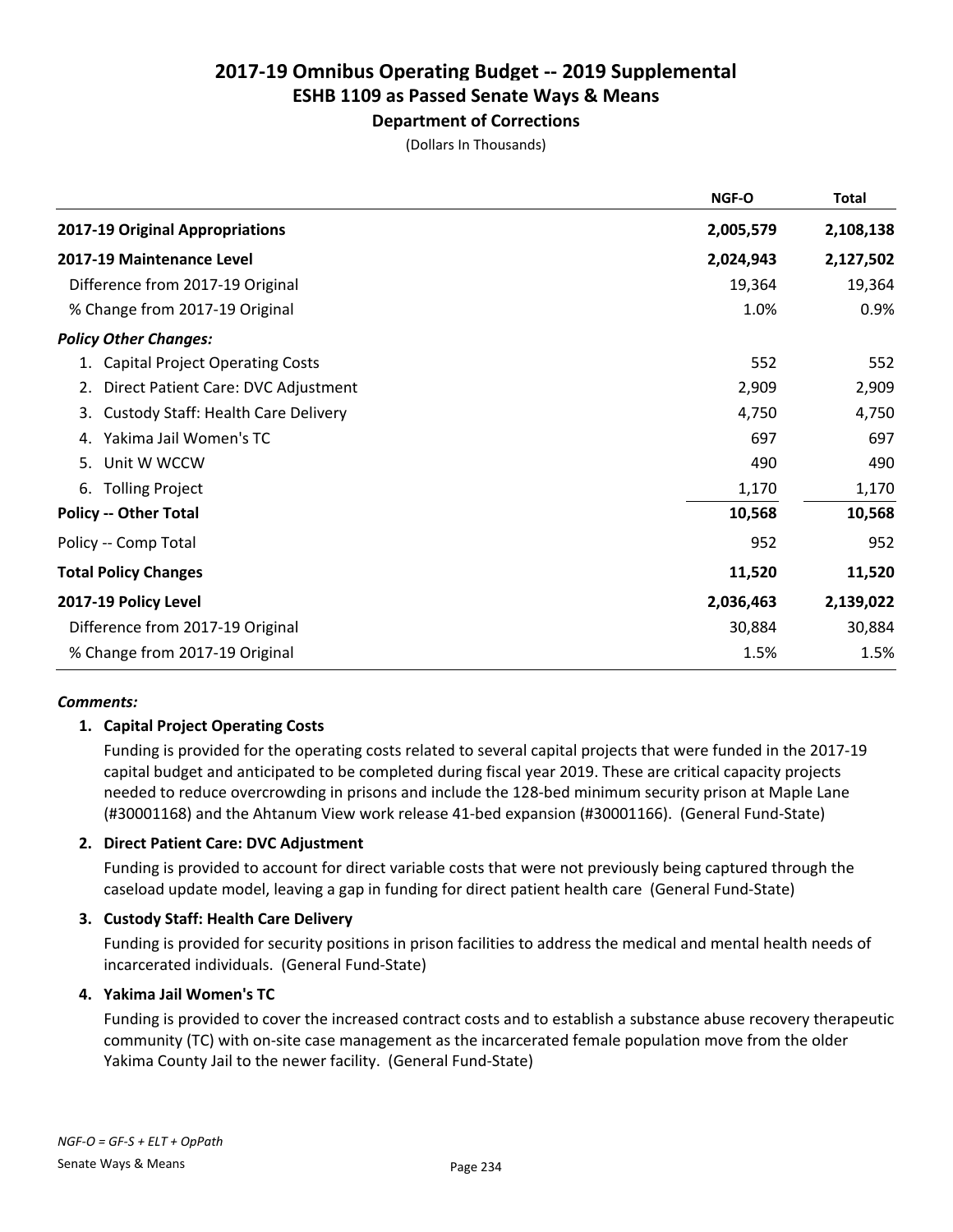# 2017-19 Omnibus Operating Budget -- 2019 Supplemental
## ESHB 1109 as Passed Senate Ways & Means
### Department of Corrections
(Dollars In Thousands)

| | NGF-O | Total |
|---|---|---|
| **2017-19 Original Appropriations** | **2,005,579** | **2,108,138** |
| **2017-19 Maintenance Level** | **2,024,943** | **2,127,502** |
| Difference from 2017-19 Original | 19,364 | 19,364 |
| % Change from 2017-19 Original | 1.0% | 0.9% |
| ***Policy Other Changes:*** | | |
| 1. Capital Project Operating Costs | 552 | 552 |
| 2. Direct Patient Care: DVC Adjustment | 2,909 | 2,909 |
| 3. Custody Staff: Health Care Delivery | 4,750 | 4,750 |
| 4. Yakima Jail Women's TC | 697 | 697 |
| 5. Unit W WCCW | 490 | 490 |
| 6. Tolling Project | 1,170 | 1,170 |
| **Policy -- Other Total** | **10,568** | **10,568** |
| Policy -- Comp Total | 952 | 952 |
| **Total Policy Changes** | **11,520** | **11,520** |
| **2017-19 Policy Level** | **2,036,463** | **2,139,022** |
| Difference from 2017-19 Original | 30,884 | 30,884 |
| % Change from 2017-19 Original | 1.5% | 1.5% |

***Comments:***

**1. Capital Project Operating Costs**

Funding is provided for the operating costs related to several capital projects that were funded in the 2017-19 capital budget and anticipated to be completed during fiscal year 2019. These are critical capacity projects needed to reduce overcrowding in prisons and include the 128-bed minimum security prison at Maple Lane (#30001168) and the Ahtanum View work release 41-bed expansion (#30001166). (General Fund-State)

**2. Direct Patient Care: DVC Adjustment**

Funding is provided to account for direct variable costs that were not previously being captured through the caseload update model, leaving a gap in funding for direct patient health care (General Fund-State)

**3. Custody Staff: Health Care Delivery**

Funding is provided for security positions in prison facilities to address the medical and mental health needs of incarcerated individuals. (General Fund-State)

**4. Yakima Jail Women's TC**

Funding is provided to cover the increased contract costs and to establish a substance abuse recovery therapeutic community (TC) with on-site case management as the incarcerated female population move from the older Yakima County Jail to the newer facility. (General Fund-State)

*NGF-O = GF-S + ELT + OpPath*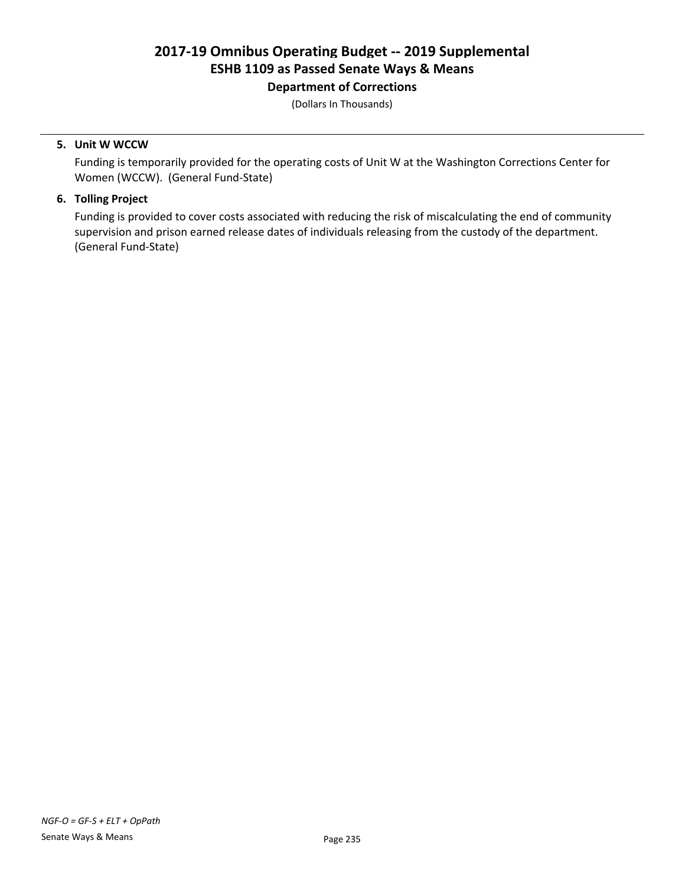**5. Unit W WCCW**

Funding is temporarily provided for the operating costs of Unit W at the Washington Corrections Center for Women (WCCW). (General Fund-State)

**6. Tolling Project**

Funding is provided to cover costs associated with reducing the risk of miscalculating the end of community supervision and prison earned release dates of individuals releasing from the custody of the department. (General Fund-State)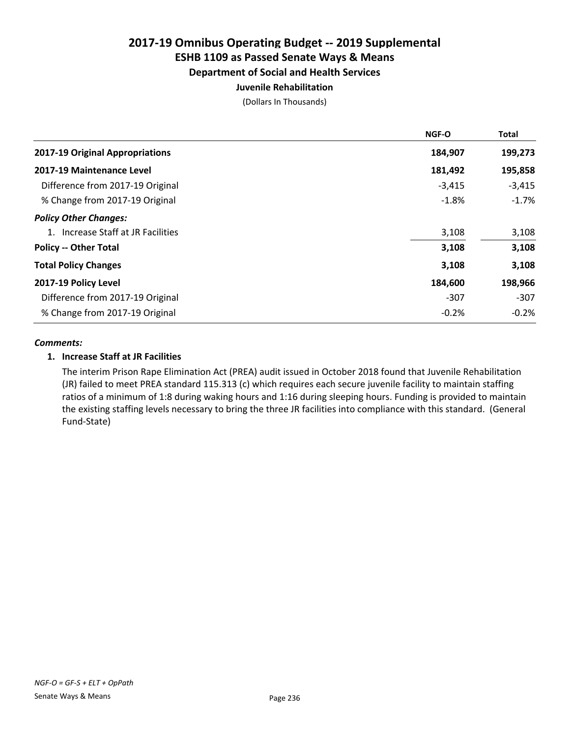# 2017-19 Omnibus Operating Budget -- 2019 Supplemental
## ESHB 1109 as Passed Senate Ways & Means
### Department of Social and Health Services
#### Juvenile Rehabilitation

(Dollars In Thousands)

| | NGF-O | Total |
|---|---|---|
| **2017-19 Original Appropriations** | **184,907** | **199,273** |
| **2017-19 Maintenance Level** | **181,492** | **195,858** |
| Difference from 2017-19 Original | -3,415 | -3,415 |
| % Change from 2017-19 Original | -1.8% | -1.7% |
| ***Policy Other Changes:*** | | |
| 1. Increase Staff at JR Facilities | 3,108 | 3,108 |
| **Policy -- Other Total** | **3,108** | **3,108** |
| **Total Policy Changes** | **3,108** | **3,108** |
| **2017-19 Policy Level** | **184,600** | **198,966** |
| Difference from 2017-19 Original | -307 | -307 |
| % Change from 2017-19 Original | -0.2% | -0.2% |

***Comments:***

**1. Increase Staff at JR Facilities**

The interim Prison Rape Elimination Act (PREA) audit issued in October 2018 found that Juvenile Rehabilitation (JR) failed to meet PREA standard 115.313 (c) which requires each secure juvenile facility to maintain staffing ratios of a minimum of 1:8 during waking hours and 1:16 during sleeping hours. Funding is provided to maintain the existing staffing levels necessary to bring the three JR facilities into compliance with this standard. (General Fund-State)

*NGF-O = GF-S + ELT + OpPath*

Senate Ways & Means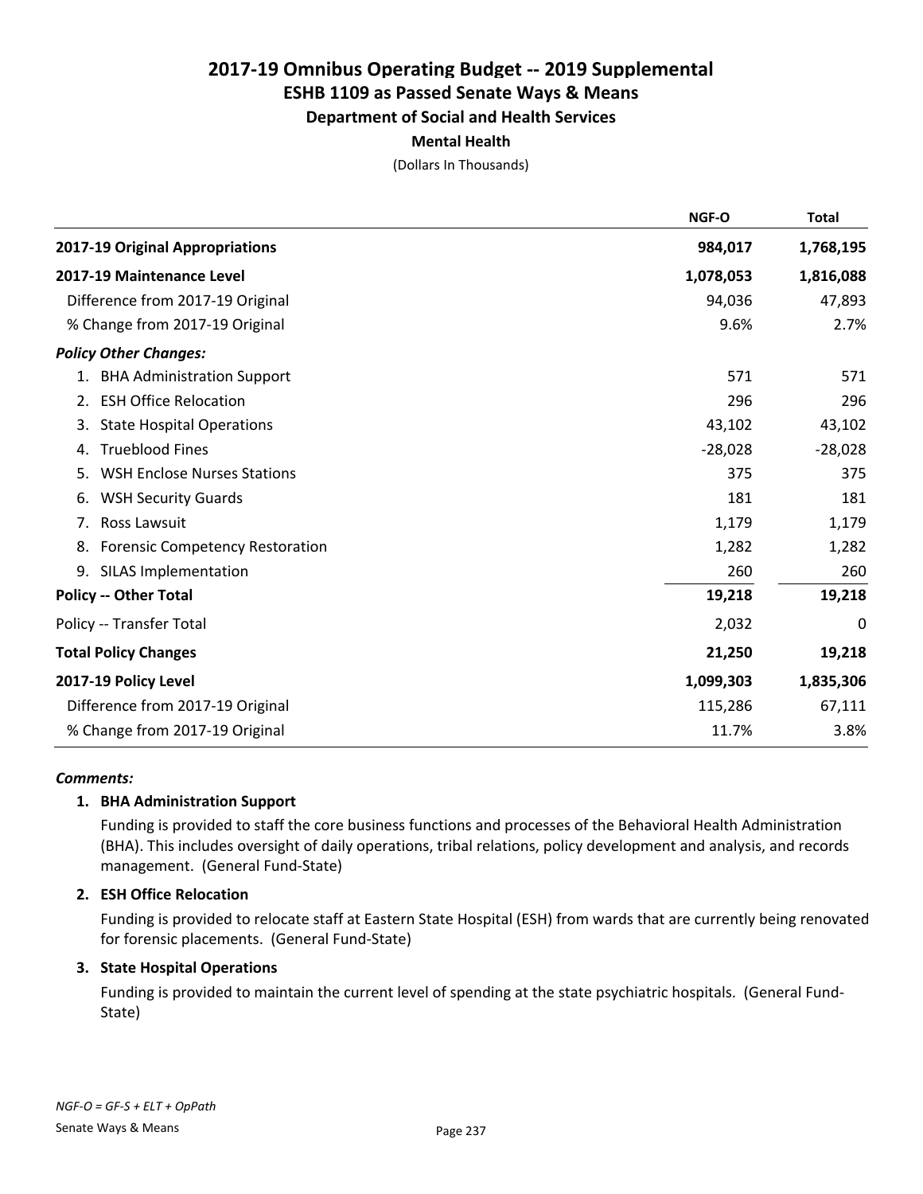# 2017-19 Omnibus Operating Budget -- 2019 Supplemental
## ESHB 1109 as Passed Senate Ways & Means
### Department of Social and Health Services
#### Mental Health

(Dollars In Thousands)

| | NGF-O | Total |
|---|---|---|
| **2017-19 Original Appropriations** | **984,017** | **1,768,195** |
| **2017-19 Maintenance Level** | **1,078,053** | **1,816,088** |
| Difference from 2017-19 Original | 94,036 | 47,893 |
| % Change from 2017-19 Original | 9.6% | 2.7% |
| ***Policy Other Changes:*** | | |
| 1. BHA Administration Support | 571 | 571 |
| 2. ESH Office Relocation | 296 | 296 |
| 3. State Hospital Operations | 43,102 | 43,102 |
| 4. Trueblood Fines | -28,028 | -28,028 |
| 5. WSH Enclose Nurses Stations | 375 | 375 |
| 6. WSH Security Guards | 181 | 181 |
| 7. Ross Lawsuit | 1,179 | 1,179 |
| 8. Forensic Competency Restoration | 1,282 | 1,282 |
| 9. SILAS Implementation | 260 | 260 |
| **Policy -- Other Total** | **19,218** | **19,218** |
| Policy -- Transfer Total | 2,032 | 0 |
| **Total Policy Changes** | **21,250** | **19,218** |
| **2017-19 Policy Level** | **1,099,303** | **1,835,306** |
| Difference from 2017-19 Original | 115,286 | 67,111 |
| % Change from 2017-19 Original | 11.7% | 3.8% |

***Comments:***

**1. BHA Administration Support**

Funding is provided to staff the core business functions and processes of the Behavioral Health Administration (BHA). This includes oversight of daily operations, tribal relations, policy development and analysis, and records management. (General Fund-State)

**2. ESH Office Relocation**

Funding is provided to relocate staff at Eastern State Hospital (ESH) from wards that are currently being renovated for forensic placements. (General Fund-State)

**3. State Hospital Operations**

Funding is provided to maintain the current level of spending at the state psychiatric hospitals. (General Fund-State)

*NGF-O = GF-S + ELT + OpPath*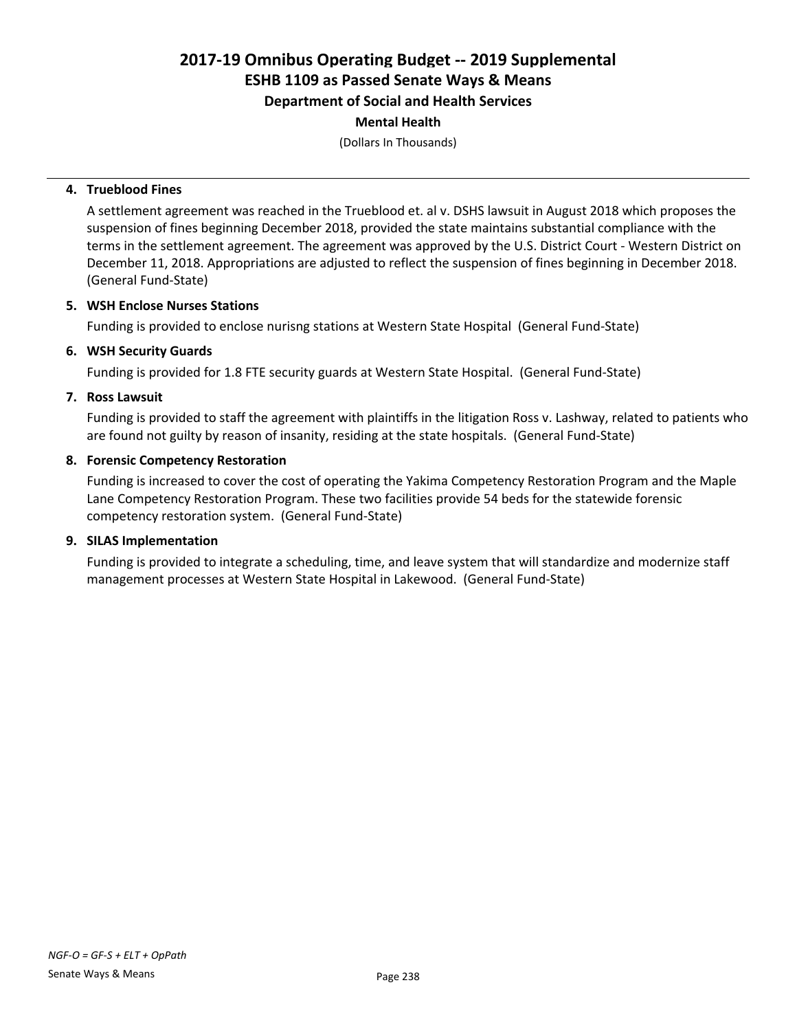# 2017-19 Omnibus Operating Budget -- 2019 Supplemental
## ESHB 1109 as Passed Senate Ways & Means
### Department of Social and Health Services
#### Mental Health

(Dollars In Thousands)

4. **Trueblood Fines**

   A settlement agreement was reached in the Trueblood et. al v. DSHS lawsuit in August 2018 which proposes the suspension of fines beginning December 2018, provided the state maintains substantial compliance with the terms in the settlement agreement. The agreement was approved by the U.S. District Court - Western District on December 11, 2018. Appropriations are adjusted to reflect the suspension of fines beginning in December 2018. (General Fund-State)

5. **WSH Enclose Nurses Stations**

   Funding is provided to enclose nurisng stations at Western State Hospital (General Fund-State)

6. **WSH Security Guards**

   Funding is provided for 1.8 FTE security guards at Western State Hospital. (General Fund-State)

7. **Ross Lawsuit**

   Funding is provided to staff the agreement with plaintiffs in the litigation Ross v. Lashway, related to patients who are found not guilty by reason of insanity, residing at the state hospitals. (General Fund-State)

8. **Forensic Competency Restoration**

   Funding is increased to cover the cost of operating the Yakima Competency Restoration Program and the Maple Lane Competency Restoration Program. These two facilities provide 54 beds for the statewide forensic competency restoration system. (General Fund-State)

9. **SILAS Implementation**

   Funding is provided to integrate a scheduling, time, and leave system that will standardize and modernize staff management processes at Western State Hospital in Lakewood. (General Fund-State)

*NGF-O = GF-S + ELT + OpPath*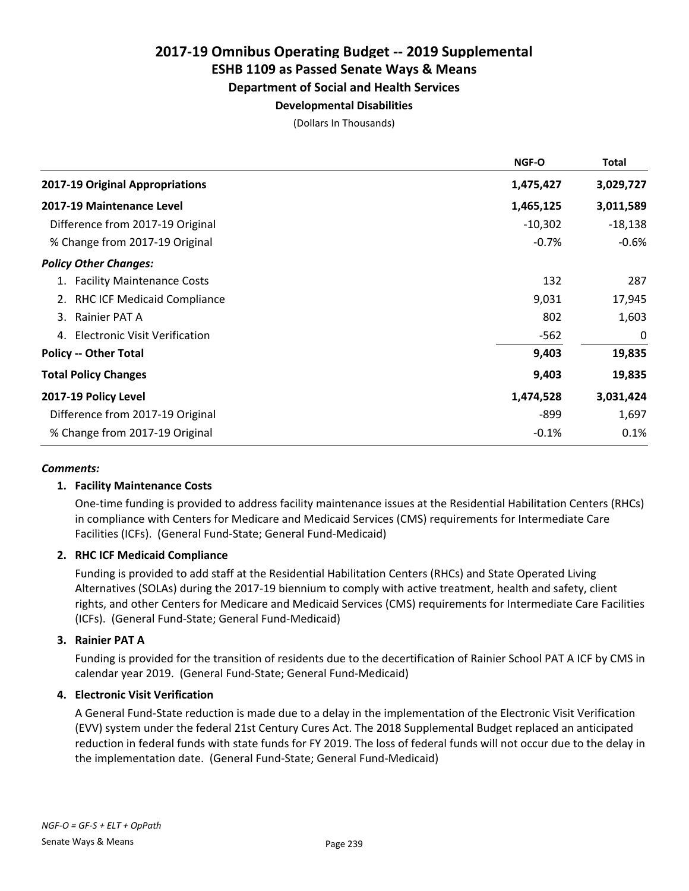# 2017-19 Omnibus Operating Budget -- 2019 Supplemental

## ESHB 1109 as Passed Senate Ways & Means

### Department of Social and Health Services

#### Developmental Disabilities

(Dollars In Thousands)

| | NGF-O | Total |
|---|---|---|
| **2017-19 Original Appropriations** | **1,475,427** | **3,029,727** |
| **2017-19 Maintenance Level** | **1,465,125** | **3,011,589** |
| Difference from 2017-19 Original | -10,302 | -18,138 |
| % Change from 2017-19 Original | -0.7% | -0.6% |
| ***Policy Other Changes:*** | | |
| 1. Facility Maintenance Costs | 132 | 287 |
| 2. RHC ICF Medicaid Compliance | 9,031 | 17,945 |
| 3. Rainier PAT A | 802 | 1,603 |
| 4. Electronic Visit Verification | -562 | 0 |
| **Policy -- Other Total** | **9,403** | **19,835** |
| **Total Policy Changes** | **9,403** | **19,835** |
| **2017-19 Policy Level** | **1,474,528** | **3,031,424** |
| Difference from 2017-19 Original | -899 | 1,697 |
| % Change from 2017-19 Original | -0.1% | 0.1% |

***Comments:***

**1. Facility Maintenance Costs**

One-time funding is provided to address facility maintenance issues at the Residential Habilitation Centers (RHCs) in compliance with Centers for Medicare and Medicaid Services (CMS) requirements for Intermediate Care Facilities (ICFs). (General Fund-State; General Fund-Medicaid)

**2. RHC ICF Medicaid Compliance**

Funding is provided to add staff at the Residential Habilitation Centers (RHCs) and State Operated Living Alternatives (SOLAs) during the 2017-19 biennium to comply with active treatment, health and safety, client rights, and other Centers for Medicare and Medicaid Services (CMS) requirements for Intermediate Care Facilities (ICFs). (General Fund-State; General Fund-Medicaid)

**3. Rainier PAT A**

Funding is provided for the transition of residents due to the decertification of Rainier School PAT A ICF by CMS in calendar year 2019. (General Fund-State; General Fund-Medicaid)

**4. Electronic Visit Verification**

A General Fund-State reduction is made due to a delay in the implementation of the Electronic Visit Verification (EVV) system under the federal 21st Century Cures Act. The 2018 Supplemental Budget replaced an anticipated reduction in federal funds with state funds for FY 2019. The loss of federal funds will not occur due to the delay in the implementation date. (General Fund-State; General Fund-Medicaid)

*NGF-O = GF-S + ELT + OpPath*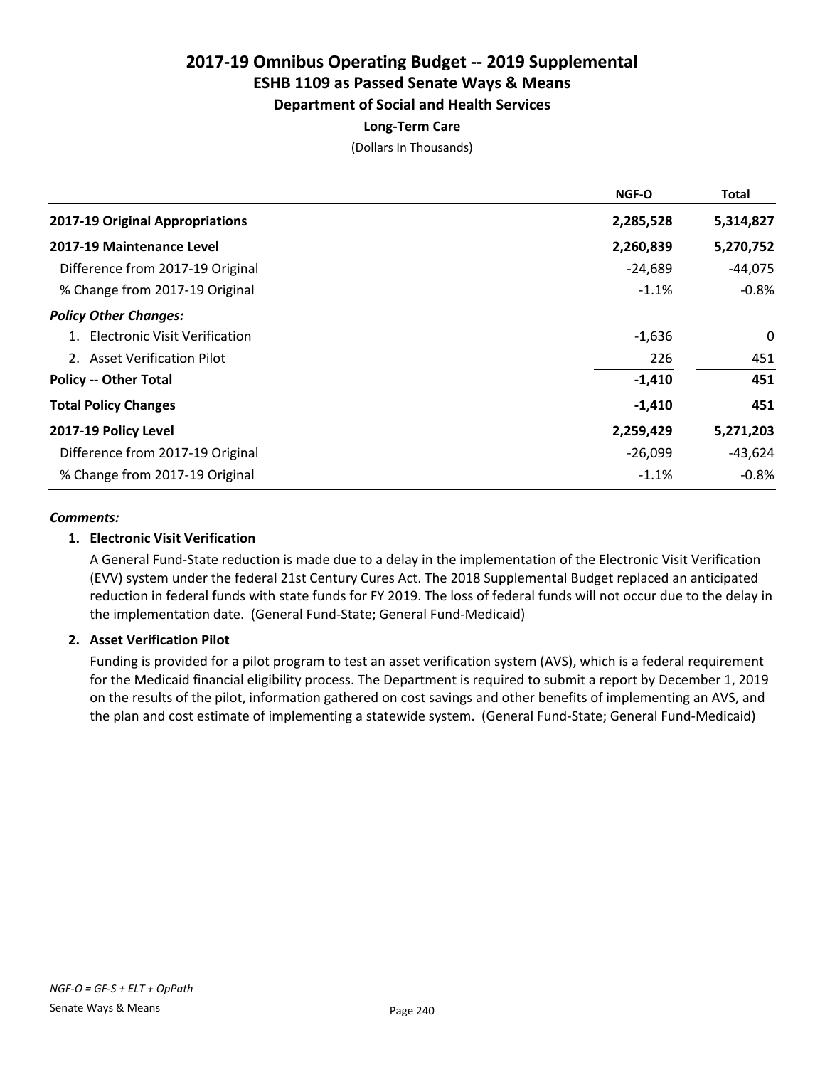# 2017-19 Omnibus Operating Budget -- 2019 Supplemental
## ESHB 1109 as Passed Senate Ways & Means
### Department of Social and Health Services
**Long-Term Care**

(Dollars In Thousands)

| | NGF-O | Total |
|---|---|---|
| **2017-19 Original Appropriations** | **2,285,528** | **5,314,827** |
| **2017-19 Maintenance Level** | **2,260,839** | **5,270,752** |
| Difference from 2017-19 Original | -24,689 | -44,075 |
| % Change from 2017-19 Original | -1.1% | -0.8% |
| ***Policy Other Changes:*** | | |
| 1. Electronic Visit Verification | -1,636 | 0 |
| 2. Asset Verification Pilot | 226 | 451 |
| **Policy -- Other Total** | **-1,410** | **451** |
| **Total Policy Changes** | **-1,410** | **451** |
| **2017-19 Policy Level** | **2,259,429** | **5,271,203** |
| Difference from 2017-19 Original | -26,099 | -43,624 |
| % Change from 2017-19 Original | -1.1% | -0.8% |

***Comments:***

1. **Electronic Visit Verification**

   A General Fund-State reduction is made due to a delay in the implementation of the Electronic Visit Verification (EVV) system under the federal 21st Century Cures Act. The 2018 Supplemental Budget replaced an anticipated reduction in federal funds with state funds for FY 2019. The loss of federal funds will not occur due to the delay in the implementation date. (General Fund-State; General Fund-Medicaid)

2. **Asset Verification Pilot**

   Funding is provided for a pilot program to test an asset verification system (AVS), which is a federal requirement for the Medicaid financial eligibility process. The Department is required to submit a report by December 1, 2019 on the results of the pilot, information gathered on cost savings and other benefits of implementing an AVS, and the plan and cost estimate of implementing a statewide system. (General Fund-State; General Fund-Medicaid)

*NGF-O = GF-S + ELT + OpPath*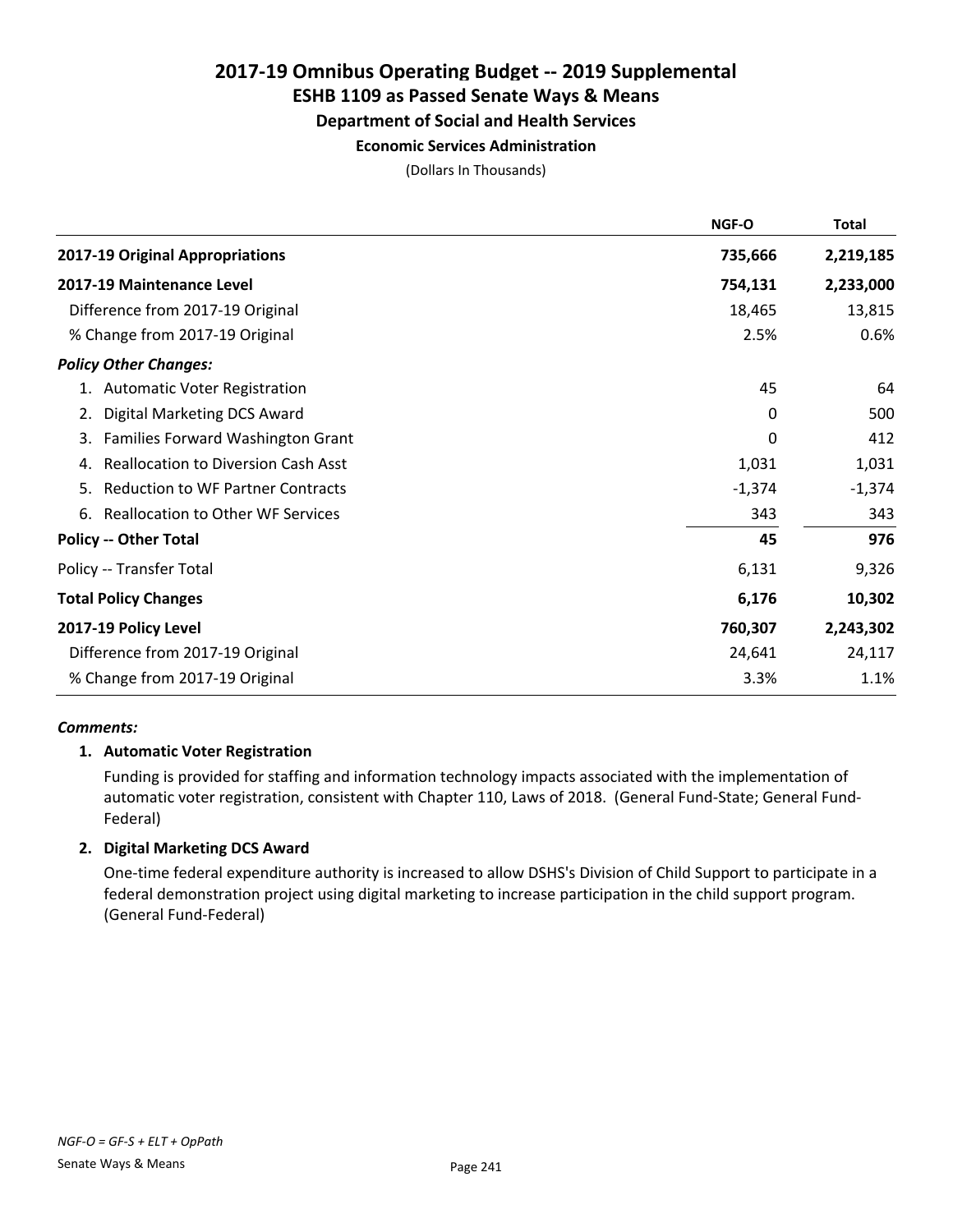# 2017-19 Omnibus Operating Budget -- 2019 Supplemental

## ESHB 1109 as Passed Senate Ways & Means

### Department of Social and Health Services

#### Economic Services Administration

(Dollars In Thousands)

| | NGF-O | Total |
|---|---|---|
| **2017-19 Original Appropriations** | **735,666** | **2,219,185** |
| **2017-19 Maintenance Level** | **754,131** | **2,233,000** |
| Difference from 2017-19 Original | 18,465 | 13,815 |
| % Change from 2017-19 Original | 2.5% | 0.6% |
| ***Policy Other Changes:*** | | |
| 1. Automatic Voter Registration | 45 | 64 |
| 2. Digital Marketing DCS Award | 0 | 500 |
| 3. Families Forward Washington Grant | 0 | 412 |
| 4. Reallocation to Diversion Cash Asst | 1,031 | 1,031 |
| 5. Reduction to WF Partner Contracts | -1,374 | -1,374 |
| 6. Reallocation to Other WF Services | 343 | 343 |
| **Policy -- Other Total** | **45** | **976** |
| Policy -- Transfer Total | 6,131 | 9,326 |
| **Total Policy Changes** | **6,176** | **10,302** |
| **2017-19 Policy Level** | **760,307** | **2,243,302** |
| Difference from 2017-19 Original | 24,641 | 24,117 |
| % Change from 2017-19 Original | 3.3% | 1.1% |

***Comments:***

**1. Automatic Voter Registration**

Funding is provided for staffing and information technology impacts associated with the implementation of automatic voter registration, consistent with Chapter 110, Laws of 2018. (General Fund-State; General Fund-Federal)

**2. Digital Marketing DCS Award**

One-time federal expenditure authority is increased to allow DSHS's Division of Child Support to participate in a federal demonstration project using digital marketing to increase participation in the child support program. (General Fund-Federal)

*NGF-O = GF-S + ELT + OpPath*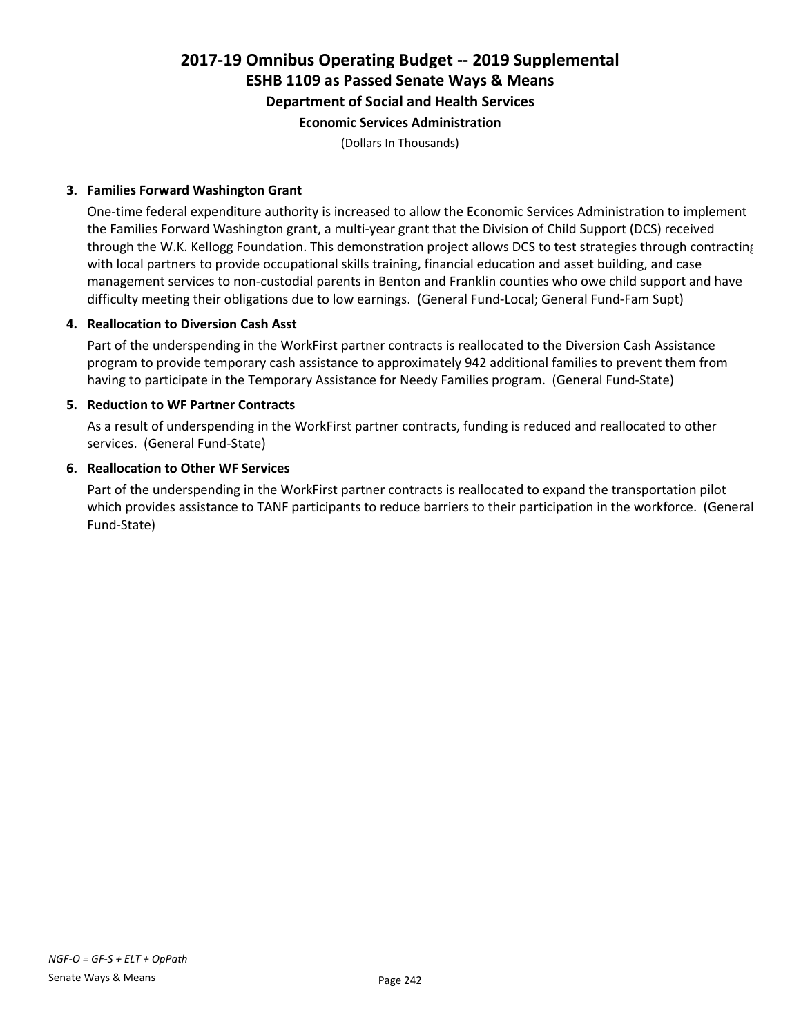# 2017-19 Omnibus Operating Budget -- 2019 Supplemental
## ESHB 1109 as Passed Senate Ways & Means
### Department of Social and Health Services
#### Economic Services Administration

(Dollars In Thousands)

---

**3. Families Forward Washington Grant**

One-time federal expenditure authority is increased to allow the Economic Services Administration to implement the Families Forward Washington grant, a multi-year grant that the Division of Child Support (DCS) received through the W.K. Kellogg Foundation. This demonstration project allows DCS to test strategies through contracting with local partners to provide occupational skills training, financial education and asset building, and case management services to non-custodial parents in Benton and Franklin counties who owe child support and have difficulty meeting their obligations due to low earnings. (General Fund-Local; General Fund-Fam Supt)

**4. Reallocation to Diversion Cash Asst**

Part of the underspending in the WorkFirst partner contracts is reallocated to the Diversion Cash Assistance program to provide temporary cash assistance to approximately 942 additional families to prevent them from having to participate in the Temporary Assistance for Needy Families program. (General Fund-State)

**5. Reduction to WF Partner Contracts**

As a result of underspending in the WorkFirst partner contracts, funding is reduced and reallocated to other services. (General Fund-State)

**6. Reallocation to Other WF Services**

Part of the underspending in the WorkFirst partner contracts is reallocated to expand the transportation pilot which provides assistance to TANF participants to reduce barriers to their participation in the workforce. (General Fund-State)

*NGF-O = GF-S + ELT + OpPath*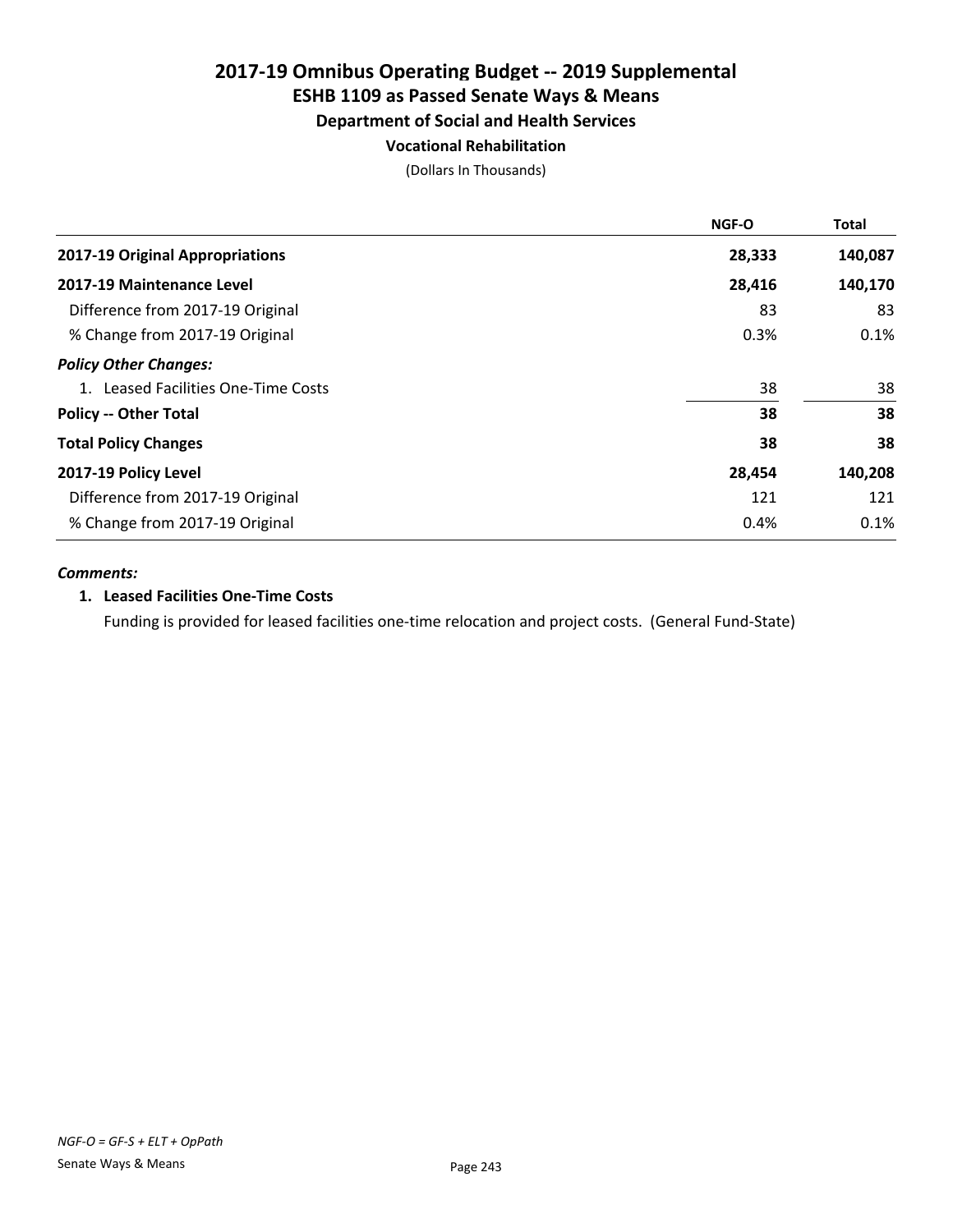# 2017-19 Omnibus Operating Budget -- 2019 Supplemental
## ESHB 1109 as Passed Senate Ways & Means
### Department of Social and Health Services
#### Vocational Rehabilitation

(Dollars In Thousands)

| | NGF-O | Total |
|---|---|---|
| **2017-19 Original Appropriations** | **28,333** | **140,087** |
| **2017-19 Maintenance Level** | **28,416** | **140,170** |
| Difference from 2017-19 Original | 83 | 83 |
| % Change from 2017-19 Original | 0.3% | 0.1% |
| ***Policy Other Changes:*** | | |
| 1. Leased Facilities One-Time Costs | 38 | 38 |
| **Policy -- Other Total** | **38** | **38** |
| **Total Policy Changes** | **38** | **38** |
| **2017-19 Policy Level** | **28,454** | **140,208** |
| Difference from 2017-19 Original | 121 | 121 |
| % Change from 2017-19 Original | 0.4% | 0.1% |

***Comments:***

**1. Leased Facilities One-Time Costs**

Funding is provided for leased facilities one-time relocation and project costs. (General Fund-State)

*NGF-O = GF-S + ELT + OpPath*

Senate Ways & Means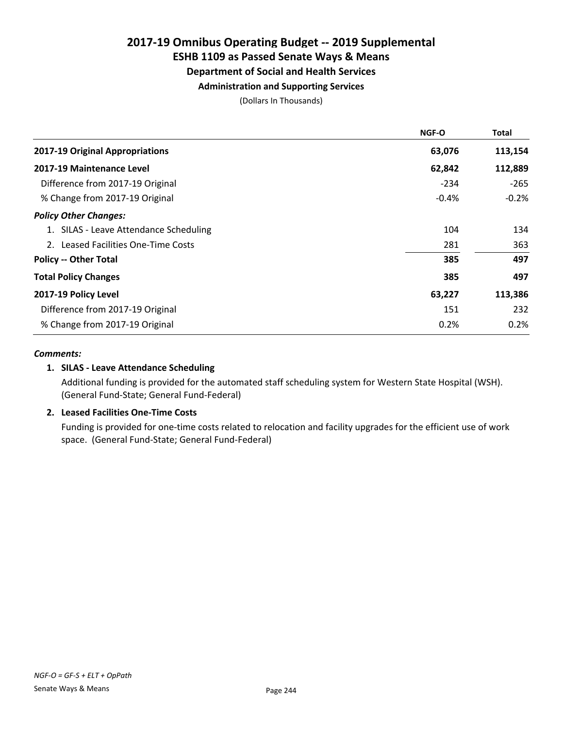# 2017-19 Omnibus Operating Budget -- 2019 Supplemental
## ESHB 1109 as Passed Senate Ways & Means
### Department of Social and Health Services
#### Administration and Supporting Services

(Dollars In Thousands)

| | NGF-O | Total |
|---|---|---|
| **2017-19 Original Appropriations** | **63,076** | **113,154** |
| **2017-19 Maintenance Level** | **62,842** | **112,889** |
| Difference from 2017-19 Original | -234 | -265 |
| % Change from 2017-19 Original | -0.4% | -0.2% |
| ***Policy Other Changes:*** | | |
| 1. SILAS - Leave Attendance Scheduling | 104 | 134 |
| 2. Leased Facilities One-Time Costs | 281 | 363 |
| **Policy -- Other Total** | **385** | **497** |
| **Total Policy Changes** | **385** | **497** |
| **2017-19 Policy Level** | **63,227** | **113,386** |
| Difference from 2017-19 Original | 151 | 232 |
| % Change from 2017-19 Original | 0.2% | 0.2% |

***Comments:***

1. **SILAS - Leave Attendance Scheduling**

   Additional funding is provided for the automated staff scheduling system for Western State Hospital (WSH). (General Fund-State; General Fund-Federal)

2. **Leased Facilities One-Time Costs**

   Funding is provided for one-time costs related to relocation and facility upgrades for the efficient use of work space. (General Fund-State; General Fund-Federal)

*NGF-O = GF-S + ELT + OpPath*

Senate Ways & Means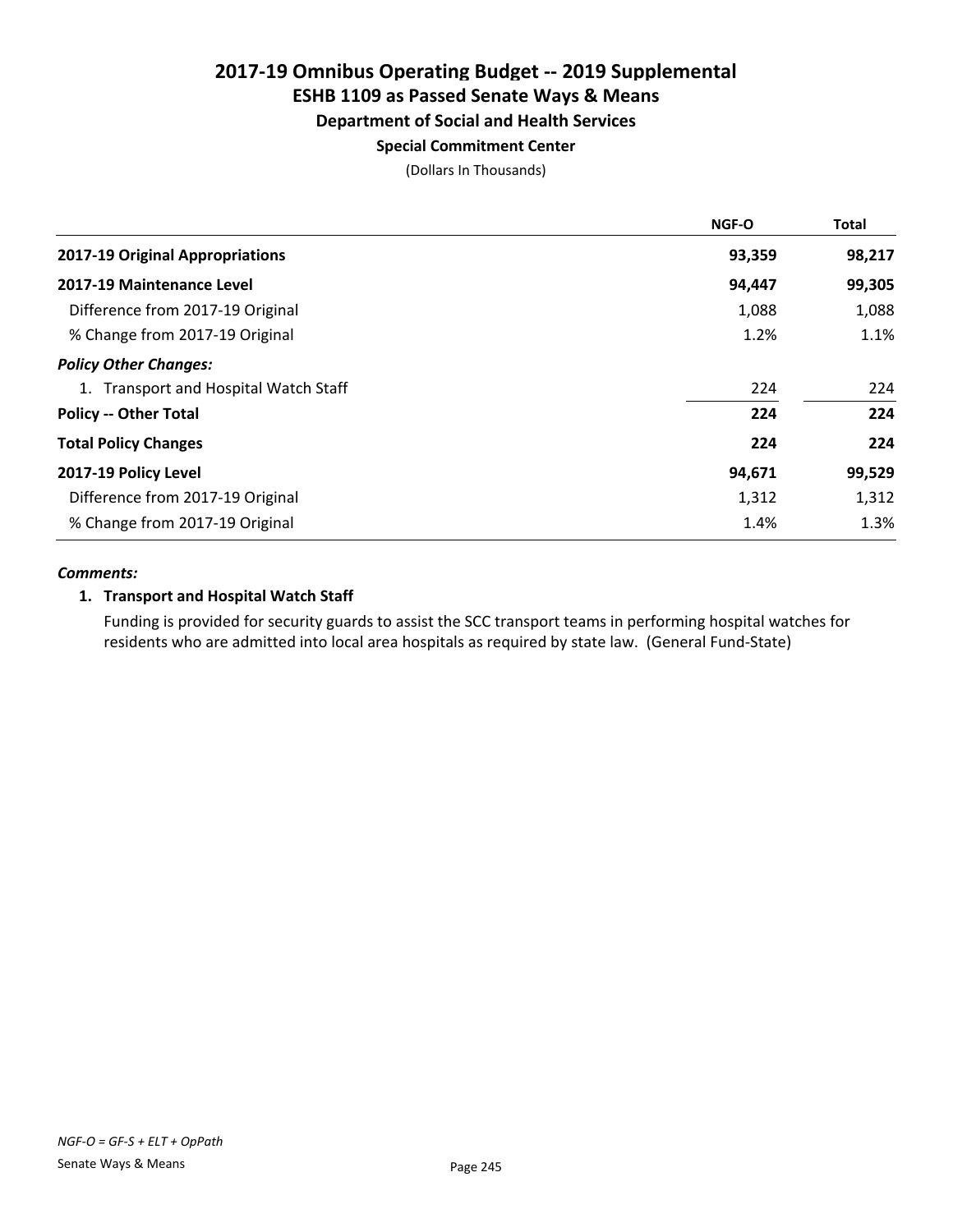# 2017-19 Omnibus Operating Budget -- 2019 Supplemental
## ESHB 1109 as Passed Senate Ways & Means
### Department of Social and Health Services
#### Special Commitment Center

(Dollars In Thousands)

| | NGF-O | Total |
|---|---|---|
| **2017-19 Original Appropriations** | **93,359** | **98,217** |
| **2017-19 Maintenance Level** | **94,447** | **99,305** |
| Difference from 2017-19 Original | 1,088 | 1,088 |
| % Change from 2017-19 Original | 1.2% | 1.1% |
| ***Policy Other Changes:*** | | |
| 1. Transport and Hospital Watch Staff | 224 | 224 |
| **Policy -- Other Total** | **224** | **224** |
| **Total Policy Changes** | **224** | **224** |
| **2017-19 Policy Level** | **94,671** | **99,529** |
| Difference from 2017-19 Original | 1,312 | 1,312 |
| % Change from 2017-19 Original | 1.4% | 1.3% |

***Comments:***

**1. Transport and Hospital Watch Staff**

Funding is provided for security guards to assist the SCC transport teams in performing hospital watches for residents who are admitted into local area hospitals as required by state law. (General Fund-State)

*NGF-O = GF-S + ELT + OpPath*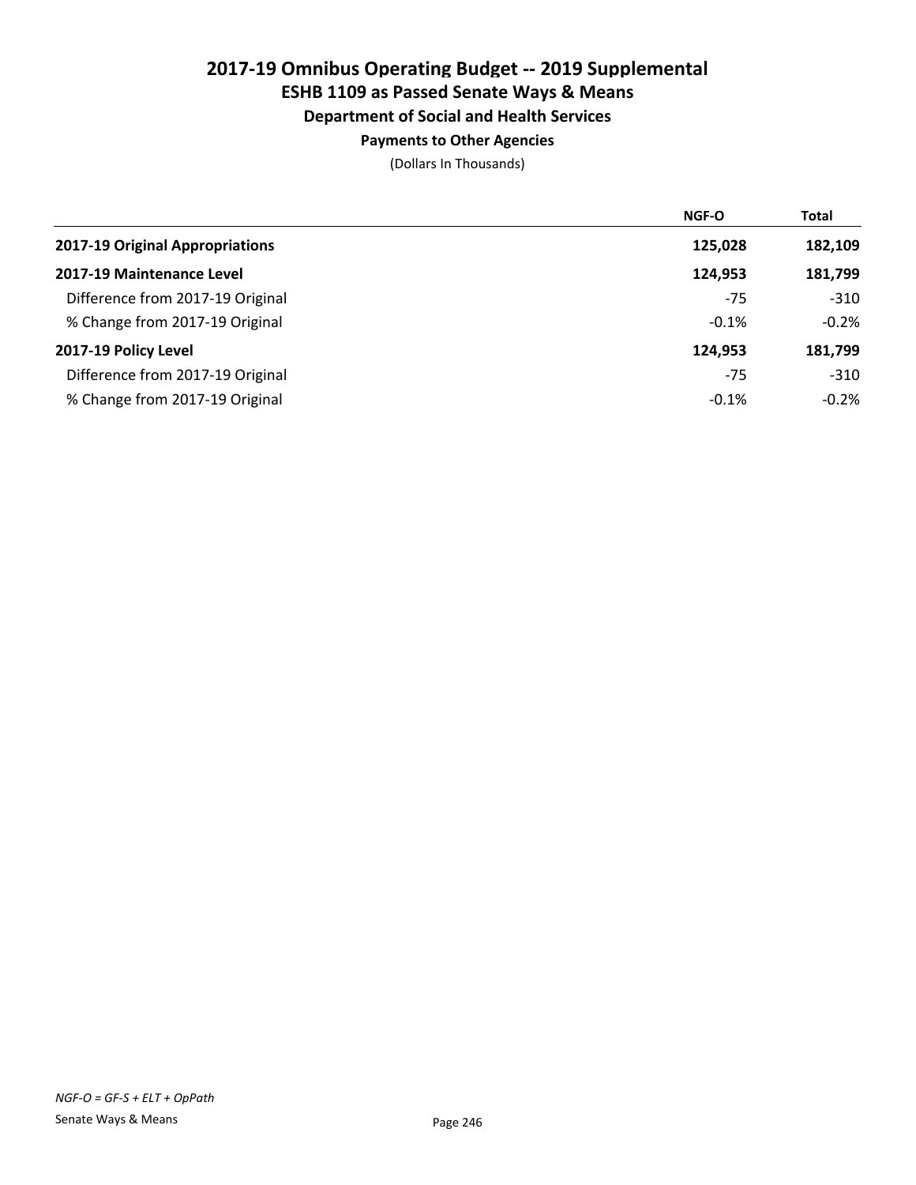# 2017-19 Omnibus Operating Budget -- 2019 Supplemental

## ESHB 1109 as Passed Senate Ways & Means

### Department of Social and Health Services

#### Payments to Other Agencies

(Dollars In Thousands)

| | NGF-O | Total |
|---|---|---|
| **2017-19 Original Appropriations** | **125,028** | **182,109** |
| **2017-19 Maintenance Level** | **124,953** | **181,799** |
| Difference from 2017-19 Original | -75 | -310 |
| % Change from 2017-19 Original | -0.1% | -0.2% |
| **2017-19 Policy Level** | **124,953** | **181,799** |
| Difference from 2017-19 Original | -75 | -310 |
| % Change from 2017-19 Original | -0.1% | -0.2% |

*NGF-O = GF-S + ELT + OpPath*

Senate Ways & Means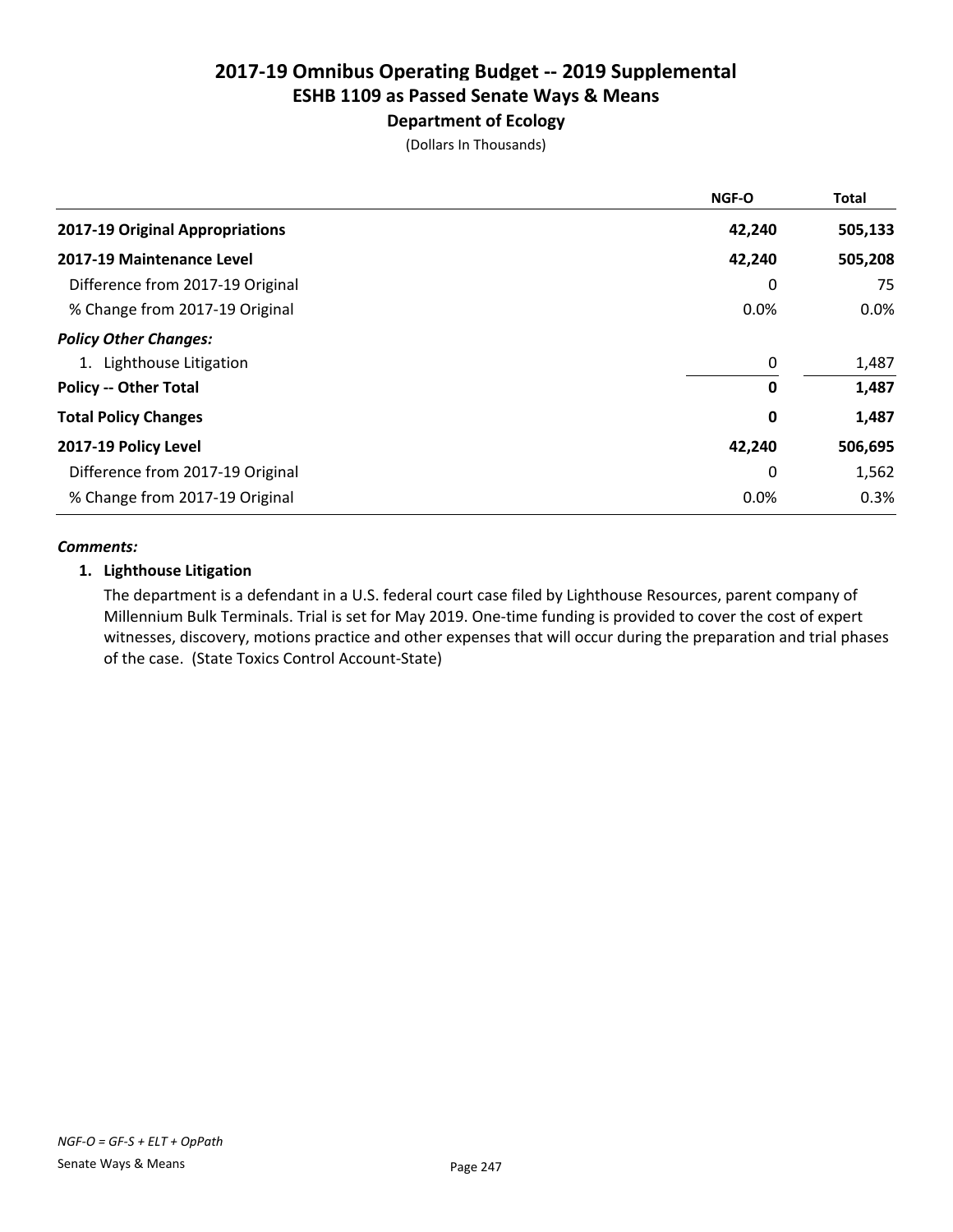# 2017-19 Omnibus Operating Budget -- 2019 Supplemental
## ESHB 1109 as Passed Senate Ways & Means
### Department of Ecology
(Dollars In Thousands)

| | NGF-O | Total |
|---|---|---|
| **2017-19 Original Appropriations** | **42,240** | **505,133** |
| **2017-19 Maintenance Level** | **42,240** | **505,208** |
| Difference from 2017-19 Original | 0 | 75 |
| % Change from 2017-19 Original | 0.0% | 0.0% |
| ***Policy Other Changes:*** | | |
| 1. Lighthouse Litigation | 0 | 1,487 |
| **Policy -- Other Total** | **0** | **1,487** |
| **Total Policy Changes** | **0** | **1,487** |
| **2017-19 Policy Level** | **42,240** | **506,695** |
| Difference from 2017-19 Original | 0 | 1,562 |
| % Change from 2017-19 Original | 0.0% | 0.3% |

***Comments:***

**1. Lighthouse Litigation**

The department is a defendant in a U.S. federal court case filed by Lighthouse Resources, parent company of Millennium Bulk Terminals. Trial is set for May 2019. One-time funding is provided to cover the cost of expert witnesses, discovery, motions practice and other expenses that will occur during the preparation and trial phases of the case. (State Toxics Control Account-State)

*NGF-O = GF-S + ELT + OpPath*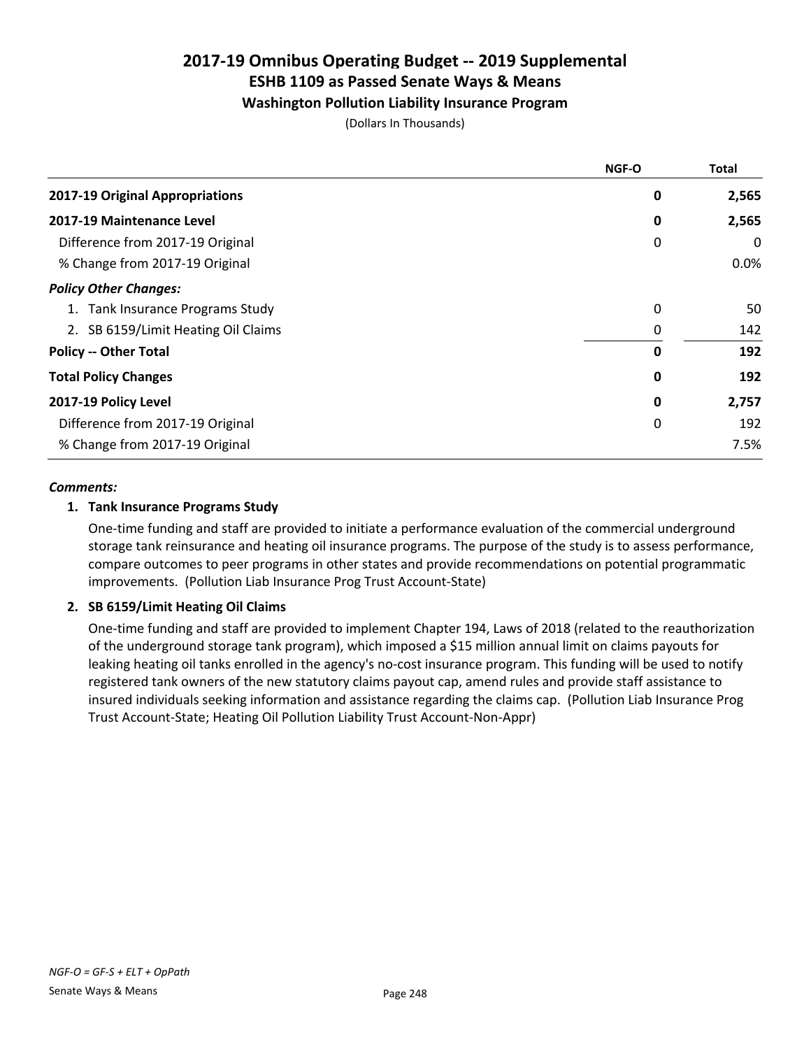# 2017-19 Omnibus Operating Budget -- 2019 Supplemental
## ESHB 1109 as Passed Senate Ways & Means
### Washington Pollution Liability Insurance Program

(Dollars In Thousands)

| | NGF-O | Total |
|---|---|---|
| **2017-19 Original Appropriations** | **0** | **2,565** |
| **2017-19 Maintenance Level** | **0** | **2,565** |
| Difference from 2017-19 Original | 0 | 0 |
| % Change from 2017-19 Original | | 0.0% |
| ***Policy Other Changes:*** | | |
| 1. Tank Insurance Programs Study | 0 | 50 |
| 2. SB 6159/Limit Heating Oil Claims | 0 | 142 |
| **Policy -- Other Total** | **0** | **192** |
| **Total Policy Changes** | **0** | **192** |
| **2017-19 Policy Level** | **0** | **2,757** |
| Difference from 2017-19 Original | 0 | 192 |
| % Change from 2017-19 Original | | 7.5% |

***Comments:***

**1. Tank Insurance Programs Study**

One-time funding and staff are provided to initiate a performance evaluation of the commercial underground storage tank reinsurance and heating oil insurance programs. The purpose of the study is to assess performance, compare outcomes to peer programs in other states and provide recommendations on potential programmatic improvements. (Pollution Liab Insurance Prog Trust Account-State)

**2. SB 6159/Limit Heating Oil Claims**

One-time funding and staff are provided to implement Chapter 194, Laws of 2018 (related to the reauthorization of the underground storage tank program), which imposed a $15 million annual limit on claims payouts for leaking heating oil tanks enrolled in the agency's no-cost insurance program. This funding will be used to notify registered tank owners of the new statutory claims payout cap, amend rules and provide staff assistance to insured individuals seeking information and assistance regarding the claims cap. (Pollution Liab Insurance Prog Trust Account-State; Heating Oil Pollution Liability Trust Account-Non-Appr)

*NGF-O = GF-S + ELT + OpPath*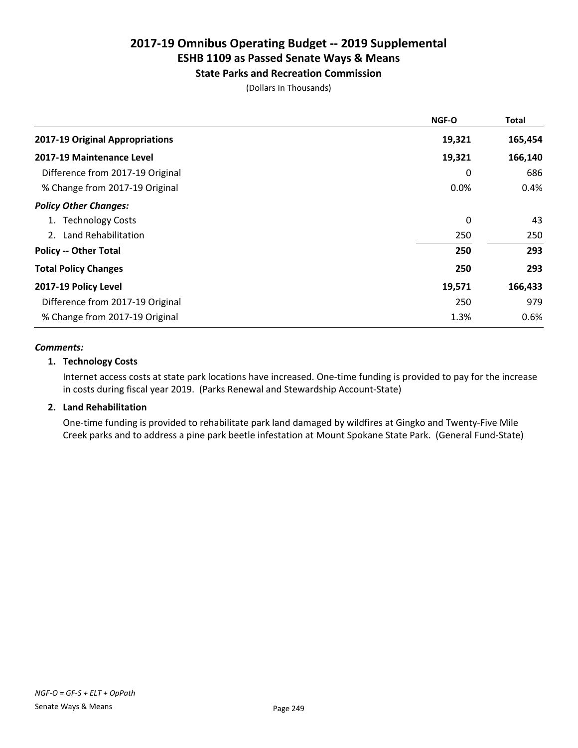# 2017-19 Omnibus Operating Budget -- 2019 Supplemental
## ESHB 1109 as Passed Senate Ways & Means
### State Parks and Recreation Commission

(Dollars In Thousands)

| | NGF-O | Total |
|---|---|---|
| **2017-19 Original Appropriations** | **19,321** | **165,454** |
| **2017-19 Maintenance Level** | **19,321** | **166,140** |
| Difference from 2017-19 Original | 0 | 686 |
| % Change from 2017-19 Original | 0.0% | 0.4% |
| ***Policy Other Changes:*** | | |
| 1. Technology Costs | 0 | 43 |
| 2. Land Rehabilitation | 250 | 250 |
| **Policy -- Other Total** | **250** | **293** |
| **Total Policy Changes** | **250** | **293** |
| **2017-19 Policy Level** | **19,571** | **166,433** |
| Difference from 2017-19 Original | 250 | 979 |
| % Change from 2017-19 Original | 1.3% | 0.6% |

***Comments:***

**1. Technology Costs**

Internet access costs at state park locations have increased. One-time funding is provided to pay for the increase in costs during fiscal year 2019. (Parks Renewal and Stewardship Account-State)

**2. Land Rehabilitation**

One-time funding is provided to rehabilitate park land damaged by wildfires at Gingko and Twenty-Five Mile Creek parks and to address a pine park beetle infestation at Mount Spokane State Park. (General Fund-State)

*NGF-O = GF-S + ELT + OpPath*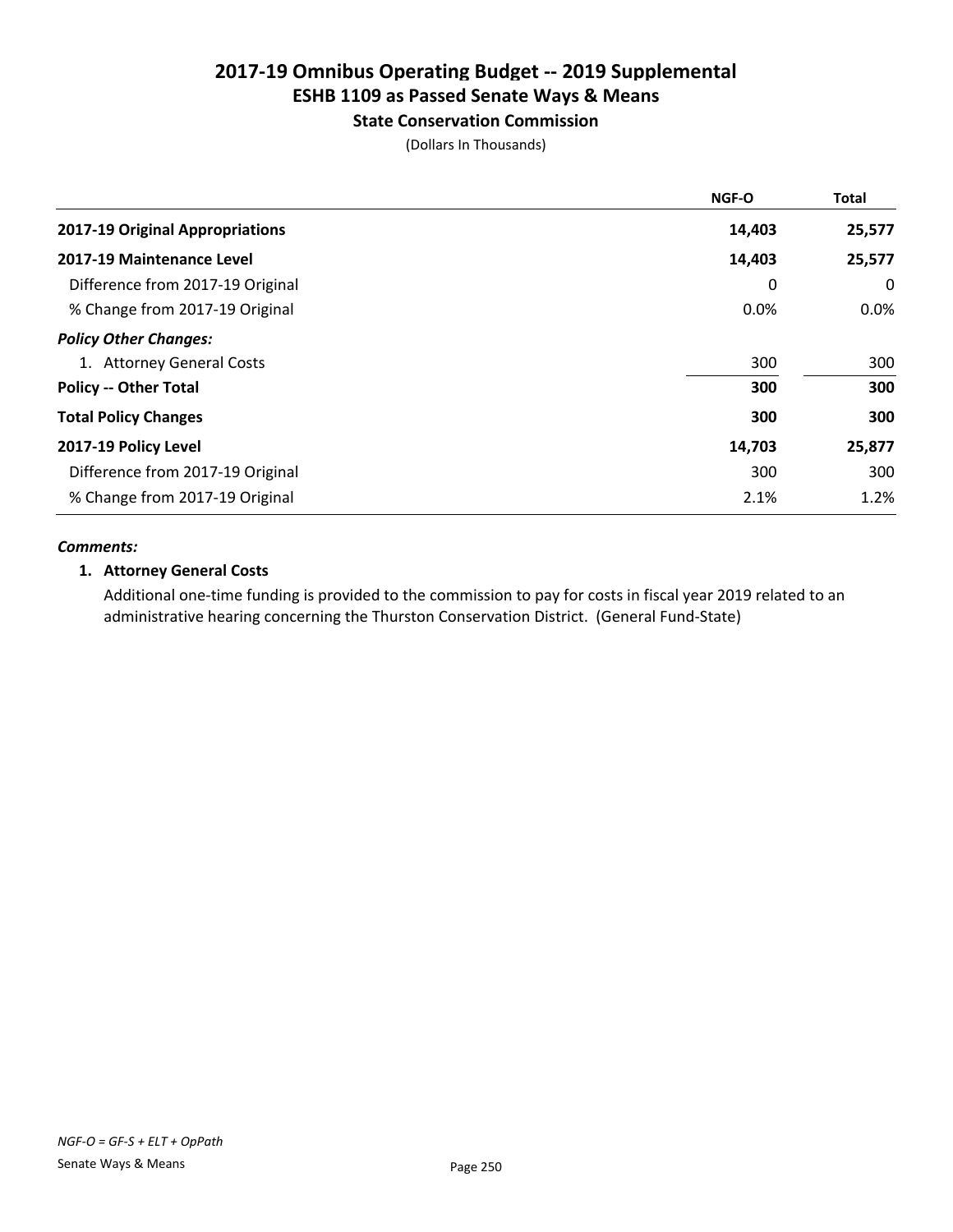# 2017-19 Omnibus Operating Budget -- 2019 Supplemental
## ESHB 1109 as Passed Senate Ways & Means
### State Conservation Commission

(Dollars In Thousands)

| | NGF-O | Total |
|---|---|---|
| **2017-19 Original Appropriations** | **14,403** | **25,577** |
| **2017-19 Maintenance Level** | **14,403** | **25,577** |
| Difference from 2017-19 Original | 0 | 0 |
| % Change from 2017-19 Original | 0.0% | 0.0% |
| ***Policy Other Changes:*** | | |
| 1. Attorney General Costs | 300 | 300 |
| **Policy -- Other Total** | **300** | **300** |
| **Total Policy Changes** | **300** | **300** |
| **2017-19 Policy Level** | **14,703** | **25,877** |
| Difference from 2017-19 Original | 300 | 300 |
| % Change from 2017-19 Original | 2.1% | 1.2% |

***Comments:***

**1. Attorney General Costs**

Additional one-time funding is provided to the commission to pay for costs in fiscal year 2019 related to an administrative hearing concerning the Thurston Conservation District. (General Fund-State)

*NGF-O = GF-S + ELT + OpPath*

Senate Ways & Means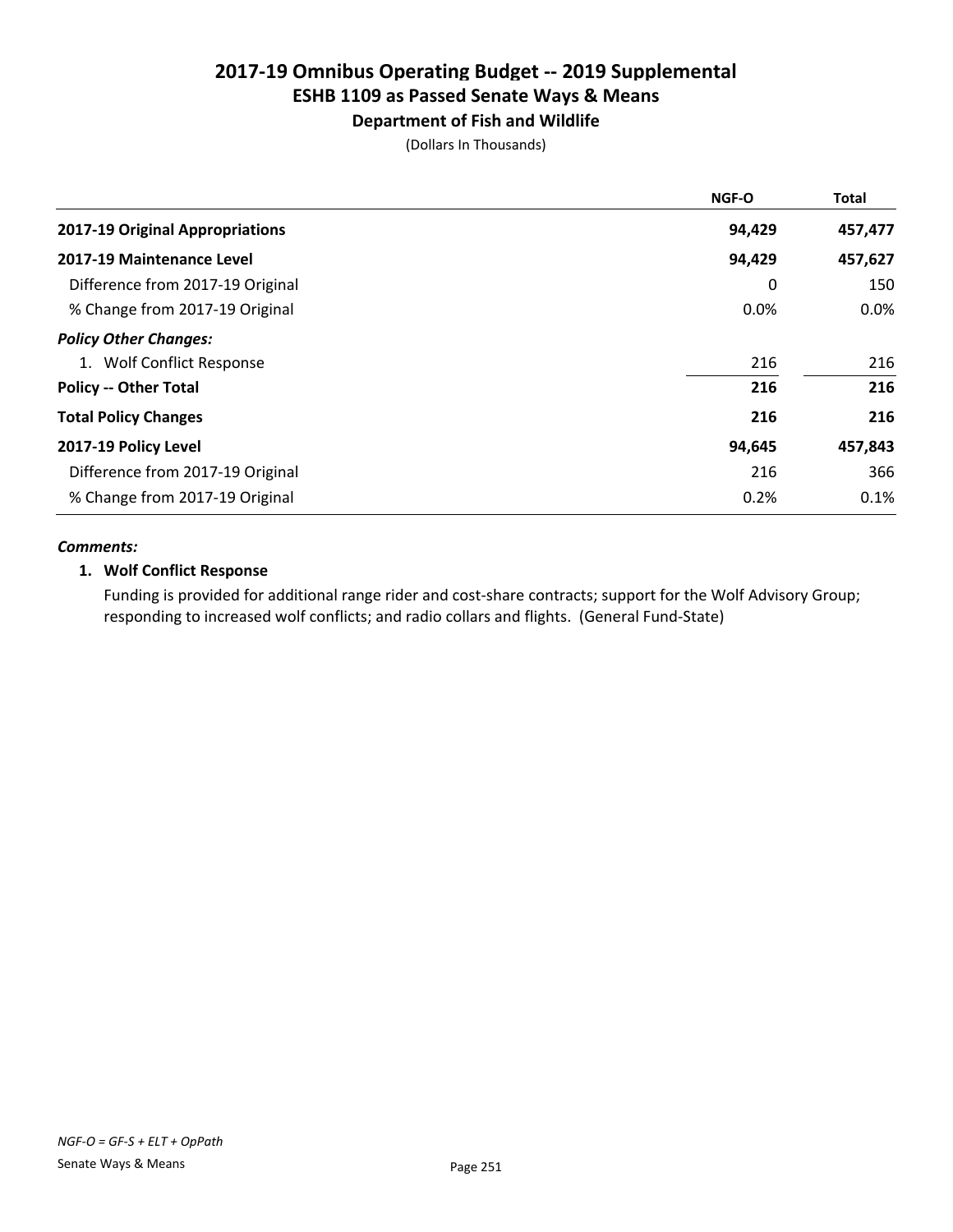# 2017-19 Omnibus Operating Budget -- 2019 Supplemental
## ESHB 1109 as Passed Senate Ways & Means
### Department of Fish and Wildlife

(Dollars In Thousands)

| | NGF-O | Total |
|---|---|---|
| **2017-19 Original Appropriations** | **94,429** | **457,477** |
| **2017-19 Maintenance Level** | **94,429** | **457,627** |
| Difference from 2017-19 Original | 0 | 150 |
| % Change from 2017-19 Original | 0.0% | 0.0% |
| ***Policy Other Changes:*** | | |
| 1. Wolf Conflict Response | 216 | 216 |
| **Policy -- Other Total** | **216** | **216** |
| **Total Policy Changes** | **216** | **216** |
| **2017-19 Policy Level** | **94,645** | **457,843** |
| Difference from 2017-19 Original | 216 | 366 |
| % Change from 2017-19 Original | 0.2% | 0.1% |

***Comments:***

**1. Wolf Conflict Response**

Funding is provided for additional range rider and cost-share contracts; support for the Wolf Advisory Group; responding to increased wolf conflicts; and radio collars and flights. (General Fund-State)

*NGF-O = GF-S + ELT + OpPath*

Senate Ways & Means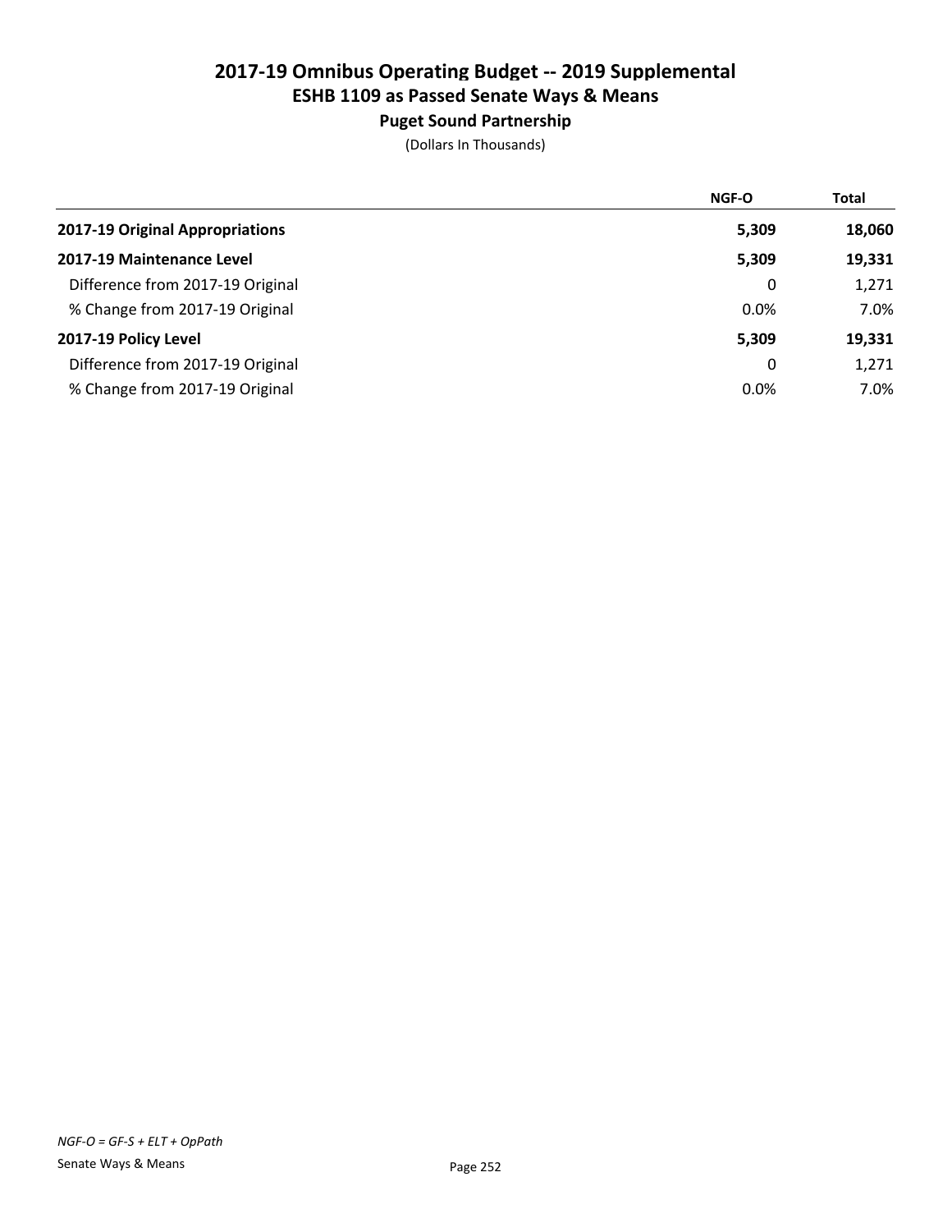# 2017-19 Omnibus Operating Budget -- 2019 Supplemental
## ESHB 1109 as Passed Senate Ways & Means
### Puget Sound Partnership

(Dollars In Thousands)

| | NGF-O | Total |
|---|---|---|
| **2017-19 Original Appropriations** | **5,309** | **18,060** |
| **2017-19 Maintenance Level** | **5,309** | **19,331** |
| Difference from 2017-19 Original | 0 | 1,271 |
| % Change from 2017-19 Original | 0.0% | 7.0% |
| **2017-19 Policy Level** | **5,309** | **19,331** |
| Difference from 2017-19 Original | 0 | 1,271 |
| % Change from 2017-19 Original | 0.0% | 7.0% |

*NGF-O = GF-S + ELT + OpPath*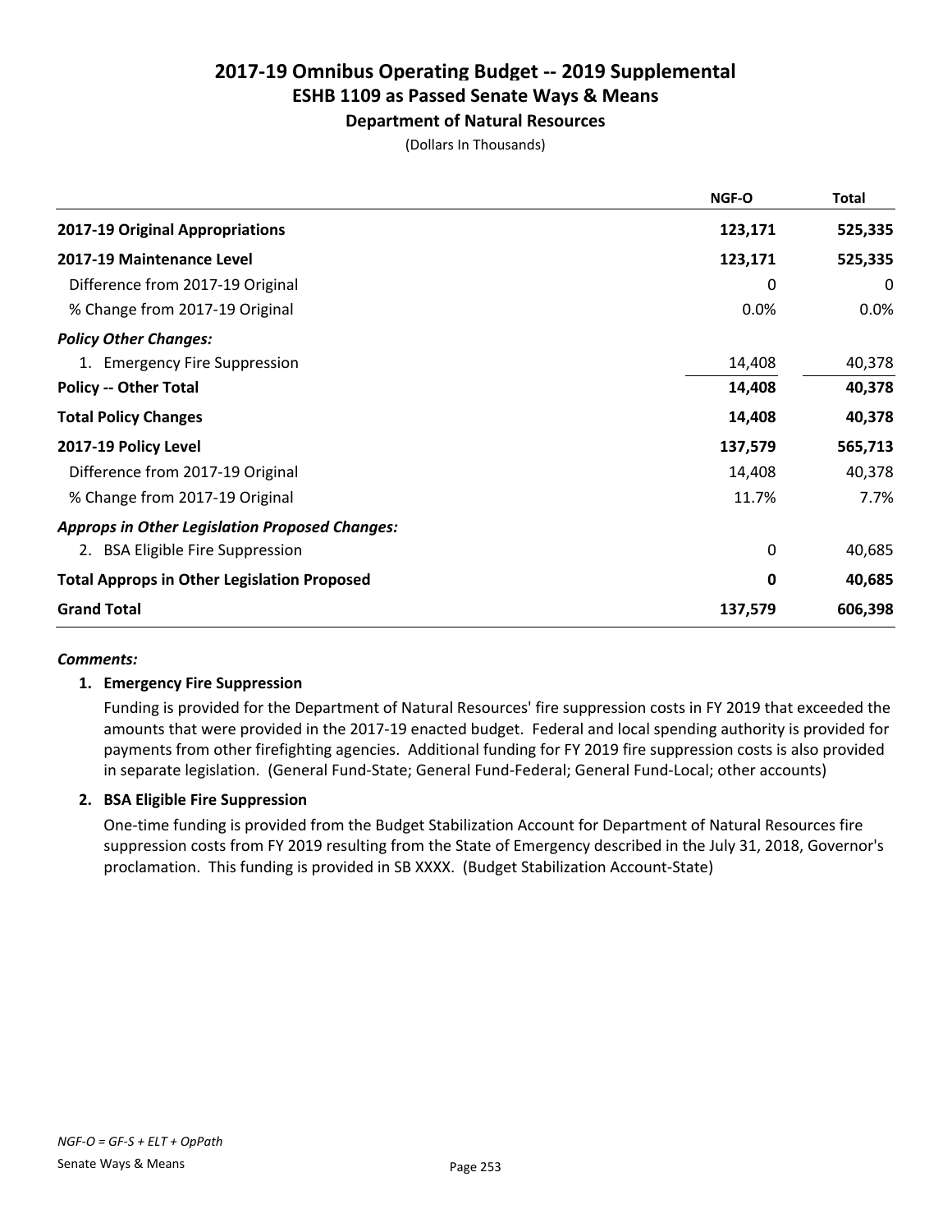# 2017-19 Omnibus Operating Budget -- 2019 Supplemental
## ESHB 1109 as Passed Senate Ways & Means
### Department of Natural Resources

(Dollars In Thousands)

| | NGF-O | Total |
|---|---|---|
| **2017-19 Original Appropriations** | **123,171** | **525,335** |
| **2017-19 Maintenance Level** | **123,171** | **525,335** |
| Difference from 2017-19 Original | 0 | 0 |
| % Change from 2017-19 Original | 0.0% | 0.0% |
| ***Policy Other Changes:*** | | |
| 1. Emergency Fire Suppression | 14,408 | 40,378 |
| **Policy -- Other Total** | **14,408** | **40,378** |
| **Total Policy Changes** | **14,408** | **40,378** |
| **2017-19 Policy Level** | **137,579** | **565,713** |
| Difference from 2017-19 Original | 14,408 | 40,378 |
| % Change from 2017-19 Original | 11.7% | 7.7% |
| ***Approps in Other Legislation Proposed Changes:*** | | |
| 2. BSA Eligible Fire Suppression | 0 | 40,685 |
| **Total Approps in Other Legislation Proposed** | **0** | **40,685** |
| **Grand Total** | **137,579** | **606,398** |

***Comments:***

**1. Emergency Fire Suppression**

Funding is provided for the Department of Natural Resources' fire suppression costs in FY 2019 that exceeded the amounts that were provided in the 2017-19 enacted budget. Federal and local spending authority is provided for payments from other firefighting agencies. Additional funding for FY 2019 fire suppression costs is also provided in separate legislation. (General Fund-State; General Fund-Federal; General Fund-Local; other accounts)

**2. BSA Eligible Fire Suppression**

One-time funding is provided from the Budget Stabilization Account for Department of Natural Resources fire suppression costs from FY 2019 resulting from the State of Emergency described in the July 31, 2018, Governor's proclamation. This funding is provided in SB XXXX. (Budget Stabilization Account-State)

*NGF-O = GF-S + ELT + OpPath*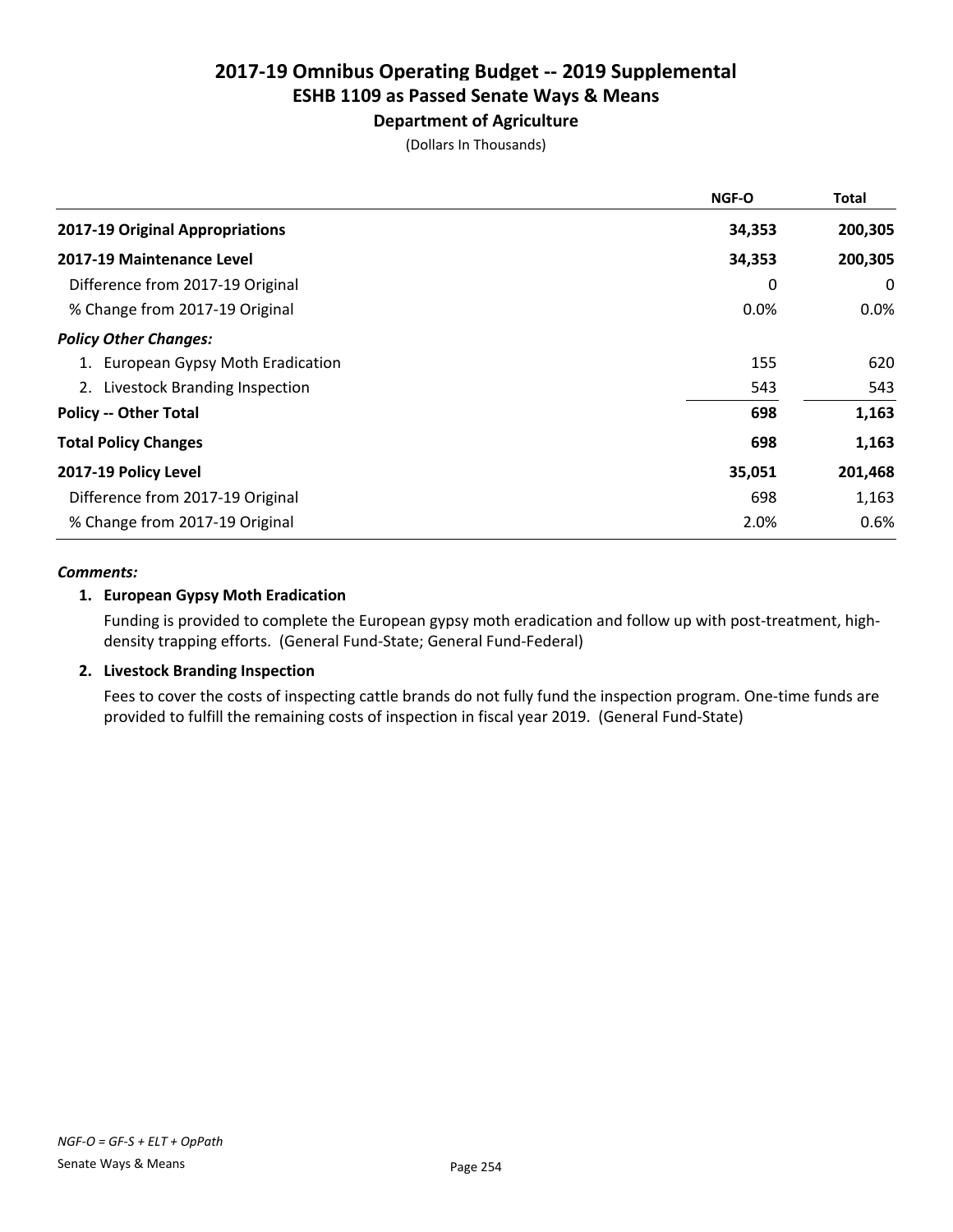# 2017-19 Omnibus Operating Budget -- 2019 Supplemental
## ESHB 1109 as Passed Senate Ways & Means
### Department of Agriculture

(Dollars In Thousands)

| | NGF-O | Total |
|---|---|---|
| **2017-19 Original Appropriations** | **34,353** | **200,305** |
| **2017-19 Maintenance Level** | **34,353** | **200,305** |
| Difference from 2017-19 Original | 0 | 0 |
| % Change from 2017-19 Original | 0.0% | 0.0% |
| ***Policy Other Changes:*** | | |
| 1. European Gypsy Moth Eradication | 155 | 620 |
| 2. Livestock Branding Inspection | 543 | 543 |
| **Policy -- Other Total** | **698** | **1,163** |
| **Total Policy Changes** | **698** | **1,163** |
| **2017-19 Policy Level** | **35,051** | **201,468** |
| Difference from 2017-19 Original | 698 | 1,163 |
| % Change from 2017-19 Original | 2.0% | 0.6% |

***Comments:***

**1. European Gypsy Moth Eradication**

Funding is provided to complete the European gypsy moth eradication and follow up with post-treatment, high-density trapping efforts. (General Fund-State; General Fund-Federal)

**2. Livestock Branding Inspection**

Fees to cover the costs of inspecting cattle brands do not fully fund the inspection program. One-time funds are provided to fulfill the remaining costs of inspection in fiscal year 2019. (General Fund-State)

*NGF-O = GF-S + ELT + OpPath*

Senate Ways & Means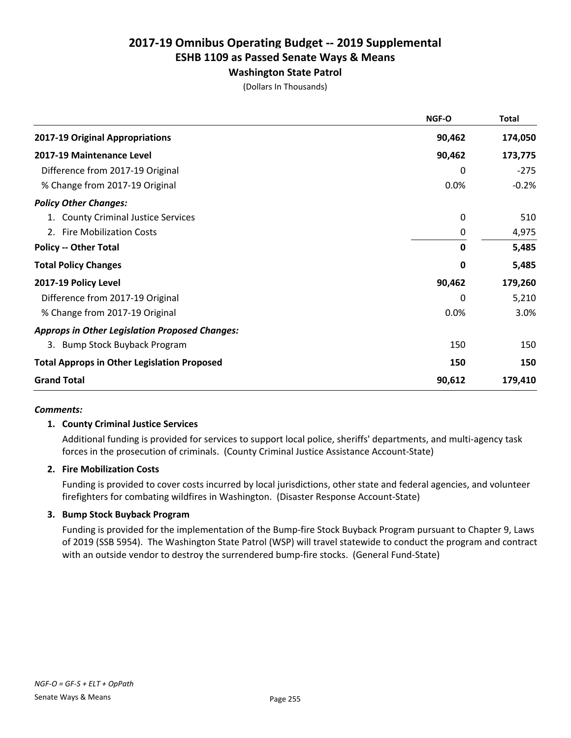# 2017-19 Omnibus Operating Budget -- 2019 Supplemental
## ESHB 1109 as Passed Senate Ways & Means
### Washington State Patrol

(Dollars In Thousands)

| | NGF-O | Total |
|---|---|---|
| **2017-19 Original Appropriations** | **90,462** | **174,050** |
| **2017-19 Maintenance Level** | **90,462** | **173,775** |
| Difference from 2017-19 Original | 0 | -275 |
| % Change from 2017-19 Original | 0.0% | -0.2% |
| ***Policy Other Changes:*** | | |
| 1. County Criminal Justice Services | 0 | 510 |
| 2. Fire Mobilization Costs | 0 | 4,975 |
| **Policy -- Other Total** | **0** | **5,485** |
| **Total Policy Changes** | **0** | **5,485** |
| **2017-19 Policy Level** | **90,462** | **179,260** |
| Difference from 2017-19 Original | 0 | 5,210 |
| % Change from 2017-19 Original | 0.0% | 3.0% |
| ***Approps in Other Legislation Proposed Changes:*** | | |
| 3. Bump Stock Buyback Program | 150 | 150 |
| **Total Approps in Other Legislation Proposed** | **150** | **150** |
| **Grand Total** | **90,612** | **179,410** |

***Comments:***

**1. County Criminal Justice Services**

Additional funding is provided for services to support local police, sheriffs' departments, and multi-agency task forces in the prosecution of criminals. (County Criminal Justice Assistance Account-State)

**2. Fire Mobilization Costs**

Funding is provided to cover costs incurred by local jurisdictions, other state and federal agencies, and volunteer firefighters for combating wildfires in Washington. (Disaster Response Account-State)

**3. Bump Stock Buyback Program**

Funding is provided for the implementation of the Bump-fire Stock Buyback Program pursuant to Chapter 9, Laws of 2019 (SSB 5954). The Washington State Patrol (WSP) will travel statewide to conduct the program and contract with an outside vendor to destroy the surrendered bump-fire stocks. (General Fund-State)

*NGF-O = GF-S + ELT + OpPath*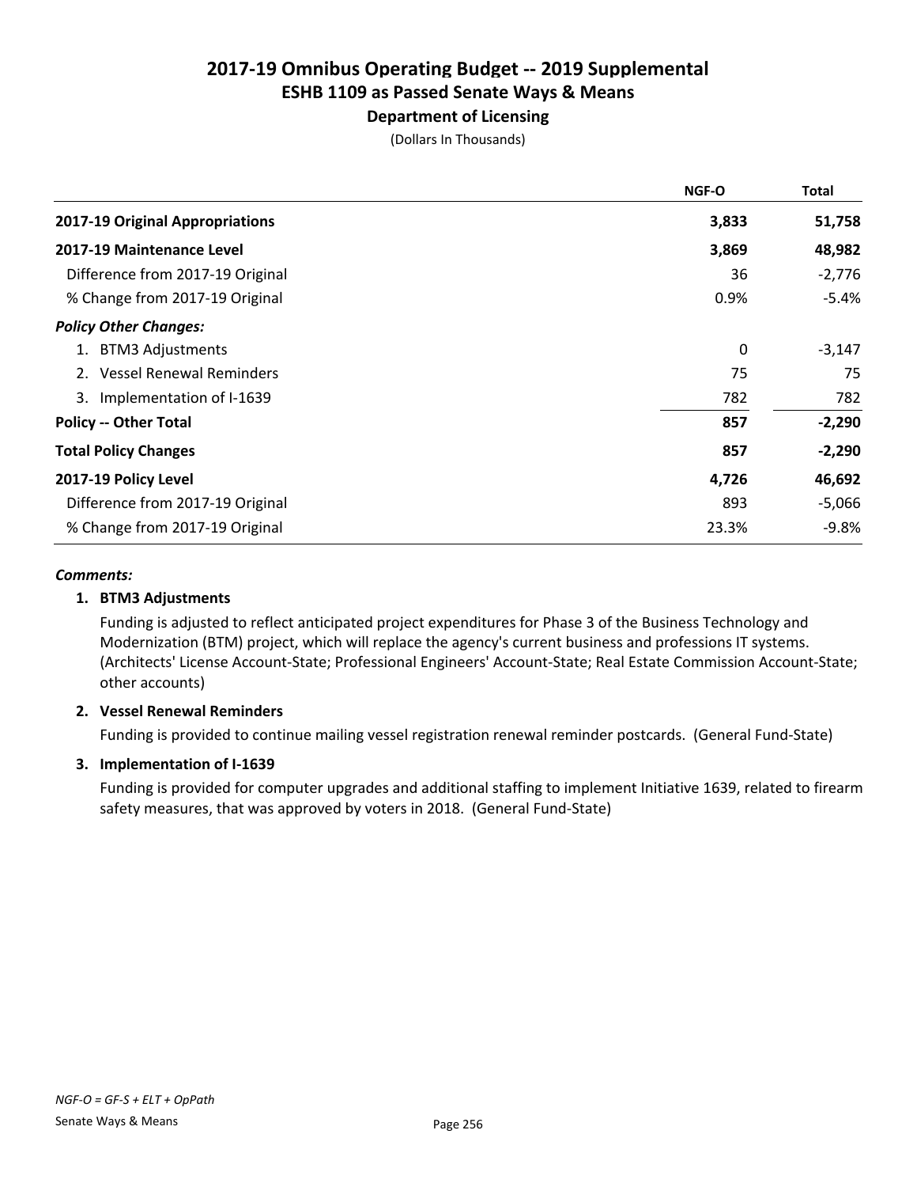# 2017-19 Omnibus Operating Budget -- 2019 Supplemental
## ESHB 1109 as Passed Senate Ways & Means
### Department of Licensing
(Dollars In Thousands)

| | NGF-O | Total |
|---|---|---|
| **2017-19 Original Appropriations** | **3,833** | **51,758** |
| **2017-19 Maintenance Level** | **3,869** | **48,982** |
| Difference from 2017-19 Original | 36 | -2,776 |
| % Change from 2017-19 Original | 0.9% | -5.4% |
| ***Policy Other Changes:*** | | |
| 1. BTM3 Adjustments | 0 | -3,147 |
| 2. Vessel Renewal Reminders | 75 | 75 |
| 3. Implementation of I-1639 | 782 | 782 |
| **Policy -- Other Total** | **857** | **-2,290** |
| **Total Policy Changes** | **857** | **-2,290** |
| **2017-19 Policy Level** | **4,726** | **46,692** |
| Difference from 2017-19 Original | 893 | -5,066 |
| % Change from 2017-19 Original | 23.3% | -9.8% |

***Comments:***

**1. BTM3 Adjustments**

Funding is adjusted to reflect anticipated project expenditures for Phase 3 of the Business Technology and Modernization (BTM) project, which will replace the agency's current business and professions IT systems. (Architects' License Account-State; Professional Engineers' Account-State; Real Estate Commission Account-State; other accounts)

**2. Vessel Renewal Reminders**

Funding is provided to continue mailing vessel registration renewal reminder postcards. (General Fund-State)

**3. Implementation of I-1639**

Funding is provided for computer upgrades and additional staffing to implement Initiative 1639, related to firearm safety measures, that was approved by voters in 2018. (General Fund-State)

*NGF-O = GF-S + ELT + OpPath*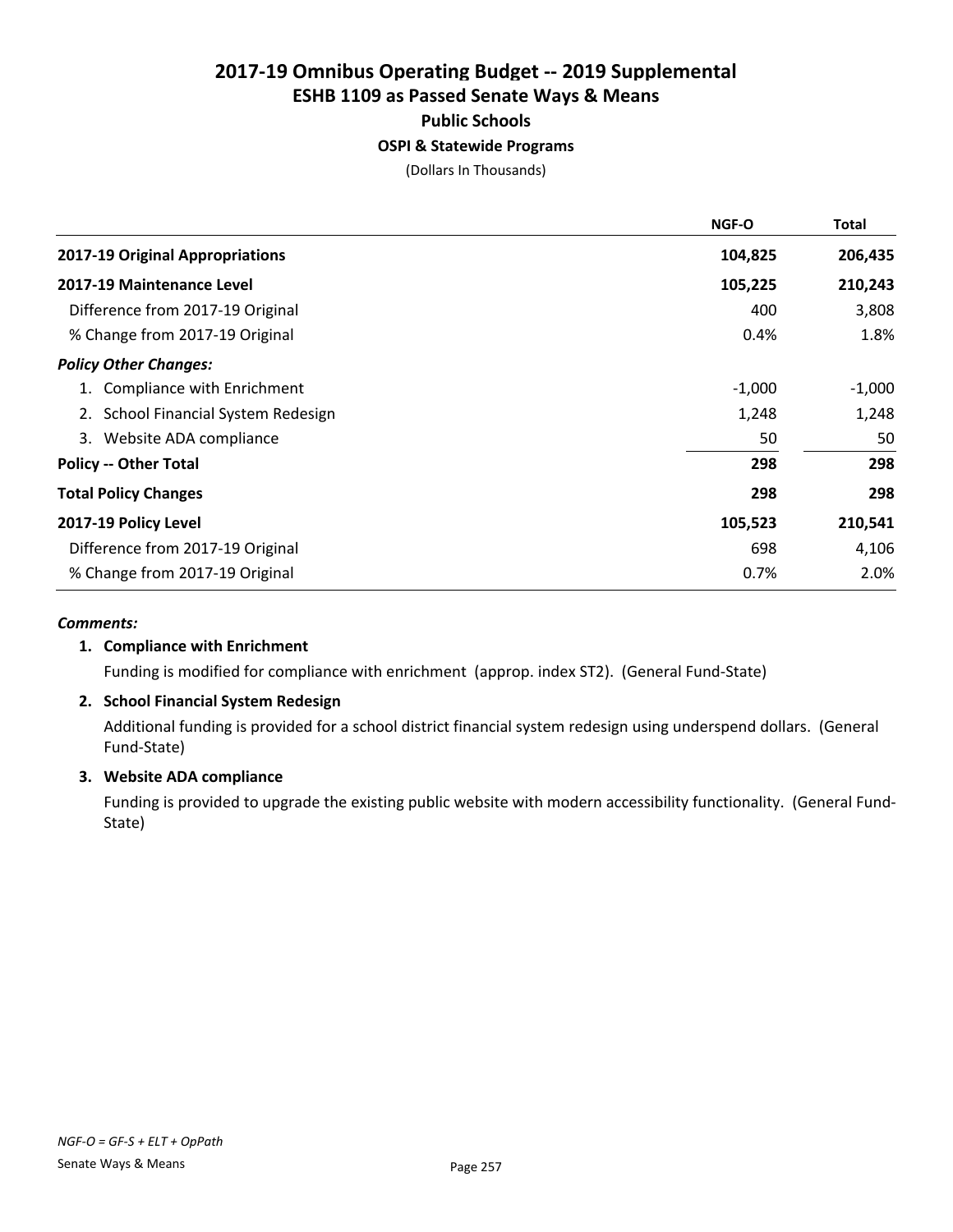# 2017-19 Omnibus Operating Budget -- 2019 Supplemental
## ESHB 1109 as Passed Senate Ways & Means
### Public Schools
### OSPI & Statewide Programs

(Dollars In Thousands)

| | NGF-O | Total |
|---|---|---|
| **2017-19 Original Appropriations** | **104,825** | **206,435** |
| **2017-19 Maintenance Level** | **105,225** | **210,243** |
| Difference from 2017-19 Original | 400 | 3,808 |
| % Change from 2017-19 Original | 0.4% | 1.8% |
| ***Policy Other Changes:*** | | |
| 1. Compliance with Enrichment | -1,000 | -1,000 |
| 2. School Financial System Redesign | 1,248 | 1,248 |
| 3. Website ADA compliance | 50 | 50 |
| **Policy -- Other Total** | **298** | **298** |
| **Total Policy Changes** | **298** | **298** |
| **2017-19 Policy Level** | **105,523** | **210,541** |
| Difference from 2017-19 Original | 698 | 4,106 |
| % Change from 2017-19 Original | 0.7% | 2.0% |

***Comments:***

**1. Compliance with Enrichment**

Funding is modified for compliance with enrichment (approp. index ST2). (General Fund-State)

**2. School Financial System Redesign**

Additional funding is provided for a school district financial system redesign using underspend dollars. (General Fund-State)

**3. Website ADA compliance**

Funding is provided to upgrade the existing public website with modern accessibility functionality. (General Fund-State)

*NGF-O = GF-S + ELT + OpPath*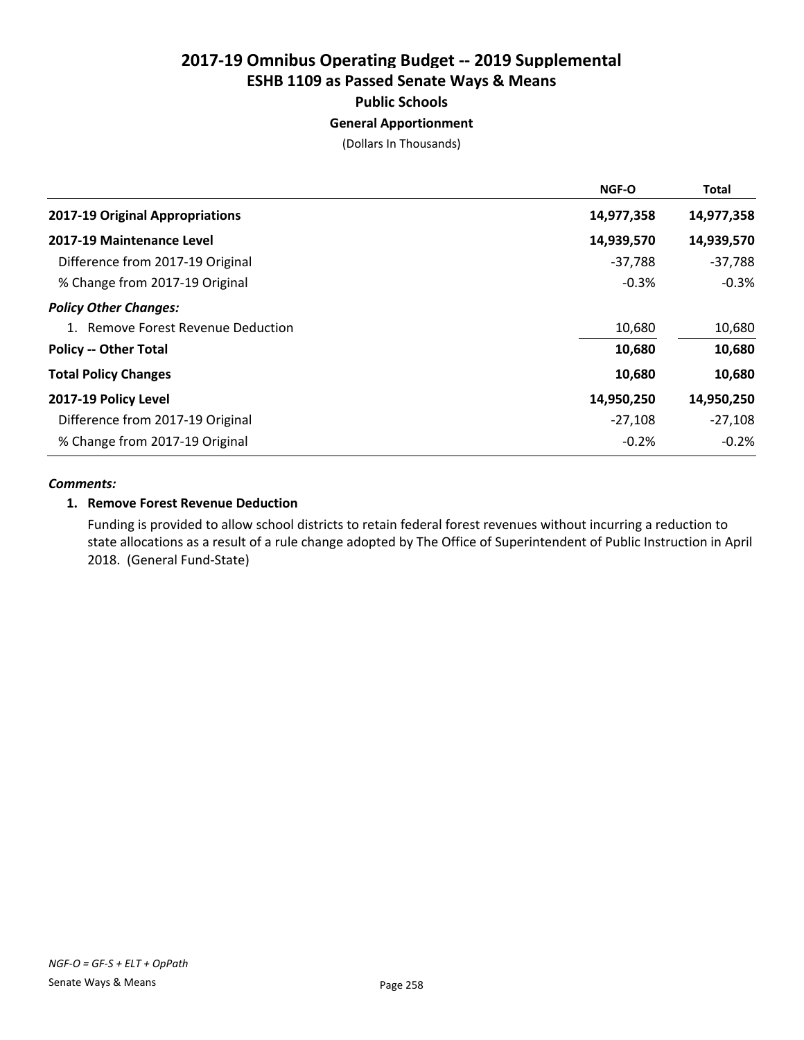# 2017-19 Omnibus Operating Budget -- 2019 Supplemental
## ESHB 1109 as Passed Senate Ways & Means
### Public Schools
### General Apportionment

(Dollars In Thousands)

| | NGF-O | Total |
|---|---|---|
| **2017-19 Original Appropriations** | **14,977,358** | **14,977,358** |
| **2017-19 Maintenance Level** | **14,939,570** | **14,939,570** |
| Difference from 2017-19 Original | -37,788 | -37,788 |
| % Change from 2017-19 Original | -0.3% | -0.3% |
| ***Policy Other Changes:*** | | |
| 1. Remove Forest Revenue Deduction | 10,680 | 10,680 |
| **Policy -- Other Total** | **10,680** | **10,680** |
| **Total Policy Changes** | **10,680** | **10,680** |
| **2017-19 Policy Level** | **14,950,250** | **14,950,250** |
| Difference from 2017-19 Original | -27,108 | -27,108 |
| % Change from 2017-19 Original | -0.2% | -0.2% |

***Comments:***

**1. Remove Forest Revenue Deduction**

Funding is provided to allow school districts to retain federal forest revenues without incurring a reduction to state allocations as a result of a rule change adopted by The Office of Superintendent of Public Instruction in April 2018. (General Fund-State)

*NGF-O = GF-S + ELT + OpPath*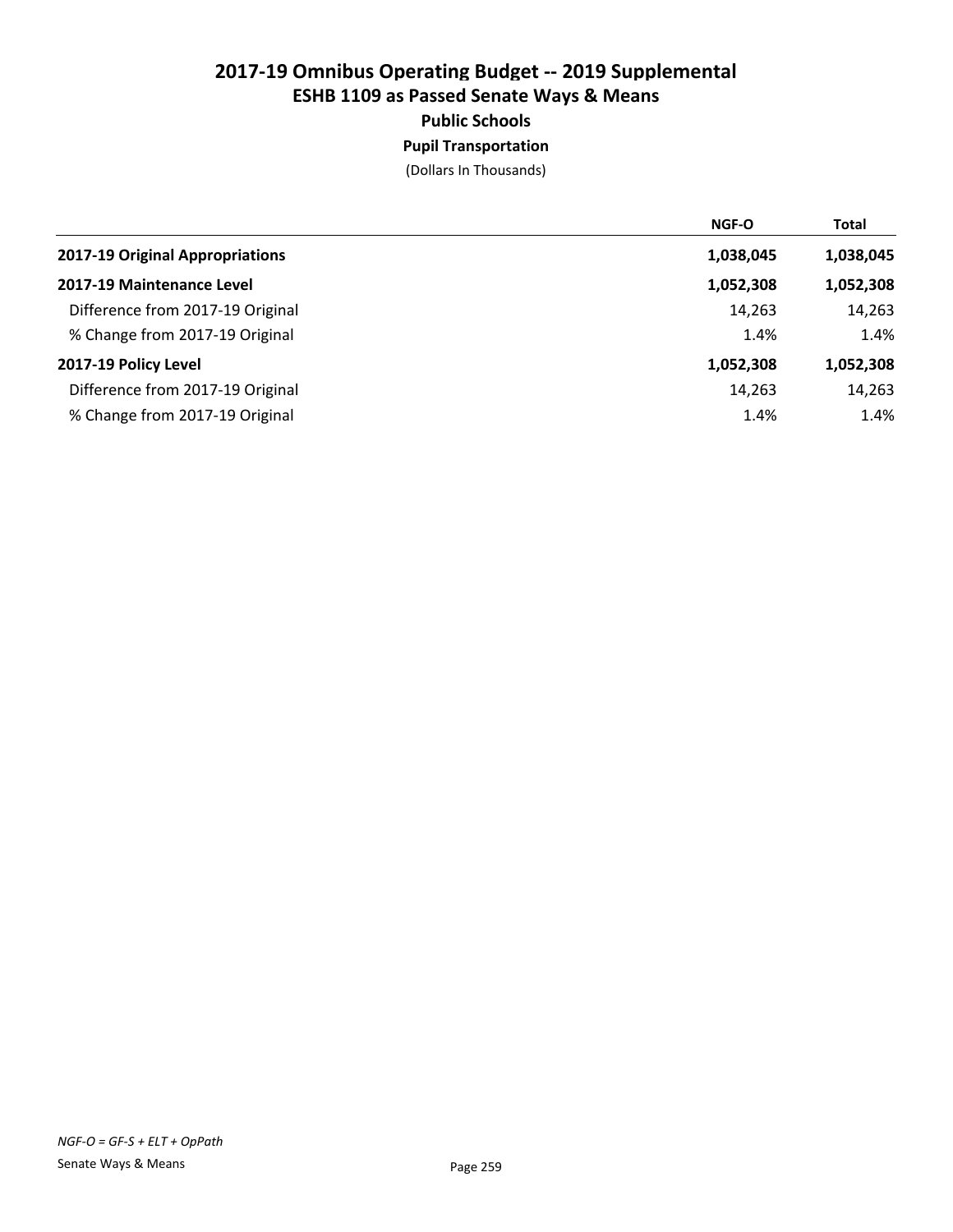# 2017-19 Omnibus Operating Budget -- 2019 Supplemental
## ESHB 1109 as Passed Senate Ways & Means
### Public Schools
#### Pupil Transportation

(Dollars In Thousands)

| | NGF-O | Total |
|---|---|---|
| **2017-19 Original Appropriations** | 1,038,045 | 1,038,045 |
| **2017-19 Maintenance Level** | 1,052,308 | 1,052,308 |
| Difference from 2017-19 Original | 14,263 | 14,263 |
| % Change from 2017-19 Original | 1.4% | 1.4% |
| **2017-19 Policy Level** | 1,052,308 | 1,052,308 |
| Difference from 2017-19 Original | 14,263 | 14,263 |
| % Change from 2017-19 Original | 1.4% | 1.4% |

*NGF-O = GF-S + ELT + OpPath*

Senate Ways & Means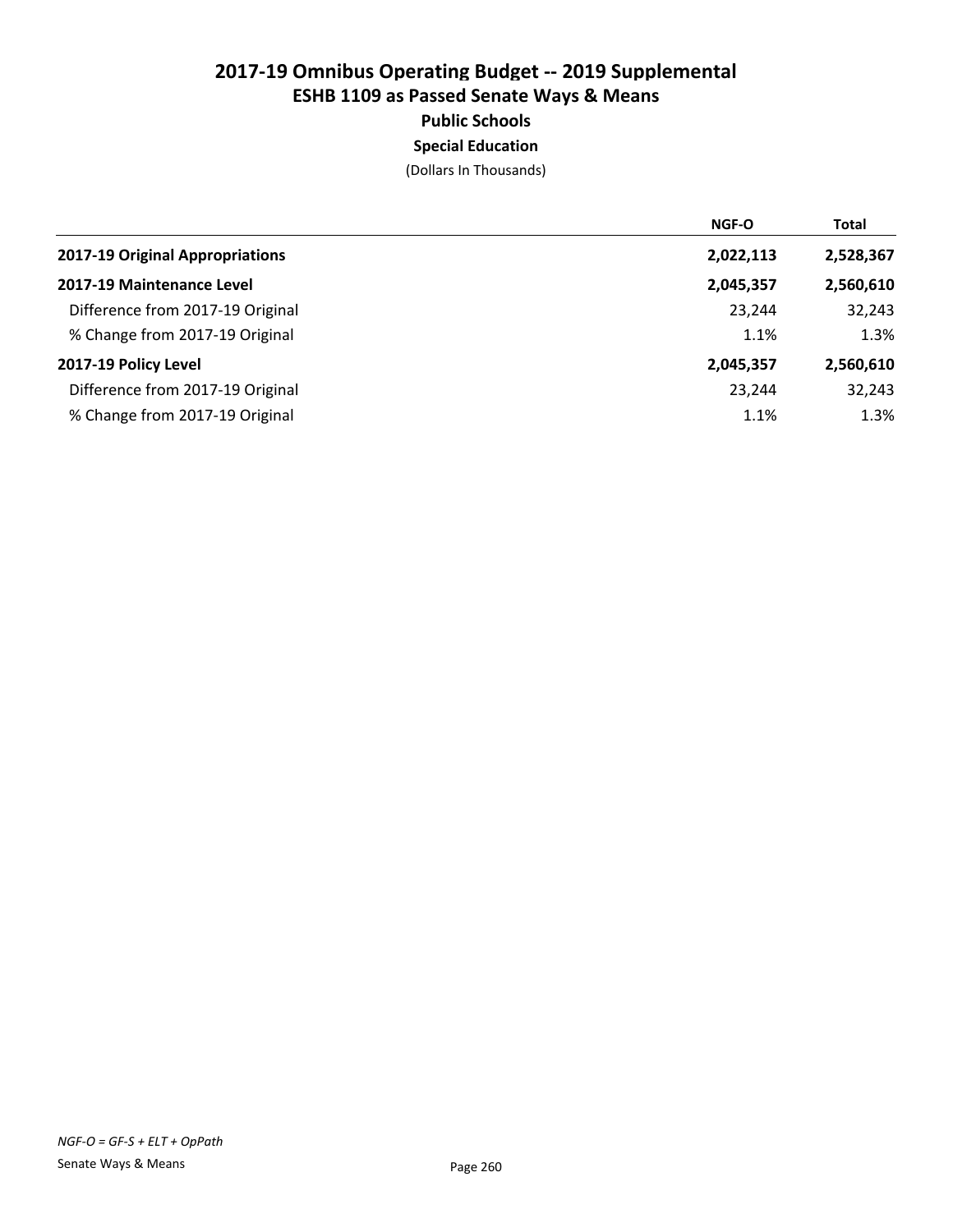# 2017-19 Omnibus Operating Budget -- 2019 Supplemental
## ESHB 1109 as Passed Senate Ways & Means
### Public Schools
### Special Education

(Dollars In Thousands)

| | NGF-O | Total |
|---|---|---|
| **2017-19 Original Appropriations** | **2,022,113** | **2,528,367** |
| **2017-19 Maintenance Level** | **2,045,357** | **2,560,610** |
| Difference from 2017-19 Original | 23,244 | 32,243 |
| % Change from 2017-19 Original | 1.1% | 1.3% |
| **2017-19 Policy Level** | **2,045,357** | **2,560,610** |
| Difference from 2017-19 Original | 23,244 | 32,243 |
| % Change from 2017-19 Original | 1.1% | 1.3% |

*NGF-O = GF-S + ELT + OpPath*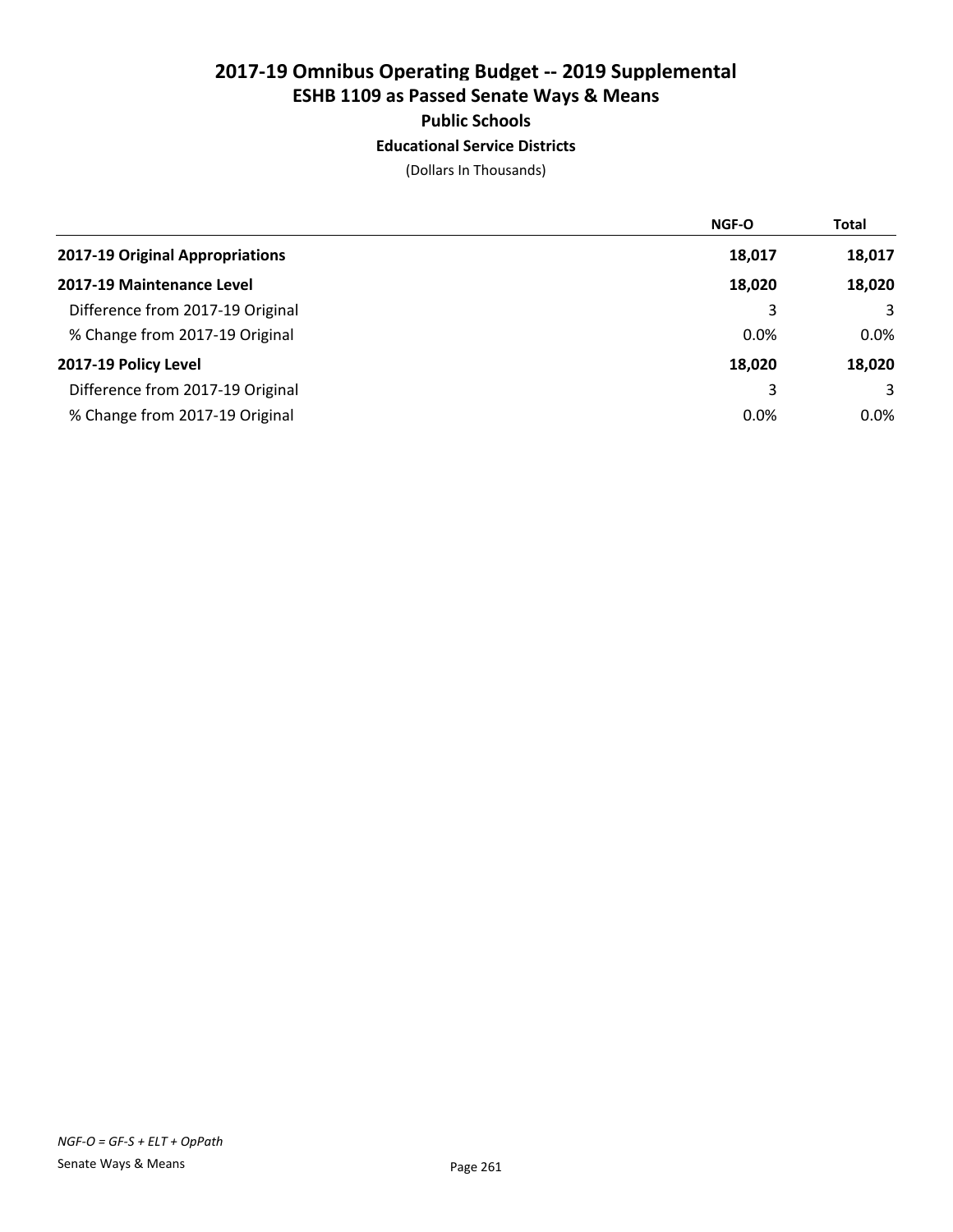# 2017-19 Omnibus Operating Budget -- 2019 Supplemental
## ESHB 1109 as Passed Senate Ways & Means
### Public Schools
#### Educational Service Districts

(Dollars In Thousands)

| | NGF-O | Total |
|---|---|---|
| **2017-19 Original Appropriations** | **18,017** | **18,017** |
| **2017-19 Maintenance Level** | **18,020** | **18,020** |
| Difference from 2017-19 Original | 3 | 3 |
| % Change from 2017-19 Original | 0.0% | 0.0% |
| **2017-19 Policy Level** | **18,020** | **18,020** |
| Difference from 2017-19 Original | 3 | 3 |
| % Change from 2017-19 Original | 0.0% | 0.0% |

*NGF-O = GF-S + ELT + OpPath*

Senate Ways & Means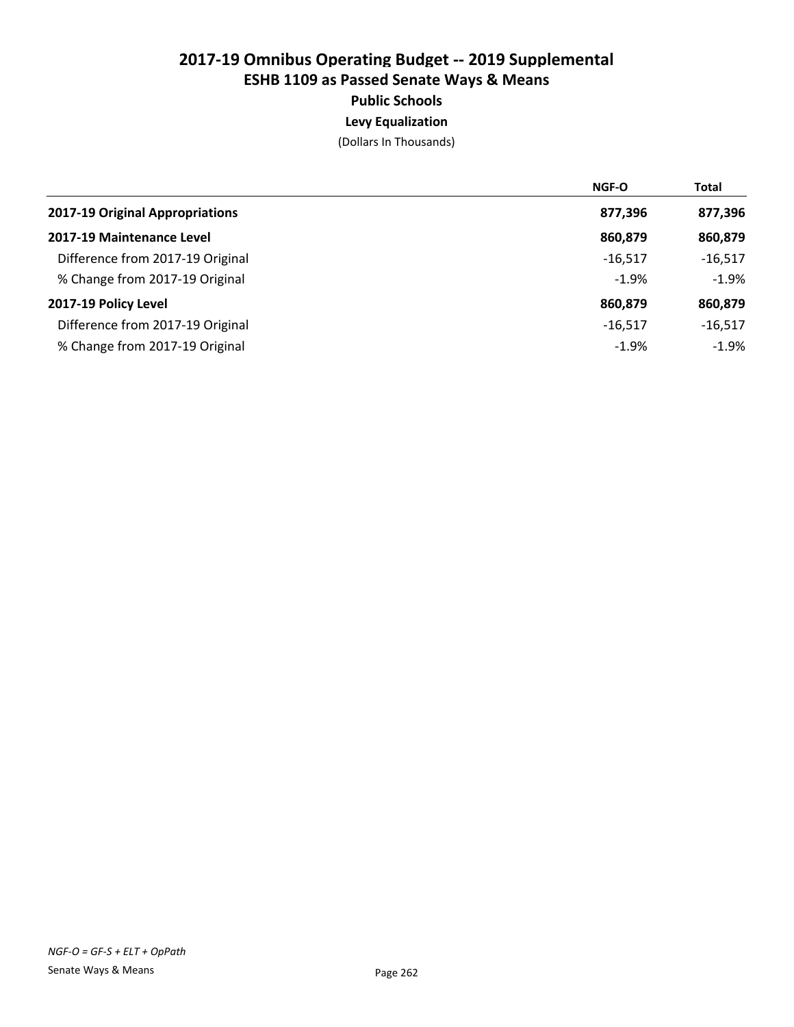# 2017-19 Omnibus Operating Budget -- 2019 Supplemental
## ESHB 1109 as Passed Senate Ways & Means
### Public Schools
#### Levy Equalization

(Dollars In Thousands)

| | NGF-O | Total |
|---|---|---|
| **2017-19 Original Appropriations** | **877,396** | **877,396** |
| **2017-19 Maintenance Level** | **860,879** | **860,879** |
| Difference from 2017-19 Original | -16,517 | -16,517 |
| % Change from 2017-19 Original | -1.9% | -1.9% |
| **2017-19 Policy Level** | **860,879** | **860,879** |
| Difference from 2017-19 Original | -16,517 | -16,517 |
| % Change from 2017-19 Original | -1.9% | -1.9% |

*NGF-O = GF-S + ELT + OpPath*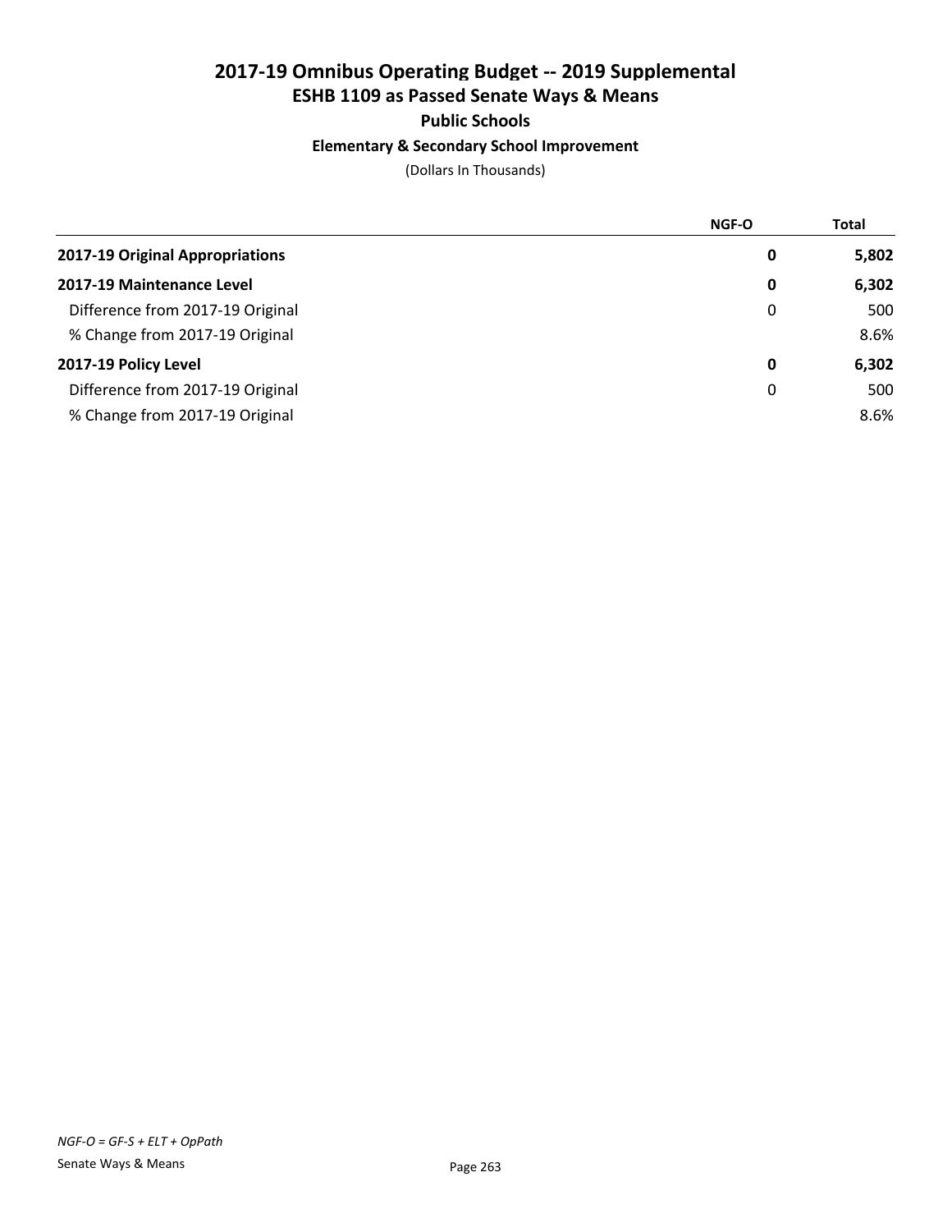# 2017-19 Omnibus Operating Budget -- 2019 Supplemental
## ESHB 1109 as Passed Senate Ways & Means
### Public Schools
#### Elementary & Secondary School Improvement

(Dollars In Thousands)

| | NGF-O | Total |
|---|---|---|
| **2017-19 Original Appropriations** | **0** | **5,802** |
| **2017-19 Maintenance Level** | **0** | **6,302** |
| Difference from 2017-19 Original | 0 | 500 |
| % Change from 2017-19 Original | | 8.6% |
| **2017-19 Policy Level** | **0** | **6,302** |
| Difference from 2017-19 Original | 0 | 500 |
| % Change from 2017-19 Original | | 8.6% |

*NGF-O = GF-S + ELT + OpPath*

Senate Ways & Means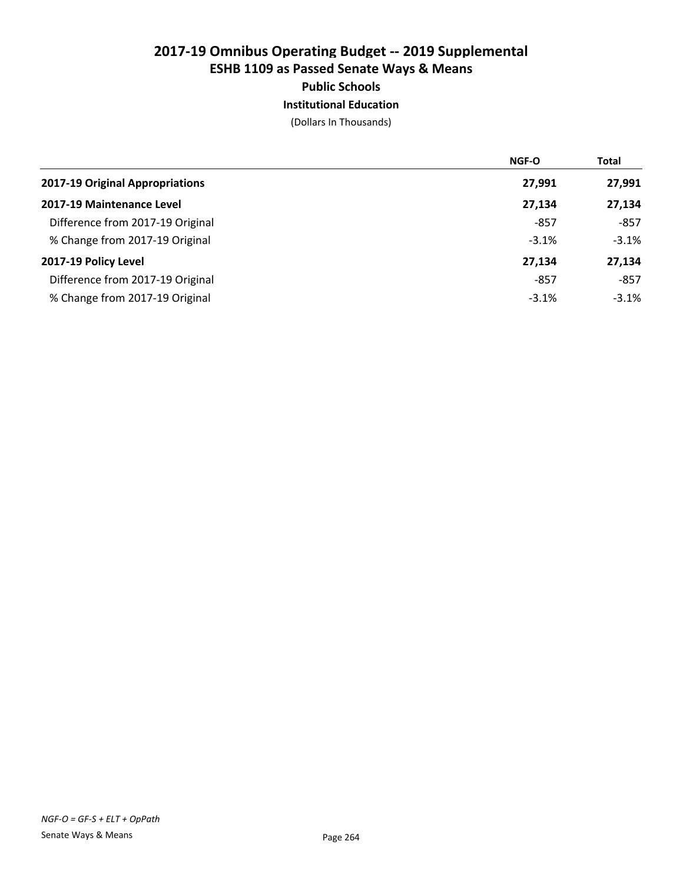# 2017-19 Omnibus Operating Budget -- 2019 Supplemental
## ESHB 1109 as Passed Senate Ways & Means
### Public Schools
#### Institutional Education

(Dollars In Thousands)

| | NGF-O | Total |
|---|---|---|
| **2017-19 Original Appropriations** | **27,991** | **27,991** |
| **2017-19 Maintenance Level** | **27,134** | **27,134** |
| Difference from 2017-19 Original | -857 | -857 |
| % Change from 2017-19 Original | -3.1% | -3.1% |
| **2017-19 Policy Level** | **27,134** | **27,134** |
| Difference from 2017-19 Original | -857 | -857 |
| % Change from 2017-19 Original | -3.1% | -3.1% |

*NGF-O = GF-S + ELT + OpPath*

Senate Ways & Means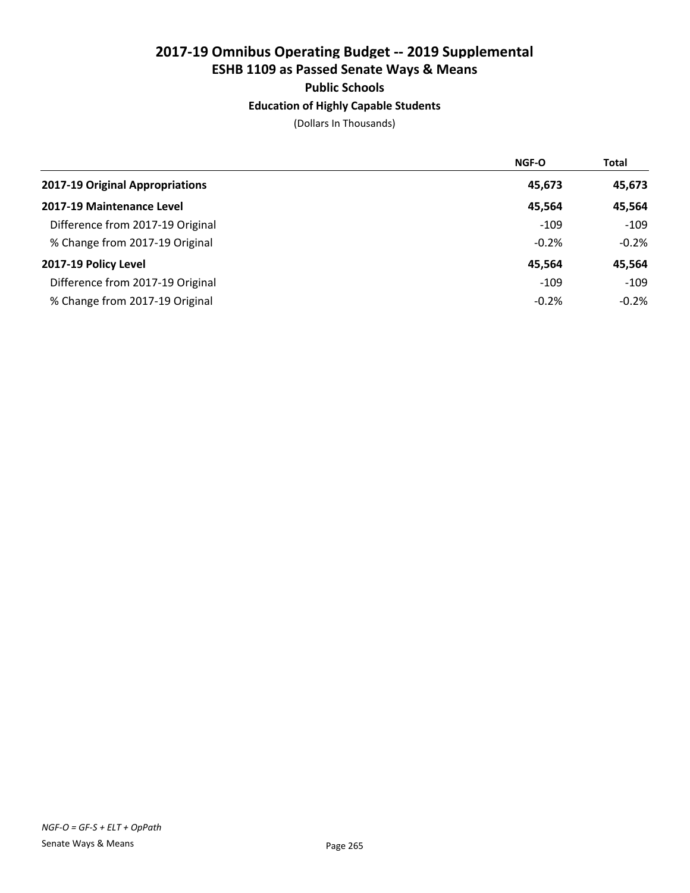# 2017-19 Omnibus Operating Budget -- 2019 Supplemental
## ESHB 1109 as Passed Senate Ways & Means
### Public Schools
### Education of Highly Capable Students

(Dollars In Thousands)

| | NGF-O | Total |
|---|---|---|
| **2017-19 Original Appropriations** | **45,673** | **45,673** |
| **2017-19 Maintenance Level** | **45,564** | **45,564** |
| Difference from 2017-19 Original | -109 | -109 |
| % Change from 2017-19 Original | -0.2% | -0.2% |
| **2017-19 Policy Level** | **45,564** | **45,564** |
| Difference from 2017-19 Original | -109 | -109 |
| % Change from 2017-19 Original | -0.2% | -0.2% |

*NGF-O = GF-S + ELT + OpPath*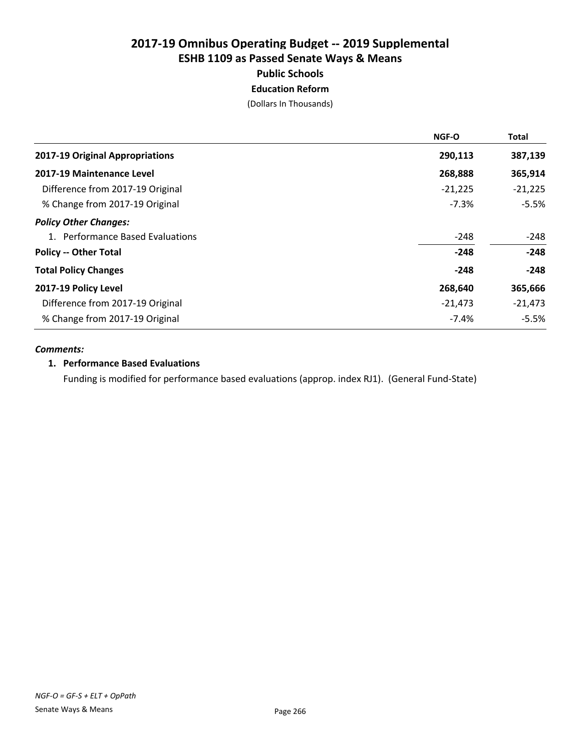# 2017-19 Omnibus Operating Budget -- 2019 Supplemental
## ESHB 1109 as Passed Senate Ways & Means
### Public Schools
### Education Reform

(Dollars In Thousands)

| | NGF-O | Total |
|---|---|---|
| **2017-19 Original Appropriations** | **290,113** | **387,139** |
| **2017-19 Maintenance Level** | **268,888** | **365,914** |
| Difference from 2017-19 Original | -21,225 | -21,225 |
| % Change from 2017-19 Original | -7.3% | -5.5% |
| ***Policy Other Changes:*** | | |
| 1. Performance Based Evaluations | -248 | -248 |
| **Policy -- Other Total** | **-248** | **-248** |
| **Total Policy Changes** | **-248** | **-248** |
| **2017-19 Policy Level** | **268,640** | **365,666** |
| Difference from 2017-19 Original | -21,473 | -21,473 |
| % Change from 2017-19 Original | -7.4% | -5.5% |

***Comments:***

**1. Performance Based Evaluations**

Funding is modified for performance based evaluations (approp. index RJ1). (General Fund-State)

*NGF-O = GF-S + ELT + OpPath*

Senate Ways & Means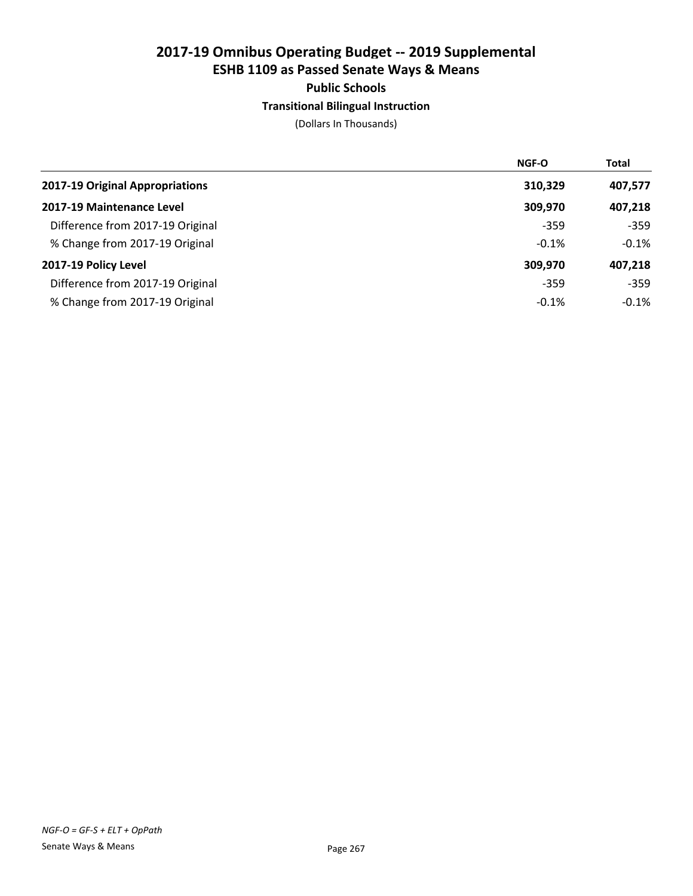# 2017-19 Omnibus Operating Budget -- 2019 Supplemental
## ESHB 1109 as Passed Senate Ways & Means
### Public Schools
#### Transitional Bilingual Instruction

(Dollars In Thousands)

| | NGF-O | Total |
|---|---|---|
| **2017-19 Original Appropriations** | **310,329** | **407,577** |
| **2017-19 Maintenance Level** | **309,970** | **407,218** |
| Difference from 2017-19 Original | -359 | -359 |
| % Change from 2017-19 Original | -0.1% | -0.1% |
| **2017-19 Policy Level** | **309,970** | **407,218** |
| Difference from 2017-19 Original | -359 | -359 |
| % Change from 2017-19 Original | -0.1% | -0.1% |

*NGF-O = GF-S + ELT + OpPath*

Senate Ways & Means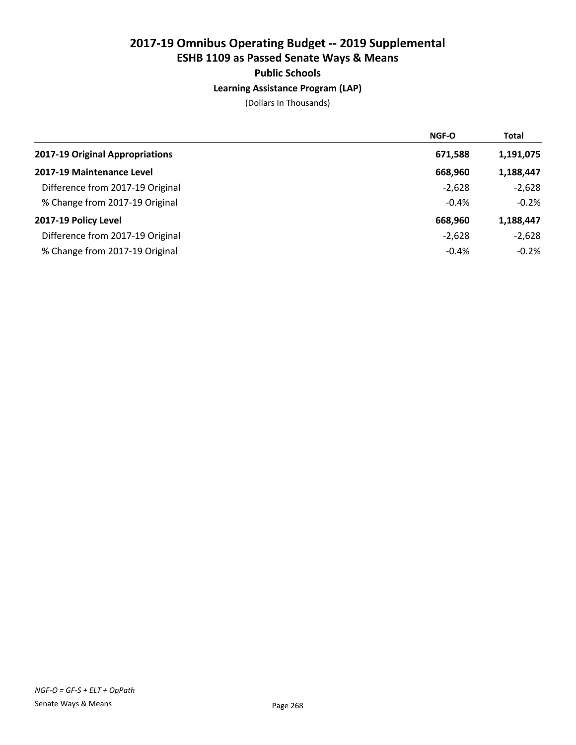# 2017-19 Omnibus Operating Budget -- 2019 Supplemental
## ESHB 1109 as Passed Senate Ways & Means
### Public Schools
### Learning Assistance Program (LAP)
(Dollars In Thousands)

| | NGF-O | Total |
|---|---|---|
| **2017-19 Original Appropriations** | **671,588** | **1,191,075** |
| **2017-19 Maintenance Level** | **668,960** | **1,188,447** |
| Difference from 2017-19 Original | -2,628 | -2,628 |
| % Change from 2017-19 Original | -0.4% | -0.2% |
| **2017-19 Policy Level** | **668,960** | **1,188,447** |
| Difference from 2017-19 Original | -2,628 | -2,628 |
| % Change from 2017-19 Original | -0.4% | -0.2% |

*NGF-O = GF-S + ELT + OpPath*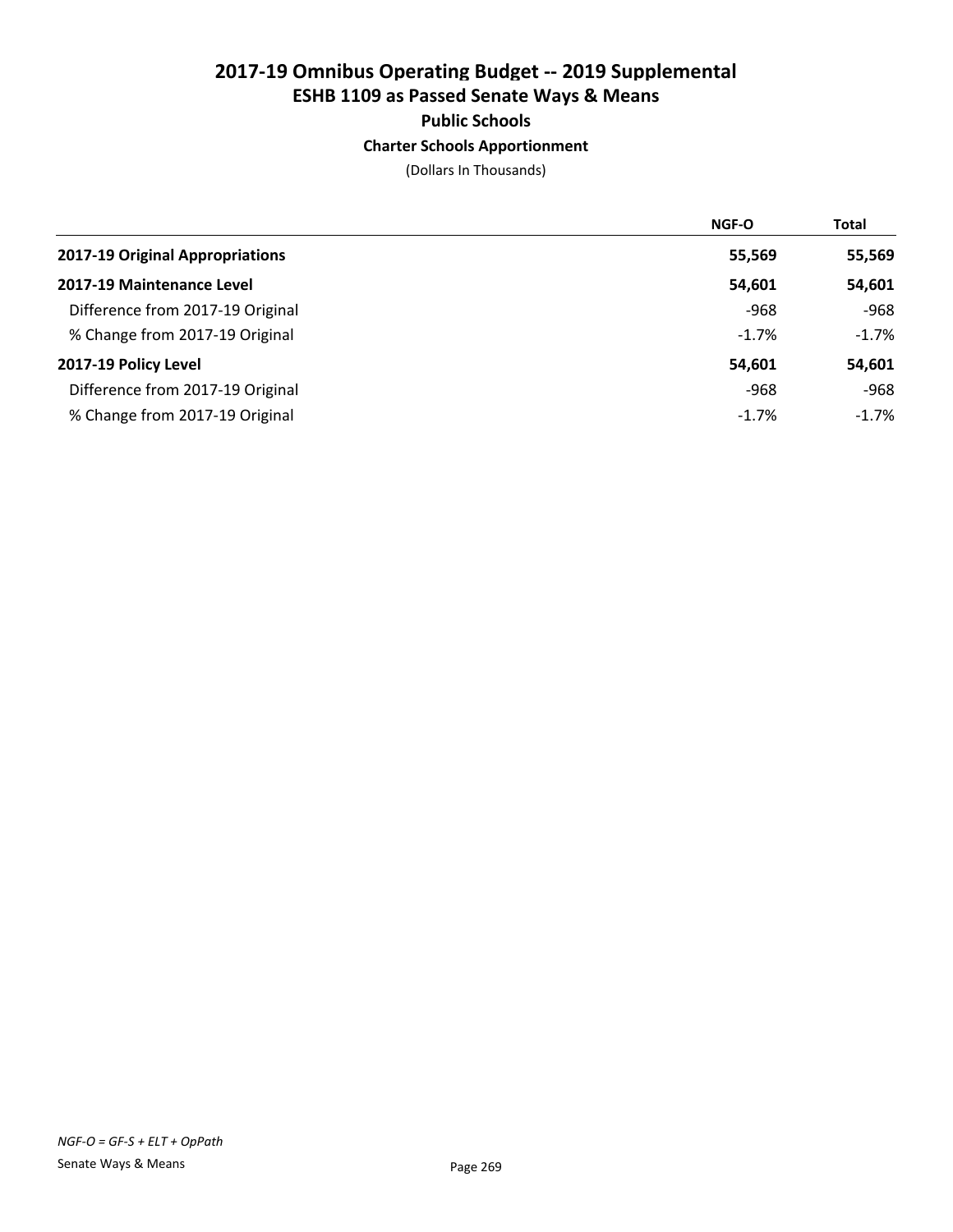# 2017-19 Omnibus Operating Budget -- 2019 Supplemental
## ESHB 1109 as Passed Senate Ways & Means
### Public Schools
#### Charter Schools Apportionment

(Dollars In Thousands)

| | NGF-O | Total |
|---|---|---|
| **2017-19 Original Appropriations** | **55,569** | **55,569** |
| **2017-19 Maintenance Level** | **54,601** | **54,601** |
| Difference from 2017-19 Original | -968 | -968 |
| % Change from 2017-19 Original | -1.7% | -1.7% |
| **2017-19 Policy Level** | **54,601** | **54,601** |
| Difference from 2017-19 Original | -968 | -968 |
| % Change from 2017-19 Original | -1.7% | -1.7% |

*NGF-O = GF-S + ELT + OpPath*

Senate Ways & Means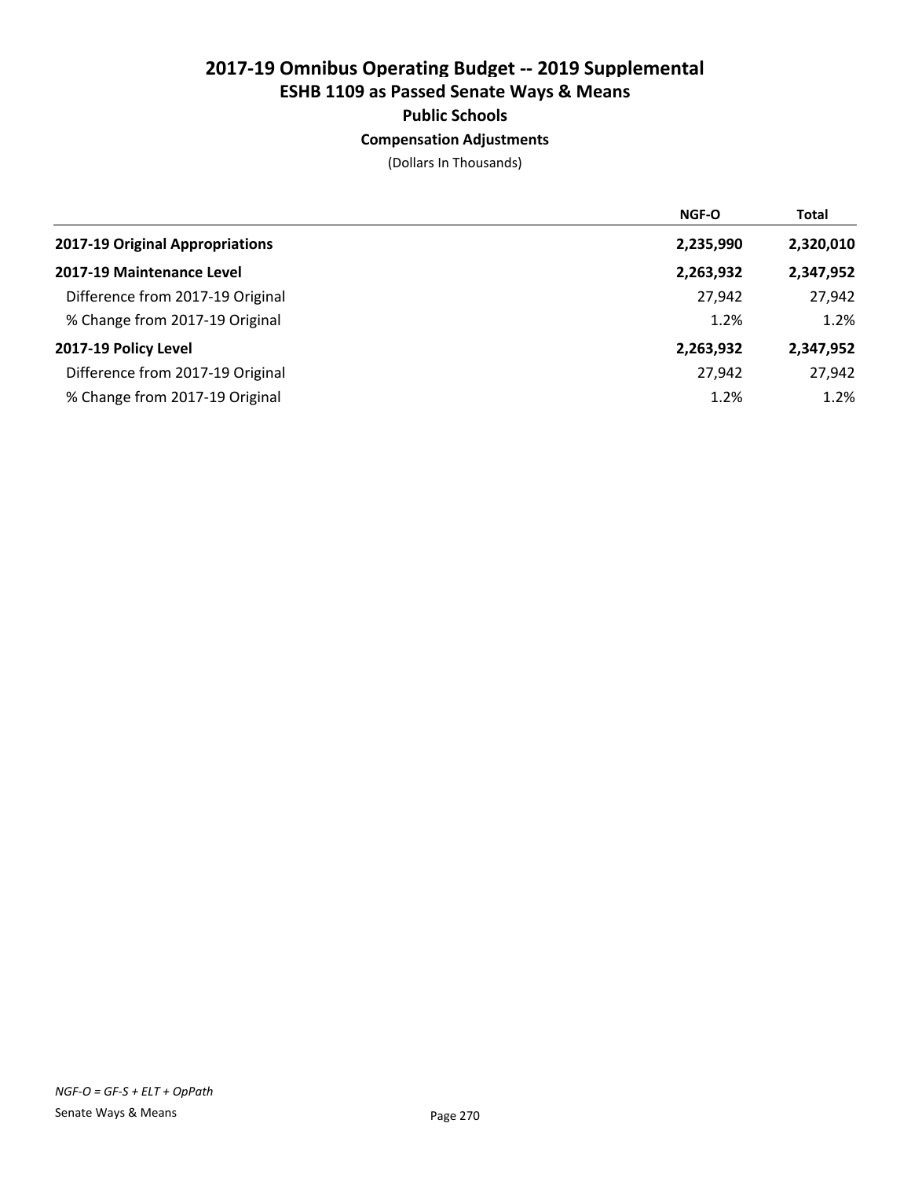# 2017-19 Omnibus Operating Budget -- 2019 Supplemental

## ESHB 1109 as Passed Senate Ways & Means

### Public Schools

#### Compensation Adjustments

(Dollars In Thousands)

| | NGF-O | Total |
|---|---|---|
| **2017-19 Original Appropriations** | **2,235,990** | **2,320,010** |
| **2017-19 Maintenance Level** | **2,263,932** | **2,347,952** |
| Difference from 2017-19 Original | 27,942 | 27,942 |
| % Change from 2017-19 Original | 1.2% | 1.2% |
| **2017-19 Policy Level** | **2,263,932** | **2,347,952** |
| Difference from 2017-19 Original | 27,942 | 27,942 |
| % Change from 2017-19 Original | 1.2% | 1.2% |

*NGF-O = GF-S + ELT + OpPath*

Senate Ways & Means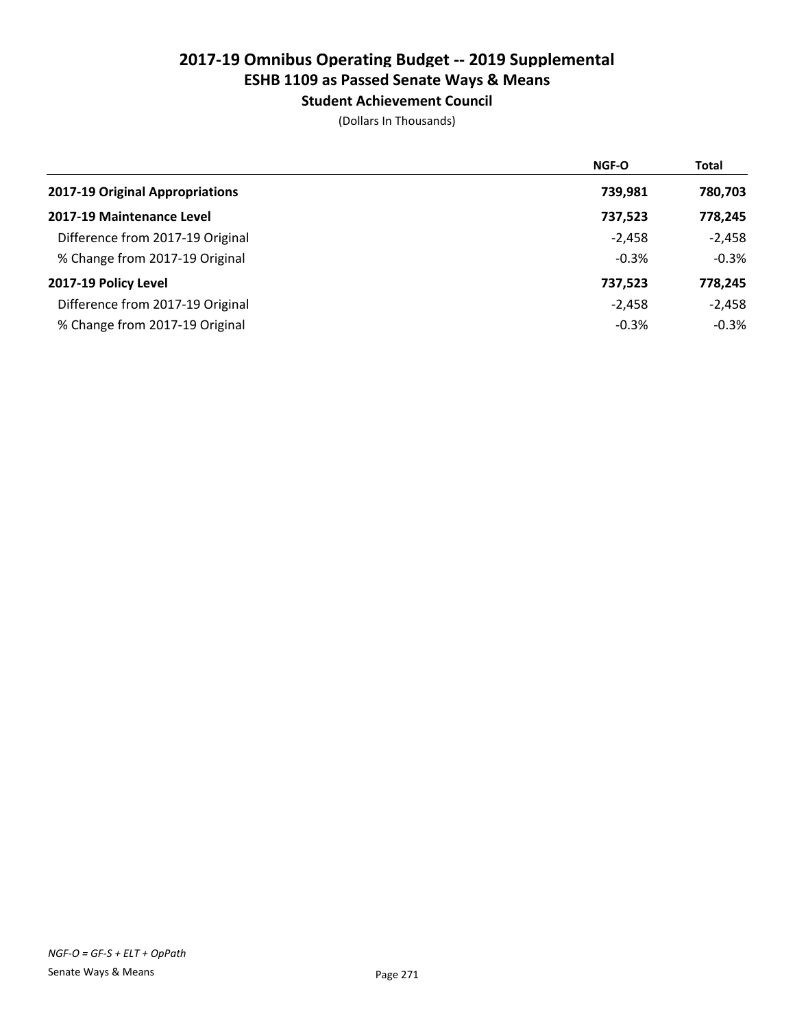# 2017-19 Omnibus Operating Budget -- 2019 Supplemental
## ESHB 1109 as Passed Senate Ways & Means
### Student Achievement Council

(Dollars In Thousands)

| | NGF-O | Total |
|---|---|---|
| **2017-19 Original Appropriations** | **739,981** | **780,703** |
| **2017-19 Maintenance Level** | **737,523** | **778,245** |
| Difference from 2017-19 Original | -2,458 | -2,458 |
| % Change from 2017-19 Original | -0.3% | -0.3% |
| **2017-19 Policy Level** | **737,523** | **778,245** |
| Difference from 2017-19 Original | -2,458 | -2,458 |
| % Change from 2017-19 Original | -0.3% | -0.3% |

*NGF-O = GF-S + ELT + OpPath*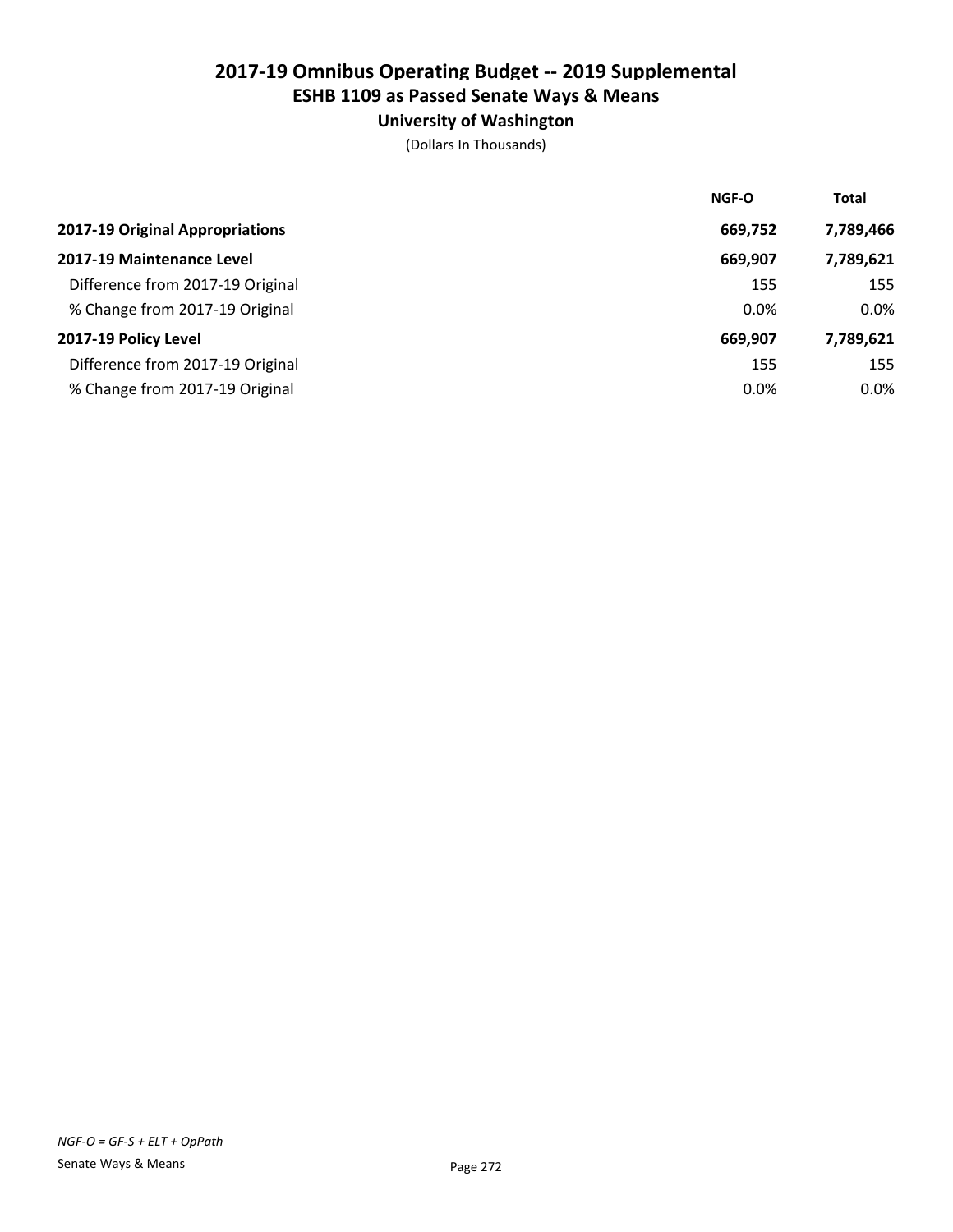# 2017-19 Omnibus Operating Budget -- 2019 Supplemental
## ESHB 1109 as Passed Senate Ways & Means
### University of Washington

(Dollars In Thousands)

| | NGF-O | Total |
|---|---|---|
| **2017-19 Original Appropriations** | **669,752** | **7,789,466** |
| **2017-19 Maintenance Level** | **669,907** | **7,789,621** |
| Difference from 2017-19 Original | 155 | 155 |
| % Change from 2017-19 Original | 0.0% | 0.0% |
| **2017-19 Policy Level** | **669,907** | **7,789,621** |
| Difference from 2017-19 Original | 155 | 155 |
| % Change from 2017-19 Original | 0.0% | 0.0% |

*NGF-O = GF-S + ELT + OpPath*

Senate Ways & Means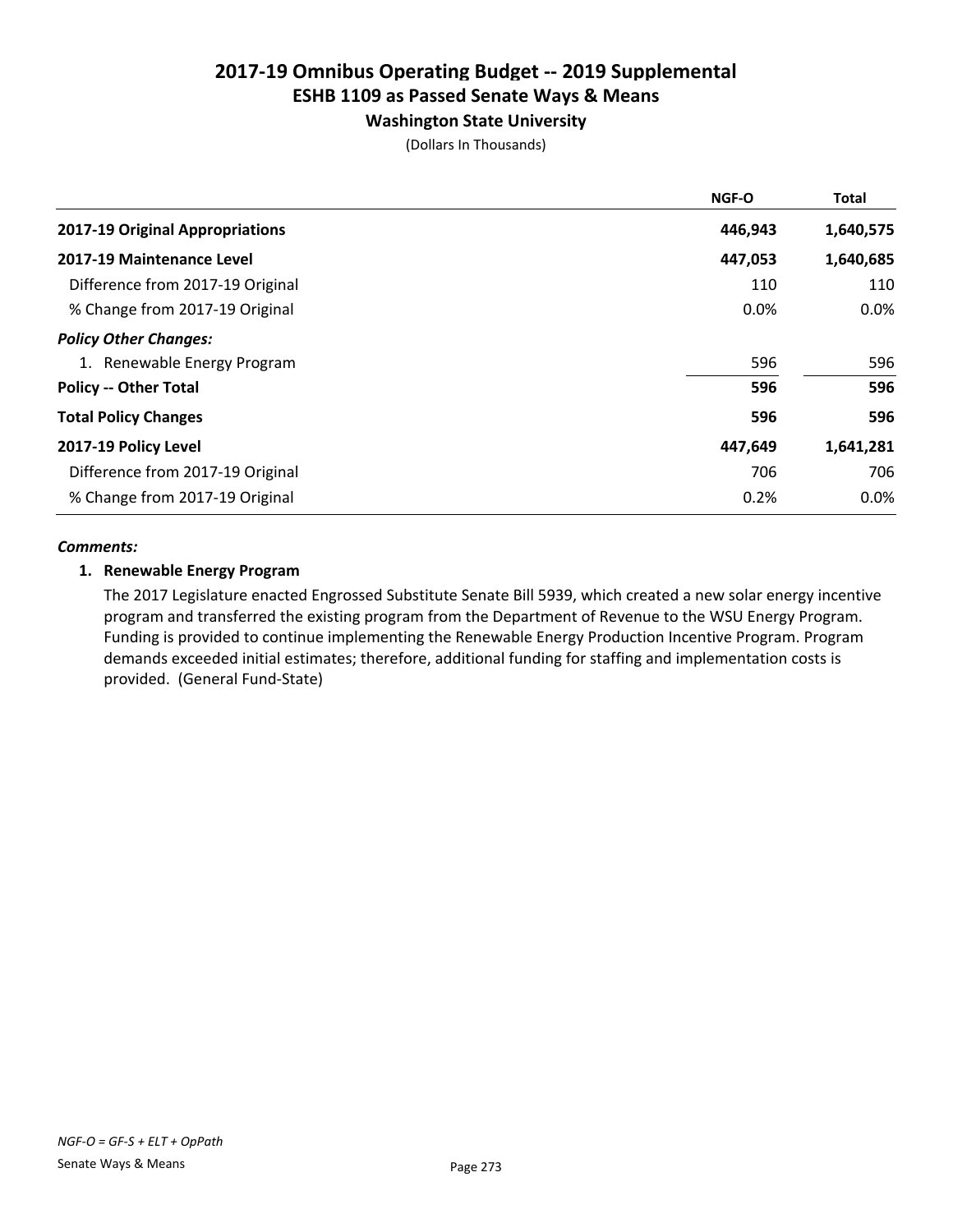# 2017-19 Omnibus Operating Budget -- 2019 Supplemental
## ESHB 1109 as Passed Senate Ways & Means
### Washington State University

(Dollars In Thousands)

| | NGF-O | Total |
|---|---|---|
| **2017-19 Original Appropriations** | **446,943** | **1,640,575** |
| **2017-19 Maintenance Level** | **447,053** | **1,640,685** |
| Difference from 2017-19 Original | 110 | 110 |
| % Change from 2017-19 Original | 0.0% | 0.0% |
| ***Policy Other Changes:*** | | |
| 1. Renewable Energy Program | 596 | 596 |
| **Policy -- Other Total** | **596** | **596** |
| **Total Policy Changes** | **596** | **596** |
| **2017-19 Policy Level** | **447,649** | **1,641,281** |
| Difference from 2017-19 Original | 706 | 706 |
| % Change from 2017-19 Original | 0.2% | 0.0% |

***Comments:***

**1. Renewable Energy Program**

The 2017 Legislature enacted Engrossed Substitute Senate Bill 5939, which created a new solar energy incentive program and transferred the existing program from the Department of Revenue to the WSU Energy Program. Funding is provided to continue implementing the Renewable Energy Production Incentive Program. Program demands exceeded initial estimates; therefore, additional funding for staffing and implementation costs is provided. (General Fund-State)

*NGF-O = GF-S + ELT + OpPath*

Senate Ways & Means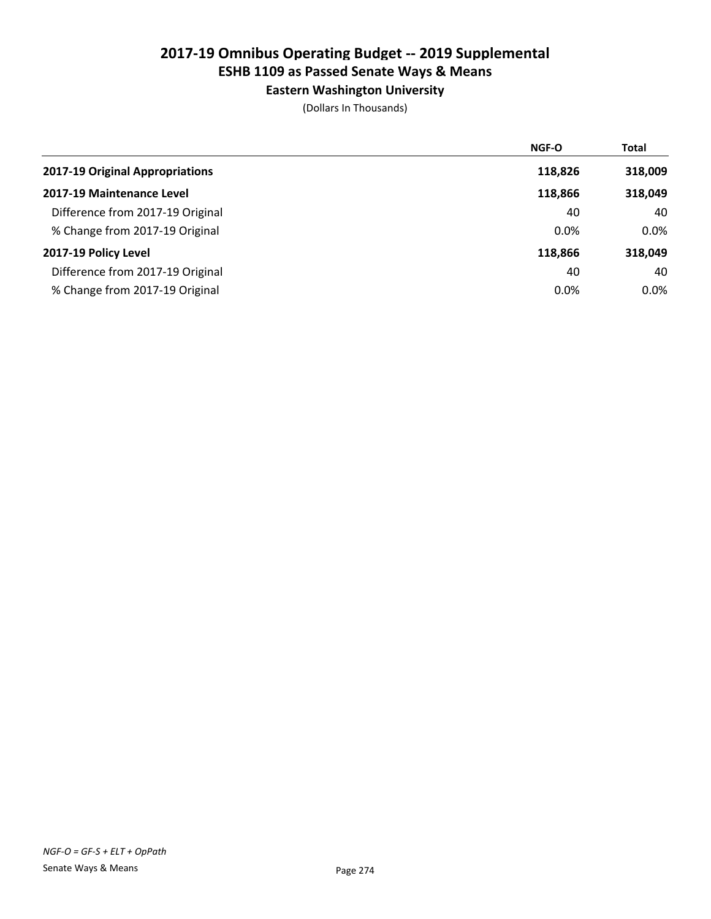# 2017-19 Omnibus Operating Budget -- 2019 Supplemental
## ESHB 1109 as Passed Senate Ways & Means
### Eastern Washington University

(Dollars In Thousands)

| | NGF-O | Total |
|---|---|---|
| **2017-19 Original Appropriations** | **118,826** | **318,009** |
| **2017-19 Maintenance Level** | **118,866** | **318,049** |
| Difference from 2017-19 Original | 40 | 40 |
| % Change from 2017-19 Original | 0.0% | 0.0% |
| **2017-19 Policy Level** | **118,866** | **318,049** |
| Difference from 2017-19 Original | 40 | 40 |
| % Change from 2017-19 Original | 0.0% | 0.0% |

*NGF-O = GF-S + ELT + OpPath*

Senate Ways & Means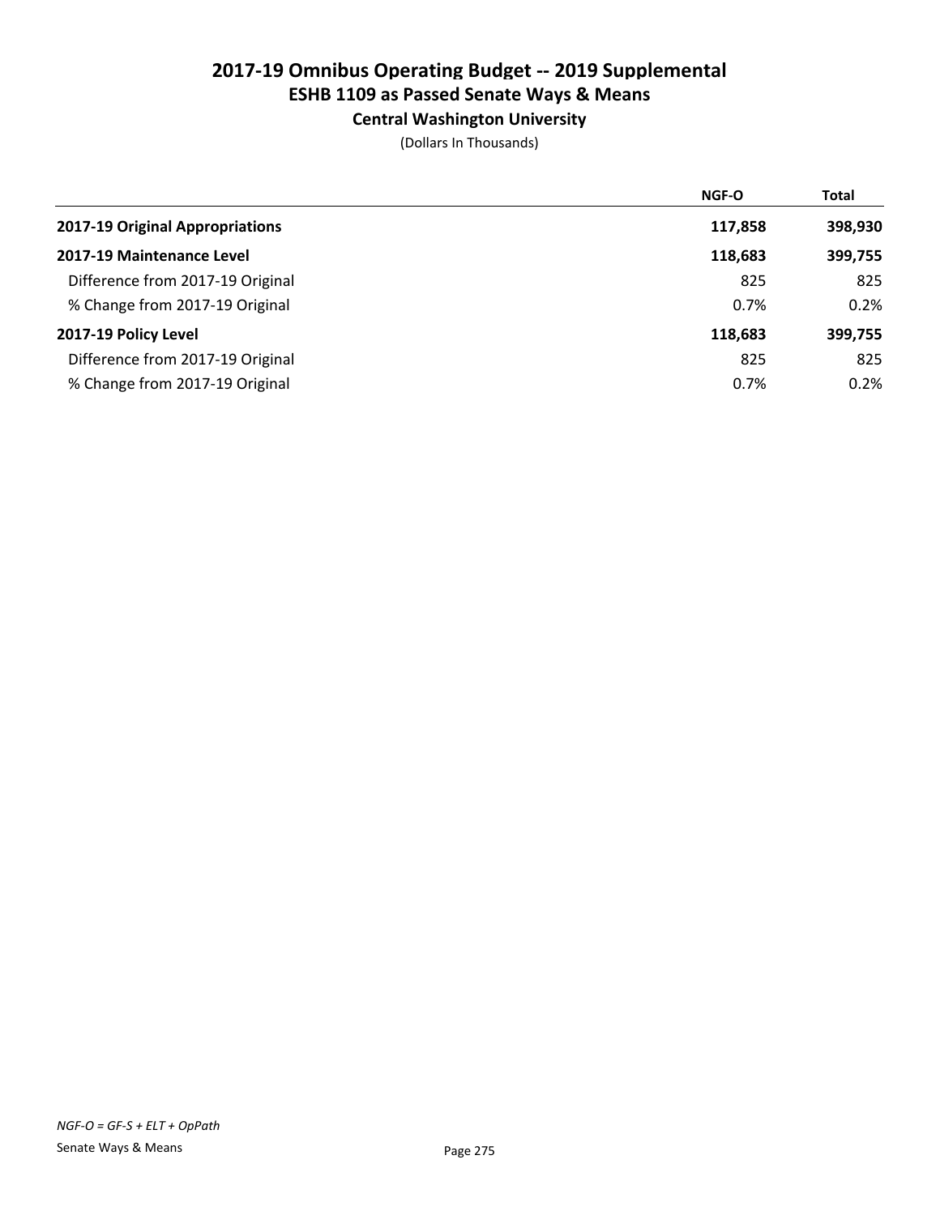# 2017-19 Omnibus Operating Budget -- 2019 Supplemental
## ESHB 1109 as Passed Senate Ways & Means
### Central Washington University

(Dollars In Thousands)

| | NGF-O | Total |
|---|---|---|
| **2017-19 Original Appropriations** | **117,858** | **398,930** |
| **2017-19 Maintenance Level** | **118,683** | **399,755** |
| Difference from 2017-19 Original | 825 | 825 |
| % Change from 2017-19 Original | 0.7% | 0.2% |
| **2017-19 Policy Level** | **118,683** | **399,755** |
| Difference from 2017-19 Original | 825 | 825 |
| % Change from 2017-19 Original | 0.7% | 0.2% |

*NGF-O = GF-S + ELT + OpPath*

Senate Ways & Means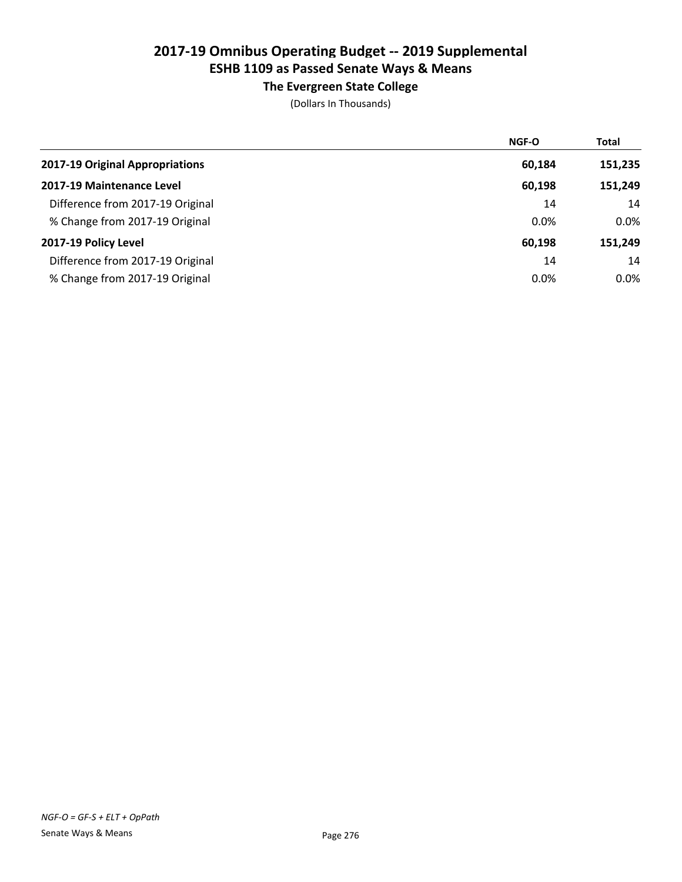# 2017-19 Omnibus Operating Budget -- 2019 Supplemental

## ESHB 1109 as Passed Senate Ways & Means

### The Evergreen State College

(Dollars In Thousands)

| | NGF-O | Total |
|---|---|---|
| **2017-19 Original Appropriations** | **60,184** | **151,235** |
| **2017-19 Maintenance Level** | **60,198** | **151,249** |
| Difference from 2017-19 Original | 14 | 14 |
| % Change from 2017-19 Original | 0.0% | 0.0% |
| **2017-19 Policy Level** | **60,198** | **151,249** |
| Difference from 2017-19 Original | 14 | 14 |
| % Change from 2017-19 Original | 0.0% | 0.0% |

*NGF-O = GF-S + ELT + OpPath*

Senate Ways & Means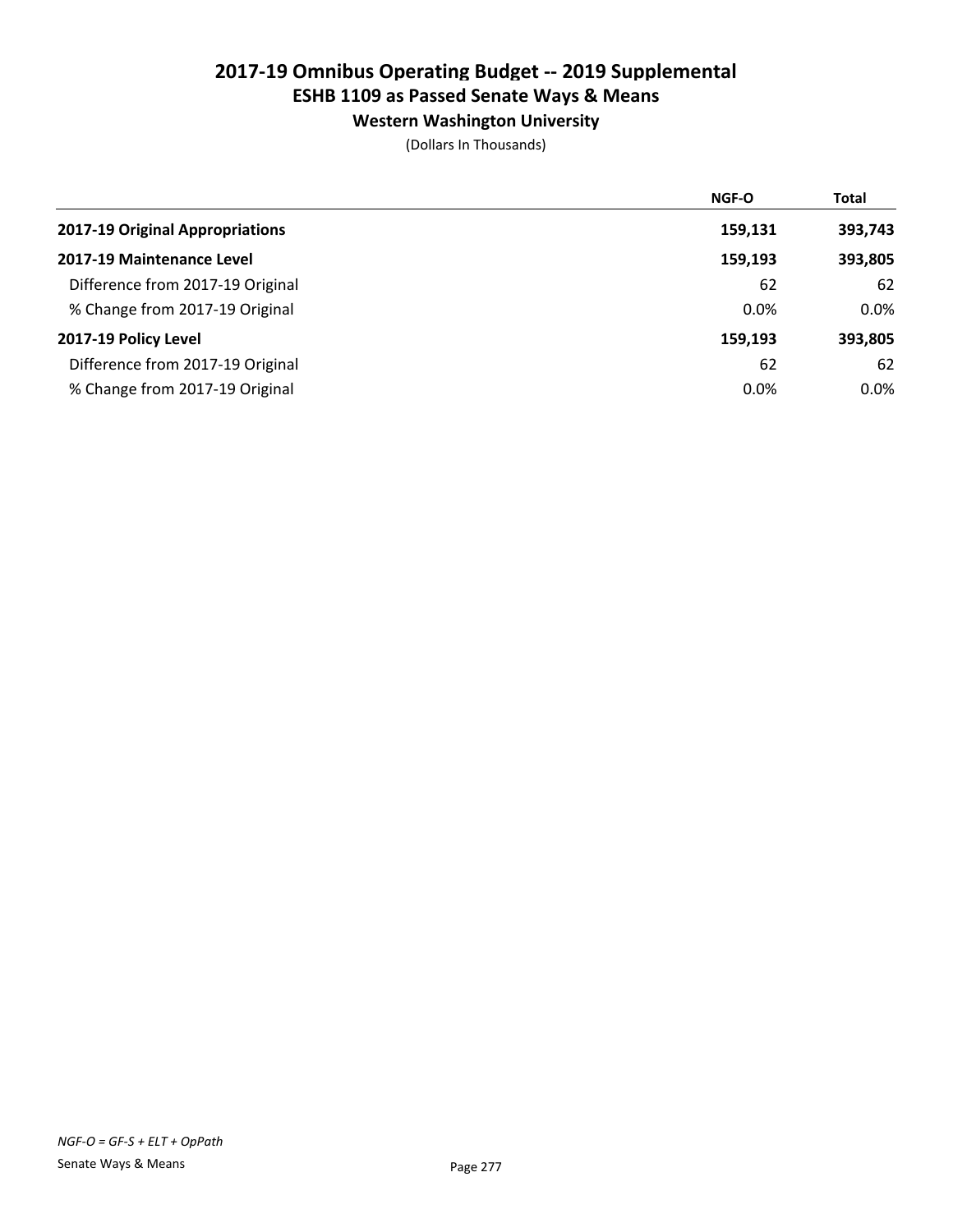# 2017-19 Omnibus Operating Budget -- 2019 Supplemental
## ESHB 1109 as Passed Senate Ways & Means
### Western Washington University

(Dollars In Thousands)

| | NGF-O | Total |
|---|---|---|
| **2017-19 Original Appropriations** | 159,131 | 393,743 |
| **2017-19 Maintenance Level** | 159,193 | 393,805 |
| Difference from 2017-19 Original | 62 | 62 |
| % Change from 2017-19 Original | 0.0% | 0.0% |
| **2017-19 Policy Level** | 159,193 | 393,805 |
| Difference from 2017-19 Original | 62 | 62 |
| % Change from 2017-19 Original | 0.0% | 0.0% |

*NGF-O = GF-S + ELT + OpPath*

Senate Ways & Means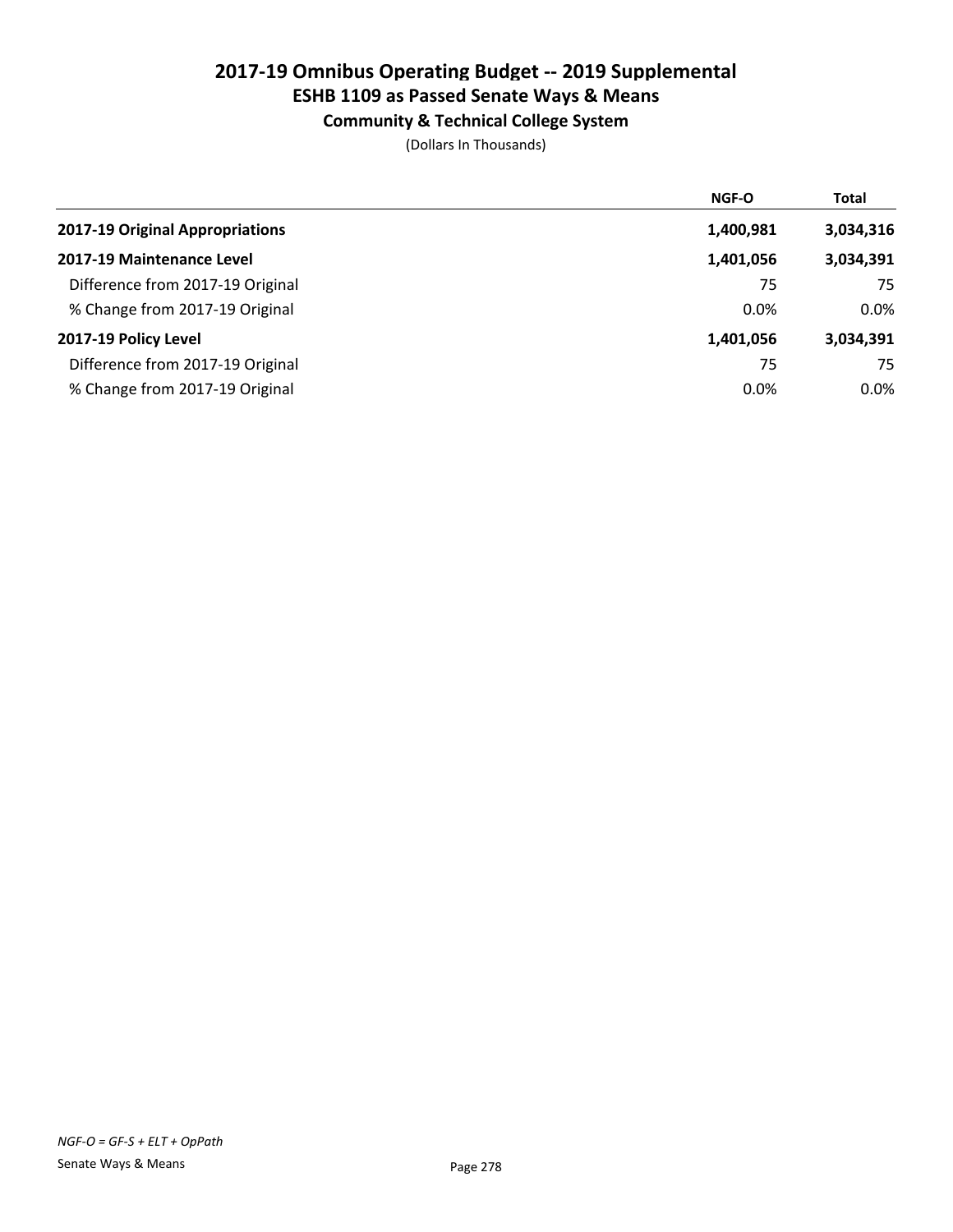# 2017-19 Omnibus Operating Budget -- 2019 Supplemental

## ESHB 1109 as Passed Senate Ways & Means

### Community & Technical College System

(Dollars In Thousands)

| | NGF-O | Total |
|---|---|---|
| **2017-19 Original Appropriations** | 1,400,981 | 3,034,316 |
| **2017-19 Maintenance Level** | 1,401,056 | 3,034,391 |
| Difference from 2017-19 Original | 75 | 75 |
| % Change from 2017-19 Original | 0.0% | 0.0% |
| **2017-19 Policy Level** | 1,401,056 | 3,034,391 |
| Difference from 2017-19 Original | 75 | 75 |
| % Change from 2017-19 Original | 0.0% | 0.0% |

*NGF-O = GF-S + ELT + OpPath*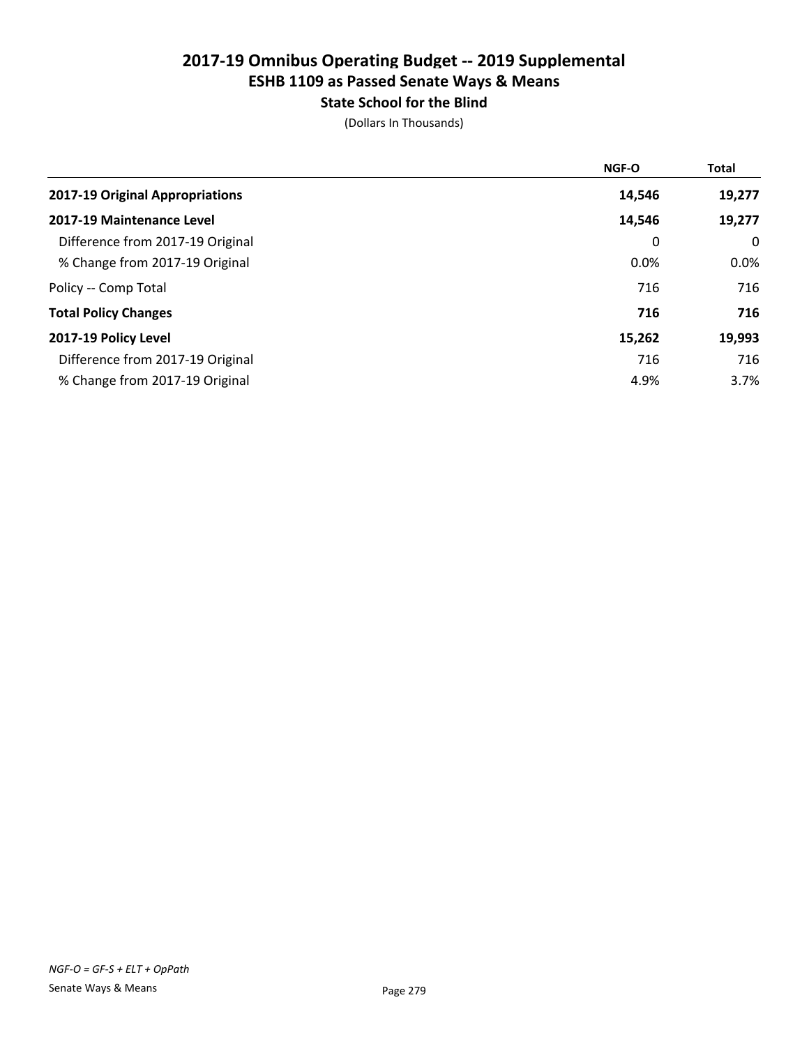# 2017-19 Omnibus Operating Budget -- 2019 Supplemental
## ESHB 1109 as Passed Senate Ways & Means
### State School for the Blind

(Dollars In Thousands)

| | NGF-O | Total |
|---|---|---|
| **2017-19 Original Appropriations** | **14,546** | **19,277** |
| **2017-19 Maintenance Level** | **14,546** | **19,277** |
| Difference from 2017-19 Original | 0 | 0 |
| % Change from 2017-19 Original | 0.0% | 0.0% |
| Policy -- Comp Total | 716 | 716 |
| **Total Policy Changes** | **716** | **716** |
| **2017-19 Policy Level** | **15,262** | **19,993** |
| Difference from 2017-19 Original | 716 | 716 |
| % Change from 2017-19 Original | 4.9% | 3.7% |

*NGF-O = GF-S + ELT + OpPath*

Senate Ways & Means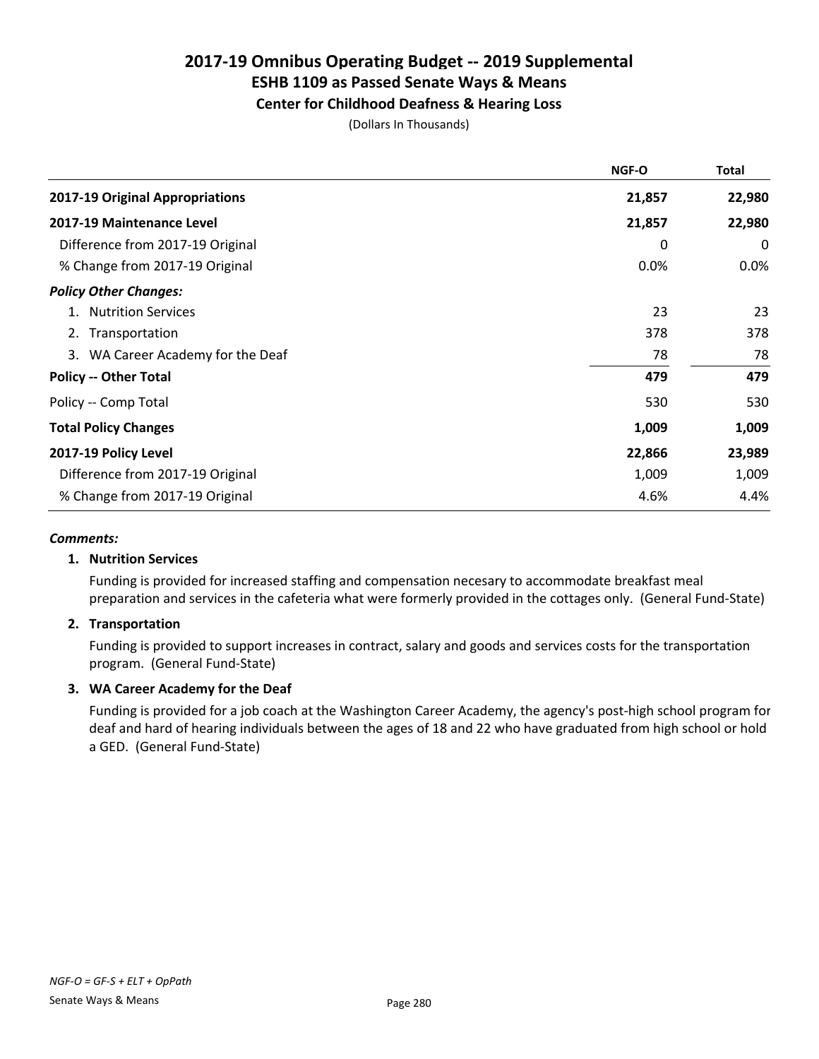# 2017-19 Omnibus Operating Budget -- 2019 Supplemental
## ESHB 1109 as Passed Senate Ways & Means
### Center for Childhood Deafness & Hearing Loss

(Dollars In Thousands)

| | NGF-O | Total |
|---|---|---|
| **2017-19 Original Appropriations** | **21,857** | **22,980** |
| **2017-19 Maintenance Level** | **21,857** | **22,980** |
| Difference from 2017-19 Original | 0 | 0 |
| % Change from 2017-19 Original | 0.0% | 0.0% |
| ***Policy Other Changes:*** | | |
| 1. Nutrition Services | 23 | 23 |
| 2. Transportation | 378 | 378 |
| 3. WA Career Academy for the Deaf | 78 | 78 |
| **Policy -- Other Total** | **479** | **479** |
| Policy -- Comp Total | 530 | 530 |
| **Total Policy Changes** | **1,009** | **1,009** |
| **2017-19 Policy Level** | **22,866** | **23,989** |
| Difference from 2017-19 Original | 1,009 | 1,009 |
| % Change from 2017-19 Original | 4.6% | 4.4% |

***Comments:***

**1. Nutrition Services**

Funding is provided for increased staffing and compensation necesary to accommodate breakfast meal preparation and services in the cafeteria what were formerly provided in the cottages only. (General Fund-State)

**2. Transportation**

Funding is provided to support increases in contract, salary and goods and services costs for the transportation program. (General Fund-State)

**3. WA Career Academy for the Deaf**

Funding is provided for a job coach at the Washington Career Academy, the agency's post-high school program for deaf and hard of hearing individuals between the ages of 18 and 22 who have graduated from high school or hold a GED. (General Fund-State)

*NGF-O = GF-S + ELT + OpPath*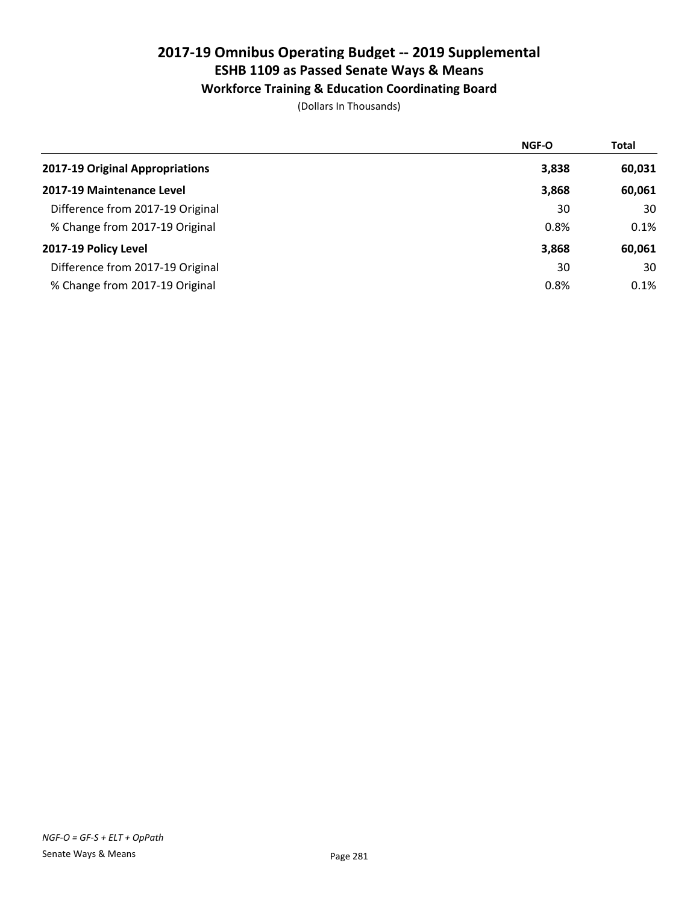# 2017-19 Omnibus Operating Budget -- 2019 Supplemental
## ESHB 1109 as Passed Senate Ways & Means
### Workforce Training & Education Coordinating Board

(Dollars In Thousands)

| | NGF-O | Total |
|---|---|---|
| **2017-19 Original Appropriations** | **3,838** | **60,031** |
| **2017-19 Maintenance Level** | **3,868** | **60,061** |
| Difference from 2017-19 Original | 30 | 30 |
| % Change from 2017-19 Original | 0.8% | 0.1% |
| **2017-19 Policy Level** | **3,868** | **60,061** |
| Difference from 2017-19 Original | 30 | 30 |
| % Change from 2017-19 Original | 0.8% | 0.1% |

*NGF-O = GF-S + ELT + OpPath*

Senate Ways & Means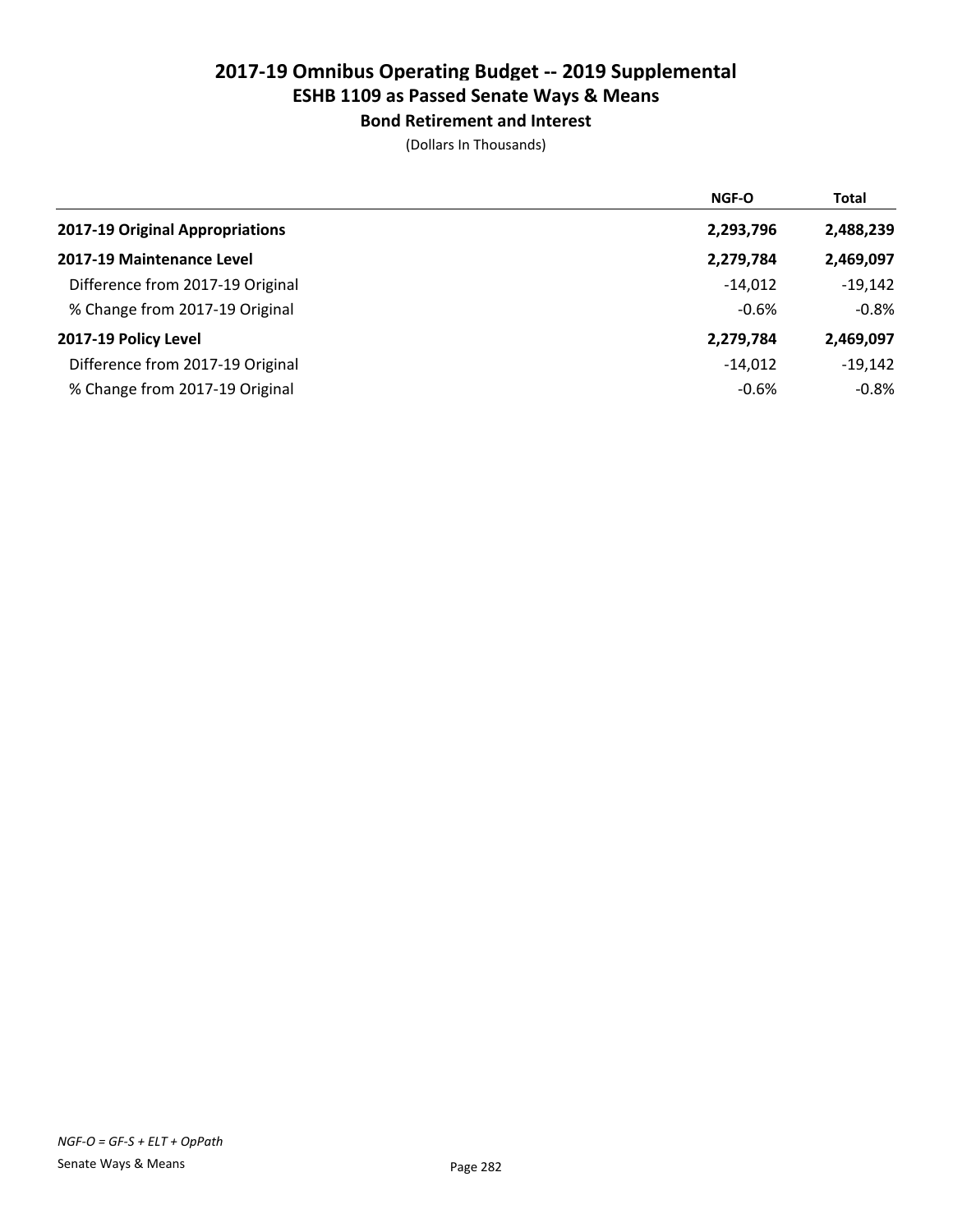# 2017-19 Omnibus Operating Budget -- 2019 Supplemental
## ESHB 1109 as Passed Senate Ways & Means
### Bond Retirement and Interest

(Dollars In Thousands)

| | NGF-O | Total |
|---|---|---|
| **2017-19 Original Appropriations** | 2,293,796 | 2,488,239 |
| **2017-19 Maintenance Level** | 2,279,784 | 2,469,097 |
| Difference from 2017-19 Original | -14,012 | -19,142 |
| % Change from 2017-19 Original | -0.6% | -0.8% |
| **2017-19 Policy Level** | 2,279,784 | 2,469,097 |
| Difference from 2017-19 Original | -14,012 | -19,142 |
| % Change from 2017-19 Original | -0.6% | -0.8% |

*NGF-O = GF-S + ELT + OpPath*

Senate Ways & Means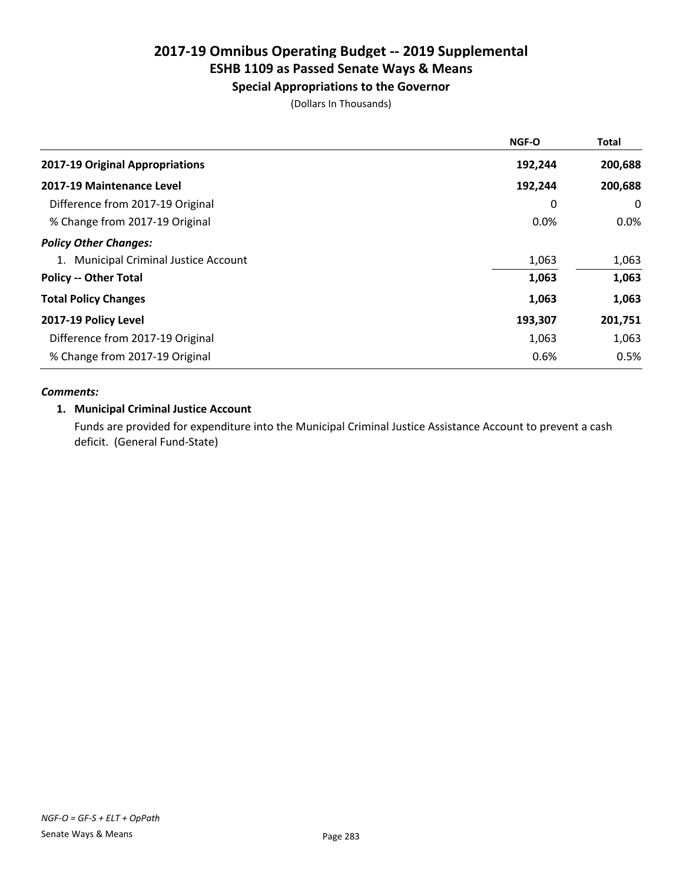# 2017-19 Omnibus Operating Budget -- 2019 Supplemental
## ESHB 1109 as Passed Senate Ways & Means
### Special Appropriations to the Governor

(Dollars In Thousands)

| | NGF-O | Total |
|---|---|---|
| **2017-19 Original Appropriations** | **192,244** | **200,688** |
| **2017-19 Maintenance Level** | **192,244** | **200,688** |
| Difference from 2017-19 Original | 0 | 0 |
| % Change from 2017-19 Original | 0.0% | 0.0% |
| ***Policy Other Changes:*** | | |
| 1. Municipal Criminal Justice Account | 1,063 | 1,063 |
| **Policy -- Other Total** | **1,063** | **1,063** |
| **Total Policy Changes** | **1,063** | **1,063** |
| **2017-19 Policy Level** | **193,307** | **201,751** |
| Difference from 2017-19 Original | 1,063 | 1,063 |
| % Change from 2017-19 Original | 0.6% | 0.5% |

***Comments:***

**1. Municipal Criminal Justice Account**

Funds are provided for expenditure into the Municipal Criminal Justice Assistance Account to prevent a cash deficit. (General Fund-State)

*NGF-O = GF-S + ELT + OpPath*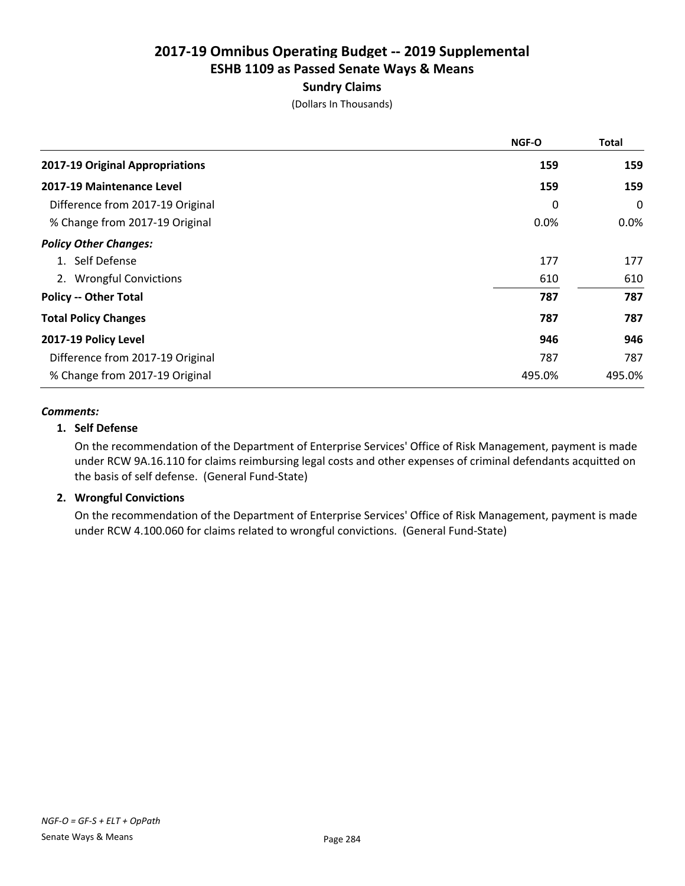# 2017-19 Omnibus Operating Budget -- 2019 Supplemental
## ESHB 1109 as Passed Senate Ways & Means
### Sundry Claims
(Dollars In Thousands)

| | NGF-O | Total |
|---|---|---|
| **2017-19 Original Appropriations** | **159** | **159** |
| **2017-19 Maintenance Level** | **159** | **159** |
| Difference from 2017-19 Original | 0 | 0 |
| % Change from 2017-19 Original | 0.0% | 0.0% |
| ***Policy Other Changes:*** | | |
| 1. Self Defense | 177 | 177 |
| 2. Wrongful Convictions | 610 | 610 |
| **Policy -- Other Total** | **787** | **787** |
| **Total Policy Changes** | **787** | **787** |
| **2017-19 Policy Level** | **946** | **946** |
| Difference from 2017-19 Original | 787 | 787 |
| % Change from 2017-19 Original | 495.0% | 495.0% |

***Comments:***

**1. Self Defense**

On the recommendation of the Department of Enterprise Services' Office of Risk Management, payment is made under RCW 9A.16.110 for claims reimbursing legal costs and other expenses of criminal defendants acquitted on the basis of self defense. (General Fund-State)

**2. Wrongful Convictions**

On the recommendation of the Department of Enterprise Services' Office of Risk Management, payment is made under RCW 4.100.060 for claims related to wrongful convictions. (General Fund-State)

*NGF-O = GF-S + ELT + OpPath*

Senate Ways & Means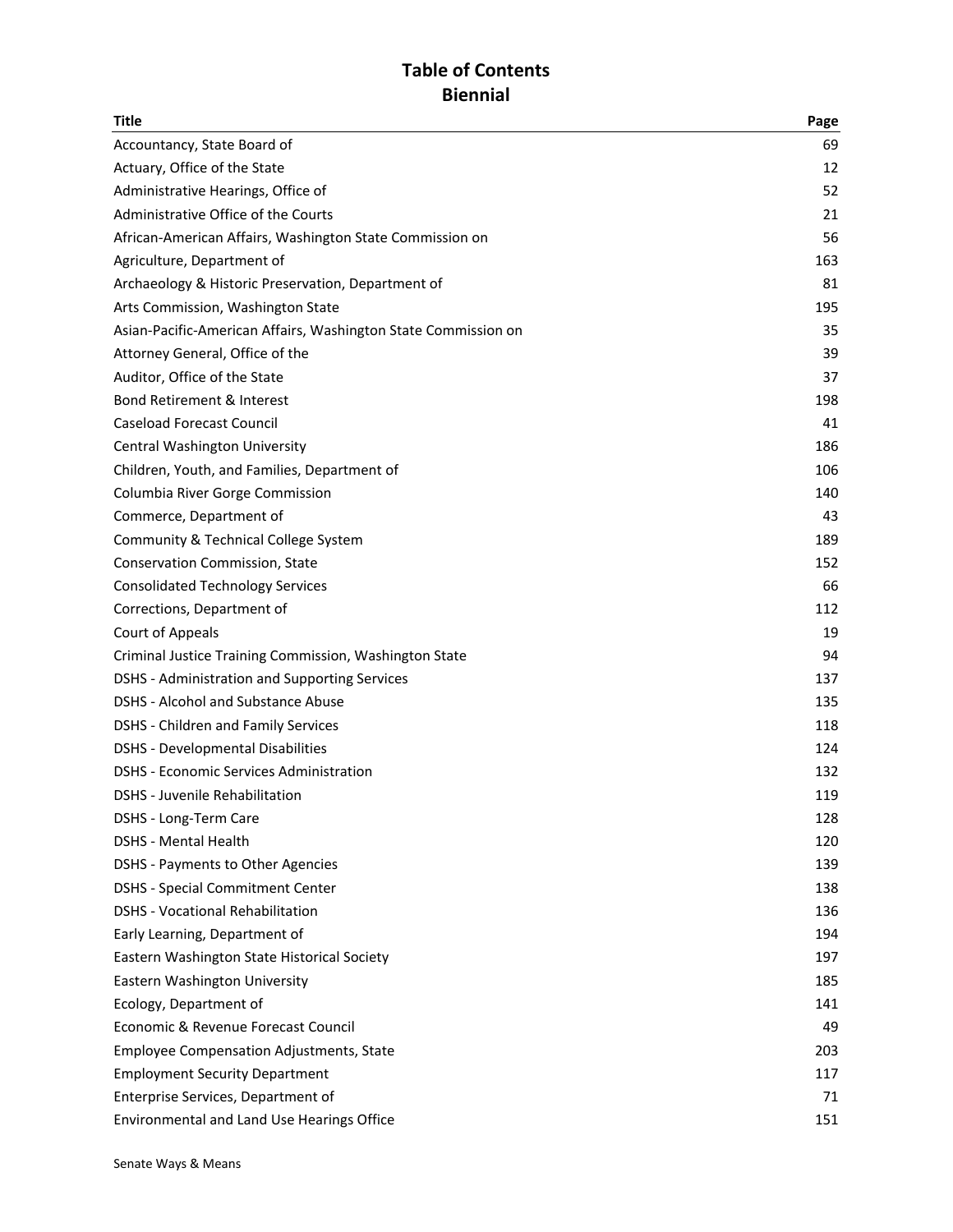# Table of Contents
## Biennial

| Title | Page |
|---|---|
| Accountancy, State Board of | 69 |
| Actuary, Office of the State | 12 |
| Administrative Hearings, Office of | 52 |
| Administrative Office of the Courts | 21 |
| African-American Affairs, Washington State Commission on | 56 |
| Agriculture, Department of | 163 |
| Archaeology & Historic Preservation, Department of | 81 |
| Arts Commission, Washington State | 195 |
| Asian-Pacific-American Affairs, Washington State Commission on | 35 |
| Attorney General, Office of the | 39 |
| Auditor, Office of the State | 37 |
| Bond Retirement & Interest | 198 |
| Caseload Forecast Council | 41 |
| Central Washington University | 186 |
| Children, Youth, and Families, Department of | 106 |
| Columbia River Gorge Commission | 140 |
| Commerce, Department of | 43 |
| Community & Technical College System | 189 |
| Conservation Commission, State | 152 |
| Consolidated Technology Services | 66 |
| Corrections, Department of | 112 |
| Court of Appeals | 19 |
| Criminal Justice Training Commission, Washington State | 94 |
| DSHS - Administration and Supporting Services | 137 |
| DSHS - Alcohol and Substance Abuse | 135 |
| DSHS - Children and Family Services | 118 |
| DSHS - Developmental Disabilities | 124 |
| DSHS - Economic Services Administration | 132 |
| DSHS - Juvenile Rehabilitation | 119 |
| DSHS - Long-Term Care | 128 |
| DSHS - Mental Health | 120 |
| DSHS - Payments to Other Agencies | 139 |
| DSHS - Special Commitment Center | 138 |
| DSHS - Vocational Rehabilitation | 136 |
| Early Learning, Department of | 194 |
| Eastern Washington State Historical Society | 197 |
| Eastern Washington University | 185 |
| Ecology, Department of | 141 |
| Economic & Revenue Forecast Council | 49 |
| Employee Compensation Adjustments, State | 203 |
| Employment Security Department | 117 |
| Enterprise Services, Department of | 71 |
| Environmental and Land Use Hearings Office | 151 |

Senate Ways & Means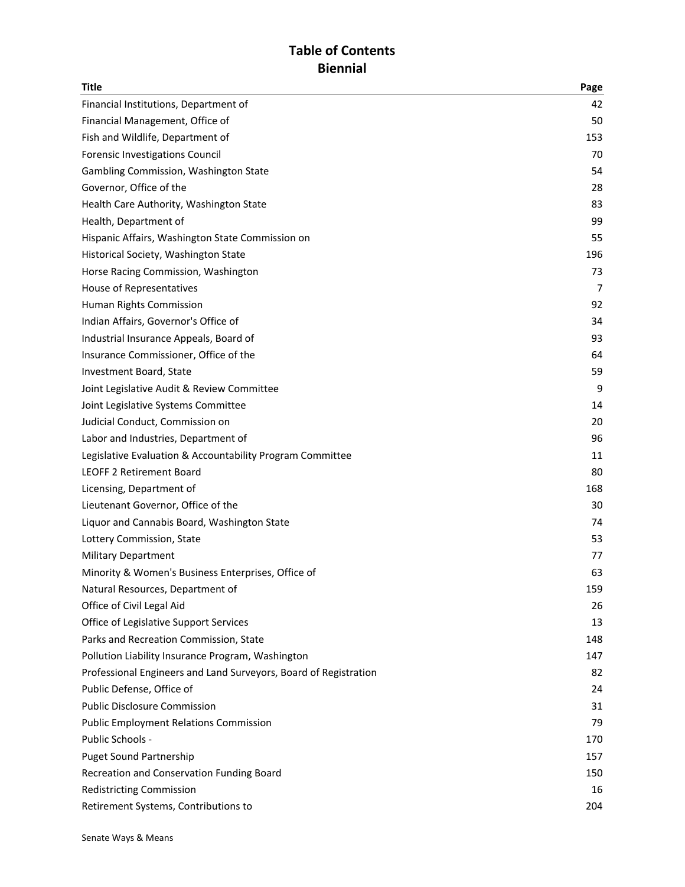# Table of Contents
## Biennial

| Title | Page |
|---|---|
| Financial Institutions, Department of | 42 |
| Financial Management, Office of | 50 |
| Fish and Wildlife, Department of | 153 |
| Forensic Investigations Council | 70 |
| Gambling Commission, Washington State | 54 |
| Governor, Office of the | 28 |
| Health Care Authority, Washington State | 83 |
| Health, Department of | 99 |
| Hispanic Affairs, Washington State Commission on | 55 |
| Historical Society, Washington State | 196 |
| Horse Racing Commission, Washington | 73 |
| House of Representatives | 7 |
| Human Rights Commission | 92 |
| Indian Affairs, Governor's Office of | 34 |
| Industrial Insurance Appeals, Board of | 93 |
| Insurance Commissioner, Office of the | 64 |
| Investment Board, State | 59 |
| Joint Legislative Audit & Review Committee | 9 |
| Joint Legislative Systems Committee | 14 |
| Judicial Conduct, Commission on | 20 |
| Labor and Industries, Department of | 96 |
| Legislative Evaluation & Accountability Program Committee | 11 |
| LEOFF 2 Retirement Board | 80 |
| Licensing, Department of | 168 |
| Lieutenant Governor, Office of the | 30 |
| Liquor and Cannabis Board, Washington State | 74 |
| Lottery Commission, State | 53 |
| Military Department | 77 |
| Minority & Women's Business Enterprises, Office of | 63 |
| Natural Resources, Department of | 159 |
| Office of Civil Legal Aid | 26 |
| Office of Legislative Support Services | 13 |
| Parks and Recreation Commission, State | 148 |
| Pollution Liability Insurance Program, Washington | 147 |
| Professional Engineers and Land Surveyors, Board of Registration | 82 |
| Public Defense, Office of | 24 |
| Public Disclosure Commission | 31 |
| Public Employment Relations Commission | 79 |
| Public Schools - | 170 |
| Puget Sound Partnership | 157 |
| Recreation and Conservation Funding Board | 150 |
| Redistricting Commission | 16 |
| Retirement Systems, Contributions to | 204 |

Senate Ways & Means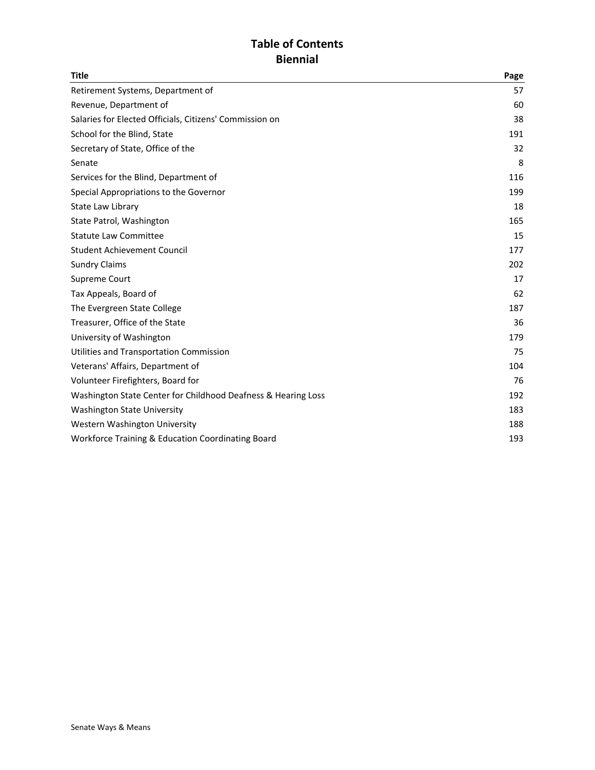# Table of Contents
## Biennial

| Title | Page |
| --- | --- |
| Retirement Systems, Department of | 57 |
| Revenue, Department of | 60 |
| Salaries for Elected Officials, Citizens' Commission on | 38 |
| School for the Blind, State | 191 |
| Secretary of State, Office of the | 32 |
| Senate | 8 |
| Services for the Blind, Department of | 116 |
| Special Appropriations to the Governor | 199 |
| State Law Library | 18 |
| State Patrol, Washington | 165 |
| Statute Law Committee | 15 |
| Student Achievement Council | 177 |
| Sundry Claims | 202 |
| Supreme Court | 17 |
| Tax Appeals, Board of | 62 |
| The Evergreen State College | 187 |
| Treasurer, Office of the State | 36 |
| University of Washington | 179 |
| Utilities and Transportation Commission | 75 |
| Veterans' Affairs, Department of | 104 |
| Volunteer Firefighters, Board for | 76 |
| Washington State Center for Childhood Deafness & Hearing Loss | 192 |
| Washington State University | 183 |
| Western Washington University | 188 |
| Workforce Training & Education Coordinating Board | 193 |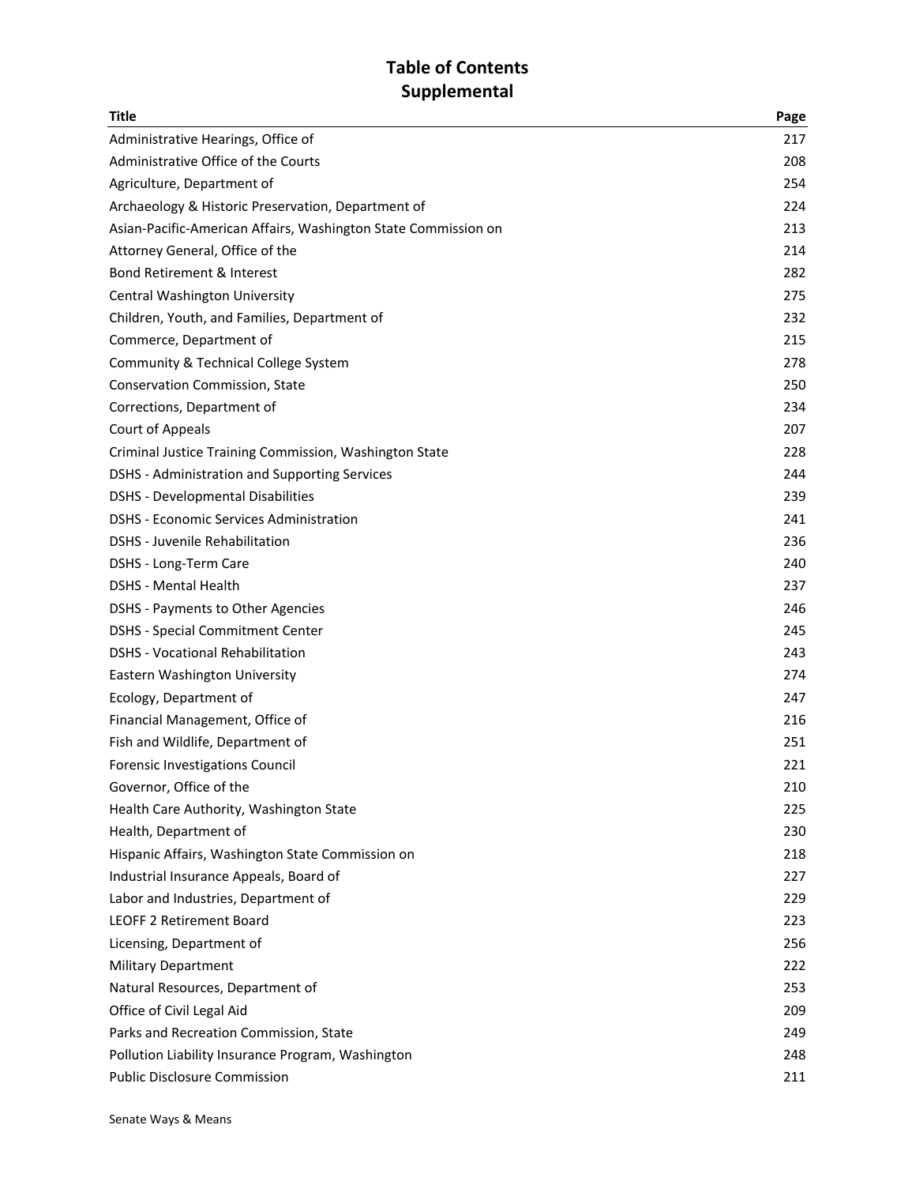# Table of Contents
## Supplemental

| Title | Page |
| --- | --- |
| Administrative Hearings, Office of | 217 |
| Administrative Office of the Courts | 208 |
| Agriculture, Department of | 254 |
| Archaeology & Historic Preservation, Department of | 224 |
| Asian-Pacific-American Affairs, Washington State Commission on | 213 |
| Attorney General, Office of the | 214 |
| Bond Retirement & Interest | 282 |
| Central Washington University | 275 |
| Children, Youth, and Families, Department of | 232 |
| Commerce, Department of | 215 |
| Community & Technical College System | 278 |
| Conservation Commission, State | 250 |
| Corrections, Department of | 234 |
| Court of Appeals | 207 |
| Criminal Justice Training Commission, Washington State | 228 |
| DSHS - Administration and Supporting Services | 244 |
| DSHS - Developmental Disabilities | 239 |
| DSHS - Economic Services Administration | 241 |
| DSHS - Juvenile Rehabilitation | 236 |
| DSHS - Long-Term Care | 240 |
| DSHS - Mental Health | 237 |
| DSHS - Payments to Other Agencies | 246 |
| DSHS - Special Commitment Center | 245 |
| DSHS - Vocational Rehabilitation | 243 |
| Eastern Washington University | 274 |
| Ecology, Department of | 247 |
| Financial Management, Office of | 216 |
| Fish and Wildlife, Department of | 251 |
| Forensic Investigations Council | 221 |
| Governor, Office of the | 210 |
| Health Care Authority, Washington State | 225 |
| Health, Department of | 230 |
| Hispanic Affairs, Washington State Commission on | 218 |
| Industrial Insurance Appeals, Board of | 227 |
| Labor and Industries, Department of | 229 |
| LEOFF 2 Retirement Board | 223 |
| Licensing, Department of | 256 |
| Military Department | 222 |
| Natural Resources, Department of | 253 |
| Office of Civil Legal Aid | 209 |
| Parks and Recreation Commission, State | 249 |
| Pollution Liability Insurance Program, Washington | 248 |
| Public Disclosure Commission | 211 |

Senate Ways & Means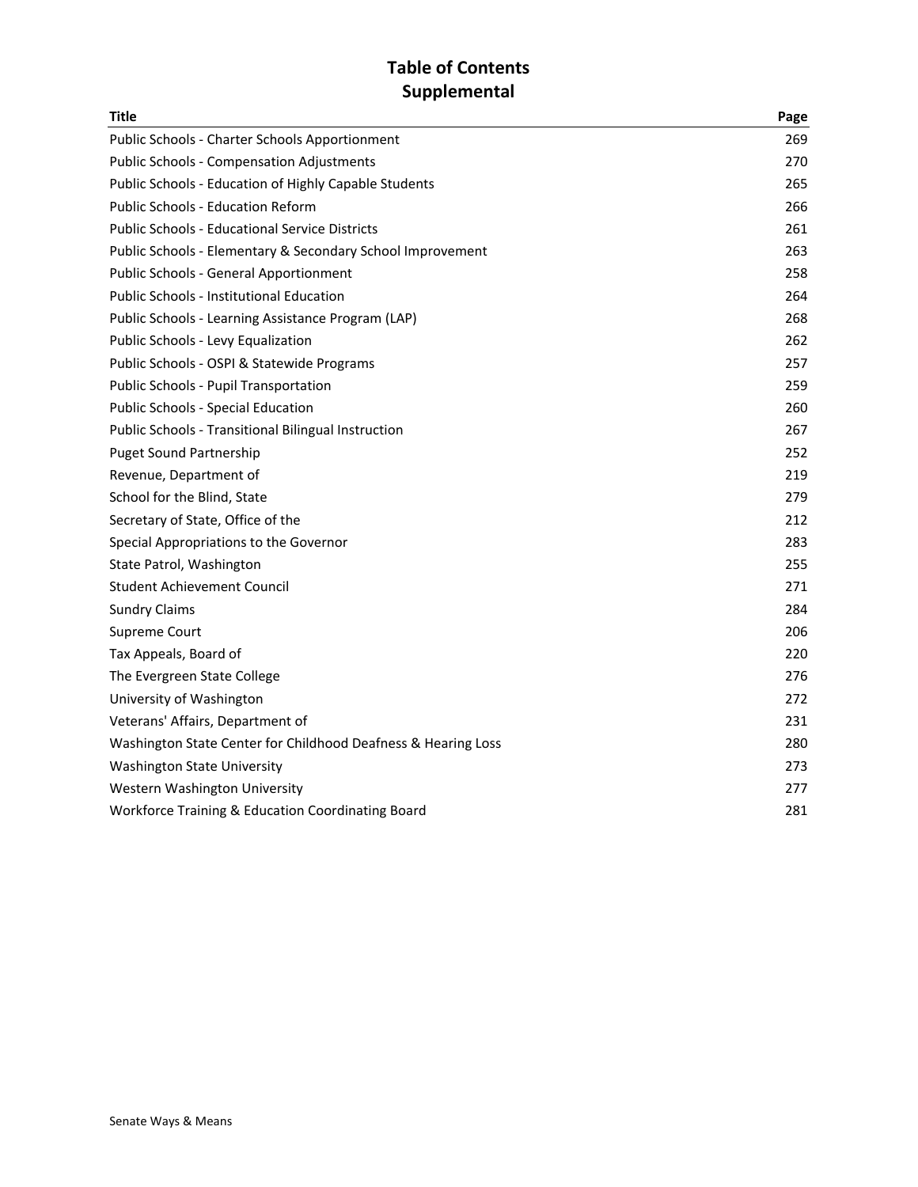# Table of Contents
## Supplemental

| Title | Page |
|---|---|
| Public Schools - Charter Schools Apportionment | 269 |
| Public Schools - Compensation Adjustments | 270 |
| Public Schools - Education of Highly Capable Students | 265 |
| Public Schools - Education Reform | 266 |
| Public Schools - Educational Service Districts | 261 |
| Public Schools - Elementary & Secondary School Improvement | 263 |
| Public Schools - General Apportionment | 258 |
| Public Schools - Institutional Education | 264 |
| Public Schools - Learning Assistance Program (LAP) | 268 |
| Public Schools - Levy Equalization | 262 |
| Public Schools - OSPI & Statewide Programs | 257 |
| Public Schools - Pupil Transportation | 259 |
| Public Schools - Special Education | 260 |
| Public Schools - Transitional Bilingual Instruction | 267 |
| Puget Sound Partnership | 252 |
| Revenue, Department of | 219 |
| School for the Blind, State | 279 |
| Secretary of State, Office of the | 212 |
| Special Appropriations to the Governor | 283 |
| State Patrol, Washington | 255 |
| Student Achievement Council | 271 |
| Sundry Claims | 284 |
| Supreme Court | 206 |
| Tax Appeals, Board of | 220 |
| The Evergreen State College | 276 |
| University of Washington | 272 |
| Veterans' Affairs, Department of | 231 |
| Washington State Center for Childhood Deafness & Hearing Loss | 280 |
| Washington State University | 273 |
| Western Washington University | 277 |
| Workforce Training & Education Coordinating Board | 281 |